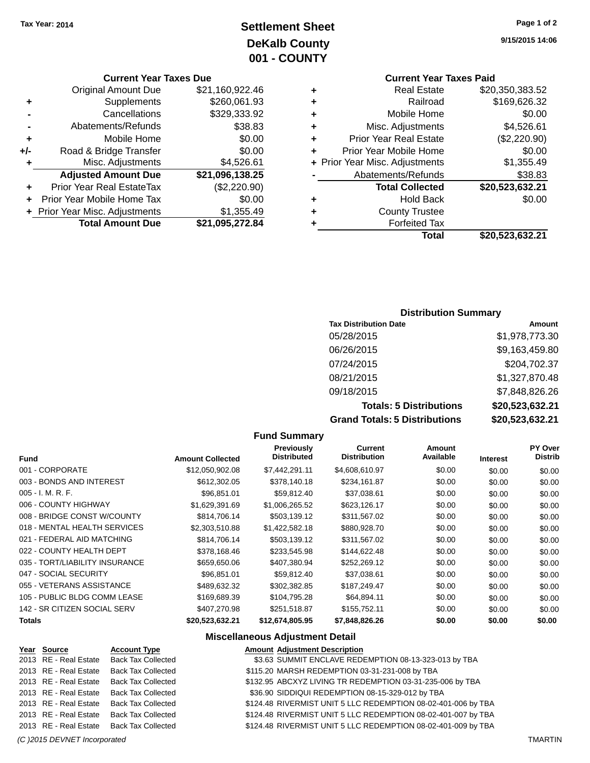Tax Year: 2014

# Settlement Sheet
## DeKalb County
## 001 - COUNTY

9/15/2015 14:06

### Current Year Taxes Due

| | | |
|---|---|---|
| | Original Amount Due | $21,160,922.46 |
| + | Supplements | $260,061.93 |
| - | Cancellations | $329,333.92 |
| - | Abatements/Refunds | $38.83 |
| + | Mobile Home | $0.00 |
| +/- | Road & Bridge Transfer | $0.00 |
| + | Misc. Adjustments | $4,526.61 |
| | **Adjusted Amount Due** | **$21,096,138.25** |
| + | Prior Year Real EstateTax | ($2,220.90) |
| + | Prior Year Mobile Home Tax | $0.00 |
| + | Prior Year Misc. Adjustments | $1,355.49 |
| | **Total Amount Due** | **$21,095,272.84** |

### Current Year Taxes Paid

| | | |
|---|---|---|
| + | Real Estate | $20,350,383.52 |
| + | Railroad | $169,626.32 |
| + | Mobile Home | $0.00 |
| + | Misc. Adjustments | $4,526.61 |
| + | Prior Year Real Estate | ($2,220.90) |
| + | Prior Year Mobile Home | $0.00 |
| + | Prior Year Misc. Adjustments | $1,355.49 |
| - | Abatements/Refunds | $38.83 |
| | **Total Collected** | **$20,523,632.21** |
| + | Hold Back | $0.00 |
| + | County Trustee | |
| + | Forfeited Tax | |
| | **Total** | **$20,523,632.21** |

### Distribution Summary

| Tax Distribution Date | Amount |
|---|---|
| 05/28/2015 | $1,978,773.30 |
| 06/26/2015 | $9,163,459.80 |
| 07/24/2015 | $204,702.37 |
| 08/21/2015 | $1,327,870.48 |
| 09/18/2015 | $7,848,826.26 |
| **Totals: 5 Distributions** | **$20,523,632.21** |
| **Grand Totals: 5 Distributions** | **$20,523,632.21** |

### Fund Summary

| Fund | Amount Collected | Previously Distributed | Current Distribution | Amount Available | Interest | PY Over Distrib |
|---|---|---|---|---|---|---|
| 001 - CORPORATE | $12,050,902.08 | $7,442,291.11 | $4,608,610.97 | $0.00 | $0.00 | $0.00 |
| 003 - BONDS AND INTEREST | $612,302.05 | $378,140.18 | $234,161.87 | $0.00 | $0.00 | $0.00 |
| 005 - I. M. R. F. | $96,851.01 | $59,812.40 | $37,038.61 | $0.00 | $0.00 | $0.00 |
| 006 - COUNTY HIGHWAY | $1,629,391.69 | $1,006,265.52 | $623,126.17 | $0.00 | $0.00 | $0.00 |
| 008 - BRIDGE CONST W/COUNTY | $814,706.14 | $503,139.12 | $311,567.02 | $0.00 | $0.00 | $0.00 |
| 018 - MENTAL HEALTH SERVICES | $2,303,510.88 | $1,422,582.18 | $880,928.70 | $0.00 | $0.00 | $0.00 |
| 021 - FEDERAL AID MATCHING | $814,706.14 | $503,139.12 | $311,567.02 | $0.00 | $0.00 | $0.00 |
| 022 - COUNTY HEALTH DEPT | $378,168.46 | $233,545.98 | $144,622.48 | $0.00 | $0.00 | $0.00 |
| 035 - TORT/LIABILITY INSURANCE | $659,650.06 | $407,380.94 | $252,269.12 | $0.00 | $0.00 | $0.00 |
| 047 - SOCIAL SECURITY | $96,851.01 | $59,812.40 | $37,038.61 | $0.00 | $0.00 | $0.00 |
| 055 - VETERANS ASSISTANCE | $489,632.32 | $302,382.85 | $187,249.47 | $0.00 | $0.00 | $0.00 |
| 105 - PUBLIC BLDG COMM LEASE | $169,689.39 | $104,795.28 | $64,894.11 | $0.00 | $0.00 | $0.00 |
| 142 - SR CITIZEN SOCIAL SERV | $407,270.98 | $251,518.87 | $155,752.11 | $0.00 | $0.00 | $0.00 |
| **Totals** | **$20,523,632.21** | **$12,674,805.95** | **$7,848,826.26** | **$0.00** | **$0.00** | **$0.00** |

### Miscellaneous Adjustment Detail

| Year | Source | Account Type | Amount | Adjustment Description |
|---|---|---|---|---|
| 2013 | RE - Real Estate | Back Tax Collected | $3.63 | SUMMIT ENCLAVE REDEMPTION 08-13-323-013 by TBA |
| 2013 | RE - Real Estate | Back Tax Collected | $115.20 | MARSH REDEMPTION 03-31-231-008 by TBA |
| 2013 | RE - Real Estate | Back Tax Collected | $132.95 | ABCXYZ LIVING TR REDEMPTION 03-31-235-006 by TBA |
| 2013 | RE - Real Estate | Back Tax Collected | $36.90 | SIDDIQUI REDEMPTION 08-15-329-012 by TBA |
| 2013 | RE - Real Estate | Back Tax Collected | $124.48 | RIVERMIST UNIT 5 LLC REDEMPTION 08-02-401-006 by TBA |
| 2013 | RE - Real Estate | Back Tax Collected | $124.48 | RIVERMIST UNIT 5 LLC REDEMPTION 08-02-401-007 by TBA |
| 2013 | RE - Real Estate | Back Tax Collected | $124.48 | RIVERMIST UNIT 5 LLC REDEMPTION 08-02-401-009 by TBA |

(C )2015 DEVNET Incorporated TMARTIN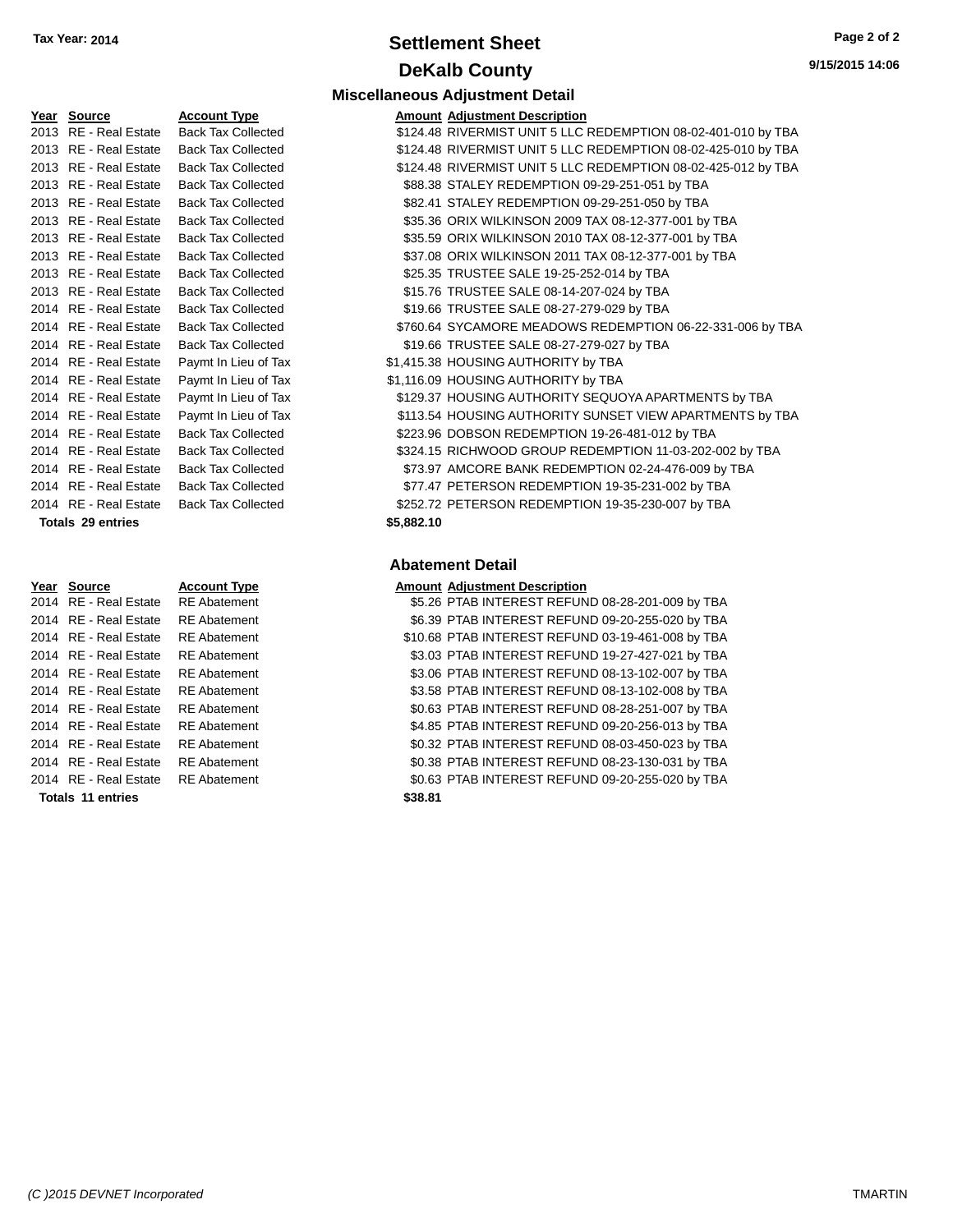**Tax Year: 2014**

# Settlement Sheet

## DeKalb County

9/15/2015 14:06

### Miscellaneous Adjustment Detail

| Year | Source | Account Type | Amount | Adjustment Description |
|---|---|---|---|---|
| 2013 | RE - Real Estate | Back Tax Collected | $124.48 | RIVERMIST UNIT 5 LLC REDEMPTION 08-02-401-010 by TBA |
| 2013 | RE - Real Estate | Back Tax Collected | $124.48 | RIVERMIST UNIT 5 LLC REDEMPTION 08-02-425-010 by TBA |
| 2013 | RE - Real Estate | Back Tax Collected | $124.48 | RIVERMIST UNIT 5 LLC REDEMPTION 08-02-425-012 by TBA |
| 2013 | RE - Real Estate | Back Tax Collected | $88.38 | STALEY REDEMPTION 09-29-251-051 by TBA |
| 2013 | RE - Real Estate | Back Tax Collected | $82.41 | STALEY REDEMPTION 09-29-251-050 by TBA |
| 2013 | RE - Real Estate | Back Tax Collected | $35.36 | ORIX WILKINSON 2009 TAX 08-12-377-001 by TBA |
| 2013 | RE - Real Estate | Back Tax Collected | $35.59 | ORIX WILKINSON 2010 TAX 08-12-377-001 by TBA |
| 2013 | RE - Real Estate | Back Tax Collected | $37.08 | ORIX WILKINSON 2011 TAX 08-12-377-001 by TBA |
| 2013 | RE - Real Estate | Back Tax Collected | $25.35 | TRUSTEE SALE 19-25-252-014 by TBA |
| 2013 | RE - Real Estate | Back Tax Collected | $15.76 | TRUSTEE SALE 08-14-207-024 by TBA |
| 2014 | RE - Real Estate | Back Tax Collected | $19.66 | TRUSTEE SALE 08-27-279-029 by TBA |
| 2014 | RE - Real Estate | Back Tax Collected | $760.64 | SYCAMORE MEADOWS REDEMPTION 06-22-331-006 by TBA |
| 2014 | RE - Real Estate | Back Tax Collected | $19.66 | TRUSTEE SALE 08-27-279-027 by TBA |
| 2014 | RE - Real Estate | Paymt In Lieu of Tax | $1,415.38 | HOUSING AUTHORITY by TBA |
| 2014 | RE - Real Estate | Paymt In Lieu of Tax | $1,116.09 | HOUSING AUTHORITY by TBA |
| 2014 | RE - Real Estate | Paymt In Lieu of Tax | $129.37 | HOUSING AUTHORITY SEQUOYA APARTMENTS by TBA |
| 2014 | RE - Real Estate | Paymt In Lieu of Tax | $113.54 | HOUSING AUTHORITY SUNSET VIEW APARTMENTS by TBA |
| 2014 | RE - Real Estate | Back Tax Collected | $223.96 | DOBSON REDEMPTION 19-26-481-012 by TBA |
| 2014 | RE - Real Estate | Back Tax Collected | $324.15 | RICHWOOD GROUP REDEMPTION 11-03-202-002 by TBA |
| 2014 | RE - Real Estate | Back Tax Collected | $73.97 | AMCORE BANK REDEMPTION 02-24-476-009 by TBA |
| 2014 | RE - Real Estate | Back Tax Collected | $77.47 | PETERSON REDEMPTION 19-35-231-002 by TBA |
| 2014 | RE - Real Estate | Back Tax Collected | $252.72 | PETERSON REDEMPTION 19-35-230-007 by TBA |
| **Totals 29 entries** | | | **$5,882.10** | |

### Abatement Detail

| Year | Source | Account Type | Amount | Adjustment Description |
|---|---|---|---|---|
| 2014 | RE - Real Estate | RE Abatement | $5.26 | PTAB INTEREST REFUND 08-28-201-009 by TBA |
| 2014 | RE - Real Estate | RE Abatement | $6.39 | PTAB INTEREST REFUND 09-20-255-020 by TBA |
| 2014 | RE - Real Estate | RE Abatement | $10.68 | PTAB INTEREST REFUND 03-19-461-008 by TBA |
| 2014 | RE - Real Estate | RE Abatement | $3.03 | PTAB INTEREST REFUND 19-27-427-021 by TBA |
| 2014 | RE - Real Estate | RE Abatement | $3.06 | PTAB INTEREST REFUND 08-13-102-007 by TBA |
| 2014 | RE - Real Estate | RE Abatement | $3.58 | PTAB INTEREST REFUND 08-13-102-008 by TBA |
| 2014 | RE - Real Estate | RE Abatement | $0.63 | PTAB INTEREST REFUND 08-28-251-007 by TBA |
| 2014 | RE - Real Estate | RE Abatement | $4.85 | PTAB INTEREST REFUND 09-20-256-013 by TBA |
| 2014 | RE - Real Estate | RE Abatement | $0.32 | PTAB INTEREST REFUND 08-03-450-023 by TBA |
| 2014 | RE - Real Estate | RE Abatement | $0.38 | PTAB INTEREST REFUND 08-23-130-031 by TBA |
| 2014 | RE - Real Estate | RE Abatement | $0.63 | PTAB INTEREST REFUND 09-20-255-020 by TBA |
| **Totals 11 entries** | | | **$38.81** | |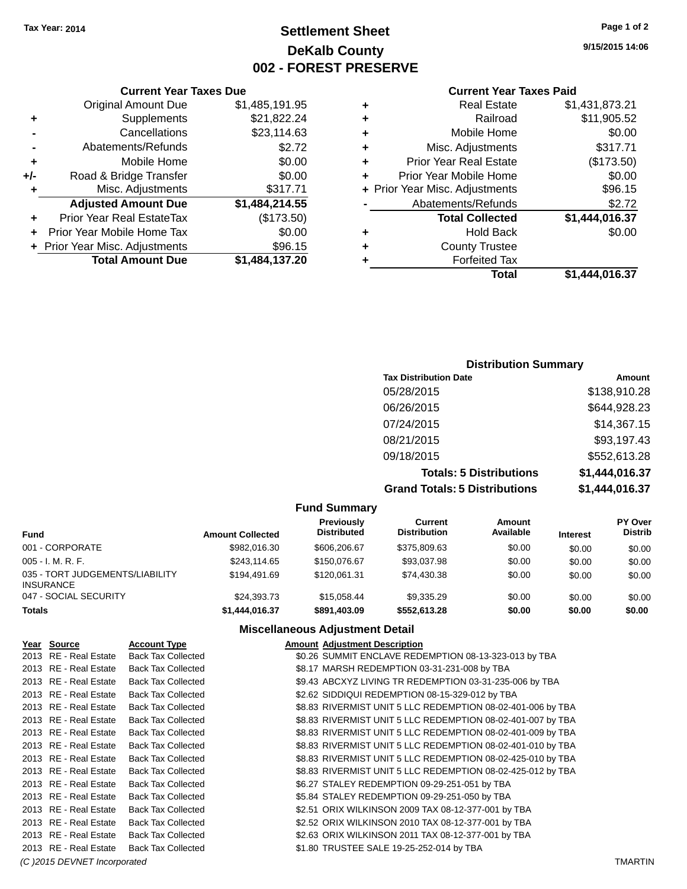**Tax Year: 2014**

# Settlement Sheet
## DeKalb County
## 002 - FOREST PRESERVE

9/15/2015 14:06

### Current Year Taxes Due

| | | |
|---|---|---|
| | Original Amount Due | $1,485,191.95 |
| + | Supplements | $21,822.24 |
| - | Cancellations | $23,114.63 |
| - | Abatements/Refunds | $2.72 |
| + | Mobile Home | $0.00 |
| +/- | Road & Bridge Transfer | $0.00 |
| + | Misc. Adjustments | $317.71 |
| | **Adjusted Amount Due** | **$1,484,214.55** |
| + | Prior Year Real EstateTax | ($173.50) |
| + | Prior Year Mobile Home Tax | $0.00 |
| + | Prior Year Misc. Adjustments | $96.15 |
| | **Total Amount Due** | **$1,484,137.20** |

### Current Year Taxes Paid

| | | |
|---|---|---|
| + | Real Estate | $1,431,873.21 |
| + | Railroad | $11,905.52 |
| + | Mobile Home | $0.00 |
| + | Misc. Adjustments | $317.71 |
| + | Prior Year Real Estate | ($173.50) |
| + | Prior Year Mobile Home | $0.00 |
| + | Prior Year Misc. Adjustments | $96.15 |
| - | Abatements/Refunds | $2.72 |
| | **Total Collected** | **$1,444,016.37** |
| + | Hold Back | $0.00 |
| + | County Trustee | |
| + | Forfeited Tax | |
| | **Total** | **$1,444,016.37** |

### Distribution Summary

| Tax Distribution Date | Amount |
|---|---|
| 05/28/2015 | $138,910.28 |
| 06/26/2015 | $644,928.23 |
| 07/24/2015 | $14,367.15 |
| 08/21/2015 | $93,197.43 |
| 09/18/2015 | $552,613.28 |
| **Totals: 5 Distributions** | **$1,444,016.37** |
| **Grand Totals: 5 Distributions** | **$1,444,016.37** |

### Fund Summary

| Fund | Amount Collected | Previously Distributed | Current Distribution | Amount Available | Interest | PY Over Distrib |
|---|---|---|---|---|---|---|
| 001 - CORPORATE | $982,016.30 | $606,206.67 | $375,809.63 | $0.00 | $0.00 | $0.00 |
| 005 - I. M. R. F. | $243,114.65 | $150,076.67 | $93,037.98 | $0.00 | $0.00 | $0.00 |
| 035 - TORT JUDGEMENTS/LIABILITY INSURANCE | $194,491.69 | $120,061.31 | $74,430.38 | $0.00 | $0.00 | $0.00 |
| 047 - SOCIAL SECURITY | $24,393.73 | $15,058.44 | $9,335.29 | $0.00 | $0.00 | $0.00 |
| **Totals** | **$1,444,016.37** | **$891,403.09** | **$552,613.28** | **$0.00** | **$0.00** | **$0.00** |

### Miscellaneous Adjustment Detail

| Year | Source | Account Type | Amount | Adjustment Description |
|---|---|---|---|---|
| 2013 | RE - Real Estate | Back Tax Collected | $0.26 | SUMMIT ENCLAVE REDEMPTION 08-13-323-013 by TBA |
| 2013 | RE - Real Estate | Back Tax Collected | $8.17 | MARSH REDEMPTION 03-31-231-008 by TBA |
| 2013 | RE - Real Estate | Back Tax Collected | $9.43 | ABCXYZ LIVING TR REDEMPTION 03-31-235-006 by TBA |
| 2013 | RE - Real Estate | Back Tax Collected | $2.62 | SIDDIQUI REDEMPTION 08-15-329-012 by TBA |
| 2013 | RE - Real Estate | Back Tax Collected | $8.83 | RIVERMIST UNIT 5 LLC REDEMPTION 08-02-401-006 by TBA |
| 2013 | RE - Real Estate | Back Tax Collected | $8.83 | RIVERMIST UNIT 5 LLC REDEMPTION 08-02-401-007 by TBA |
| 2013 | RE - Real Estate | Back Tax Collected | $8.83 | RIVERMIST UNIT 5 LLC REDEMPTION 08-02-401-009 by TBA |
| 2013 | RE - Real Estate | Back Tax Collected | $8.83 | RIVERMIST UNIT 5 LLC REDEMPTION 08-02-401-010 by TBA |
| 2013 | RE - Real Estate | Back Tax Collected | $8.83 | RIVERMIST UNIT 5 LLC REDEMPTION 08-02-425-010 by TBA |
| 2013 | RE - Real Estate | Back Tax Collected | $8.83 | RIVERMIST UNIT 5 LLC REDEMPTION 08-02-425-012 by TBA |
| 2013 | RE - Real Estate | Back Tax Collected | $6.27 | STALEY REDEMPTION 09-29-251-051 by TBA |
| 2013 | RE - Real Estate | Back Tax Collected | $5.84 | STALEY REDEMPTION 09-29-251-050 by TBA |
| 2013 | RE - Real Estate | Back Tax Collected | $2.51 | ORIX WILKINSON 2009 TAX 08-12-377-001 by TBA |
| 2013 | RE - Real Estate | Back Tax Collected | $2.52 | ORIX WILKINSON 2010 TAX 08-12-377-001 by TBA |
| 2013 | RE - Real Estate | Back Tax Collected | $2.63 | ORIX WILKINSON 2011 TAX 08-12-377-001 by TBA |
| 2013 | RE - Real Estate | Back Tax Collected | $1.80 | TRUSTEE SALE 19-25-252-014 by TBA |

*(C )2015 DEVNET Incorporated* TMARTIN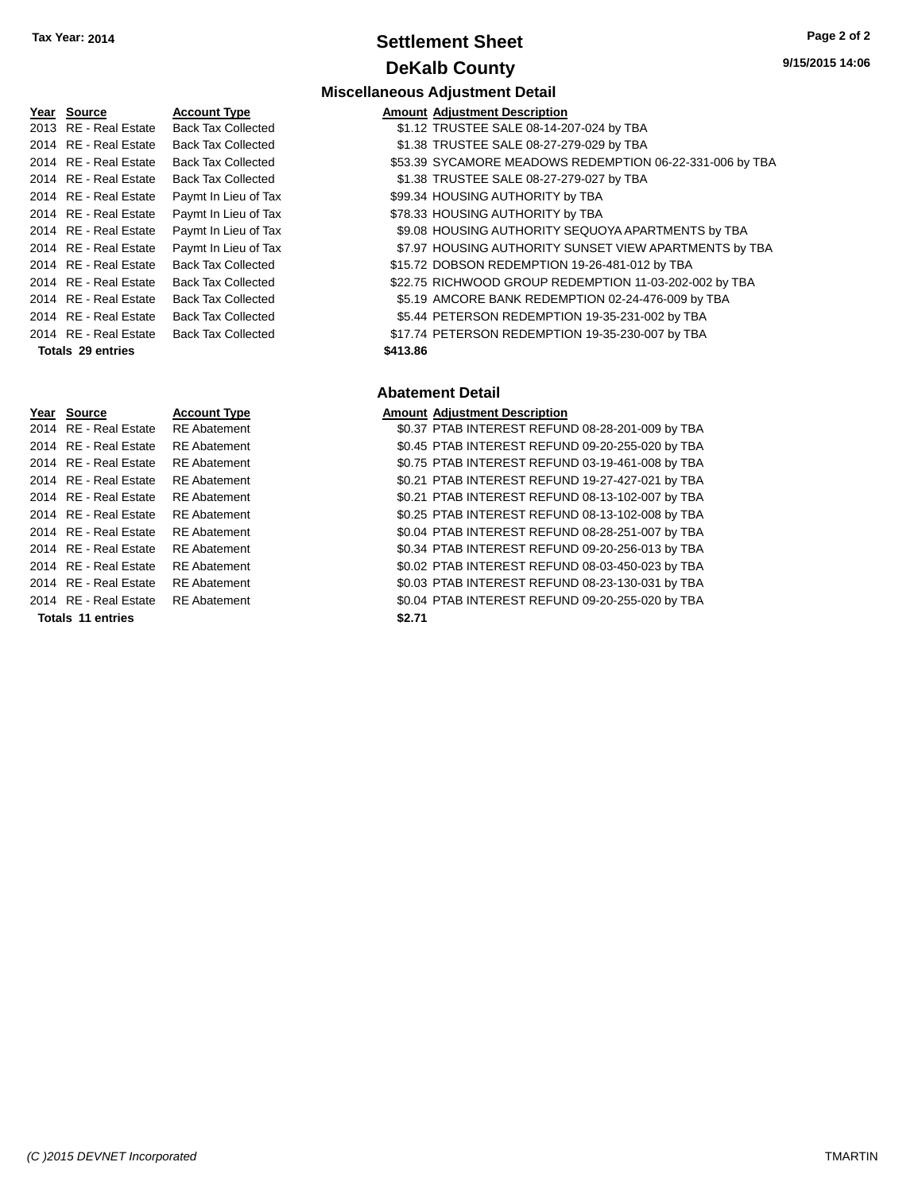**Tax Year: 2014**

# Settlement Sheet

## DeKalb County

9/15/2015 14:06

### Miscellaneous Adjustment Detail

| Year | Source | Account Type | Amount | Adjustment Description |
|---|---|---|---|---|
| 2013 | RE - Real Estate | Back Tax Collected | $1.12 | TRUSTEE SALE 08-14-207-024 by TBA |
| 2014 | RE - Real Estate | Back Tax Collected | $1.38 | TRUSTEE SALE 08-27-279-029 by TBA |
| 2014 | RE - Real Estate | Back Tax Collected | $53.39 | SYCAMORE MEADOWS REDEMPTION 06-22-331-006 by TBA |
| 2014 | RE - Real Estate | Back Tax Collected | $1.38 | TRUSTEE SALE 08-27-279-027 by TBA |
| 2014 | RE - Real Estate | Paymt In Lieu of Tax | $99.34 | HOUSING AUTHORITY by TBA |
| 2014 | RE - Real Estate | Paymt In Lieu of Tax | $78.33 | HOUSING AUTHORITY by TBA |
| 2014 | RE - Real Estate | Paymt In Lieu of Tax | $9.08 | HOUSING AUTHORITY SEQUOYA APARTMENTS by TBA |
| 2014 | RE - Real Estate | Paymt In Lieu of Tax | $7.97 | HOUSING AUTHORITY SUNSET VIEW APARTMENTS by TBA |
| 2014 | RE - Real Estate | Back Tax Collected | $15.72 | DOBSON REDEMPTION 19-26-481-012 by TBA |
| 2014 | RE - Real Estate | Back Tax Collected | $22.75 | RICHWOOD GROUP REDEMPTION 11-03-202-002 by TBA |
| 2014 | RE - Real Estate | Back Tax Collected | $5.19 | AMCORE BANK REDEMPTION 02-24-476-009 by TBA |
| 2014 | RE - Real Estate | Back Tax Collected | $5.44 | PETERSON REDEMPTION 19-35-231-002 by TBA |
| 2014 | RE - Real Estate | Back Tax Collected | $17.74 | PETERSON REDEMPTION 19-35-230-007 by TBA |
| **Totals** | **29 entries** | | **$413.86** | |

### Abatement Detail

| Year | Source | Account Type | Amount | Adjustment Description |
|---|---|---|---|---|
| 2014 | RE - Real Estate | RE Abatement | $0.37 | PTAB INTEREST REFUND 08-28-201-009 by TBA |
| 2014 | RE - Real Estate | RE Abatement | $0.45 | PTAB INTEREST REFUND 09-20-255-020 by TBA |
| 2014 | RE - Real Estate | RE Abatement | $0.75 | PTAB INTEREST REFUND 03-19-461-008 by TBA |
| 2014 | RE - Real Estate | RE Abatement | $0.21 | PTAB INTEREST REFUND 19-27-427-021 by TBA |
| 2014 | RE - Real Estate | RE Abatement | $0.21 | PTAB INTEREST REFUND 08-13-102-007 by TBA |
| 2014 | RE - Real Estate | RE Abatement | $0.25 | PTAB INTEREST REFUND 08-13-102-008 by TBA |
| 2014 | RE - Real Estate | RE Abatement | $0.04 | PTAB INTEREST REFUND 08-28-251-007 by TBA |
| 2014 | RE - Real Estate | RE Abatement | $0.34 | PTAB INTEREST REFUND 09-20-256-013 by TBA |
| 2014 | RE - Real Estate | RE Abatement | $0.02 | PTAB INTEREST REFUND 08-03-450-023 by TBA |
| 2014 | RE - Real Estate | RE Abatement | $0.03 | PTAB INTEREST REFUND 08-23-130-031 by TBA |
| 2014 | RE - Real Estate | RE Abatement | $0.04 | PTAB INTEREST REFUND 09-20-255-020 by TBA |
| **Totals** | **11 entries** | | **$2.71** | |

*(C )2015 DEVNET Incorporated* TMARTIN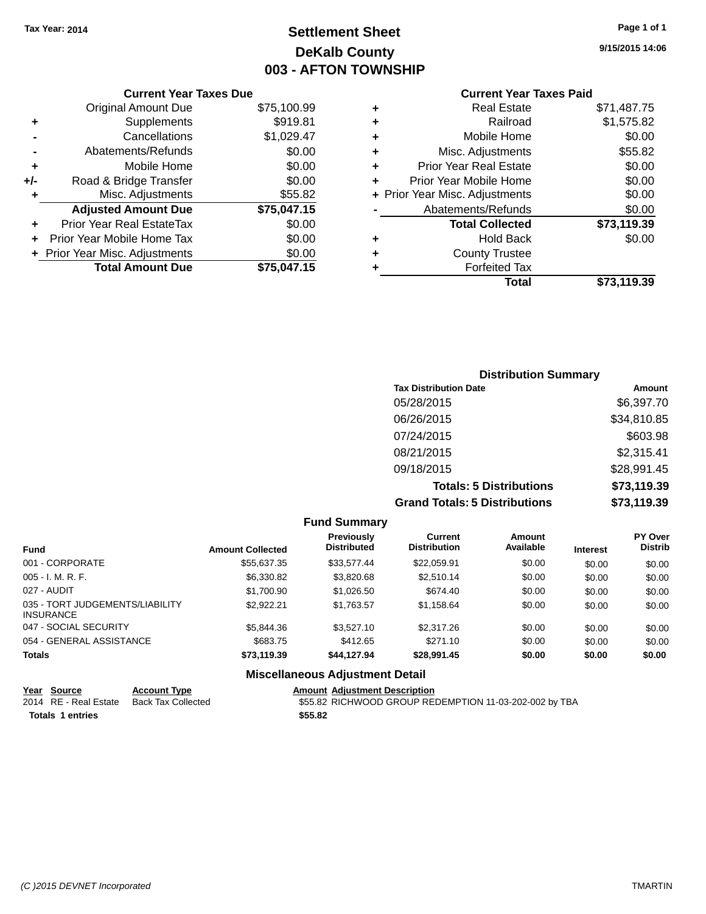Tax Year: 2014

# Settlement Sheet
## DeKalb County
## 003 - AFTON TOWNSHIP

9/15/2015 14:06

### Current Year Taxes Due

| | | |
|---|---|---|
| | Original Amount Due | $75,100.99 |
| + | Supplements | $919.81 |
| - | Cancellations | $1,029.47 |
| - | Abatements/Refunds | $0.00 |
| + | Mobile Home | $0.00 |
| +/- | Road & Bridge Transfer | $0.00 |
| + | Misc. Adjustments | $55.82 |
| | **Adjusted Amount Due** | **$75,047.15** |
| + | Prior Year Real EstateTax | $0.00 |
| + | Prior Year Mobile Home Tax | $0.00 |
| + | Prior Year Misc. Adjustments | $0.00 |
| | **Total Amount Due** | **$75,047.15** |

### Current Year Taxes Paid

| | | |
|---|---|---|
| + | Real Estate | $71,487.75 |
| + | Railroad | $1,575.82 |
| + | Mobile Home | $0.00 |
| + | Misc. Adjustments | $55.82 |
| + | Prior Year Real Estate | $0.00 |
| + | Prior Year Mobile Home | $0.00 |
| + | Prior Year Misc. Adjustments | $0.00 |
| - | Abatements/Refunds | $0.00 |
| | **Total Collected** | **$73,119.39** |
| + | Hold Back | $0.00 |
| + | County Trustee | |
| + | Forfeited Tax | |
| | **Total** | **$73,119.39** |

### Distribution Summary

| Tax Distribution Date | Amount |
|---|---|
| 05/28/2015 | $6,397.70 |
| 06/26/2015 | $34,810.85 |
| 07/24/2015 | $603.98 |
| 08/21/2015 | $2,315.41 |
| 09/18/2015 | $28,991.45 |
| **Totals: 5 Distributions** | **$73,119.39** |
| **Grand Totals: 5 Distributions** | **$73,119.39** |

### Fund Summary

| Fund | Amount Collected | Previously Distributed | Current Distribution | Amount Available | Interest | PY Over Distrib |
|---|---|---|---|---|---|---|
| 001 - CORPORATE | $55,637.35 | $33,577.44 | $22,059.91 | $0.00 | $0.00 | $0.00 |
| 005 - I. M. R. F. | $6,330.82 | $3,820.68 | $2,510.14 | $0.00 | $0.00 | $0.00 |
| 027 - AUDIT | $1,700.90 | $1,026.50 | $674.40 | $0.00 | $0.00 | $0.00 |
| 035 - TORT JUDGEMENTS/LIABILITY INSURANCE | $2,922.21 | $1,763.57 | $1,158.64 | $0.00 | $0.00 | $0.00 |
| 047 - SOCIAL SECURITY | $5,844.36 | $3,527.10 | $2,317.26 | $0.00 | $0.00 | $0.00 |
| 054 - GENERAL ASSISTANCE | $683.75 | $412.65 | $271.10 | $0.00 | $0.00 | $0.00 |
| **Totals** | **$73,119.39** | **$44,127.94** | **$28,991.45** | **$0.00** | **$0.00** | **$0.00** |

### Miscellaneous Adjustment Detail

| Year | Source | Account Type | Amount | Adjustment Description |
|---|---|---|---|---|
| 2014 | RE - Real Estate | Back Tax Collected | $55.82 | RICHWOOD GROUP REDEMPTION 11-03-202-002 by TBA |
| **Totals 1 entries** | | | **$55.82** | |

(C )2015 DEVNET Incorporated TMARTIN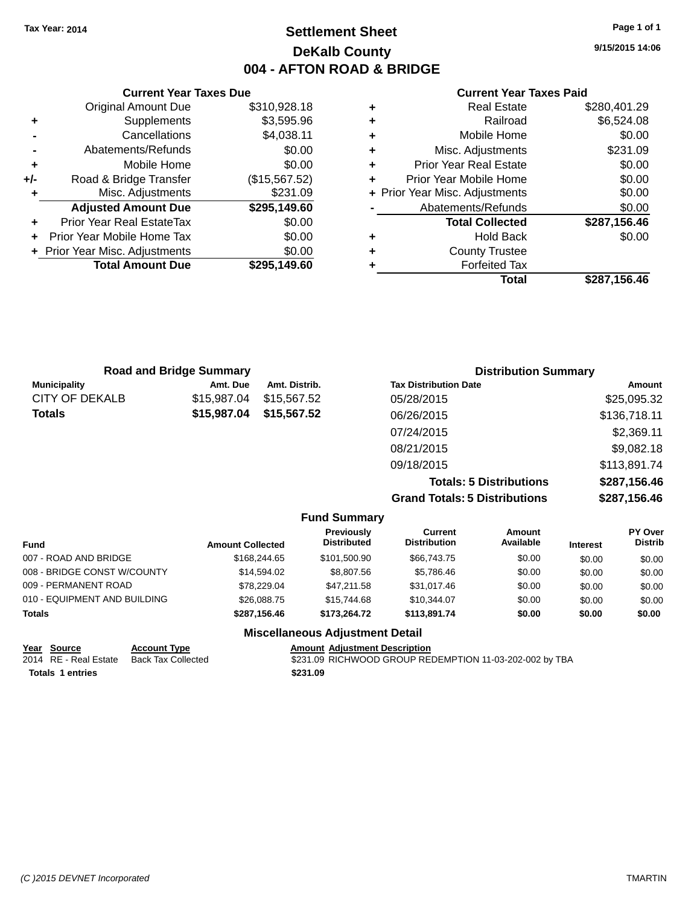Tax Year: 2014

# Settlement Sheet
## DeKalb County
## 004 - AFTON ROAD & BRIDGE

9/15/2015 14:06

### Current Year Taxes Due

| | | |
|---|---|---|
| | Original Amount Due | $310,928.18 |
| + | Supplements | $3,595.96 |
| - | Cancellations | $4,038.11 |
| - | Abatements/Refunds | $0.00 |
| + | Mobile Home | $0.00 |
| +/- | Road & Bridge Transfer | ($15,567.52) |
| + | Misc. Adjustments | $231.09 |
| | **Adjusted Amount Due** | **$295,149.60** |
| + | Prior Year Real EstateTax | $0.00 |
| + | Prior Year Mobile Home Tax | $0.00 |
| + | Prior Year Misc. Adjustments | $0.00 |
| | **Total Amount Due** | **$295,149.60** |

### Current Year Taxes Paid

| | | |
|---|---|---|
| + | Real Estate | $280,401.29 |
| + | Railroad | $6,524.08 |
| + | Mobile Home | $0.00 |
| + | Misc. Adjustments | $231.09 |
| + | Prior Year Real Estate | $0.00 |
| + | Prior Year Mobile Home | $0.00 |
| + | Prior Year Misc. Adjustments | $0.00 |
| - | Abatements/Refunds | $0.00 |
| | **Total Collected** | **$287,156.46** |
| + | Hold Back | $0.00 |
| + | County Trustee | |
| + | Forfeited Tax | |
| | **Total** | **$287,156.46** |

### Road and Bridge Summary

| Municipality | Amt. Due | Amt. Distrib. |
|---|---|---|
| CITY OF DEKALB | $15,987.04 | $15,567.52 |
| **Totals** | **$15,987.04** | **$15,567.52** |

### Distribution Summary

| Tax Distribution Date | Amount |
|---|---|
| 05/28/2015 | $25,095.32 |
| 06/26/2015 | $136,718.11 |
| 07/24/2015 | $2,369.11 |
| 08/21/2015 | $9,082.18 |
| 09/18/2015 | $113,891.74 |
| **Totals: 5 Distributions** | **$287,156.46** |
| **Grand Totals: 5 Distributions** | **$287,156.46** |

### Fund Summary

| Fund | Amount Collected | Previously Distributed | Current Distribution | Amount Available | Interest | PY Over Distrib |
|---|---|---|---|---|---|---|
| 007 - ROAD AND BRIDGE | $168,244.65 | $101,500.90 | $66,743.75 | $0.00 | $0.00 | $0.00 |
| 008 - BRIDGE CONST W/COUNTY | $14,594.02 | $8,807.56 | $5,786.46 | $0.00 | $0.00 | $0.00 |
| 009 - PERMANENT ROAD | $78,229.04 | $47,211.58 | $31,017.46 | $0.00 | $0.00 | $0.00 |
| 010 - EQUIPMENT AND BUILDING | $26,088.75 | $15,744.68 | $10,344.07 | $0.00 | $0.00 | $0.00 |
| **Totals** | **$287,156.46** | **$173,264.72** | **$113,891.74** | **$0.00** | **$0.00** | **$0.00** |

### Miscellaneous Adjustment Detail

| Year | Source | Account Type | Amount | Adjustment Description |
|---|---|---|---|---|
| 2014 | RE - Real Estate | Back Tax Collected | $231.09 | RICHWOOD GROUP REDEMPTION 11-03-202-002 by TBA |
| **Totals** | **1 entries** | | **$231.09** | |

(C )2015 DEVNET Incorporated — TMARTIN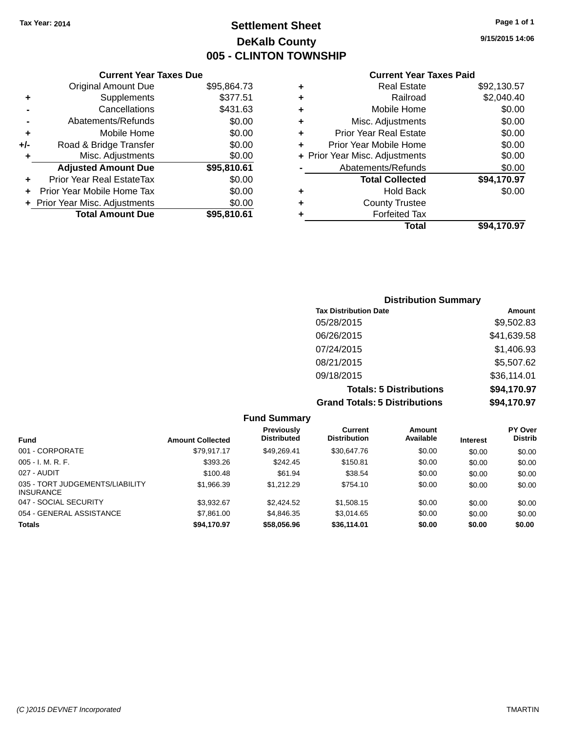Tax Year: 2014

# Settlement Sheet

## DeKalb County

## 005 - CLINTON TOWNSHIP

9/15/2015 14:06

### Current Year Taxes Due

| | | |
|---|---|---|
| | Original Amount Due | $95,864.73 |
| + | Supplements | $377.51 |
| - | Cancellations | $431.63 |
| - | Abatements/Refunds | $0.00 |
| + | Mobile Home | $0.00 |
| +/- | Road & Bridge Transfer | $0.00 |
| + | Misc. Adjustments | $0.00 |
| | **Adjusted Amount Due** | **$95,810.61** |
| + | Prior Year Real EstateTax | $0.00 |
| + | Prior Year Mobile Home Tax | $0.00 |
| + | Prior Year Misc. Adjustments | $0.00 |
| | **Total Amount Due** | **$95,810.61** |

### Current Year Taxes Paid

| | | |
|---|---|---|
| + | Real Estate | $92,130.57 |
| + | Railroad | $2,040.40 |
| + | Mobile Home | $0.00 |
| + | Misc. Adjustments | $0.00 |
| + | Prior Year Real Estate | $0.00 |
| + | Prior Year Mobile Home | $0.00 |
| + | Prior Year Misc. Adjustments | $0.00 |
| - | Abatements/Refunds | $0.00 |
| | **Total Collected** | **$94,170.97** |
| + | Hold Back | $0.00 |
| + | County Trustee | |
| + | Forfeited Tax | |
| | **Total** | **$94,170.97** |

### Distribution Summary

| Tax Distribution Date | Amount |
|---|---|
| 05/28/2015 | $9,502.83 |
| 06/26/2015 | $41,639.58 |
| 07/24/2015 | $1,406.93 |
| 08/21/2015 | $5,507.62 |
| 09/18/2015 | $36,114.01 |
| **Totals: 5 Distributions** | **$94,170.97** |
| **Grand Totals: 5 Distributions** | **$94,170.97** |

### Fund Summary

| Fund | Amount Collected | Previously Distributed | Current Distribution | Amount Available | Interest | PY Over Distrib |
|---|---|---|---|---|---|---|
| 001 - CORPORATE | $79,917.17 | $49,269.41 | $30,647.76 | $0.00 | $0.00 | $0.00 |
| 005 - I. M. R. F. | $393.26 | $242.45 | $150.81 | $0.00 | $0.00 | $0.00 |
| 027 - AUDIT | $100.48 | $61.94 | $38.54 | $0.00 | $0.00 | $0.00 |
| 035 - TORT JUDGEMENTS/LIABILITY INSURANCE | $1,966.39 | $1,212.29 | $754.10 | $0.00 | $0.00 | $0.00 |
| 047 - SOCIAL SECURITY | $3,932.67 | $2,424.52 | $1,508.15 | $0.00 | $0.00 | $0.00 |
| 054 - GENERAL ASSISTANCE | $7,861.00 | $4,846.35 | $3,014.65 | $0.00 | $0.00 | $0.00 |
| **Totals** | **$94,170.97** | **$58,056.96** | **$36,114.01** | **$0.00** | **$0.00** | **$0.00** |

(C )2015 DEVNET Incorporated — TMARTIN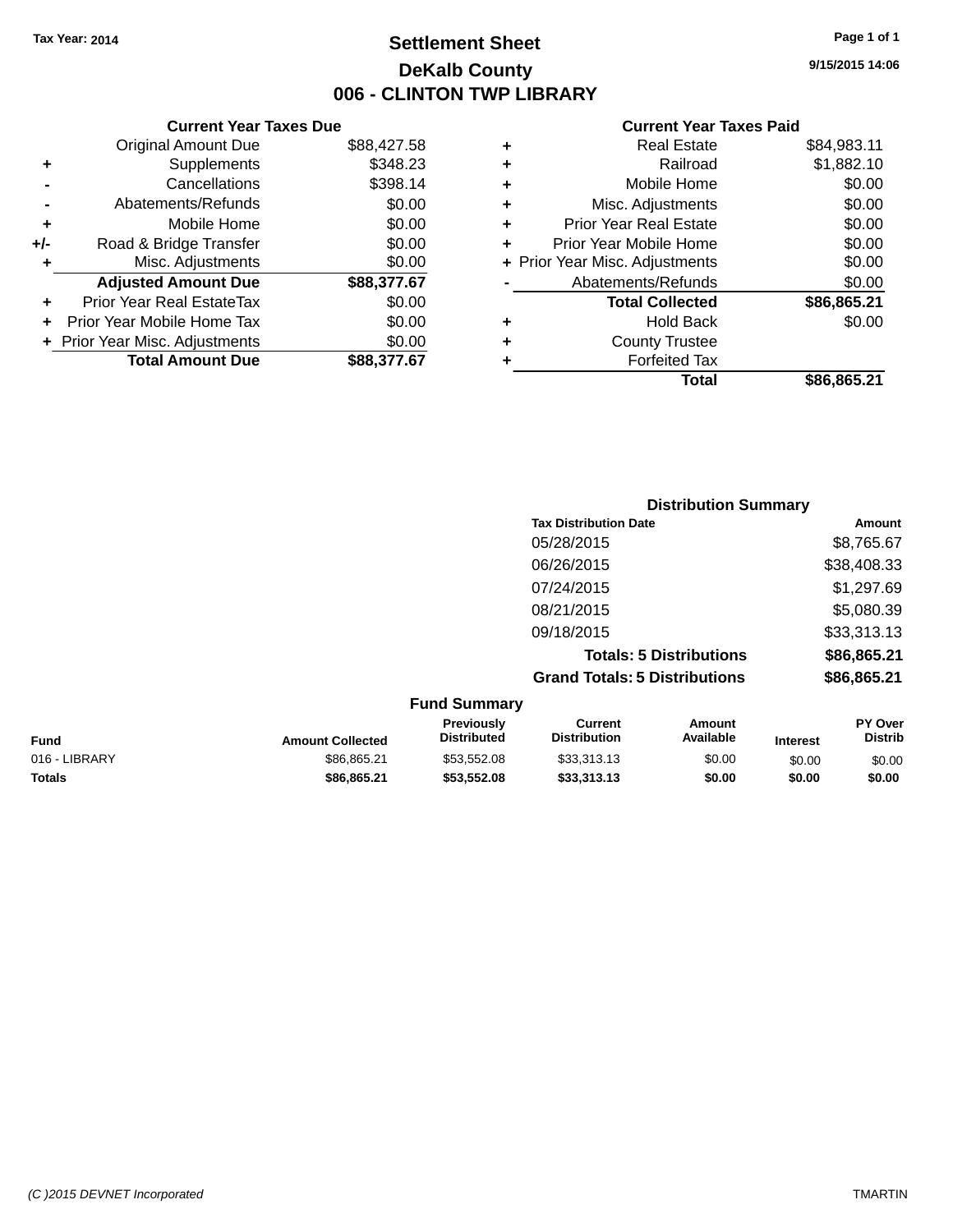Tax Year: 2014

# Settlement Sheet

## DeKalb County

## 006 - CLINTON TWP LIBRARY

9/15/2015 14:06

### Current Year Taxes Due

| | | |
|---|---|---|
| | Original Amount Due | $88,427.58 |
| + | Supplements | $348.23 |
| - | Cancellations | $398.14 |
| - | Abatements/Refunds | $0.00 |
| + | Mobile Home | $0.00 |
| +/- | Road & Bridge Transfer | $0.00 |
| + | Misc. Adjustments | $0.00 |
| | **Adjusted Amount Due** | **$88,377.67** |
| + | Prior Year Real EstateTax | $0.00 |
| + | Prior Year Mobile Home Tax | $0.00 |
| + | Prior Year Misc. Adjustments | $0.00 |
| | **Total Amount Due** | **$88,377.67** |

### Current Year Taxes Paid

| | | |
|---|---|---|
| + | Real Estate | $84,983.11 |
| + | Railroad | $1,882.10 |
| + | Mobile Home | $0.00 |
| + | Misc. Adjustments | $0.00 |
| + | Prior Year Real Estate | $0.00 |
| + | Prior Year Mobile Home | $0.00 |
| + | Prior Year Misc. Adjustments | $0.00 |
| - | Abatements/Refunds | $0.00 |
| | **Total Collected** | **$86,865.21** |
| + | Hold Back | $0.00 |
| + | County Trustee | |
| + | Forfeited Tax | |
| | **Total** | **$86,865.21** |

### Distribution Summary

| Tax Distribution Date | Amount |
|---|---|
| 05/28/2015 | $8,765.67 |
| 06/26/2015 | $38,408.33 |
| 07/24/2015 | $1,297.69 |
| 08/21/2015 | $5,080.39 |
| 09/18/2015 | $33,313.13 |
| **Totals: 5 Distributions** | **$86,865.21** |
| **Grand Totals: 5 Distributions** | **$86,865.21** |

### Fund Summary

| Fund | Amount Collected | Previously Distributed | Current Distribution | Amount Available | Interest | PY Over Distrib |
|---|---|---|---|---|---|---|
| 016 - LIBRARY | $86,865.21 | $53,552.08 | $33,313.13 | $0.00 | $0.00 | $0.00 |
| **Totals** | **$86,865.21** | **$53,552.08** | **$33,313.13** | **$0.00** | **$0.00** | **$0.00** |

(C )2015 DEVNET Incorporated TMARTIN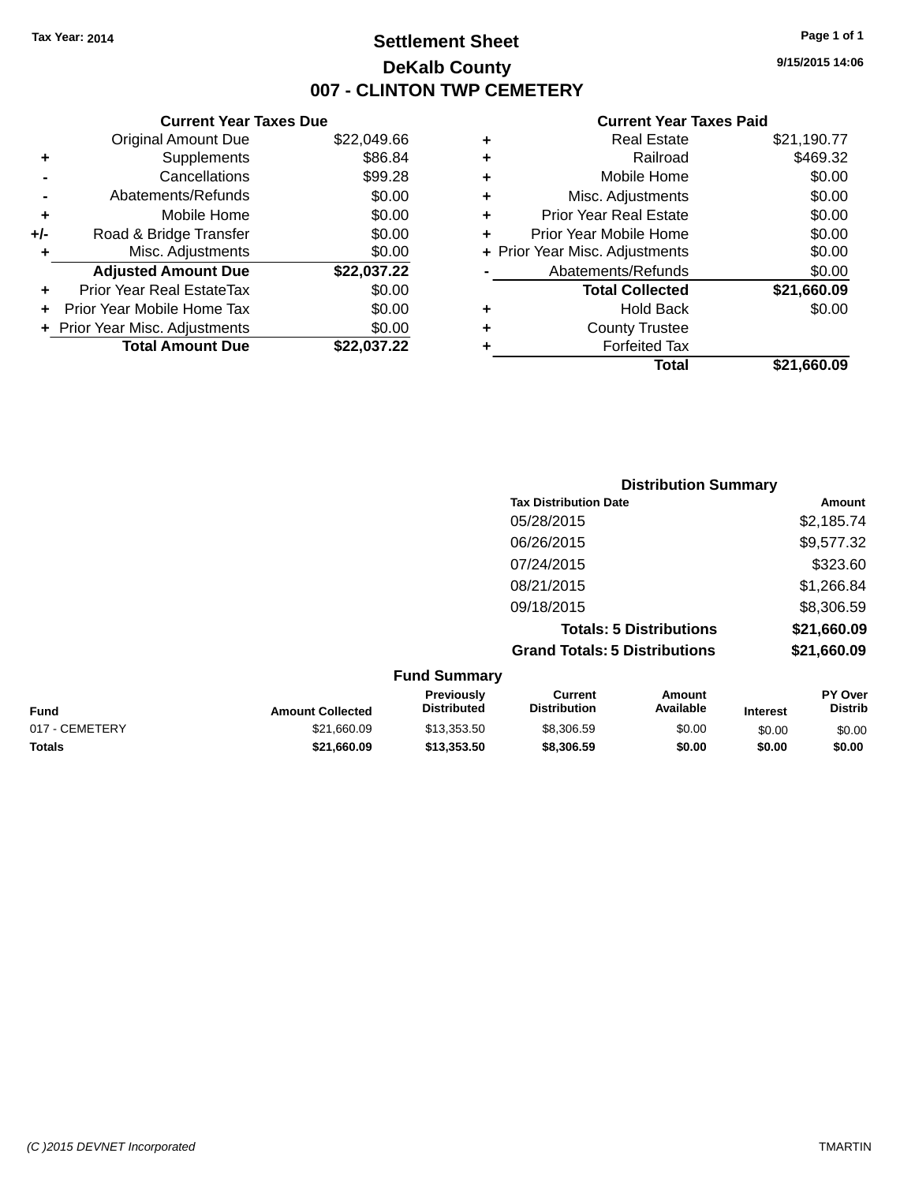Tax Year: 2014

# Settlement Sheet

## DeKalb County

## 007 - CLINTON TWP CEMETERY

9/15/2015 14:06

### Current Year Taxes Due

| | | |
|---|---|---|
| | Original Amount Due | $22,049.66 |
| + | Supplements | $86.84 |
| - | Cancellations | $99.28 |
| - | Abatements/Refunds | $0.00 |
| + | Mobile Home | $0.00 |
| +/- | Road & Bridge Transfer | $0.00 |
| + | Misc. Adjustments | $0.00 |
| | **Adjusted Amount Due** | **$22,037.22** |
| + | Prior Year Real EstateTax | $0.00 |
| + | Prior Year Mobile Home Tax | $0.00 |
| + | Prior Year Misc. Adjustments | $0.00 |
| | **Total Amount Due** | **$22,037.22** |

### Current Year Taxes Paid

| | | |
|---|---|---|
| + | Real Estate | $21,190.77 |
| + | Railroad | $469.32 |
| + | Mobile Home | $0.00 |
| + | Misc. Adjustments | $0.00 |
| + | Prior Year Real Estate | $0.00 |
| + | Prior Year Mobile Home | $0.00 |
| + | Prior Year Misc. Adjustments | $0.00 |
| - | Abatements/Refunds | $0.00 |
| | **Total Collected** | **$21,660.09** |
| + | Hold Back | $0.00 |
| + | County Trustee | |
| + | Forfeited Tax | |
| | **Total** | **$21,660.09** |

### Distribution Summary

| Tax Distribution Date | Amount |
|---|---|
| 05/28/2015 | $2,185.74 |
| 06/26/2015 | $9,577.32 |
| 07/24/2015 | $323.60 |
| 08/21/2015 | $1,266.84 |
| 09/18/2015 | $8,306.59 |
| **Totals: 5 Distributions** | **$21,660.09** |
| **Grand Totals: 5 Distributions** | **$21,660.09** |

### Fund Summary

| Fund | Amount Collected | Previously Distributed | Current Distribution | Amount Available | Interest | PY Over Distrib |
|---|---|---|---|---|---|---|
| 017 - CEMETERY | $21,660.09 | $13,353.50 | $8,306.59 | $0.00 | $0.00 | $0.00 |
| **Totals** | **$21,660.09** | **$13,353.50** | **$8,306.59** | **$0.00** | **$0.00** | **$0.00** |

(C )2015 DEVNET Incorporated

TMARTIN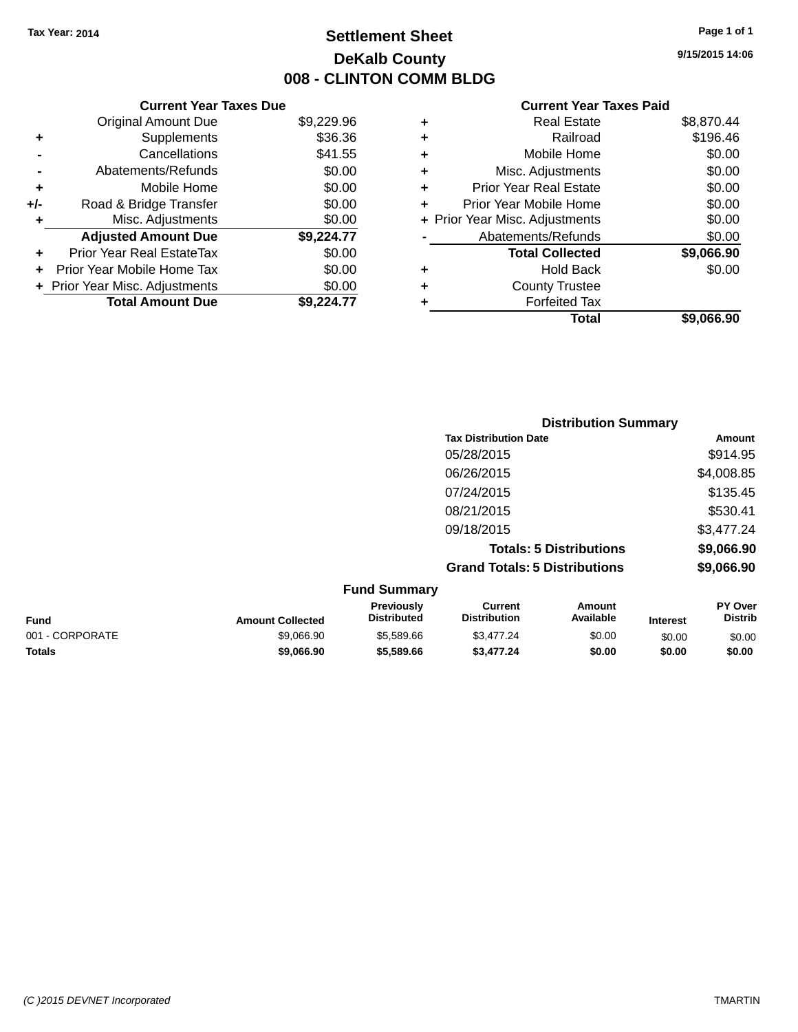Tax Year: 2014

# Settlement Sheet

## DeKalb County

## 008 - CLINTON COMM BLDG

9/15/2015 14:06

### Current Year Taxes Due

| | | |
|---|---|---|
| | Original Amount Due | $9,229.96 |
| + | Supplements | $36.36 |
| - | Cancellations | $41.55 |
| - | Abatements/Refunds | $0.00 |
| + | Mobile Home | $0.00 |
| +/- | Road & Bridge Transfer | $0.00 |
| + | Misc. Adjustments | $0.00 |
| | **Adjusted Amount Due** | **$9,224.77** |
| + | Prior Year Real EstateTax | $0.00 |
| + | Prior Year Mobile Home Tax | $0.00 |
| + | Prior Year Misc. Adjustments | $0.00 |
| | **Total Amount Due** | **$9,224.77** |

### Current Year Taxes Paid

| | | |
|---|---|---|
| + | Real Estate | $8,870.44 |
| + | Railroad | $196.46 |
| + | Mobile Home | $0.00 |
| + | Misc. Adjustments | $0.00 |
| + | Prior Year Real Estate | $0.00 |
| + | Prior Year Mobile Home | $0.00 |
| + | Prior Year Misc. Adjustments | $0.00 |
| - | Abatements/Refunds | $0.00 |
| | **Total Collected** | **$9,066.90** |
| + | Hold Back | $0.00 |
| + | County Trustee | |
| + | Forfeited Tax | |
| | **Total** | **$9,066.90** |

### Distribution Summary

| Tax Distribution Date | Amount |
|---|---|
| 05/28/2015 | $914.95 |
| 06/26/2015 | $4,008.85 |
| 07/24/2015 | $135.45 |
| 08/21/2015 | $530.41 |
| 09/18/2015 | $3,477.24 |
| **Totals: 5 Distributions** | **$9,066.90** |
| **Grand Totals: 5 Distributions** | **$9,066.90** |

### Fund Summary

| Fund | Amount Collected | Previously Distributed | Current Distribution | Amount Available | Interest | PY Over Distrib |
|---|---|---|---|---|---|---|
| 001 - CORPORATE | $9,066.90 | $5,589.66 | $3,477.24 | $0.00 | $0.00 | $0.00 |
| **Totals** | **$9,066.90** | **$5,589.66** | **$3,477.24** | **$0.00** | **$0.00** | **$0.00** |

(C )2015 DEVNET Incorporated TMARTIN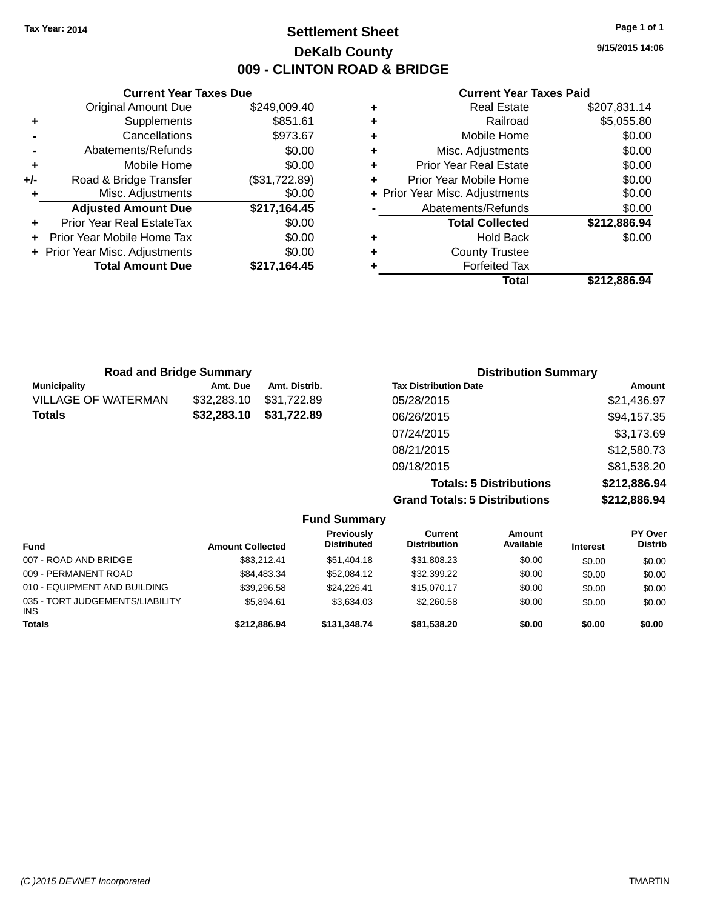Tax Year: 2014

# Settlement Sheet

## DeKalb County

## 009 - CLINTON ROAD & BRIDGE

9/15/2015 14:06

### Current Year Taxes Due

| | | |
|---|---|---|
| | Original Amount Due | $249,009.40 |
| + | Supplements | $851.61 |
| - | Cancellations | $973.67 |
| - | Abatements/Refunds | $0.00 |
| + | Mobile Home | $0.00 |
| +/- | Road & Bridge Transfer | ($31,722.89) |
| + | Misc. Adjustments | $0.00 |
| | **Adjusted Amount Due** | **$217,164.45** |
| + | Prior Year Real EstateTax | $0.00 |
| + | Prior Year Mobile Home Tax | $0.00 |
| + | Prior Year Misc. Adjustments | $0.00 |
| | **Total Amount Due** | **$217,164.45** |

### Current Year Taxes Paid

| | | |
|---|---|---|
| + | Real Estate | $207,831.14 |
| + | Railroad | $5,055.80 |
| + | Mobile Home | $0.00 |
| + | Misc. Adjustments | $0.00 |
| + | Prior Year Real Estate | $0.00 |
| + | Prior Year Mobile Home | $0.00 |
| + | Prior Year Misc. Adjustments | $0.00 |
| - | Abatements/Refunds | $0.00 |
| | **Total Collected** | **$212,886.94** |
| + | Hold Back | $0.00 |
| + | County Trustee | |
| + | Forfeited Tax | |
| | **Total** | **$212,886.94** |

### Road and Bridge Summary

| Municipality | Amt. Due | Amt. Distrib. |
|---|---|---|
| VILLAGE OF WATERMAN | $32,283.10 | $31,722.89 |
| **Totals** | **$32,283.10** | **$31,722.89** |

### Distribution Summary

| Tax Distribution Date | Amount |
|---|---|
| 05/28/2015 | $21,436.97 |
| 06/26/2015 | $94,157.35 |
| 07/24/2015 | $3,173.69 |
| 08/21/2015 | $12,580.73 |
| 09/18/2015 | $81,538.20 |
| **Totals: 5 Distributions** | **$212,886.94** |
| **Grand Totals: 5 Distributions** | **$212,886.94** |

### Fund Summary

| Fund | Amount Collected | Previously Distributed | Current Distribution | Amount Available | Interest | PY Over Distrib |
|---|---|---|---|---|---|---|
| 007 - ROAD AND BRIDGE | $83,212.41 | $51,404.18 | $31,808.23 | $0.00 | $0.00 | $0.00 |
| 009 - PERMANENT ROAD | $84,483.34 | $52,084.12 | $32,399.22 | $0.00 | $0.00 | $0.00 |
| 010 - EQUIPMENT AND BUILDING | $39,296.58 | $24,226.41 | $15,070.17 | $0.00 | $0.00 | $0.00 |
| 035 - TORT JUDGEMENTS/LIABILITY INS | $5,894.61 | $3,634.03 | $2,260.58 | $0.00 | $0.00 | $0.00 |
| **Totals** | **$212,886.94** | **$131,348.74** | **$81,538.20** | **$0.00** | **$0.00** | **$0.00** |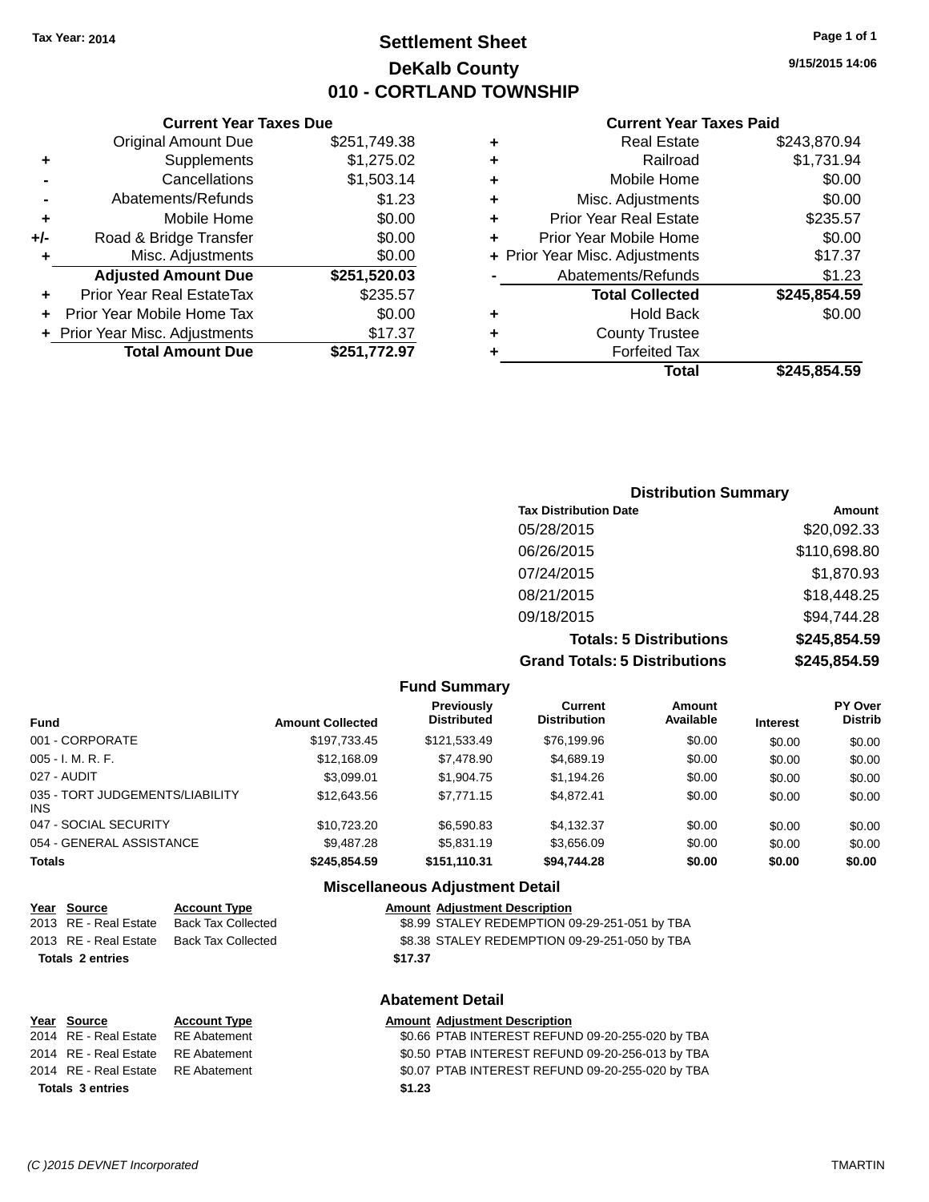Tax Year: 2014

# Settlement Sheet

## DeKalb County

## 010 - CORTLAND TOWNSHIP

9/15/2015 14:06

### Current Year Taxes Due

| | | |
|---|---|---|
| | Original Amount Due | $251,749.38 |
| + | Supplements | $1,275.02 |
| - | Cancellations | $1,503.14 |
| - | Abatements/Refunds | $1.23 |
| + | Mobile Home | $0.00 |
| +/- | Road & Bridge Transfer | $0.00 |
| + | Misc. Adjustments | $0.00 |
| | **Adjusted Amount Due** | **$251,520.03** |
| + | Prior Year Real EstateTax | $235.57 |
| + | Prior Year Mobile Home Tax | $0.00 |
| + | Prior Year Misc. Adjustments | $17.37 |
| | **Total Amount Due** | **$251,772.97** |

### Current Year Taxes Paid

| | | |
|---|---|---|
| + | Real Estate | $243,870.94 |
| + | Railroad | $1,731.94 |
| + | Mobile Home | $0.00 |
| + | Misc. Adjustments | $0.00 |
| + | Prior Year Real Estate | $235.57 |
| + | Prior Year Mobile Home | $0.00 |
| + | Prior Year Misc. Adjustments | $17.37 |
| - | Abatements/Refunds | $1.23 |
| | **Total Collected** | **$245,854.59** |
| + | Hold Back | $0.00 |
| + | County Trustee | |
| + | Forfeited Tax | |
| | **Total** | **$245,854.59** |

### Distribution Summary

| Tax Distribution Date | Amount |
|---|---|
| 05/28/2015 | $20,092.33 |
| 06/26/2015 | $110,698.80 |
| 07/24/2015 | $1,870.93 |
| 08/21/2015 | $18,448.25 |
| 09/18/2015 | $94,744.28 |
| **Totals: 5 Distributions** | **$245,854.59** |
| **Grand Totals: 5 Distributions** | **$245,854.59** |

### Fund Summary

| Fund | Amount Collected | Previously Distributed | Current Distribution | Amount Available | Interest | PY Over Distrib |
|---|---|---|---|---|---|---|
| 001 - CORPORATE | $197,733.45 | $121,533.49 | $76,199.96 | $0.00 | $0.00 | $0.00 |
| 005 - I. M. R. F. | $12,168.09 | $7,478.90 | $4,689.19 | $0.00 | $0.00 | $0.00 |
| 027 - AUDIT | $3,099.01 | $1,904.75 | $1,194.26 | $0.00 | $0.00 | $0.00 |
| 035 - TORT JUDGEMENTS/LIABILITY INS | $12,643.56 | $7,771.15 | $4,872.41 | $0.00 | $0.00 | $0.00 |
| 047 - SOCIAL SECURITY | $10,723.20 | $6,590.83 | $4,132.37 | $0.00 | $0.00 | $0.00 |
| 054 - GENERAL ASSISTANCE | $9,487.28 | $5,831.19 | $3,656.09 | $0.00 | $0.00 | $0.00 |
| **Totals** | **$245,854.59** | **$151,110.31** | **$94,744.28** | **$0.00** | **$0.00** | **$0.00** |

### Miscellaneous Adjustment Detail

| Year | Source | Account Type | Amount | Adjustment Description |
|---|---|---|---|---|
| 2013 | RE - Real Estate | Back Tax Collected | $8.99 | STALEY REDEMPTION 09-29-251-051 by TBA |
| 2013 | RE - Real Estate | Back Tax Collected | $8.38 | STALEY REDEMPTION 09-29-251-050 by TBA |
| **Totals** | **2 entries** | | **$17.37** | |

### Abatement Detail

| Year | Source | Account Type | Amount | Adjustment Description |
|---|---|---|---|---|
| 2014 | RE - Real Estate | RE Abatement | $0.66 | PTAB INTEREST REFUND 09-20-255-020 by TBA |
| 2014 | RE - Real Estate | RE Abatement | $0.50 | PTAB INTEREST REFUND 09-20-256-013 by TBA |
| 2014 | RE - Real Estate | RE Abatement | $0.07 | PTAB INTEREST REFUND 09-20-255-020 by TBA |
| **Totals** | **3 entries** | | **$1.23** | |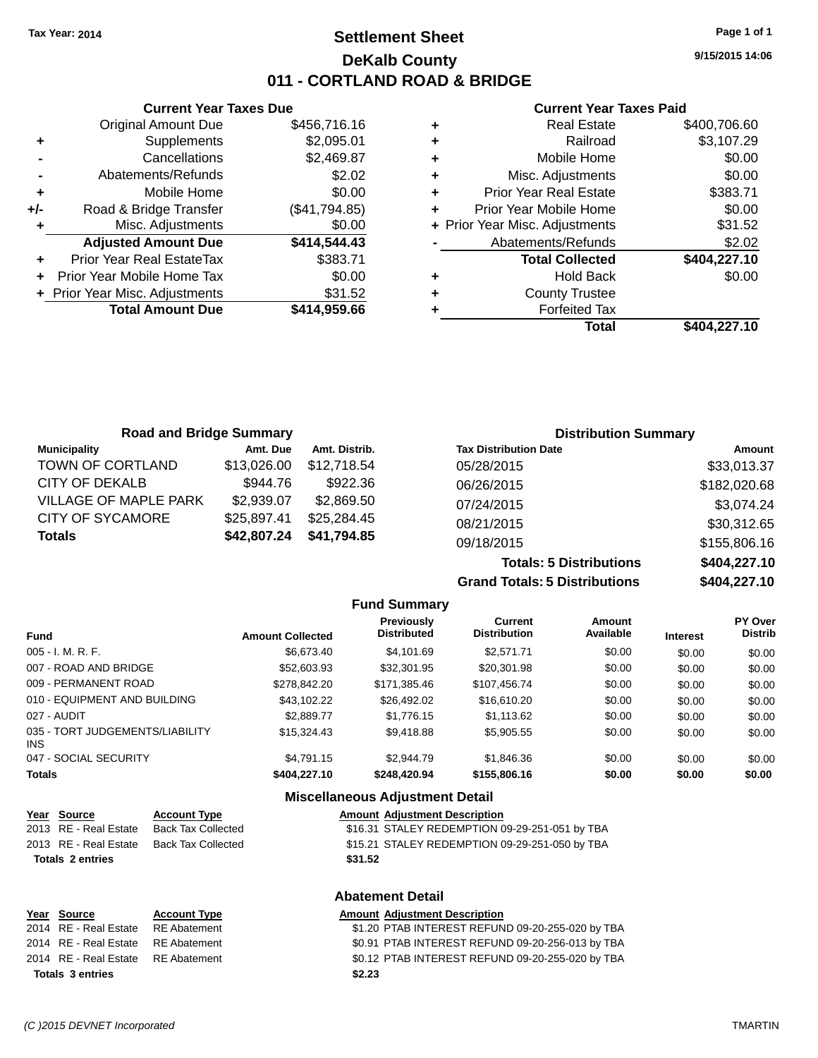Tax Year: 2014

# Settlement Sheet

## DeKalb County

## 011 - CORTLAND ROAD & BRIDGE

9/15/2015 14:06

### Current Year Taxes Due

| | | |
|---|---|---|
| | Original Amount Due | $456,716.16 |
| + | Supplements | $2,095.01 |
| - | Cancellations | $2,469.87 |
| - | Abatements/Refunds | $2.02 |
| + | Mobile Home | $0.00 |
| +/- | Road & Bridge Transfer | ($41,794.85) |
| + | Misc. Adjustments | $0.00 |
| | **Adjusted Amount Due** | **$414,544.43** |
| + | Prior Year Real EstateTax | $383.71 |
| + | Prior Year Mobile Home Tax | $0.00 |
| + | Prior Year Misc. Adjustments | $31.52 |
| | **Total Amount Due** | **$414,959.66** |

### Current Year Taxes Paid

| | | |
|---|---|---|
| + | Real Estate | $400,706.60 |
| + | Railroad | $3,107.29 |
| + | Mobile Home | $0.00 |
| + | Misc. Adjustments | $0.00 |
| + | Prior Year Real Estate | $383.71 |
| + | Prior Year Mobile Home | $0.00 |
| + | Prior Year Misc. Adjustments | $31.52 |
| - | Abatements/Refunds | $2.02 |
| | **Total Collected** | **$404,227.10** |
| + | Hold Back | $0.00 |
| + | County Trustee | |
| + | Forfeited Tax | |
| | **Total** | **$404,227.10** |

### Road and Bridge Summary

| Municipality | Amt. Due | Amt. Distrib. |
|---|---|---|
| TOWN OF CORTLAND | $13,026.00 | $12,718.54 |
| CITY OF DEKALB | $944.76 | $922.36 |
| VILLAGE OF MAPLE PARK | $2,939.07 | $2,869.50 |
| CITY OF SYCAMORE | $25,897.41 | $25,284.45 |
| **Totals** | **$42,807.24** | **$41,794.85** |

### Distribution Summary

| Tax Distribution Date | Amount |
|---|---|
| 05/28/2015 | $33,013.37 |
| 06/26/2015 | $182,020.68 |
| 07/24/2015 | $3,074.24 |
| 08/21/2015 | $30,312.65 |
| 09/18/2015 | $155,806.16 |
| **Totals: 5 Distributions** | **$404,227.10** |
| **Grand Totals: 5 Distributions** | **$404,227.10** |

### Fund Summary

| Fund | Amount Collected | Previously Distributed | Current Distribution | Amount Available | Interest | PY Over Distrib |
|---|---|---|---|---|---|---|
| 005 - I. M. R. F. | $6,673.40 | $4,101.69 | $2,571.71 | $0.00 | $0.00 | $0.00 |
| 007 - ROAD AND BRIDGE | $52,603.93 | $32,301.95 | $20,301.98 | $0.00 | $0.00 | $0.00 |
| 009 - PERMANENT ROAD | $278,842.20 | $171,385.46 | $107,456.74 | $0.00 | $0.00 | $0.00 |
| 010 - EQUIPMENT AND BUILDING | $43,102.22 | $26,492.02 | $16,610.20 | $0.00 | $0.00 | $0.00 |
| 027 - AUDIT | $2,889.77 | $1,776.15 | $1,113.62 | $0.00 | $0.00 | $0.00 |
| 035 - TORT JUDGEMENTS/LIABILITY INS | $15,324.43 | $9,418.88 | $5,905.55 | $0.00 | $0.00 | $0.00 |
| 047 - SOCIAL SECURITY | $4,791.15 | $2,944.79 | $1,846.36 | $0.00 | $0.00 | $0.00 |
| **Totals** | **$404,227.10** | **$248,420.94** | **$155,806.16** | **$0.00** | **$0.00** | **$0.00** |

### Miscellaneous Adjustment Detail

| Year | Source | Account Type | Amount | Adjustment Description |
|---|---|---|---|---|
| 2013 | RE - Real Estate | Back Tax Collected | $16.31 | STALEY REDEMPTION 09-29-251-051 by TBA |
| 2013 | RE - Real Estate | Back Tax Collected | $15.21 | STALEY REDEMPTION 09-29-251-050 by TBA |
| **Totals 2 entries** | | | **$31.52** | |

### Abatement Detail

| Year | Source | Account Type | Amount | Adjustment Description |
|---|---|---|---|---|
| 2014 | RE - Real Estate | RE Abatement | $1.20 | PTAB INTEREST REFUND 09-20-255-020 by TBA |
| 2014 | RE - Real Estate | RE Abatement | $0.91 | PTAB INTEREST REFUND 09-20-256-013 by TBA |
| 2014 | RE - Real Estate | RE Abatement | $0.12 | PTAB INTEREST REFUND 09-20-255-020 by TBA |
| **Totals 3 entries** | | | **$2.23** | |

(C )2015 DEVNET Incorporated TMARTIN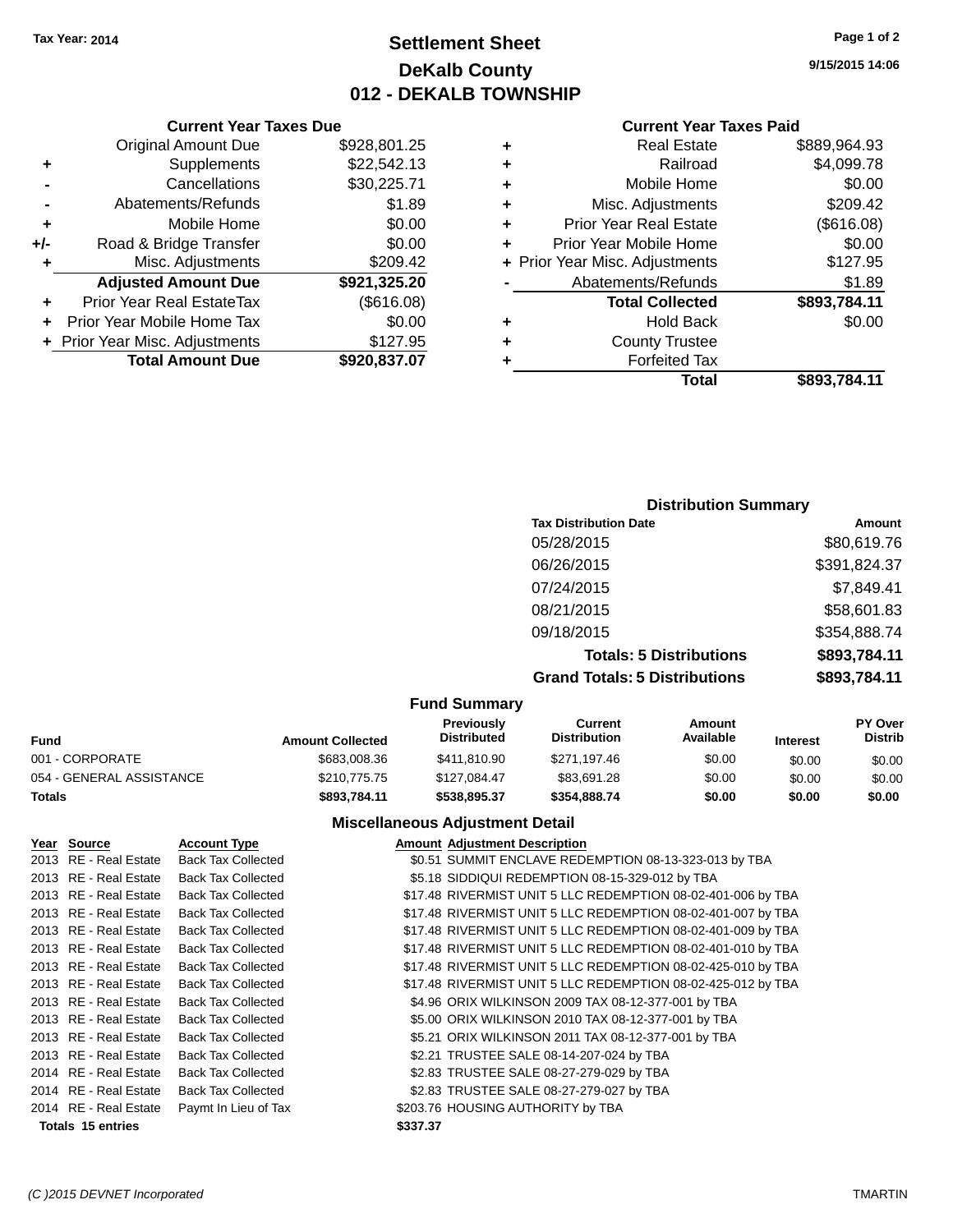Tax Year: 2014

# Settlement Sheet
## DeKalb County
## 012 - DEKALB TOWNSHIP

9/15/2015 14:06

### Current Year Taxes Due

| | | |
|---|---|---|
| | Original Amount Due | $928,801.25 |
| + | Supplements | $22,542.13 |
| - | Cancellations | $30,225.71 |
| - | Abatements/Refunds | $1.89 |
| + | Mobile Home | $0.00 |
| +/- | Road & Bridge Transfer | $0.00 |
| + | Misc. Adjustments | $209.42 |
| | **Adjusted Amount Due** | **$921,325.20** |
| + | Prior Year Real EstateTax | ($616.08) |
| + | Prior Year Mobile Home Tax | $0.00 |
| + | Prior Year Misc. Adjustments | $127.95 |
| | **Total Amount Due** | **$920,837.07** |

### Current Year Taxes Paid

| | | |
|---|---|---|
| + | Real Estate | $889,964.93 |
| + | Railroad | $4,099.78 |
| + | Mobile Home | $0.00 |
| + | Misc. Adjustments | $209.42 |
| + | Prior Year Real Estate | ($616.08) |
| + | Prior Year Mobile Home | $0.00 |
| + | Prior Year Misc. Adjustments | $127.95 |
| - | Abatements/Refunds | $1.89 |
| | **Total Collected** | **$893,784.11** |
| + | Hold Back | $0.00 |
| + | County Trustee | |
| + | Forfeited Tax | |
| | **Total** | **$893,784.11** |

### Distribution Summary

| Tax Distribution Date | Amount |
|---|---|
| 05/28/2015 | $80,619.76 |
| 06/26/2015 | $391,824.37 |
| 07/24/2015 | $7,849.41 |
| 08/21/2015 | $58,601.83 |
| 09/18/2015 | $354,888.74 |
| **Totals: 5 Distributions** | **$893,784.11** |
| **Grand Totals: 5 Distributions** | **$893,784.11** |

### Fund Summary

| Fund | Amount Collected | Previously Distributed | Current Distribution | Amount Available | Interest | PY Over Distrib |
|---|---|---|---|---|---|---|
| 001 - CORPORATE | $683,008.36 | $411,810.90 | $271,197.46 | $0.00 | $0.00 | $0.00 |
| 054 - GENERAL ASSISTANCE | $210,775.75 | $127,084.47 | $83,691.28 | $0.00 | $0.00 | $0.00 |
| **Totals** | **$893,784.11** | **$538,895.37** | **$354,888.74** | **$0.00** | **$0.00** | **$0.00** |

### Miscellaneous Adjustment Detail

| Year | Source | Account Type | Amount | Adjustment Description |
|---|---|---|---|---|
| 2013 | RE - Real Estate | Back Tax Collected | $0.51 | SUMMIT ENCLAVE REDEMPTION 08-13-323-013 by TBA |
| 2013 | RE - Real Estate | Back Tax Collected | $5.18 | SIDDIQUI REDEMPTION 08-15-329-012 by TBA |
| 2013 | RE - Real Estate | Back Tax Collected | $17.48 | RIVERMIST UNIT 5 LLC REDEMPTION 08-02-401-006 by TBA |
| 2013 | RE - Real Estate | Back Tax Collected | $17.48 | RIVERMIST UNIT 5 LLC REDEMPTION 08-02-401-007 by TBA |
| 2013 | RE - Real Estate | Back Tax Collected | $17.48 | RIVERMIST UNIT 5 LLC REDEMPTION 08-02-401-009 by TBA |
| 2013 | RE - Real Estate | Back Tax Collected | $17.48 | RIVERMIST UNIT 5 LLC REDEMPTION 08-02-401-010 by TBA |
| 2013 | RE - Real Estate | Back Tax Collected | $17.48 | RIVERMIST UNIT 5 LLC REDEMPTION 08-02-425-010 by TBA |
| 2013 | RE - Real Estate | Back Tax Collected | $17.48 | RIVERMIST UNIT 5 LLC REDEMPTION 08-02-425-012 by TBA |
| 2013 | RE - Real Estate | Back Tax Collected | $4.96 | ORIX WILKINSON 2009 TAX 08-12-377-001 by TBA |
| 2013 | RE - Real Estate | Back Tax Collected | $5.00 | ORIX WILKINSON 2010 TAX 08-12-377-001 by TBA |
| 2013 | RE - Real Estate | Back Tax Collected | $5.21 | ORIX WILKINSON 2011 TAX 08-12-377-001 by TBA |
| 2013 | RE - Real Estate | Back Tax Collected | $2.21 | TRUSTEE SALE 08-14-207-024 by TBA |
| 2014 | RE - Real Estate | Back Tax Collected | $2.83 | TRUSTEE SALE 08-27-279-029 by TBA |
| 2014 | RE - Real Estate | Back Tax Collected | $2.83 | TRUSTEE SALE 08-27-279-027 by TBA |
| 2014 | RE - Real Estate | Paymt In Lieu of Tax | $203.76 | HOUSING AUTHORITY by TBA |
| **Totals 15 entries** | | | **$337.37** | |

(C )2015 DEVNET Incorporated    TMARTIN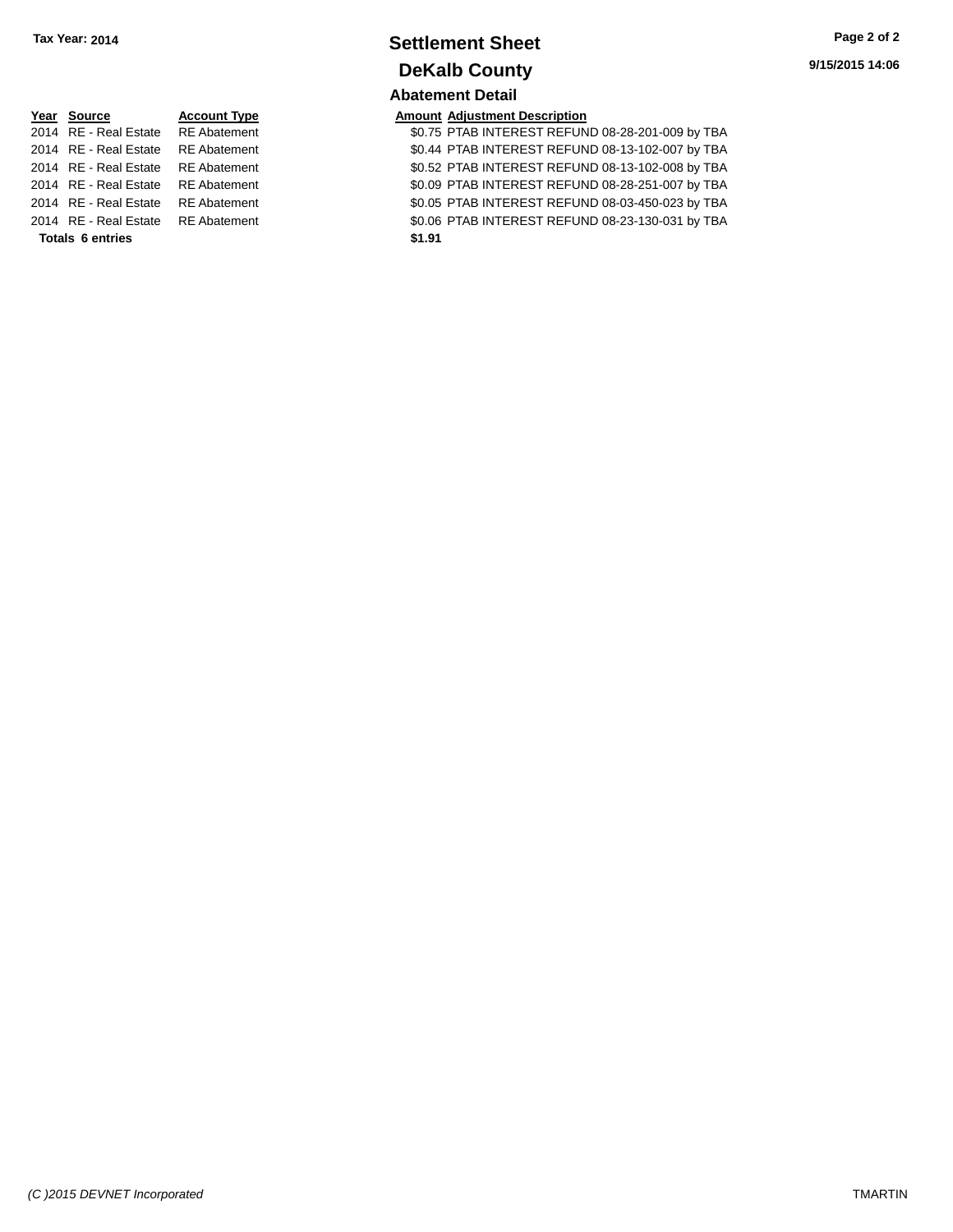**Tax Year: 2014**

# Settlement Sheet

## DeKalb County

9/15/2015 14:06

### Abatement Detail

| Year | Source | Account Type | Amount | Adjustment Description |
|---|---|---|---|---|
| 2014 | RE - Real Estate | RE Abatement | $0.75 | PTAB INTEREST REFUND 08-28-201-009 by TBA |
| 2014 | RE - Real Estate | RE Abatement | $0.44 | PTAB INTEREST REFUND 08-13-102-007 by TBA |
| 2014 | RE - Real Estate | RE Abatement | $0.52 | PTAB INTEREST REFUND 08-13-102-008 by TBA |
| 2014 | RE - Real Estate | RE Abatement | $0.09 | PTAB INTEREST REFUND 08-28-251-007 by TBA |
| 2014 | RE - Real Estate | RE Abatement | $0.05 | PTAB INTEREST REFUND 08-03-450-023 by TBA |
| 2014 | RE - Real Estate | RE Abatement | $0.06 | PTAB INTEREST REFUND 08-23-130-031 by TBA |
| **Totals 6 entries** | | | **$1.91** | |

*(C )2015 DEVNET Incorporated* TMARTIN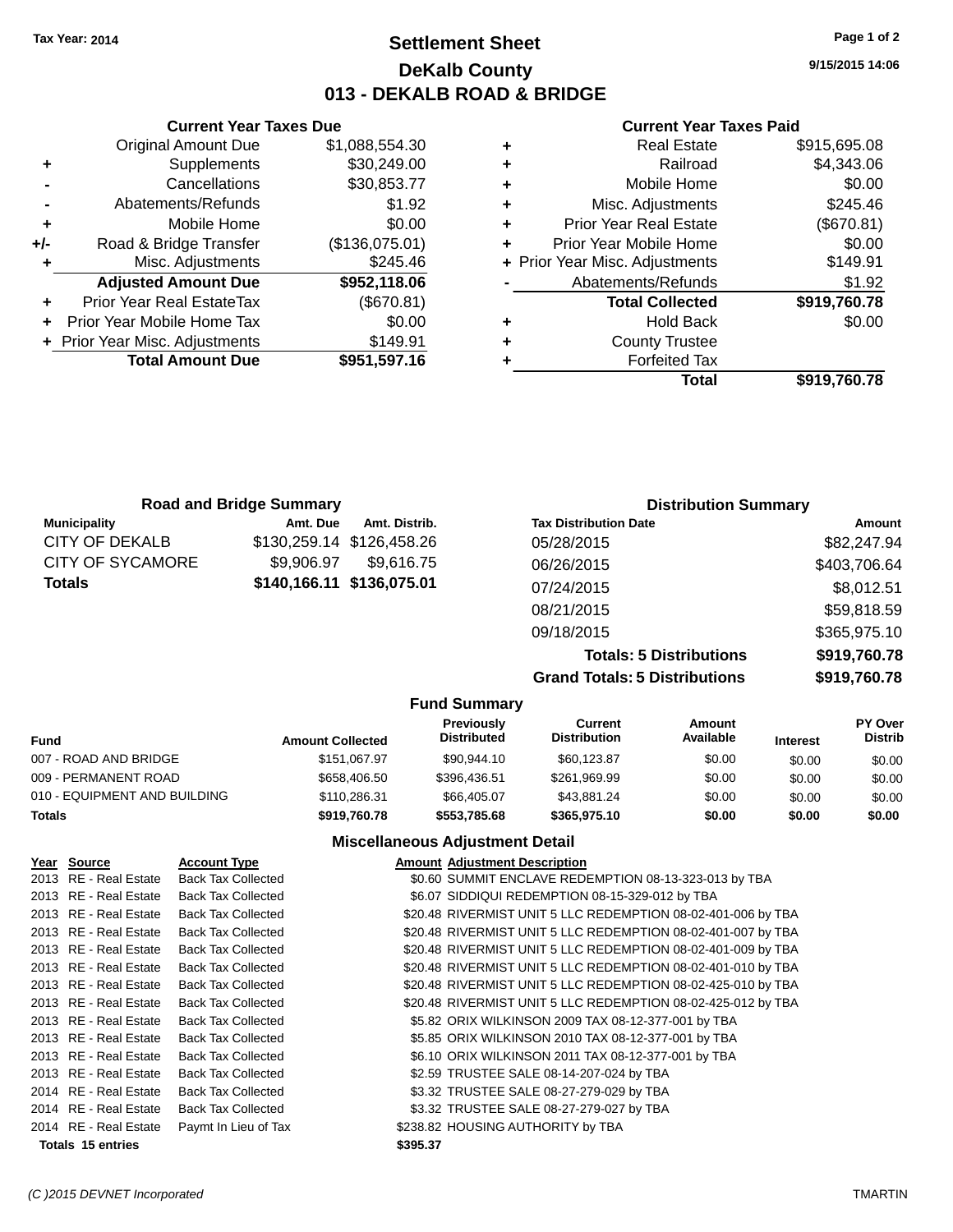Tax Year: 2014

# Settlement Sheet
## DeKalb County
## 013 - DEKALB ROAD & BRIDGE

9/15/2015 14:06

### Current Year Taxes Due

| | | |
|---|---|---|
| | Original Amount Due | $1,088,554.30 |
| + | Supplements | $30,249.00 |
| - | Cancellations | $30,853.77 |
| - | Abatements/Refunds | $1.92 |
| + | Mobile Home | $0.00 |
| +/- | Road & Bridge Transfer | ($136,075.01) |
| + | Misc. Adjustments | $245.46 |
| | **Adjusted Amount Due** | **$952,118.06** |
| + | Prior Year Real EstateTax | ($670.81) |
| + | Prior Year Mobile Home Tax | $0.00 |
| + | Prior Year Misc. Adjustments | $149.91 |
| | **Total Amount Due** | **$951,597.16** |

### Current Year Taxes Paid

| | | |
|---|---|---|
| + | Real Estate | $915,695.08 |
| + | Railroad | $4,343.06 |
| + | Mobile Home | $0.00 |
| + | Misc. Adjustments | $245.46 |
| + | Prior Year Real Estate | ($670.81) |
| + | Prior Year Mobile Home | $0.00 |
| + | Prior Year Misc. Adjustments | $149.91 |
| - | Abatements/Refunds | $1.92 |
| | **Total Collected** | **$919,760.78** |
| + | Hold Back | $0.00 |
| + | County Trustee | |
| + | Forfeited Tax | |
| | **Total** | **$919,760.78** |

### Road and Bridge Summary

| Municipality | Amt. Due | Amt. Distrib. |
|---|---|---|
| CITY OF DEKALB | $130,259.14 | $126,458.26 |
| CITY OF SYCAMORE | $9,906.97 | $9,616.75 |
| **Totals** | **$140,166.11** | **$136,075.01** |

### Distribution Summary

| Tax Distribution Date | Amount |
|---|---|
| 05/28/2015 | $82,247.94 |
| 06/26/2015 | $403,706.64 |
| 07/24/2015 | $8,012.51 |
| 08/21/2015 | $59,818.59 |
| 09/18/2015 | $365,975.10 |
| **Totals: 5 Distributions** | **$919,760.78** |
| **Grand Totals: 5 Distributions** | **$919,760.78** |

### Fund Summary

| Fund | Amount Collected | Previously Distributed | Current Distribution | Amount Available | Interest | PY Over Distrib |
|---|---|---|---|---|---|---|
| 007 - ROAD AND BRIDGE | $151,067.97 | $90,944.10 | $60,123.87 | $0.00 | $0.00 | $0.00 |
| 009 - PERMANENT ROAD | $658,406.50 | $396,436.51 | $261,969.99 | $0.00 | $0.00 | $0.00 |
| 010 - EQUIPMENT AND BUILDING | $110,286.31 | $66,405.07 | $43,881.24 | $0.00 | $0.00 | $0.00 |
| **Totals** | **$919,760.78** | **$553,785.68** | **$365,975.10** | **$0.00** | **$0.00** | **$0.00** |

### Miscellaneous Adjustment Detail

| Year | Source | Account Type | Amount | Adjustment Description |
|---|---|---|---|---|
| 2013 | RE - Real Estate | Back Tax Collected | $0.60 | SUMMIT ENCLAVE REDEMPTION 08-13-323-013 by TBA |
| 2013 | RE - Real Estate | Back Tax Collected | $6.07 | SIDDIQUI REDEMPTION 08-15-329-012 by TBA |
| 2013 | RE - Real Estate | Back Tax Collected | $20.48 | RIVERMIST UNIT 5 LLC REDEMPTION 08-02-401-006 by TBA |
| 2013 | RE - Real Estate | Back Tax Collected | $20.48 | RIVERMIST UNIT 5 LLC REDEMPTION 08-02-401-007 by TBA |
| 2013 | RE - Real Estate | Back Tax Collected | $20.48 | RIVERMIST UNIT 5 LLC REDEMPTION 08-02-401-009 by TBA |
| 2013 | RE - Real Estate | Back Tax Collected | $20.48 | RIVERMIST UNIT 5 LLC REDEMPTION 08-02-401-010 by TBA |
| 2013 | RE - Real Estate | Back Tax Collected | $20.48 | RIVERMIST UNIT 5 LLC REDEMPTION 08-02-425-010 by TBA |
| 2013 | RE - Real Estate | Back Tax Collected | $20.48 | RIVERMIST UNIT 5 LLC REDEMPTION 08-02-425-012 by TBA |
| 2013 | RE - Real Estate | Back Tax Collected | $5.82 | ORIX WILKINSON 2009 TAX 08-12-377-001 by TBA |
| 2013 | RE - Real Estate | Back Tax Collected | $5.85 | ORIX WILKINSON 2010 TAX 08-12-377-001 by TBA |
| 2013 | RE - Real Estate | Back Tax Collected | $6.10 | ORIX WILKINSON 2011 TAX 08-12-377-001 by TBA |
| 2013 | RE - Real Estate | Back Tax Collected | $2.59 | TRUSTEE SALE 08-14-207-024 by TBA |
| 2014 | RE - Real Estate | Back Tax Collected | $3.32 | TRUSTEE SALE 08-27-279-029 by TBA |
| 2014 | RE - Real Estate | Back Tax Collected | $3.32 | TRUSTEE SALE 08-27-279-027 by TBA |
| 2014 | RE - Real Estate | Paymt In Lieu of Tax | $238.82 | HOUSING AUTHORITY by TBA |
| **Totals** | **15 entries** | | **$395.37** | |

(C )2015 DEVNET Incorporated TMARTIN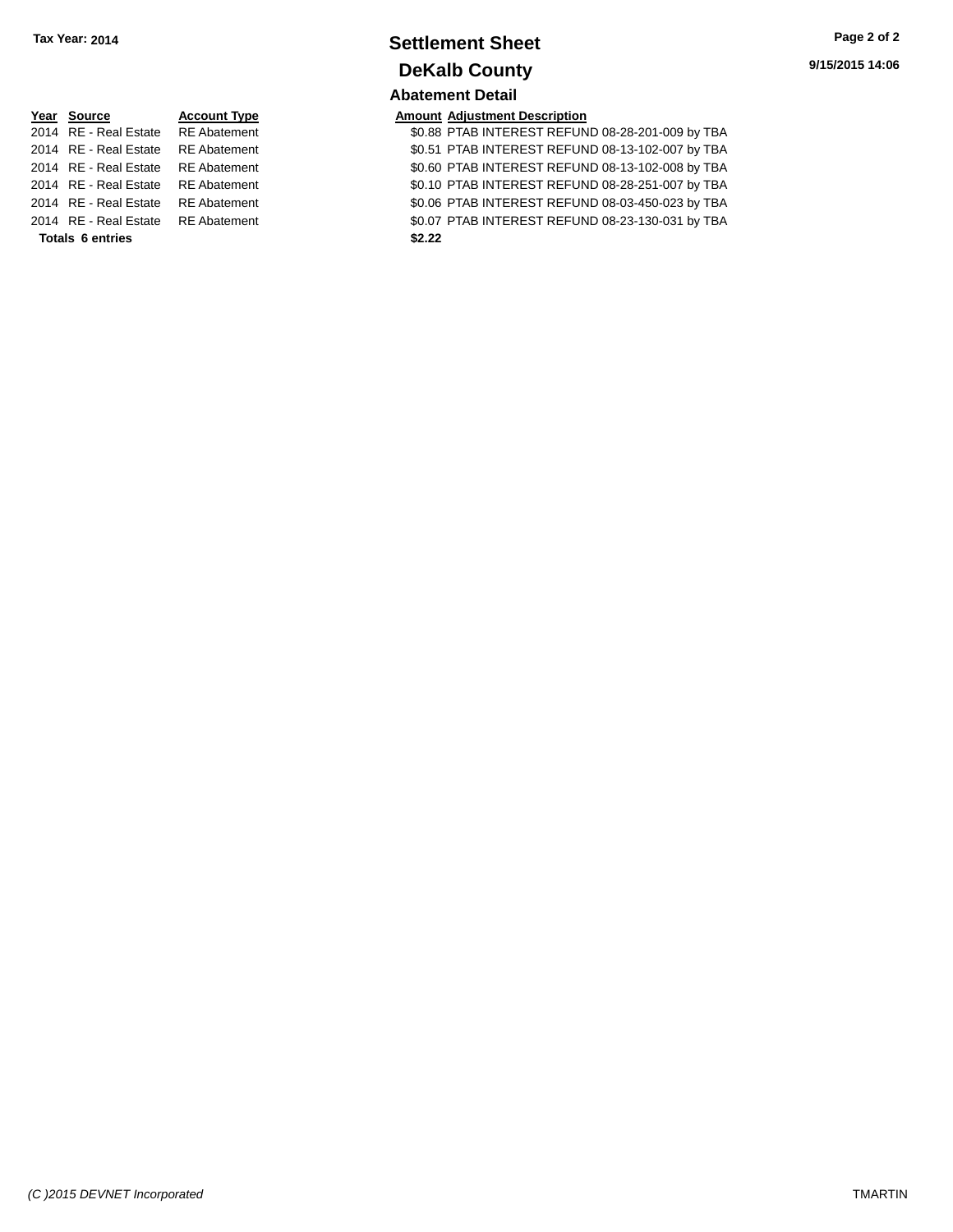Tax Year: 2014

# Settlement Sheet

## DeKalb County

9/15/2015 14:06

### Abatement Detail

| Year | Source | Account Type | Amount | Adjustment Description |
|---|---|---|---|---|
| 2014 | RE - Real Estate | RE Abatement | $0.88 | PTAB INTEREST REFUND 08-28-201-009 by TBA |
| 2014 | RE - Real Estate | RE Abatement | $0.51 | PTAB INTEREST REFUND 08-13-102-007 by TBA |
| 2014 | RE - Real Estate | RE Abatement | $0.60 | PTAB INTEREST REFUND 08-13-102-008 by TBA |
| 2014 | RE - Real Estate | RE Abatement | $0.10 | PTAB INTEREST REFUND 08-28-251-007 by TBA |
| 2014 | RE - Real Estate | RE Abatement | $0.06 | PTAB INTEREST REFUND 08-03-450-023 by TBA |
| 2014 | RE - Real Estate | RE Abatement | $0.07 | PTAB INTEREST REFUND 08-23-130-031 by TBA |
| **Totals 6 entries** | | | **$2.22** | |

*(C )2015 DEVNET Incorporated* TMARTIN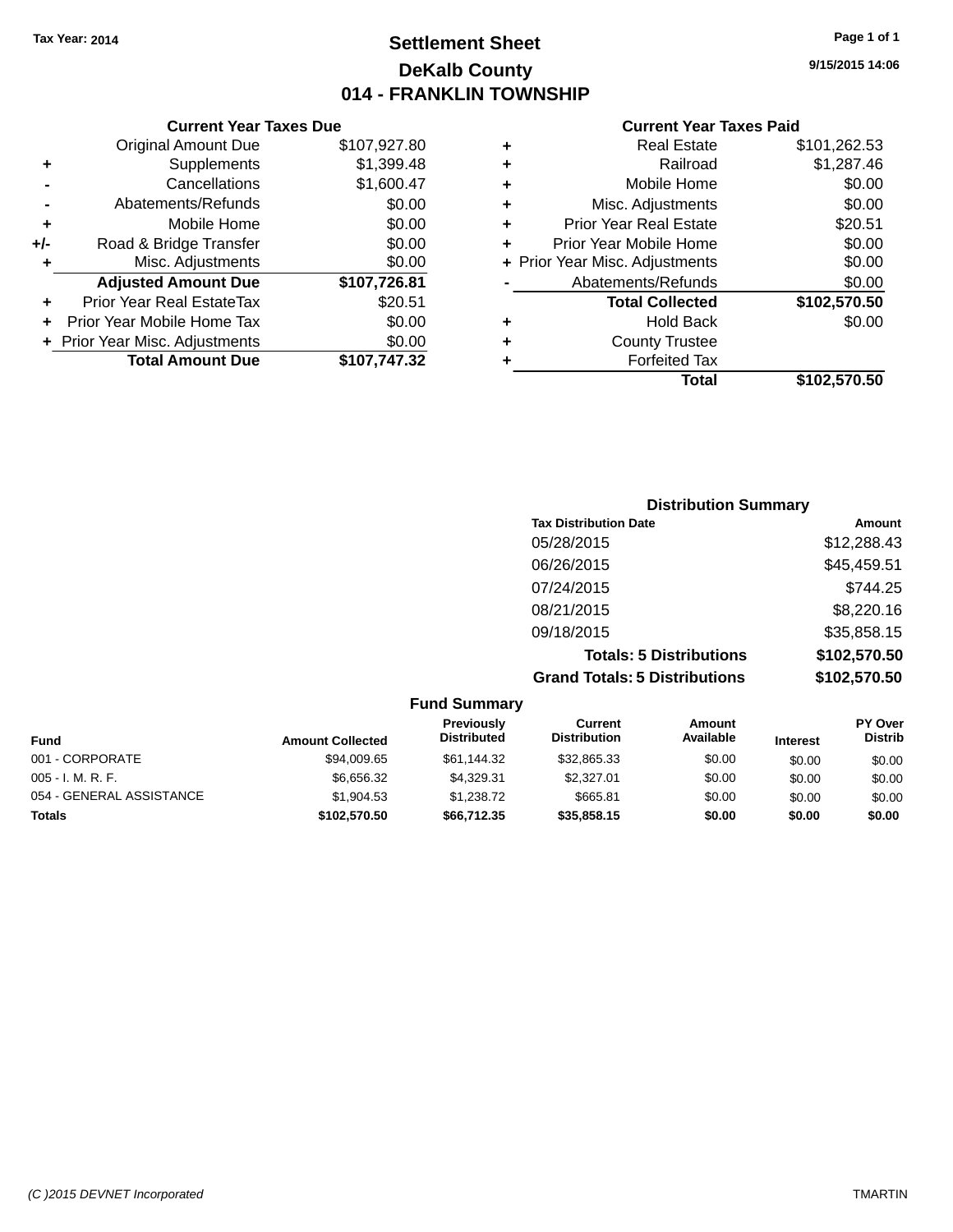Tax Year: 2014

# Settlement Sheet

## DeKalb County

## 014 - FRANKLIN TOWNSHIP

9/15/2015 14:06

### Current Year Taxes Due

| | | |
|---|---|---|
| | Original Amount Due | $107,927.80 |
| + | Supplements | $1,399.48 |
| - | Cancellations | $1,600.47 |
| - | Abatements/Refunds | $0.00 |
| + | Mobile Home | $0.00 |
| +/- | Road & Bridge Transfer | $0.00 |
| + | Misc. Adjustments | $0.00 |
| | **Adjusted Amount Due** | **$107,726.81** |
| + | Prior Year Real EstateTax | $20.51 |
| + | Prior Year Mobile Home Tax | $0.00 |
| + | Prior Year Misc. Adjustments | $0.00 |
| | **Total Amount Due** | **$107,747.32** |

### Current Year Taxes Paid

| | | |
|---|---|---|
| + | Real Estate | $101,262.53 |
| + | Railroad | $1,287.46 |
| + | Mobile Home | $0.00 |
| + | Misc. Adjustments | $0.00 |
| + | Prior Year Real Estate | $20.51 |
| + | Prior Year Mobile Home | $0.00 |
| + | Prior Year Misc. Adjustments | $0.00 |
| - | Abatements/Refunds | $0.00 |
| | **Total Collected** | **$102,570.50** |
| + | Hold Back | $0.00 |
| + | County Trustee | |
| + | Forfeited Tax | |
| | **Total** | **$102,570.50** |

### Distribution Summary

| Tax Distribution Date | Amount |
|---|---|
| 05/28/2015 | $12,288.43 |
| 06/26/2015 | $45,459.51 |
| 07/24/2015 | $744.25 |
| 08/21/2015 | $8,220.16 |
| 09/18/2015 | $35,858.15 |
| **Totals: 5 Distributions** | **$102,570.50** |
| **Grand Totals: 5 Distributions** | **$102,570.50** |

### Fund Summary

| Fund | Amount Collected | Previously Distributed | Current Distribution | Amount Available | Interest | PY Over Distrib |
|---|---|---|---|---|---|---|
| 001 - CORPORATE | $94,009.65 | $61,144.32 | $32,865.33 | $0.00 | $0.00 | $0.00 |
| 005 - I. M. R. F. | $6,656.32 | $4,329.31 | $2,327.01 | $0.00 | $0.00 | $0.00 |
| 054 - GENERAL ASSISTANCE | $1,904.53 | $1,238.72 | $665.81 | $0.00 | $0.00 | $0.00 |
| **Totals** | **$102,570.50** | **$66,712.35** | **$35,858.15** | **$0.00** | **$0.00** | **$0.00** |

(C )2015 DEVNET Incorporated TMARTIN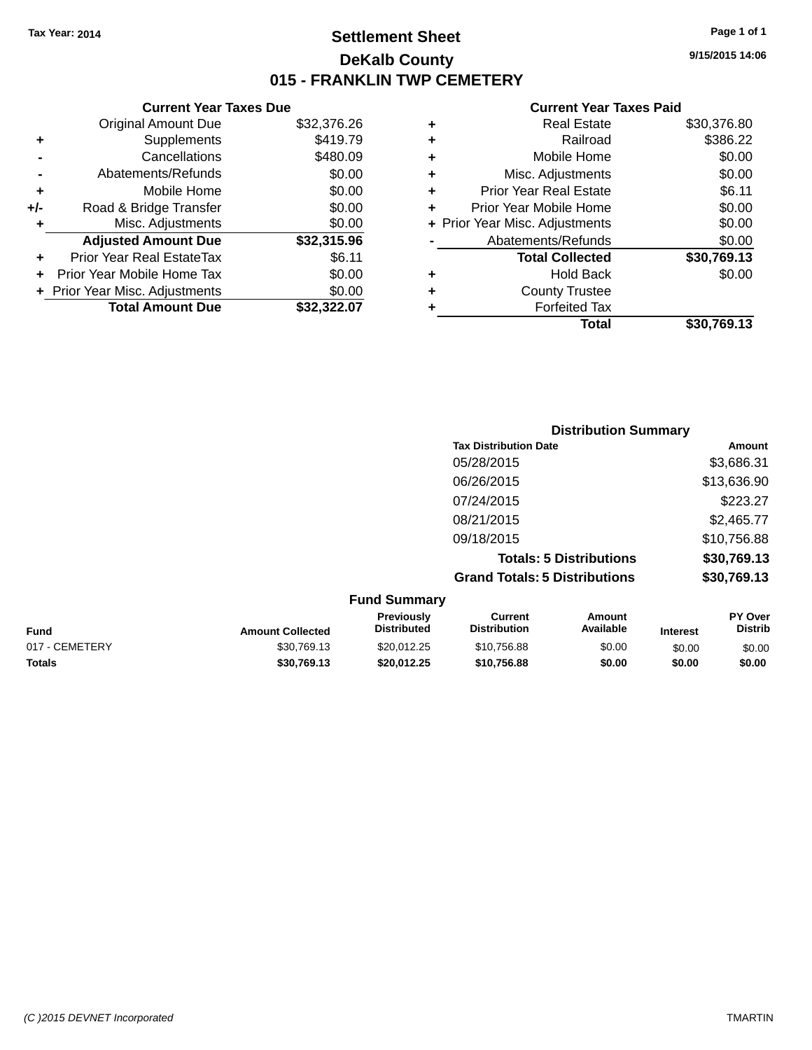Tax Year: 2014

# Settlement Sheet

## DeKalb County

## 015 - FRANKLIN TWP CEMETERY

9/15/2015 14:06

### Current Year Taxes Due

| | | |
|---|---|---|
| | Original Amount Due | $32,376.26 |
| + | Supplements | $419.79 |
| - | Cancellations | $480.09 |
| - | Abatements/Refunds | $0.00 |
| + | Mobile Home | $0.00 |
| +/- | Road & Bridge Transfer | $0.00 |
| + | Misc. Adjustments | $0.00 |
| | **Adjusted Amount Due** | **$32,315.96** |
| + | Prior Year Real EstateTax | $6.11 |
| + | Prior Year Mobile Home Tax | $0.00 |
| + | Prior Year Misc. Adjustments | $0.00 |
| | **Total Amount Due** | **$32,322.07** |

### Current Year Taxes Paid

| | | |
|---|---|---|
| + | Real Estate | $30,376.80 |
| + | Railroad | $386.22 |
| + | Mobile Home | $0.00 |
| + | Misc. Adjustments | $0.00 |
| + | Prior Year Real Estate | $6.11 |
| + | Prior Year Mobile Home | $0.00 |
| + | Prior Year Misc. Adjustments | $0.00 |
| - | Abatements/Refunds | $0.00 |
| | **Total Collected** | **$30,769.13** |
| + | Hold Back | $0.00 |
| + | County Trustee | |
| + | Forfeited Tax | |
| | **Total** | **$30,769.13** |

### Distribution Summary

| Tax Distribution Date | Amount |
|---|---|
| 05/28/2015 | $3,686.31 |
| 06/26/2015 | $13,636.90 |
| 07/24/2015 | $223.27 |
| 08/21/2015 | $2,465.77 |
| 09/18/2015 | $10,756.88 |
| **Totals: 5 Distributions** | **$30,769.13** |
| **Grand Totals: 5 Distributions** | **$30,769.13** |

### Fund Summary

| Fund | Amount Collected | Previously Distributed | Current Distribution | Amount Available | Interest | PY Over Distrib |
|---|---|---|---|---|---|---|
| 017 - CEMETERY | $30,769.13 | $20,012.25 | $10,756.88 | $0.00 | $0.00 | $0.00 |
| **Totals** | **$30,769.13** | **$20,012.25** | **$10,756.88** | **$0.00** | **$0.00** | **$0.00** |

(C )2015 DEVNET Incorporated TMARTIN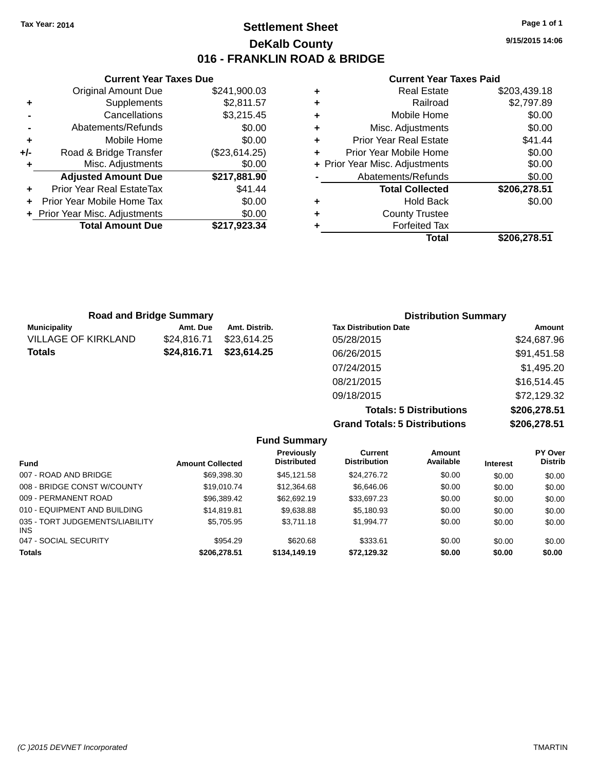Tax Year: 2014

# Settlement Sheet

## DeKalb County

## 016 - FRANKLIN ROAD & BRIDGE

9/15/2015 14:06

### Current Year Taxes Due

| | | |
|---|---|---|
| | Original Amount Due | $241,900.03 |
| + | Supplements | $2,811.57 |
| - | Cancellations | $3,215.45 |
| - | Abatements/Refunds | $0.00 |
| + | Mobile Home | $0.00 |
| +/- | Road & Bridge Transfer | ($23,614.25) |
| + | Misc. Adjustments | $0.00 |
| | **Adjusted Amount Due** | **$217,881.90** |
| + | Prior Year Real EstateTax | $41.44 |
| + | Prior Year Mobile Home Tax | $0.00 |
| + | Prior Year Misc. Adjustments | $0.00 |
| | **Total Amount Due** | **$217,923.34** |

### Current Year Taxes Paid

| | | |
|---|---|---|
| + | Real Estate | $203,439.18 |
| + | Railroad | $2,797.89 |
| + | Mobile Home | $0.00 |
| + | Misc. Adjustments | $0.00 |
| + | Prior Year Real Estate | $41.44 |
| + | Prior Year Mobile Home | $0.00 |
| + | Prior Year Misc. Adjustments | $0.00 |
| - | Abatements/Refunds | $0.00 |
| | **Total Collected** | **$206,278.51** |
| + | Hold Back | $0.00 |
| + | County Trustee | |
| + | Forfeited Tax | |
| | **Total** | **$206,278.51** |

### Road and Bridge Summary

| Municipality | Amt. Due | Amt. Distrib. |
|---|---|---|
| VILLAGE OF KIRKLAND | $24,816.71 | $23,614.25 |
| **Totals** | **$24,816.71** | **$23,614.25** |

### Distribution Summary

| Tax Distribution Date | Amount |
|---|---|
| 05/28/2015 | $24,687.96 |
| 06/26/2015 | $91,451.58 |
| 07/24/2015 | $1,495.20 |
| 08/21/2015 | $16,514.45 |
| 09/18/2015 | $72,129.32 |
| **Totals: 5 Distributions** | **$206,278.51** |
| **Grand Totals: 5 Distributions** | **$206,278.51** |

### Fund Summary

| Fund | Amount Collected | Previously Distributed | Current Distribution | Amount Available | Interest | PY Over Distrib |
|---|---|---|---|---|---|---|
| 007 - ROAD AND BRIDGE | $69,398.30 | $45,121.58 | $24,276.72 | $0.00 | $0.00 | $0.00 |
| 008 - BRIDGE CONST W/COUNTY | $19,010.74 | $12,364.68 | $6,646.06 | $0.00 | $0.00 | $0.00 |
| 009 - PERMANENT ROAD | $96,389.42 | $62,692.19 | $33,697.23 | $0.00 | $0.00 | $0.00 |
| 010 - EQUIPMENT AND BUILDING | $14,819.81 | $9,638.88 | $5,180.93 | $0.00 | $0.00 | $0.00 |
| 035 - TORT JUDGEMENTS/LIABILITY INS | $5,705.95 | $3,711.18 | $1,994.77 | $0.00 | $0.00 | $0.00 |
| 047 - SOCIAL SECURITY | $954.29 | $620.68 | $333.61 | $0.00 | $0.00 | $0.00 |
| **Totals** | **$206,278.51** | **$134,149.19** | **$72,129.32** | **$0.00** | **$0.00** | **$0.00** |

(C )2015 DEVNET Incorporated TMARTIN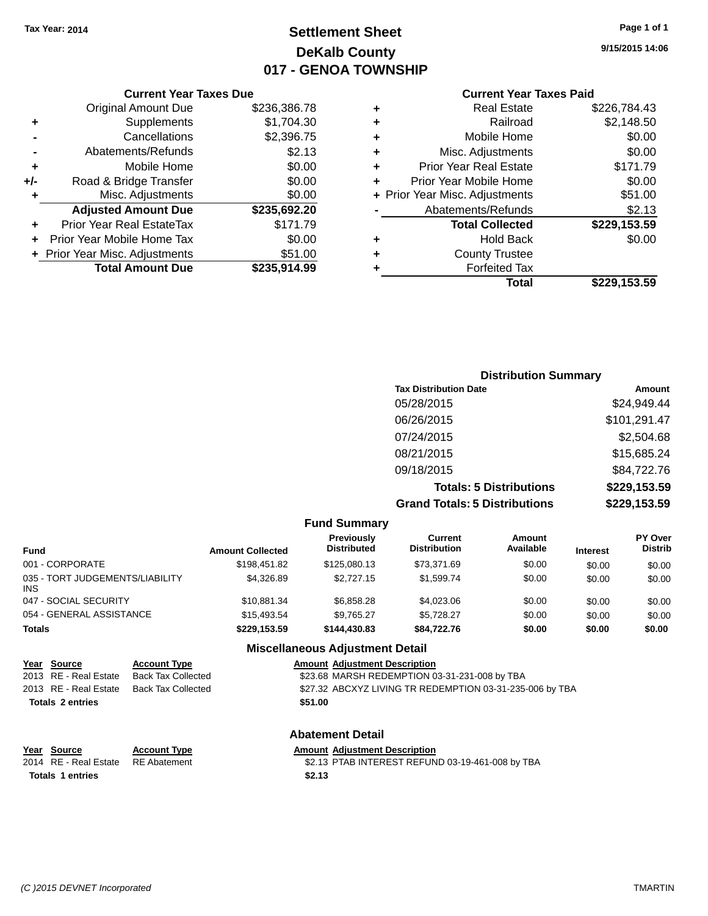Tax Year: 2014

# Settlement Sheet

## DeKalb County

## 017 - GENOA TOWNSHIP

9/15/2015 14:06

### Current Year Taxes Due

| | | |
|---|---|---|
| | Original Amount Due | $236,386.78 |
| + | Supplements | $1,704.30 |
| - | Cancellations | $2,396.75 |
| - | Abatements/Refunds | $2.13 |
| + | Mobile Home | $0.00 |
| +/- | Road & Bridge Transfer | $0.00 |
| + | Misc. Adjustments | $0.00 |
| | **Adjusted Amount Due** | **$235,692.20** |
| + | Prior Year Real EstateTax | $171.79 |
| + | Prior Year Mobile Home Tax | $0.00 |
| + | Prior Year Misc. Adjustments | $51.00 |
| | **Total Amount Due** | **$235,914.99** |

### Current Year Taxes Paid

| | | |
|---|---|---|
| + | Real Estate | $226,784.43 |
| + | Railroad | $2,148.50 |
| + | Mobile Home | $0.00 |
| + | Misc. Adjustments | $0.00 |
| + | Prior Year Real Estate | $171.79 |
| + | Prior Year Mobile Home | $0.00 |
| + | Prior Year Misc. Adjustments | $51.00 |
| - | Abatements/Refunds | $2.13 |
| | **Total Collected** | **$229,153.59** |
| + | Hold Back | $0.00 |
| + | County Trustee | |
| + | Forfeited Tax | |
| | **Total** | **$229,153.59** |

### Distribution Summary

| Tax Distribution Date | Amount |
|---|---|
| 05/28/2015 | $24,949.44 |
| 06/26/2015 | $101,291.47 |
| 07/24/2015 | $2,504.68 |
| 08/21/2015 | $15,685.24 |
| 09/18/2015 | $84,722.76 |
| **Totals: 5 Distributions** | **$229,153.59** |
| **Grand Totals: 5 Distributions** | **$229,153.59** |

### Fund Summary

| Fund | Amount Collected | Previously Distributed | Current Distribution | Amount Available | Interest | PY Over Distrib |
|---|---|---|---|---|---|---|
| 001 - CORPORATE | $198,451.82 | $125,080.13 | $73,371.69 | $0.00 | $0.00 | $0.00 |
| 035 - TORT JUDGEMENTS/LIABILITY INS | $4,326.89 | $2,727.15 | $1,599.74 | $0.00 | $0.00 | $0.00 |
| 047 - SOCIAL SECURITY | $10,881.34 | $6,858.28 | $4,023.06 | $0.00 | $0.00 | $0.00 |
| 054 - GENERAL ASSISTANCE | $15,493.54 | $9,765.27 | $5,728.27 | $0.00 | $0.00 | $0.00 |
| **Totals** | **$229,153.59** | **$144,430.83** | **$84,722.76** | **$0.00** | **$0.00** | **$0.00** |

### Miscellaneous Adjustment Detail

| Year | Source | Account Type | Amount | Adjustment Description |
|---|---|---|---|---|
| 2013 | RE - Real Estate | Back Tax Collected | $23.68 | MARSH REDEMPTION 03-31-231-008 by TBA |
| 2013 | RE - Real Estate | Back Tax Collected | $27.32 | ABCXYZ LIVING TR REDEMPTION 03-31-235-006 by TBA |
| **Totals 2 entries** | | | **$51.00** | |

### Abatement Detail

| Year | Source | Account Type | Amount | Adjustment Description |
|---|---|---|---|---|
| 2014 | RE - Real Estate | RE Abatement | $2.13 | PTAB INTEREST REFUND 03-19-461-008 by TBA |
| **Totals 1 entries** | | | **$2.13** | |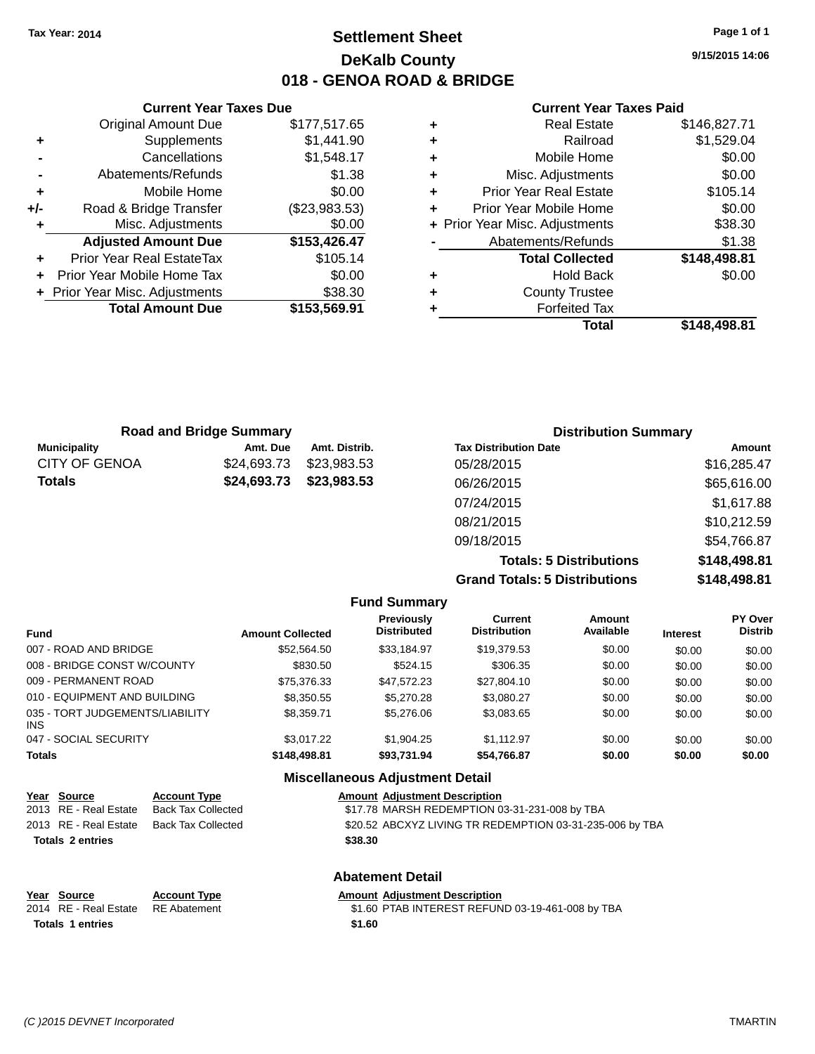Tax Year: 2014

# Settlement Sheet
## DeKalb County
## 018 - GENOA ROAD & BRIDGE

9/15/2015 14:06

### Current Year Taxes Due

| | | |
|---|---|---|
| | Original Amount Due | $177,517.65 |
| + | Supplements | $1,441.90 |
| - | Cancellations | $1,548.17 |
| - | Abatements/Refunds | $1.38 |
| + | Mobile Home | $0.00 |
| +/- | Road & Bridge Transfer | ($23,983.53) |
| + | Misc. Adjustments | $0.00 |
| | **Adjusted Amount Due** | **$153,426.47** |
| + | Prior Year Real EstateTax | $105.14 |
| + | Prior Year Mobile Home Tax | $0.00 |
| + | Prior Year Misc. Adjustments | $38.30 |
| | **Total Amount Due** | **$153,569.91** |

### Current Year Taxes Paid

| | | |
|---|---|---|
| + | Real Estate | $146,827.71 |
| + | Railroad | $1,529.04 |
| + | Mobile Home | $0.00 |
| + | Misc. Adjustments | $0.00 |
| + | Prior Year Real Estate | $105.14 |
| + | Prior Year Mobile Home | $0.00 |
| + | Prior Year Misc. Adjustments | $38.30 |
| - | Abatements/Refunds | $1.38 |
| | **Total Collected** | **$148,498.81** |
| + | Hold Back | $0.00 |
| + | County Trustee | |
| + | Forfeited Tax | |
| | **Total** | **$148,498.81** |

### Road and Bridge Summary

| Municipality | Amt. Due | Amt. Distrib. |
|---|---|---|
| CITY OF GENOA | $24,693.73 | $23,983.53 |
| **Totals** | **$24,693.73** | **$23,983.53** |

### Distribution Summary

| Tax Distribution Date | Amount |
|---|---|
| 05/28/2015 | $16,285.47 |
| 06/26/2015 | $65,616.00 |
| 07/24/2015 | $1,617.88 |
| 08/21/2015 | $10,212.59 |
| 09/18/2015 | $54,766.87 |
| **Totals: 5 Distributions** | **$148,498.81** |
| **Grand Totals: 5 Distributions** | **$148,498.81** |

### Fund Summary

| Fund | Amount Collected | Previously Distributed | Current Distribution | Amount Available | Interest | PY Over Distrib |
|---|---|---|---|---|---|---|
| 007 - ROAD AND BRIDGE | $52,564.50 | $33,184.97 | $19,379.53 | $0.00 | $0.00 | $0.00 |
| 008 - BRIDGE CONST W/COUNTY | $830.50 | $524.15 | $306.35 | $0.00 | $0.00 | $0.00 |
| 009 - PERMANENT ROAD | $75,376.33 | $47,572.23 | $27,804.10 | $0.00 | $0.00 | $0.00 |
| 010 - EQUIPMENT AND BUILDING | $8,350.55 | $5,270.28 | $3,080.27 | $0.00 | $0.00 | $0.00 |
| 035 - TORT JUDGEMENTS/LIABILITY INS | $8,359.71 | $5,276.06 | $3,083.65 | $0.00 | $0.00 | $0.00 |
| 047 - SOCIAL SECURITY | $3,017.22 | $1,904.25 | $1,112.97 | $0.00 | $0.00 | $0.00 |
| **Totals** | **$148,498.81** | **$93,731.94** | **$54,766.87** | **$0.00** | **$0.00** | **$0.00** |

### Miscellaneous Adjustment Detail

| Year | Source | Account Type | Amount | Adjustment Description |
|---|---|---|---|---|
| 2013 | RE - Real Estate | Back Tax Collected | $17.78 | MARSH REDEMPTION 03-31-231-008 by TBA |
| 2013 | RE - Real Estate | Back Tax Collected | $20.52 | ABCXYZ LIVING TR REDEMPTION 03-31-235-006 by TBA |
| **Totals** | **2 entries** | | **$38.30** | |

### Abatement Detail

| Year | Source | Account Type | Amount | Adjustment Description |
|---|---|---|---|---|
| 2014 | RE - Real Estate | RE Abatement | $1.60 | PTAB INTEREST REFUND 03-19-461-008 by TBA |
| **Totals** | **1 entries** | | **$1.60** | |

(C )2015 DEVNET Incorporated — TMARTIN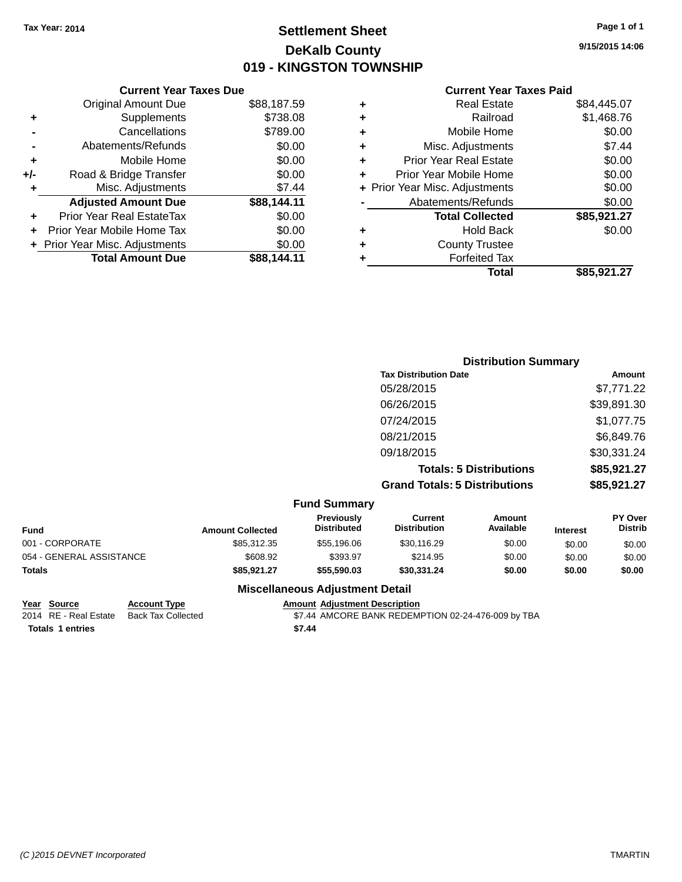**Tax Year: 2014**

# Settlement Sheet

## DeKalb County

## 019 - KINGSTON TOWNSHIP

9/15/2015 14:06

### Current Year Taxes Due

| | | |
|---|---|---|
| | Original Amount Due | $88,187.59 |
| + | Supplements | $738.08 |
| - | Cancellations | $789.00 |
| - | Abatements/Refunds | $0.00 |
| + | Mobile Home | $0.00 |
| +/- | Road & Bridge Transfer | $0.00 |
| + | Misc. Adjustments | $7.44 |
| | **Adjusted Amount Due** | **$88,144.11** |
| + | Prior Year Real EstateTax | $0.00 |
| + | Prior Year Mobile Home Tax | $0.00 |
| + | Prior Year Misc. Adjustments | $0.00 |
| | **Total Amount Due** | **$88,144.11** |

### Current Year Taxes Paid

| | | |
|---|---|---|
| + | Real Estate | $84,445.07 |
| + | Railroad | $1,468.76 |
| + | Mobile Home | $0.00 |
| + | Misc. Adjustments | $7.44 |
| + | Prior Year Real Estate | $0.00 |
| + | Prior Year Mobile Home | $0.00 |
| + | Prior Year Misc. Adjustments | $0.00 |
| - | Abatements/Refunds | $0.00 |
| | **Total Collected** | **$85,921.27** |
| + | Hold Back | $0.00 |
| + | County Trustee | |
| + | Forfeited Tax | |
| | **Total** | **$85,921.27** |

### Distribution Summary

| Tax Distribution Date | Amount |
|---|---|
| 05/28/2015 | $7,771.22 |
| 06/26/2015 | $39,891.30 |
| 07/24/2015 | $1,077.75 |
| 08/21/2015 | $6,849.76 |
| 09/18/2015 | $30,331.24 |
| **Totals: 5 Distributions** | **$85,921.27** |
| **Grand Totals: 5 Distributions** | **$85,921.27** |

### Fund Summary

| Fund | Amount Collected | Previously Distributed | Current Distribution | Amount Available | Interest | PY Over Distrib |
|---|---|---|---|---|---|---|
| 001 - CORPORATE | $85,312.35 | $55,196.06 | $30,116.29 | $0.00 | $0.00 | $0.00 |
| 054 - GENERAL ASSISTANCE | $608.92 | $393.97 | $214.95 | $0.00 | $0.00 | $0.00 |
| **Totals** | **$85,921.27** | **$55,590.03** | **$30,331.24** | **$0.00** | **$0.00** | **$0.00** |

### Miscellaneous Adjustment Detail

| Year | Source | Account Type | Amount | Adjustment Description |
|---|---|---|---|---|
| 2014 | RE - Real Estate | Back Tax Collected | $7.44 | AMCORE BANK REDEMPTION 02-24-476-009 by TBA |
| **Totals** | **1 entries** | | **$7.44** | |

(C )2015 DEVNET Incorporated TMARTIN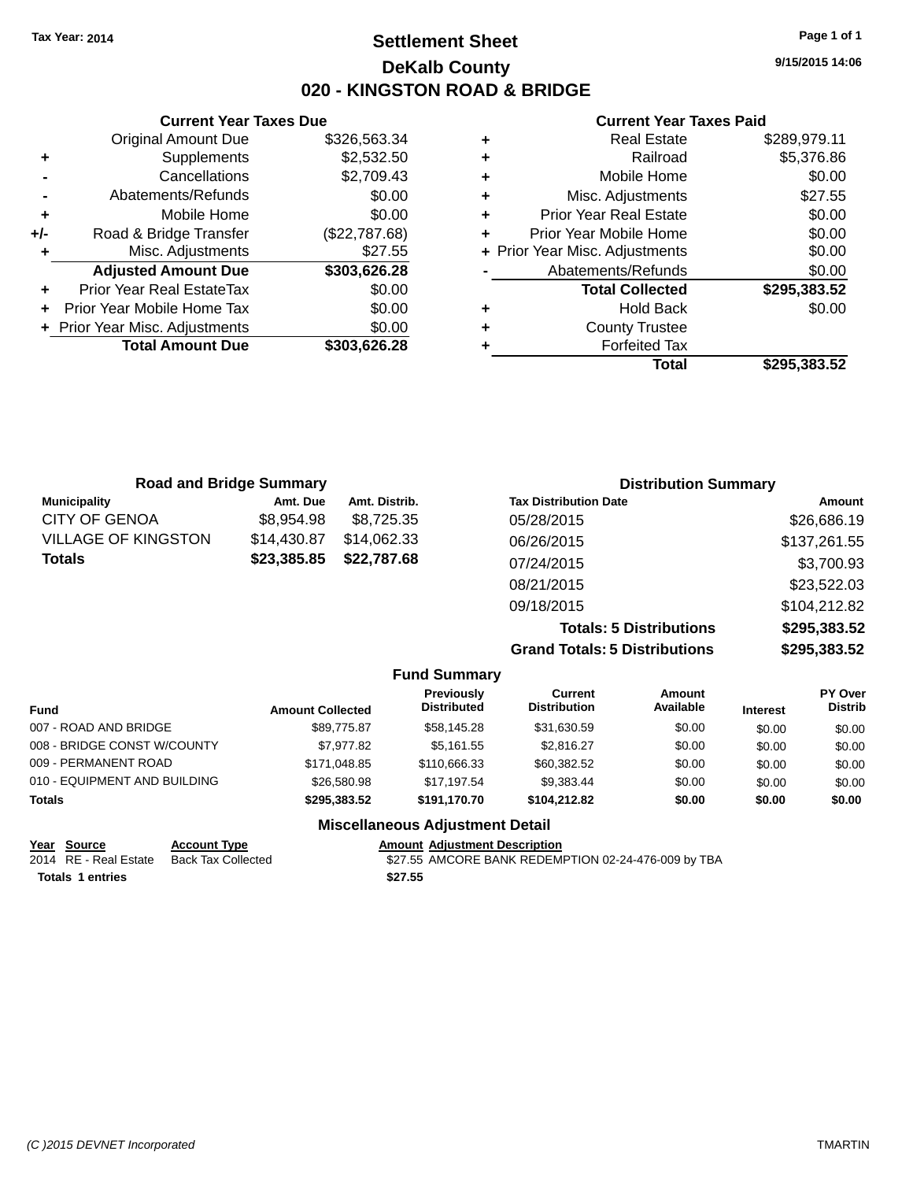Tax Year: 2014

# Settlement Sheet

## DeKalb County

## 020 - KINGSTON ROAD & BRIDGE

9/15/2015 14:06

### Current Year Taxes Due

| | | |
|---|---|---|
| | Original Amount Due | $326,563.34 |
| + | Supplements | $2,532.50 |
| - | Cancellations | $2,709.43 |
| - | Abatements/Refunds | $0.00 |
| + | Mobile Home | $0.00 |
| +/- | Road & Bridge Transfer | ($22,787.68) |
| + | Misc. Adjustments | $27.55 |
| | **Adjusted Amount Due** | **$303,626.28** |
| + | Prior Year Real EstateTax | $0.00 |
| + | Prior Year Mobile Home Tax | $0.00 |
| + | Prior Year Misc. Adjustments | $0.00 |
| | **Total Amount Due** | **$303,626.28** |

### Current Year Taxes Paid

| | | |
|---|---|---|
| + | Real Estate | $289,979.11 |
| + | Railroad | $5,376.86 |
| + | Mobile Home | $0.00 |
| + | Misc. Adjustments | $27.55 |
| + | Prior Year Real Estate | $0.00 |
| + | Prior Year Mobile Home | $0.00 |
| + | Prior Year Misc. Adjustments | $0.00 |
| - | Abatements/Refunds | $0.00 |
| | **Total Collected** | **$295,383.52** |
| + | Hold Back | $0.00 |
| + | County Trustee | |
| + | Forfeited Tax | |
| | **Total** | **$295,383.52** |

### Road and Bridge Summary

| Municipality | Amt. Due | Amt. Distrib. |
|---|---|---|
| CITY OF GENOA | $8,954.98 | $8,725.35 |
| VILLAGE OF KINGSTON | $14,430.87 | $14,062.33 |
| **Totals** | **$23,385.85** | **$22,787.68** |

### Distribution Summary

| Tax Distribution Date | Amount |
|---|---|
| 05/28/2015 | $26,686.19 |
| 06/26/2015 | $137,261.55 |
| 07/24/2015 | $3,700.93 |
| 08/21/2015 | $23,522.03 |
| 09/18/2015 | $104,212.82 |
| **Totals: 5 Distributions** | **$295,383.52** |
| **Grand Totals: 5 Distributions** | **$295,383.52** |

### Fund Summary

| Fund | Amount Collected | Previously Distributed | Current Distribution | Amount Available | Interest | PY Over Distrib |
|---|---|---|---|---|---|---|
| 007 - ROAD AND BRIDGE | $89,775.87 | $58,145.28 | $31,630.59 | $0.00 | $0.00 | $0.00 |
| 008 - BRIDGE CONST W/COUNTY | $7,977.82 | $5,161.55 | $2,816.27 | $0.00 | $0.00 | $0.00 |
| 009 - PERMANENT ROAD | $171,048.85 | $110,666.33 | $60,382.52 | $0.00 | $0.00 | $0.00 |
| 010 - EQUIPMENT AND BUILDING | $26,580.98 | $17,197.54 | $9,383.44 | $0.00 | $0.00 | $0.00 |
| **Totals** | **$295,383.52** | **$191,170.70** | **$104,212.82** | **$0.00** | **$0.00** | **$0.00** |

### Miscellaneous Adjustment Detail

| Year | Source | Account Type | Amount | Adjustment Description |
|---|---|---|---|---|
| 2014 | RE - Real Estate | Back Tax Collected | $27.55 | AMCORE BANK REDEMPTION 02-24-476-009 by TBA |
| **Totals 1 entries** | | | **$27.55** | |

(C )2015 DEVNET Incorporated TMARTIN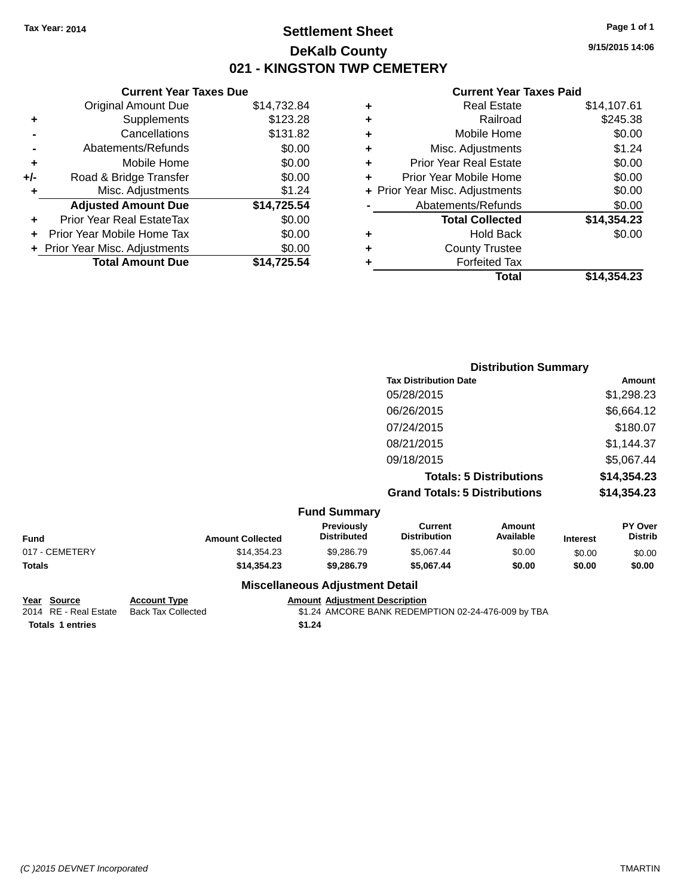Tax Year: 2014

# Settlement Sheet

## DeKalb County

## 021 - KINGSTON TWP CEMETERY

9/15/2015 14:06

### Current Year Taxes Due

| | | |
|---|---|---|
| | Original Amount Due | $14,732.84 |
| + | Supplements | $123.28 |
| - | Cancellations | $131.82 |
| - | Abatements/Refunds | $0.00 |
| + | Mobile Home | $0.00 |
| +/- | Road & Bridge Transfer | $0.00 |
| + | Misc. Adjustments | $1.24 |
| | **Adjusted Amount Due** | **$14,725.54** |
| + | Prior Year Real EstateTax | $0.00 |
| + | Prior Year Mobile Home Tax | $0.00 |
| + | Prior Year Misc. Adjustments | $0.00 |
| | **Total Amount Due** | **$14,725.54** |

### Current Year Taxes Paid

| | | |
|---|---|---|
| + | Real Estate | $14,107.61 |
| + | Railroad | $245.38 |
| + | Mobile Home | $0.00 |
| + | Misc. Adjustments | $1.24 |
| + | Prior Year Real Estate | $0.00 |
| + | Prior Year Mobile Home | $0.00 |
| + | Prior Year Misc. Adjustments | $0.00 |
| - | Abatements/Refunds | $0.00 |
| | **Total Collected** | **$14,354.23** |
| + | Hold Back | $0.00 |
| + | County Trustee | |
| + | Forfeited Tax | |
| | **Total** | **$14,354.23** |

### Distribution Summary

| Tax Distribution Date | Amount |
|---|---|
| 05/28/2015 | $1,298.23 |
| 06/26/2015 | $6,664.12 |
| 07/24/2015 | $180.07 |
| 08/21/2015 | $1,144.37 |
| 09/18/2015 | $5,067.44 |
| **Totals: 5 Distributions** | **$14,354.23** |
| **Grand Totals: 5 Distributions** | **$14,354.23** |

### Fund Summary

| Fund | Amount Collected | Previously Distributed | Current Distribution | Amount Available | Interest | PY Over Distrib |
|---|---|---|---|---|---|---|
| 017 - CEMETERY | $14,354.23 | $9,286.79 | $5,067.44 | $0.00 | $0.00 | $0.00 |
| **Totals** | **$14,354.23** | **$9,286.79** | **$5,067.44** | **$0.00** | **$0.00** | **$0.00** |

### Miscellaneous Adjustment Detail

| Year | Source | Account Type | Amount | Adjustment Description |
|---|---|---|---|---|
| 2014 | RE - Real Estate | Back Tax Collected | $1.24 | AMCORE BANK REDEMPTION 02-24-476-009 by TBA |
| **Totals 1 entries** | | | **$1.24** | |

(C )2015 DEVNET Incorporated TMARTIN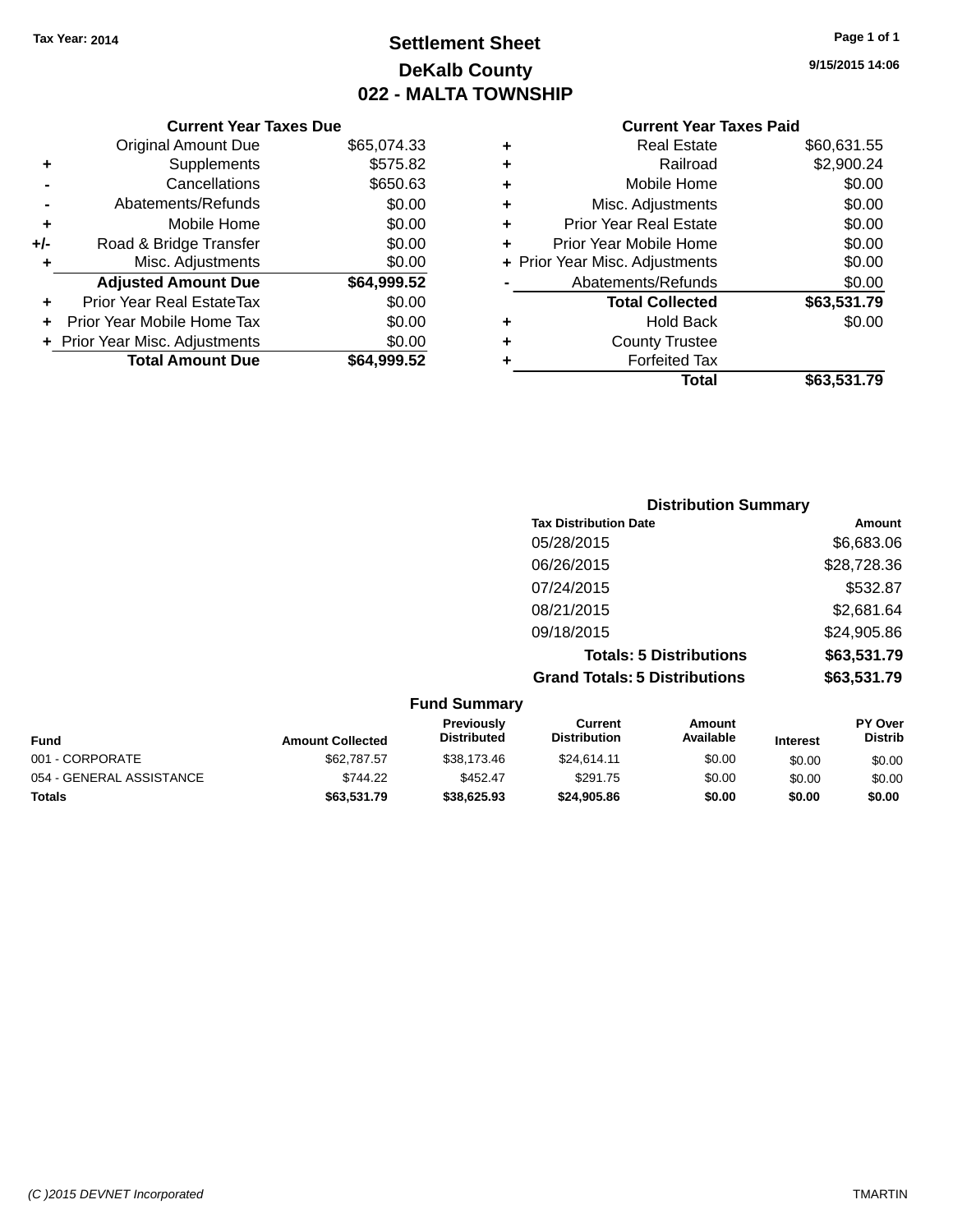Tax Year: 2014

# Settlement Sheet
## DeKalb County
## 022 - MALTA TOWNSHIP

9/15/2015 14:06

### Current Year Taxes Due

| | | |
|---|---|---|
| | Original Amount Due | $65,074.33 |
| + | Supplements | $575.82 |
| - | Cancellations | $650.63 |
| - | Abatements/Refunds | $0.00 |
| + | Mobile Home | $0.00 |
| +/- | Road & Bridge Transfer | $0.00 |
| + | Misc. Adjustments | $0.00 |
| | **Adjusted Amount Due** | **$64,999.52** |
| + | Prior Year Real EstateTax | $0.00 |
| + | Prior Year Mobile Home Tax | $0.00 |
| + | Prior Year Misc. Adjustments | $0.00 |
| | **Total Amount Due** | **$64,999.52** |

### Current Year Taxes Paid

| | | |
|---|---|---|
| + | Real Estate | $60,631.55 |
| + | Railroad | $2,900.24 |
| + | Mobile Home | $0.00 |
| + | Misc. Adjustments | $0.00 |
| + | Prior Year Real Estate | $0.00 |
| + | Prior Year Mobile Home | $0.00 |
| + | Prior Year Misc. Adjustments | $0.00 |
| - | Abatements/Refunds | $0.00 |
| | **Total Collected** | **$63,531.79** |
| + | Hold Back | $0.00 |
| + | County Trustee | |
| + | Forfeited Tax | |
| | **Total** | **$63,531.79** |

### Distribution Summary

| Tax Distribution Date | Amount |
|---|---|
| 05/28/2015 | $6,683.06 |
| 06/26/2015 | $28,728.36 |
| 07/24/2015 | $532.87 |
| 08/21/2015 | $2,681.64 |
| 09/18/2015 | $24,905.86 |
| **Totals: 5 Distributions** | **$63,531.79** |
| **Grand Totals: 5 Distributions** | **$63,531.79** |

### Fund Summary

| Fund | Amount Collected | Previously Distributed | Current Distribution | Amount Available | Interest | PY Over Distrib |
|---|---|---|---|---|---|---|
| 001 - CORPORATE | $62,787.57 | $38,173.46 | $24,614.11 | $0.00 | $0.00 | $0.00 |
| 054 - GENERAL ASSISTANCE | $744.22 | $452.47 | $291.75 | $0.00 | $0.00 | $0.00 |
| **Totals** | **$63,531.79** | **$38,625.93** | **$24,905.86** | **$0.00** | **$0.00** | **$0.00** |

(C )2015 DEVNET Incorporated TMARTIN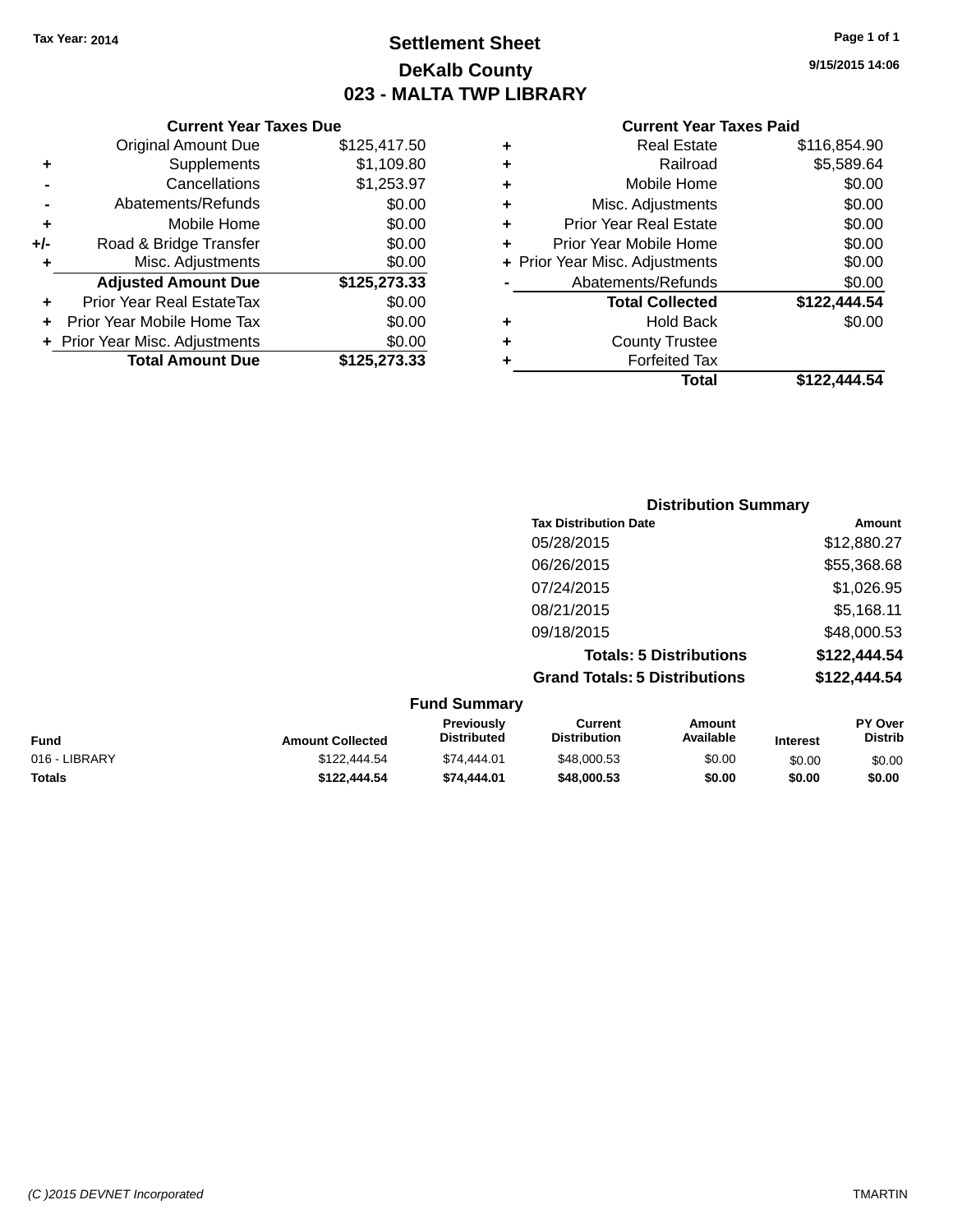Tax Year: 2014

# Settlement Sheet

## DeKalb County

## 023 - MALTA TWP LIBRARY

9/15/2015 14:06

### Current Year Taxes Due

| | | |
|---|---|---|
| | Original Amount Due | $125,417.50 |
| + | Supplements | $1,109.80 |
| - | Cancellations | $1,253.97 |
| - | Abatements/Refunds | $0.00 |
| + | Mobile Home | $0.00 |
| +/- | Road & Bridge Transfer | $0.00 |
| + | Misc. Adjustments | $0.00 |
| | **Adjusted Amount Due** | **$125,273.33** |
| + | Prior Year Real EstateTax | $0.00 |
| + | Prior Year Mobile Home Tax | $0.00 |
| + | Prior Year Misc. Adjustments | $0.00 |
| | **Total Amount Due** | **$125,273.33** |

### Current Year Taxes Paid

| | | |
|---|---|---|
| + | Real Estate | $116,854.90 |
| + | Railroad | $5,589.64 |
| + | Mobile Home | $0.00 |
| + | Misc. Adjustments | $0.00 |
| + | Prior Year Real Estate | $0.00 |
| + | Prior Year Mobile Home | $0.00 |
| + | Prior Year Misc. Adjustments | $0.00 |
| - | Abatements/Refunds | $0.00 |
| | **Total Collected** | **$122,444.54** |
| + | Hold Back | $0.00 |
| + | County Trustee | |
| + | Forfeited Tax | |
| | **Total** | **$122,444.54** |

### Distribution Summary

| Tax Distribution Date | Amount |
|---|---|
| 05/28/2015 | $12,880.27 |
| 06/26/2015 | $55,368.68 |
| 07/24/2015 | $1,026.95 |
| 08/21/2015 | $5,168.11 |
| 09/18/2015 | $48,000.53 |
| **Totals: 5 Distributions** | **$122,444.54** |
| **Grand Totals: 5 Distributions** | **$122,444.54** |

### Fund Summary

| Fund | Amount Collected | Previously Distributed | Current Distribution | Amount Available | Interest | PY Over Distrib |
|---|---|---|---|---|---|---|
| 016 - LIBRARY | $122,444.54 | $74,444.01 | $48,000.53 | $0.00 | $0.00 | $0.00 |
| **Totals** | **$122,444.54** | **$74,444.01** | **$48,000.53** | **$0.00** | **$0.00** | **$0.00** |

(C )2015 DEVNET Incorporated TMARTIN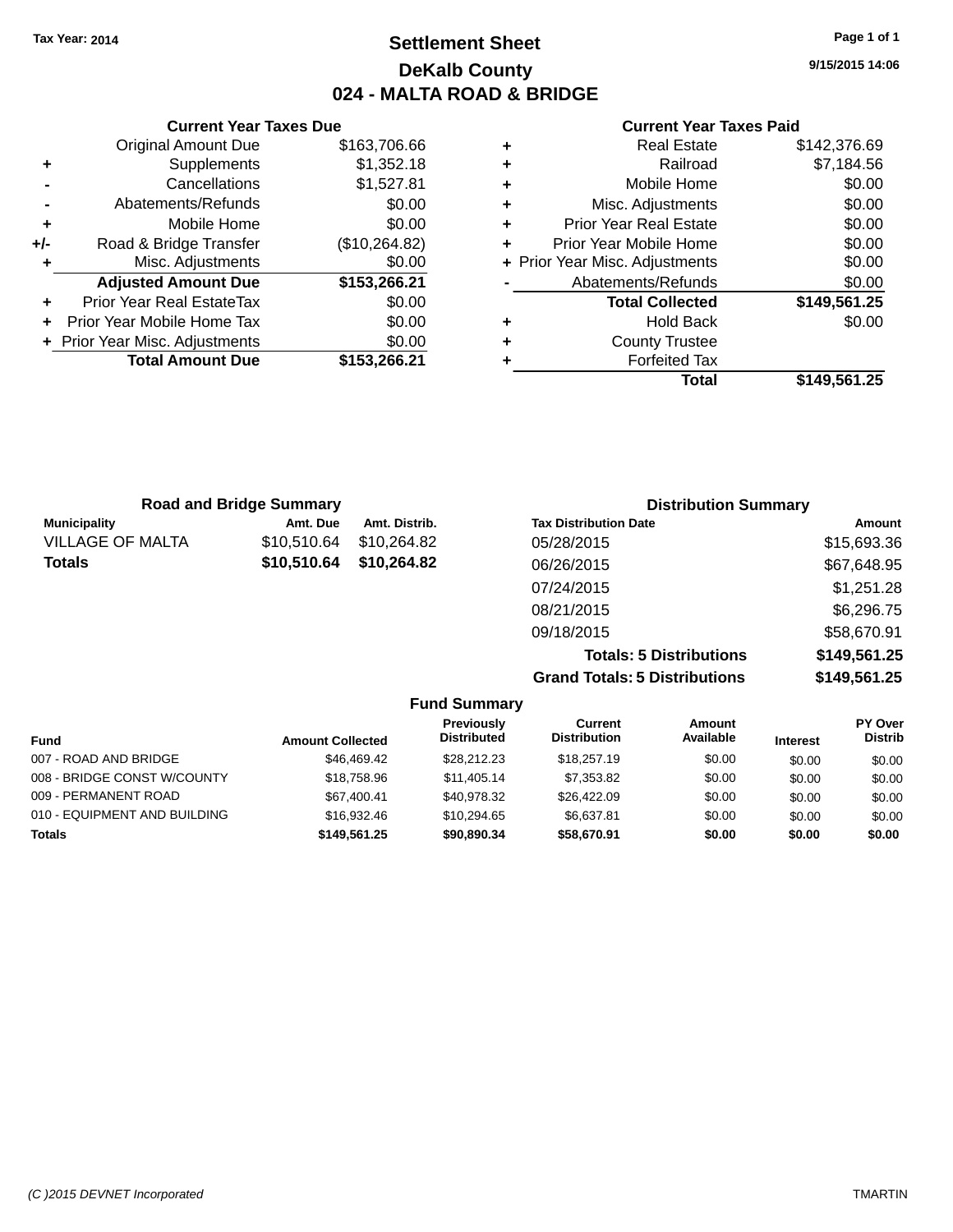Tax Year: 2014

# Settlement Sheet

## DeKalb County

## 024 - MALTA ROAD & BRIDGE

9/15/2015 14:06

### Current Year Taxes Due

| | | |
|---|---|---|
| | Original Amount Due | $163,706.66 |
| + | Supplements | $1,352.18 |
| - | Cancellations | $1,527.81 |
| - | Abatements/Refunds | $0.00 |
| + | Mobile Home | $0.00 |
| +/- | Road & Bridge Transfer | ($10,264.82) |
| + | Misc. Adjustments | $0.00 |
| | **Adjusted Amount Due** | **$153,266.21** |
| + | Prior Year Real EstateTax | $0.00 |
| + | Prior Year Mobile Home Tax | $0.00 |
| + | Prior Year Misc. Adjustments | $0.00 |
| | **Total Amount Due** | **$153,266.21** |

### Current Year Taxes Paid

| | | |
|---|---|---|
| + | Real Estate | $142,376.69 |
| + | Railroad | $7,184.56 |
| + | Mobile Home | $0.00 |
| + | Misc. Adjustments | $0.00 |
| + | Prior Year Real Estate | $0.00 |
| + | Prior Year Mobile Home | $0.00 |
| + | Prior Year Misc. Adjustments | $0.00 |
| - | Abatements/Refunds | $0.00 |
| | **Total Collected** | **$149,561.25** |
| + | Hold Back | $0.00 |
| + | County Trustee | |
| + | Forfeited Tax | |
| | **Total** | **$149,561.25** |

### Road and Bridge Summary

| Municipality | Amt. Due | Amt. Distrib. |
|---|---|---|
| VILLAGE OF MALTA | $10,510.64 | $10,264.82 |
| **Totals** | **$10,510.64** | **$10,264.82** |

### Distribution Summary

| Tax Distribution Date | Amount |
|---|---|
| 05/28/2015 | $15,693.36 |
| 06/26/2015 | $67,648.95 |
| 07/24/2015 | $1,251.28 |
| 08/21/2015 | $6,296.75 |
| 09/18/2015 | $58,670.91 |
| **Totals: 5 Distributions** | **$149,561.25** |
| **Grand Totals: 5 Distributions** | **$149,561.25** |

### Fund Summary

| Fund | Amount Collected | Previously Distributed | Current Distribution | Amount Available | Interest | PY Over Distrib |
|---|---|---|---|---|---|---|
| 007 - ROAD AND BRIDGE | $46,469.42 | $28,212.23 | $18,257.19 | $0.00 | $0.00 | $0.00 |
| 008 - BRIDGE CONST W/COUNTY | $18,758.96 | $11,405.14 | $7,353.82 | $0.00 | $0.00 | $0.00 |
| 009 - PERMANENT ROAD | $67,400.41 | $40,978.32 | $26,422.09 | $0.00 | $0.00 | $0.00 |
| 010 - EQUIPMENT AND BUILDING | $16,932.46 | $10,294.65 | $6,637.81 | $0.00 | $0.00 | $0.00 |
| **Totals** | **$149,561.25** | **$90,890.34** | **$58,670.91** | **$0.00** | **$0.00** | **$0.00** |

(C )2015 DEVNET Incorporated — TMARTIN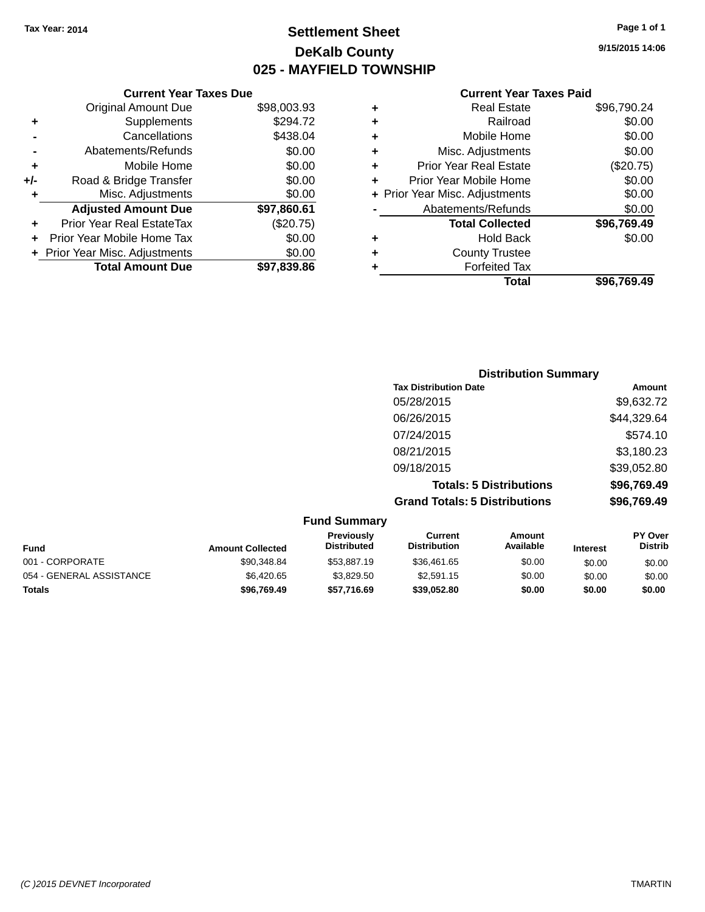Tax Year: 2014

# Settlement Sheet

## DeKalb County

## 025 - MAYFIELD TOWNSHIP

9/15/2015 14:06

### Current Year Taxes Due

| | | |
|---|---|---|
| | Original Amount Due | $98,003.93 |
| + | Supplements | $294.72 |
| - | Cancellations | $438.04 |
| - | Abatements/Refunds | $0.00 |
| + | Mobile Home | $0.00 |
| +/- | Road & Bridge Transfer | $0.00 |
| + | Misc. Adjustments | $0.00 |
| | **Adjusted Amount Due** | **$97,860.61** |
| + | Prior Year Real EstateTax | ($20.75) |
| + | Prior Year Mobile Home Tax | $0.00 |
| + | Prior Year Misc. Adjustments | $0.00 |
| | **Total Amount Due** | **$97,839.86** |

### Current Year Taxes Paid

| | | |
|---|---|---|
| + | Real Estate | $96,790.24 |
| + | Railroad | $0.00 |
| + | Mobile Home | $0.00 |
| + | Misc. Adjustments | $0.00 |
| + | Prior Year Real Estate | ($20.75) |
| + | Prior Year Mobile Home | $0.00 |
| + | Prior Year Misc. Adjustments | $0.00 |
| - | Abatements/Refunds | $0.00 |
| | **Total Collected** | **$96,769.49** |
| + | Hold Back | $0.00 |
| + | County Trustee | |
| + | Forfeited Tax | |
| | **Total** | **$96,769.49** |

### Distribution Summary

| Tax Distribution Date | Amount |
|---|---|
| 05/28/2015 | $9,632.72 |
| 06/26/2015 | $44,329.64 |
| 07/24/2015 | $574.10 |
| 08/21/2015 | $3,180.23 |
| 09/18/2015 | $39,052.80 |
| **Totals: 5 Distributions** | **$96,769.49** |
| **Grand Totals: 5 Distributions** | **$96,769.49** |

### Fund Summary

| Fund | Amount Collected | Previously Distributed | Current Distribution | Amount Available | Interest | PY Over Distrib |
|---|---|---|---|---|---|---|
| 001 - CORPORATE | $90,348.84 | $53,887.19 | $36,461.65 | $0.00 | $0.00 | $0.00 |
| 054 - GENERAL ASSISTANCE | $6,420.65 | $3,829.50 | $2,591.15 | $0.00 | $0.00 | $0.00 |
| **Totals** | **$96,769.49** | **$57,716.69** | **$39,052.80** | **$0.00** | **$0.00** | **$0.00** |

(C )2015 DEVNET Incorporated TMARTIN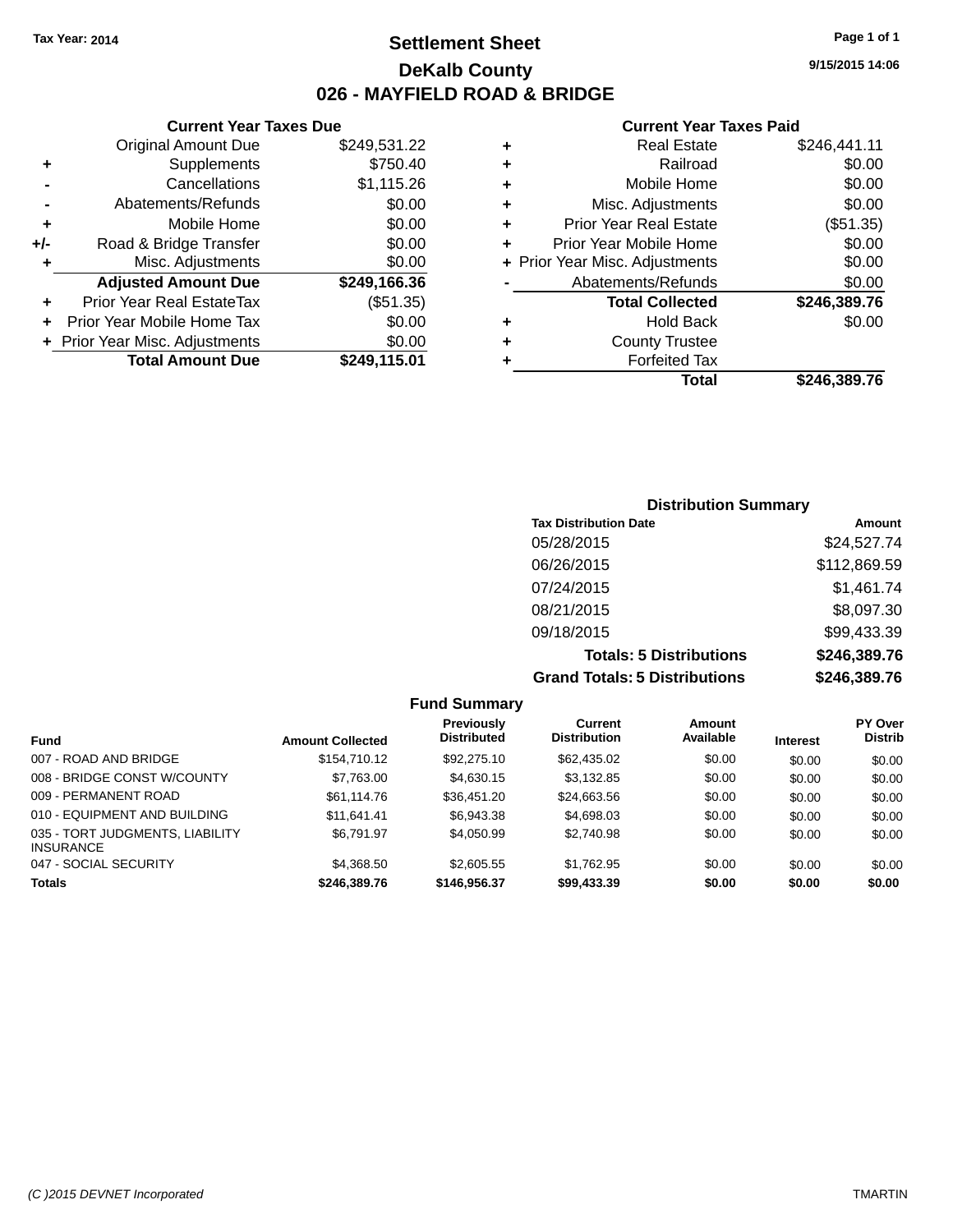Tax Year: 2014

# Settlement Sheet

## DeKalb County

## 026 - MAYFIELD ROAD & BRIDGE

9/15/2015 14:06

### Current Year Taxes Due

| | | |
|---|---|---|
| | Original Amount Due | $249,531.22 |
| + | Supplements | $750.40 |
| - | Cancellations | $1,115.26 |
| - | Abatements/Refunds | $0.00 |
| + | Mobile Home | $0.00 |
| +/- | Road & Bridge Transfer | $0.00 |
| + | Misc. Adjustments | $0.00 |
| | **Adjusted Amount Due** | **$249,166.36** |
| + | Prior Year Real EstateTax | ($51.35) |
| + | Prior Year Mobile Home Tax | $0.00 |
| + | Prior Year Misc. Adjustments | $0.00 |
| | **Total Amount Due** | **$249,115.01** |

### Current Year Taxes Paid

| | | |
|---|---|---|
| + | Real Estate | $246,441.11 |
| + | Railroad | $0.00 |
| + | Mobile Home | $0.00 |
| + | Misc. Adjustments | $0.00 |
| + | Prior Year Real Estate | ($51.35) |
| + | Prior Year Mobile Home | $0.00 |
| + | Prior Year Misc. Adjustments | $0.00 |
| - | Abatements/Refunds | $0.00 |
| | **Total Collected** | **$246,389.76** |
| + | Hold Back | $0.00 |
| + | County Trustee | |
| + | Forfeited Tax | |
| | **Total** | **$246,389.76** |

### Distribution Summary

| Tax Distribution Date | Amount |
|---|---|
| 05/28/2015 | $24,527.74 |
| 06/26/2015 | $112,869.59 |
| 07/24/2015 | $1,461.74 |
| 08/21/2015 | $8,097.30 |
| 09/18/2015 | $99,433.39 |
| **Totals: 5 Distributions** | **$246,389.76** |
| **Grand Totals: 5 Distributions** | **$246,389.76** |

### Fund Summary

| Fund | Amount Collected | Previously Distributed | Current Distribution | Amount Available | Interest | PY Over Distrib |
|---|---|---|---|---|---|---|
| 007 - ROAD AND BRIDGE | $154,710.12 | $92,275.10 | $62,435.02 | $0.00 | $0.00 | $0.00 |
| 008 - BRIDGE CONST W/COUNTY | $7,763.00 | $4,630.15 | $3,132.85 | $0.00 | $0.00 | $0.00 |
| 009 - PERMANENT ROAD | $61,114.76 | $36,451.20 | $24,663.56 | $0.00 | $0.00 | $0.00 |
| 010 - EQUIPMENT AND BUILDING | $11,641.41 | $6,943.38 | $4,698.03 | $0.00 | $0.00 | $0.00 |
| 035 - TORT JUDGMENTS, LIABILITY INSURANCE | $6,791.97 | $4,050.99 | $2,740.98 | $0.00 | $0.00 | $0.00 |
| 047 - SOCIAL SECURITY | $4,368.50 | $2,605.55 | $1,762.95 | $0.00 | $0.00 | $0.00 |
| **Totals** | **$246,389.76** | **$146,956.37** | **$99,433.39** | **$0.00** | **$0.00** | **$0.00** |

(C )2015 DEVNET Incorporated TMARTIN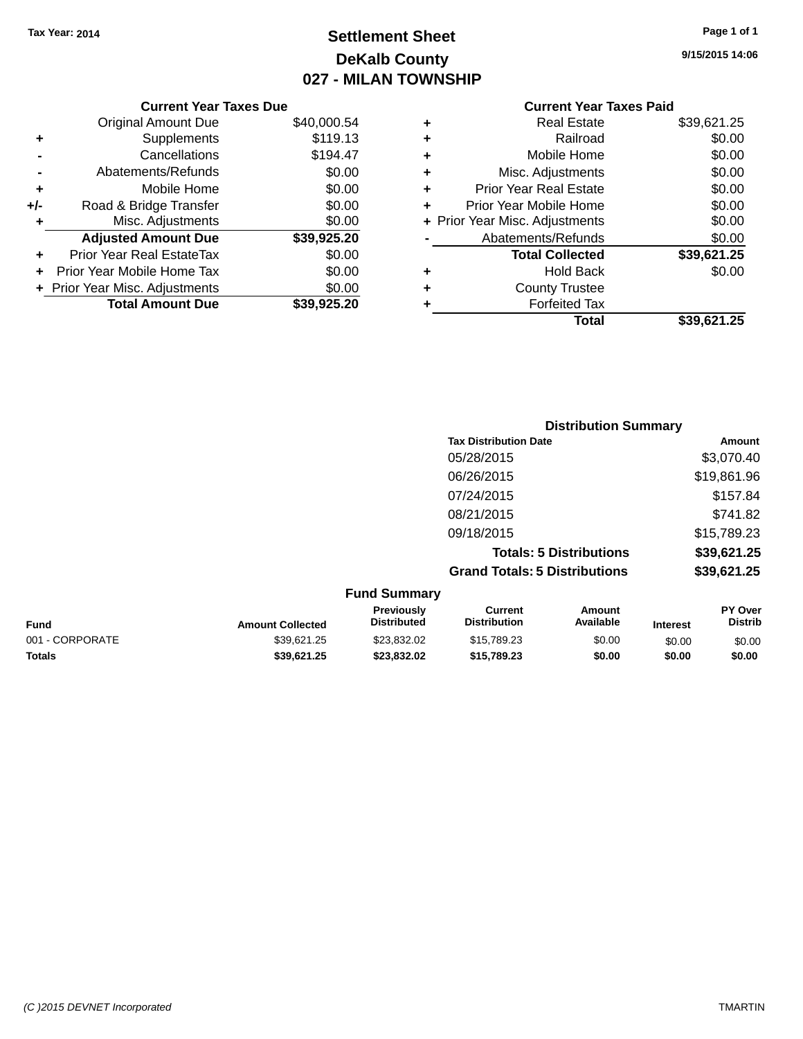Tax Year: 2014

# Settlement Sheet

## DeKalb County

## 027 - MILAN TOWNSHIP

9/15/2015 14:06

### Current Year Taxes Due

| | | |
|---|---|---|
| | Original Amount Due | $40,000.54 |
| + | Supplements | $119.13 |
| - | Cancellations | $194.47 |
| - | Abatements/Refunds | $0.00 |
| + | Mobile Home | $0.00 |
| +/- | Road & Bridge Transfer | $0.00 |
| + | Misc. Adjustments | $0.00 |
| | **Adjusted Amount Due** | **$39,925.20** |
| + | Prior Year Real EstateTax | $0.00 |
| + | Prior Year Mobile Home Tax | $0.00 |
| + | Prior Year Misc. Adjustments | $0.00 |
| | **Total Amount Due** | **$39,925.20** |

### Current Year Taxes Paid

| | | |
|---|---|---|
| + | Real Estate | $39,621.25 |
| + | Railroad | $0.00 |
| + | Mobile Home | $0.00 |
| + | Misc. Adjustments | $0.00 |
| + | Prior Year Real Estate | $0.00 |
| + | Prior Year Mobile Home | $0.00 |
| + | Prior Year Misc. Adjustments | $0.00 |
| - | Abatements/Refunds | $0.00 |
| | **Total Collected** | **$39,621.25** |
| + | Hold Back | $0.00 |
| + | County Trustee | |
| + | Forfeited Tax | |
| | **Total** | **$39,621.25** |

### Distribution Summary

| Tax Distribution Date | Amount |
|---|---|
| 05/28/2015 | $3,070.40 |
| 06/26/2015 | $19,861.96 |
| 07/24/2015 | $157.84 |
| 08/21/2015 | $741.82 |
| 09/18/2015 | $15,789.23 |
| **Totals: 5 Distributions** | **$39,621.25** |
| **Grand Totals: 5 Distributions** | **$39,621.25** |

### Fund Summary

| Fund | Amount Collected | Previously Distributed | Current Distribution | Amount Available | Interest | PY Over Distrib |
|---|---|---|---|---|---|---|
| 001 - CORPORATE | $39,621.25 | $23,832.02 | $15,789.23 | $0.00 | $0.00 | $0.00 |
| **Totals** | **$39,621.25** | **$23,832.02** | **$15,789.23** | **$0.00** | **$0.00** | **$0.00** |

(C )2015 DEVNET Incorporated TMARTIN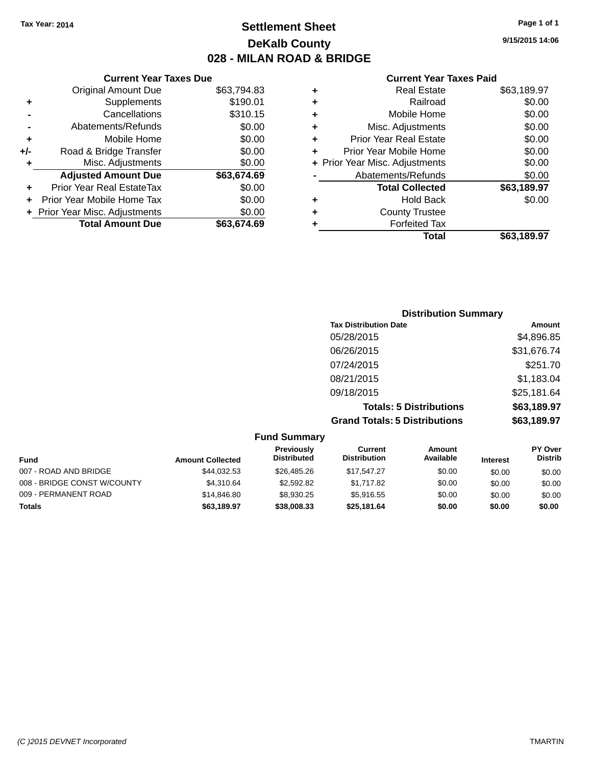Tax Year: 2014

# Settlement Sheet

## DeKalb County

## 028 - MILAN ROAD & BRIDGE

9/15/2015 14:06

### Current Year Taxes Due

| | | |
|---|---|---|
| | Original Amount Due | $63,794.83 |
| + | Supplements | $190.01 |
| - | Cancellations | $310.15 |
| - | Abatements/Refunds | $0.00 |
| + | Mobile Home | $0.00 |
| +/- | Road & Bridge Transfer | $0.00 |
| + | Misc. Adjustments | $0.00 |
| | **Adjusted Amount Due** | **$63,674.69** |
| + | Prior Year Real EstateTax | $0.00 |
| + | Prior Year Mobile Home Tax | $0.00 |
| + | Prior Year Misc. Adjustments | $0.00 |
| | **Total Amount Due** | **$63,674.69** |

### Current Year Taxes Paid

| | | |
|---|---|---|
| + | Real Estate | $63,189.97 |
| + | Railroad | $0.00 |
| + | Mobile Home | $0.00 |
| + | Misc. Adjustments | $0.00 |
| + | Prior Year Real Estate | $0.00 |
| + | Prior Year Mobile Home | $0.00 |
| + | Prior Year Misc. Adjustments | $0.00 |
| - | Abatements/Refunds | $0.00 |
| | **Total Collected** | **$63,189.97** |
| + | Hold Back | $0.00 |
| + | County Trustee | |
| + | Forfeited Tax | |
| | **Total** | **$63,189.97** |

### Distribution Summary

| Tax Distribution Date | Amount |
|---|---|
| 05/28/2015 | $4,896.85 |
| 06/26/2015 | $31,676.74 |
| 07/24/2015 | $251.70 |
| 08/21/2015 | $1,183.04 |
| 09/18/2015 | $25,181.64 |
| **Totals: 5 Distributions** | **$63,189.97** |
| **Grand Totals: 5 Distributions** | **$63,189.97** |

### Fund Summary

| Fund | Amount Collected | Previously Distributed | Current Distribution | Amount Available | Interest | PY Over Distrib |
|---|---|---|---|---|---|---|
| 007 - ROAD AND BRIDGE | $44,032.53 | $26,485.26 | $17,547.27 | $0.00 | $0.00 | $0.00 |
| 008 - BRIDGE CONST W/COUNTY | $4,310.64 | $2,592.82 | $1,717.82 | $0.00 | $0.00 | $0.00 |
| 009 - PERMANENT ROAD | $14,846.80 | $8,930.25 | $5,916.55 | $0.00 | $0.00 | $0.00 |
| **Totals** | **$63,189.97** | **$38,008.33** | **$25,181.64** | **$0.00** | **$0.00** | **$0.00** |

(C )2015 DEVNET Incorporated

TMARTIN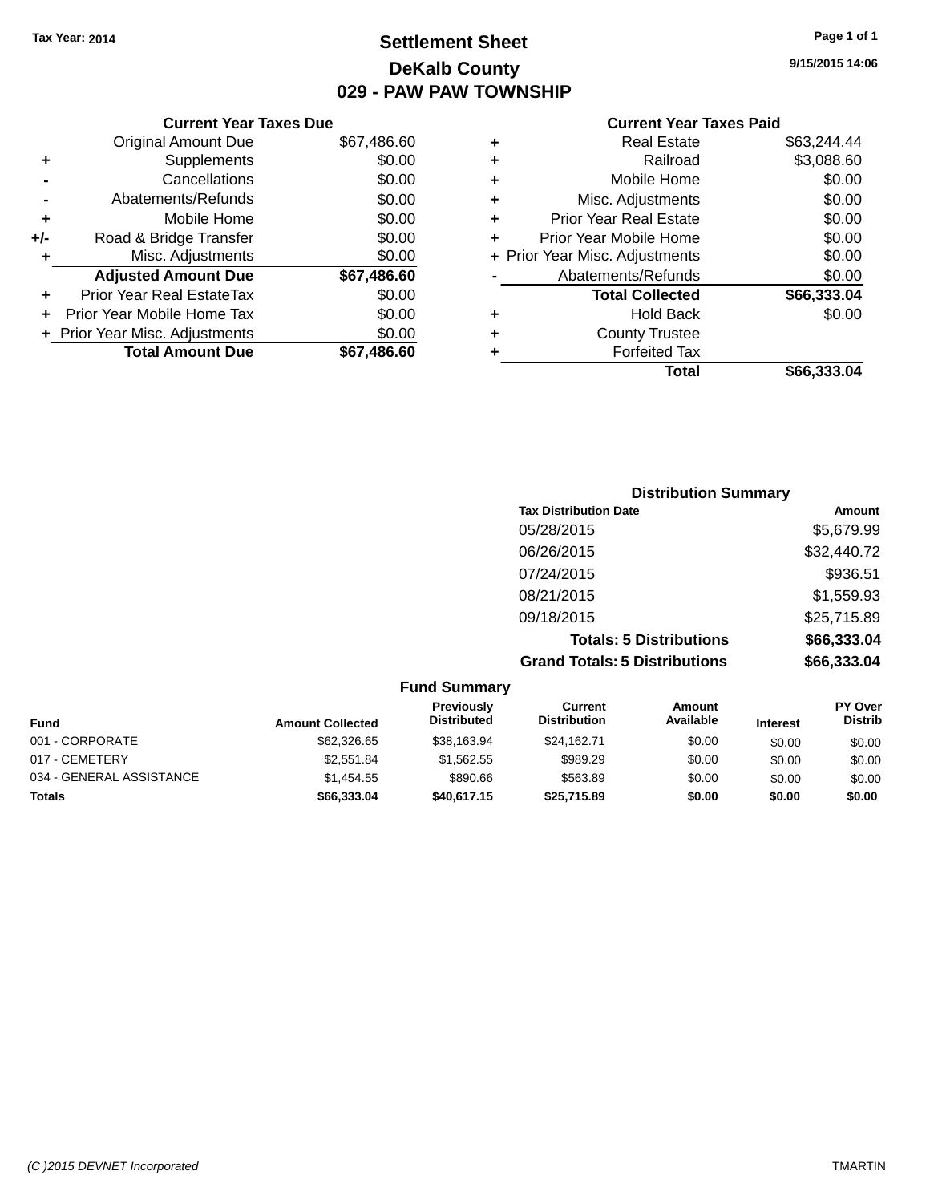Tax Year: 2014

# Settlement Sheet

## DeKalb County

## 029 - PAW PAW TOWNSHIP

9/15/2015 14:06

### Current Year Taxes Due

| | | |
|---|---|---|
| | Original Amount Due | $67,486.60 |
| + | Supplements | $0.00 |
| - | Cancellations | $0.00 |
| - | Abatements/Refunds | $0.00 |
| + | Mobile Home | $0.00 |
| +/- | Road & Bridge Transfer | $0.00 |
| + | Misc. Adjustments | $0.00 |
| | **Adjusted Amount Due** | **$67,486.60** |
| + | Prior Year Real EstateTax | $0.00 |
| + | Prior Year Mobile Home Tax | $0.00 |
| + | Prior Year Misc. Adjustments | $0.00 |
| | **Total Amount Due** | **$67,486.60** |

### Current Year Taxes Paid

| | | |
|---|---|---|
| + | Real Estate | $63,244.44 |
| + | Railroad | $3,088.60 |
| + | Mobile Home | $0.00 |
| + | Misc. Adjustments | $0.00 |
| + | Prior Year Real Estate | $0.00 |
| + | Prior Year Mobile Home | $0.00 |
| + | Prior Year Misc. Adjustments | $0.00 |
| - | Abatements/Refunds | $0.00 |
| | **Total Collected** | **$66,333.04** |
| + | Hold Back | $0.00 |
| + | County Trustee | |
| + | Forfeited Tax | |
| | **Total** | **$66,333.04** |

### Distribution Summary

| Tax Distribution Date | Amount |
|---|---|
| 05/28/2015 | $5,679.99 |
| 06/26/2015 | $32,440.72 |
| 07/24/2015 | $936.51 |
| 08/21/2015 | $1,559.93 |
| 09/18/2015 | $25,715.89 |
| **Totals: 5 Distributions** | **$66,333.04** |
| **Grand Totals: 5 Distributions** | **$66,333.04** |

### Fund Summary

| Fund | Amount Collected | Previously Distributed | Current Distribution | Amount Available | Interest | PY Over Distrib |
|---|---|---|---|---|---|---|
| 001 - CORPORATE | $62,326.65 | $38,163.94 | $24,162.71 | $0.00 | $0.00 | $0.00 |
| 017 - CEMETERY | $2,551.84 | $1,562.55 | $989.29 | $0.00 | $0.00 | $0.00 |
| 034 - GENERAL ASSISTANCE | $1,454.55 | $890.66 | $563.89 | $0.00 | $0.00 | $0.00 |
| **Totals** | **$66,333.04** | **$40,617.15** | **$25,715.89** | **$0.00** | **$0.00** | **$0.00** |

(C )2015 DEVNET Incorporated — TMARTIN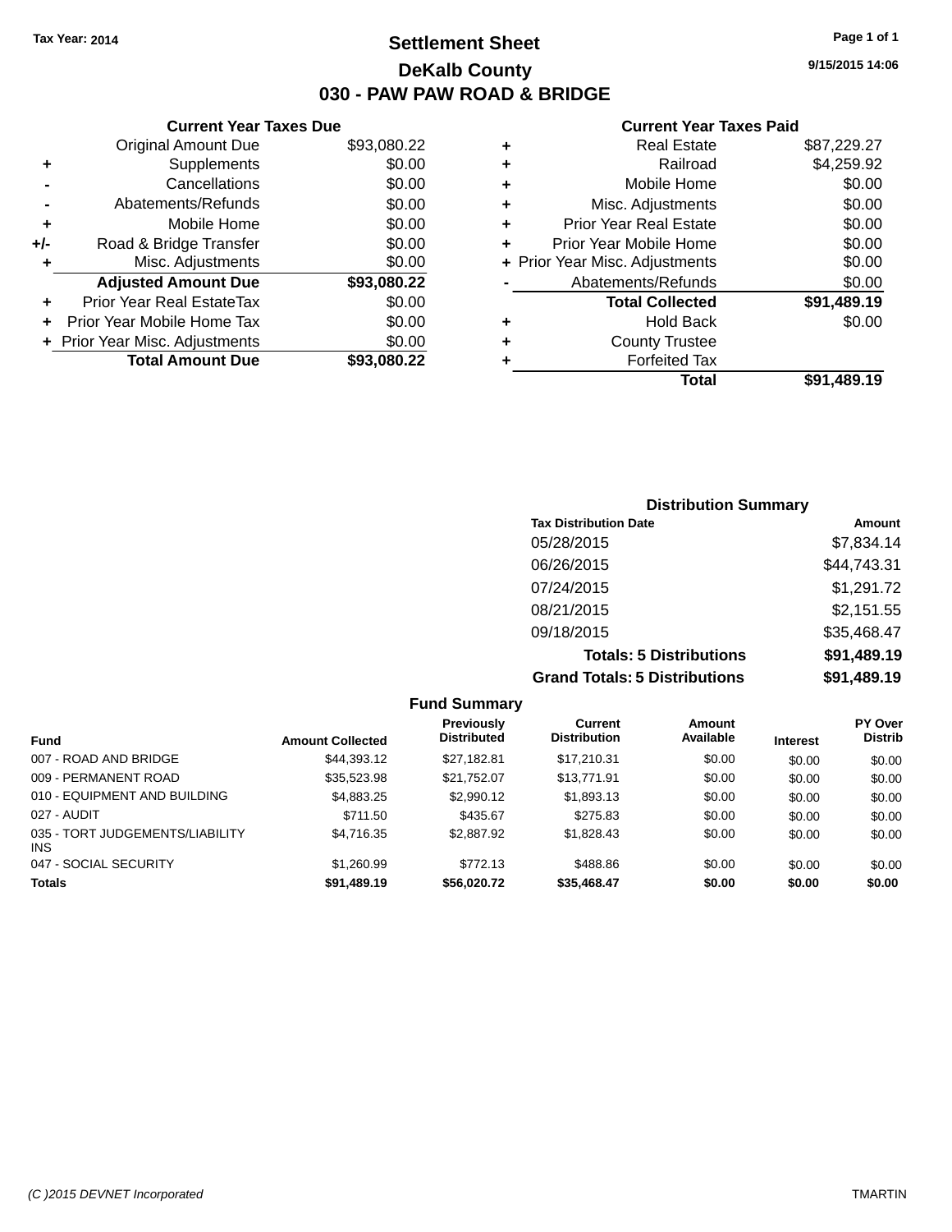Tax Year: 2014

# Settlement Sheet

## DeKalb County

## 030 - PAW PAW ROAD & BRIDGE

9/15/2015 14:06

### Current Year Taxes Due

| | | |
|---|---|---|
| | Original Amount Due | $93,080.22 |
| + | Supplements | $0.00 |
| - | Cancellations | $0.00 |
| - | Abatements/Refunds | $0.00 |
| + | Mobile Home | $0.00 |
| +/- | Road & Bridge Transfer | $0.00 |
| + | Misc. Adjustments | $0.00 |
| | **Adjusted Amount Due** | **$93,080.22** |
| + | Prior Year Real EstateTax | $0.00 |
| + | Prior Year Mobile Home Tax | $0.00 |
| + | Prior Year Misc. Adjustments | $0.00 |
| | **Total Amount Due** | **$93,080.22** |

### Current Year Taxes Paid

| | | |
|---|---|---|
| + | Real Estate | $87,229.27 |
| + | Railroad | $4,259.92 |
| + | Mobile Home | $0.00 |
| + | Misc. Adjustments | $0.00 |
| + | Prior Year Real Estate | $0.00 |
| + | Prior Year Mobile Home | $0.00 |
| + | Prior Year Misc. Adjustments | $0.00 |
| - | Abatements/Refunds | $0.00 |
| | **Total Collected** | **$91,489.19** |
| + | Hold Back | $0.00 |
| + | County Trustee | |
| + | Forfeited Tax | |
| | **Total** | **$91,489.19** |

### Distribution Summary

| Tax Distribution Date | Amount |
|---|---|
| 05/28/2015 | $7,834.14 |
| 06/26/2015 | $44,743.31 |
| 07/24/2015 | $1,291.72 |
| 08/21/2015 | $2,151.55 |
| 09/18/2015 | $35,468.47 |
| **Totals: 5 Distributions** | **$91,489.19** |
| **Grand Totals: 5 Distributions** | **$91,489.19** |

### Fund Summary

| Fund | Amount Collected | Previously Distributed | Current Distribution | Amount Available | Interest | PY Over Distrib |
|---|---|---|---|---|---|---|
| 007 - ROAD AND BRIDGE | $44,393.12 | $27,182.81 | $17,210.31 | $0.00 | $0.00 | $0.00 |
| 009 - PERMANENT ROAD | $35,523.98 | $21,752.07 | $13,771.91 | $0.00 | $0.00 | $0.00 |
| 010 - EQUIPMENT AND BUILDING | $4,883.25 | $2,990.12 | $1,893.13 | $0.00 | $0.00 | $0.00 |
| 027 - AUDIT | $711.50 | $435.67 | $275.83 | $0.00 | $0.00 | $0.00 |
| 035 - TORT JUDGEMENTS/LIABILITY INS | $4,716.35 | $2,887.92 | $1,828.43 | $0.00 | $0.00 | $0.00 |
| 047 - SOCIAL SECURITY | $1,260.99 | $772.13 | $488.86 | $0.00 | $0.00 | $0.00 |
| **Totals** | **$91,489.19** | **$56,020.72** | **$35,468.47** | **$0.00** | **$0.00** | **$0.00** |

(C )2015 DEVNET Incorporated TMARTIN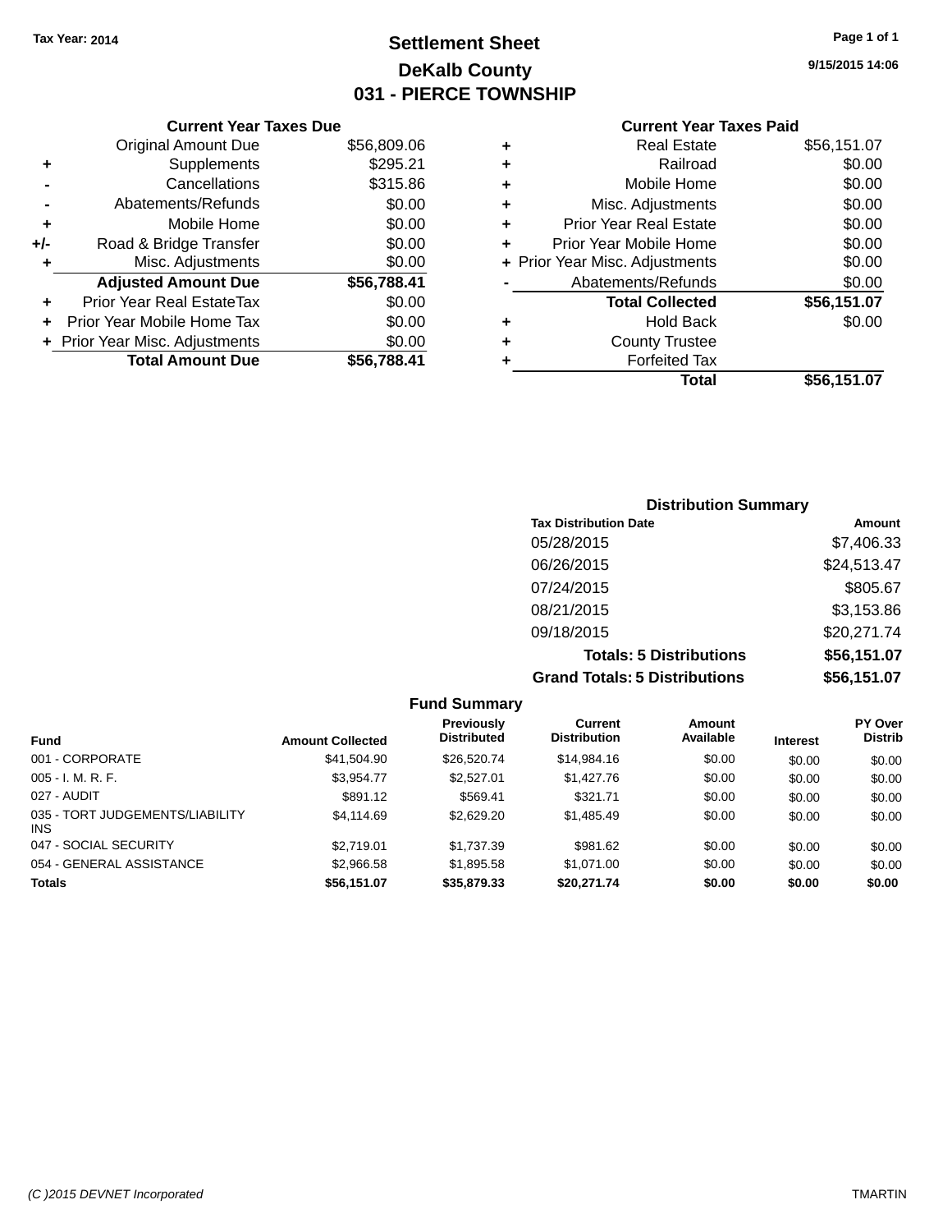Tax Year: 2014

# Settlement Sheet
## DeKalb County
## 031 - PIERCE TOWNSHIP

9/15/2015 14:06

### Current Year Taxes Due

| | | |
|---|---|---|
| | Original Amount Due | $56,809.06 |
| + | Supplements | $295.21 |
| - | Cancellations | $315.86 |
| - | Abatements/Refunds | $0.00 |
| + | Mobile Home | $0.00 |
| +/- | Road & Bridge Transfer | $0.00 |
| + | Misc. Adjustments | $0.00 |
| | **Adjusted Amount Due** | **$56,788.41** |
| + | Prior Year Real EstateTax | $0.00 |
| + | Prior Year Mobile Home Tax | $0.00 |
| + | Prior Year Misc. Adjustments | $0.00 |
| | **Total Amount Due** | **$56,788.41** |

### Current Year Taxes Paid

| | | |
|---|---|---|
| + | Real Estate | $56,151.07 |
| + | Railroad | $0.00 |
| + | Mobile Home | $0.00 |
| + | Misc. Adjustments | $0.00 |
| + | Prior Year Real Estate | $0.00 |
| + | Prior Year Mobile Home | $0.00 |
| + | Prior Year Misc. Adjustments | $0.00 |
| - | Abatements/Refunds | $0.00 |
| | **Total Collected** | **$56,151.07** |
| + | Hold Back | $0.00 |
| + | County Trustee | |
| + | Forfeited Tax | |
| | **Total** | **$56,151.07** |

### Distribution Summary

| Tax Distribution Date | Amount |
|---|---|
| 05/28/2015 | $7,406.33 |
| 06/26/2015 | $24,513.47 |
| 07/24/2015 | $805.67 |
| 08/21/2015 | $3,153.86 |
| 09/18/2015 | $20,271.74 |
| **Totals: 5 Distributions** | **$56,151.07** |
| **Grand Totals: 5 Distributions** | **$56,151.07** |

### Fund Summary

| Fund | Amount Collected | Previously Distributed | Current Distribution | Amount Available | Interest | PY Over Distrib |
|---|---|---|---|---|---|---|
| 001 - CORPORATE | $41,504.90 | $26,520.74 | $14,984.16 | $0.00 | $0.00 | $0.00 |
| 005 - I. M. R. F. | $3,954.77 | $2,527.01 | $1,427.76 | $0.00 | $0.00 | $0.00 |
| 027 - AUDIT | $891.12 | $569.41 | $321.71 | $0.00 | $0.00 | $0.00 |
| 035 - TORT JUDGEMENTS/LIABILITY INS | $4,114.69 | $2,629.20 | $1,485.49 | $0.00 | $0.00 | $0.00 |
| 047 - SOCIAL SECURITY | $2,719.01 | $1,737.39 | $981.62 | $0.00 | $0.00 | $0.00 |
| 054 - GENERAL ASSISTANCE | $2,966.58 | $1,895.58 | $1,071.00 | $0.00 | $0.00 | $0.00 |
| **Totals** | **$56,151.07** | **$35,879.33** | **$20,271.74** | **$0.00** | **$0.00** | **$0.00** |

(C )2015 DEVNET Incorporated TMARTIN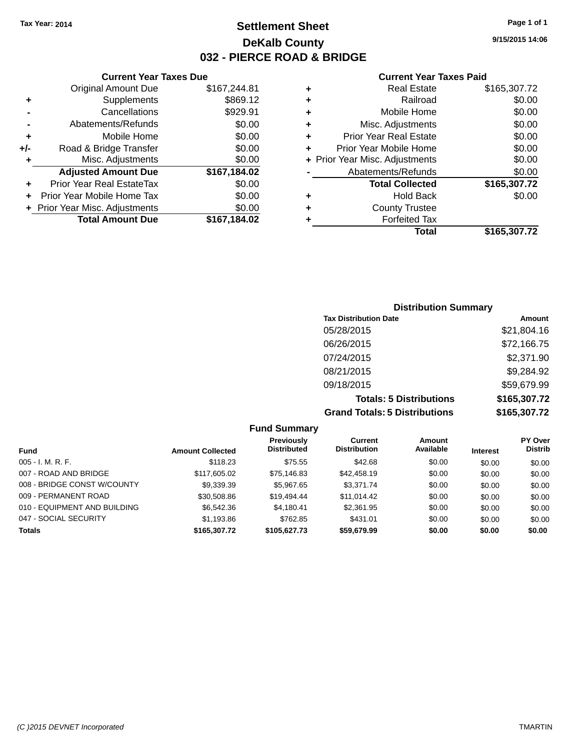Tax Year: 2014

# Settlement Sheet

## DeKalb County

## 032 - PIERCE ROAD & BRIDGE

9/15/2015 14:06

### Current Year Taxes Due

| | | |
|---|---|---|
| | Original Amount Due | $167,244.81 |
| + | Supplements | $869.12 |
| - | Cancellations | $929.91 |
| - | Abatements/Refunds | $0.00 |
| + | Mobile Home | $0.00 |
| +/- | Road & Bridge Transfer | $0.00 |
| + | Misc. Adjustments | $0.00 |
| | **Adjusted Amount Due** | **$167,184.02** |
| + | Prior Year Real EstateTax | $0.00 |
| + | Prior Year Mobile Home Tax | $0.00 |
| + | Prior Year Misc. Adjustments | $0.00 |
| | **Total Amount Due** | **$167,184.02** |

### Current Year Taxes Paid

| | | |
|---|---|---|
| + | Real Estate | $165,307.72 |
| + | Railroad | $0.00 |
| + | Mobile Home | $0.00 |
| + | Misc. Adjustments | $0.00 |
| + | Prior Year Real Estate | $0.00 |
| + | Prior Year Mobile Home | $0.00 |
| + | Prior Year Misc. Adjustments | $0.00 |
| - | Abatements/Refunds | $0.00 |
| | **Total Collected** | **$165,307.72** |
| + | Hold Back | $0.00 |
| + | County Trustee | |
| + | Forfeited Tax | |
| | **Total** | **$165,307.72** |

### Distribution Summary

| Tax Distribution Date | Amount |
|---|---|
| 05/28/2015 | $21,804.16 |
| 06/26/2015 | $72,166.75 |
| 07/24/2015 | $2,371.90 |
| 08/21/2015 | $9,284.92 |
| 09/18/2015 | $59,679.99 |
| **Totals: 5 Distributions** | **$165,307.72** |
| **Grand Totals: 5 Distributions** | **$165,307.72** |

### Fund Summary

| Fund | Amount Collected | Previously Distributed | Current Distribution | Amount Available | Interest | PY Over Distrib |
|---|---|---|---|---|---|---|
| 005 - I. M. R. F. | $118.23 | $75.55 | $42.68 | $0.00 | $0.00 | $0.00 |
| 007 - ROAD AND BRIDGE | $117,605.02 | $75,146.83 | $42,458.19 | $0.00 | $0.00 | $0.00 |
| 008 - BRIDGE CONST W/COUNTY | $9,339.39 | $5,967.65 | $3,371.74 | $0.00 | $0.00 | $0.00 |
| 009 - PERMANENT ROAD | $30,508.86 | $19,494.44 | $11,014.42 | $0.00 | $0.00 | $0.00 |
| 010 - EQUIPMENT AND BUILDING | $6,542.36 | $4,180.41 | $2,361.95 | $0.00 | $0.00 | $0.00 |
| 047 - SOCIAL SECURITY | $1,193.86 | $762.85 | $431.01 | $0.00 | $0.00 | $0.00 |
| **Totals** | **$165,307.72** | **$105,627.73** | **$59,679.99** | **$0.00** | **$0.00** | **$0.00** |

(C )2015 DEVNET Incorporated TMARTIN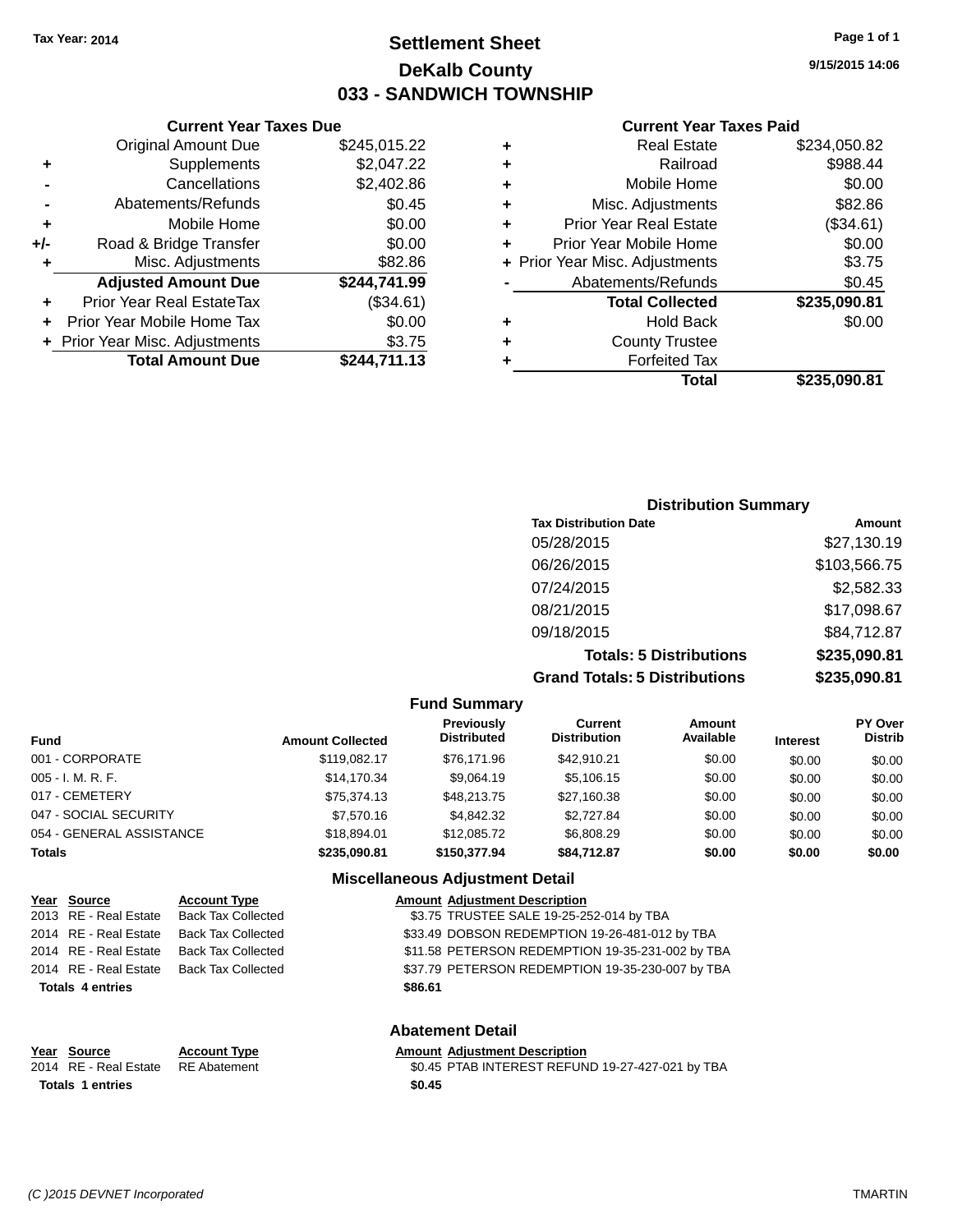Tax Year: 2014

# Settlement Sheet
## DeKalb County
## 033 - SANDWICH TOWNSHIP

9/15/2015 14:06

### Current Year Taxes Due

| | | |
|---|---|---|
| | Original Amount Due | $245,015.22 |
| + | Supplements | $2,047.22 |
| - | Cancellations | $2,402.86 |
| - | Abatements/Refunds | $0.45 |
| + | Mobile Home | $0.00 |
| +/- | Road & Bridge Transfer | $0.00 |
| + | Misc. Adjustments | $82.86 |
| | **Adjusted Amount Due** | **$244,741.99** |
| + | Prior Year Real EstateTax | ($34.61) |
| + | Prior Year Mobile Home Tax | $0.00 |
| + | Prior Year Misc. Adjustments | $3.75 |
| | **Total Amount Due** | **$244,711.13** |

### Current Year Taxes Paid

| | | |
|---|---|---|
| + | Real Estate | $234,050.82 |
| + | Railroad | $988.44 |
| + | Mobile Home | $0.00 |
| + | Misc. Adjustments | $82.86 |
| + | Prior Year Real Estate | ($34.61) |
| + | Prior Year Mobile Home | $0.00 |
| + | Prior Year Misc. Adjustments | $3.75 |
| - | Abatements/Refunds | $0.45 |
| | **Total Collected** | **$235,090.81** |
| + | Hold Back | $0.00 |
| + | County Trustee | |
| + | Forfeited Tax | |
| | **Total** | **$235,090.81** |

### Distribution Summary

| Tax Distribution Date | Amount |
|---|---|
| 05/28/2015 | $27,130.19 |
| 06/26/2015 | $103,566.75 |
| 07/24/2015 | $2,582.33 |
| 08/21/2015 | $17,098.67 |
| 09/18/2015 | $84,712.87 |
| **Totals: 5 Distributions** | **$235,090.81** |
| **Grand Totals: 5 Distributions** | **$235,090.81** |

### Fund Summary

| Fund | Amount Collected | Previously Distributed | Current Distribution | Amount Available | Interest | PY Over Distrib |
|---|---|---|---|---|---|---|
| 001 - CORPORATE | $119,082.17 | $76,171.96 | $42,910.21 | $0.00 | $0.00 | $0.00 |
| 005 - I. M. R. F. | $14,170.34 | $9,064.19 | $5,106.15 | $0.00 | $0.00 | $0.00 |
| 017 - CEMETERY | $75,374.13 | $48,213.75 | $27,160.38 | $0.00 | $0.00 | $0.00 |
| 047 - SOCIAL SECURITY | $7,570.16 | $4,842.32 | $2,727.84 | $0.00 | $0.00 | $0.00 |
| 054 - GENERAL ASSISTANCE | $18,894.01 | $12,085.72 | $6,808.29 | $0.00 | $0.00 | $0.00 |
| **Totals** | **$235,090.81** | **$150,377.94** | **$84,712.87** | **$0.00** | **$0.00** | **$0.00** |

### Miscellaneous Adjustment Detail

| Year | Source | Account Type | Amount | Adjustment Description |
|---|---|---|---|---|
| 2013 | RE - Real Estate | Back Tax Collected | $3.75 | TRUSTEE SALE 19-25-252-014 by TBA |
| 2014 | RE - Real Estate | Back Tax Collected | $33.49 | DOBSON REDEMPTION 19-26-481-012 by TBA |
| 2014 | RE - Real Estate | Back Tax Collected | $11.58 | PETERSON REDEMPTION 19-35-231-002 by TBA |
| 2014 | RE - Real Estate | Back Tax Collected | $37.79 | PETERSON REDEMPTION 19-35-230-007 by TBA |
| **Totals 4 entries** | | | **$86.61** | |

### Abatement Detail

| Year | Source | Account Type | Amount | Adjustment Description |
|---|---|---|---|---|
| 2014 | RE - Real Estate | RE Abatement | $0.45 | PTAB INTEREST REFUND 19-27-427-021 by TBA |
| **Totals 1 entries** | | | **$0.45** | |

(C )2015 DEVNET Incorporated — TMARTIN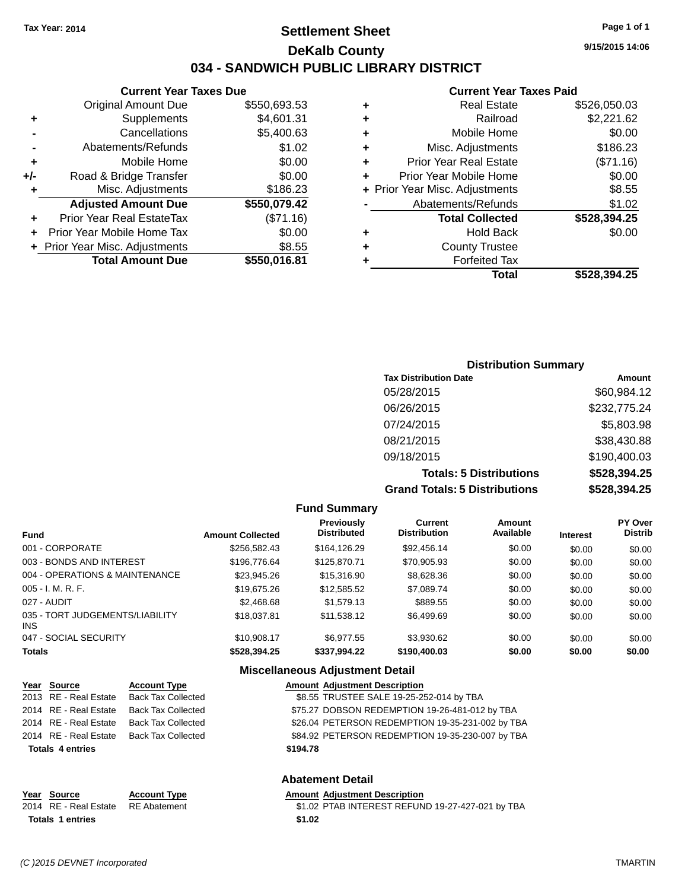Tax Year: 2014

# Settlement Sheet

## DeKalb County

## 034 - SANDWICH PUBLIC LIBRARY DISTRICT

9/15/2015 14:06

### Current Year Taxes Due

| | | |
|---|---|---|
| | Original Amount Due | $550,693.53 |
| + | Supplements | $4,601.31 |
| - | Cancellations | $5,400.63 |
| - | Abatements/Refunds | $1.02 |
| + | Mobile Home | $0.00 |
| +/- | Road & Bridge Transfer | $0.00 |
| + | Misc. Adjustments | $186.23 |
| | **Adjusted Amount Due** | **$550,079.42** |
| + | Prior Year Real EstateTax | ($71.16) |
| + | Prior Year Mobile Home Tax | $0.00 |
| + | Prior Year Misc. Adjustments | $8.55 |
| | **Total Amount Due** | **$550,016.81** |

### Current Year Taxes Paid

| | | |
|---|---|---|
| + | Real Estate | $526,050.03 |
| + | Railroad | $2,221.62 |
| + | Mobile Home | $0.00 |
| + | Misc. Adjustments | $186.23 |
| + | Prior Year Real Estate | ($71.16) |
| + | Prior Year Mobile Home | $0.00 |
| + | Prior Year Misc. Adjustments | $8.55 |
| - | Abatements/Refunds | $1.02 |
| | **Total Collected** | **$528,394.25** |
| + | Hold Back | $0.00 |
| + | County Trustee | |
| + | Forfeited Tax | |
| | **Total** | **$528,394.25** |

### Distribution Summary

| Tax Distribution Date | Amount |
|---|---|
| 05/28/2015 | $60,984.12 |
| 06/26/2015 | $232,775.24 |
| 07/24/2015 | $5,803.98 |
| 08/21/2015 | $38,430.88 |
| 09/18/2015 | $190,400.03 |
| **Totals: 5 Distributions** | **$528,394.25** |
| **Grand Totals: 5 Distributions** | **$528,394.25** |

### Fund Summary

| Fund | Amount Collected | Previously Distributed | Current Distribution | Amount Available | Interest | PY Over Distrib |
|---|---|---|---|---|---|---|
| 001 - CORPORATE | $256,582.43 | $164,126.29 | $92,456.14 | $0.00 | $0.00 | $0.00 |
| 003 - BONDS AND INTEREST | $196,776.64 | $125,870.71 | $70,905.93 | $0.00 | $0.00 | $0.00 |
| 004 - OPERATIONS & MAINTENANCE | $23,945.26 | $15,316.90 | $8,628.36 | $0.00 | $0.00 | $0.00 |
| 005 - I. M. R. F. | $19,675.26 | $12,585.52 | $7,089.74 | $0.00 | $0.00 | $0.00 |
| 027 - AUDIT | $2,468.68 | $1,579.13 | $889.55 | $0.00 | $0.00 | $0.00 |
| 035 - TORT JUDGEMENTS/LIABILITY INS | $18,037.81 | $11,538.12 | $6,499.69 | $0.00 | $0.00 | $0.00 |
| 047 - SOCIAL SECURITY | $10,908.17 | $6,977.55 | $3,930.62 | $0.00 | $0.00 | $0.00 |
| **Totals** | **$528,394.25** | **$337,994.22** | **$190,400.03** | **$0.00** | **$0.00** | **$0.00** |

### Miscellaneous Adjustment Detail

| Year | Source | Account Type | Amount | Adjustment Description |
|---|---|---|---|---|
| 2013 | RE - Real Estate | Back Tax Collected | $8.55 | TRUSTEE SALE 19-25-252-014 by TBA |
| 2014 | RE - Real Estate | Back Tax Collected | $75.27 | DOBSON REDEMPTION 19-26-481-012 by TBA |
| 2014 | RE - Real Estate | Back Tax Collected | $26.04 | PETERSON REDEMPTION 19-35-231-002 by TBA |
| 2014 | RE - Real Estate | Back Tax Collected | $84.92 | PETERSON REDEMPTION 19-35-230-007 by TBA |
| **Totals 4 entries** | | | **$194.78** | |

### Abatement Detail

| Year | Source | Account Type | Amount | Adjustment Description |
|---|---|---|---|---|
| 2014 | RE - Real Estate | RE Abatement | $1.02 | PTAB INTEREST REFUND 19-27-427-021 by TBA |
| **Totals 1 entries** | | | **$1.02** | |

(C )2015 DEVNET Incorporated TMARTIN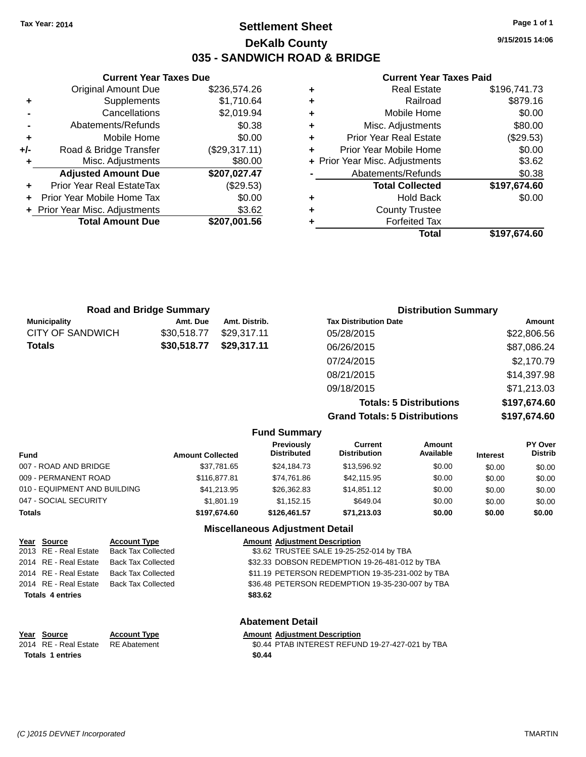Tax Year: 2014

# Settlement Sheet

## DeKalb County

## 035 - SANDWICH ROAD & BRIDGE

9/15/2015 14:06

### Current Year Taxes Due

| | | |
|---|---|---|
| | Original Amount Due | $236,574.26 |
| + | Supplements | $1,710.64 |
| - | Cancellations | $2,019.94 |
| - | Abatements/Refunds | $0.38 |
| + | Mobile Home | $0.00 |
| +/- | Road & Bridge Transfer | ($29,317.11) |
| + | Misc. Adjustments | $80.00 |
| | **Adjusted Amount Due** | **$207,027.47** |
| + | Prior Year Real EstateTax | ($29.53) |
| + | Prior Year Mobile Home Tax | $0.00 |
| + | Prior Year Misc. Adjustments | $3.62 |
| | **Total Amount Due** | **$207,001.56** |

### Current Year Taxes Paid

| | | |
|---|---|---|
| + | Real Estate | $196,741.73 |
| + | Railroad | $879.16 |
| + | Mobile Home | $0.00 |
| + | Misc. Adjustments | $80.00 |
| + | Prior Year Real Estate | ($29.53) |
| + | Prior Year Mobile Home | $0.00 |
| + | Prior Year Misc. Adjustments | $3.62 |
| - | Abatements/Refunds | $0.38 |
| | **Total Collected** | **$197,674.60** |
| + | Hold Back | $0.00 |
| + | County Trustee | |
| + | Forfeited Tax | |
| | **Total** | **$197,674.60** |

### Road and Bridge Summary

| Municipality | Amt. Due | Amt. Distrib. |
|---|---|---|
| CITY OF SANDWICH | $30,518.77 | $29,317.11 |
| **Totals** | **$30,518.77** | **$29,317.11** |

### Distribution Summary

| Tax Distribution Date | Amount |
|---|---|
| 05/28/2015 | $22,806.56 |
| 06/26/2015 | $87,086.24 |
| 07/24/2015 | $2,170.79 |
| 08/21/2015 | $14,397.98 |
| 09/18/2015 | $71,213.03 |
| **Totals: 5 Distributions** | **$197,674.60** |
| **Grand Totals: 5 Distributions** | **$197,674.60** |

### Fund Summary

| Fund | Amount Collected | Previously Distributed | Current Distribution | Amount Available | Interest | PY Over Distrib |
|---|---|---|---|---|---|---|
| 007 - ROAD AND BRIDGE | $37,781.65 | $24,184.73 | $13,596.92 | $0.00 | $0.00 | $0.00 |
| 009 - PERMANENT ROAD | $116,877.81 | $74,761.86 | $42,115.95 | $0.00 | $0.00 | $0.00 |
| 010 - EQUIPMENT AND BUILDING | $41,213.95 | $26,362.83 | $14,851.12 | $0.00 | $0.00 | $0.00 |
| 047 - SOCIAL SECURITY | $1,801.19 | $1,152.15 | $649.04 | $0.00 | $0.00 | $0.00 |
| **Totals** | **$197,674.60** | **$126,461.57** | **$71,213.03** | **$0.00** | **$0.00** | **$0.00** |

### Miscellaneous Adjustment Detail

| Year | Source | Account Type | Amount | Adjustment Description |
|---|---|---|---|---|
| 2013 | RE - Real Estate | Back Tax Collected | $3.62 | TRUSTEE SALE 19-25-252-014 by TBA |
| 2014 | RE - Real Estate | Back Tax Collected | $32.33 | DOBSON REDEMPTION 19-26-481-012 by TBA |
| 2014 | RE - Real Estate | Back Tax Collected | $11.19 | PETERSON REDEMPTION 19-35-231-002 by TBA |
| 2014 | RE - Real Estate | Back Tax Collected | $36.48 | PETERSON REDEMPTION 19-35-230-007 by TBA |
| **Totals 4 entries** | | | **$83.62** | |

### Abatement Detail

| Year | Source | Account Type | Amount | Adjustment Description |
|---|---|---|---|---|
| 2014 | RE - Real Estate | RE Abatement | $0.44 | PTAB INTEREST REFUND 19-27-427-021 by TBA |
| **Totals 1 entries** | | | **$0.44** | |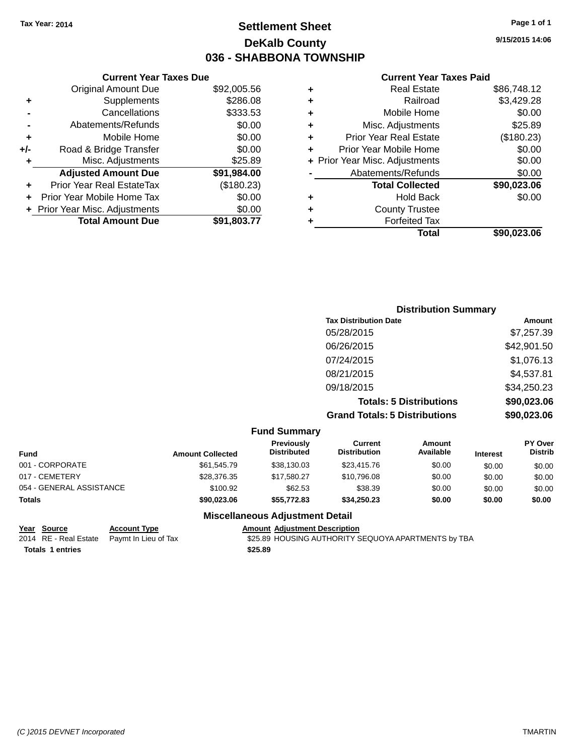Tax Year: 2014

# Settlement Sheet

## DeKalb County

## 036 - SHABBONA TOWNSHIP

9/15/2015 14:06

### Current Year Taxes Due

| | | |
|---|---|---|
| | Original Amount Due | $92,005.56 |
| + | Supplements | $286.08 |
| - | Cancellations | $333.53 |
| - | Abatements/Refunds | $0.00 |
| + | Mobile Home | $0.00 |
| +/- | Road & Bridge Transfer | $0.00 |
| + | Misc. Adjustments | $25.89 |
| | **Adjusted Amount Due** | **$91,984.00** |
| + | Prior Year Real EstateTax | ($180.23) |
| + | Prior Year Mobile Home Tax | $0.00 |
| + | Prior Year Misc. Adjustments | $0.00 |
| | **Total Amount Due** | **$91,803.77** |

### Current Year Taxes Paid

| | | |
|---|---|---|
| + | Real Estate | $86,748.12 |
| + | Railroad | $3,429.28 |
| + | Mobile Home | $0.00 |
| + | Misc. Adjustments | $25.89 |
| + | Prior Year Real Estate | ($180.23) |
| + | Prior Year Mobile Home | $0.00 |
| + | Prior Year Misc. Adjustments | $0.00 |
| - | Abatements/Refunds | $0.00 |
| | **Total Collected** | **$90,023.06** |
| + | Hold Back | $0.00 |
| + | County Trustee | |
| + | Forfeited Tax | |
| | **Total** | **$90,023.06** |

### Distribution Summary

| Tax Distribution Date | Amount |
|---|---|
| 05/28/2015 | $7,257.39 |
| 06/26/2015 | $42,901.50 |
| 07/24/2015 | $1,076.13 |
| 08/21/2015 | $4,537.81 |
| 09/18/2015 | $34,250.23 |
| **Totals: 5 Distributions** | **$90,023.06** |
| **Grand Totals: 5 Distributions** | **$90,023.06** |

### Fund Summary

| Fund | Amount Collected | Previously Distributed | Current Distribution | Amount Available | Interest | PY Over Distrib |
|---|---|---|---|---|---|---|
| 001 - CORPORATE | $61,545.79 | $38,130.03 | $23,415.76 | $0.00 | $0.00 | $0.00 |
| 017 - CEMETERY | $28,376.35 | $17,580.27 | $10,796.08 | $0.00 | $0.00 | $0.00 |
| 054 - GENERAL ASSISTANCE | $100.92 | $62.53 | $38.39 | $0.00 | $0.00 | $0.00 |
| **Totals** | **$90,023.06** | **$55,772.83** | **$34,250.23** | **$0.00** | **$0.00** | **$0.00** |

### Miscellaneous Adjustment Detail

| Year | Source | Account Type | Amount | Adjustment Description |
|---|---|---|---|---|
| 2014 | RE - Real Estate | Paymt In Lieu of Tax | $25.89 | HOUSING AUTHORITY SEQUOYA APARTMENTS by TBA |
| **Totals** | **1 entries** | | **$25.89** | |

(C )2015 DEVNET Incorporated TMARTIN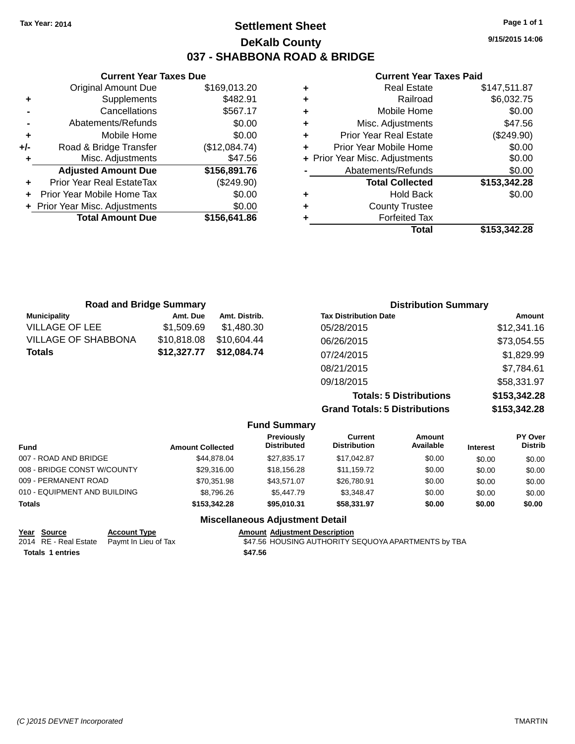**Tax Year: 2014**

# Settlement Sheet

## DeKalb County

## 037 - SHABBONA ROAD & BRIDGE

9/15/2015 14:06

### Current Year Taxes Due

| | | |
|---|---|---|
| | Original Amount Due | $169,013.20 |
| + | Supplements | $482.91 |
| - | Cancellations | $567.17 |
| - | Abatements/Refunds | $0.00 |
| + | Mobile Home | $0.00 |
| +/- | Road & Bridge Transfer | ($12,084.74) |
| + | Misc. Adjustments | $47.56 |
| | **Adjusted Amount Due** | **$156,891.76** |
| + | Prior Year Real EstateTax | ($249.90) |
| + | Prior Year Mobile Home Tax | $0.00 |
| + | Prior Year Misc. Adjustments | $0.00 |
| | **Total Amount Due** | **$156,641.86** |

### Current Year Taxes Paid

| | | |
|---|---|---|
| + | Real Estate | $147,511.87 |
| + | Railroad | $6,032.75 |
| + | Mobile Home | $0.00 |
| + | Misc. Adjustments | $47.56 |
| + | Prior Year Real Estate | ($249.90) |
| + | Prior Year Mobile Home | $0.00 |
| + | Prior Year Misc. Adjustments | $0.00 |
| - | Abatements/Refunds | $0.00 |
| | **Total Collected** | **$153,342.28** |
| + | Hold Back | $0.00 |
| + | County Trustee | |
| + | Forfeited Tax | |
| | **Total** | **$153,342.28** |

### Road and Bridge Summary

| Municipality | Amt. Due | Amt. Distrib. |
|---|---|---|
| VILLAGE OF LEE | $1,509.69 | $1,480.30 |
| VILLAGE OF SHABBONA | $10,818.08 | $10,604.44 |
| **Totals** | **$12,327.77** | **$12,084.74** |

### Distribution Summary

| Tax Distribution Date | Amount |
|---|---|
| 05/28/2015 | $12,341.16 |
| 06/26/2015 | $73,054.55 |
| 07/24/2015 | $1,829.99 |
| 08/21/2015 | $7,784.61 |
| 09/18/2015 | $58,331.97 |
| **Totals: 5 Distributions** | **$153,342.28** |
| **Grand Totals: 5 Distributions** | **$153,342.28** |

### Fund Summary

| Fund | Amount Collected | Previously Distributed | Current Distribution | Amount Available | Interest | PY Over Distrib |
|---|---|---|---|---|---|---|
| 007 - ROAD AND BRIDGE | $44,878.04 | $27,835.17 | $17,042.87 | $0.00 | $0.00 | $0.00 |
| 008 - BRIDGE CONST W/COUNTY | $29,316.00 | $18,156.28 | $11,159.72 | $0.00 | $0.00 | $0.00 |
| 009 - PERMANENT ROAD | $70,351.98 | $43,571.07 | $26,780.91 | $0.00 | $0.00 | $0.00 |
| 010 - EQUIPMENT AND BUILDING | $8,796.26 | $5,447.79 | $3,348.47 | $0.00 | $0.00 | $0.00 |
| **Totals** | **$153,342.28** | **$95,010.31** | **$58,331.97** | **$0.00** | **$0.00** | **$0.00** |

### Miscellaneous Adjustment Detail

| Year | Source | Account Type | Amount | Adjustment Description |
|---|---|---|---|---|
| 2014 | RE - Real Estate | Paymt In Lieu of Tax | $47.56 | HOUSING AUTHORITY SEQUOYA APARTMENTS by TBA |
| **Totals** | **1 entries** | | **$47.56** | |

(C )2015 DEVNET Incorporated TMARTIN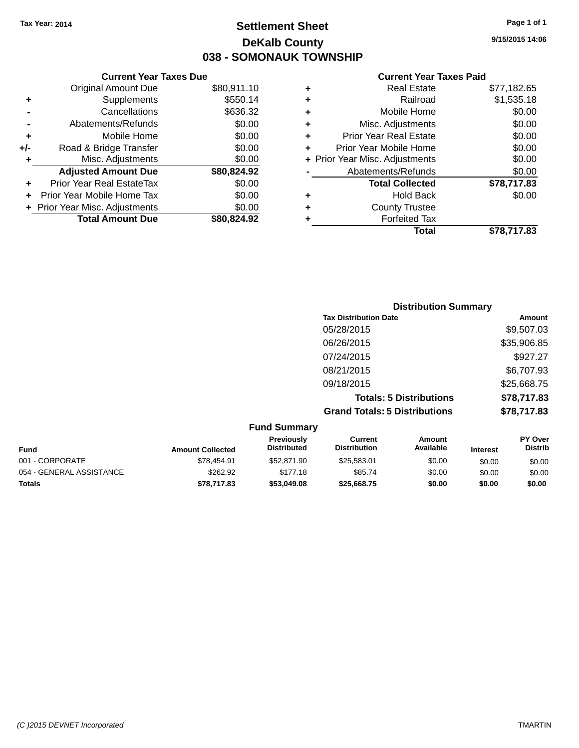Tax Year: 2014

# Settlement Sheet

## DeKalb County

## 038 - SOMONAUK TOWNSHIP

9/15/2015 14:06

### Current Year Taxes Due

| | | |
|---|---|---|
| | Original Amount Due | $80,911.10 |
| + | Supplements | $550.14 |
| - | Cancellations | $636.32 |
| - | Abatements/Refunds | $0.00 |
| + | Mobile Home | $0.00 |
| +/- | Road & Bridge Transfer | $0.00 |
| + | Misc. Adjustments | $0.00 |
| | **Adjusted Amount Due** | **$80,824.92** |
| + | Prior Year Real EstateTax | $0.00 |
| + | Prior Year Mobile Home Tax | $0.00 |
| + | Prior Year Misc. Adjustments | $0.00 |
| | **Total Amount Due** | **$80,824.92** |

### Current Year Taxes Paid

| | | |
|---|---|---|
| + | Real Estate | $77,182.65 |
| + | Railroad | $1,535.18 |
| + | Mobile Home | $0.00 |
| + | Misc. Adjustments | $0.00 |
| + | Prior Year Real Estate | $0.00 |
| + | Prior Year Mobile Home | $0.00 |
| + | Prior Year Misc. Adjustments | $0.00 |
| - | Abatements/Refunds | $0.00 |
| | **Total Collected** | **$78,717.83** |
| + | Hold Back | $0.00 |
| + | County Trustee | |
| + | Forfeited Tax | |
| | **Total** | **$78,717.83** |

### Distribution Summary

| Tax Distribution Date | Amount |
|---|---|
| 05/28/2015 | $9,507.03 |
| 06/26/2015 | $35,906.85 |
| 07/24/2015 | $927.27 |
| 08/21/2015 | $6,707.93 |
| 09/18/2015 | $25,668.75 |
| **Totals: 5 Distributions** | **$78,717.83** |
| **Grand Totals: 5 Distributions** | **$78,717.83** |

### Fund Summary

| Fund | Amount Collected | Previously Distributed | Current Distribution | Amount Available | Interest | PY Over Distrib |
|---|---|---|---|---|---|---|
| 001 - CORPORATE | $78,454.91 | $52,871.90 | $25,583.01 | $0.00 | $0.00 | $0.00 |
| 054 - GENERAL ASSISTANCE | $262.92 | $177.18 | $85.74 | $0.00 | $0.00 | $0.00 |
| **Totals** | **$78,717.83** | **$53,049.08** | **$25,668.75** | **$0.00** | **$0.00** | **$0.00** |

(C )2015 DEVNET Incorporated TMARTIN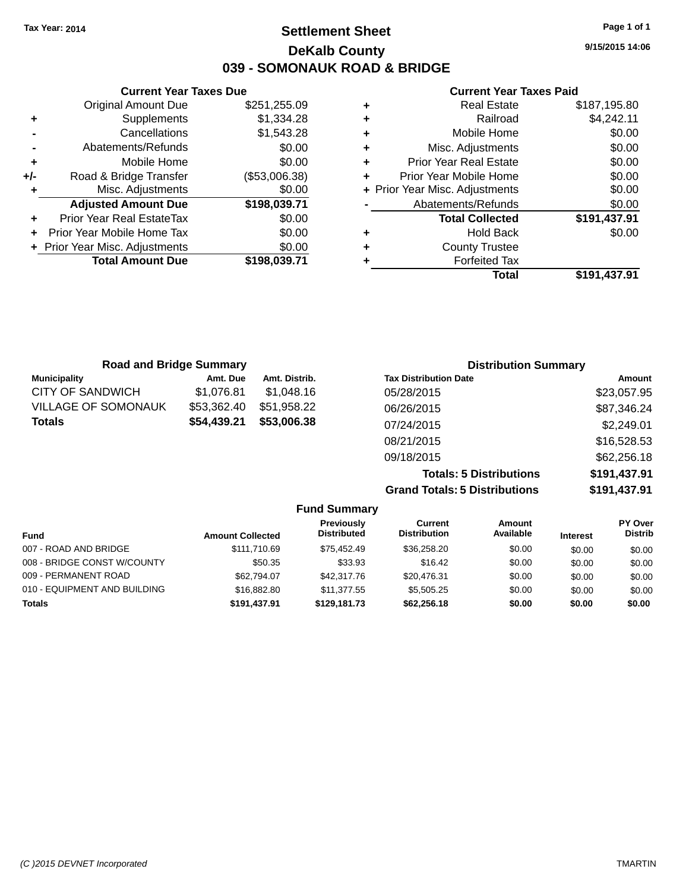Tax Year: 2014

# Settlement Sheet

## DeKalb County

## 039 - SOMONAUK ROAD & BRIDGE

9/15/2015 14:06

### Current Year Taxes Due

| | | |
|---|---|---|
| | Original Amount Due | $251,255.09 |
| + | Supplements | $1,334.28 |
| - | Cancellations | $1,543.28 |
| - | Abatements/Refunds | $0.00 |
| + | Mobile Home | $0.00 |
| +/- | Road & Bridge Transfer | ($53,006.38) |
| + | Misc. Adjustments | $0.00 |
| | **Adjusted Amount Due** | **$198,039.71** |
| + | Prior Year Real EstateTax | $0.00 |
| + | Prior Year Mobile Home Tax | $0.00 |
| + | Prior Year Misc. Adjustments | $0.00 |
| | **Total Amount Due** | **$198,039.71** |

### Current Year Taxes Paid

| | | |
|---|---|---|
| + | Real Estate | $187,195.80 |
| + | Railroad | $4,242.11 |
| + | Mobile Home | $0.00 |
| + | Misc. Adjustments | $0.00 |
| + | Prior Year Real Estate | $0.00 |
| + | Prior Year Mobile Home | $0.00 |
| + | Prior Year Misc. Adjustments | $0.00 |
| - | Abatements/Refunds | $0.00 |
| | **Total Collected** | **$191,437.91** |
| + | Hold Back | $0.00 |
| + | County Trustee | |
| + | Forfeited Tax | |
| | **Total** | **$191,437.91** |

### Road and Bridge Summary

| Municipality | Amt. Due | Amt. Distrib. |
|---|---|---|
| CITY OF SANDWICH | $1,076.81 | $1,048.16 |
| VILLAGE OF SOMONAUK | $53,362.40 | $51,958.22 |
| **Totals** | **$54,439.21** | **$53,006.38** |

### Distribution Summary

| Tax Distribution Date | Amount |
|---|---|
| 05/28/2015 | $23,057.95 |
| 06/26/2015 | $87,346.24 |
| 07/24/2015 | $2,249.01 |
| 08/21/2015 | $16,528.53 |
| 09/18/2015 | $62,256.18 |
| **Totals: 5 Distributions** | **$191,437.91** |
| **Grand Totals: 5 Distributions** | **$191,437.91** |

### Fund Summary

| Fund | Amount Collected | Previously Distributed | Current Distribution | Amount Available | Interest | PY Over Distrib |
|---|---|---|---|---|---|---|
| 007 - ROAD AND BRIDGE | $111,710.69 | $75,452.49 | $36,258.20 | $0.00 | $0.00 | $0.00 |
| 008 - BRIDGE CONST W/COUNTY | $50.35 | $33.93 | $16.42 | $0.00 | $0.00 | $0.00 |
| 009 - PERMANENT ROAD | $62,794.07 | $42,317.76 | $20,476.31 | $0.00 | $0.00 | $0.00 |
| 010 - EQUIPMENT AND BUILDING | $16,882.80 | $11,377.55 | $5,505.25 | $0.00 | $0.00 | $0.00 |
| **Totals** | **$191,437.91** | **$129,181.73** | **$62,256.18** | **$0.00** | **$0.00** | **$0.00** |

(C )2015 DEVNET Incorporated TMARTIN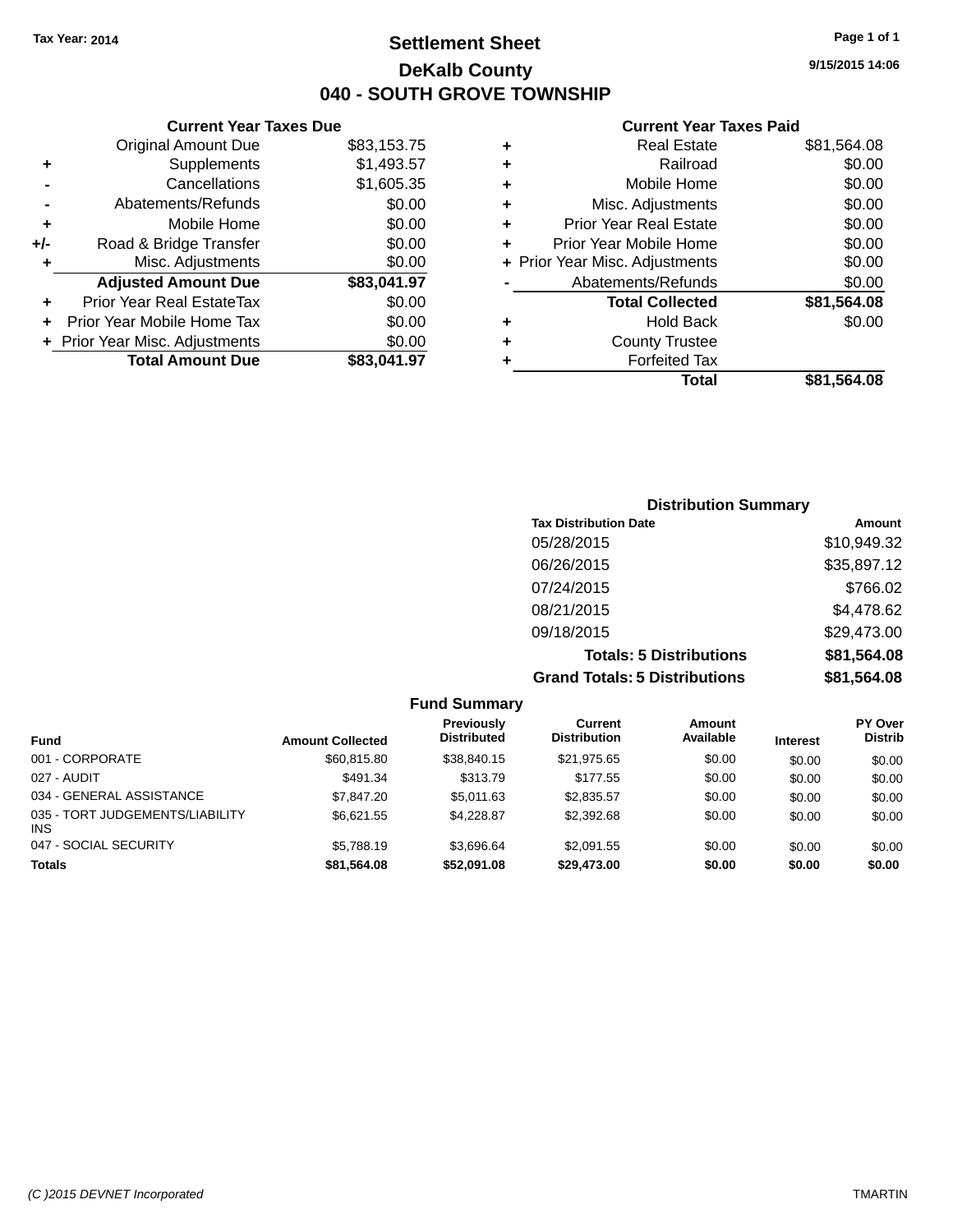**Tax Year: 2014**

# Settlement Sheet

## DeKalb County

## 040 - SOUTH GROVE TOWNSHIP

9/15/2015 14:06

### Current Year Taxes Due

| | | |
|---|---|---|
| | Original Amount Due | $83,153.75 |
| + | Supplements | $1,493.57 |
| - | Cancellations | $1,605.35 |
| - | Abatements/Refunds | $0.00 |
| + | Mobile Home | $0.00 |
| +/- | Road & Bridge Transfer | $0.00 |
| + | Misc. Adjustments | $0.00 |
| | **Adjusted Amount Due** | **$83,041.97** |
| + | Prior Year Real EstateTax | $0.00 |
| + | Prior Year Mobile Home Tax | $0.00 |
| + | Prior Year Misc. Adjustments | $0.00 |
| | **Total Amount Due** | **$83,041.97** |

### Current Year Taxes Paid

| | | |
|---|---|---|
| + | Real Estate | $81,564.08 |
| + | Railroad | $0.00 |
| + | Mobile Home | $0.00 |
| + | Misc. Adjustments | $0.00 |
| + | Prior Year Real Estate | $0.00 |
| + | Prior Year Mobile Home | $0.00 |
| + | Prior Year Misc. Adjustments | $0.00 |
| - | Abatements/Refunds | $0.00 |
| | **Total Collected** | **$81,564.08** |
| + | Hold Back | $0.00 |
| + | County Trustee | |
| + | Forfeited Tax | |
| | **Total** | **$81,564.08** |

### Distribution Summary

| Tax Distribution Date | Amount |
|---|---|
| 05/28/2015 | $10,949.32 |
| 06/26/2015 | $35,897.12 |
| 07/24/2015 | $766.02 |
| 08/21/2015 | $4,478.62 |
| 09/18/2015 | $29,473.00 |
| **Totals: 5 Distributions** | **$81,564.08** |
| **Grand Totals: 5 Distributions** | **$81,564.08** |

### Fund Summary

| Fund | Amount Collected | Previously Distributed | Current Distribution | Amount Available | Interest | PY Over Distrib |
|---|---|---|---|---|---|---|
| 001 - CORPORATE | $60,815.80 | $38,840.15 | $21,975.65 | $0.00 | $0.00 | $0.00 |
| 027 - AUDIT | $491.34 | $313.79 | $177.55 | $0.00 | $0.00 | $0.00 |
| 034 - GENERAL ASSISTANCE | $7,847.20 | $5,011.63 | $2,835.57 | $0.00 | $0.00 | $0.00 |
| 035 - TORT JUDGEMENTS/LIABILITY INS | $6,621.55 | $4,228.87 | $2,392.68 | $0.00 | $0.00 | $0.00 |
| 047 - SOCIAL SECURITY | $5,788.19 | $3,696.64 | $2,091.55 | $0.00 | $0.00 | $0.00 |
| **Totals** | **$81,564.08** | **$52,091.08** | **$29,473.00** | **$0.00** | **$0.00** | **$0.00** |

(C )2015 DEVNET Incorporated TMARTIN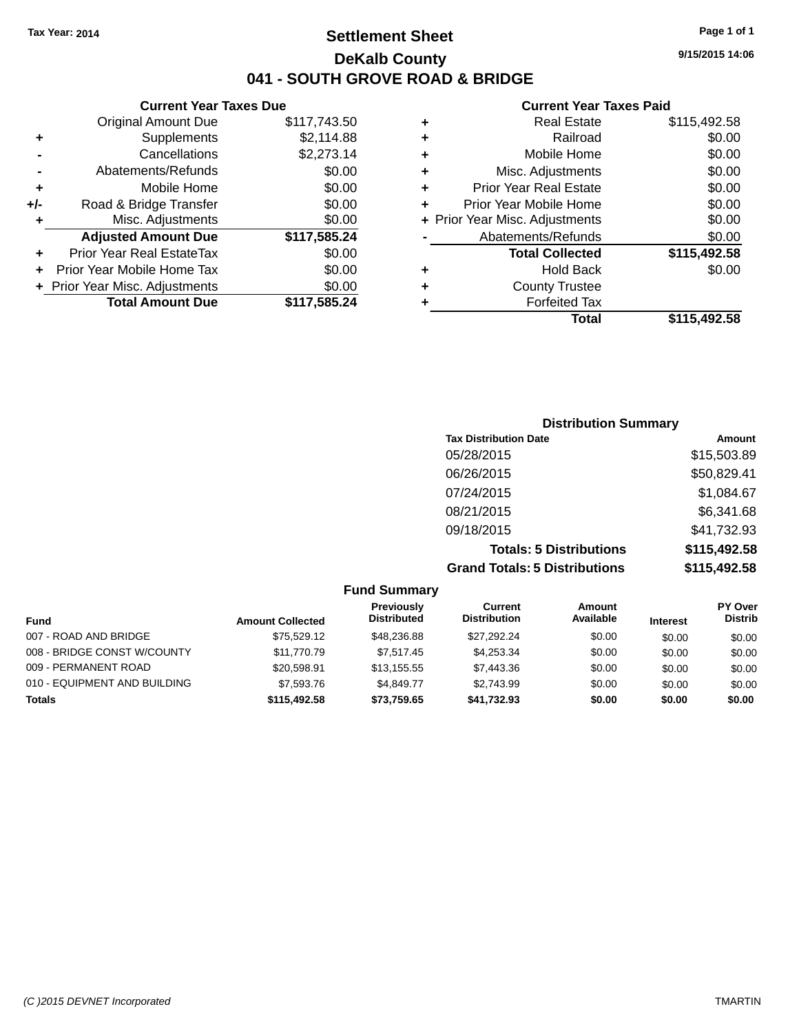Tax Year: 2014

# Settlement Sheet

## DeKalb County

## 041 - SOUTH GROVE ROAD & BRIDGE

9/15/2015 14:06

**Current Year Taxes Due**

| | | |
|---|---|---|
| | Original Amount Due | $117,743.50 |
| + | Supplements | $2,114.88 |
| - | Cancellations | $2,273.14 |
| - | Abatements/Refunds | $0.00 |
| + | Mobile Home | $0.00 |
| +/- | Road & Bridge Transfer | $0.00 |
| + | Misc. Adjustments | $0.00 |
| | **Adjusted Amount Due** | **$117,585.24** |
| + | Prior Year Real EstateTax | $0.00 |
| + | Prior Year Mobile Home Tax | $0.00 |
| + | Prior Year Misc. Adjustments | $0.00 |
| | **Total Amount Due** | **$117,585.24** |

**Current Year Taxes Paid**

| | | |
|---|---|---|
| + | Real Estate | $115,492.58 |
| + | Railroad | $0.00 |
| + | Mobile Home | $0.00 |
| + | Misc. Adjustments | $0.00 |
| + | Prior Year Real Estate | $0.00 |
| + | Prior Year Mobile Home | $0.00 |
| + | Prior Year Misc. Adjustments | $0.00 |
| - | Abatements/Refunds | $0.00 |
| | **Total Collected** | **$115,492.58** |
| + | Hold Back | $0.00 |
| + | County Trustee | |
| + | Forfeited Tax | |
| | **Total** | **$115,492.58** |

**Distribution Summary**

| Tax Distribution Date | Amount |
|---|---|
| 05/28/2015 | $15,503.89 |
| 06/26/2015 | $50,829.41 |
| 07/24/2015 | $1,084.67 |
| 08/21/2015 | $6,341.68 |
| 09/18/2015 | $41,732.93 |
| **Totals: 5 Distributions** | **$115,492.58** |
| **Grand Totals: 5 Distributions** | **$115,492.58** |

**Fund Summary**

| Fund | Amount Collected | Previously Distributed | Current Distribution | Amount Available | Interest | PY Over Distrib |
|---|---|---|---|---|---|---|
| 007 - ROAD AND BRIDGE | $75,529.12 | $48,236.88 | $27,292.24 | $0.00 | $0.00 | $0.00 |
| 008 - BRIDGE CONST W/COUNTY | $11,770.79 | $7,517.45 | $4,253.34 | $0.00 | $0.00 | $0.00 |
| 009 - PERMANENT ROAD | $20,598.91 | $13,155.55 | $7,443.36 | $0.00 | $0.00 | $0.00 |
| 010 - EQUIPMENT AND BUILDING | $7,593.76 | $4,849.77 | $2,743.99 | $0.00 | $0.00 | $0.00 |
| **Totals** | **$115,492.58** | **$73,759.65** | **$41,732.93** | **$0.00** | **$0.00** | **$0.00** |

(C )2015 DEVNET Incorporated TMARTIN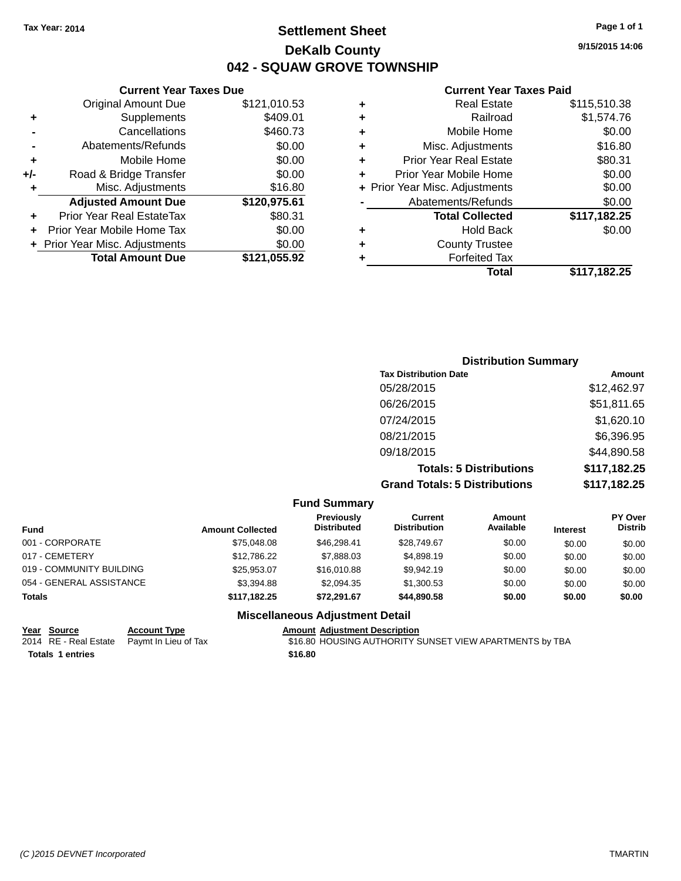Tax Year: 2014

# Settlement Sheet

## DeKalb County

## 042 - SQUAW GROVE TOWNSHIP

9/15/2015 14:06

### Current Year Taxes Due

| | | |
|---|---|---|
| | Original Amount Due | $121,010.53 |
| + | Supplements | $409.01 |
| - | Cancellations | $460.73 |
| - | Abatements/Refunds | $0.00 |
| + | Mobile Home | $0.00 |
| +/- | Road & Bridge Transfer | $0.00 |
| + | Misc. Adjustments | $16.80 |
| | **Adjusted Amount Due** | **$120,975.61** |
| + | Prior Year Real EstateTax | $80.31 |
| + | Prior Year Mobile Home Tax | $0.00 |
| + | Prior Year Misc. Adjustments | $0.00 |
| | **Total Amount Due** | **$121,055.92** |

### Current Year Taxes Paid

| | | |
|---|---|---|
| + | Real Estate | $115,510.38 |
| + | Railroad | $1,574.76 |
| + | Mobile Home | $0.00 |
| + | Misc. Adjustments | $16.80 |
| + | Prior Year Real Estate | $80.31 |
| + | Prior Year Mobile Home | $0.00 |
| + | Prior Year Misc. Adjustments | $0.00 |
| - | Abatements/Refunds | $0.00 |
| | **Total Collected** | **$117,182.25** |
| + | Hold Back | $0.00 |
| + | County Trustee | |
| + | Forfeited Tax | |
| | **Total** | **$117,182.25** |

### Distribution Summary

| Tax Distribution Date | Amount |
|---|---|
| 05/28/2015 | $12,462.97 |
| 06/26/2015 | $51,811.65 |
| 07/24/2015 | $1,620.10 |
| 08/21/2015 | $6,396.95 |
| 09/18/2015 | $44,890.58 |
| **Totals: 5 Distributions** | **$117,182.25** |
| **Grand Totals: 5 Distributions** | **$117,182.25** |

### Fund Summary

| Fund | Amount Collected | Previously Distributed | Current Distribution | Amount Available | Interest | PY Over Distrib |
|---|---|---|---|---|---|---|
| 001 - CORPORATE | $75,048.08 | $46,298.41 | $28,749.67 | $0.00 | $0.00 | $0.00 |
| 017 - CEMETERY | $12,786.22 | $7,888.03 | $4,898.19 | $0.00 | $0.00 | $0.00 |
| 019 - COMMUNITY BUILDING | $25,953.07 | $16,010.88 | $9,942.19 | $0.00 | $0.00 | $0.00 |
| 054 - GENERAL ASSISTANCE | $3,394.88 | $2,094.35 | $1,300.53 | $0.00 | $0.00 | $0.00 |
| **Totals** | **$117,182.25** | **$72,291.67** | **$44,890.58** | **$0.00** | **$0.00** | **$0.00** |

### Miscellaneous Adjustment Detail

| Year | Source | Account Type | Amount | Adjustment Description |
|---|---|---|---|---|
| 2014 | RE - Real Estate | Paymt In Lieu of Tax | $16.80 | HOUSING AUTHORITY SUNSET VIEW APARTMENTS by TBA |
| **Totals** | **1 entries** | | **$16.80** | |

(C )2015 DEVNET Incorporated TMARTIN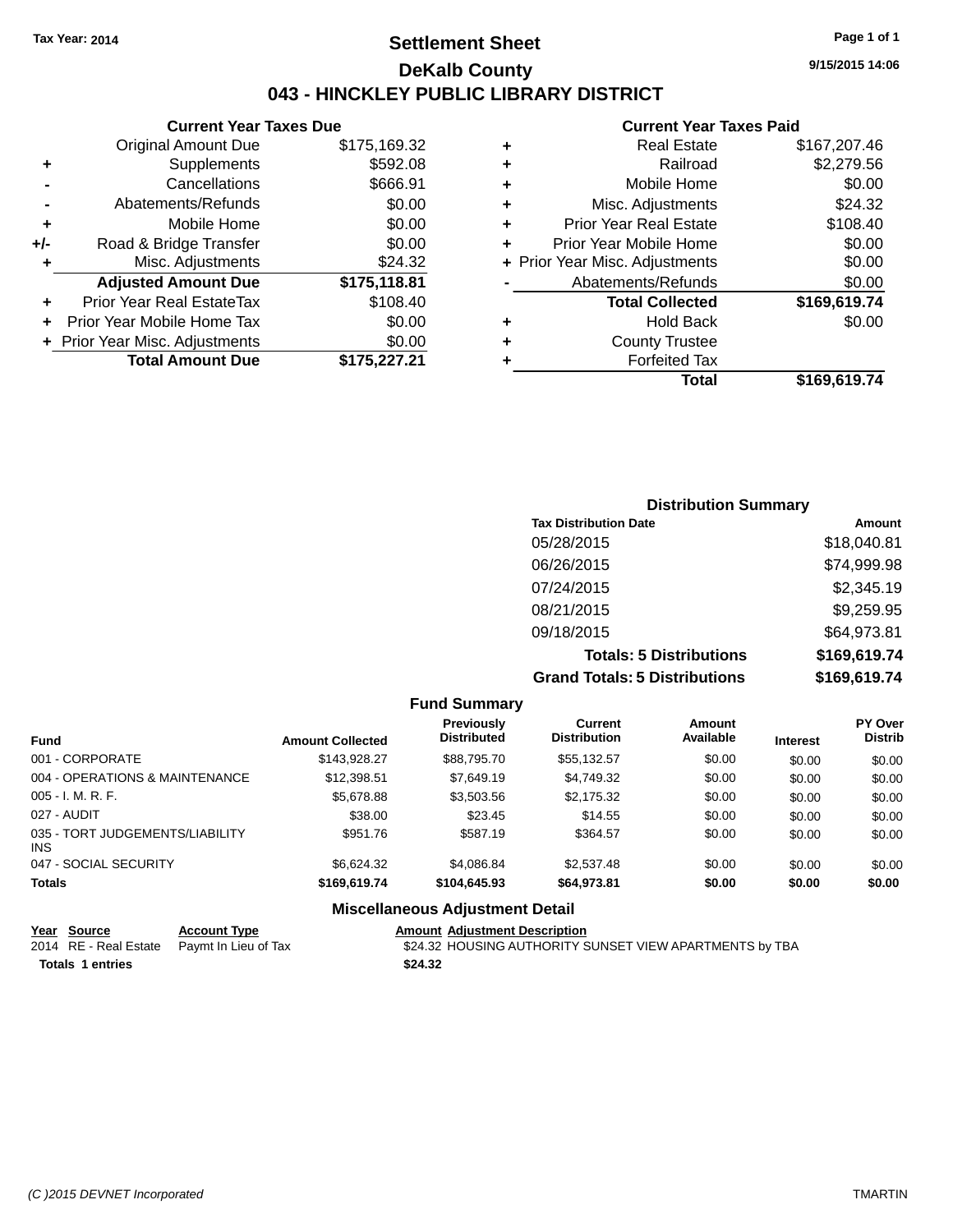Tax Year: 2014

# Settlement Sheet

## DeKalb County

## 043 - HINCKLEY PUBLIC LIBRARY DISTRICT

9/15/2015 14:06

### Current Year Taxes Due

| | | |
|---|---|---|
| | Original Amount Due | $175,169.32 |
| + | Supplements | $592.08 |
| - | Cancellations | $666.91 |
| - | Abatements/Refunds | $0.00 |
| + | Mobile Home | $0.00 |
| +/- | Road & Bridge Transfer | $0.00 |
| + | Misc. Adjustments | $24.32 |
| | **Adjusted Amount Due** | **$175,118.81** |
| + | Prior Year Real EstateTax | $108.40 |
| + | Prior Year Mobile Home Tax | $0.00 |
| + | Prior Year Misc. Adjustments | $0.00 |
| | **Total Amount Due** | **$175,227.21** |

### Current Year Taxes Paid

| | | |
|---|---|---|
| + | Real Estate | $167,207.46 |
| + | Railroad | $2,279.56 |
| + | Mobile Home | $0.00 |
| + | Misc. Adjustments | $24.32 |
| + | Prior Year Real Estate | $108.40 |
| + | Prior Year Mobile Home | $0.00 |
| + | Prior Year Misc. Adjustments | $0.00 |
| - | Abatements/Refunds | $0.00 |
| | **Total Collected** | **$169,619.74** |
| + | Hold Back | $0.00 |
| + | County Trustee | |
| + | Forfeited Tax | |
| | **Total** | **$169,619.74** |

### Distribution Summary

| Tax Distribution Date | Amount |
|---|---|
| 05/28/2015 | $18,040.81 |
| 06/26/2015 | $74,999.98 |
| 07/24/2015 | $2,345.19 |
| 08/21/2015 | $9,259.95 |
| 09/18/2015 | $64,973.81 |
| **Totals: 5 Distributions** | **$169,619.74** |
| **Grand Totals: 5 Distributions** | **$169,619.74** |

### Fund Summary

| Fund | Amount Collected | Previously Distributed | Current Distribution | Amount Available | Interest | PY Over Distrib |
|---|---|---|---|---|---|---|
| 001 - CORPORATE | $143,928.27 | $88,795.70 | $55,132.57 | $0.00 | $0.00 | $0.00 |
| 004 - OPERATIONS & MAINTENANCE | $12,398.51 | $7,649.19 | $4,749.32 | $0.00 | $0.00 | $0.00 |
| 005 - I. M. R. F. | $5,678.88 | $3,503.56 | $2,175.32 | $0.00 | $0.00 | $0.00 |
| 027 - AUDIT | $38.00 | $23.45 | $14.55 | $0.00 | $0.00 | $0.00 |
| 035 - TORT JUDGEMENTS/LIABILITY INS | $951.76 | $587.19 | $364.57 | $0.00 | $0.00 | $0.00 |
| 047 - SOCIAL SECURITY | $6,624.32 | $4,086.84 | $2,537.48 | $0.00 | $0.00 | $0.00 |
| **Totals** | **$169,619.74** | **$104,645.93** | **$64,973.81** | **$0.00** | **$0.00** | **$0.00** |

### Miscellaneous Adjustment Detail

| Year | Source | Account Type | Amount | Adjustment Description |
|---|---|---|---|---|
| 2014 | RE - Real Estate | Paymt In Lieu of Tax | $24.32 | HOUSING AUTHORITY SUNSET VIEW APARTMENTS by TBA |
| **Totals 1 entries** | | | **$24.32** | |

(C )2015 DEVNET Incorporated TMARTIN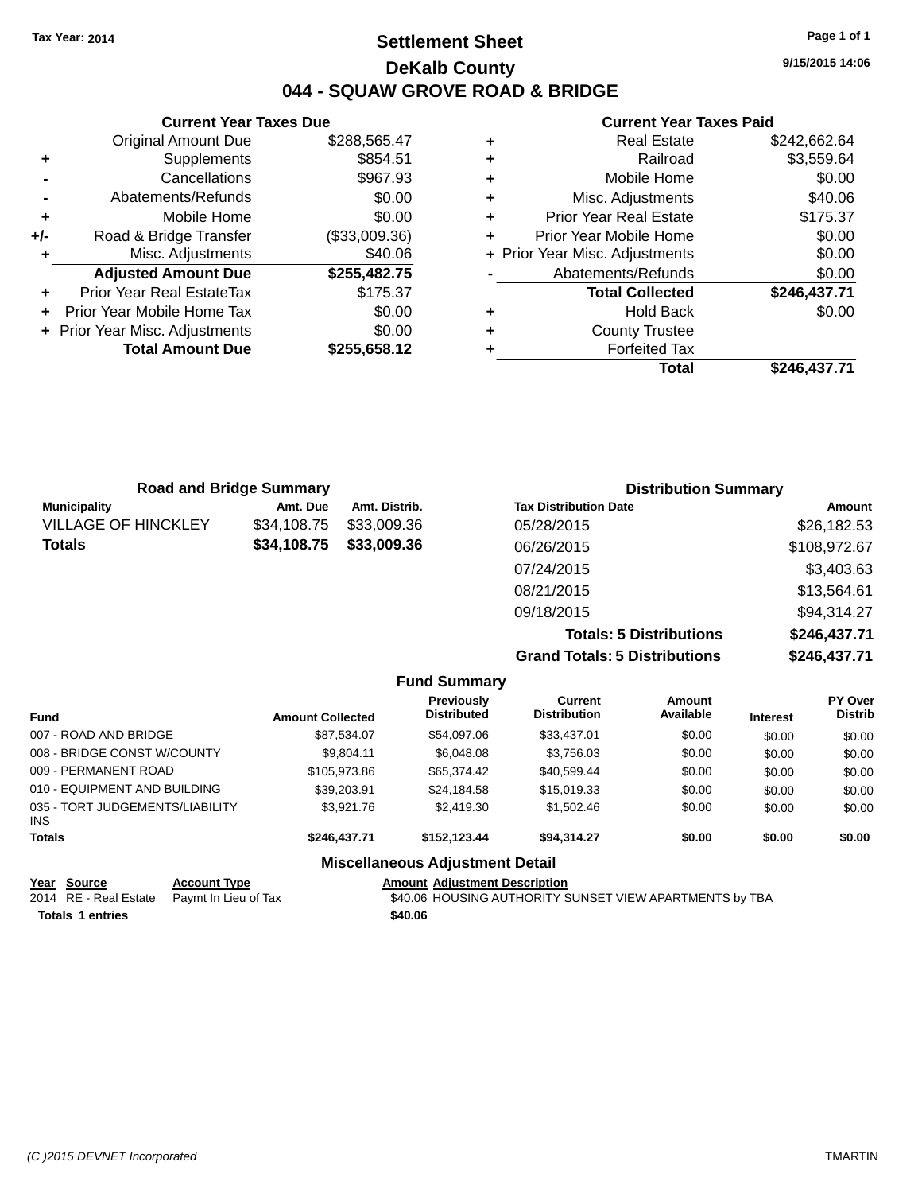Tax Year: 2014

# Settlement Sheet
## DeKalb County
## 044 - SQUAW GROVE ROAD & BRIDGE

9/15/2015 14:06

### Current Year Taxes Due

| | | |
|---|---|---|
| | Original Amount Due | $288,565.47 |
| + | Supplements | $854.51 |
| - | Cancellations | $967.93 |
| - | Abatements/Refunds | $0.00 |
| + | Mobile Home | $0.00 |
| +/- | Road & Bridge Transfer | ($33,009.36) |
| + | Misc. Adjustments | $40.06 |
| | **Adjusted Amount Due** | **$255,482.75** |
| + | Prior Year Real EstateTax | $175.37 |
| + | Prior Year Mobile Home Tax | $0.00 |
| + | Prior Year Misc. Adjustments | $0.00 |
| | **Total Amount Due** | **$255,658.12** |

### Current Year Taxes Paid

| | | |
|---|---|---|
| + | Real Estate | $242,662.64 |
| + | Railroad | $3,559.64 |
| + | Mobile Home | $0.00 |
| + | Misc. Adjustments | $40.06 |
| + | Prior Year Real Estate | $175.37 |
| + | Prior Year Mobile Home | $0.00 |
| + | Prior Year Misc. Adjustments | $0.00 |
| - | Abatements/Refunds | $0.00 |
| | **Total Collected** | **$246,437.71** |
| + | Hold Back | $0.00 |
| + | County Trustee | |
| + | Forfeited Tax | |
| | **Total** | **$246,437.71** |

### Road and Bridge Summary

| Municipality | Amt. Due | Amt. Distrib. |
|---|---|---|
| VILLAGE OF HINCKLEY | $34,108.75 | $33,009.36 |
| **Totals** | **$34,108.75** | **$33,009.36** |

### Distribution Summary

| Tax Distribution Date | Amount |
|---|---|
| 05/28/2015 | $26,182.53 |
| 06/26/2015 | $108,972.67 |
| 07/24/2015 | $3,403.63 |
| 08/21/2015 | $13,564.61 |
| 09/18/2015 | $94,314.27 |
| **Totals: 5 Distributions** | **$246,437.71** |
| **Grand Totals: 5 Distributions** | **$246,437.71** |

### Fund Summary

| Fund | Amount Collected | Previously Distributed | Current Distribution | Amount Available | Interest | PY Over Distrib |
|---|---|---|---|---|---|---|
| 007 - ROAD AND BRIDGE | $87,534.07 | $54,097.06 | $33,437.01 | $0.00 | $0.00 | $0.00 |
| 008 - BRIDGE CONST W/COUNTY | $9,804.11 | $6,048.08 | $3,756.03 | $0.00 | $0.00 | $0.00 |
| 009 - PERMANENT ROAD | $105,973.86 | $65,374.42 | $40,599.44 | $0.00 | $0.00 | $0.00 |
| 010 - EQUIPMENT AND BUILDING | $39,203.91 | $24,184.58 | $15,019.33 | $0.00 | $0.00 | $0.00 |
| 035 - TORT JUDGEMENTS/LIABILITY INS | $3,921.76 | $2,419.30 | $1,502.46 | $0.00 | $0.00 | $0.00 |
| **Totals** | **$246,437.71** | **$152,123.44** | **$94,314.27** | **$0.00** | **$0.00** | **$0.00** |

### Miscellaneous Adjustment Detail

| Year | Source | Account Type | Amount | Adjustment Description |
|---|---|---|---|---|
| 2014 | RE - Real Estate | Paymt In Lieu of Tax | $40.06 | HOUSING AUTHORITY SUNSET VIEW APARTMENTS by TBA |
| **Totals** | **1 entries** | | **$40.06** | |

(C )2015 DEVNET Incorporated — TMARTIN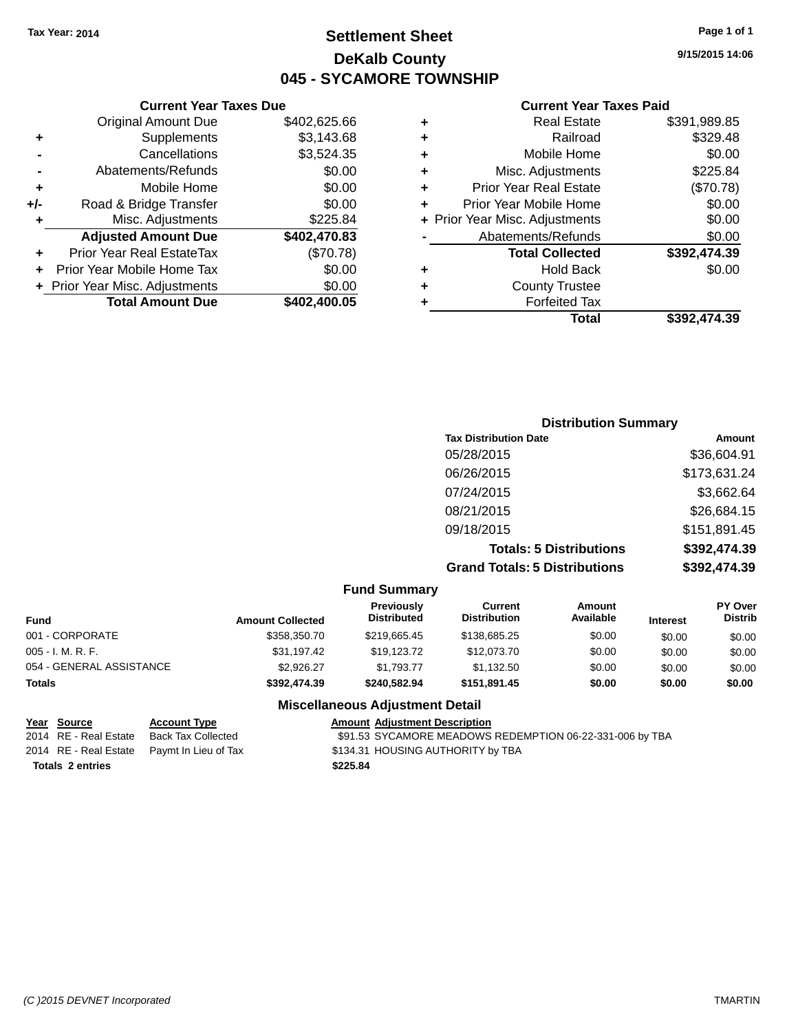Tax Year: 2014

# Settlement Sheet
## DeKalb County
## 045 - SYCAMORE TOWNSHIP

9/15/2015 14:06

### Current Year Taxes Due

| | | |
|---|---|---|
| | Original Amount Due | $402,625.66 |
| + | Supplements | $3,143.68 |
| - | Cancellations | $3,524.35 |
| - | Abatements/Refunds | $0.00 |
| + | Mobile Home | $0.00 |
| +/- | Road & Bridge Transfer | $0.00 |
| + | Misc. Adjustments | $225.84 |
| | **Adjusted Amount Due** | **$402,470.83** |
| + | Prior Year Real EstateTax | ($70.78) |
| + | Prior Year Mobile Home Tax | $0.00 |
| + | Prior Year Misc. Adjustments | $0.00 |
| | **Total Amount Due** | **$402,400.05** |

### Current Year Taxes Paid

| | | |
|---|---|---|
| + | Real Estate | $391,989.85 |
| + | Railroad | $329.48 |
| + | Mobile Home | $0.00 |
| + | Misc. Adjustments | $225.84 |
| + | Prior Year Real Estate | ($70.78) |
| + | Prior Year Mobile Home | $0.00 |
| + | Prior Year Misc. Adjustments | $0.00 |
| - | Abatements/Refunds | $0.00 |
| | **Total Collected** | **$392,474.39** |
| + | Hold Back | $0.00 |
| + | County Trustee | |
| + | Forfeited Tax | |
| | **Total** | **$392,474.39** |

### Distribution Summary

| Tax Distribution Date | Amount |
|---|---|
| 05/28/2015 | $36,604.91 |
| 06/26/2015 | $173,631.24 |
| 07/24/2015 | $3,662.64 |
| 08/21/2015 | $26,684.15 |
| 09/18/2015 | $151,891.45 |
| **Totals: 5 Distributions** | **$392,474.39** |
| **Grand Totals: 5 Distributions** | **$392,474.39** |

### Fund Summary

| Fund | Amount Collected | Previously Distributed | Current Distribution | Amount Available | Interest | PY Over Distrib |
|---|---|---|---|---|---|---|
| 001 - CORPORATE | $358,350.70 | $219,665.45 | $138,685.25 | $0.00 | $0.00 | $0.00 |
| 005 - I. M. R. F. | $31,197.42 | $19,123.72 | $12,073.70 | $0.00 | $0.00 | $0.00 |
| 054 - GENERAL ASSISTANCE | $2,926.27 | $1,793.77 | $1,132.50 | $0.00 | $0.00 | $0.00 |
| **Totals** | **$392,474.39** | **$240,582.94** | **$151,891.45** | **$0.00** | **$0.00** | **$0.00** |

### Miscellaneous Adjustment Detail

| Year | Source | Account Type | Amount | Adjustment Description |
|---|---|---|---|---|
| 2014 | RE - Real Estate | Back Tax Collected | $91.53 | SYCAMORE MEADOWS REDEMPTION 06-22-331-006 by TBA |
| 2014 | RE - Real Estate | Paymt In Lieu of Tax | $134.31 | HOUSING AUTHORITY by TBA |
| **Totals** | **2 entries** | | **$225.84** | |

(C )2015 DEVNET Incorporated TMARTIN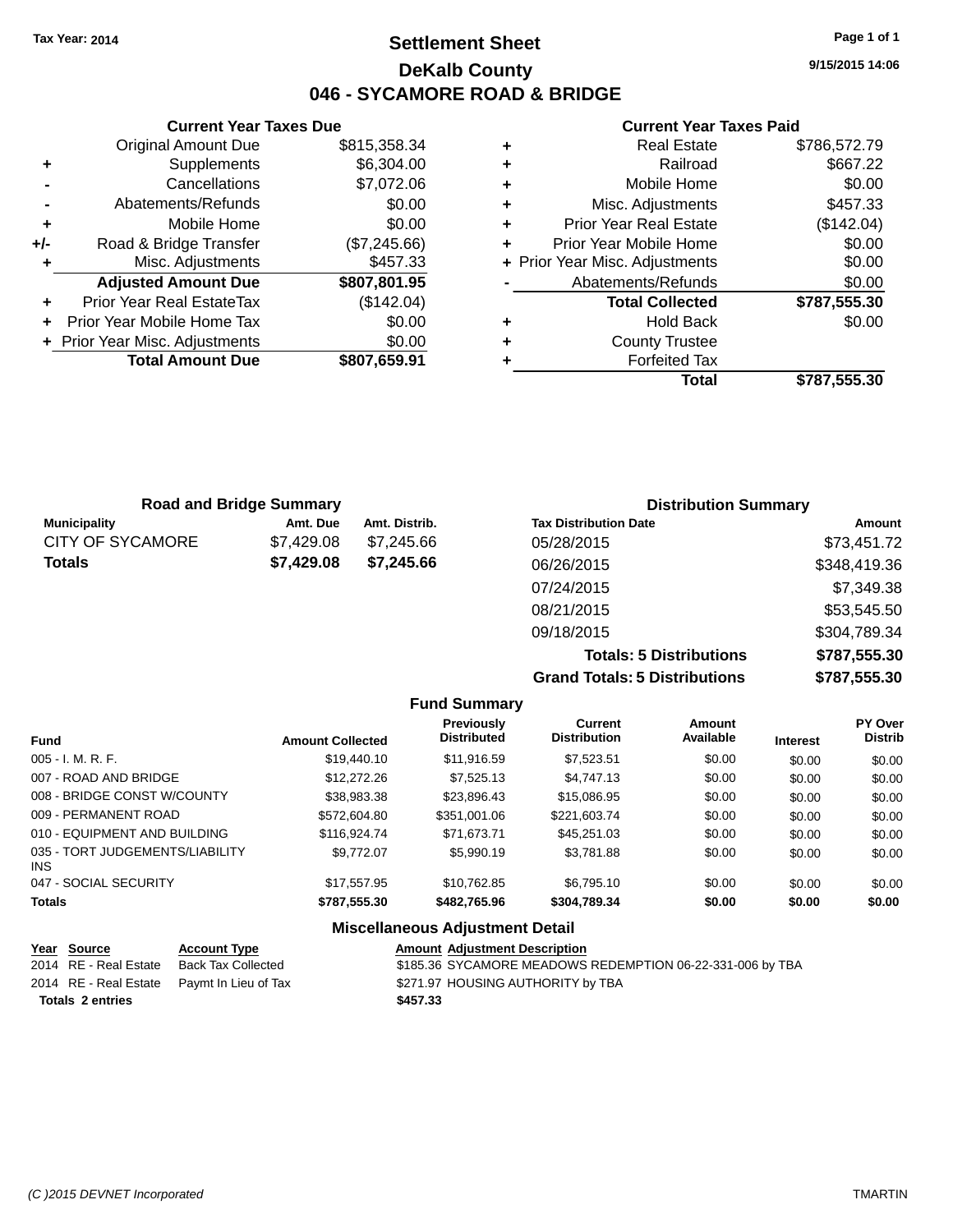Tax Year: 2014

# Settlement Sheet
## DeKalb County
## 046 - SYCAMORE ROAD & BRIDGE

9/15/2015 14:06

### Current Year Taxes Due

| | | |
|---|---|---|
| | Original Amount Due | $815,358.34 |
| + | Supplements | $6,304.00 |
| - | Cancellations | $7,072.06 |
| - | Abatements/Refunds | $0.00 |
| + | Mobile Home | $0.00 |
| +/- | Road & Bridge Transfer | ($7,245.66) |
| + | Misc. Adjustments | $457.33 |
| | **Adjusted Amount Due** | **$807,801.95** |
| + | Prior Year Real EstateTax | ($142.04) |
| + | Prior Year Mobile Home Tax | $0.00 |
| + | Prior Year Misc. Adjustments | $0.00 |
| | **Total Amount Due** | **$807,659.91** |

### Current Year Taxes Paid

| | | |
|---|---|---|
| + | Real Estate | $786,572.79 |
| + | Railroad | $667.22 |
| + | Mobile Home | $0.00 |
| + | Misc. Adjustments | $457.33 |
| + | Prior Year Real Estate | ($142.04) |
| + | Prior Year Mobile Home | $0.00 |
| + | Prior Year Misc. Adjustments | $0.00 |
| - | Abatements/Refunds | $0.00 |
| | **Total Collected** | **$787,555.30** |
| + | Hold Back | $0.00 |
| + | County Trustee | |
| + | Forfeited Tax | |
| | **Total** | **$787,555.30** |

### Road and Bridge Summary

| Municipality | Amt. Due | Amt. Distrib. |
|---|---|---|
| CITY OF SYCAMORE | $7,429.08 | $7,245.66 |
| **Totals** | **$7,429.08** | **$7,245.66** |

### Distribution Summary

| Tax Distribution Date | Amount |
|---|---|
| 05/28/2015 | $73,451.72 |
| 06/26/2015 | $348,419.36 |
| 07/24/2015 | $7,349.38 |
| 08/21/2015 | $53,545.50 |
| 09/18/2015 | $304,789.34 |
| **Totals: 5 Distributions** | **$787,555.30** |
| **Grand Totals: 5 Distributions** | **$787,555.30** |

### Fund Summary

| Fund | Amount Collected | Previously Distributed | Current Distribution | Amount Available | Interest | PY Over Distrib |
|---|---|---|---|---|---|---|
| 005 - I. M. R. F. | $19,440.10 | $11,916.59 | $7,523.51 | $0.00 | $0.00 | $0.00 |
| 007 - ROAD AND BRIDGE | $12,272.26 | $7,525.13 | $4,747.13 | $0.00 | $0.00 | $0.00 |
| 008 - BRIDGE CONST W/COUNTY | $38,983.38 | $23,896.43 | $15,086.95 | $0.00 | $0.00 | $0.00 |
| 009 - PERMANENT ROAD | $572,604.80 | $351,001.06 | $221,603.74 | $0.00 | $0.00 | $0.00 |
| 010 - EQUIPMENT AND BUILDING | $116,924.74 | $71,673.71 | $45,251.03 | $0.00 | $0.00 | $0.00 |
| 035 - TORT JUDGEMENTS/LIABILITY INS | $9,772.07 | $5,990.19 | $3,781.88 | $0.00 | $0.00 | $0.00 |
| 047 - SOCIAL SECURITY | $17,557.95 | $10,762.85 | $6,795.10 | $0.00 | $0.00 | $0.00 |
| **Totals** | **$787,555.30** | **$482,765.96** | **$304,789.34** | **$0.00** | **$0.00** | **$0.00** |

### Miscellaneous Adjustment Detail

| Year | Source | Account Type | Amount | Adjustment Description |
|---|---|---|---|---|
| 2014 | RE - Real Estate | Back Tax Collected | $185.36 | SYCAMORE MEADOWS REDEMPTION 06-22-331-006 by TBA |
| 2014 | RE - Real Estate | Paymt In Lieu of Tax | $271.97 | HOUSING AUTHORITY by TBA |
| **Totals 2 entries** | | | **$457.33** | |

(C )2015 DEVNET Incorporated TMARTIN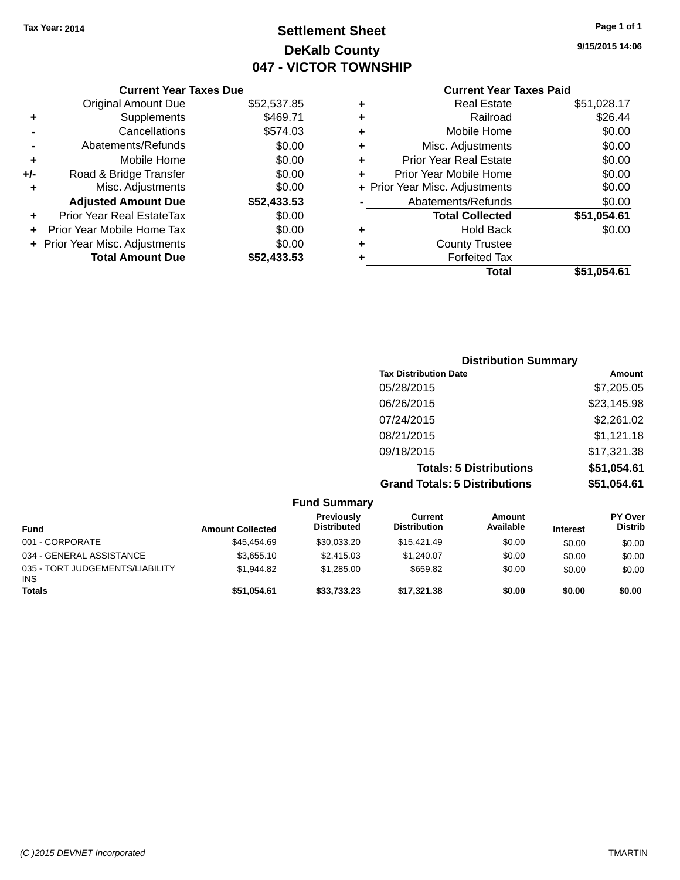Tax Year: 2014

# Settlement Sheet

## DeKalb County

## 047 - VICTOR TOWNSHIP

9/15/2015 14:06

### Current Year Taxes Due

| | | |
|---|---|---|
| | Original Amount Due | $52,537.85 |
| + | Supplements | $469.71 |
| - | Cancellations | $574.03 |
| - | Abatements/Refunds | $0.00 |
| + | Mobile Home | $0.00 |
| +/- | Road & Bridge Transfer | $0.00 |
| + | Misc. Adjustments | $0.00 |
| | **Adjusted Amount Due** | **$52,433.53** |
| + | Prior Year Real EstateTax | $0.00 |
| + | Prior Year Mobile Home Tax | $0.00 |
| + | Prior Year Misc. Adjustments | $0.00 |
| | **Total Amount Due** | **$52,433.53** |

### Current Year Taxes Paid

| | | |
|---|---|---|
| + | Real Estate | $51,028.17 |
| + | Railroad | $26.44 |
| + | Mobile Home | $0.00 |
| + | Misc. Adjustments | $0.00 |
| + | Prior Year Real Estate | $0.00 |
| + | Prior Year Mobile Home | $0.00 |
| + | Prior Year Misc. Adjustments | $0.00 |
| - | Abatements/Refunds | $0.00 |
| | **Total Collected** | **$51,054.61** |
| + | Hold Back | $0.00 |
| + | County Trustee | |
| + | Forfeited Tax | |
| | **Total** | **$51,054.61** |

### Distribution Summary

| Tax Distribution Date | Amount |
|---|---|
| 05/28/2015 | $7,205.05 |
| 06/26/2015 | $23,145.98 |
| 07/24/2015 | $2,261.02 |
| 08/21/2015 | $1,121.18 |
| 09/18/2015 | $17,321.38 |
| **Totals: 5 Distributions** | **$51,054.61** |
| **Grand Totals: 5 Distributions** | **$51,054.61** |

### Fund Summary

| Fund | Amount Collected | Previously Distributed | Current Distribution | Amount Available | Interest | PY Over Distrib |
|---|---|---|---|---|---|---|
| 001 - CORPORATE | $45,454.69 | $30,033.20 | $15,421.49 | $0.00 | $0.00 | $0.00 |
| 034 - GENERAL ASSISTANCE | $3,655.10 | $2,415.03 | $1,240.07 | $0.00 | $0.00 | $0.00 |
| 035 - TORT JUDGEMENTS/LIABILITY INS | $1,944.82 | $1,285.00 | $659.82 | $0.00 | $0.00 | $0.00 |
| **Totals** | **$51,054.61** | **$33,733.23** | **$17,321.38** | **$0.00** | **$0.00** | **$0.00** |

(C )2015 DEVNET Incorporated

TMARTIN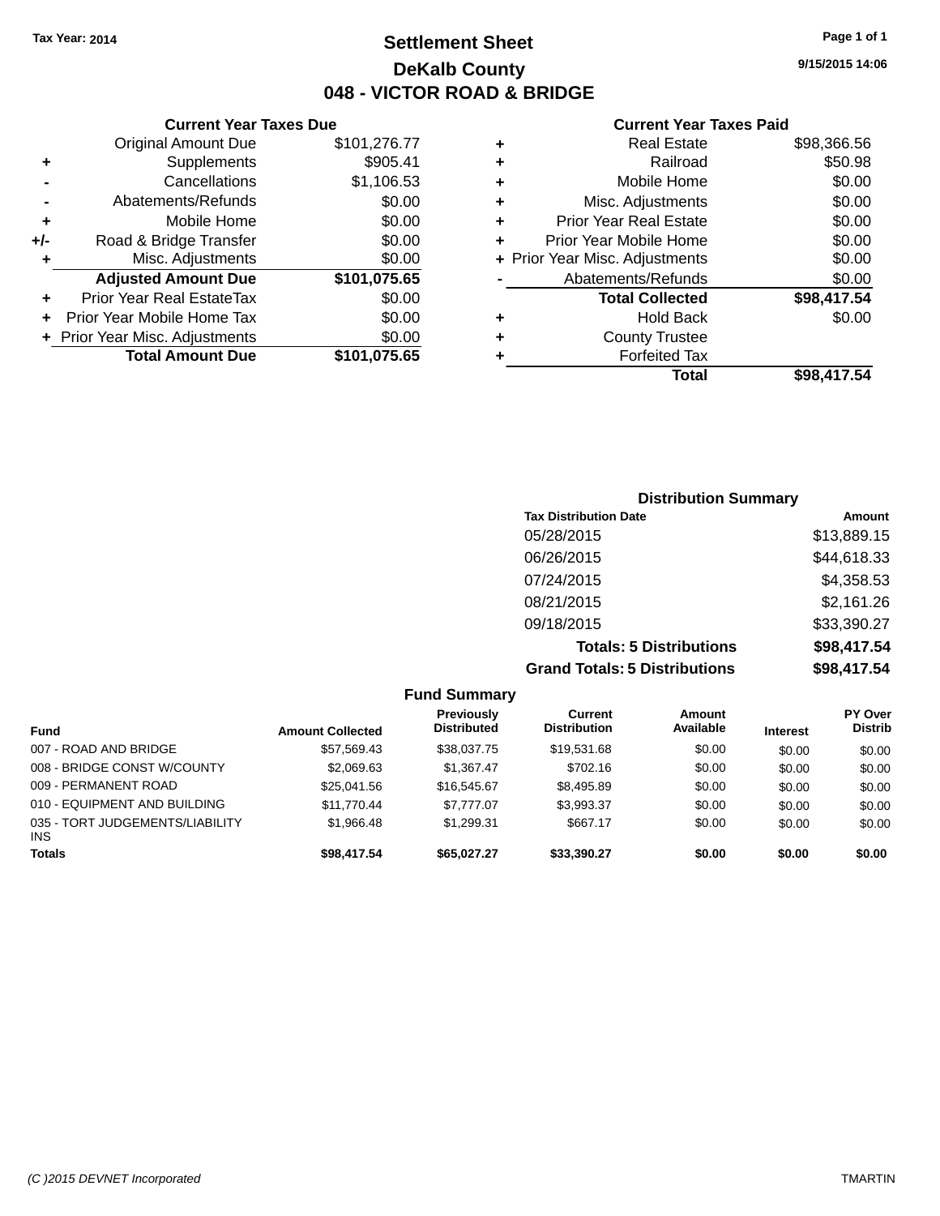Tax Year: 2014

# Settlement Sheet

## DeKalb County

## 048 - VICTOR ROAD & BRIDGE

9/15/2015 14:06

### Current Year Taxes Due

| | | |
|---|---|---|
| | Original Amount Due | $101,276.77 |
| + | Supplements | $905.41 |
| - | Cancellations | $1,106.53 |
| - | Abatements/Refunds | $0.00 |
| + | Mobile Home | $0.00 |
| +/- | Road & Bridge Transfer | $0.00 |
| + | Misc. Adjustments | $0.00 |
| | **Adjusted Amount Due** | **$101,075.65** |
| + | Prior Year Real EstateTax | $0.00 |
| + | Prior Year Mobile Home Tax | $0.00 |
| + | Prior Year Misc. Adjustments | $0.00 |
| | **Total Amount Due** | **$101,075.65** |

### Current Year Taxes Paid

| | | |
|---|---|---|
| + | Real Estate | $98,366.56 |
| + | Railroad | $50.98 |
| + | Mobile Home | $0.00 |
| + | Misc. Adjustments | $0.00 |
| + | Prior Year Real Estate | $0.00 |
| + | Prior Year Mobile Home | $0.00 |
| + | Prior Year Misc. Adjustments | $0.00 |
| - | Abatements/Refunds | $0.00 |
| | **Total Collected** | **$98,417.54** |
| + | Hold Back | $0.00 |
| + | County Trustee | |
| + | Forfeited Tax | |
| | **Total** | **$98,417.54** |

### Distribution Summary

| Tax Distribution Date | Amount |
|---|---|
| 05/28/2015 | $13,889.15 |
| 06/26/2015 | $44,618.33 |
| 07/24/2015 | $4,358.53 |
| 08/21/2015 | $2,161.26 |
| 09/18/2015 | $33,390.27 |
| **Totals: 5 Distributions** | **$98,417.54** |
| **Grand Totals: 5 Distributions** | **$98,417.54** |

### Fund Summary

| Fund | Amount Collected | Previously Distributed | Current Distribution | Amount Available | Interest | PY Over Distrib |
|---|---|---|---|---|---|---|
| 007 - ROAD AND BRIDGE | $57,569.43 | $38,037.75 | $19,531.68 | $0.00 | $0.00 | $0.00 |
| 008 - BRIDGE CONST W/COUNTY | $2,069.63 | $1,367.47 | $702.16 | $0.00 | $0.00 | $0.00 |
| 009 - PERMANENT ROAD | $25,041.56 | $16,545.67 | $8,495.89 | $0.00 | $0.00 | $0.00 |
| 010 - EQUIPMENT AND BUILDING | $11,770.44 | $7,777.07 | $3,993.37 | $0.00 | $0.00 | $0.00 |
| 035 - TORT JUDGEMENTS/LIABILITY INS | $1,966.48 | $1,299.31 | $667.17 | $0.00 | $0.00 | $0.00 |
| **Totals** | **$98,417.54** | **$65,027.27** | **$33,390.27** | **$0.00** | **$0.00** | **$0.00** |

(C )2015 DEVNET Incorporated TMARTIN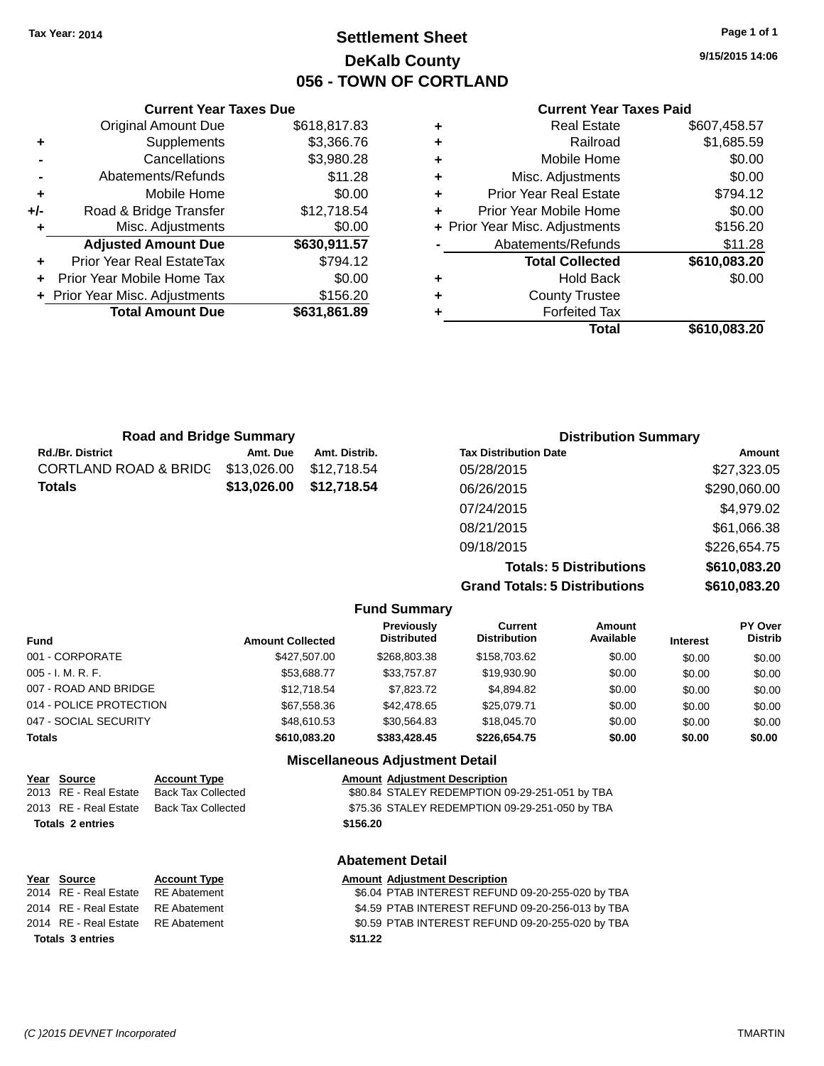Tax Year: 2014

# Settlement Sheet

## DeKalb County

## 056 - TOWN OF CORTLAND

9/15/2015 14:06

### Current Year Taxes Due

| | | |
|---|---|---|
| | Original Amount Due | $618,817.83 |
| + | Supplements | $3,366.76 |
| - | Cancellations | $3,980.28 |
| - | Abatements/Refunds | $11.28 |
| + | Mobile Home | $0.00 |
| +/- | Road & Bridge Transfer | $12,718.54 |
| + | Misc. Adjustments | $0.00 |
| | **Adjusted Amount Due** | **$630,911.57** |
| + | Prior Year Real EstateTax | $794.12 |
| + | Prior Year Mobile Home Tax | $0.00 |
| + | Prior Year Misc. Adjustments | $156.20 |
| | **Total Amount Due** | **$631,861.89** |

### Current Year Taxes Paid

| | | |
|---|---|---|
| + | Real Estate | $607,458.57 |
| + | Railroad | $1,685.59 |
| + | Mobile Home | $0.00 |
| + | Misc. Adjustments | $0.00 |
| + | Prior Year Real Estate | $794.12 |
| + | Prior Year Mobile Home | $0.00 |
| + | Prior Year Misc. Adjustments | $156.20 |
| - | Abatements/Refunds | $11.28 |
| | **Total Collected** | **$610,083.20** |
| + | Hold Back | $0.00 |
| + | County Trustee | |
| + | Forfeited Tax | |
| | **Total** | **$610,083.20** |

### Road and Bridge Summary

| Rd./Br. District | Amt. Due | Amt. Distrib. |
|---|---|---|
| CORTLAND ROAD & BRIDG | $13,026.00 | $12,718.54 |
| **Totals** | **$13,026.00** | **$12,718.54** |

### Distribution Summary

| Tax Distribution Date | Amount |
|---|---|
| 05/28/2015 | $27,323.05 |
| 06/26/2015 | $290,060.00 |
| 07/24/2015 | $4,979.02 |
| 08/21/2015 | $61,066.38 |
| 09/18/2015 | $226,654.75 |
| **Totals: 5 Distributions** | **$610,083.20** |
| **Grand Totals: 5 Distributions** | **$610,083.20** |

### Fund Summary

| Fund | Amount Collected | Previously Distributed | Current Distribution | Amount Available | Interest | PY Over Distrib |
|---|---|---|---|---|---|---|
| 001 - CORPORATE | $427,507.00 | $268,803.38 | $158,703.62 | $0.00 | $0.00 | $0.00 |
| 005 - I. M. R. F. | $53,688.77 | $33,757.87 | $19,930.90 | $0.00 | $0.00 | $0.00 |
| 007 - ROAD AND BRIDGE | $12,718.54 | $7,823.72 | $4,894.82 | $0.00 | $0.00 | $0.00 |
| 014 - POLICE PROTECTION | $67,558.36 | $42,478.65 | $25,079.71 | $0.00 | $0.00 | $0.00 |
| 047 - SOCIAL SECURITY | $48,610.53 | $30,564.83 | $18,045.70 | $0.00 | $0.00 | $0.00 |
| **Totals** | **$610,083.20** | **$383,428.45** | **$226,654.75** | **$0.00** | **$0.00** | **$0.00** |

### Miscellaneous Adjustment Detail

| Year | Source | Account Type | Amount | Adjustment Description |
|---|---|---|---|---|
| 2013 | RE - Real Estate | Back Tax Collected | $80.84 | STALEY REDEMPTION 09-29-251-051 by TBA |
| 2013 | RE - Real Estate | Back Tax Collected | $75.36 | STALEY REDEMPTION 09-29-251-050 by TBA |
| **Totals 2 entries** | | | **$156.20** | |

### Abatement Detail

| Year | Source | Account Type | Amount | Adjustment Description |
|---|---|---|---|---|
| 2014 | RE - Real Estate | RE Abatement | $6.04 | PTAB INTEREST REFUND 09-20-255-020 by TBA |
| 2014 | RE - Real Estate | RE Abatement | $4.59 | PTAB INTEREST REFUND 09-20-256-013 by TBA |
| 2014 | RE - Real Estate | RE Abatement | $0.59 | PTAB INTEREST REFUND 09-20-255-020 by TBA |
| **Totals 3 entries** | | | **$11.22** | |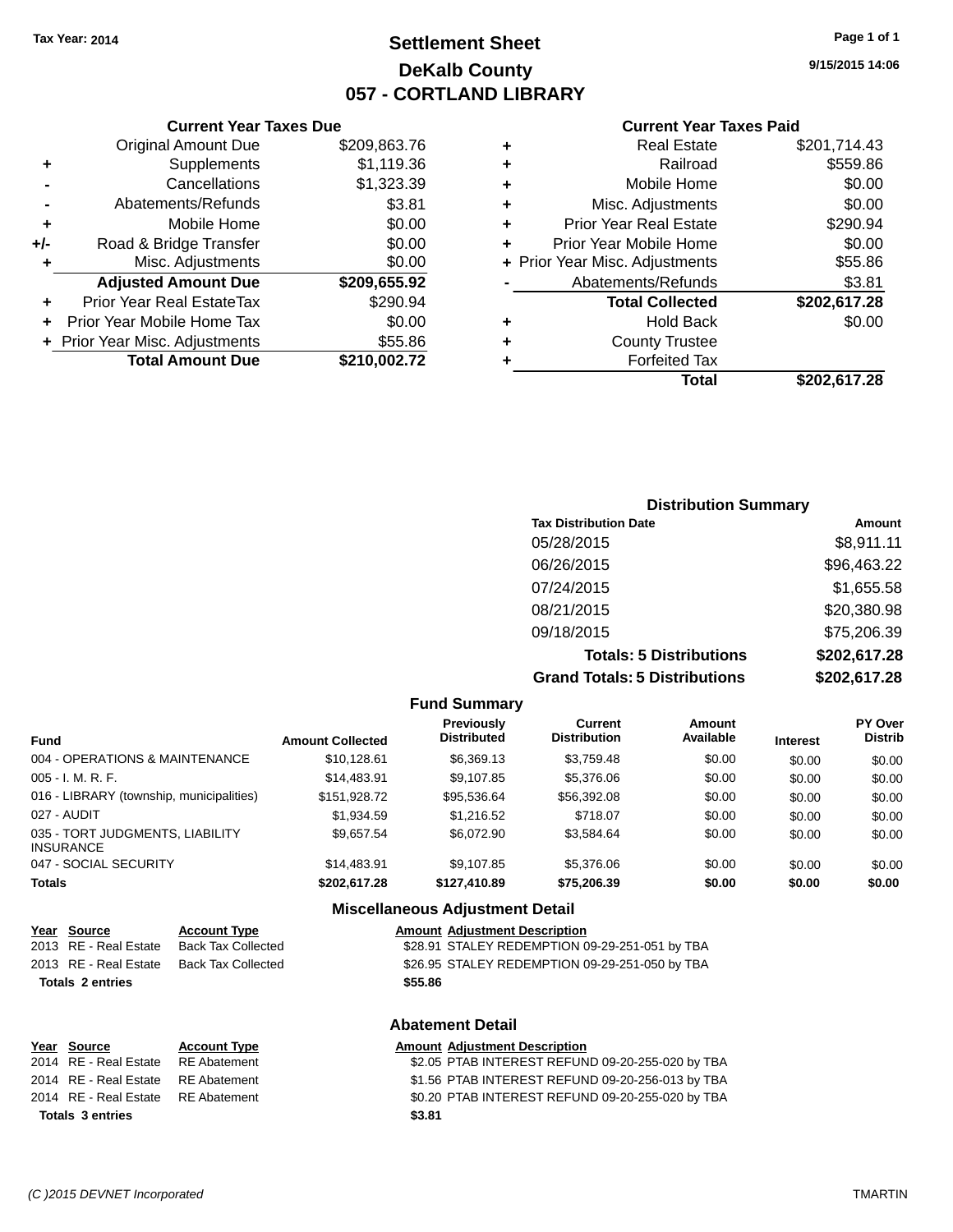Tax Year: 2014

# Settlement Sheet

## DeKalb County

## 057 - CORTLAND LIBRARY

9/15/2015 14:06

### Current Year Taxes Due

| | | |
|---|---|---|
| | Original Amount Due | $209,863.76 |
| + | Supplements | $1,119.36 |
| - | Cancellations | $1,323.39 |
| - | Abatements/Refunds | $3.81 |
| + | Mobile Home | $0.00 |
| +/- | Road & Bridge Transfer | $0.00 |
| + | Misc. Adjustments | $0.00 |
| | **Adjusted Amount Due** | **$209,655.92** |
| + | Prior Year Real EstateTax | $290.94 |
| + | Prior Year Mobile Home Tax | $0.00 |
| + | Prior Year Misc. Adjustments | $55.86 |
| | **Total Amount Due** | **$210,002.72** |

### Current Year Taxes Paid

| | | |
|---|---|---|
| + | Real Estate | $201,714.43 |
| + | Railroad | $559.86 |
| + | Mobile Home | $0.00 |
| + | Misc. Adjustments | $0.00 |
| + | Prior Year Real Estate | $290.94 |
| + | Prior Year Mobile Home | $0.00 |
| + | Prior Year Misc. Adjustments | $55.86 |
| - | Abatements/Refunds | $3.81 |
| | **Total Collected** | **$202,617.28** |
| + | Hold Back | $0.00 |
| + | County Trustee | |
| + | Forfeited Tax | |
| | **Total** | **$202,617.28** |

### Distribution Summary

| Tax Distribution Date | Amount |
|---|---|
| 05/28/2015 | $8,911.11 |
| 06/26/2015 | $96,463.22 |
| 07/24/2015 | $1,655.58 |
| 08/21/2015 | $20,380.98 |
| 09/18/2015 | $75,206.39 |
| **Totals: 5 Distributions** | **$202,617.28** |
| **Grand Totals: 5 Distributions** | **$202,617.28** |

### Fund Summary

| Fund | Amount Collected | Previously Distributed | Current Distribution | Amount Available | Interest | PY Over Distrib |
|---|---|---|---|---|---|---|
| 004 - OPERATIONS & MAINTENANCE | $10,128.61 | $6,369.13 | $3,759.48 | $0.00 | $0.00 | $0.00 |
| 005 - I. M. R. F. | $14,483.91 | $9,107.85 | $5,376.06 | $0.00 | $0.00 | $0.00 |
| 016 - LIBRARY (township, municipalities) | $151,928.72 | $95,536.64 | $56,392.08 | $0.00 | $0.00 | $0.00 |
| 027 - AUDIT | $1,934.59 | $1,216.52 | $718.07 | $0.00 | $0.00 | $0.00 |
| 035 - TORT JUDGMENTS, LIABILITY INSURANCE | $9,657.54 | $6,072.90 | $3,584.64 | $0.00 | $0.00 | $0.00 |
| 047 - SOCIAL SECURITY | $14,483.91 | $9,107.85 | $5,376.06 | $0.00 | $0.00 | $0.00 |
| **Totals** | **$202,617.28** | **$127,410.89** | **$75,206.39** | **$0.00** | **$0.00** | **$0.00** |

### Miscellaneous Adjustment Detail

| Year | Source | Account Type | Amount | Adjustment Description |
|---|---|---|---|---|
| 2013 | RE - Real Estate | Back Tax Collected | $28.91 | STALEY REDEMPTION 09-29-251-051 by TBA |
| 2013 | RE - Real Estate | Back Tax Collected | $26.95 | STALEY REDEMPTION 09-29-251-050 by TBA |
| **Totals 2 entries** | | | **$55.86** | |

### Abatement Detail

| Year | Source | Account Type | Amount | Adjustment Description |
|---|---|---|---|---|
| 2014 | RE - Real Estate | RE Abatement | $2.05 | PTAB INTEREST REFUND 09-20-255-020 by TBA |
| 2014 | RE - Real Estate | RE Abatement | $1.56 | PTAB INTEREST REFUND 09-20-256-013 by TBA |
| 2014 | RE - Real Estate | RE Abatement | $0.20 | PTAB INTEREST REFUND 09-20-255-020 by TBA |
| **Totals 3 entries** | | | **$3.81** | |

(C )2015 DEVNET Incorporated TMARTIN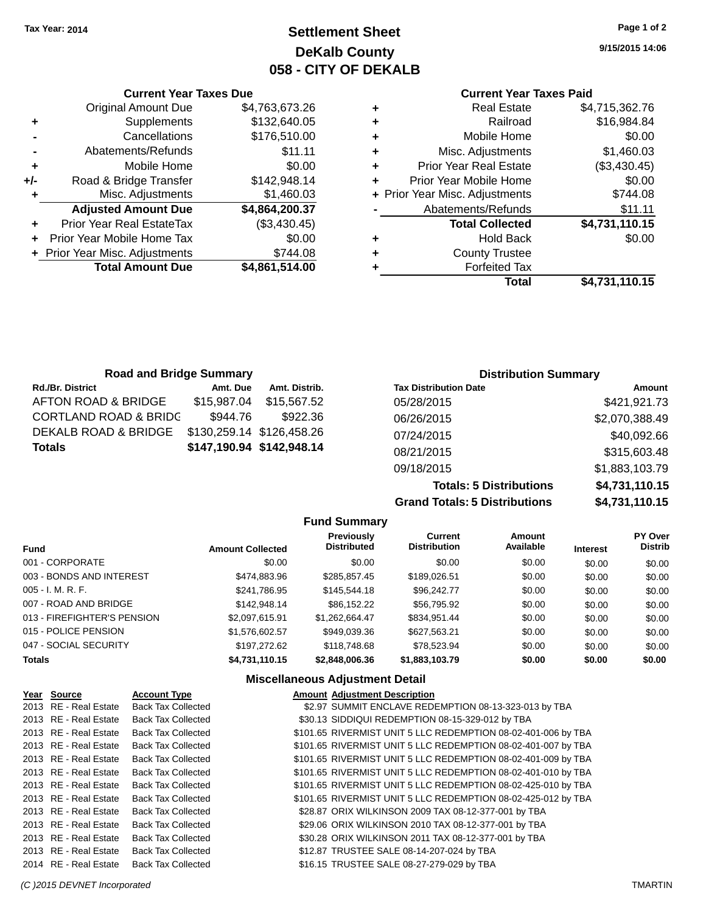Tax Year: 2014

# Settlement Sheet

## DeKalb County

## 058 - CITY OF DEKALB

9/15/2015 14:06

### Current Year Taxes Due

| | | |
|---|---|---|
| | Original Amount Due | $4,763,673.26 |
| + | Supplements | $132,640.05 |
| - | Cancellations | $176,510.00 |
| - | Abatements/Refunds | $11.11 |
| + | Mobile Home | $0.00 |
| +/- | Road & Bridge Transfer | $142,948.14 |
| + | Misc. Adjustments | $1,460.03 |
| | **Adjusted Amount Due** | **$4,864,200.37** |
| + | Prior Year Real EstateTax | ($3,430.45) |
| + | Prior Year Mobile Home Tax | $0.00 |
| + | Prior Year Misc. Adjustments | $744.08 |
| | **Total Amount Due** | **$4,861,514.00** |

### Current Year Taxes Paid

| | | |
|---|---|---|
| + | Real Estate | $4,715,362.76 |
| + | Railroad | $16,984.84 |
| + | Mobile Home | $0.00 |
| + | Misc. Adjustments | $1,460.03 |
| + | Prior Year Real Estate | ($3,430.45) |
| + | Prior Year Mobile Home | $0.00 |
| + | Prior Year Misc. Adjustments | $744.08 |
| - | Abatements/Refunds | $11.11 |
| | **Total Collected** | **$4,731,110.15** |
| + | Hold Back | $0.00 |
| + | County Trustee | |
| + | Forfeited Tax | |
| | **Total** | **$4,731,110.15** |

### Road and Bridge Summary

| Rd./Br. District | Amt. Due | Amt. Distrib. |
|---|---|---|
| AFTON ROAD & BRIDGE | $15,987.04 | $15,567.52 |
| CORTLAND ROAD & BRIDG | $944.76 | $922.36 |
| DEKALB ROAD & BRIDGE | $130,259.14 | $126,458.26 |
| **Totals** | **$147,190.94** | **$142,948.14** |

### Distribution Summary

| Tax Distribution Date | Amount |
|---|---|
| 05/28/2015 | $421,921.73 |
| 06/26/2015 | $2,070,388.49 |
| 07/24/2015 | $40,092.66 |
| 08/21/2015 | $315,603.48 |
| 09/18/2015 | $1,883,103.79 |
| **Totals: 5 Distributions** | **$4,731,110.15** |
| **Grand Totals: 5 Distributions** | **$4,731,110.15** |

### Fund Summary

| Fund | Amount Collected | Previously Distributed | Current Distribution | Amount Available | Interest | PY Over Distrib |
|---|---|---|---|---|---|---|
| 001 - CORPORATE | $0.00 | $0.00 | $0.00 | $0.00 | $0.00 | $0.00 |
| 003 - BONDS AND INTEREST | $474,883.96 | $285,857.45 | $189,026.51 | $0.00 | $0.00 | $0.00 |
| 005 - I. M. R. F. | $241,786.95 | $145,544.18 | $96,242.77 | $0.00 | $0.00 | $0.00 |
| 007 - ROAD AND BRIDGE | $142,948.14 | $86,152.22 | $56,795.92 | $0.00 | $0.00 | $0.00 |
| 013 - FIREFIGHTER'S PENSION | $2,097,615.91 | $1,262,664.47 | $834,951.44 | $0.00 | $0.00 | $0.00 |
| 015 - POLICE PENSION | $1,576,602.57 | $949,039.36 | $627,563.21 | $0.00 | $0.00 | $0.00 |
| 047 - SOCIAL SECURITY | $197,272.62 | $118,748.68 | $78,523.94 | $0.00 | $0.00 | $0.00 |
| **Totals** | **$4,731,110.15** | **$2,848,006.36** | **$1,883,103.79** | **$0.00** | **$0.00** | **$0.00** |

### Miscellaneous Adjustment Detail

| Year | Source | Account Type | Amount | Adjustment Description |
|---|---|---|---|---|
| 2013 | RE - Real Estate | Back Tax Collected | $2.97 | SUMMIT ENCLAVE REDEMPTION 08-13-323-013 by TBA |
| 2013 | RE - Real Estate | Back Tax Collected | $30.13 | SIDDIQUI REDEMPTION 08-15-329-012 by TBA |
| 2013 | RE - Real Estate | Back Tax Collected | $101.65 | RIVERMIST UNIT 5 LLC REDEMPTION 08-02-401-006 by TBA |
| 2013 | RE - Real Estate | Back Tax Collected | $101.65 | RIVERMIST UNIT 5 LLC REDEMPTION 08-02-401-007 by TBA |
| 2013 | RE - Real Estate | Back Tax Collected | $101.65 | RIVERMIST UNIT 5 LLC REDEMPTION 08-02-401-009 by TBA |
| 2013 | RE - Real Estate | Back Tax Collected | $101.65 | RIVERMIST UNIT 5 LLC REDEMPTION 08-02-401-010 by TBA |
| 2013 | RE - Real Estate | Back Tax Collected | $101.65 | RIVERMIST UNIT 5 LLC REDEMPTION 08-02-425-010 by TBA |
| 2013 | RE - Real Estate | Back Tax Collected | $101.65 | RIVERMIST UNIT 5 LLC REDEMPTION 08-02-425-012 by TBA |
| 2013 | RE - Real Estate | Back Tax Collected | $28.87 | ORIX WILKINSON 2009 TAX 08-12-377-001 by TBA |
| 2013 | RE - Real Estate | Back Tax Collected | $29.06 | ORIX WILKINSON 2010 TAX 08-12-377-001 by TBA |
| 2013 | RE - Real Estate | Back Tax Collected | $30.28 | ORIX WILKINSON 2011 TAX 08-12-377-001 by TBA |
| 2013 | RE - Real Estate | Back Tax Collected | $12.87 | TRUSTEE SALE 08-14-207-024 by TBA |
| 2014 | RE - Real Estate | Back Tax Collected | $16.15 | TRUSTEE SALE 08-27-279-029 by TBA |

(C )2015 DEVNET Incorporated TMARTIN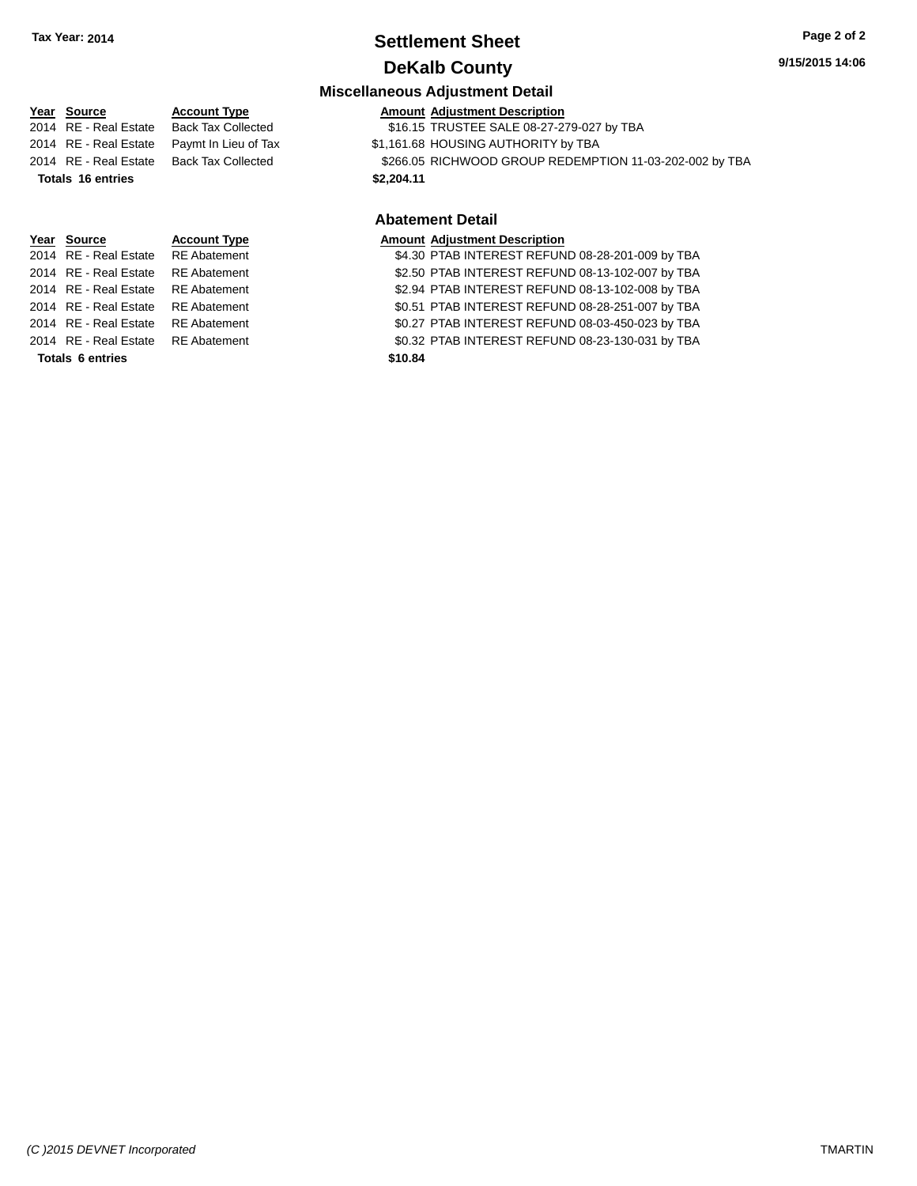Tax Year: 2014

# Settlement Sheet

## DeKalb County

9/15/2015 14:06

### Miscellaneous Adjustment Detail

| Year | Source | Account Type | Amount | Adjustment Description |
|---|---|---|---|---|
| 2014 | RE - Real Estate | Back Tax Collected | $16.15 | TRUSTEE SALE 08-27-279-027 by TBA |
| 2014 | RE - Real Estate | Paymt In Lieu of Tax | $1,161.68 | HOUSING AUTHORITY by TBA |
| 2014 | RE - Real Estate | Back Tax Collected | $266.05 | RICHWOOD GROUP REDEMPTION 11-03-202-002 by TBA |
| **Totals 16 entries** | | | **$2,204.11** | |

### Abatement Detail

| Year | Source | Account Type | Amount | Adjustment Description |
|---|---|---|---|---|
| 2014 | RE - Real Estate | RE Abatement | $4.30 | PTAB INTEREST REFUND 08-28-201-009 by TBA |
| 2014 | RE - Real Estate | RE Abatement | $2.50 | PTAB INTEREST REFUND 08-13-102-007 by TBA |
| 2014 | RE - Real Estate | RE Abatement | $2.94 | PTAB INTEREST REFUND 08-13-102-008 by TBA |
| 2014 | RE - Real Estate | RE Abatement | $0.51 | PTAB INTEREST REFUND 08-28-251-007 by TBA |
| 2014 | RE - Real Estate | RE Abatement | $0.27 | PTAB INTEREST REFUND 08-03-450-023 by TBA |
| 2014 | RE - Real Estate | RE Abatement | $0.32 | PTAB INTEREST REFUND 08-23-130-031 by TBA |
| **Totals 6 entries** | | | **$10.84** | |

*(C )2015 DEVNET Incorporated* TMARTIN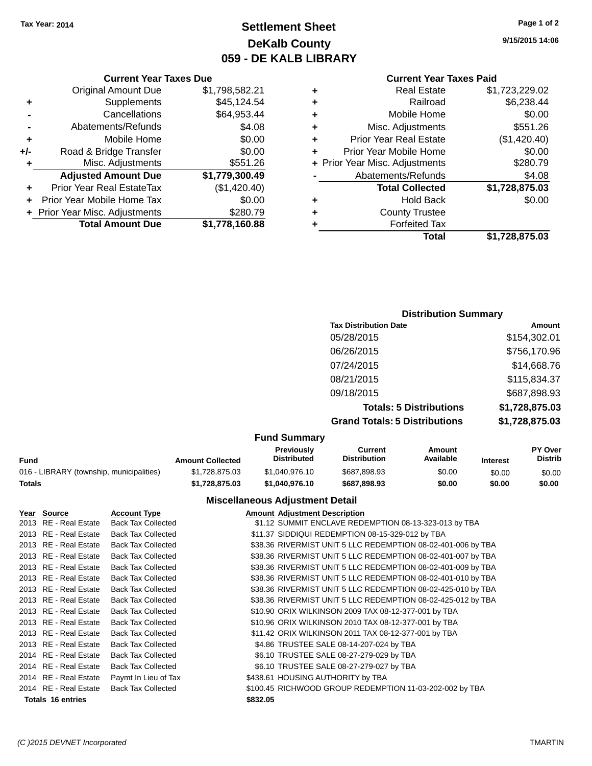Tax Year: 2014

# Settlement Sheet
## DeKalb County
## 059 - DE KALB LIBRARY

9/15/2015 14:06

### Current Year Taxes Due

| | | |
|---|---|---|
| | Original Amount Due | $1,798,582.21 |
| + | Supplements | $45,124.54 |
| - | Cancellations | $64,953.44 |
| - | Abatements/Refunds | $4.08 |
| + | Mobile Home | $0.00 |
| +/- | Road & Bridge Transfer | $0.00 |
| + | Misc. Adjustments | $551.26 |
| | **Adjusted Amount Due** | **$1,779,300.49** |
| + | Prior Year Real EstateTax | ($1,420.40) |
| + | Prior Year Mobile Home Tax | $0.00 |
| + | Prior Year Misc. Adjustments | $280.79 |
| | **Total Amount Due** | **$1,778,160.88** |

### Current Year Taxes Paid

| | | |
|---|---|---|
| + | Real Estate | $1,723,229.02 |
| + | Railroad | $6,238.44 |
| + | Mobile Home | $0.00 |
| + | Misc. Adjustments | $551.26 |
| + | Prior Year Real Estate | ($1,420.40) |
| + | Prior Year Mobile Home | $0.00 |
| + | Prior Year Misc. Adjustments | $280.79 |
| - | Abatements/Refunds | $4.08 |
| | **Total Collected** | **$1,728,875.03** |
| + | Hold Back | $0.00 |
| + | County Trustee | |
| + | Forfeited Tax | |
| | **Total** | **$1,728,875.03** |

### Distribution Summary

| Tax Distribution Date | Amount |
|---|---|
| 05/28/2015 | $154,302.01 |
| 06/26/2015 | $756,170.96 |
| 07/24/2015 | $14,668.76 |
| 08/21/2015 | $115,834.37 |
| 09/18/2015 | $687,898.93 |
| **Totals: 5 Distributions** | **$1,728,875.03** |
| **Grand Totals: 5 Distributions** | **$1,728,875.03** |

### Fund Summary

| Fund | Amount Collected | Previously Distributed | Current Distribution | Amount Available | Interest | PY Over Distrib |
|---|---|---|---|---|---|---|
| 016 - LIBRARY (township, municipalities) | $1,728,875.03 | $1,040,976.10 | $687,898.93 | $0.00 | $0.00 | $0.00 |
| **Totals** | **$1,728,875.03** | **$1,040,976.10** | **$687,898.93** | **$0.00** | **$0.00** | **$0.00** |

### Miscellaneous Adjustment Detail

| Year | Source | Account Type | Amount | Adjustment Description |
|---|---|---|---|---|
| 2013 | RE - Real Estate | Back Tax Collected | $1.12 | SUMMIT ENCLAVE REDEMPTION 08-13-323-013 by TBA |
| 2013 | RE - Real Estate | Back Tax Collected | $11.37 | SIDDIQUI REDEMPTION 08-15-329-012 by TBA |
| 2013 | RE - Real Estate | Back Tax Collected | $38.36 | RIVERMIST UNIT 5 LLC REDEMPTION 08-02-401-006 by TBA |
| 2013 | RE - Real Estate | Back Tax Collected | $38.36 | RIVERMIST UNIT 5 LLC REDEMPTION 08-02-401-007 by TBA |
| 2013 | RE - Real Estate | Back Tax Collected | $38.36 | RIVERMIST UNIT 5 LLC REDEMPTION 08-02-401-009 by TBA |
| 2013 | RE - Real Estate | Back Tax Collected | $38.36 | RIVERMIST UNIT 5 LLC REDEMPTION 08-02-401-010 by TBA |
| 2013 | RE - Real Estate | Back Tax Collected | $38.36 | RIVERMIST UNIT 5 LLC REDEMPTION 08-02-425-010 by TBA |
| 2013 | RE - Real Estate | Back Tax Collected | $38.36 | RIVERMIST UNIT 5 LLC REDEMPTION 08-02-425-012 by TBA |
| 2013 | RE - Real Estate | Back Tax Collected | $10.90 | ORIX WILKINSON 2009 TAX 08-12-377-001 by TBA |
| 2013 | RE - Real Estate | Back Tax Collected | $10.96 | ORIX WILKINSON 2010 TAX 08-12-377-001 by TBA |
| 2013 | RE - Real Estate | Back Tax Collected | $11.42 | ORIX WILKINSON 2011 TAX 08-12-377-001 by TBA |
| 2013 | RE - Real Estate | Back Tax Collected | $4.86 | TRUSTEE SALE 08-14-207-024 by TBA |
| 2014 | RE - Real Estate | Back Tax Collected | $6.10 | TRUSTEE SALE 08-27-279-029 by TBA |
| 2014 | RE - Real Estate | Back Tax Collected | $6.10 | TRUSTEE SALE 08-27-279-027 by TBA |
| 2014 | RE - Real Estate | Paymt In Lieu of Tax | $438.61 | HOUSING AUTHORITY by TBA |
| 2014 | RE - Real Estate | Back Tax Collected | $100.45 | RICHWOOD GROUP REDEMPTION 11-03-202-002 by TBA |
| **Totals 16 entries** | | | **$832.05** | |

(C )2015 DEVNET Incorporated — TMARTIN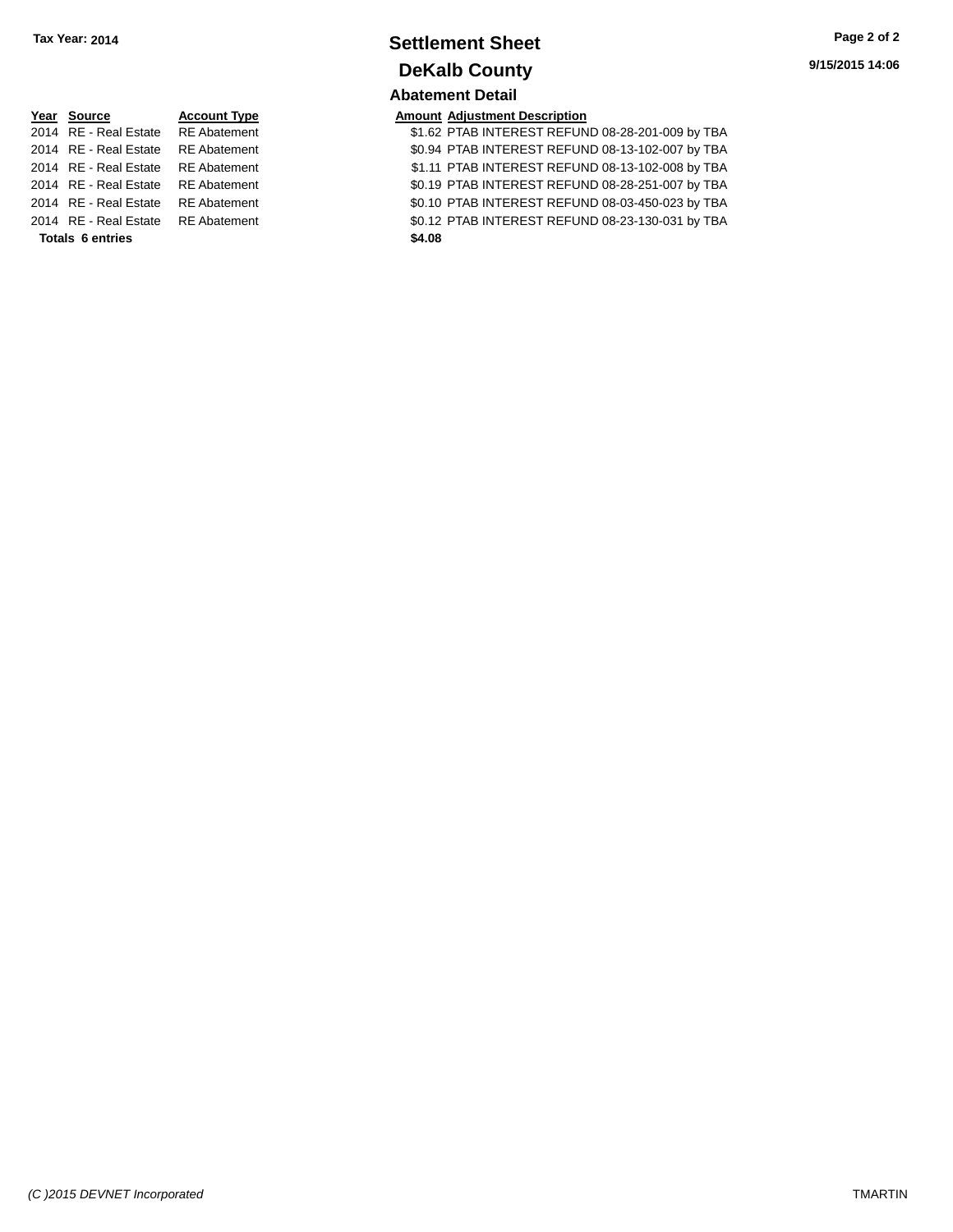Tax Year: 2014

# Settlement Sheet

## DeKalb County

9/15/2015 14:06

### Abatement Detail

| Year | Source | Account Type | Amount | Adjustment Description |
|---|---|---|---|---|
| 2014 | RE - Real Estate | RE Abatement | $1.62 | PTAB INTEREST REFUND 08-28-201-009 by TBA |
| 2014 | RE - Real Estate | RE Abatement | $0.94 | PTAB INTEREST REFUND 08-13-102-007 by TBA |
| 2014 | RE - Real Estate | RE Abatement | $1.11 | PTAB INTEREST REFUND 08-13-102-008 by TBA |
| 2014 | RE - Real Estate | RE Abatement | $0.19 | PTAB INTEREST REFUND 08-28-251-007 by TBA |
| 2014 | RE - Real Estate | RE Abatement | $0.10 | PTAB INTEREST REFUND 08-03-450-023 by TBA |
| 2014 | RE - Real Estate | RE Abatement | $0.12 | PTAB INTEREST REFUND 08-23-130-031 by TBA |
| **Totals** | **6 entries** | | **$4.08** | |

*(C )2015 DEVNET Incorporated* TMARTIN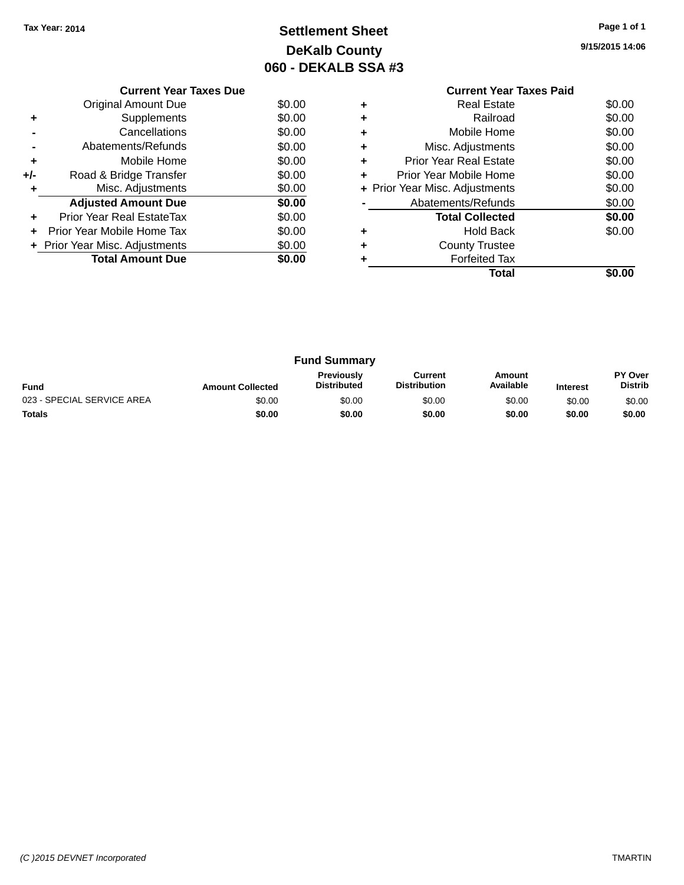Tax Year: 2014

# Settlement Sheet

## DeKalb County

## 060 - DEKALB SSA #3

9/15/2015 14:06

### Current Year Taxes Due

| | | |
|---|---|---|
| | Original Amount Due | $0.00 |
| + | Supplements | $0.00 |
| - | Cancellations | $0.00 |
| - | Abatements/Refunds | $0.00 |
| + | Mobile Home | $0.00 |
| +/- | Road & Bridge Transfer | $0.00 |
| + | Misc. Adjustments | $0.00 |
| | **Adjusted Amount Due** | **$0.00** |
| + | Prior Year Real EstateTax | $0.00 |
| + | Prior Year Mobile Home Tax | $0.00 |
| + | Prior Year Misc. Adjustments | $0.00 |
| | **Total Amount Due** | **$0.00** |

### Current Year Taxes Paid

| | | |
|---|---|---|
| + | Real Estate | $0.00 |
| + | Railroad | $0.00 |
| + | Mobile Home | $0.00 |
| + | Misc. Adjustments | $0.00 |
| + | Prior Year Real Estate | $0.00 |
| + | Prior Year Mobile Home | $0.00 |
| + | Prior Year Misc. Adjustments | $0.00 |
| - | Abatements/Refunds | $0.00 |
| | **Total Collected** | **$0.00** |
| + | Hold Back | $0.00 |
| + | County Trustee | |
| + | Forfeited Tax | |
| | **Total** | **$0.00** |

### Fund Summary

| Fund | Amount Collected | Previously Distributed | Current Distribution | Amount Available | Interest | PY Over Distrib |
|---|---|---|---|---|---|---|
| 023 - SPECIAL SERVICE AREA | $0.00 | $0.00 | $0.00 | $0.00 | $0.00 | $0.00 |
| **Totals** | **$0.00** | **$0.00** | **$0.00** | **$0.00** | **$0.00** | **$0.00** |

(C )2015 DEVNET Incorporated TMARTIN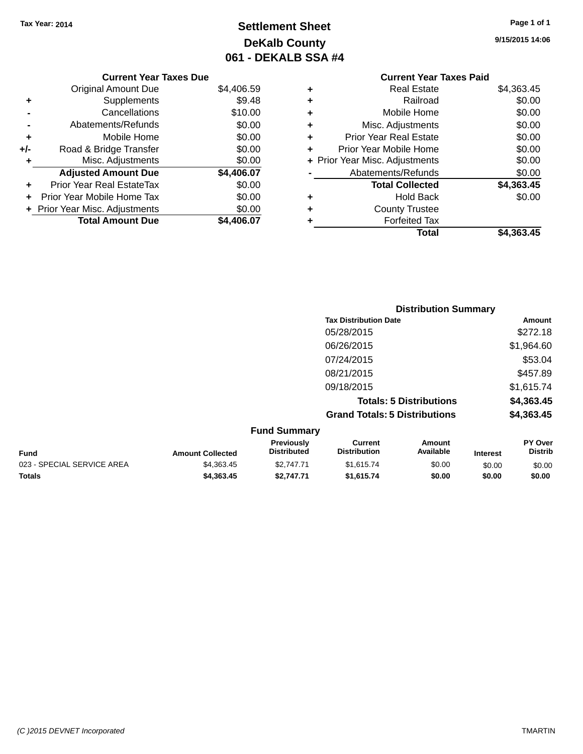Tax Year: 2014

# Settlement Sheet
## DeKalb County
## 061 - DEKALB SSA #4

9/15/2015 14:06

| | Current Year Taxes Due | |
|---|---|---|
| | Original Amount Due | $4,406.59 |
| + | Supplements | $9.48 |
| - | Cancellations | $10.00 |
| - | Abatements/Refunds | $0.00 |
| + | Mobile Home | $0.00 |
| +/- | Road & Bridge Transfer | $0.00 |
| + | Misc. Adjustments | $0.00 |
| | **Adjusted Amount Due** | **$4,406.07** |
| + | Prior Year Real EstateTax | $0.00 |
| + | Prior Year Mobile Home Tax | $0.00 |
| + | Prior Year Misc. Adjustments | $0.00 |
| | **Total Amount Due** | **$4,406.07** |

| | Current Year Taxes Paid | |
|---|---|---|
| + | Real Estate | $4,363.45 |
| + | Railroad | $0.00 |
| + | Mobile Home | $0.00 |
| + | Misc. Adjustments | $0.00 |
| + | Prior Year Real Estate | $0.00 |
| + | Prior Year Mobile Home | $0.00 |
| + | Prior Year Misc. Adjustments | $0.00 |
| - | Abatements/Refunds | $0.00 |
| | **Total Collected** | **$4,363.45** |
| + | Hold Back | $0.00 |
| + | County Trustee | |
| + | Forfeited Tax | |
| | **Total** | **$4,363.45** |

**Distribution Summary**

| Tax Distribution Date | Amount |
|---|---|
| 05/28/2015 | $272.18 |
| 06/26/2015 | $1,964.60 |
| 07/24/2015 | $53.04 |
| 08/21/2015 | $457.89 |
| 09/18/2015 | $1,615.74 |
| **Totals: 5 Distributions** | **$4,363.45** |
| **Grand Totals: 5 Distributions** | **$4,363.45** |

**Fund Summary**

| Fund | Amount Collected | Previously Distributed | Current Distribution | Amount Available | Interest | PY Over Distrib |
|---|---|---|---|---|---|---|
| 023 - SPECIAL SERVICE AREA | $4,363.45 | $2,747.71 | $1,615.74 | $0.00 | $0.00 | $0.00 |
| **Totals** | **$4,363.45** | **$2,747.71** | **$1,615.74** | **$0.00** | **$0.00** | **$0.00** |

(C )2015 DEVNET Incorporated TMARTIN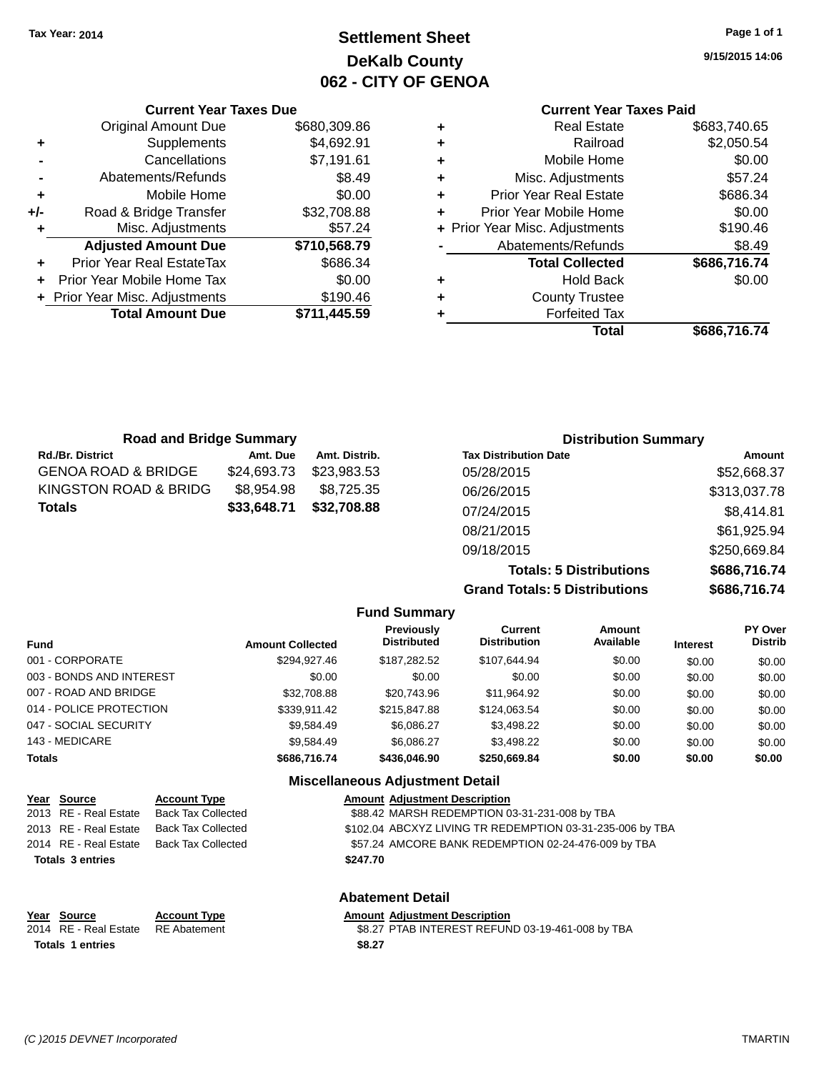Tax Year: 2014

# Settlement Sheet
## DeKalb County
## 062 - CITY OF GENOA

9/15/2015 14:06

### Current Year Taxes Due

| | | |
|---|---|---|
| | Original Amount Due | $680,309.86 |
| + | Supplements | $4,692.91 |
| - | Cancellations | $7,191.61 |
| - | Abatements/Refunds | $8.49 |
| + | Mobile Home | $0.00 |
| +/- | Road & Bridge Transfer | $32,708.88 |
| + | Misc. Adjustments | $57.24 |
| | **Adjusted Amount Due** | **$710,568.79** |
| + | Prior Year Real EstateTax | $686.34 |
| + | Prior Year Mobile Home Tax | $0.00 |
| + | Prior Year Misc. Adjustments | $190.46 |
| | **Total Amount Due** | **$711,445.59** |

### Current Year Taxes Paid

| | | |
|---|---|---|
| + | Real Estate | $683,740.65 |
| + | Railroad | $2,050.54 |
| + | Mobile Home | $0.00 |
| + | Misc. Adjustments | $57.24 |
| + | Prior Year Real Estate | $686.34 |
| + | Prior Year Mobile Home | $0.00 |
| + | Prior Year Misc. Adjustments | $190.46 |
| - | Abatements/Refunds | $8.49 |
| | **Total Collected** | **$686,716.74** |
| + | Hold Back | $0.00 |
| + | County Trustee | |
| + | Forfeited Tax | |
| | **Total** | **$686,716.74** |

### Road and Bridge Summary

| Rd./Br. District | Amt. Due | Amt. Distrib. |
|---|---|---|
| GENOA ROAD & BRIDGE | $24,693.73 | $23,983.53 |
| KINGSTON ROAD & BRIDG | $8,954.98 | $8,725.35 |
| **Totals** | **$33,648.71** | **$32,708.88** |

### Distribution Summary

| Tax Distribution Date | Amount |
|---|---|
| 05/28/2015 | $52,668.37 |
| 06/26/2015 | $313,037.78 |
| 07/24/2015 | $8,414.81 |
| 08/21/2015 | $61,925.94 |
| 09/18/2015 | $250,669.84 |
| **Totals: 5 Distributions** | **$686,716.74** |
| **Grand Totals: 5 Distributions** | **$686,716.74** |

### Fund Summary

| Fund | Amount Collected | Previously Distributed | Current Distribution | Amount Available | Interest | PY Over Distrib |
|---|---|---|---|---|---|---|
| 001 - CORPORATE | $294,927.46 | $187,282.52 | $107,644.94 | $0.00 | $0.00 | $0.00 |
| 003 - BONDS AND INTEREST | $0.00 | $0.00 | $0.00 | $0.00 | $0.00 | $0.00 |
| 007 - ROAD AND BRIDGE | $32,708.88 | $20,743.96 | $11,964.92 | $0.00 | $0.00 | $0.00 |
| 014 - POLICE PROTECTION | $339,911.42 | $215,847.88 | $124,063.54 | $0.00 | $0.00 | $0.00 |
| 047 - SOCIAL SECURITY | $9,584.49 | $6,086.27 | $3,498.22 | $0.00 | $0.00 | $0.00 |
| 143 - MEDICARE | $9,584.49 | $6,086.27 | $3,498.22 | $0.00 | $0.00 | $0.00 |
| **Totals** | **$686,716.74** | **$436,046.90** | **$250,669.84** | **$0.00** | **$0.00** | **$0.00** |

### Miscellaneous Adjustment Detail

| Year | Source | Account Type | Amount | Adjustment Description |
|---|---|---|---|---|
| 2013 | RE - Real Estate | Back Tax Collected | $88.42 | MARSH REDEMPTION 03-31-231-008 by TBA |
| 2013 | RE - Real Estate | Back Tax Collected | $102.04 | ABCXYZ LIVING TR REDEMPTION 03-31-235-006 by TBA |
| 2014 | RE - Real Estate | Back Tax Collected | $57.24 | AMCORE BANK REDEMPTION 02-24-476-009 by TBA |
| **Totals 3 entries** | | | **$247.70** | |

### Abatement Detail

| Year | Source | Account Type | Amount | Adjustment Description |
|---|---|---|---|---|
| 2014 | RE - Real Estate | RE Abatement | $8.27 | PTAB INTEREST REFUND 03-19-461-008 by TBA |
| **Totals 1 entries** | | | **$8.27** | |

(C )2015 DEVNET Incorporated — TMARTIN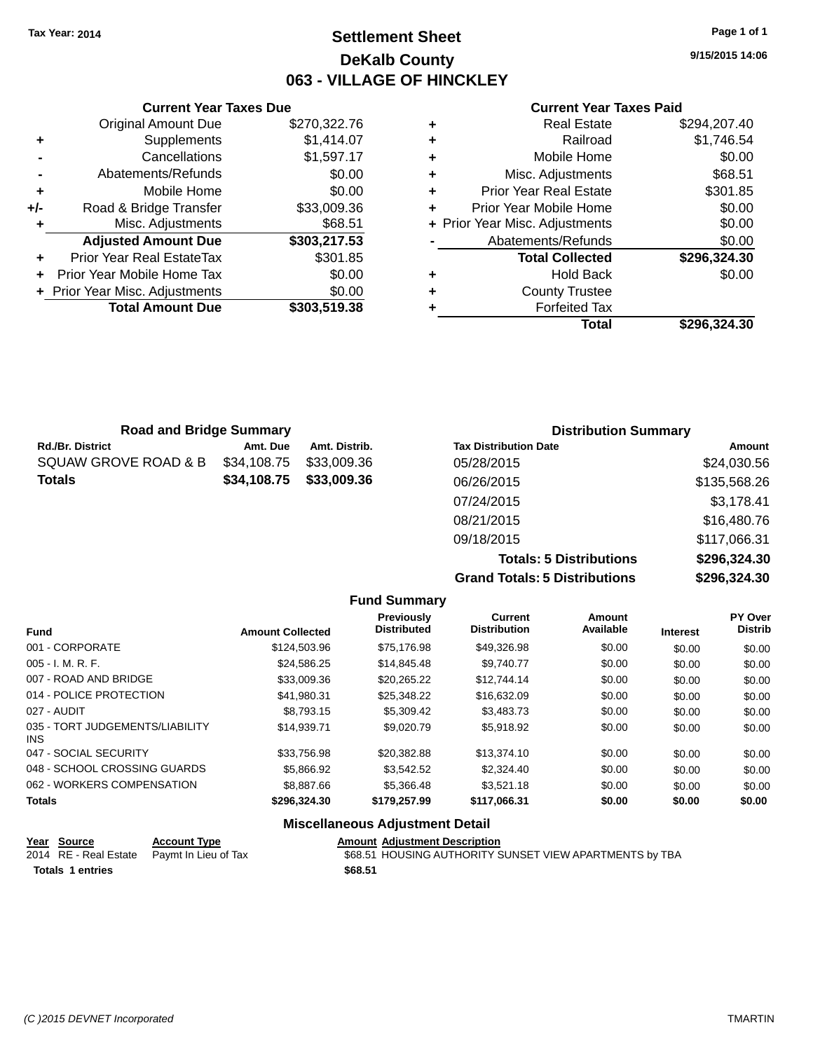Tax Year: 2014

# Settlement Sheet

## DeKalb County

## 063 - VILLAGE OF HINCKLEY

9/15/2015 14:06

### Current Year Taxes Due

| | | |
|---|---|---|
| | Original Amount Due | $270,322.76 |
| + | Supplements | $1,414.07 |
| - | Cancellations | $1,597.17 |
| - | Abatements/Refunds | $0.00 |
| + | Mobile Home | $0.00 |
| +/- | Road & Bridge Transfer | $33,009.36 |
| + | Misc. Adjustments | $68.51 |
| | **Adjusted Amount Due** | **$303,217.53** |
| + | Prior Year Real EstateTax | $301.85 |
| + | Prior Year Mobile Home Tax | $0.00 |
| + | Prior Year Misc. Adjustments | $0.00 |
| | **Total Amount Due** | **$303,519.38** |

### Current Year Taxes Paid

| | | |
|---|---|---|
| + | Real Estate | $294,207.40 |
| + | Railroad | $1,746.54 |
| + | Mobile Home | $0.00 |
| + | Misc. Adjustments | $68.51 |
| + | Prior Year Real Estate | $301.85 |
| + | Prior Year Mobile Home | $0.00 |
| + | Prior Year Misc. Adjustments | $0.00 |
| - | Abatements/Refunds | $0.00 |
| | **Total Collected** | **$296,324.30** |
| + | Hold Back | $0.00 |
| + | County Trustee | |
| + | Forfeited Tax | |
| | **Total** | **$296,324.30** |

### Road and Bridge Summary

| Rd./Br. District | Amt. Due | Amt. Distrib. |
|---|---|---|
| SQUAW GROVE ROAD & B | $34,108.75 | $33,009.36 |
| **Totals** | **$34,108.75** | **$33,009.36** |

### Distribution Summary

| Tax Distribution Date | Amount |
|---|---|
| 05/28/2015 | $24,030.56 |
| 06/26/2015 | $135,568.26 |
| 07/24/2015 | $3,178.41 |
| 08/21/2015 | $16,480.76 |
| 09/18/2015 | $117,066.31 |
| **Totals: 5 Distributions** | **$296,324.30** |
| **Grand Totals: 5 Distributions** | **$296,324.30** |

### Fund Summary

| Fund | Amount Collected | Previously Distributed | Current Distribution | Amount Available | Interest | PY Over Distrib |
|---|---|---|---|---|---|---|
| 001 - CORPORATE | $124,503.96 | $75,176.98 | $49,326.98 | $0.00 | $0.00 | $0.00 |
| 005 - I. M. R. F. | $24,586.25 | $14,845.48 | $9,740.77 | $0.00 | $0.00 | $0.00 |
| 007 - ROAD AND BRIDGE | $33,009.36 | $20,265.22 | $12,744.14 | $0.00 | $0.00 | $0.00 |
| 014 - POLICE PROTECTION | $41,980.31 | $25,348.22 | $16,632.09 | $0.00 | $0.00 | $0.00 |
| 027 - AUDIT | $8,793.15 | $5,309.42 | $3,483.73 | $0.00 | $0.00 | $0.00 |
| 035 - TORT JUDGEMENTS/LIABILITY INS | $14,939.71 | $9,020.79 | $5,918.92 | $0.00 | $0.00 | $0.00 |
| 047 - SOCIAL SECURITY | $33,756.98 | $20,382.88 | $13,374.10 | $0.00 | $0.00 | $0.00 |
| 048 - SCHOOL CROSSING GUARDS | $5,866.92 | $3,542.52 | $2,324.40 | $0.00 | $0.00 | $0.00 |
| 062 - WORKERS COMPENSATION | $8,887.66 | $5,366.48 | $3,521.18 | $0.00 | $0.00 | $0.00 |
| **Totals** | **$296,324.30** | **$179,257.99** | **$117,066.31** | **$0.00** | **$0.00** | **$0.00** |

### Miscellaneous Adjustment Detail

| Year | Source | Account Type | Amount | Adjustment Description |
|---|---|---|---|---|
| 2014 | RE - Real Estate | Paymt In Lieu of Tax | $68.51 | HOUSING AUTHORITY SUNSET VIEW APARTMENTS by TBA |
| **Totals 1 entries** | | | **$68.51** | |

(C )2015 DEVNET Incorporated TMARTIN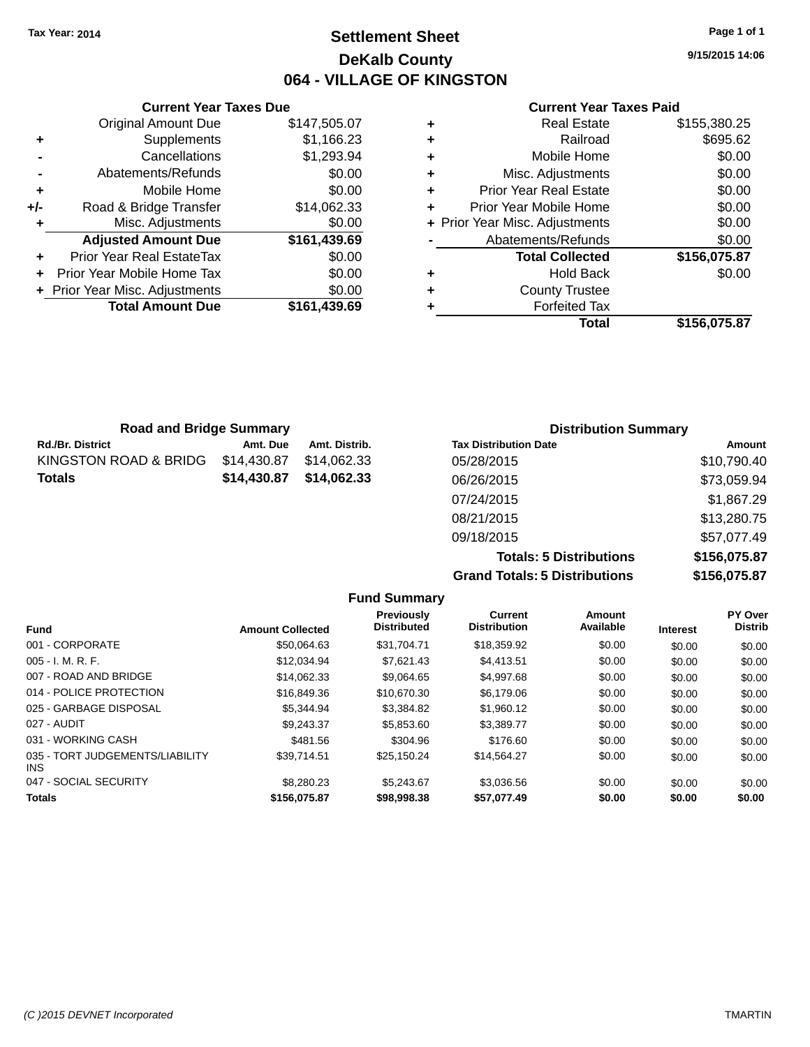Tax Year: 2014

# Settlement Sheet

## DeKalb County

## 064 - VILLAGE OF KINGSTON

9/15/2015 14:06

| | Current Year Taxes Due | |
|---|---|---|
| | Original Amount Due | $147,505.07 |
| + | Supplements | $1,166.23 |
| - | Cancellations | $1,293.94 |
| - | Abatements/Refunds | $0.00 |
| + | Mobile Home | $0.00 |
| +/- | Road & Bridge Transfer | $14,062.33 |
| + | Misc. Adjustments | $0.00 |
| | **Adjusted Amount Due** | **$161,439.69** |
| + | Prior Year Real EstateTax | $0.00 |
| + | Prior Year Mobile Home Tax | $0.00 |
| + | Prior Year Misc. Adjustments | $0.00 |
| | **Total Amount Due** | **$161,439.69** |

| | Current Year Taxes Paid | |
|---|---|---|
| + | Real Estate | $155,380.25 |
| + | Railroad | $695.62 |
| + | Mobile Home | $0.00 |
| + | Misc. Adjustments | $0.00 |
| + | Prior Year Real Estate | $0.00 |
| + | Prior Year Mobile Home | $0.00 |
| + | Prior Year Misc. Adjustments | $0.00 |
| - | Abatements/Refunds | $0.00 |
| | **Total Collected** | **$156,075.87** |
| + | Hold Back | $0.00 |
| + | County Trustee | |
| + | Forfeited Tax | |
| | **Total** | **$156,075.87** |

### Road and Bridge Summary

| Rd./Br. District | Amt. Due | Amt. Distrib. |
|---|---|---|
| KINGSTON ROAD & BRIDG | $14,430.87 | $14,062.33 |
| **Totals** | **$14,430.87** | **$14,062.33** |

### Distribution Summary

| Tax Distribution Date | Amount |
|---|---|
| 05/28/2015 | $10,790.40 |
| 06/26/2015 | $73,059.94 |
| 07/24/2015 | $1,867.29 |
| 08/21/2015 | $13,280.75 |
| 09/18/2015 | $57,077.49 |
| **Totals: 5 Distributions** | **$156,075.87** |
| **Grand Totals: 5 Distributions** | **$156,075.87** |

### Fund Summary

| Fund | Amount Collected | Previously Distributed | Current Distribution | Amount Available | Interest | PY Over Distrib |
|---|---|---|---|---|---|---|
| 001 - CORPORATE | $50,064.63 | $31,704.71 | $18,359.92 | $0.00 | $0.00 | $0.00 |
| 005 - I. M. R. F. | $12,034.94 | $7,621.43 | $4,413.51 | $0.00 | $0.00 | $0.00 |
| 007 - ROAD AND BRIDGE | $14,062.33 | $9,064.65 | $4,997.68 | $0.00 | $0.00 | $0.00 |
| 014 - POLICE PROTECTION | $16,849.36 | $10,670.30 | $6,179.06 | $0.00 | $0.00 | $0.00 |
| 025 - GARBAGE DISPOSAL | $5,344.94 | $3,384.82 | $1,960.12 | $0.00 | $0.00 | $0.00 |
| 027 - AUDIT | $9,243.37 | $5,853.60 | $3,389.77 | $0.00 | $0.00 | $0.00 |
| 031 - WORKING CASH | $481.56 | $304.96 | $176.60 | $0.00 | $0.00 | $0.00 |
| 035 - TORT JUDGEMENTS/LIABILITY INS | $39,714.51 | $25,150.24 | $14,564.27 | $0.00 | $0.00 | $0.00 |
| 047 - SOCIAL SECURITY | $8,280.23 | $5,243.67 | $3,036.56 | $0.00 | $0.00 | $0.00 |
| **Totals** | **$156,075.87** | **$98,998.38** | **$57,077.49** | **$0.00** | **$0.00** | **$0.00** |

(C )2015 DEVNET Incorporated TMARTIN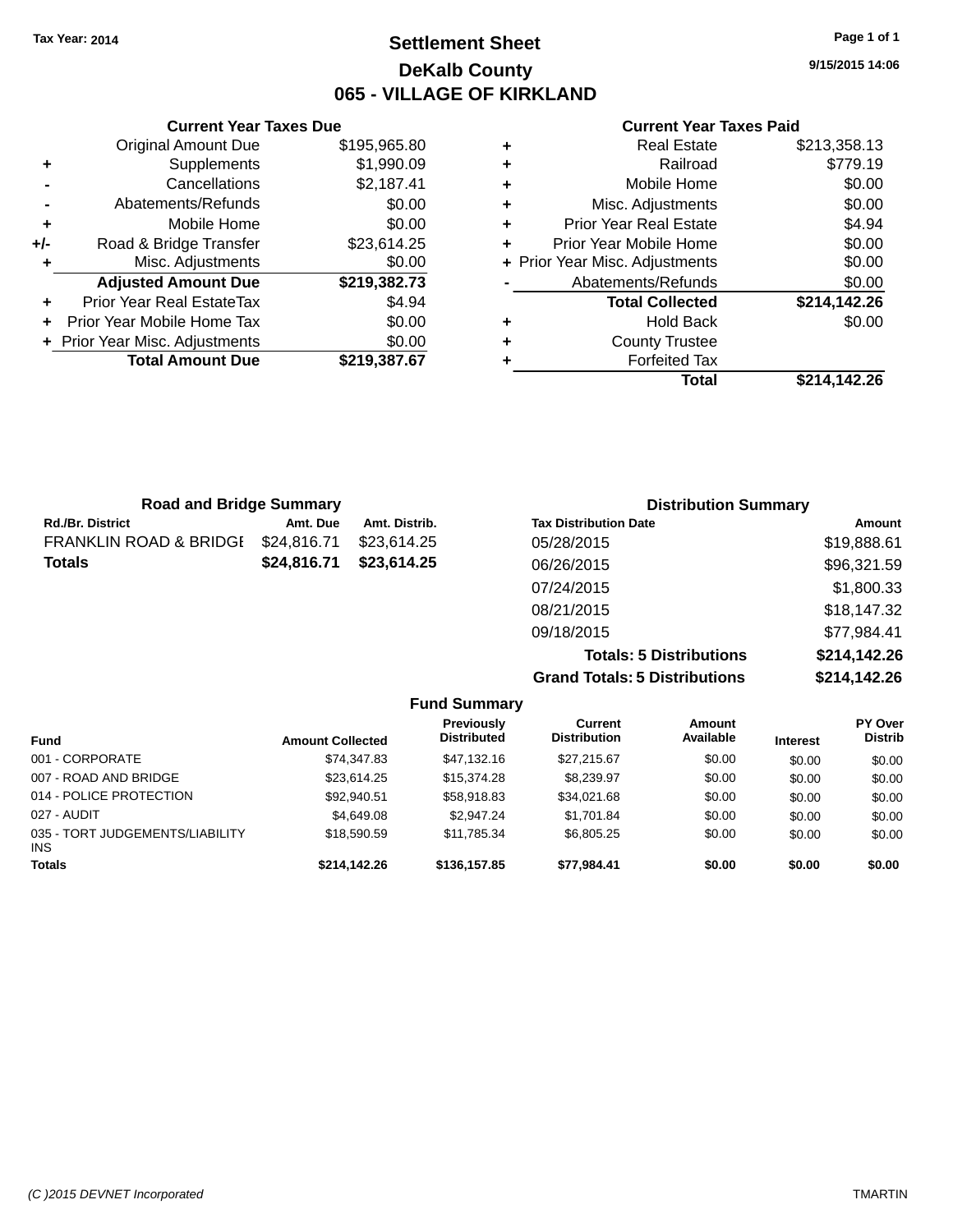Tax Year: 2014

# Settlement Sheet

## DeKalb County

## 065 - VILLAGE OF KIRKLAND

9/15/2015 14:06

### Current Year Taxes Due

| | | |
|---|---|---|
| | Original Amount Due | $195,965.80 |
| + | Supplements | $1,990.09 |
| - | Cancellations | $2,187.41 |
| - | Abatements/Refunds | $0.00 |
| + | Mobile Home | $0.00 |
| +/- | Road & Bridge Transfer | $23,614.25 |
| + | Misc. Adjustments | $0.00 |
| | **Adjusted Amount Due** | **$219,382.73** |
| + | Prior Year Real EstateTax | $4.94 |
| + | Prior Year Mobile Home Tax | $0.00 |
| + | Prior Year Misc. Adjustments | $0.00 |
| | **Total Amount Due** | **$219,387.67** |

### Current Year Taxes Paid

| | | |
|---|---|---|
| + | Real Estate | $213,358.13 |
| + | Railroad | $779.19 |
| + | Mobile Home | $0.00 |
| + | Misc. Adjustments | $0.00 |
| + | Prior Year Real Estate | $4.94 |
| + | Prior Year Mobile Home | $0.00 |
| + | Prior Year Misc. Adjustments | $0.00 |
| - | Abatements/Refunds | $0.00 |
| | **Total Collected** | **$214,142.26** |
| + | Hold Back | $0.00 |
| + | County Trustee | |
| + | Forfeited Tax | |
| | **Total** | **$214,142.26** |

### Road and Bridge Summary

| Rd./Br. District | Amt. Due | Amt. Distrib. |
|---|---|---|
| FRANKLIN ROAD & BRIDGE | $24,816.71 | $23,614.25 |
| **Totals** | **$24,816.71** | **$23,614.25** |

### Distribution Summary

| Tax Distribution Date | Amount |
|---|---|
| 05/28/2015 | $19,888.61 |
| 06/26/2015 | $96,321.59 |
| 07/24/2015 | $1,800.33 |
| 08/21/2015 | $18,147.32 |
| 09/18/2015 | $77,984.41 |
| **Totals: 5 Distributions** | **$214,142.26** |
| **Grand Totals: 5 Distributions** | **$214,142.26** |

### Fund Summary

| Fund | Amount Collected | Previously Distributed | Current Distribution | Amount Available | Interest | PY Over Distrib |
|---|---|---|---|---|---|---|
| 001 - CORPORATE | $74,347.83 | $47,132.16 | $27,215.67 | $0.00 | $0.00 | $0.00 |
| 007 - ROAD AND BRIDGE | $23,614.25 | $15,374.28 | $8,239.97 | $0.00 | $0.00 | $0.00 |
| 014 - POLICE PROTECTION | $92,940.51 | $58,918.83 | $34,021.68 | $0.00 | $0.00 | $0.00 |
| 027 - AUDIT | $4,649.08 | $2,947.24 | $1,701.84 | $0.00 | $0.00 | $0.00 |
| 035 - TORT JUDGEMENTS/LIABILITY INS | $18,590.59 | $11,785.34 | $6,805.25 | $0.00 | $0.00 | $0.00 |
| **Totals** | **$214,142.26** | **$136,157.85** | **$77,984.41** | **$0.00** | **$0.00** | **$0.00** |

(C )2015 DEVNET Incorporated TMARTIN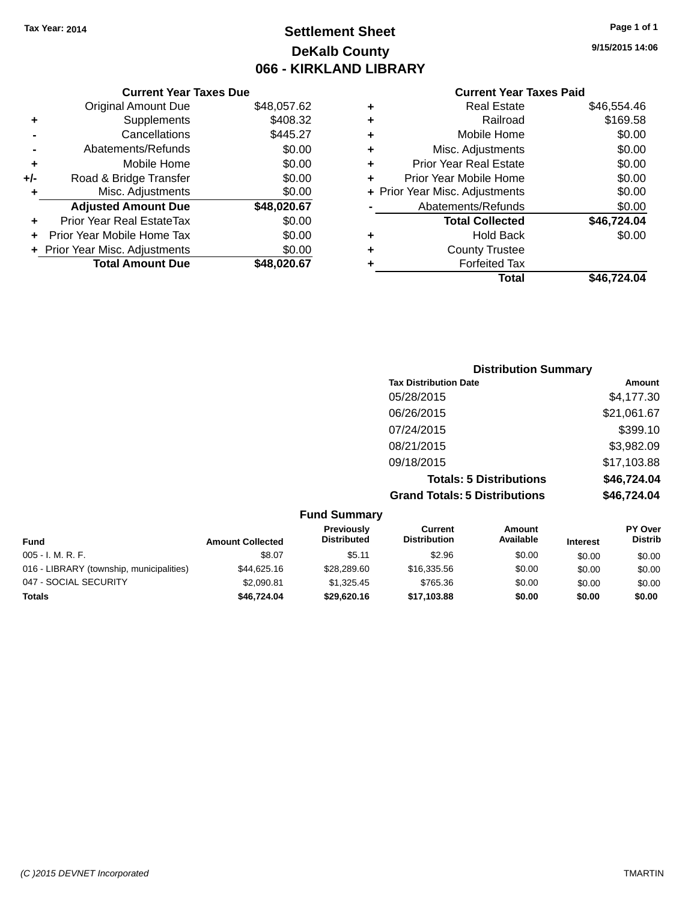Tax Year: 2014

# Settlement Sheet
## DeKalb County
## 066 - KIRKLAND LIBRARY

9/15/2015 14:06

### Current Year Taxes Due

| | | |
|---|---|---|
| | Original Amount Due | $48,057.62 |
| + | Supplements | $408.32 |
| - | Cancellations | $445.27 |
| - | Abatements/Refunds | $0.00 |
| + | Mobile Home | $0.00 |
| +/- | Road & Bridge Transfer | $0.00 |
| + | Misc. Adjustments | $0.00 |
| | **Adjusted Amount Due** | **$48,020.67** |
| + | Prior Year Real EstateTax | $0.00 |
| + | Prior Year Mobile Home Tax | $0.00 |
| + | Prior Year Misc. Adjustments | $0.00 |
| | **Total Amount Due** | **$48,020.67** |

### Current Year Taxes Paid

| | | |
|---|---|---|
| + | Real Estate | $46,554.46 |
| + | Railroad | $169.58 |
| + | Mobile Home | $0.00 |
| + | Misc. Adjustments | $0.00 |
| + | Prior Year Real Estate | $0.00 |
| + | Prior Year Mobile Home | $0.00 |
| + | Prior Year Misc. Adjustments | $0.00 |
| - | Abatements/Refunds | $0.00 |
| | **Total Collected** | **$46,724.04** |
| + | Hold Back | $0.00 |
| + | County Trustee | |
| + | Forfeited Tax | |
| | **Total** | **$46,724.04** |

### Distribution Summary

| Tax Distribution Date | Amount |
|---|---|
| 05/28/2015 | $4,177.30 |
| 06/26/2015 | $21,061.67 |
| 07/24/2015 | $399.10 |
| 08/21/2015 | $3,982.09 |
| 09/18/2015 | $17,103.88 |
| **Totals: 5 Distributions** | **$46,724.04** |
| **Grand Totals: 5 Distributions** | **$46,724.04** |

### Fund Summary

| Fund | Amount Collected | Previously Distributed | Current Distribution | Amount Available | Interest | PY Over Distrib |
|---|---|---|---|---|---|---|
| 005 - I. M. R. F. | $8.07 | $5.11 | $2.96 | $0.00 | $0.00 | $0.00 |
| 016 - LIBRARY (township, municipalities) | $44,625.16 | $28,289.60 | $16,335.56 | $0.00 | $0.00 | $0.00 |
| 047 - SOCIAL SECURITY | $2,090.81 | $1,325.45 | $765.36 | $0.00 | $0.00 | $0.00 |
| **Totals** | **$46,724.04** | **$29,620.16** | **$17,103.88** | **$0.00** | **$0.00** | **$0.00** |

(C )2015 DEVNET Incorporated TMARTIN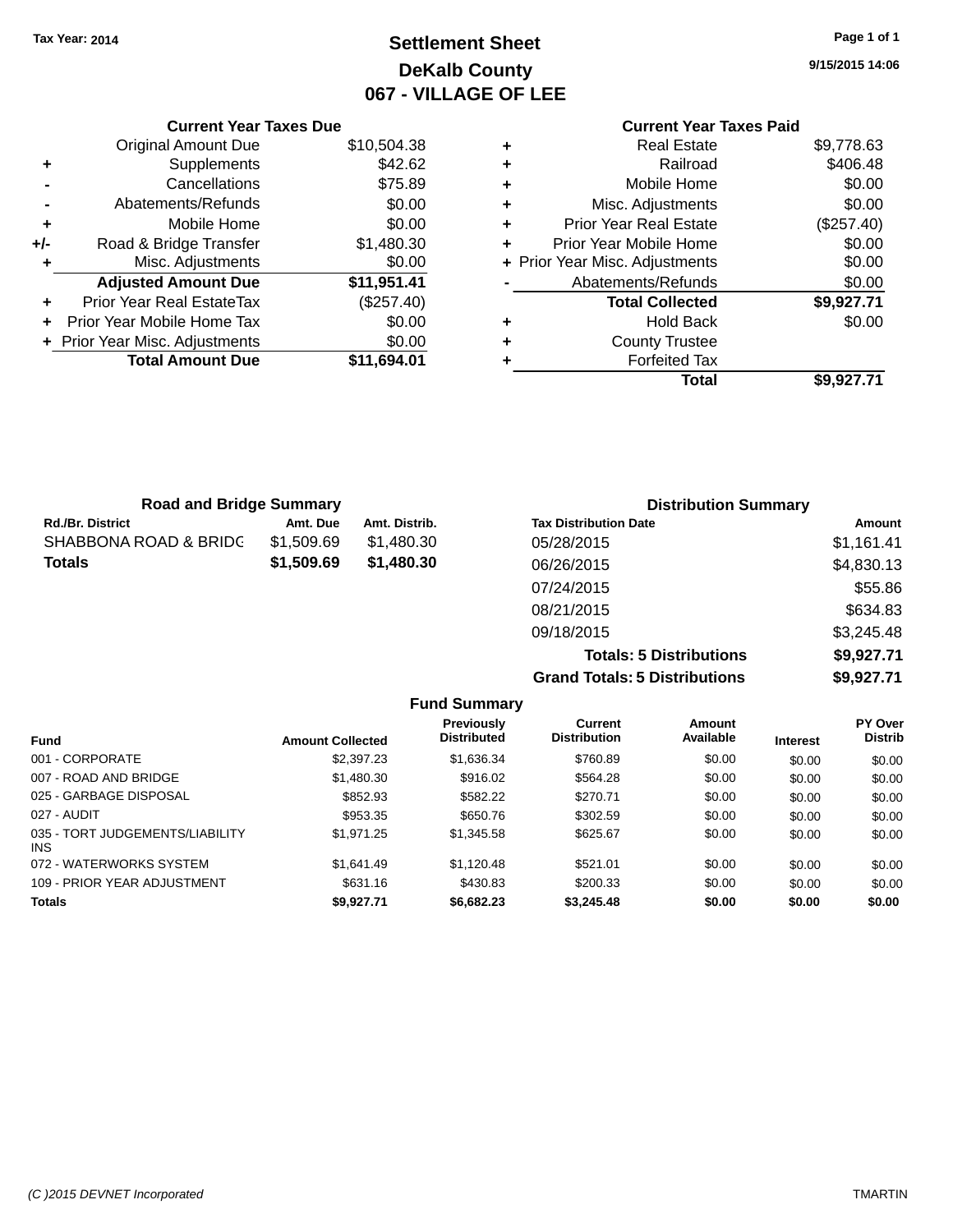Tax Year: 2014

# Settlement Sheet
## DeKalb County
## 067 - VILLAGE OF LEE

9/15/2015 14:06

### Current Year Taxes Due

| | | |
|---|---|---|
| | Original Amount Due | $10,504.38 |
| + | Supplements | $42.62 |
| - | Cancellations | $75.89 |
| - | Abatements/Refunds | $0.00 |
| + | Mobile Home | $0.00 |
| +/- | Road & Bridge Transfer | $1,480.30 |
| + | Misc. Adjustments | $0.00 |
| | **Adjusted Amount Due** | **$11,951.41** |
| + | Prior Year Real EstateTax | ($257.40) |
| + | Prior Year Mobile Home Tax | $0.00 |
| + | Prior Year Misc. Adjustments | $0.00 |
| | **Total Amount Due** | **$11,694.01** |

### Current Year Taxes Paid

| | | |
|---|---|---|
| + | Real Estate | $9,778.63 |
| + | Railroad | $406.48 |
| + | Mobile Home | $0.00 |
| + | Misc. Adjustments | $0.00 |
| + | Prior Year Real Estate | ($257.40) |
| + | Prior Year Mobile Home | $0.00 |
| + | Prior Year Misc. Adjustments | $0.00 |
| - | Abatements/Refunds | $0.00 |
| | **Total Collected** | **$9,927.71** |
| + | Hold Back | $0.00 |
| + | County Trustee | |
| + | Forfeited Tax | |
| | **Total** | **$9,927.71** |

### Road and Bridge Summary

| Rd./Br. District | Amt. Due | Amt. Distrib. |
|---|---|---|
| SHABBONA ROAD & BRIDG | $1,509.69 | $1,480.30 |
| **Totals** | **$1,509.69** | **$1,480.30** |

### Distribution Summary

| Tax Distribution Date | Amount |
|---|---|
| 05/28/2015 | $1,161.41 |
| 06/26/2015 | $4,830.13 |
| 07/24/2015 | $55.86 |
| 08/21/2015 | $634.83 |
| 09/18/2015 | $3,245.48 |
| **Totals: 5 Distributions** | **$9,927.71** |
| **Grand Totals: 5 Distributions** | **$9,927.71** |

### Fund Summary

| Fund | Amount Collected | Previously Distributed | Current Distribution | Amount Available | Interest | PY Over Distrib |
|---|---|---|---|---|---|---|
| 001 - CORPORATE | $2,397.23 | $1,636.34 | $760.89 | $0.00 | $0.00 | $0.00 |
| 007 - ROAD AND BRIDGE | $1,480.30 | $916.02 | $564.28 | $0.00 | $0.00 | $0.00 |
| 025 - GARBAGE DISPOSAL | $852.93 | $582.22 | $270.71 | $0.00 | $0.00 | $0.00 |
| 027 - AUDIT | $953.35 | $650.76 | $302.59 | $0.00 | $0.00 | $0.00 |
| 035 - TORT JUDGEMENTS/LIABILITY INS | $1,971.25 | $1,345.58 | $625.67 | $0.00 | $0.00 | $0.00 |
| 072 - WATERWORKS SYSTEM | $1,641.49 | $1,120.48 | $521.01 | $0.00 | $0.00 | $0.00 |
| 109 - PRIOR YEAR ADJUSTMENT | $631.16 | $430.83 | $200.33 | $0.00 | $0.00 | $0.00 |
| **Totals** | **$9,927.71** | **$6,682.23** | **$3,245.48** | **$0.00** | **$0.00** | **$0.00** |

(C )2015 DEVNET Incorporated — TMARTIN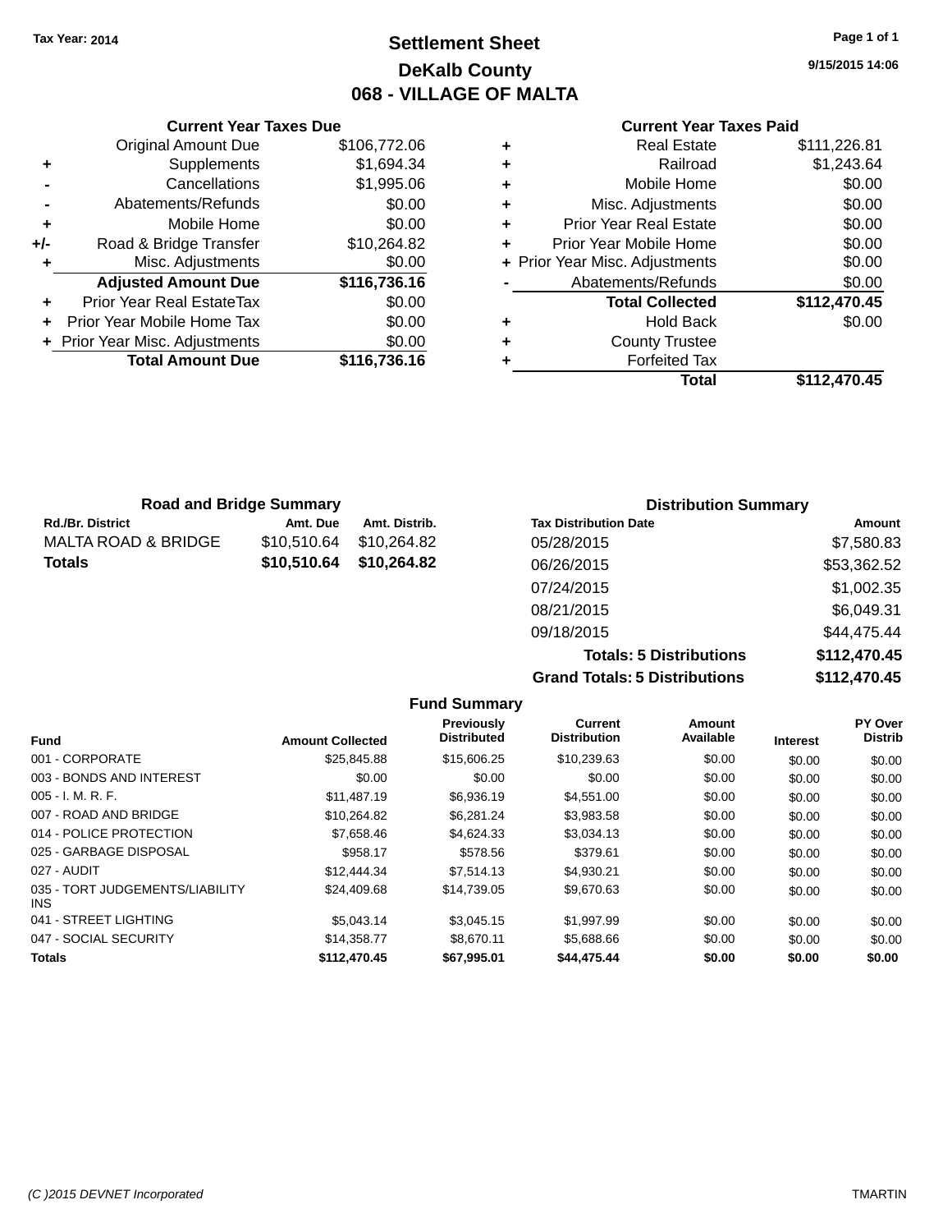Tax Year: 2014

# Settlement Sheet

## DeKalb County

## 068 - VILLAGE OF MALTA

9/15/2015 14:06

### Current Year Taxes Due

| | | |
|---|---|---|
| | Original Amount Due | $106,772.06 |
| + | Supplements | $1,694.34 |
| - | Cancellations | $1,995.06 |
| - | Abatements/Refunds | $0.00 |
| + | Mobile Home | $0.00 |
| +/- | Road & Bridge Transfer | $10,264.82 |
| + | Misc. Adjustments | $0.00 |
| | **Adjusted Amount Due** | **$116,736.16** |
| + | Prior Year Real EstateTax | $0.00 |
| + | Prior Year Mobile Home Tax | $0.00 |
| + | Prior Year Misc. Adjustments | $0.00 |
| | **Total Amount Due** | **$116,736.16** |

### Current Year Taxes Paid

| | | |
|---|---|---|
| + | Real Estate | $111,226.81 |
| + | Railroad | $1,243.64 |
| + | Mobile Home | $0.00 |
| + | Misc. Adjustments | $0.00 |
| + | Prior Year Real Estate | $0.00 |
| + | Prior Year Mobile Home | $0.00 |
| + | Prior Year Misc. Adjustments | $0.00 |
| - | Abatements/Refunds | $0.00 |
| | **Total Collected** | **$112,470.45** |
| + | Hold Back | $0.00 |
| + | County Trustee | |
| + | Forfeited Tax | |
| | **Total** | **$112,470.45** |

### Road and Bridge Summary

| Rd./Br. District | Amt. Due | Amt. Distrib. |
|---|---|---|
| MALTA ROAD & BRIDGE | $10,510.64 | $10,264.82 |
| **Totals** | **$10,510.64** | **$10,264.82** |

### Distribution Summary

| Tax Distribution Date | Amount |
|---|---|
| 05/28/2015 | $7,580.83 |
| 06/26/2015 | $53,362.52 |
| 07/24/2015 | $1,002.35 |
| 08/21/2015 | $6,049.31 |
| 09/18/2015 | $44,475.44 |
| **Totals: 5 Distributions** | **$112,470.45** |
| **Grand Totals: 5 Distributions** | **$112,470.45** |

### Fund Summary

| Fund | Amount Collected | Previously Distributed | Current Distribution | Amount Available | Interest | PY Over Distrib |
|---|---|---|---|---|---|---|
| 001 - CORPORATE | $25,845.88 | $15,606.25 | $10,239.63 | $0.00 | $0.00 | $0.00 |
| 003 - BONDS AND INTEREST | $0.00 | $0.00 | $0.00 | $0.00 | $0.00 | $0.00 |
| 005 - I. M. R. F. | $11,487.19 | $6,936.19 | $4,551.00 | $0.00 | $0.00 | $0.00 |
| 007 - ROAD AND BRIDGE | $10,264.82 | $6,281.24 | $3,983.58 | $0.00 | $0.00 | $0.00 |
| 014 - POLICE PROTECTION | $7,658.46 | $4,624.33 | $3,034.13 | $0.00 | $0.00 | $0.00 |
| 025 - GARBAGE DISPOSAL | $958.17 | $578.56 | $379.61 | $0.00 | $0.00 | $0.00 |
| 027 - AUDIT | $12,444.34 | $7,514.13 | $4,930.21 | $0.00 | $0.00 | $0.00 |
| 035 - TORT JUDGEMENTS/LIABILITY INS | $24,409.68 | $14,739.05 | $9,670.63 | $0.00 | $0.00 | $0.00 |
| 041 - STREET LIGHTING | $5,043.14 | $3,045.15 | $1,997.99 | $0.00 | $0.00 | $0.00 |
| 047 - SOCIAL SECURITY | $14,358.77 | $8,670.11 | $5,688.66 | $0.00 | $0.00 | $0.00 |
| **Totals** | **$112,470.45** | **$67,995.01** | **$44,475.44** | **$0.00** | **$0.00** | **$0.00** |

(C )2015 DEVNET Incorporated — TMARTIN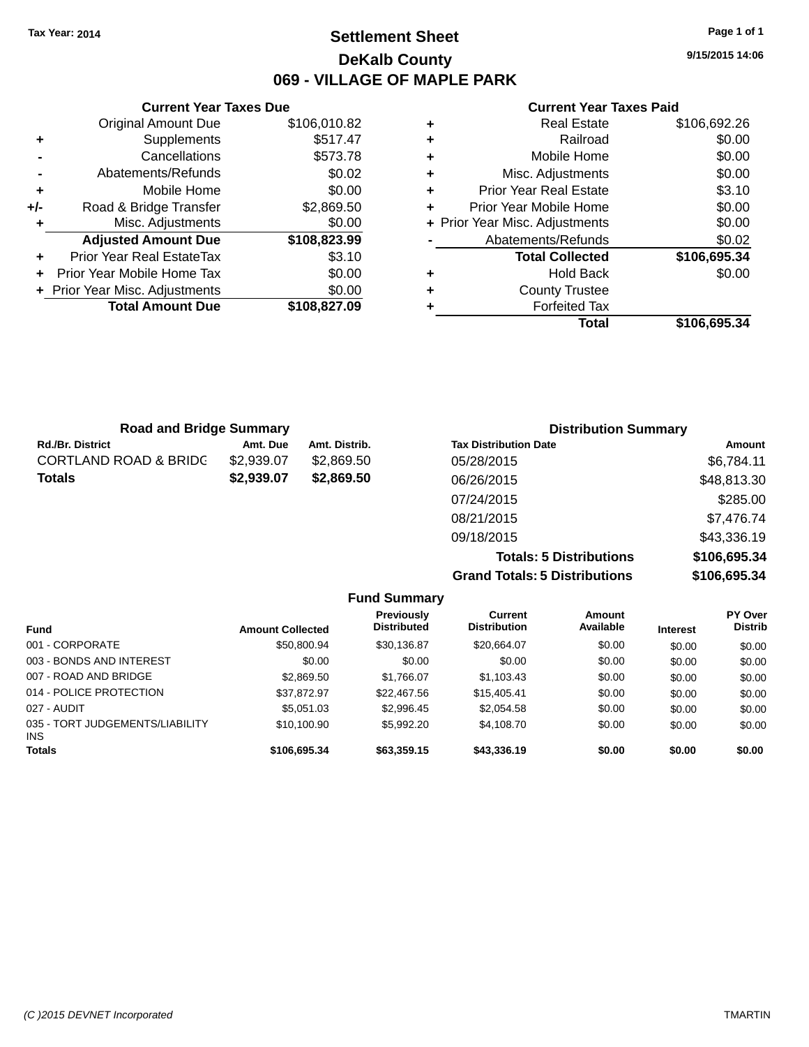Tax Year: 2014

# Settlement Sheet

## DeKalb County

## 069 - VILLAGE OF MAPLE PARK

9/15/2015 14:06

### Current Year Taxes Due

| | | |
|---|---|---|
| | Original Amount Due | $106,010.82 |
| + | Supplements | $517.47 |
| - | Cancellations | $573.78 |
| - | Abatements/Refunds | $0.02 |
| + | Mobile Home | $0.00 |
| +/- | Road & Bridge Transfer | $2,869.50 |
| + | Misc. Adjustments | $0.00 |
| | **Adjusted Amount Due** | **$108,823.99** |
| + | Prior Year Real EstateTax | $3.10 |
| + | Prior Year Mobile Home Tax | $0.00 |
| + | Prior Year Misc. Adjustments | $0.00 |
| | **Total Amount Due** | **$108,827.09** |

### Current Year Taxes Paid

| | | |
|---|---|---|
| + | Real Estate | $106,692.26 |
| + | Railroad | $0.00 |
| + | Mobile Home | $0.00 |
| + | Misc. Adjustments | $0.00 |
| + | Prior Year Real Estate | $3.10 |
| + | Prior Year Mobile Home | $0.00 |
| + | Prior Year Misc. Adjustments | $0.00 |
| - | Abatements/Refunds | $0.02 |
| | **Total Collected** | **$106,695.34** |
| + | Hold Back | $0.00 |
| + | County Trustee | |
| + | Forfeited Tax | |
| | **Total** | **$106,695.34** |

### Road and Bridge Summary

| Rd./Br. District | Amt. Due | Amt. Distrib. |
|---|---|---|
| CORTLAND ROAD & BRIDG | $2,939.07 | $2,869.50 |
| **Totals** | **$2,939.07** | **$2,869.50** |

### Distribution Summary

| Tax Distribution Date | Amount |
|---|---|
| 05/28/2015 | $6,784.11 |
| 06/26/2015 | $48,813.30 |
| 07/24/2015 | $285.00 |
| 08/21/2015 | $7,476.74 |
| 09/18/2015 | $43,336.19 |
| **Totals: 5 Distributions** | **$106,695.34** |
| **Grand Totals: 5 Distributions** | **$106,695.34** |

### Fund Summary

| Fund | Amount Collected | Previously Distributed | Current Distribution | Amount Available | Interest | PY Over Distrib |
|---|---|---|---|---|---|---|
| 001 - CORPORATE | $50,800.94 | $30,136.87 | $20,664.07 | $0.00 | $0.00 | $0.00 |
| 003 - BONDS AND INTEREST | $0.00 | $0.00 | $0.00 | $0.00 | $0.00 | $0.00 |
| 007 - ROAD AND BRIDGE | $2,869.50 | $1,766.07 | $1,103.43 | $0.00 | $0.00 | $0.00 |
| 014 - POLICE PROTECTION | $37,872.97 | $22,467.56 | $15,405.41 | $0.00 | $0.00 | $0.00 |
| 027 - AUDIT | $5,051.03 | $2,996.45 | $2,054.58 | $0.00 | $0.00 | $0.00 |
| 035 - TORT JUDGEMENTS/LIABILITY INS | $10,100.90 | $5,992.20 | $4,108.70 | $0.00 | $0.00 | $0.00 |
| **Totals** | **$106,695.34** | **$63,359.15** | **$43,336.19** | **$0.00** | **$0.00** | **$0.00** |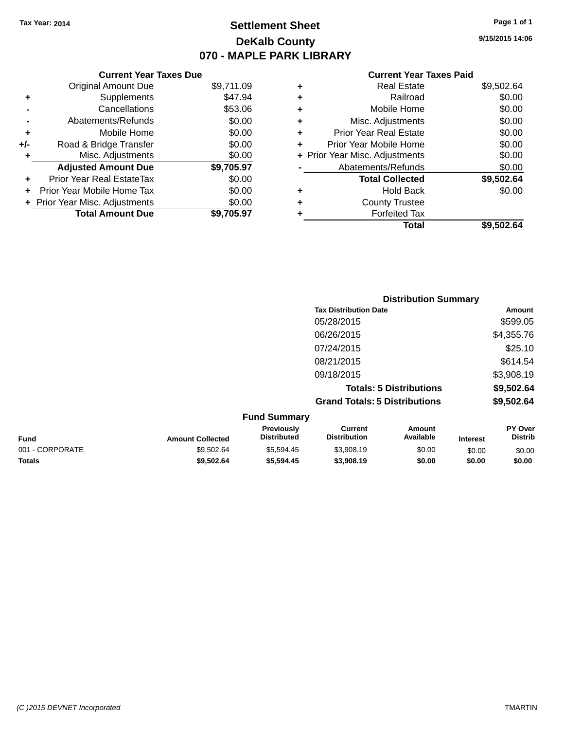Tax Year: 2014

# Settlement Sheet
## DeKalb County
## 070 - MAPLE PARK LIBRARY

9/15/2015 14:06

### Current Year Taxes Due

| | | |
|---|---|---|
| | Original Amount Due | $9,711.09 |
| + | Supplements | $47.94 |
| - | Cancellations | $53.06 |
| - | Abatements/Refunds | $0.00 |
| + | Mobile Home | $0.00 |
| +/- | Road & Bridge Transfer | $0.00 |
| + | Misc. Adjustments | $0.00 |
| | **Adjusted Amount Due** | **$9,705.97** |
| + | Prior Year Real EstateTax | $0.00 |
| + | Prior Year Mobile Home Tax | $0.00 |
| + | Prior Year Misc. Adjustments | $0.00 |
| | **Total Amount Due** | **$9,705.97** |

### Current Year Taxes Paid

| | | |
|---|---|---|
| + | Real Estate | $9,502.64 |
| + | Railroad | $0.00 |
| + | Mobile Home | $0.00 |
| + | Misc. Adjustments | $0.00 |
| + | Prior Year Real Estate | $0.00 |
| + | Prior Year Mobile Home | $0.00 |
| + | Prior Year Misc. Adjustments | $0.00 |
| - | Abatements/Refunds | $0.00 |
| | **Total Collected** | **$9,502.64** |
| + | Hold Back | $0.00 |
| + | County Trustee | |
| + | Forfeited Tax | |
| | **Total** | **$9,502.64** |

### Distribution Summary

| Tax Distribution Date | Amount |
|---|---|
| 05/28/2015 | $599.05 |
| 06/26/2015 | $4,355.76 |
| 07/24/2015 | $25.10 |
| 08/21/2015 | $614.54 |
| 09/18/2015 | $3,908.19 |
| **Totals: 5 Distributions** | **$9,502.64** |
| **Grand Totals: 5 Distributions** | **$9,502.64** |

### Fund Summary

| Fund | Amount Collected | Previously Distributed | Current Distribution | Amount Available | Interest | PY Over Distrib |
|---|---|---|---|---|---|---|
| 001 - CORPORATE | $9,502.64 | $5,594.45 | $3,908.19 | $0.00 | $0.00 | $0.00 |
| **Totals** | **$9,502.64** | **$5,594.45** | **$3,908.19** | **$0.00** | **$0.00** | **$0.00** |

(C )2015 DEVNET Incorporated TMARTIN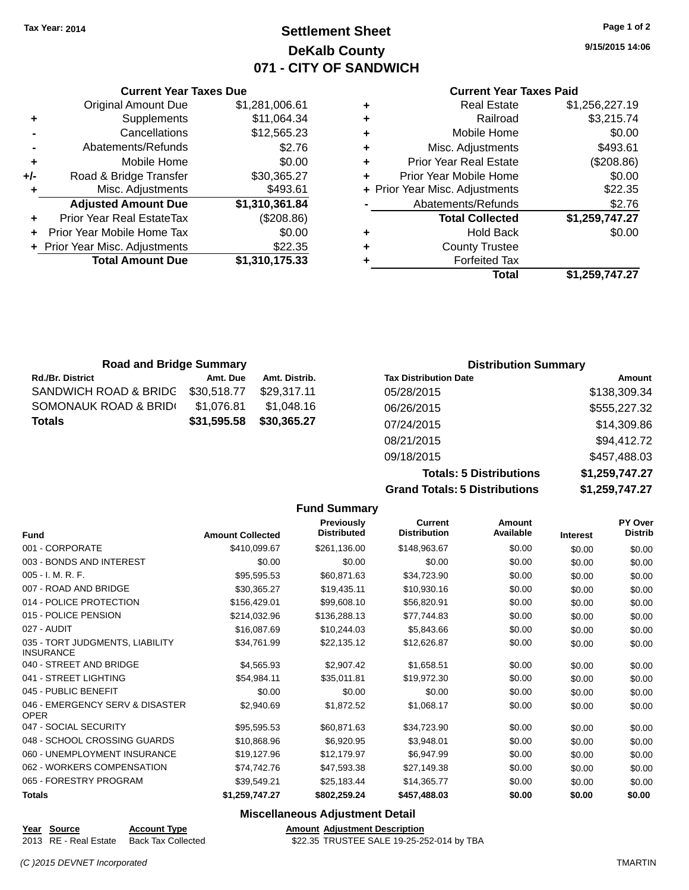Tax Year: 2014

# Settlement Sheet
## DeKalb County
## 071 - CITY OF SANDWICH

9/15/2015 14:06

### Current Year Taxes Due

| | | |
|---|---|---|
| | Original Amount Due | $1,281,006.61 |
| + | Supplements | $11,064.34 |
| - | Cancellations | $12,565.23 |
| - | Abatements/Refunds | $2.76 |
| + | Mobile Home | $0.00 |
| +/- | Road & Bridge Transfer | $30,365.27 |
| + | Misc. Adjustments | $493.61 |
| | **Adjusted Amount Due** | **$1,310,361.84** |
| + | Prior Year Real EstateTax | ($208.86) |
| + | Prior Year Mobile Home Tax | $0.00 |
| + | Prior Year Misc. Adjustments | $22.35 |
| | **Total Amount Due** | **$1,310,175.33** |

### Current Year Taxes Paid

| | | |
|---|---|---|
| + | Real Estate | $1,256,227.19 |
| + | Railroad | $3,215.74 |
| + | Mobile Home | $0.00 |
| + | Misc. Adjustments | $493.61 |
| + | Prior Year Real Estate | ($208.86) |
| + | Prior Year Mobile Home | $0.00 |
| + | Prior Year Misc. Adjustments | $22.35 |
| - | Abatements/Refunds | $2.76 |
| | **Total Collected** | **$1,259,747.27** |
| + | Hold Back | $0.00 |
| + | County Trustee | |
| + | Forfeited Tax | |
| | **Total** | **$1,259,747.27** |

### Road and Bridge Summary

| Rd./Br. District | Amt. Due | Amt. Distrib. |
|---|---|---|
| SANDWICH ROAD & BRIDG | $30,518.77 | $29,317.11 |
| SOMONAUK ROAD & BRID( | $1,076.81 | $1,048.16 |
| **Totals** | **$31,595.58** | **$30,365.27** |

### Distribution Summary

| Tax Distribution Date | Amount |
|---|---|
| 05/28/2015 | $138,309.34 |
| 06/26/2015 | $555,227.32 |
| 07/24/2015 | $14,309.86 |
| 08/21/2015 | $94,412.72 |
| 09/18/2015 | $457,488.03 |
| **Totals: 5 Distributions** | **$1,259,747.27** |
| **Grand Totals: 5 Distributions** | **$1,259,747.27** |

### Fund Summary

| Fund | Amount Collected | Previously Distributed | Current Distribution | Amount Available | Interest | PY Over Distrib |
|---|---|---|---|---|---|---|
| 001 - CORPORATE | $410,099.67 | $261,136.00 | $148,963.67 | $0.00 | $0.00 | $0.00 |
| 003 - BONDS AND INTEREST | $0.00 | $0.00 | $0.00 | $0.00 | $0.00 | $0.00 |
| 005 - I. M. R. F. | $95,595.53 | $60,871.63 | $34,723.90 | $0.00 | $0.00 | $0.00 |
| 007 - ROAD AND BRIDGE | $30,365.27 | $19,435.11 | $10,930.16 | $0.00 | $0.00 | $0.00 |
| 014 - POLICE PROTECTION | $156,429.01 | $99,608.10 | $56,820.91 | $0.00 | $0.00 | $0.00 |
| 015 - POLICE PENSION | $214,032.96 | $136,288.13 | $77,744.83 | $0.00 | $0.00 | $0.00 |
| 027 - AUDIT | $16,087.69 | $10,244.03 | $5,843.66 | $0.00 | $0.00 | $0.00 |
| 035 - TORT JUDGMENTS, LIABILITY INSURANCE | $34,761.99 | $22,135.12 | $12,626.87 | $0.00 | $0.00 | $0.00 |
| 040 - STREET AND BRIDGE | $4,565.93 | $2,907.42 | $1,658.51 | $0.00 | $0.00 | $0.00 |
| 041 - STREET LIGHTING | $54,984.11 | $35,011.81 | $19,972.30 | $0.00 | $0.00 | $0.00 |
| 045 - PUBLIC BENEFIT | $0.00 | $0.00 | $0.00 | $0.00 | $0.00 | $0.00 |
| 046 - EMERGENCY SERV & DISASTER OPER | $2,940.69 | $1,872.52 | $1,068.17 | $0.00 | $0.00 | $0.00 |
| 047 - SOCIAL SECURITY | $95,595.53 | $60,871.63 | $34,723.90 | $0.00 | $0.00 | $0.00 |
| 048 - SCHOOL CROSSING GUARDS | $10,868.96 | $6,920.95 | $3,948.01 | $0.00 | $0.00 | $0.00 |
| 060 - UNEMPLOYMENT INSURANCE | $19,127.96 | $12,179.97 | $6,947.99 | $0.00 | $0.00 | $0.00 |
| 062 - WORKERS COMPENSATION | $74,742.76 | $47,593.38 | $27,149.38 | $0.00 | $0.00 | $0.00 |
| 065 - FORESTRY PROGRAM | $39,549.21 | $25,183.44 | $14,365.77 | $0.00 | $0.00 | $0.00 |
| **Totals** | **$1,259,747.27** | **$802,259.24** | **$457,488.03** | **$0.00** | **$0.00** | **$0.00** |

### Miscellaneous Adjustment Detail

| Year | Source | Account Type | Amount | Adjustment Description |
|---|---|---|---|---|
| 2013 | RE - Real Estate | Back Tax Collected | $22.35 | TRUSTEE SALE 19-25-252-014 by TBA |

(C )2015 DEVNET Incorporated TMARTIN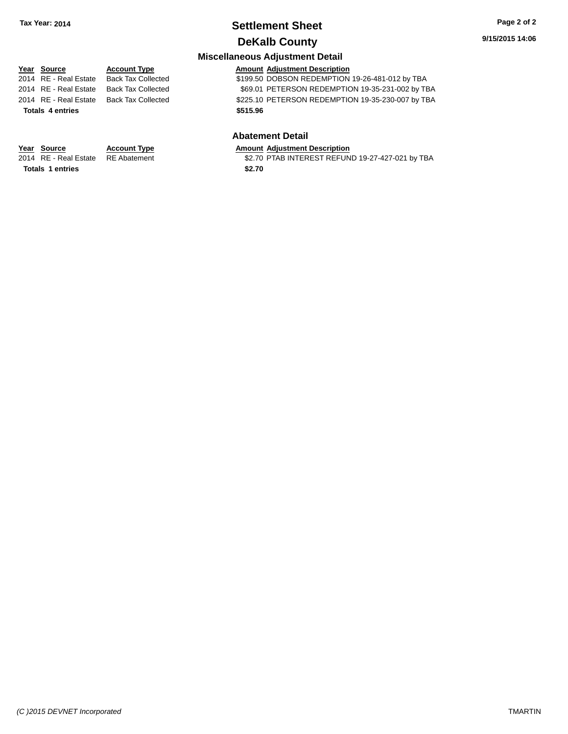Tax Year: 2014

# Settlement Sheet

## DeKalb County

9/15/2015 14:06

### Miscellaneous Adjustment Detail

| Year | Source | Account Type | Amount | Adjustment Description |
|---|---|---|---|---|
| 2014 | RE - Real Estate | Back Tax Collected | $199.50 | DOBSON REDEMPTION 19-26-481-012 by TBA |
| 2014 | RE - Real Estate | Back Tax Collected | $69.01 | PETERSON REDEMPTION 19-35-231-002 by TBA |
| 2014 | RE - Real Estate | Back Tax Collected | $225.10 | PETERSON REDEMPTION 19-35-230-007 by TBA |
| **Totals** | **4 entries** | | **$515.96** | |

### Abatement Detail

| Year | Source | Account Type | Amount | Adjustment Description |
|---|---|---|---|---|
| 2014 | RE - Real Estate | RE Abatement | $2.70 | PTAB INTEREST REFUND 19-27-427-021 by TBA |
| **Totals** | **1 entries** | | **$2.70** | |

(C )2015 DEVNET Incorporated

TMARTIN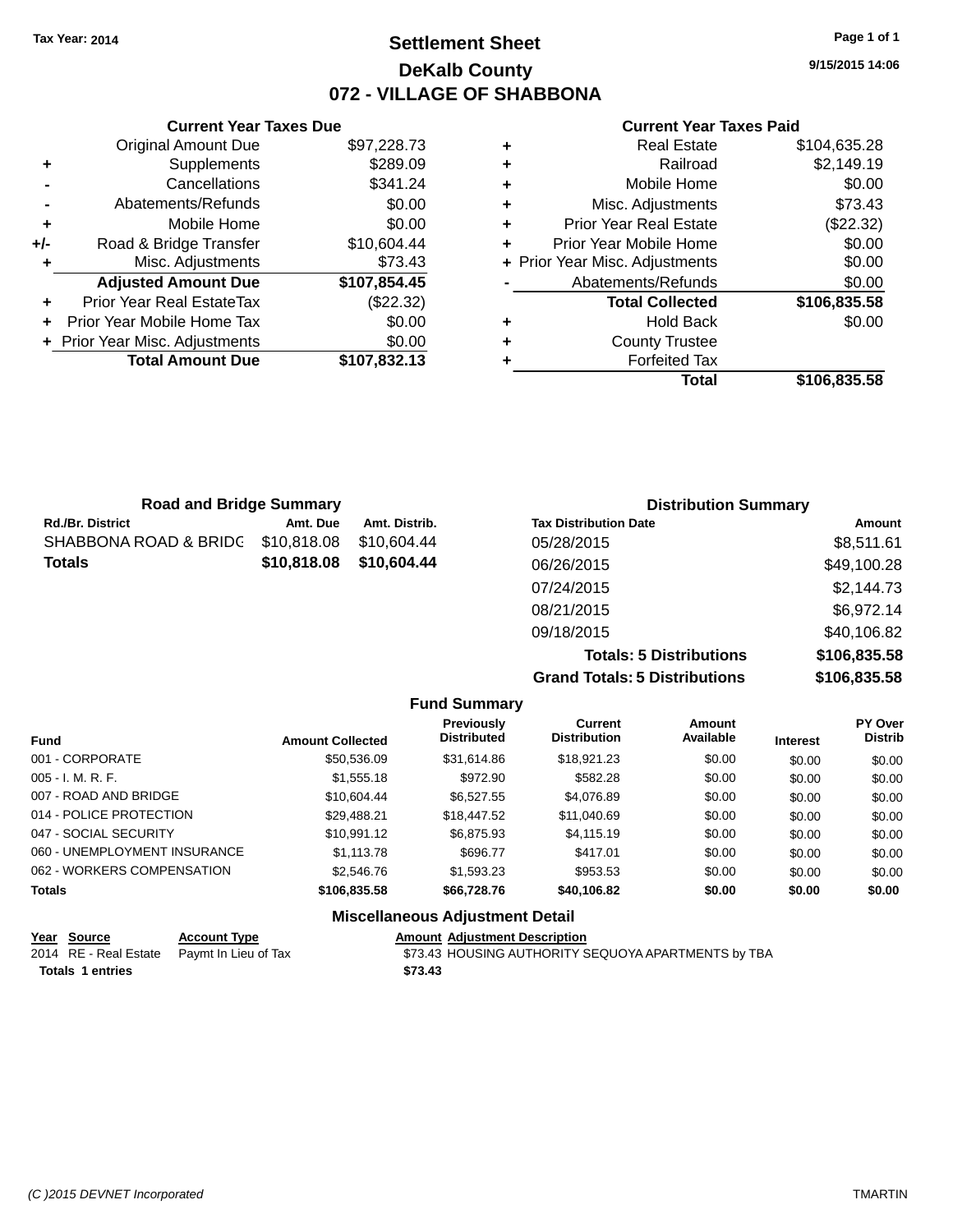Tax Year: 2014

# Settlement Sheet

## DeKalb County

## 072 - VILLAGE OF SHABBONA

9/15/2015 14:06

### Current Year Taxes Due

| | | |
|---|---|---|
| | Original Amount Due | $97,228.73 |
| + | Supplements | $289.09 |
| - | Cancellations | $341.24 |
| - | Abatements/Refunds | $0.00 |
| + | Mobile Home | $0.00 |
| +/- | Road & Bridge Transfer | $10,604.44 |
| + | Misc. Adjustments | $73.43 |
| | **Adjusted Amount Due** | **$107,854.45** |
| + | Prior Year Real EstateTax | ($22.32) |
| + | Prior Year Mobile Home Tax | $0.00 |
| + | Prior Year Misc. Adjustments | $0.00 |
| | **Total Amount Due** | **$107,832.13** |

### Current Year Taxes Paid

| | | |
|---|---|---|
| + | Real Estate | $104,635.28 |
| + | Railroad | $2,149.19 |
| + | Mobile Home | $0.00 |
| + | Misc. Adjustments | $73.43 |
| + | Prior Year Real Estate | ($22.32) |
| + | Prior Year Mobile Home | $0.00 |
| + | Prior Year Misc. Adjustments | $0.00 |
| - | Abatements/Refunds | $0.00 |
| | **Total Collected** | **$106,835.58** |
| + | Hold Back | $0.00 |
| + | County Trustee | |
| + | Forfeited Tax | |
| | **Total** | **$106,835.58** |

### Road and Bridge Summary

| Rd./Br. District | Amt. Due | Amt. Distrib. |
|---|---|---|
| SHABBONA ROAD & BRIDG | $10,818.08 | $10,604.44 |
| **Totals** | **$10,818.08** | **$10,604.44** |

### Distribution Summary

| Tax Distribution Date | Amount |
|---|---|
| 05/28/2015 | $8,511.61 |
| 06/26/2015 | $49,100.28 |
| 07/24/2015 | $2,144.73 |
| 08/21/2015 | $6,972.14 |
| 09/18/2015 | $40,106.82 |
| **Totals: 5 Distributions** | **$106,835.58** |
| **Grand Totals: 5 Distributions** | **$106,835.58** |

### Fund Summary

| Fund | Amount Collected | Previously Distributed | Current Distribution | Amount Available | Interest | PY Over Distrib |
|---|---|---|---|---|---|---|
| 001 - CORPORATE | $50,536.09 | $31,614.86 | $18,921.23 | $0.00 | $0.00 | $0.00 |
| 005 - I. M. R. F. | $1,555.18 | $972.90 | $582.28 | $0.00 | $0.00 | $0.00 |
| 007 - ROAD AND BRIDGE | $10,604.44 | $6,527.55 | $4,076.89 | $0.00 | $0.00 | $0.00 |
| 014 - POLICE PROTECTION | $29,488.21 | $18,447.52 | $11,040.69 | $0.00 | $0.00 | $0.00 |
| 047 - SOCIAL SECURITY | $10,991.12 | $6,875.93 | $4,115.19 | $0.00 | $0.00 | $0.00 |
| 060 - UNEMPLOYMENT INSURANCE | $1,113.78 | $696.77 | $417.01 | $0.00 | $0.00 | $0.00 |
| 062 - WORKERS COMPENSATION | $2,546.76 | $1,593.23 | $953.53 | $0.00 | $0.00 | $0.00 |
| **Totals** | **$106,835.58** | **$66,728.76** | **$40,106.82** | **$0.00** | **$0.00** | **$0.00** |

### Miscellaneous Adjustment Detail

| Year | Source | Account Type | Amount | Adjustment Description |
|---|---|---|---|---|
| 2014 | RE - Real Estate | Paymt In Lieu of Tax | $73.43 | HOUSING AUTHORITY SEQUOYA APARTMENTS by TBA |
| **Totals** | **1 entries** | | **$73.43** | |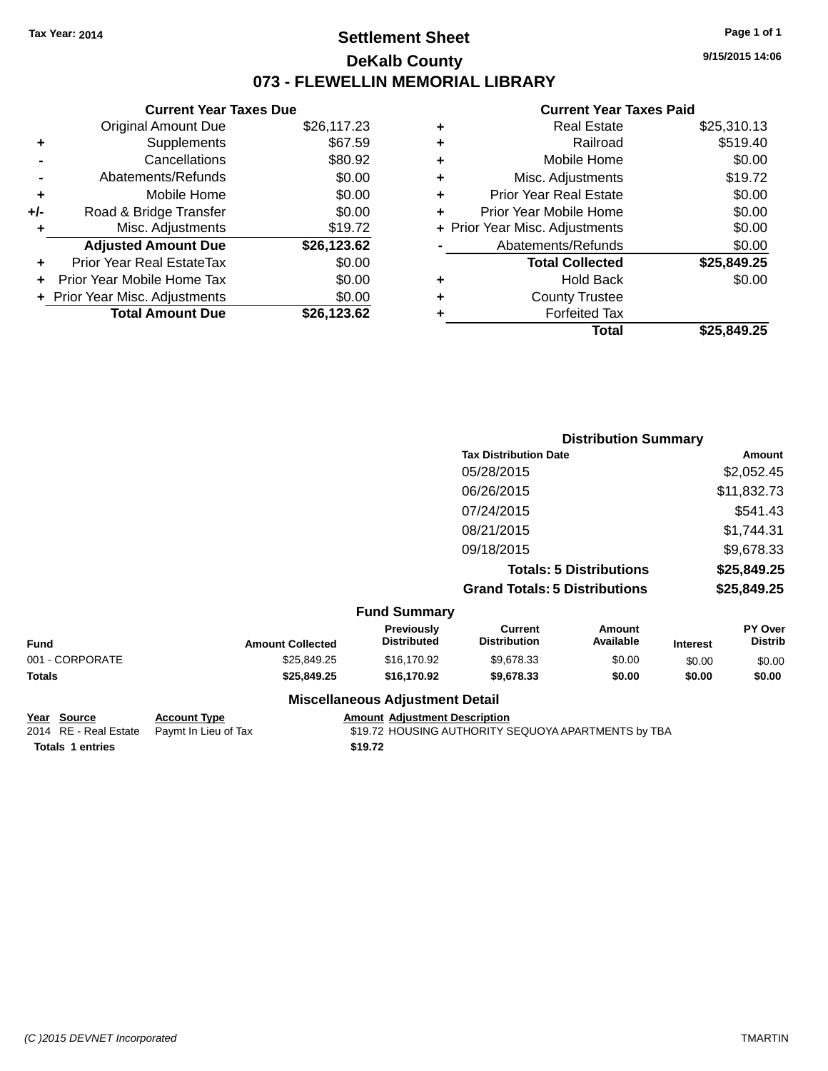Tax Year: 2014

# Settlement Sheet

## DeKalb County

## 073 - FLEWELLIN MEMORIAL LIBRARY

9/15/2015 14:06

### Current Year Taxes Due

| | | |
|---|---|---|
| | Original Amount Due | $26,117.23 |
| + | Supplements | $67.59 |
| - | Cancellations | $80.92 |
| - | Abatements/Refunds | $0.00 |
| + | Mobile Home | $0.00 |
| +/- | Road & Bridge Transfer | $0.00 |
| + | Misc. Adjustments | $19.72 |
| | **Adjusted Amount Due** | **$26,123.62** |
| + | Prior Year Real EstateTax | $0.00 |
| + | Prior Year Mobile Home Tax | $0.00 |
| + | Prior Year Misc. Adjustments | $0.00 |
| | **Total Amount Due** | **$26,123.62** |

### Current Year Taxes Paid

| | | |
|---|---|---|
| + | Real Estate | $25,310.13 |
| + | Railroad | $519.40 |
| + | Mobile Home | $0.00 |
| + | Misc. Adjustments | $19.72 |
| + | Prior Year Real Estate | $0.00 |
| + | Prior Year Mobile Home | $0.00 |
| + | Prior Year Misc. Adjustments | $0.00 |
| - | Abatements/Refunds | $0.00 |
| | **Total Collected** | **$25,849.25** |
| + | Hold Back | $0.00 |
| + | County Trustee | |
| + | Forfeited Tax | |
| | **Total** | **$25,849.25** |

### Distribution Summary

| Tax Distribution Date | Amount |
|---|---|
| 05/28/2015 | $2,052.45 |
| 06/26/2015 | $11,832.73 |
| 07/24/2015 | $541.43 |
| 08/21/2015 | $1,744.31 |
| 09/18/2015 | $9,678.33 |
| **Totals: 5 Distributions** | **$25,849.25** |
| **Grand Totals: 5 Distributions** | **$25,849.25** |

### Fund Summary

| Fund | Amount Collected | Previously Distributed | Current Distribution | Amount Available | Interest | PY Over Distrib |
|---|---|---|---|---|---|---|
| 001 - CORPORATE | $25,849.25 | $16,170.92 | $9,678.33 | $0.00 | $0.00 | $0.00 |
| **Totals** | **$25,849.25** | **$16,170.92** | **$9,678.33** | **$0.00** | **$0.00** | **$0.00** |

### Miscellaneous Adjustment Detail

| Year | Source | Account Type | Amount | Adjustment Description |
|---|---|---|---|---|
| 2014 | RE - Real Estate | Paymt In Lieu of Tax | $19.72 | HOUSING AUTHORITY SEQUOYA APARTMENTS by TBA |
| **Totals** | **1 entries** | | **$19.72** | |

(C )2015 DEVNET Incorporated — TMARTIN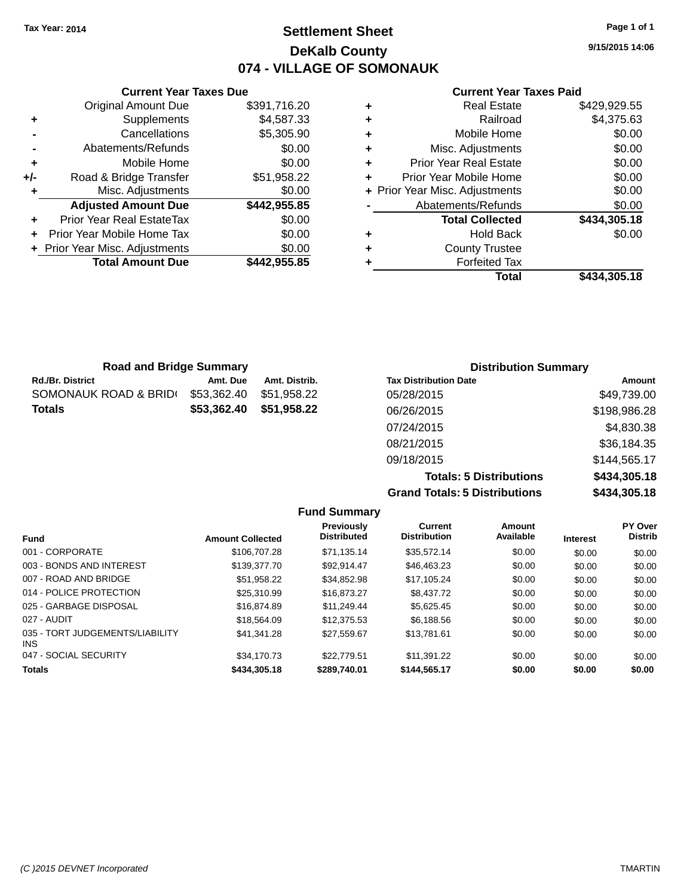Tax Year: 2014

# Settlement Sheet

## DeKalb County

## 074 - VILLAGE OF SOMONAUK

9/15/2015 14:06

### Current Year Taxes Due

| | | |
|---|---|---|
| | Original Amount Due | $391,716.20 |
| + | Supplements | $4,587.33 |
| - | Cancellations | $5,305.90 |
| - | Abatements/Refunds | $0.00 |
| + | Mobile Home | $0.00 |
| +/- | Road & Bridge Transfer | $51,958.22 |
| + | Misc. Adjustments | $0.00 |
| | **Adjusted Amount Due** | **$442,955.85** |
| + | Prior Year Real EstateTax | $0.00 |
| + | Prior Year Mobile Home Tax | $0.00 |
| + | Prior Year Misc. Adjustments | $0.00 |
| | **Total Amount Due** | **$442,955.85** |

### Current Year Taxes Paid

| | | |
|---|---|---|
| + | Real Estate | $429,929.55 |
| + | Railroad | $4,375.63 |
| + | Mobile Home | $0.00 |
| + | Misc. Adjustments | $0.00 |
| + | Prior Year Real Estate | $0.00 |
| + | Prior Year Mobile Home | $0.00 |
| + | Prior Year Misc. Adjustments | $0.00 |
| - | Abatements/Refunds | $0.00 |
| | **Total Collected** | **$434,305.18** |
| + | Hold Back | $0.00 |
| + | County Trustee | |
| + | Forfeited Tax | |
| | **Total** | **$434,305.18** |

### Road and Bridge Summary

| Rd./Br. District | Amt. Due | Amt. Distrib. |
|---|---|---|
| SOMONAUK ROAD & BRID( | $53,362.40 | $51,958.22 |
| **Totals** | **$53,362.40** | **$51,958.22** |

### Distribution Summary

| Tax Distribution Date | Amount |
|---|---|
| 05/28/2015 | $49,739.00 |
| 06/26/2015 | $198,986.28 |
| 07/24/2015 | $4,830.38 |
| 08/21/2015 | $36,184.35 |
| 09/18/2015 | $144,565.17 |
| **Totals: 5 Distributions** | **$434,305.18** |
| **Grand Totals: 5 Distributions** | **$434,305.18** |

### Fund Summary

| Fund | Amount Collected | Previously Distributed | Current Distribution | Amount Available | Interest | PY Over Distrib |
|---|---|---|---|---|---|---|
| 001 - CORPORATE | $106,707.28 | $71,135.14 | $35,572.14 | $0.00 | $0.00 | $0.00 |
| 003 - BONDS AND INTEREST | $139,377.70 | $92,914.47 | $46,463.23 | $0.00 | $0.00 | $0.00 |
| 007 - ROAD AND BRIDGE | $51,958.22 | $34,852.98 | $17,105.24 | $0.00 | $0.00 | $0.00 |
| 014 - POLICE PROTECTION | $25,310.99 | $16,873.27 | $8,437.72 | $0.00 | $0.00 | $0.00 |
| 025 - GARBAGE DISPOSAL | $16,874.89 | $11,249.44 | $5,625.45 | $0.00 | $0.00 | $0.00 |
| 027 - AUDIT | $18,564.09 | $12,375.53 | $6,188.56 | $0.00 | $0.00 | $0.00 |
| 035 - TORT JUDGEMENTS/LIABILITY INS | $41,341.28 | $27,559.67 | $13,781.61 | $0.00 | $0.00 | $0.00 |
| 047 - SOCIAL SECURITY | $34,170.73 | $22,779.51 | $11,391.22 | $0.00 | $0.00 | $0.00 |
| **Totals** | **$434,305.18** | **$289,740.01** | **$144,565.17** | **$0.00** | **$0.00** | **$0.00** |

(C )2015 DEVNET Incorporated — TMARTIN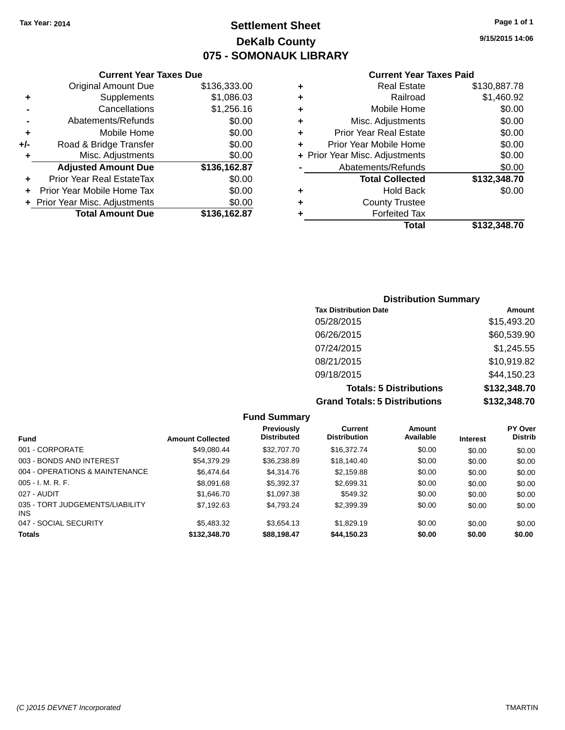Tax Year: 2014

# Settlement Sheet

## DeKalb County

## 075 - SOMONAUK LIBRARY

9/15/2015 14:06

### Current Year Taxes Due

| | | |
|---|---|---|
| | Original Amount Due | $136,333.00 |
| + | Supplements | $1,086.03 |
| - | Cancellations | $1,256.16 |
| - | Abatements/Refunds | $0.00 |
| + | Mobile Home | $0.00 |
| +/- | Road & Bridge Transfer | $0.00 |
| + | Misc. Adjustments | $0.00 |
| | **Adjusted Amount Due** | **$136,162.87** |
| + | Prior Year Real EstateTax | $0.00 |
| + | Prior Year Mobile Home Tax | $0.00 |
| + | Prior Year Misc. Adjustments | $0.00 |
| | **Total Amount Due** | **$136,162.87** |

### Current Year Taxes Paid

| | | |
|---|---|---|
| + | Real Estate | $130,887.78 |
| + | Railroad | $1,460.92 |
| + | Mobile Home | $0.00 |
| + | Misc. Adjustments | $0.00 |
| + | Prior Year Real Estate | $0.00 |
| + | Prior Year Mobile Home | $0.00 |
| + | Prior Year Misc. Adjustments | $0.00 |
| - | Abatements/Refunds | $0.00 |
| | **Total Collected** | **$132,348.70** |
| + | Hold Back | $0.00 |
| + | County Trustee | |
| + | Forfeited Tax | |
| | **Total** | **$132,348.70** |

### Distribution Summary

| Tax Distribution Date | Amount |
|---|---|
| 05/28/2015 | $15,493.20 |
| 06/26/2015 | $60,539.90 |
| 07/24/2015 | $1,245.55 |
| 08/21/2015 | $10,919.82 |
| 09/18/2015 | $44,150.23 |
| **Totals: 5 Distributions** | **$132,348.70** |
| **Grand Totals: 5 Distributions** | **$132,348.70** |

### Fund Summary

| Fund | Amount Collected | Previously Distributed | Current Distribution | Amount Available | Interest | PY Over Distrib |
|---|---|---|---|---|---|---|
| 001 - CORPORATE | $49,080.44 | $32,707.70 | $16,372.74 | $0.00 | $0.00 | $0.00 |
| 003 - BONDS AND INTEREST | $54,379.29 | $36,238.89 | $18,140.40 | $0.00 | $0.00 | $0.00 |
| 004 - OPERATIONS & MAINTENANCE | $6,474.64 | $4,314.76 | $2,159.88 | $0.00 | $0.00 | $0.00 |
| 005 - I. M. R. F. | $8,091.68 | $5,392.37 | $2,699.31 | $0.00 | $0.00 | $0.00 |
| 027 - AUDIT | $1,646.70 | $1,097.38 | $549.32 | $0.00 | $0.00 | $0.00 |
| 035 - TORT JUDGEMENTS/LIABILITY INS | $7,192.63 | $4,793.24 | $2,399.39 | $0.00 | $0.00 | $0.00 |
| 047 - SOCIAL SECURITY | $5,483.32 | $3,654.13 | $1,829.19 | $0.00 | $0.00 | $0.00 |
| **Totals** | **$132,348.70** | **$88,198.47** | **$44,150.23** | **$0.00** | **$0.00** | **$0.00** |

(C )2015 DEVNET Incorporated

TMARTIN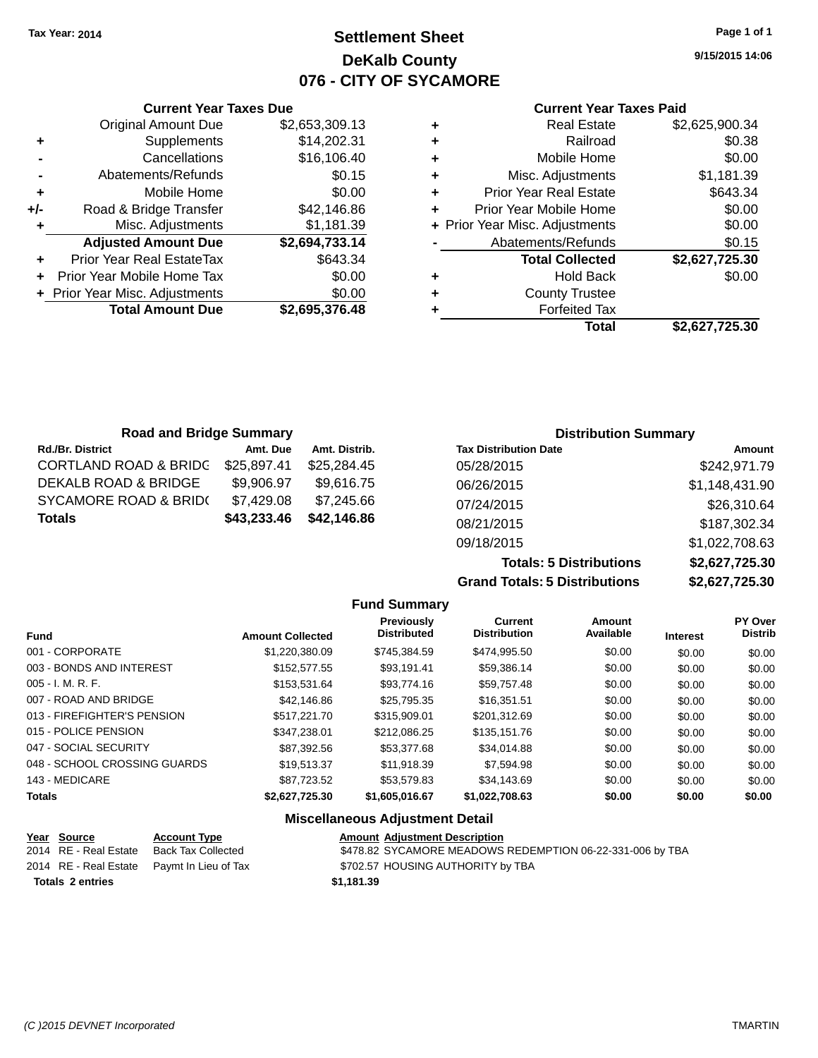Tax Year: 2014

# Settlement Sheet

## DeKalb County

## 076 - CITY OF SYCAMORE

9/15/2015 14:06

| | Current Year Taxes Due | |
|---|---|---|
| | Original Amount Due | $2,653,309.13 |
| + | Supplements | $14,202.31 |
| - | Cancellations | $16,106.40 |
| - | Abatements/Refunds | $0.15 |
| + | Mobile Home | $0.00 |
| +/- | Road & Bridge Transfer | $42,146.86 |
| + | Misc. Adjustments | $1,181.39 |
| | **Adjusted Amount Due** | **$2,694,733.14** |
| + | Prior Year Real EstateTax | $643.34 |
| + | Prior Year Mobile Home Tax | $0.00 |
| + | Prior Year Misc. Adjustments | $0.00 |
| | **Total Amount Due** | **$2,695,376.48** |

| | Current Year Taxes Paid | |
|---|---|---|
| + | Real Estate | $2,625,900.34 |
| + | Railroad | $0.38 |
| + | Mobile Home | $0.00 |
| + | Misc. Adjustments | $1,181.39 |
| + | Prior Year Real Estate | $643.34 |
| + | Prior Year Mobile Home | $0.00 |
| + | Prior Year Misc. Adjustments | $0.00 |
| - | Abatements/Refunds | $0.15 |
| | **Total Collected** | **$2,627,725.30** |
| + | Hold Back | $0.00 |
| + | County Trustee | |
| + | Forfeited Tax | |
| | **Total** | **$2,627,725.30** |

### Road and Bridge Summary

| Rd./Br. District | Amt. Due | Amt. Distrib. |
|---|---|---|
| CORTLAND ROAD & BRIDG | $25,897.41 | $25,284.45 |
| DEKALB ROAD & BRIDGE | $9,906.97 | $9,616.75 |
| SYCAMORE ROAD & BRID( | $7,429.08 | $7,245.66 |
| **Totals** | **$43,233.46** | **$42,146.86** |

### Distribution Summary

| Tax Distribution Date | Amount |
|---|---|
| 05/28/2015 | $242,971.79 |
| 06/26/2015 | $1,148,431.90 |
| 07/24/2015 | $26,310.64 |
| 08/21/2015 | $187,302.34 |
| 09/18/2015 | $1,022,708.63 |
| **Totals: 5 Distributions** | **$2,627,725.30** |
| **Grand Totals: 5 Distributions** | **$2,627,725.30** |

### Fund Summary

| Fund | Amount Collected | Previously Distributed | Current Distribution | Amount Available | Interest | PY Over Distrib |
|---|---|---|---|---|---|---|
| 001 - CORPORATE | $1,220,380.09 | $745,384.59 | $474,995.50 | $0.00 | $0.00 | $0.00 |
| 003 - BONDS AND INTEREST | $152,577.55 | $93,191.41 | $59,386.14 | $0.00 | $0.00 | $0.00 |
| 005 - I. M. R. F. | $153,531.64 | $93,774.16 | $59,757.48 | $0.00 | $0.00 | $0.00 |
| 007 - ROAD AND BRIDGE | $42,146.86 | $25,795.35 | $16,351.51 | $0.00 | $0.00 | $0.00 |
| 013 - FIREFIGHTER'S PENSION | $517,221.70 | $315,909.01 | $201,312.69 | $0.00 | $0.00 | $0.00 |
| 015 - POLICE PENSION | $347,238.01 | $212,086.25 | $135,151.76 | $0.00 | $0.00 | $0.00 |
| 047 - SOCIAL SECURITY | $87,392.56 | $53,377.68 | $34,014.88 | $0.00 | $0.00 | $0.00 |
| 048 - SCHOOL CROSSING GUARDS | $19,513.37 | $11,918.39 | $7,594.98 | $0.00 | $0.00 | $0.00 |
| 143 - MEDICARE | $87,723.52 | $53,579.83 | $34,143.69 | $0.00 | $0.00 | $0.00 |
| **Totals** | **$2,627,725.30** | **$1,605,016.67** | **$1,022,708.63** | **$0.00** | **$0.00** | **$0.00** |

### Miscellaneous Adjustment Detail

| Year | Source | Account Type | Amount | Adjustment Description |
|---|---|---|---|---|
| 2014 | RE - Real Estate | Back Tax Collected | $478.82 | SYCAMORE MEADOWS REDEMPTION 06-22-331-006 by TBA |
| 2014 | RE - Real Estate | Paymt In Lieu of Tax | $702.57 | HOUSING AUTHORITY by TBA |
| **Totals** | **2 entries** | | **$1,181.39** | |

(C )2015 DEVNET Incorporated TMARTIN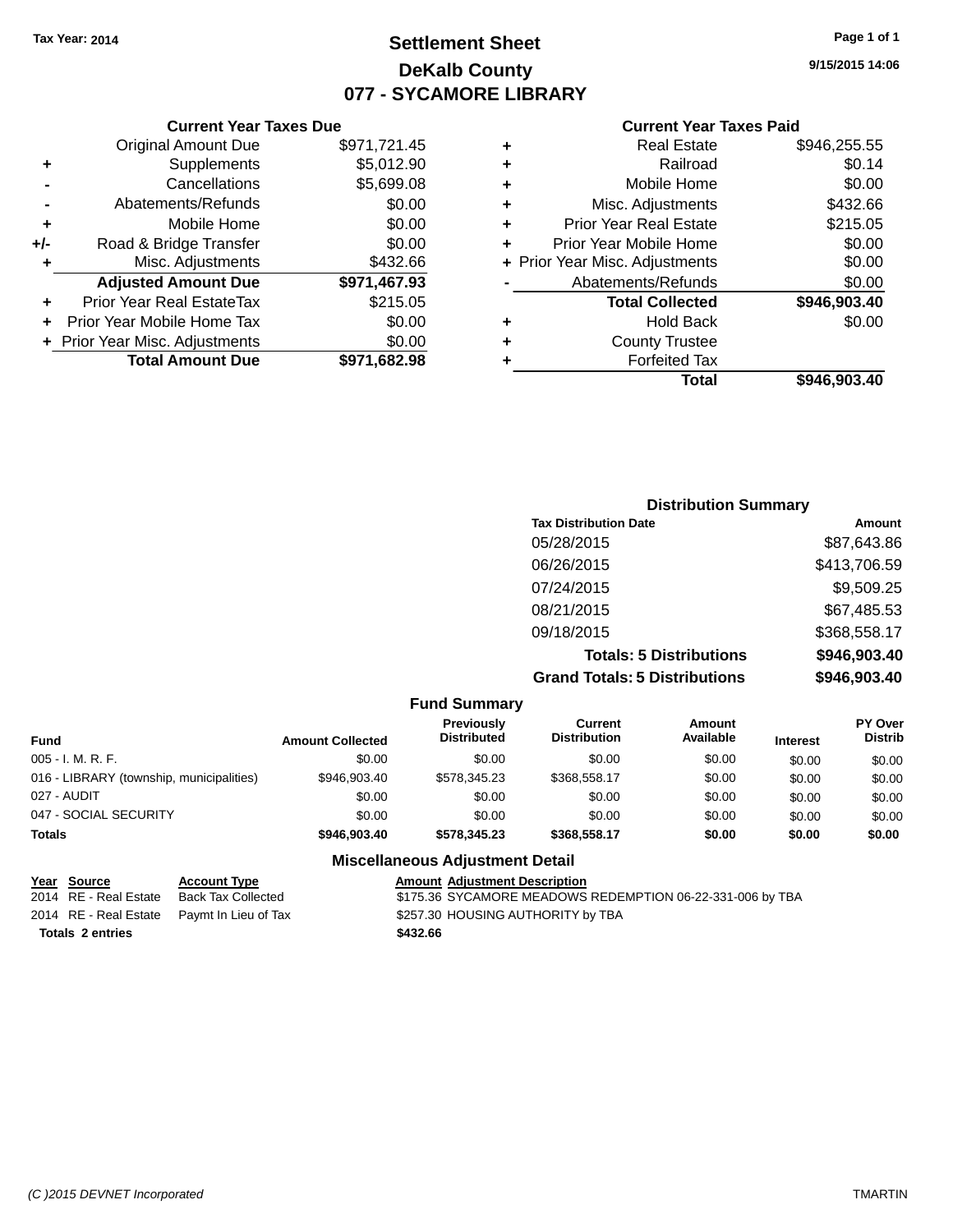Tax Year: 2014

# Settlement Sheet

## DeKalb County

## 077 - SYCAMORE LIBRARY

9/15/2015 14:06

### Current Year Taxes Due

| | | |
|---|---|---|
| | Original Amount Due | $971,721.45 |
| + | Supplements | $5,012.90 |
| - | Cancellations | $5,699.08 |
| - | Abatements/Refunds | $0.00 |
| + | Mobile Home | $0.00 |
| +/- | Road & Bridge Transfer | $0.00 |
| + | Misc. Adjustments | $432.66 |
| | **Adjusted Amount Due** | **$971,467.93** |
| + | Prior Year Real EstateTax | $215.05 |
| + | Prior Year Mobile Home Tax | $0.00 |
| + | Prior Year Misc. Adjustments | $0.00 |
| | **Total Amount Due** | **$971,682.98** |

### Current Year Taxes Paid

| | | |
|---|---|---|
| + | Real Estate | $946,255.55 |
| + | Railroad | $0.14 |
| + | Mobile Home | $0.00 |
| + | Misc. Adjustments | $432.66 |
| + | Prior Year Real Estate | $215.05 |
| + | Prior Year Mobile Home | $0.00 |
| + | Prior Year Misc. Adjustments | $0.00 |
| - | Abatements/Refunds | $0.00 |
| | **Total Collected** | **$946,903.40** |
| + | Hold Back | $0.00 |
| + | County Trustee | |
| + | Forfeited Tax | |
| | **Total** | **$946,903.40** |

### Distribution Summary

| Tax Distribution Date | Amount |
|---|---|
| 05/28/2015 | $87,643.86 |
| 06/26/2015 | $413,706.59 |
| 07/24/2015 | $9,509.25 |
| 08/21/2015 | $67,485.53 |
| 09/18/2015 | $368,558.17 |
| **Totals: 5 Distributions** | **$946,903.40** |
| **Grand Totals: 5 Distributions** | **$946,903.40** |

### Fund Summary

| Fund | Amount Collected | Previously Distributed | Current Distribution | Amount Available | Interest | PY Over Distrib |
|---|---|---|---|---|---|---|
| 005 - I. M. R. F. | $0.00 | $0.00 | $0.00 | $0.00 | $0.00 | $0.00 |
| 016 - LIBRARY (township, municipalities) | $946,903.40 | $578,345.23 | $368,558.17 | $0.00 | $0.00 | $0.00 |
| 027 - AUDIT | $0.00 | $0.00 | $0.00 | $0.00 | $0.00 | $0.00 |
| 047 - SOCIAL SECURITY | $0.00 | $0.00 | $0.00 | $0.00 | $0.00 | $0.00 |
| **Totals** | **$946,903.40** | **$578,345.23** | **$368,558.17** | **$0.00** | **$0.00** | **$0.00** |

### Miscellaneous Adjustment Detail

| Year | Source | Account Type | Amount | Adjustment Description |
|---|---|---|---|---|
| 2014 | RE - Real Estate | Back Tax Collected | $175.36 | SYCAMORE MEADOWS REDEMPTION 06-22-331-006 by TBA |
| 2014 | RE - Real Estate | Paymt In Lieu of Tax | $257.30 | HOUSING AUTHORITY by TBA |
| **Totals 2 entries** | | | **$432.66** | |

(C )2015 DEVNET Incorporated TMARTIN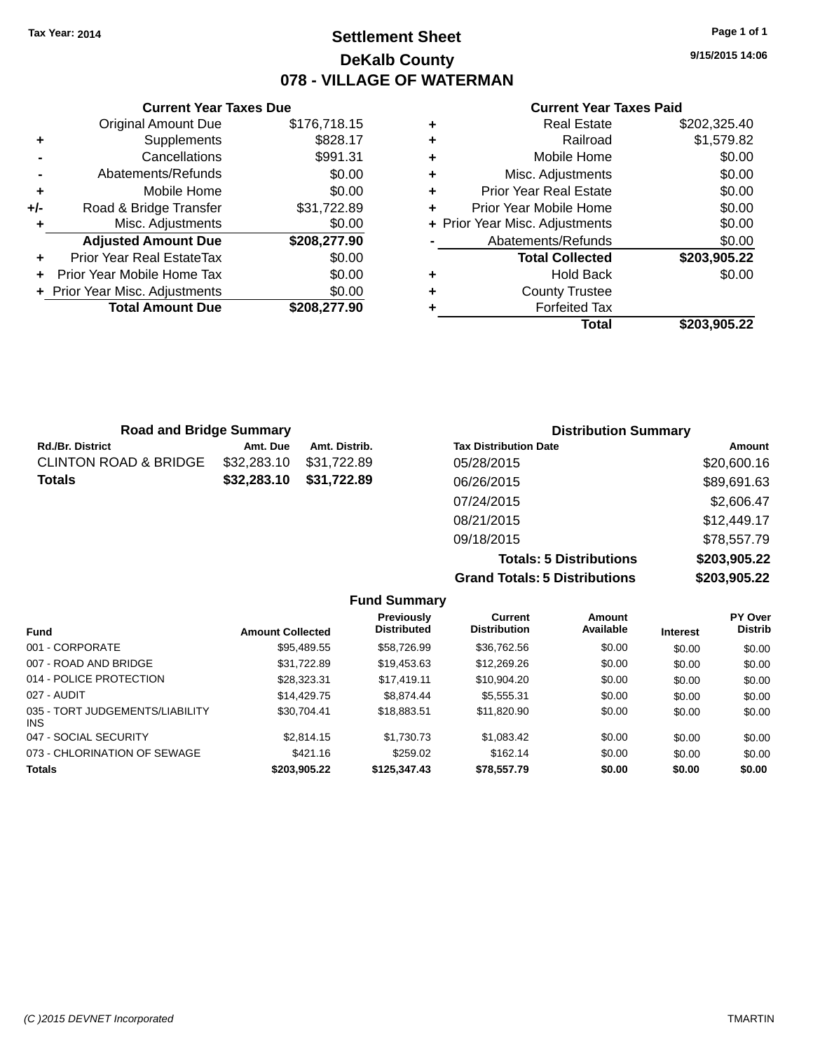Tax Year: 2014

# Settlement Sheet

## DeKalb County

## 078 - VILLAGE OF WATERMAN

9/15/2015 14:06

### Current Year Taxes Due

| | | |
|---|---|---|
| | Original Amount Due | $176,718.15 |
| + | Supplements | $828.17 |
| - | Cancellations | $991.31 |
| - | Abatements/Refunds | $0.00 |
| + | Mobile Home | $0.00 |
| +/- | Road & Bridge Transfer | $31,722.89 |
| + | Misc. Adjustments | $0.00 |
| | **Adjusted Amount Due** | **$208,277.90** |
| + | Prior Year Real EstateTax | $0.00 |
| + | Prior Year Mobile Home Tax | $0.00 |
| + | Prior Year Misc. Adjustments | $0.00 |
| | **Total Amount Due** | **$208,277.90** |

### Current Year Taxes Paid

| | | |
|---|---|---|
| + | Real Estate | $202,325.40 |
| + | Railroad | $1,579.82 |
| + | Mobile Home | $0.00 |
| + | Misc. Adjustments | $0.00 |
| + | Prior Year Real Estate | $0.00 |
| + | Prior Year Mobile Home | $0.00 |
| + | Prior Year Misc. Adjustments | $0.00 |
| - | Abatements/Refunds | $0.00 |
| | **Total Collected** | **$203,905.22** |
| + | Hold Back | $0.00 |
| + | County Trustee | |
| + | Forfeited Tax | |
| | **Total** | **$203,905.22** |

### Road and Bridge Summary

| Rd./Br. District | Amt. Due | Amt. Distrib. |
|---|---|---|
| CLINTON ROAD & BRIDGE | $32,283.10 | $31,722.89 |
| **Totals** | **$32,283.10** | **$31,722.89** |

### Distribution Summary

| Tax Distribution Date | Amount |
|---|---|
| 05/28/2015 | $20,600.16 |
| 06/26/2015 | $89,691.63 |
| 07/24/2015 | $2,606.47 |
| 08/21/2015 | $12,449.17 |
| 09/18/2015 | $78,557.79 |
| **Totals: 5 Distributions** | **$203,905.22** |
| **Grand Totals: 5 Distributions** | **$203,905.22** |

### Fund Summary

| Fund | Amount Collected | Previously Distributed | Current Distribution | Amount Available | Interest | PY Over Distrib |
|---|---|---|---|---|---|---|
| 001 - CORPORATE | $95,489.55 | $58,726.99 | $36,762.56 | $0.00 | $0.00 | $0.00 |
| 007 - ROAD AND BRIDGE | $31,722.89 | $19,453.63 | $12,269.26 | $0.00 | $0.00 | $0.00 |
| 014 - POLICE PROTECTION | $28,323.31 | $17,419.11 | $10,904.20 | $0.00 | $0.00 | $0.00 |
| 027 - AUDIT | $14,429.75 | $8,874.44 | $5,555.31 | $0.00 | $0.00 | $0.00 |
| 035 - TORT JUDGEMENTS/LIABILITY INS | $30,704.41 | $18,883.51 | $11,820.90 | $0.00 | $0.00 | $0.00 |
| 047 - SOCIAL SECURITY | $2,814.15 | $1,730.73 | $1,083.42 | $0.00 | $0.00 | $0.00 |
| 073 - CHLORINATION OF SEWAGE | $421.16 | $259.02 | $162.14 | $0.00 | $0.00 | $0.00 |
| **Totals** | **$203,905.22** | **$125,347.43** | **$78,557.79** | **$0.00** | **$0.00** | **$0.00** |

(C )2015 DEVNET Incorporated TMARTIN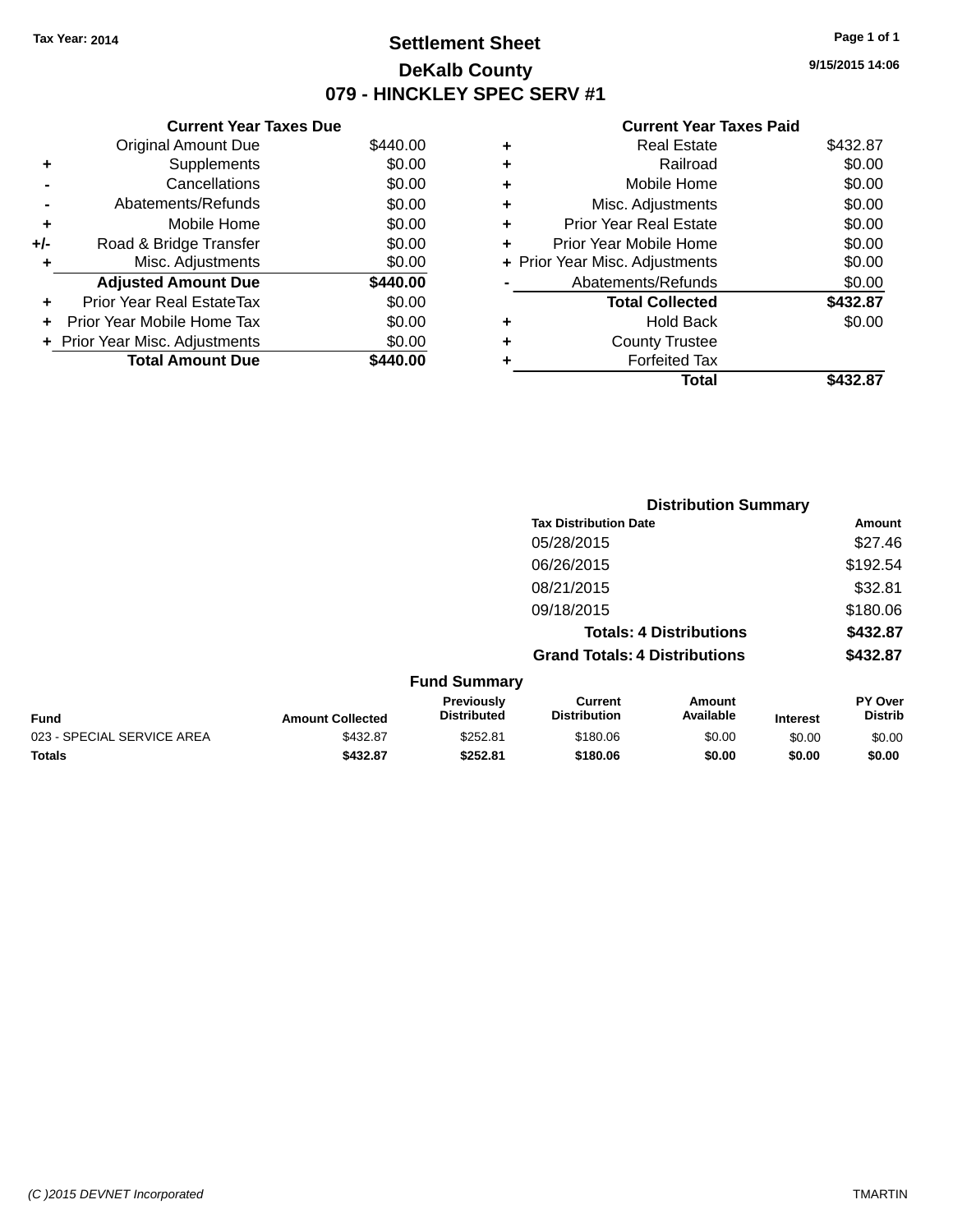Tax Year: 2014

# Settlement Sheet

## DeKalb County

## 079 - HINCKLEY SPEC SERV #1

9/15/2015 14:06

**Current Year Taxes Due**

| | | |
|---|---|---|
| | Original Amount Due | $440.00 |
| + | Supplements | $0.00 |
| - | Cancellations | $0.00 |
| - | Abatements/Refunds | $0.00 |
| + | Mobile Home | $0.00 |
| +/- | Road & Bridge Transfer | $0.00 |
| + | Misc. Adjustments | $0.00 |
| | **Adjusted Amount Due** | **$440.00** |
| + | Prior Year Real EstateTax | $0.00 |
| + | Prior Year Mobile Home Tax | $0.00 |
| + | Prior Year Misc. Adjustments | $0.00 |
| | **Total Amount Due** | **$440.00** |

**Current Year Taxes Paid**

| | | |
|---|---|---|
| + | Real Estate | $432.87 |
| + | Railroad | $0.00 |
| + | Mobile Home | $0.00 |
| + | Misc. Adjustments | $0.00 |
| + | Prior Year Real Estate | $0.00 |
| + | Prior Year Mobile Home | $0.00 |
| + | Prior Year Misc. Adjustments | $0.00 |
| - | Abatements/Refunds | $0.00 |
| | **Total Collected** | **$432.87** |
| + | Hold Back | $0.00 |
| + | County Trustee | |
| + | Forfeited Tax | |
| | **Total** | **$432.87** |

**Distribution Summary**

| Tax Distribution Date | Amount |
|---|---|
| 05/28/2015 | $27.46 |
| 06/26/2015 | $192.54 |
| 08/21/2015 | $32.81 |
| 09/18/2015 | $180.06 |
| **Totals: 4 Distributions** | **$432.87** |
| **Grand Totals: 4 Distributions** | **$432.87** |

**Fund Summary**

| Fund | Amount Collected | Previously Distributed | Current Distribution | Amount Available | Interest | PY Over Distrib |
|---|---|---|---|---|---|---|
| 023 - SPECIAL SERVICE AREA | $432.87 | $252.81 | $180.06 | $0.00 | $0.00 | $0.00 |
| **Totals** | **$432.87** | **$252.81** | **$180.06** | **$0.00** | **$0.00** | **$0.00** |

(C )2015 DEVNET Incorporated TMARTIN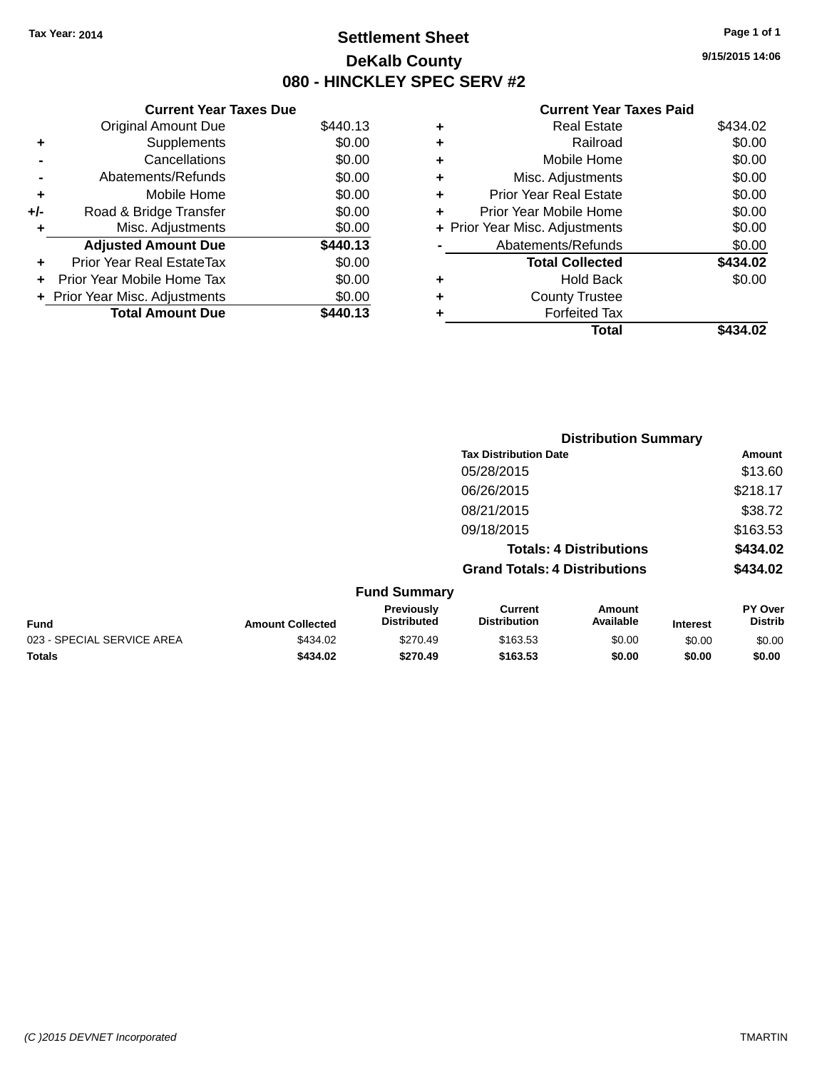Tax Year: 2014

# Settlement Sheet

## DeKalb County

## 080 - HINCKLEY SPEC SERV #2

9/15/2015 14:06

### Current Year Taxes Due

| | | |
|---|---|---|
| | Original Amount Due | $440.13 |
| + | Supplements | $0.00 |
| - | Cancellations | $0.00 |
| - | Abatements/Refunds | $0.00 |
| + | Mobile Home | $0.00 |
| +/- | Road & Bridge Transfer | $0.00 |
| + | Misc. Adjustments | $0.00 |
| | **Adjusted Amount Due** | **$440.13** |
| + | Prior Year Real EstateTax | $0.00 |
| + | Prior Year Mobile Home Tax | $0.00 |
| + | Prior Year Misc. Adjustments | $0.00 |
| | **Total Amount Due** | **$440.13** |

### Current Year Taxes Paid

| | | |
|---|---|---|
| + | Real Estate | $434.02 |
| + | Railroad | $0.00 |
| + | Mobile Home | $0.00 |
| + | Misc. Adjustments | $0.00 |
| + | Prior Year Real Estate | $0.00 |
| + | Prior Year Mobile Home | $0.00 |
| + | Prior Year Misc. Adjustments | $0.00 |
| - | Abatements/Refunds | $0.00 |
| | **Total Collected** | **$434.02** |
| + | Hold Back | $0.00 |
| + | County Trustee | |
| + | Forfeited Tax | |
| | **Total** | **$434.02** |

### Distribution Summary

| Tax Distribution Date | Amount |
|---|---|
| 05/28/2015 | $13.60 |
| 06/26/2015 | $218.17 |
| 08/21/2015 | $38.72 |
| 09/18/2015 | $163.53 |
| **Totals: 4 Distributions** | **$434.02** |
| **Grand Totals: 4 Distributions** | **$434.02** |

### Fund Summary

| Fund | Amount Collected | Previously Distributed | Current Distribution | Amount Available | Interest | PY Over Distrib |
|---|---|---|---|---|---|---|
| 023 - SPECIAL SERVICE AREA | $434.02 | $270.49 | $163.53 | $0.00 | $0.00 | $0.00 |
| **Totals** | **$434.02** | **$270.49** | **$163.53** | **$0.00** | **$0.00** | **$0.00** |

(C )2015 DEVNET Incorporated TMARTIN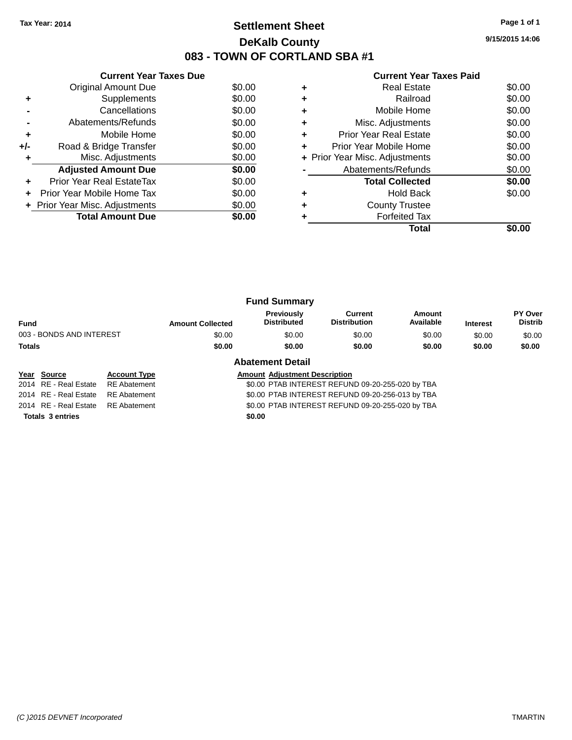Tax Year: 2014

# Settlement Sheet

## DeKalb County

## 083 - TOWN OF CORTLAND SBA #1

9/15/2015 14:06

### Current Year Taxes Due

| | | |
|---|---|---|
| | Original Amount Due | $0.00 |
| + | Supplements | $0.00 |
| - | Cancellations | $0.00 |
| - | Abatements/Refunds | $0.00 |
| + | Mobile Home | $0.00 |
| +/- | Road & Bridge Transfer | $0.00 |
| + | Misc. Adjustments | $0.00 |
| | **Adjusted Amount Due** | **$0.00** |
| + | Prior Year Real EstateTax | $0.00 |
| + | Prior Year Mobile Home Tax | $0.00 |
| + | Prior Year Misc. Adjustments | $0.00 |
| | **Total Amount Due** | **$0.00** |

### Current Year Taxes Paid

| | | |
|---|---|---|
| + | Real Estate | $0.00 |
| + | Railroad | $0.00 |
| + | Mobile Home | $0.00 |
| + | Misc. Adjustments | $0.00 |
| + | Prior Year Real Estate | $0.00 |
| + | Prior Year Mobile Home | $0.00 |
| + | Prior Year Misc. Adjustments | $0.00 |
| - | Abatements/Refunds | $0.00 |
| | **Total Collected** | **$0.00** |
| + | Hold Back | $0.00 |
| + | County Trustee | |
| + | Forfeited Tax | |
| | **Total** | **$0.00** |

### Fund Summary

| Fund | Amount Collected | Previously Distributed | Current Distribution | Amount Available | Interest | PY Over Distrib |
|---|---|---|---|---|---|---|
| 003 - BONDS AND INTEREST | $0.00 | $0.00 | $0.00 | $0.00 | $0.00 | $0.00 |
| **Totals** | **$0.00** | **$0.00** | **$0.00** | **$0.00** | **$0.00** | **$0.00** |

### Abatement Detail

| Year | Source | Account Type | Amount | Adjustment Description |
|---|---|---|---|---|
| 2014 | RE - Real Estate | RE Abatement | $0.00 | PTAB INTEREST REFUND 09-20-255-020 by TBA |
| 2014 | RE - Real Estate | RE Abatement | $0.00 | PTAB INTEREST REFUND 09-20-256-013 by TBA |
| 2014 | RE - Real Estate | RE Abatement | $0.00 | PTAB INTEREST REFUND 09-20-255-020 by TBA |
| **Totals 3 entries** | | | **$0.00** | |

(C )2015 DEVNET Incorporated TMARTIN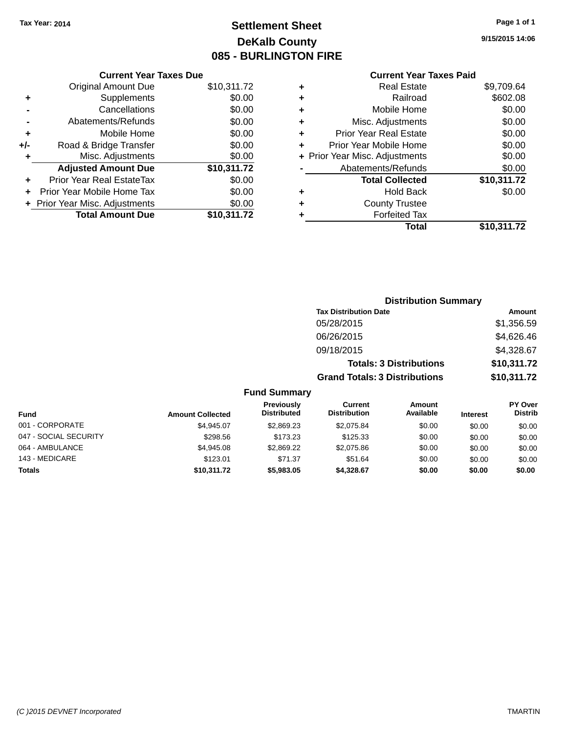Tax Year: 2014

# Settlement Sheet

## DeKalb County

## 085 - BURLINGTON FIRE

9/15/2015 14:06

| | Current Year Taxes Due | |
|---|---|---|
| | Original Amount Due | $10,311.72 |
| + | Supplements | $0.00 |
| - | Cancellations | $0.00 |
| - | Abatements/Refunds | $0.00 |
| + | Mobile Home | $0.00 |
| +/- | Road & Bridge Transfer | $0.00 |
| + | Misc. Adjustments | $0.00 |
| | **Adjusted Amount Due** | **$10,311.72** |
| + | Prior Year Real EstateTax | $0.00 |
| + | Prior Year Mobile Home Tax | $0.00 |
| + | Prior Year Misc. Adjustments | $0.00 |
| | **Total Amount Due** | **$10,311.72** |

| | Current Year Taxes Paid | |
|---|---|---|
| + | Real Estate | $9,709.64 |
| + | Railroad | $602.08 |
| + | Mobile Home | $0.00 |
| + | Misc. Adjustments | $0.00 |
| + | Prior Year Real Estate | $0.00 |
| + | Prior Year Mobile Home | $0.00 |
| + | Prior Year Misc. Adjustments | $0.00 |
| - | Abatements/Refunds | $0.00 |
| | **Total Collected** | **$10,311.72** |
| + | Hold Back | $0.00 |
| + | County Trustee | |
| + | Forfeited Tax | |
| | **Total** | **$10,311.72** |

### Distribution Summary

| Tax Distribution Date | Amount |
|---|---|
| 05/28/2015 | $1,356.59 |
| 06/26/2015 | $4,626.46 |
| 09/18/2015 | $4,328.67 |
| **Totals: 3 Distributions** | **$10,311.72** |
| **Grand Totals: 3 Distributions** | **$10,311.72** |

### Fund Summary

| Fund | Amount Collected | Previously Distributed | Current Distribution | Amount Available | Interest | PY Over Distrib |
|---|---|---|---|---|---|---|
| 001 - CORPORATE | $4,945.07 | $2,869.23 | $2,075.84 | $0.00 | $0.00 | $0.00 |
| 047 - SOCIAL SECURITY | $298.56 | $173.23 | $125.33 | $0.00 | $0.00 | $0.00 |
| 064 - AMBULANCE | $4,945.08 | $2,869.22 | $2,075.86 | $0.00 | $0.00 | $0.00 |
| 143 - MEDICARE | $123.01 | $71.37 | $51.64 | $0.00 | $0.00 | $0.00 |
| **Totals** | **$10,311.72** | **$5,983.05** | **$4,328.67** | **$0.00** | **$0.00** | **$0.00** |

(C )2015 DEVNET Incorporated TMARTIN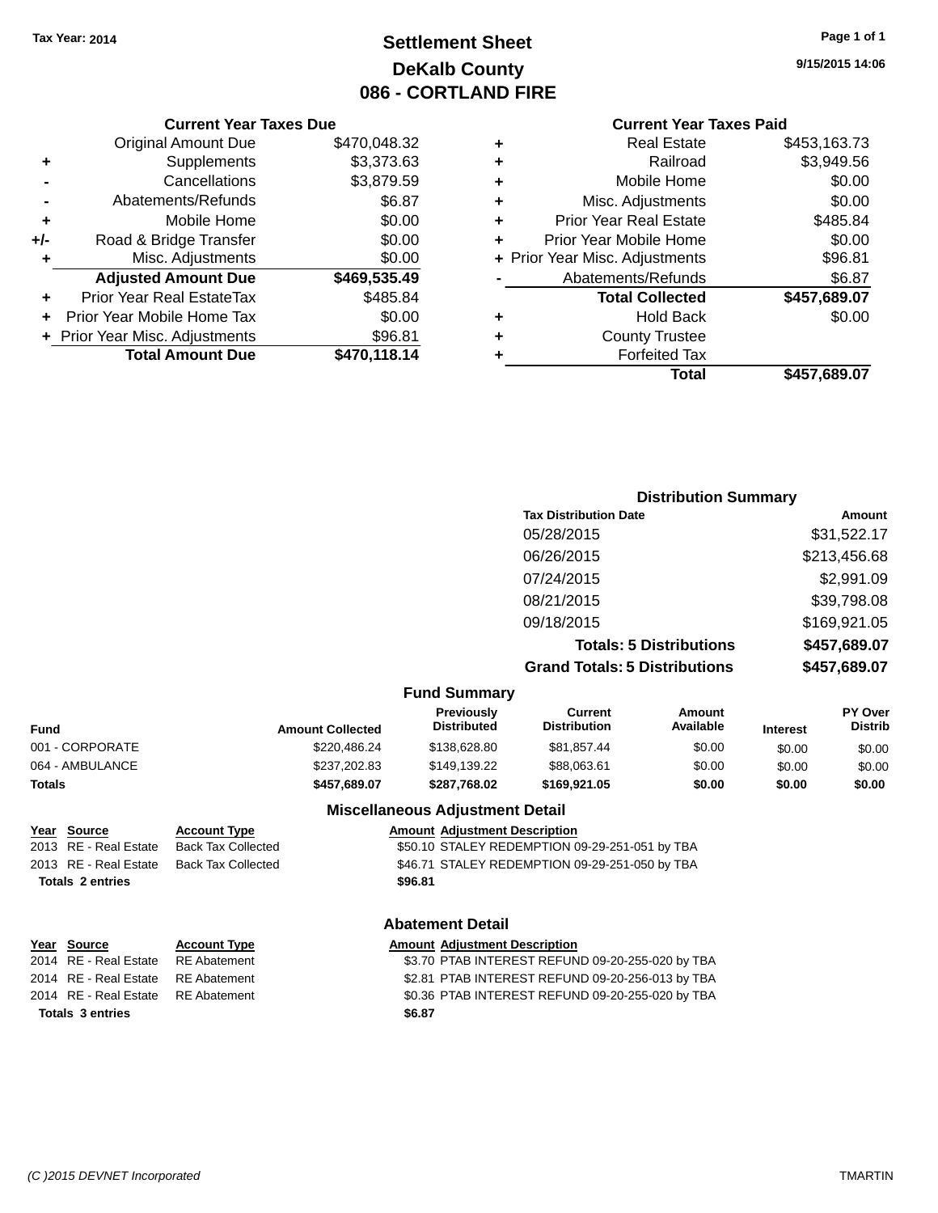Tax Year: 2014

# Settlement Sheet

## DeKalb County

## 086 - CORTLAND FIRE

9/15/2015 14:06

### Current Year Taxes Due

| | | |
|---|---|---|
| | Original Amount Due | $470,048.32 |
| + | Supplements | $3,373.63 |
| - | Cancellations | $3,879.59 |
| - | Abatements/Refunds | $6.87 |
| + | Mobile Home | $0.00 |
| +/- | Road & Bridge Transfer | $0.00 |
| + | Misc. Adjustments | $0.00 |
| | **Adjusted Amount Due** | **$469,535.49** |
| + | Prior Year Real EstateTax | $485.84 |
| + | Prior Year Mobile Home Tax | $0.00 |
| + | Prior Year Misc. Adjustments | $96.81 |
| | **Total Amount Due** | **$470,118.14** |

### Current Year Taxes Paid

| | | |
|---|---|---|
| + | Real Estate | $453,163.73 |
| + | Railroad | $3,949.56 |
| + | Mobile Home | $0.00 |
| + | Misc. Adjustments | $0.00 |
| + | Prior Year Real Estate | $485.84 |
| + | Prior Year Mobile Home | $0.00 |
| + | Prior Year Misc. Adjustments | $96.81 |
| - | Abatements/Refunds | $6.87 |
| | **Total Collected** | **$457,689.07** |
| + | Hold Back | $0.00 |
| + | County Trustee | |
| + | Forfeited Tax | |
| | **Total** | **$457,689.07** |

### Distribution Summary

| Tax Distribution Date | Amount |
|---|---|
| 05/28/2015 | $31,522.17 |
| 06/26/2015 | $213,456.68 |
| 07/24/2015 | $2,991.09 |
| 08/21/2015 | $39,798.08 |
| 09/18/2015 | $169,921.05 |
| **Totals: 5 Distributions** | **$457,689.07** |
| **Grand Totals: 5 Distributions** | **$457,689.07** |

### Fund Summary

| Fund | Amount Collected | Previously Distributed | Current Distribution | Amount Available | Interest | PY Over Distrib |
|---|---|---|---|---|---|---|
| 001 - CORPORATE | $220,486.24 | $138,628.80 | $81,857.44 | $0.00 | $0.00 | $0.00 |
| 064 - AMBULANCE | $237,202.83 | $149,139.22 | $88,063.61 | $0.00 | $0.00 | $0.00 |
| **Totals** | **$457,689.07** | **$287,768.02** | **$169,921.05** | **$0.00** | **$0.00** | **$0.00** |

### Miscellaneous Adjustment Detail

| Year | Source | Account Type | Amount | Adjustment Description |
|---|---|---|---|---|
| 2013 | RE - Real Estate | Back Tax Collected | $50.10 | STALEY REDEMPTION 09-29-251-051 by TBA |
| 2013 | RE - Real Estate | Back Tax Collected | $46.71 | STALEY REDEMPTION 09-29-251-050 by TBA |
| **Totals 2 entries** | | | **$96.81** | |

### Abatement Detail

| Year | Source | Account Type | Amount | Adjustment Description |
|---|---|---|---|---|
| 2014 | RE - Real Estate | RE Abatement | $3.70 | PTAB INTEREST REFUND 09-20-255-020 by TBA |
| 2014 | RE - Real Estate | RE Abatement | $2.81 | PTAB INTEREST REFUND 09-20-256-013 by TBA |
| 2014 | RE - Real Estate | RE Abatement | $0.36 | PTAB INTEREST REFUND 09-20-255-020 by TBA |
| **Totals 3 entries** | | | **$6.87** | |

(C )2015 DEVNET Incorporated TMARTIN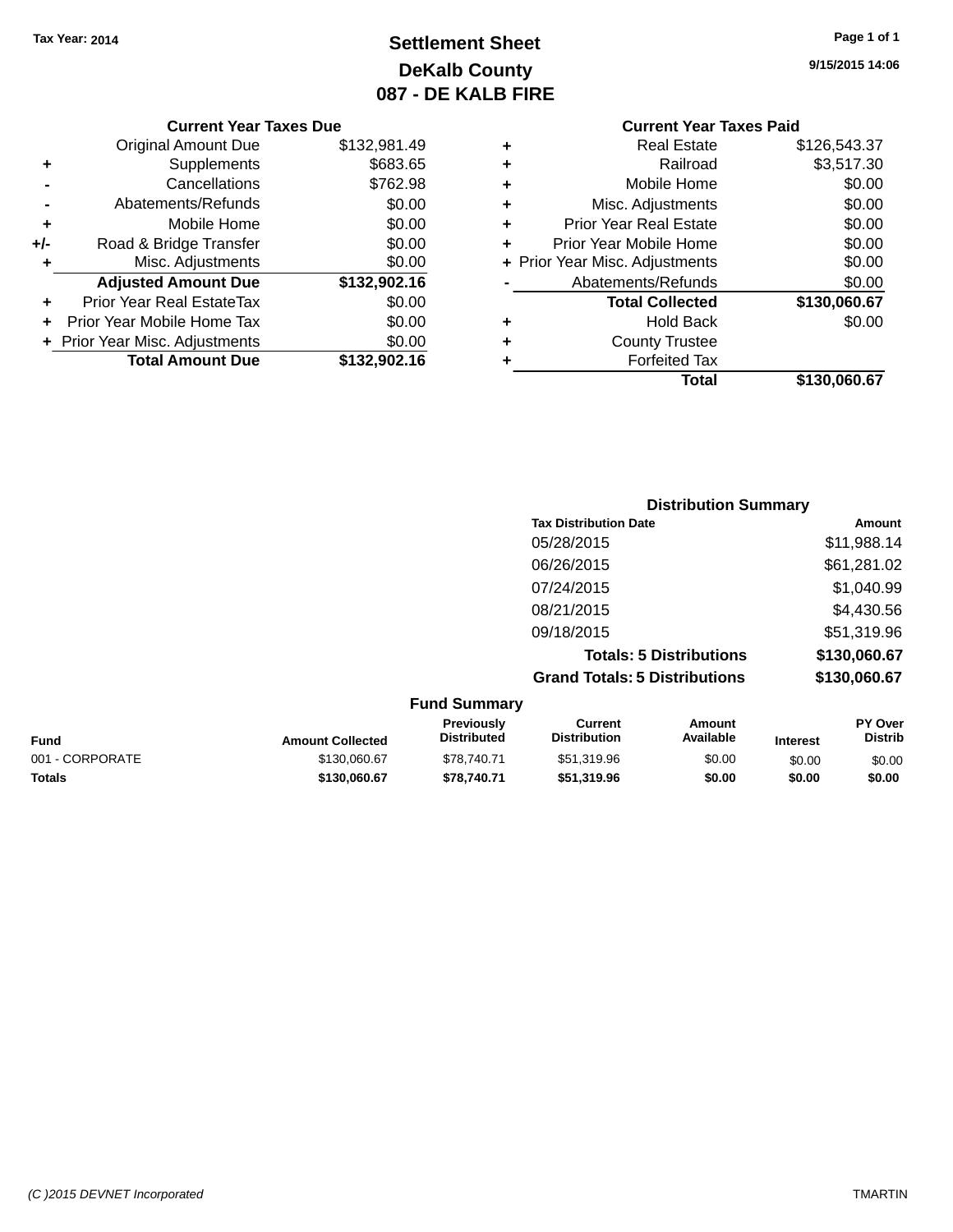Tax Year: 2014

# Settlement Sheet
## DeKalb County
## 087 - DE KALB FIRE

9/15/2015 14:06

### Current Year Taxes Due

| | | |
|---|---|---|
| | Original Amount Due | $132,981.49 |
| + | Supplements | $683.65 |
| - | Cancellations | $762.98 |
| - | Abatements/Refunds | $0.00 |
| + | Mobile Home | $0.00 |
| +/- | Road & Bridge Transfer | $0.00 |
| + | Misc. Adjustments | $0.00 |
| | **Adjusted Amount Due** | **$132,902.16** |
| + | Prior Year Real EstateTax | $0.00 |
| + | Prior Year Mobile Home Tax | $0.00 |
| + | Prior Year Misc. Adjustments | $0.00 |
| | **Total Amount Due** | **$132,902.16** |

### Current Year Taxes Paid

| | | |
|---|---|---|
| + | Real Estate | $126,543.37 |
| + | Railroad | $3,517.30 |
| + | Mobile Home | $0.00 |
| + | Misc. Adjustments | $0.00 |
| + | Prior Year Real Estate | $0.00 |
| + | Prior Year Mobile Home | $0.00 |
| + | Prior Year Misc. Adjustments | $0.00 |
| - | Abatements/Refunds | $0.00 |
| | **Total Collected** | **$130,060.67** |
| + | Hold Back | $0.00 |
| + | County Trustee | |
| + | Forfeited Tax | |
| | **Total** | **$130,060.67** |

### Distribution Summary

| Tax Distribution Date | Amount |
|---|---|
| 05/28/2015 | $11,988.14 |
| 06/26/2015 | $61,281.02 |
| 07/24/2015 | $1,040.99 |
| 08/21/2015 | $4,430.56 |
| 09/18/2015 | $51,319.96 |
| **Totals: 5 Distributions** | **$130,060.67** |
| **Grand Totals: 5 Distributions** | **$130,060.67** |

### Fund Summary

| Fund | Amount Collected | Previously Distributed | Current Distribution | Amount Available | Interest | PY Over Distrib |
|---|---|---|---|---|---|---|
| 001 - CORPORATE | $130,060.67 | $78,740.71 | $51,319.96 | $0.00 | $0.00 | $0.00 |
| **Totals** | **$130,060.67** | **$78,740.71** | **$51,319.96** | **$0.00** | **$0.00** | **$0.00** |

(C )2015 DEVNET Incorporated TMARTIN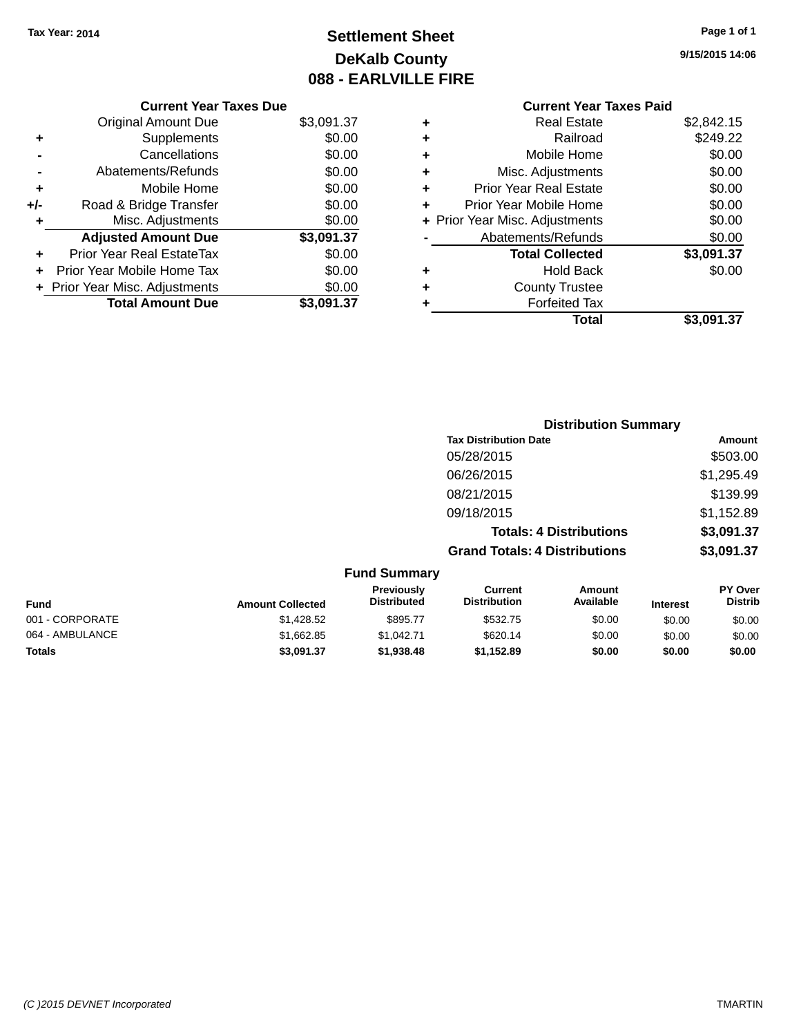Tax Year: 2014

# Settlement Sheet

## DeKalb County

## 088 - EARLVILLE FIRE

9/15/2015 14:06

| | Current Year Taxes Due | |
|---|---|---|
| | Original Amount Due | $3,091.37 |
| + | Supplements | $0.00 |
| - | Cancellations | $0.00 |
| - | Abatements/Refunds | $0.00 |
| + | Mobile Home | $0.00 |
| +/- | Road & Bridge Transfer | $0.00 |
| + | Misc. Adjustments | $0.00 |
| | **Adjusted Amount Due** | **$3,091.37** |
| + | Prior Year Real EstateTax | $0.00 |
| + | Prior Year Mobile Home Tax | $0.00 |
| + | Prior Year Misc. Adjustments | $0.00 |
| | **Total Amount Due** | **$3,091.37** |

| | Current Year Taxes Paid | |
|---|---|---|
| + | Real Estate | $2,842.15 |
| + | Railroad | $249.22 |
| + | Mobile Home | $0.00 |
| + | Misc. Adjustments | $0.00 |
| + | Prior Year Real Estate | $0.00 |
| + | Prior Year Mobile Home | $0.00 |
| + | Prior Year Misc. Adjustments | $0.00 |
| - | Abatements/Refunds | $0.00 |
| | **Total Collected** | **$3,091.37** |
| + | Hold Back | $0.00 |
| + | County Trustee | |
| + | Forfeited Tax | |
| | **Total** | **$3,091.37** |

### Distribution Summary

| Tax Distribution Date | Amount |
|---|---|
| 05/28/2015 | $503.00 |
| 06/26/2015 | $1,295.49 |
| 08/21/2015 | $139.99 |
| 09/18/2015 | $1,152.89 |
| **Totals: 4 Distributions** | **$3,091.37** |
| **Grand Totals: 4 Distributions** | **$3,091.37** |

### Fund Summary

| Fund | Amount Collected | Previously Distributed | Current Distribution | Amount Available | Interest | PY Over Distrib |
|---|---|---|---|---|---|---|
| 001 - CORPORATE | $1,428.52 | $895.77 | $532.75 | $0.00 | $0.00 | $0.00 |
| 064 - AMBULANCE | $1,662.85 | $1,042.71 | $620.14 | $0.00 | $0.00 | $0.00 |
| **Totals** | **$3,091.37** | **$1,938.48** | **$1,152.89** | **$0.00** | **$0.00** | **$0.00** |

(C )2015 DEVNET Incorporated TMARTIN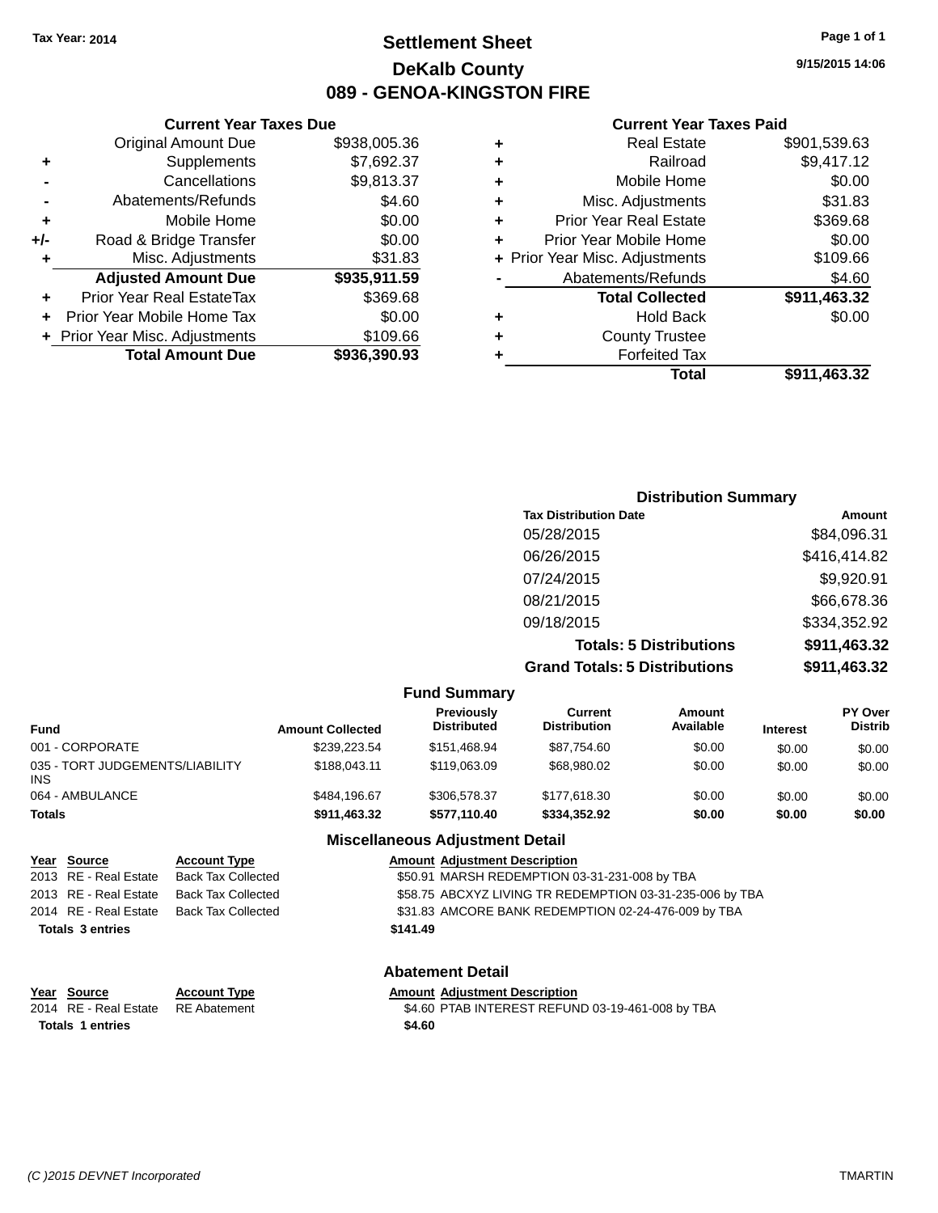Tax Year: 2014

# Settlement Sheet

## DeKalb County

## 089 - GENOA-KINGSTON FIRE

9/15/2015 14:06

### Current Year Taxes Due

| | | |
|---|---|---|
| | Original Amount Due | $938,005.36 |
| + | Supplements | $7,692.37 |
| - | Cancellations | $9,813.37 |
| - | Abatements/Refunds | $4.60 |
| + | Mobile Home | $0.00 |
| +/- | Road & Bridge Transfer | $0.00 |
| + | Misc. Adjustments | $31.83 |
| | **Adjusted Amount Due** | **$935,911.59** |
| + | Prior Year Real EstateTax | $369.68 |
| + | Prior Year Mobile Home Tax | $0.00 |
| + | Prior Year Misc. Adjustments | $109.66 |
| | **Total Amount Due** | **$936,390.93** |

### Current Year Taxes Paid

| | | |
|---|---|---|
| + | Real Estate | $901,539.63 |
| + | Railroad | $9,417.12 |
| + | Mobile Home | $0.00 |
| + | Misc. Adjustments | $31.83 |
| + | Prior Year Real Estate | $369.68 |
| + | Prior Year Mobile Home | $0.00 |
| + | Prior Year Misc. Adjustments | $109.66 |
| - | Abatements/Refunds | $4.60 |
| | **Total Collected** | **$911,463.32** |
| + | Hold Back | $0.00 |
| + | County Trustee | |
| + | Forfeited Tax | |
| | **Total** | **$911,463.32** |

### Distribution Summary

| Tax Distribution Date | Amount |
|---|---|
| 05/28/2015 | $84,096.31 |
| 06/26/2015 | $416,414.82 |
| 07/24/2015 | $9,920.91 |
| 08/21/2015 | $66,678.36 |
| 09/18/2015 | $334,352.92 |
| **Totals: 5 Distributions** | **$911,463.32** |
| **Grand Totals: 5 Distributions** | **$911,463.32** |

### Fund Summary

| Fund | Amount Collected | Previously Distributed | Current Distribution | Amount Available | Interest | PY Over Distrib |
|---|---|---|---|---|---|---|
| 001 - CORPORATE | $239,223.54 | $151,468.94 | $87,754.60 | $0.00 | $0.00 | $0.00 |
| 035 - TORT JUDGEMENTS/LIABILITY INS | $188,043.11 | $119,063.09 | $68,980.02 | $0.00 | $0.00 | $0.00 |
| 064 - AMBULANCE | $484,196.67 | $306,578.37 | $177,618.30 | $0.00 | $0.00 | $0.00 |
| **Totals** | **$911,463.32** | **$577,110.40** | **$334,352.92** | **$0.00** | **$0.00** | **$0.00** |

### Miscellaneous Adjustment Detail

| Year | Source | Account Type | Amount | Adjustment Description |
|---|---|---|---|---|
| 2013 | RE - Real Estate | Back Tax Collected | $50.91 | MARSH REDEMPTION 03-31-231-008 by TBA |
| 2013 | RE - Real Estate | Back Tax Collected | $58.75 | ABCXYZ LIVING TR REDEMPTION 03-31-235-006 by TBA |
| 2014 | RE - Real Estate | Back Tax Collected | $31.83 | AMCORE BANK REDEMPTION 02-24-476-009 by TBA |
| **Totals 3 entries** | | | **$141.49** | |

### Abatement Detail

| Year | Source | Account Type | Amount | Adjustment Description |
|---|---|---|---|---|
| 2014 | RE - Real Estate | RE Abatement | $4.60 | PTAB INTEREST REFUND 03-19-461-008 by TBA |
| **Totals 1 entries** | | | **$4.60** | |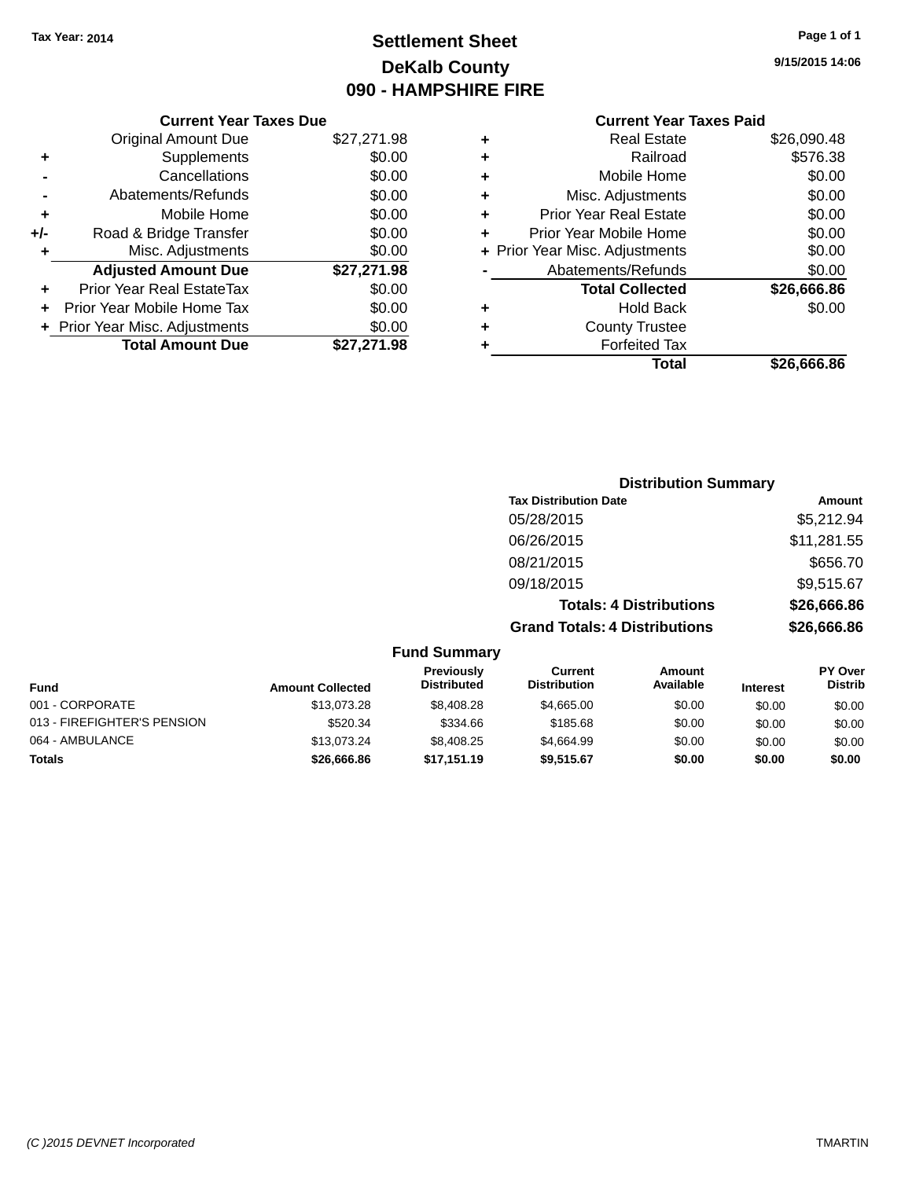Tax Year: 2014

# Settlement Sheet

## DeKalb County

## 090 - HAMPSHIRE FIRE

9/15/2015 14:06

### Current Year Taxes Due

| | | |
|---|---|---|
| | Original Amount Due | $27,271.98 |
| + | Supplements | $0.00 |
| - | Cancellations | $0.00 |
| - | Abatements/Refunds | $0.00 |
| + | Mobile Home | $0.00 |
| +/- | Road & Bridge Transfer | $0.00 |
| + | Misc. Adjustments | $0.00 |
| | **Adjusted Amount Due** | **$27,271.98** |
| + | Prior Year Real EstateTax | $0.00 |
| + | Prior Year Mobile Home Tax | $0.00 |
| + | Prior Year Misc. Adjustments | $0.00 |
| | **Total Amount Due** | **$27,271.98** |

### Current Year Taxes Paid

| | | |
|---|---|---|
| + | Real Estate | $26,090.48 |
| + | Railroad | $576.38 |
| + | Mobile Home | $0.00 |
| + | Misc. Adjustments | $0.00 |
| + | Prior Year Real Estate | $0.00 |
| + | Prior Year Mobile Home | $0.00 |
| + | Prior Year Misc. Adjustments | $0.00 |
| - | Abatements/Refunds | $0.00 |
| | **Total Collected** | **$26,666.86** |
| + | Hold Back | $0.00 |
| + | County Trustee | |
| + | Forfeited Tax | |
| | **Total** | **$26,666.86** |

### Distribution Summary

| Tax Distribution Date | Amount |
|---|---|
| 05/28/2015 | $5,212.94 |
| 06/26/2015 | $11,281.55 |
| 08/21/2015 | $656.70 |
| 09/18/2015 | $9,515.67 |
| **Totals: 4 Distributions** | **$26,666.86** |
| **Grand Totals: 4 Distributions** | **$26,666.86** |

### Fund Summary

| Fund | Amount Collected | Previously Distributed | Current Distribution | Amount Available | Interest | PY Over Distrib |
|---|---|---|---|---|---|---|
| 001 - CORPORATE | $13,073.28 | $8,408.28 | $4,665.00 | $0.00 | $0.00 | $0.00 |
| 013 - FIREFIGHTER'S PENSION | $520.34 | $334.66 | $185.68 | $0.00 | $0.00 | $0.00 |
| 064 - AMBULANCE | $13,073.24 | $8,408.25 | $4,664.99 | $0.00 | $0.00 | $0.00 |
| **Totals** | **$26,666.86** | **$17,151.19** | **$9,515.67** | **$0.00** | **$0.00** | **$0.00** |

(C )2015 DEVNET Incorporated TMARTIN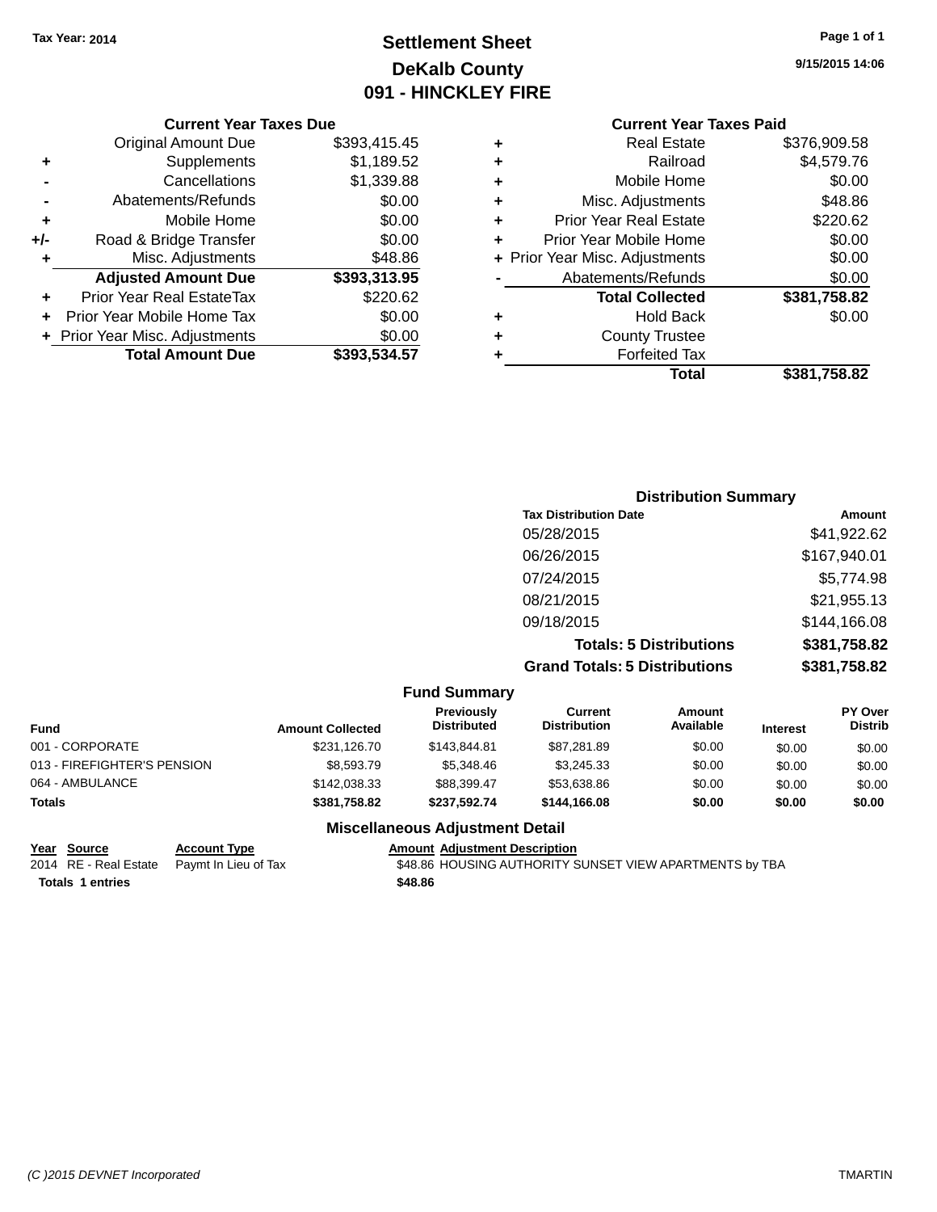Tax Year: 2014

# Settlement Sheet

## DeKalb County

## 091 - HINCKLEY FIRE

9/15/2015 14:06

### Current Year Taxes Due

| | | |
|---|---|---|
| | Original Amount Due | $393,415.45 |
| + | Supplements | $1,189.52 |
| - | Cancellations | $1,339.88 |
| - | Abatements/Refunds | $0.00 |
| + | Mobile Home | $0.00 |
| +/- | Road & Bridge Transfer | $0.00 |
| + | Misc. Adjustments | $48.86 |
| | **Adjusted Amount Due** | **$393,313.95** |
| + | Prior Year Real EstateTax | $220.62 |
| + | Prior Year Mobile Home Tax | $0.00 |
| + | Prior Year Misc. Adjustments | $0.00 |
| | **Total Amount Due** | **$393,534.57** |

### Current Year Taxes Paid

| | | |
|---|---|---|
| + | Real Estate | $376,909.58 |
| + | Railroad | $4,579.76 |
| + | Mobile Home | $0.00 |
| + | Misc. Adjustments | $48.86 |
| + | Prior Year Real Estate | $220.62 |
| + | Prior Year Mobile Home | $0.00 |
| + | Prior Year Misc. Adjustments | $0.00 |
| - | Abatements/Refunds | $0.00 |
| | **Total Collected** | **$381,758.82** |
| + | Hold Back | $0.00 |
| + | County Trustee | |
| + | Forfeited Tax | |
| | **Total** | **$381,758.82** |

### Distribution Summary

| Tax Distribution Date | Amount |
|---|---|
| 05/28/2015 | $41,922.62 |
| 06/26/2015 | $167,940.01 |
| 07/24/2015 | $5,774.98 |
| 08/21/2015 | $21,955.13 |
| 09/18/2015 | $144,166.08 |
| **Totals: 5 Distributions** | **$381,758.82** |
| **Grand Totals: 5 Distributions** | **$381,758.82** |

### Fund Summary

| Fund | Amount Collected | Previously Distributed | Current Distribution | Amount Available | Interest | PY Over Distrib |
|---|---|---|---|---|---|---|
| 001 - CORPORATE | $231,126.70 | $143,844.81 | $87,281.89 | $0.00 | $0.00 | $0.00 |
| 013 - FIREFIGHTER'S PENSION | $8,593.79 | $5,348.46 | $3,245.33 | $0.00 | $0.00 | $0.00 |
| 064 - AMBULANCE | $142,038.33 | $88,399.47 | $53,638.86 | $0.00 | $0.00 | $0.00 |
| **Totals** | **$381,758.82** | **$237,592.74** | **$144,166.08** | **$0.00** | **$0.00** | **$0.00** |

### Miscellaneous Adjustment Detail

| Year | Source | Account Type | Amount | Adjustment Description |
|---|---|---|---|---|
| 2014 | RE - Real Estate | Paymt In Lieu of Tax | $48.86 | HOUSING AUTHORITY SUNSET VIEW APARTMENTS by TBA |
| **Totals 1 entries** | | | **$48.86** | |

(C )2015 DEVNET Incorporated TMARTIN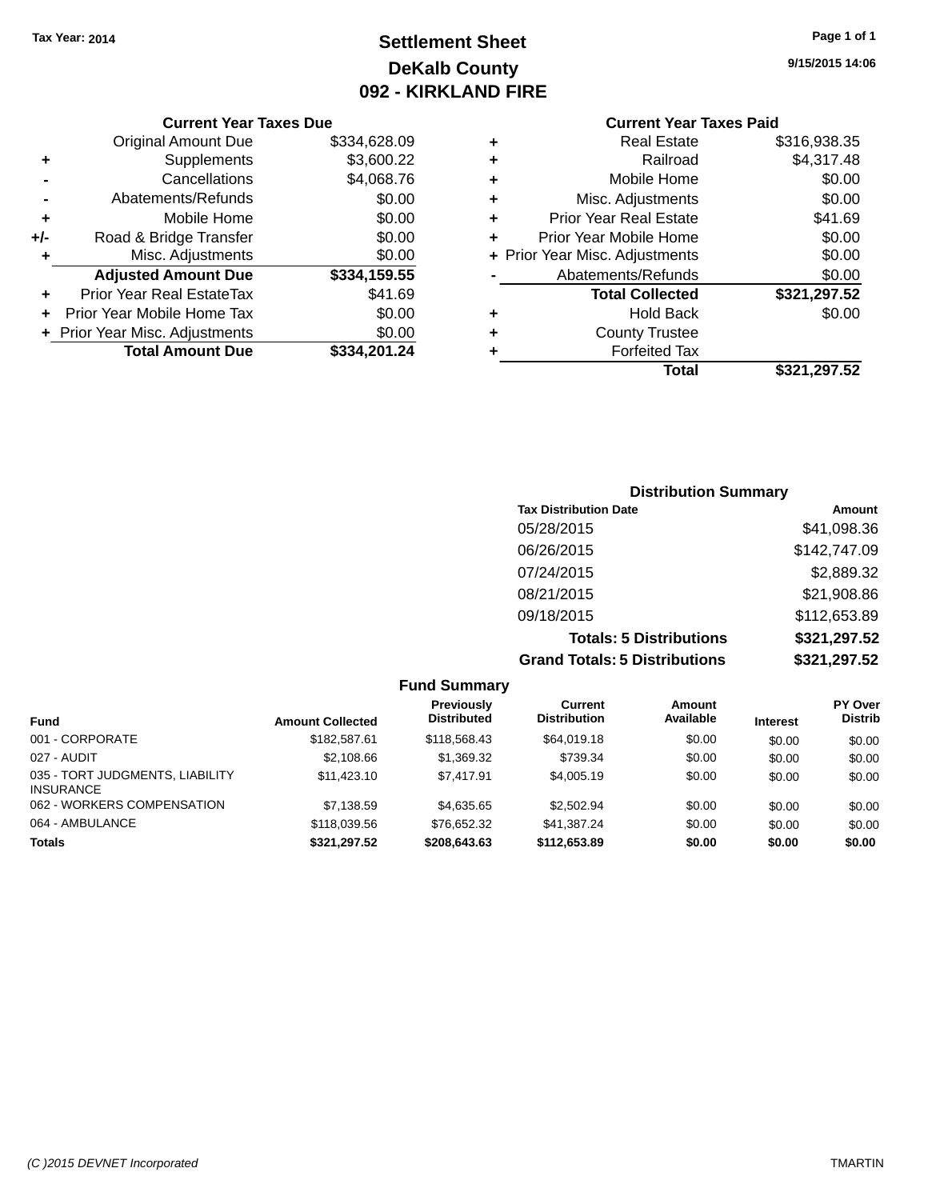Tax Year: 2014

# Settlement Sheet

## DeKalb County

## 092 - KIRKLAND FIRE

9/15/2015 14:06

**Current Year Taxes Due**

| | | |
|---|---|---|
| | Original Amount Due | $334,628.09 |
| + | Supplements | $3,600.22 |
| - | Cancellations | $4,068.76 |
| - | Abatements/Refunds | $0.00 |
| + | Mobile Home | $0.00 |
| +/- | Road & Bridge Transfer | $0.00 |
| + | Misc. Adjustments | $0.00 |
| | **Adjusted Amount Due** | **$334,159.55** |
| + | Prior Year Real EstateTax | $41.69 |
| + | Prior Year Mobile Home Tax | $0.00 |
| + | Prior Year Misc. Adjustments | $0.00 |
| | **Total Amount Due** | **$334,201.24** |

**Current Year Taxes Paid**

| | | |
|---|---|---|
| + | Real Estate | $316,938.35 |
| + | Railroad | $4,317.48 |
| + | Mobile Home | $0.00 |
| + | Misc. Adjustments | $0.00 |
| + | Prior Year Real Estate | $41.69 |
| + | Prior Year Mobile Home | $0.00 |
| + | Prior Year Misc. Adjustments | $0.00 |
| - | Abatements/Refunds | $0.00 |
| | **Total Collected** | **$321,297.52** |
| + | Hold Back | $0.00 |
| + | County Trustee | |
| + | Forfeited Tax | |
| | **Total** | **$321,297.52** |

**Distribution Summary**

| Tax Distribution Date | Amount |
|---|---|
| 05/28/2015 | $41,098.36 |
| 06/26/2015 | $142,747.09 |
| 07/24/2015 | $2,889.32 |
| 08/21/2015 | $21,908.86 |
| 09/18/2015 | $112,653.89 |
| **Totals: 5 Distributions** | **$321,297.52** |
| **Grand Totals: 5 Distributions** | **$321,297.52** |

**Fund Summary**

| Fund | Amount Collected | Previously Distributed | Current Distribution | Amount Available | Interest | PY Over Distrib |
|---|---|---|---|---|---|---|
| 001 - CORPORATE | $182,587.61 | $118,568.43 | $64,019.18 | $0.00 | $0.00 | $0.00 |
| 027 - AUDIT | $2,108.66 | $1,369.32 | $739.34 | $0.00 | $0.00 | $0.00 |
| 035 - TORT JUDGMENTS, LIABILITY INSURANCE | $11,423.10 | $7,417.91 | $4,005.19 | $0.00 | $0.00 | $0.00 |
| 062 - WORKERS COMPENSATION | $7,138.59 | $4,635.65 | $2,502.94 | $0.00 | $0.00 | $0.00 |
| 064 - AMBULANCE | $118,039.56 | $76,652.32 | $41,387.24 | $0.00 | $0.00 | $0.00 |
| **Totals** | **$321,297.52** | **$208,643.63** | **$112,653.89** | **$0.00** | **$0.00** | **$0.00** |

(C )2015 DEVNET Incorporated TMARTIN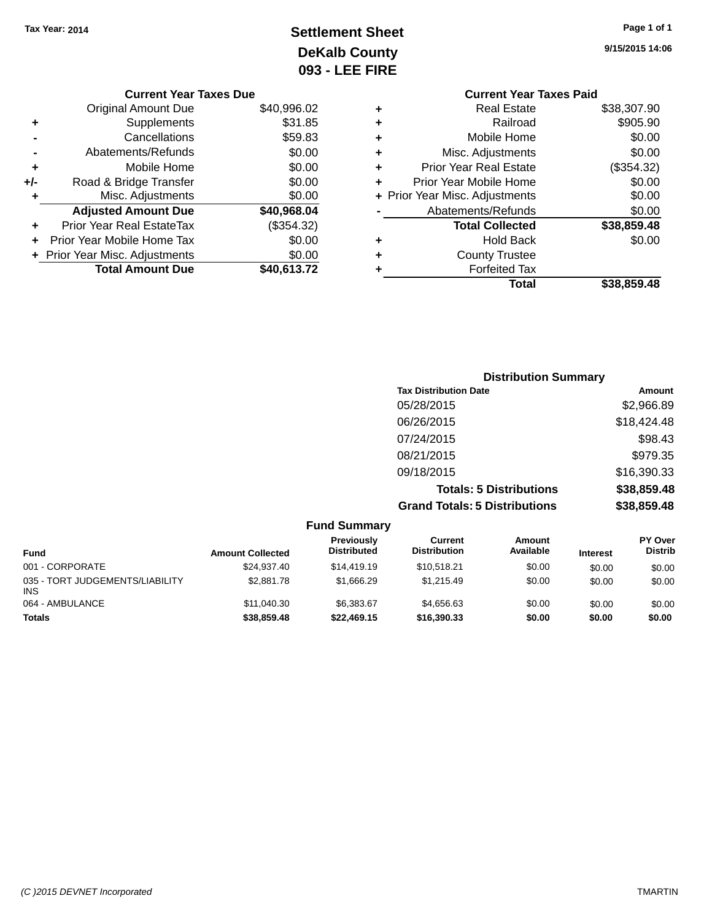Tax Year: 2014

# Settlement Sheet

## DeKalb County

## 093 - LEE FIRE

9/15/2015 14:06

### Current Year Taxes Due

| | | |
|---|---|---|
| | Original Amount Due | $40,996.02 |
| + | Supplements | $31.85 |
| - | Cancellations | $59.83 |
| - | Abatements/Refunds | $0.00 |
| + | Mobile Home | $0.00 |
| +/- | Road & Bridge Transfer | $0.00 |
| + | Misc. Adjustments | $0.00 |
| | **Adjusted Amount Due** | **$40,968.04** |
| + | Prior Year Real EstateTax | ($354.32) |
| + | Prior Year Mobile Home Tax | $0.00 |
| + | Prior Year Misc. Adjustments | $0.00 |
| | **Total Amount Due** | **$40,613.72** |

### Current Year Taxes Paid

| | | |
|---|---|---|
| + | Real Estate | $38,307.90 |
| + | Railroad | $905.90 |
| + | Mobile Home | $0.00 |
| + | Misc. Adjustments | $0.00 |
| + | Prior Year Real Estate | ($354.32) |
| + | Prior Year Mobile Home | $0.00 |
| + | Prior Year Misc. Adjustments | $0.00 |
| - | Abatements/Refunds | $0.00 |
| | **Total Collected** | **$38,859.48** |
| + | Hold Back | $0.00 |
| + | County Trustee | |
| + | Forfeited Tax | |
| | **Total** | **$38,859.48** |

### Distribution Summary

| Tax Distribution Date | Amount |
|---|---|
| 05/28/2015 | $2,966.89 |
| 06/26/2015 | $18,424.48 |
| 07/24/2015 | $98.43 |
| 08/21/2015 | $979.35 |
| 09/18/2015 | $16,390.33 |
| **Totals: 5 Distributions** | **$38,859.48** |
| **Grand Totals: 5 Distributions** | **$38,859.48** |

### Fund Summary

| Fund | Amount Collected | Previously Distributed | Current Distribution | Amount Available | Interest | PY Over Distrib |
|---|---|---|---|---|---|---|
| 001 - CORPORATE | $24,937.40 | $14,419.19 | $10,518.21 | $0.00 | $0.00 | $0.00 |
| 035 - TORT JUDGEMENTS/LIABILITY INS | $2,881.78 | $1,666.29 | $1,215.49 | $0.00 | $0.00 | $0.00 |
| 064 - AMBULANCE | $11,040.30 | $6,383.67 | $4,656.63 | $0.00 | $0.00 | $0.00 |
| **Totals** | **$38,859.48** | **$22,469.15** | **$16,390.33** | **$0.00** | **$0.00** | **$0.00** |

(C )2015 DEVNET Incorporated — TMARTIN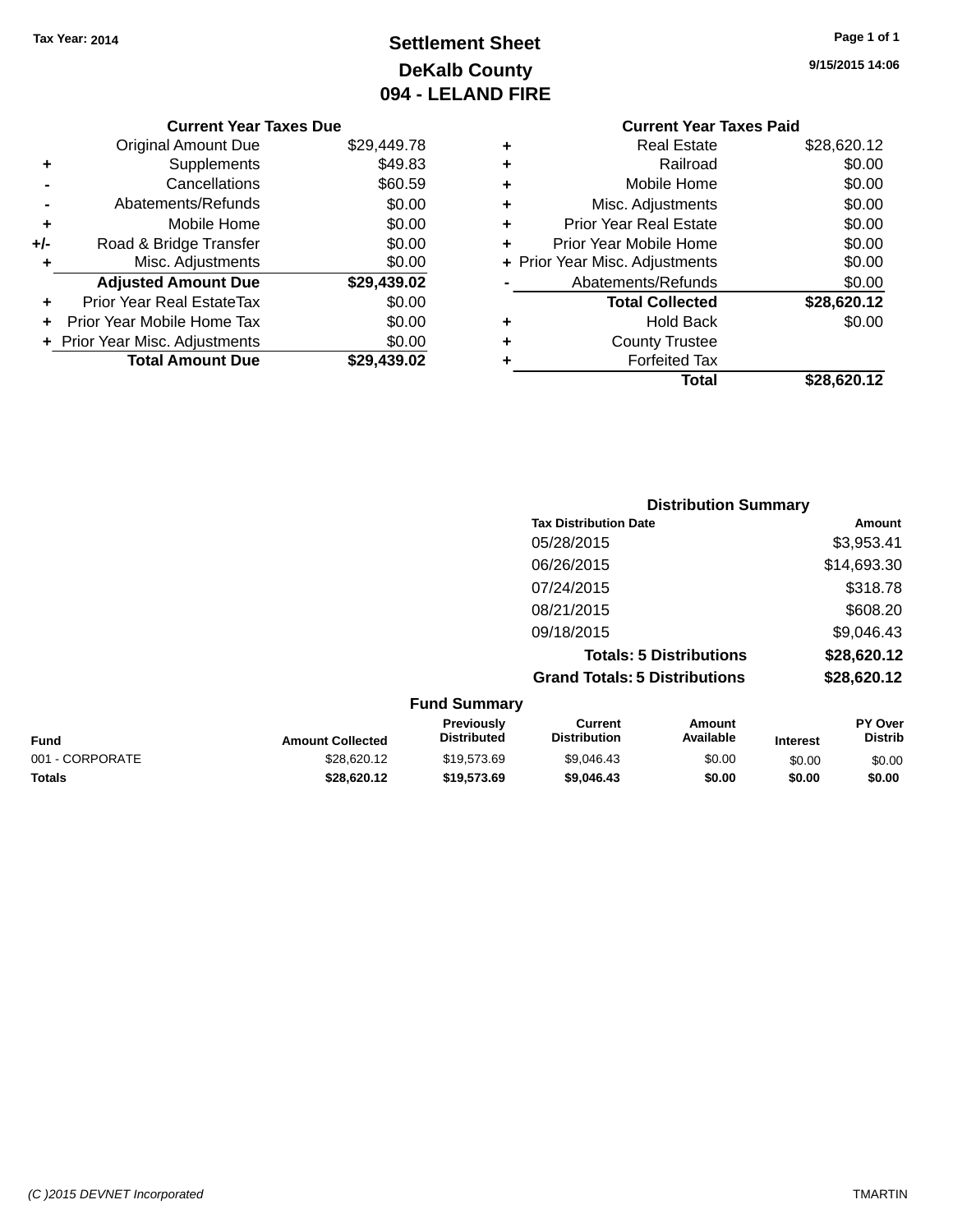Tax Year: 2014

# Settlement Sheet

## DeKalb County

## 094 - LELAND FIRE

9/15/2015 14:06

### Current Year Taxes Due

| | | |
|---|---|---|
| | Original Amount Due | $29,449.78 |
| + | Supplements | $49.83 |
| - | Cancellations | $60.59 |
| - | Abatements/Refunds | $0.00 |
| + | Mobile Home | $0.00 |
| +/- | Road & Bridge Transfer | $0.00 |
| + | Misc. Adjustments | $0.00 |
| | **Adjusted Amount Due** | **$29,439.02** |
| + | Prior Year Real EstateTax | $0.00 |
| + | Prior Year Mobile Home Tax | $0.00 |
| + | Prior Year Misc. Adjustments | $0.00 |
| | **Total Amount Due** | **$29,439.02** |

### Current Year Taxes Paid

| | | |
|---|---|---|
| + | Real Estate | $28,620.12 |
| + | Railroad | $0.00 |
| + | Mobile Home | $0.00 |
| + | Misc. Adjustments | $0.00 |
| + | Prior Year Real Estate | $0.00 |
| + | Prior Year Mobile Home | $0.00 |
| + | Prior Year Misc. Adjustments | $0.00 |
| - | Abatements/Refunds | $0.00 |
| | **Total Collected** | **$28,620.12** |
| + | Hold Back | $0.00 |
| + | County Trustee | |
| + | Forfeited Tax | |
| | **Total** | **$28,620.12** |

### Distribution Summary

| Tax Distribution Date | Amount |
|---|---|
| 05/28/2015 | $3,953.41 |
| 06/26/2015 | $14,693.30 |
| 07/24/2015 | $318.78 |
| 08/21/2015 | $608.20 |
| 09/18/2015 | $9,046.43 |
| **Totals: 5 Distributions** | **$28,620.12** |
| **Grand Totals: 5 Distributions** | **$28,620.12** |

### Fund Summary

| Fund | Amount Collected | Previously Distributed | Current Distribution | Amount Available | Interest | PY Over Distrib |
|---|---|---|---|---|---|---|
| 001 - CORPORATE | $28,620.12 | $19,573.69 | $9,046.43 | $0.00 | $0.00 | $0.00 |
| **Totals** | **$28,620.12** | **$19,573.69** | **$9,046.43** | **$0.00** | **$0.00** | **$0.00** |

(C )2015 DEVNET Incorporated

TMARTIN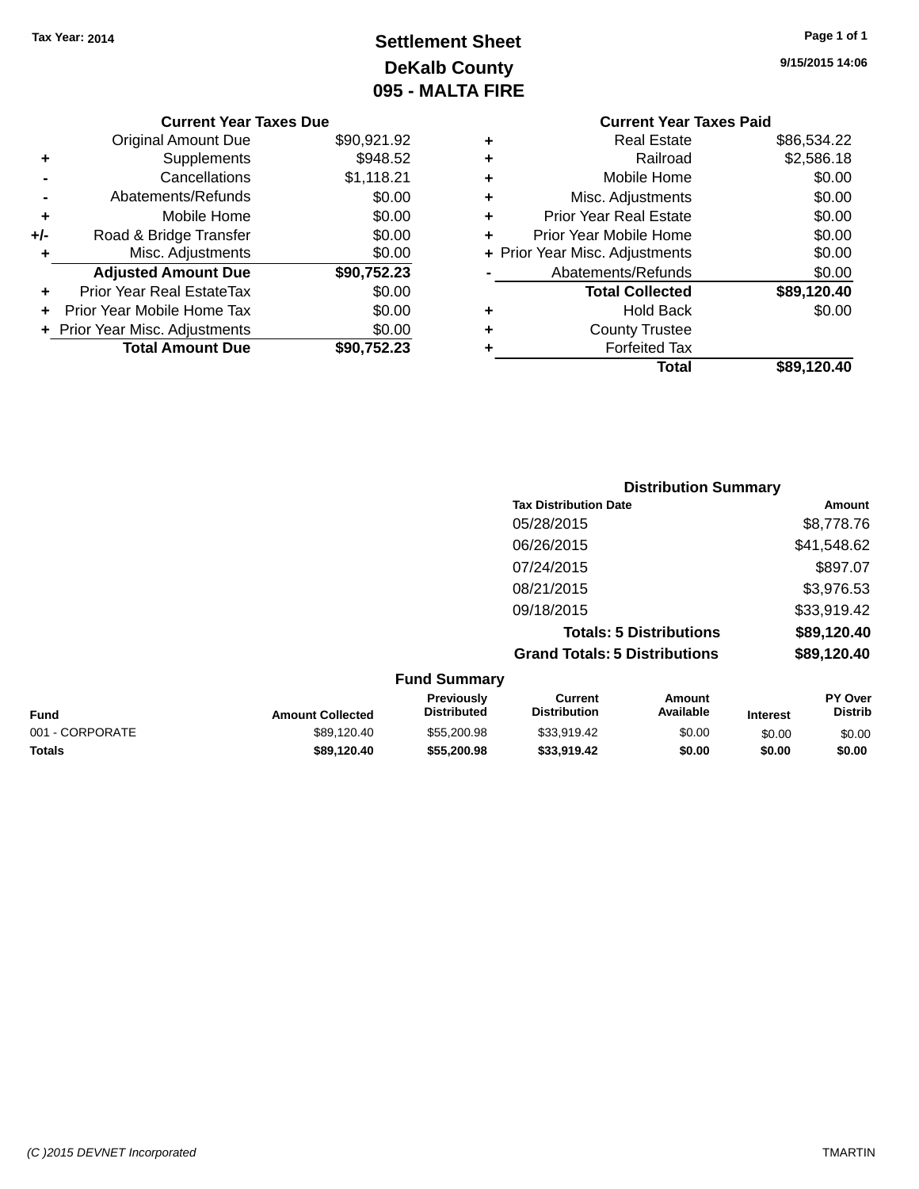Tax Year: 2014

# Settlement Sheet
## DeKalb County
## 095 - MALTA FIRE

9/15/2015 14:06

| | Current Year Taxes Due | |
|---|---|---|
| | Original Amount Due | $90,921.92 |
| + | Supplements | $948.52 |
| - | Cancellations | $1,118.21 |
| - | Abatements/Refunds | $0.00 |
| + | Mobile Home | $0.00 |
| +/- | Road & Bridge Transfer | $0.00 |
| + | Misc. Adjustments | $0.00 |
| | **Adjusted Amount Due** | **$90,752.23** |
| + | Prior Year Real EstateTax | $0.00 |
| + | Prior Year Mobile Home Tax | $0.00 |
| + | Prior Year Misc. Adjustments | $0.00 |
| | **Total Amount Due** | **$90,752.23** |

| | Current Year Taxes Paid | |
|---|---|---|
| + | Real Estate | $86,534.22 |
| + | Railroad | $2,586.18 |
| + | Mobile Home | $0.00 |
| + | Misc. Adjustments | $0.00 |
| + | Prior Year Real Estate | $0.00 |
| + | Prior Year Mobile Home | $0.00 |
| + | Prior Year Misc. Adjustments | $0.00 |
| - | Abatements/Refunds | $0.00 |
| | **Total Collected** | **$89,120.40** |
| + | Hold Back | $0.00 |
| + | County Trustee | |
| + | Forfeited Tax | |
| | **Total** | **$89,120.40** |

### Distribution Summary

| Tax Distribution Date | Amount |
|---|---|
| 05/28/2015 | $8,778.76 |
| 06/26/2015 | $41,548.62 |
| 07/24/2015 | $897.07 |
| 08/21/2015 | $3,976.53 |
| 09/18/2015 | $33,919.42 |
| **Totals: 5 Distributions** | **$89,120.40** |
| **Grand Totals: 5 Distributions** | **$89,120.40** |

### Fund Summary

| Fund | Amount Collected | Previously Distributed | Current Distribution | Amount Available | Interest | PY Over Distrib |
|---|---|---|---|---|---|---|
| 001 - CORPORATE | $89,120.40 | $55,200.98 | $33,919.42 | $0.00 | $0.00 | $0.00 |
| **Totals** | **$89,120.40** | **$55,200.98** | **$33,919.42** | **$0.00** | **$0.00** | **$0.00** |

(C )2015 DEVNET Incorporated TMARTIN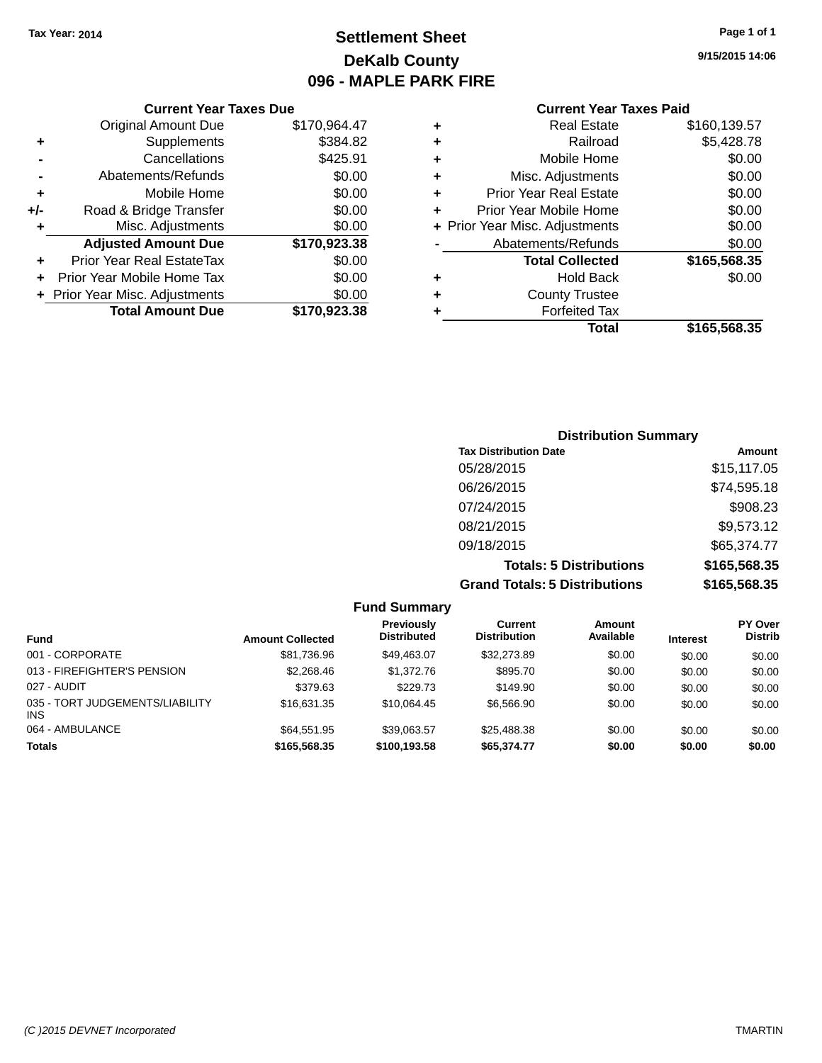Tax Year: 2014

# Settlement Sheet

## DeKalb County

## 096 - MAPLE PARK FIRE

9/15/2015 14:06

### Current Year Taxes Due

| | | |
|---|---|---|
| | Original Amount Due | $170,964.47 |
| + | Supplements | $384.82 |
| - | Cancellations | $425.91 |
| - | Abatements/Refunds | $0.00 |
| + | Mobile Home | $0.00 |
| +/- | Road & Bridge Transfer | $0.00 |
| + | Misc. Adjustments | $0.00 |
| | **Adjusted Amount Due** | **$170,923.38** |
| + | Prior Year Real EstateTax | $0.00 |
| + | Prior Year Mobile Home Tax | $0.00 |
| + | Prior Year Misc. Adjustments | $0.00 |
| | **Total Amount Due** | **$170,923.38** |

### Current Year Taxes Paid

| | | |
|---|---|---|
| + | Real Estate | $160,139.57 |
| + | Railroad | $5,428.78 |
| + | Mobile Home | $0.00 |
| + | Misc. Adjustments | $0.00 |
| + | Prior Year Real Estate | $0.00 |
| + | Prior Year Mobile Home | $0.00 |
| + | Prior Year Misc. Adjustments | $0.00 |
| - | Abatements/Refunds | $0.00 |
| | **Total Collected** | **$165,568.35** |
| + | Hold Back | $0.00 |
| + | County Trustee | |
| + | Forfeited Tax | |
| | **Total** | **$165,568.35** |

### Distribution Summary

| Tax Distribution Date | Amount |
|---|---|
| 05/28/2015 | $15,117.05 |
| 06/26/2015 | $74,595.18 |
| 07/24/2015 | $908.23 |
| 08/21/2015 | $9,573.12 |
| 09/18/2015 | $65,374.77 |
| **Totals: 5 Distributions** | **$165,568.35** |
| **Grand Totals: 5 Distributions** | **$165,568.35** |

### Fund Summary

| Fund | Amount Collected | Previously Distributed | Current Distribution | Amount Available | Interest | PY Over Distrib |
|---|---|---|---|---|---|---|
| 001 - CORPORATE | $81,736.96 | $49,463.07 | $32,273.89 | $0.00 | $0.00 | $0.00 |
| 013 - FIREFIGHTER'S PENSION | $2,268.46 | $1,372.76 | $895.70 | $0.00 | $0.00 | $0.00 |
| 027 - AUDIT | $379.63 | $229.73 | $149.90 | $0.00 | $0.00 | $0.00 |
| 035 - TORT JUDGEMENTS/LIABILITY INS | $16,631.35 | $10,064.45 | $6,566.90 | $0.00 | $0.00 | $0.00 |
| 064 - AMBULANCE | $64,551.95 | $39,063.57 | $25,488.38 | $0.00 | $0.00 | $0.00 |
| **Totals** | **$165,568.35** | **$100,193.58** | **$65,374.77** | **$0.00** | **$0.00** | **$0.00** |

(C )2015 DEVNET Incorporated TMARTIN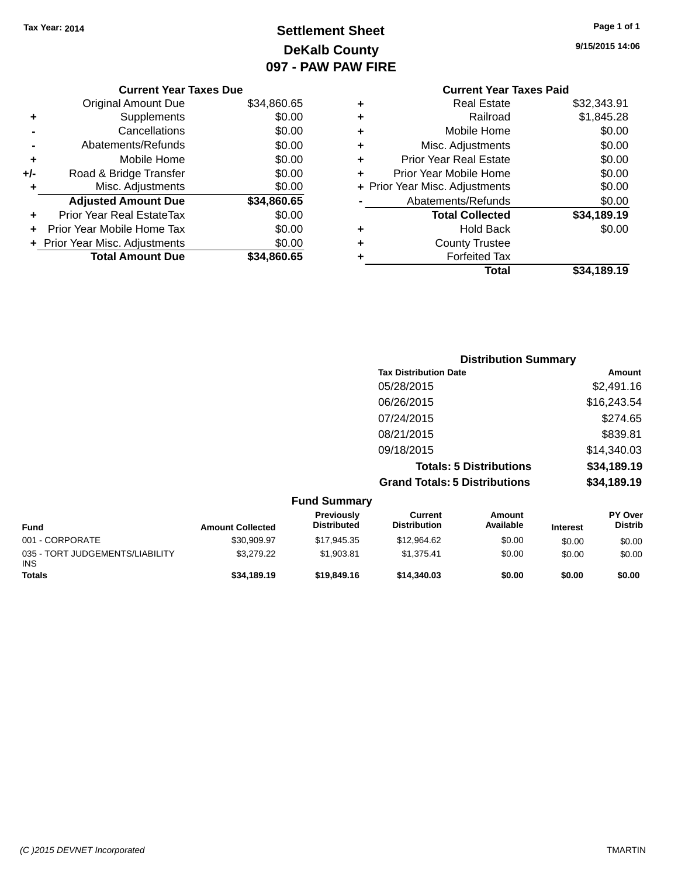Tax Year: 2014

# Settlement Sheet
## DeKalb County
## 097 - PAW PAW FIRE

9/15/2015 14:06

| | Current Year Taxes Due | |
|---|---|---|
| | Original Amount Due | $34,860.65 |
| + | Supplements | $0.00 |
| - | Cancellations | $0.00 |
| - | Abatements/Refunds | $0.00 |
| + | Mobile Home | $0.00 |
| +/- | Road & Bridge Transfer | $0.00 |
| + | Misc. Adjustments | $0.00 |
| | **Adjusted Amount Due** | **$34,860.65** |
| + | Prior Year Real EstateTax | $0.00 |
| + | Prior Year Mobile Home Tax | $0.00 |
| + | Prior Year Misc. Adjustments | $0.00 |
| | **Total Amount Due** | **$34,860.65** |

| | Current Year Taxes Paid | |
|---|---|---|
| + | Real Estate | $32,343.91 |
| + | Railroad | $1,845.28 |
| + | Mobile Home | $0.00 |
| + | Misc. Adjustments | $0.00 |
| + | Prior Year Real Estate | $0.00 |
| + | Prior Year Mobile Home | $0.00 |
| + | Prior Year Misc. Adjustments | $0.00 |
| - | Abatements/Refunds | $0.00 |
| | **Total Collected** | **$34,189.19** |
| + | Hold Back | $0.00 |
| + | County Trustee | |
| + | Forfeited Tax | |
| | **Total** | **$34,189.19** |

### Distribution Summary

| Tax Distribution Date | Amount |
|---|---|
| 05/28/2015 | $2,491.16 |
| 06/26/2015 | $16,243.54 |
| 07/24/2015 | $274.65 |
| 08/21/2015 | $839.81 |
| 09/18/2015 | $14,340.03 |
| **Totals: 5 Distributions** | **$34,189.19** |
| **Grand Totals: 5 Distributions** | **$34,189.19** |

### Fund Summary

| Fund | Amount Collected | Previously Distributed | Current Distribution | Amount Available | Interest | PY Over Distrib |
|---|---|---|---|---|---|---|
| 001 - CORPORATE | $30,909.97 | $17,945.35 | $12,964.62 | $0.00 | $0.00 | $0.00 |
| 035 - TORT JUDGEMENTS/LIABILITY INS | $3,279.22 | $1,903.81 | $1,375.41 | $0.00 | $0.00 | $0.00 |
| **Totals** | **$34,189.19** | **$19,849.16** | **$14,340.03** | **$0.00** | **$0.00** | **$0.00** |

(C )2015 DEVNET Incorporated — TMARTIN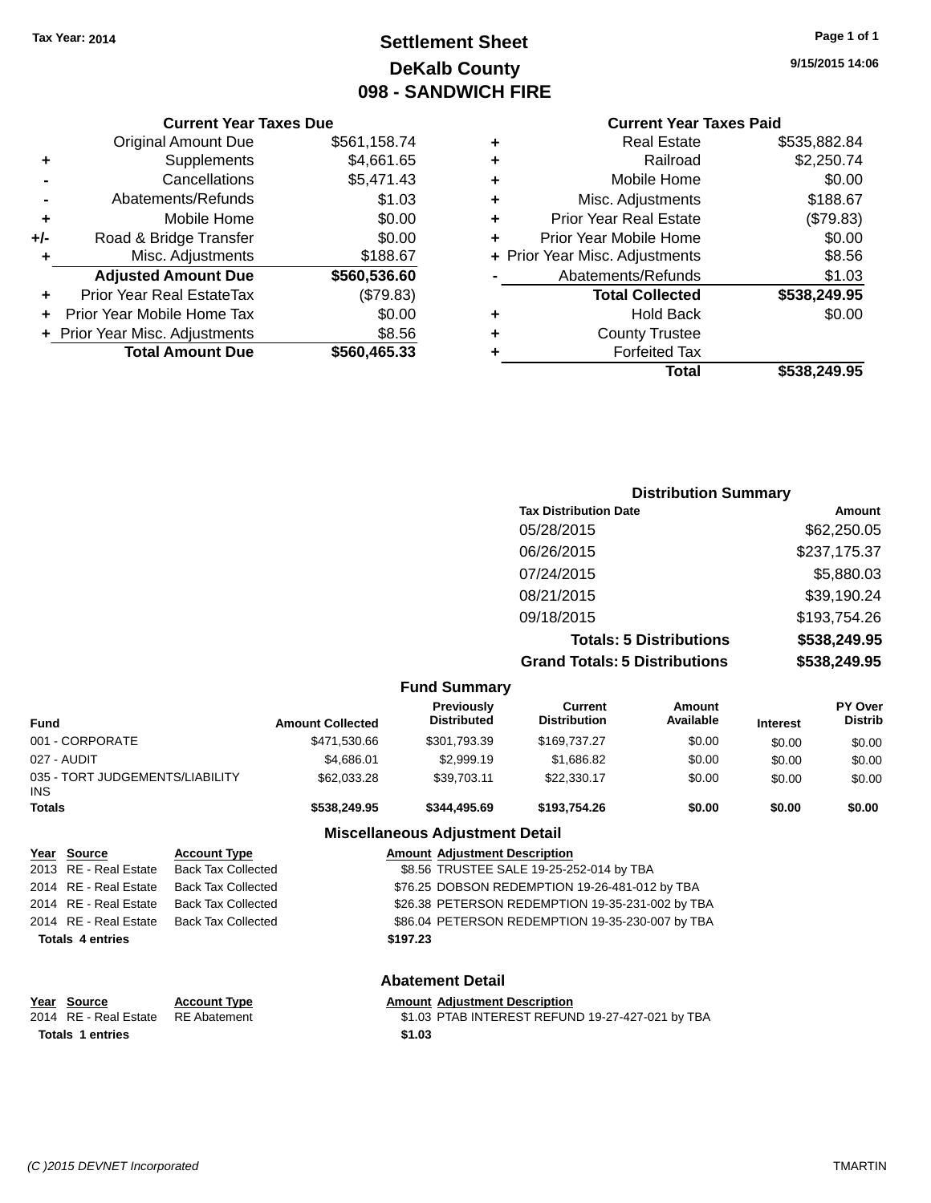Tax Year: 2014

# Settlement Sheet
## DeKalb County
## 098 - SANDWICH FIRE

9/15/2015 14:06

### Current Year Taxes Due

| | | |
|---|---|---|
| | Original Amount Due | $561,158.74 |
| + | Supplements | $4,661.65 |
| - | Cancellations | $5,471.43 |
| - | Abatements/Refunds | $1.03 |
| + | Mobile Home | $0.00 |
| +/- | Road & Bridge Transfer | $0.00 |
| + | Misc. Adjustments | $188.67 |
| | **Adjusted Amount Due** | **$560,536.60** |
| + | Prior Year Real EstateTax | ($79.83) |
| + | Prior Year Mobile Home Tax | $0.00 |
| + | Prior Year Misc. Adjustments | $8.56 |
| | **Total Amount Due** | **$560,465.33** |

### Current Year Taxes Paid

| | | |
|---|---|---|
| + | Real Estate | $535,882.84 |
| + | Railroad | $2,250.74 |
| + | Mobile Home | $0.00 |
| + | Misc. Adjustments | $188.67 |
| + | Prior Year Real Estate | ($79.83) |
| + | Prior Year Mobile Home | $0.00 |
| + | Prior Year Misc. Adjustments | $8.56 |
| - | Abatements/Refunds | $1.03 |
| | **Total Collected** | **$538,249.95** |
| + | Hold Back | $0.00 |
| + | County Trustee | |
| + | Forfeited Tax | |
| | **Total** | **$538,249.95** |

### Distribution Summary

| Tax Distribution Date | Amount |
|---|---|
| 05/28/2015 | $62,250.05 |
| 06/26/2015 | $237,175.37 |
| 07/24/2015 | $5,880.03 |
| 08/21/2015 | $39,190.24 |
| 09/18/2015 | $193,754.26 |
| **Totals: 5 Distributions** | **$538,249.95** |
| **Grand Totals: 5 Distributions** | **$538,249.95** |

### Fund Summary

| Fund | Amount Collected | Previously Distributed | Current Distribution | Amount Available | Interest | PY Over Distrib |
|---|---|---|---|---|---|---|
| 001 - CORPORATE | $471,530.66 | $301,793.39 | $169,737.27 | $0.00 | $0.00 | $0.00 |
| 027 - AUDIT | $4,686.01 | $2,999.19 | $1,686.82 | $0.00 | $0.00 | $0.00 |
| 035 - TORT JUDGEMENTS/LIABILITY INS | $62,033.28 | $39,703.11 | $22,330.17 | $0.00 | $0.00 | $0.00 |
| **Totals** | **$538,249.95** | **$344,495.69** | **$193,754.26** | **$0.00** | **$0.00** | **$0.00** |

### Miscellaneous Adjustment Detail

| Year | Source | Account Type | Amount | Adjustment Description |
|---|---|---|---|---|
| 2013 | RE - Real Estate | Back Tax Collected | $8.56 | TRUSTEE SALE 19-25-252-014 by TBA |
| 2014 | RE - Real Estate | Back Tax Collected | $76.25 | DOBSON REDEMPTION 19-26-481-012 by TBA |
| 2014 | RE - Real Estate | Back Tax Collected | $26.38 | PETERSON REDEMPTION 19-35-231-002 by TBA |
| 2014 | RE - Real Estate | Back Tax Collected | $86.04 | PETERSON REDEMPTION 19-35-230-007 by TBA |
| **Totals 4 entries** | | | **$197.23** | |

### Abatement Detail

| Year | Source | Account Type | Amount | Adjustment Description |
|---|---|---|---|---|
| 2014 | RE - Real Estate | RE Abatement | $1.03 | PTAB INTEREST REFUND 19-27-427-021 by TBA |
| **Totals 1 entries** | | | **$1.03** | |

(C )2015 DEVNET Incorporated TMARTIN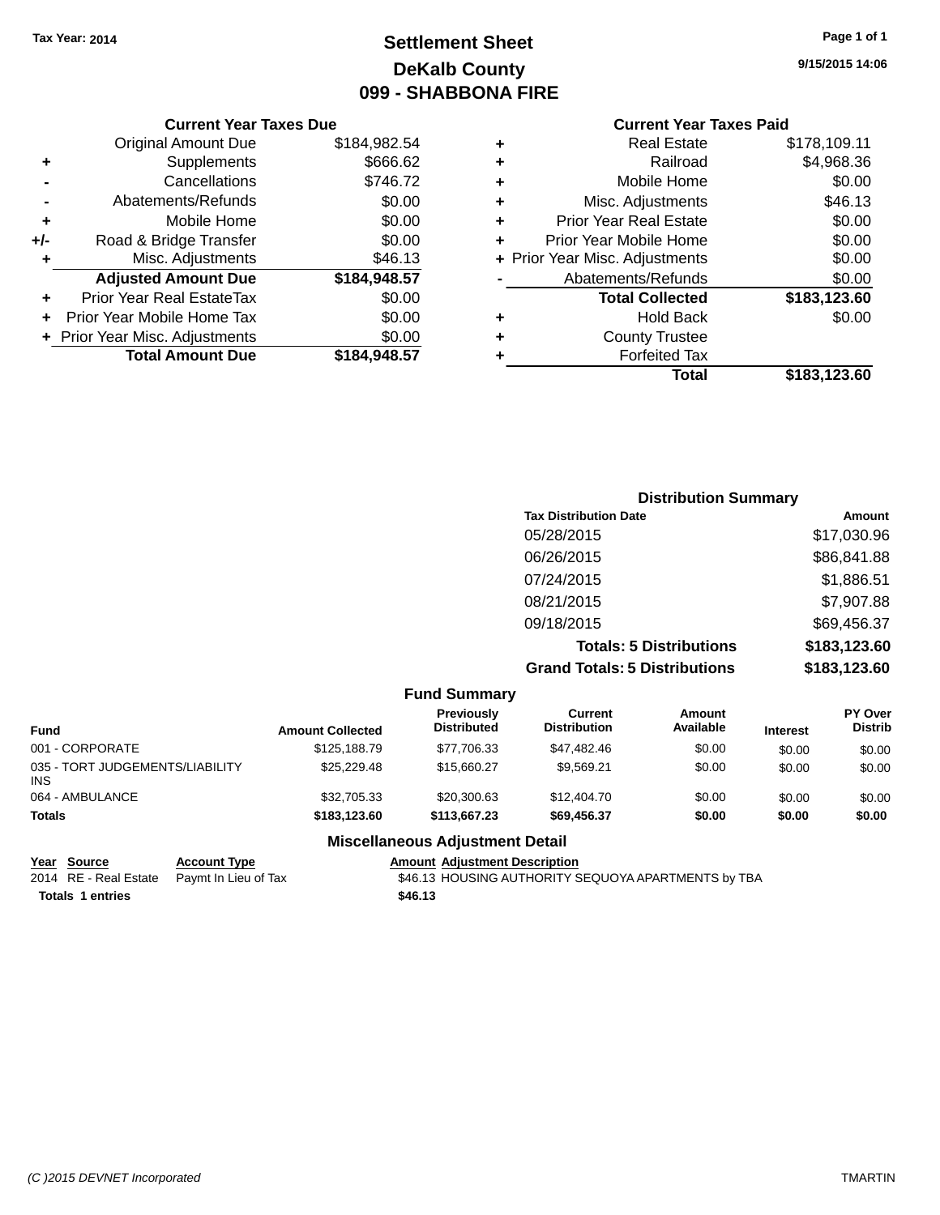Tax Year: 2014

# Settlement Sheet
## DeKalb County
## 099 - SHABBONA FIRE

9/15/2015 14:06

### Current Year Taxes Due

| | | |
|---|---|---|
| | Original Amount Due | $184,982.54 |
| + | Supplements | $666.62 |
| - | Cancellations | $746.72 |
| - | Abatements/Refunds | $0.00 |
| + | Mobile Home | $0.00 |
| +/- | Road & Bridge Transfer | $0.00 |
| + | Misc. Adjustments | $46.13 |
| | **Adjusted Amount Due** | **$184,948.57** |
| + | Prior Year Real EstateTax | $0.00 |
| + | Prior Year Mobile Home Tax | $0.00 |
| + | Prior Year Misc. Adjustments | $0.00 |
| | **Total Amount Due** | **$184,948.57** |

### Current Year Taxes Paid

| | | |
|---|---|---|
| + | Real Estate | $178,109.11 |
| + | Railroad | $4,968.36 |
| + | Mobile Home | $0.00 |
| + | Misc. Adjustments | $46.13 |
| + | Prior Year Real Estate | $0.00 |
| + | Prior Year Mobile Home | $0.00 |
| + | Prior Year Misc. Adjustments | $0.00 |
| - | Abatements/Refunds | $0.00 |
| | **Total Collected** | **$183,123.60** |
| + | Hold Back | $0.00 |
| + | County Trustee | |
| + | Forfeited Tax | |
| | **Total** | **$183,123.60** |

### Distribution Summary

| Tax Distribution Date | Amount |
|---|---|
| 05/28/2015 | $17,030.96 |
| 06/26/2015 | $86,841.88 |
| 07/24/2015 | $1,886.51 |
| 08/21/2015 | $7,907.88 |
| 09/18/2015 | $69,456.37 |
| **Totals: 5 Distributions** | **$183,123.60** |
| **Grand Totals: 5 Distributions** | **$183,123.60** |

### Fund Summary

| Fund | Amount Collected | Previously Distributed | Current Distribution | Amount Available | Interest | PY Over Distrib |
|---|---|---|---|---|---|---|
| 001 - CORPORATE | $125,188.79 | $77,706.33 | $47,482.46 | $0.00 | $0.00 | $0.00 |
| 035 - TORT JUDGEMENTS/LIABILITY INS | $25,229.48 | $15,660.27 | $9,569.21 | $0.00 | $0.00 | $0.00 |
| 064 - AMBULANCE | $32,705.33 | $20,300.63 | $12,404.70 | $0.00 | $0.00 | $0.00 |
| **Totals** | **$183,123.60** | **$113,667.23** | **$69,456.37** | **$0.00** | **$0.00** | **$0.00** |

### Miscellaneous Adjustment Detail

| Year | Source | Account Type | Amount | Adjustment Description |
|---|---|---|---|---|
| 2014 | RE - Real Estate | Paymt In Lieu of Tax | $46.13 | HOUSING AUTHORITY SEQUOYA APARTMENTS by TBA |
| **Totals** | **1 entries** | | **$46.13** | |

(C )2015 DEVNET Incorporated TMARTIN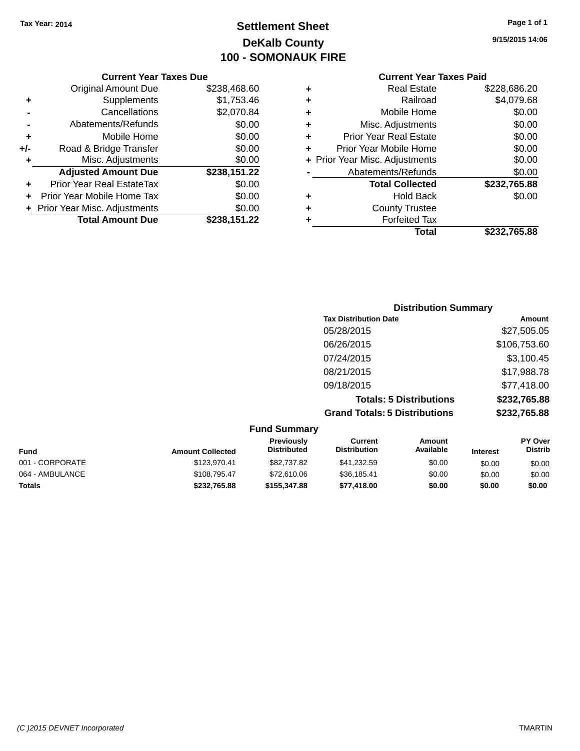Tax Year: 2014

# Settlement Sheet

## DeKalb County

## 100 - SOMONAUK FIRE

9/15/2015 14:06

### Current Year Taxes Due

| | | |
|---|---|---|
| | Original Amount Due | $238,468.60 |
| + | Supplements | $1,753.46 |
| - | Cancellations | $2,070.84 |
| - | Abatements/Refunds | $0.00 |
| + | Mobile Home | $0.00 |
| +/- | Road & Bridge Transfer | $0.00 |
| + | Misc. Adjustments | $0.00 |
| | **Adjusted Amount Due** | **$238,151.22** |
| + | Prior Year Real EstateTax | $0.00 |
| + | Prior Year Mobile Home Tax | $0.00 |
| + | Prior Year Misc. Adjustments | $0.00 |
| | **Total Amount Due** | **$238,151.22** |

### Current Year Taxes Paid

| | | |
|---|---|---|
| + | Real Estate | $228,686.20 |
| + | Railroad | $4,079.68 |
| + | Mobile Home | $0.00 |
| + | Misc. Adjustments | $0.00 |
| + | Prior Year Real Estate | $0.00 |
| + | Prior Year Mobile Home | $0.00 |
| + | Prior Year Misc. Adjustments | $0.00 |
| - | Abatements/Refunds | $0.00 |
| | **Total Collected** | **$232,765.88** |
| + | Hold Back | $0.00 |
| + | County Trustee | |
| + | Forfeited Tax | |
| | **Total** | **$232,765.88** |

### Distribution Summary

| Tax Distribution Date | Amount |
|---|---|
| 05/28/2015 | $27,505.05 |
| 06/26/2015 | $106,753.60 |
| 07/24/2015 | $3,100.45 |
| 08/21/2015 | $17,988.78 |
| 09/18/2015 | $77,418.00 |
| **Totals: 5 Distributions** | **$232,765.88** |
| **Grand Totals: 5 Distributions** | **$232,765.88** |

### Fund Summary

| Fund | Amount Collected | Previously Distributed | Current Distribution | Amount Available | Interest | PY Over Distrib |
|---|---|---|---|---|---|---|
| 001 - CORPORATE | $123,970.41 | $82,737.82 | $41,232.59 | $0.00 | $0.00 | $0.00 |
| 064 - AMBULANCE | $108,795.47 | $72,610.06 | $36,185.41 | $0.00 | $0.00 | $0.00 |
| **Totals** | **$232,765.88** | **$155,347.88** | **$77,418.00** | **$0.00** | **$0.00** | **$0.00** |

(C )2015 DEVNET Incorporated TMARTIN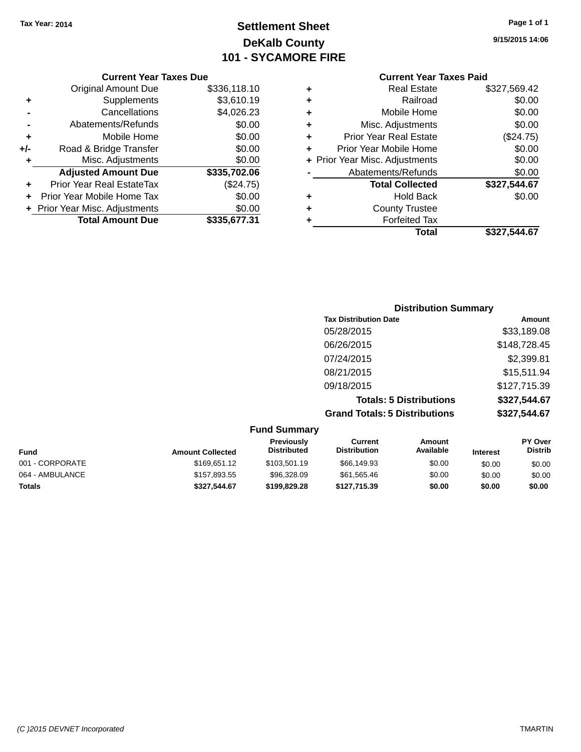Tax Year: 2014

# Settlement Sheet

## DeKalb County

## 101 - SYCAMORE FIRE

9/15/2015 14:06

### Current Year Taxes Due

| | | |
|---|---|---|
| | Original Amount Due | $336,118.10 |
| + | Supplements | $3,610.19 |
| - | Cancellations | $4,026.23 |
| - | Abatements/Refunds | $0.00 |
| + | Mobile Home | $0.00 |
| +/- | Road & Bridge Transfer | $0.00 |
| + | Misc. Adjustments | $0.00 |
| | **Adjusted Amount Due** | **$335,702.06** |
| + | Prior Year Real EstateTax | ($24.75) |
| + | Prior Year Mobile Home Tax | $0.00 |
| + | Prior Year Misc. Adjustments | $0.00 |
| | **Total Amount Due** | **$335,677.31** |

### Current Year Taxes Paid

| | | |
|---|---|---|
| + | Real Estate | $327,569.42 |
| + | Railroad | $0.00 |
| + | Mobile Home | $0.00 |
| + | Misc. Adjustments | $0.00 |
| + | Prior Year Real Estate | ($24.75) |
| + | Prior Year Mobile Home | $0.00 |
| + | Prior Year Misc. Adjustments | $0.00 |
| - | Abatements/Refunds | $0.00 |
| | **Total Collected** | **$327,544.67** |
| + | Hold Back | $0.00 |
| + | County Trustee | |
| + | Forfeited Tax | |
| | **Total** | **$327,544.67** |

### Distribution Summary

| Tax Distribution Date | Amount |
|---|---|
| 05/28/2015 | $33,189.08 |
| 06/26/2015 | $148,728.45 |
| 07/24/2015 | $2,399.81 |
| 08/21/2015 | $15,511.94 |
| 09/18/2015 | $127,715.39 |
| **Totals: 5 Distributions** | **$327,544.67** |
| **Grand Totals: 5 Distributions** | **$327,544.67** |

### Fund Summary

| Fund | Amount Collected | Previously Distributed | Current Distribution | Amount Available | Interest | PY Over Distrib |
|---|---|---|---|---|---|---|
| 001 - CORPORATE | $169,651.12 | $103,501.19 | $66,149.93 | $0.00 | $0.00 | $0.00 |
| 064 - AMBULANCE | $157,893.55 | $96,328.09 | $61,565.46 | $0.00 | $0.00 | $0.00 |
| **Totals** | **$327,544.67** | **$199,829.28** | **$127,715.39** | **$0.00** | **$0.00** | **$0.00** |

*(C )2015 DEVNET Incorporated* TMARTIN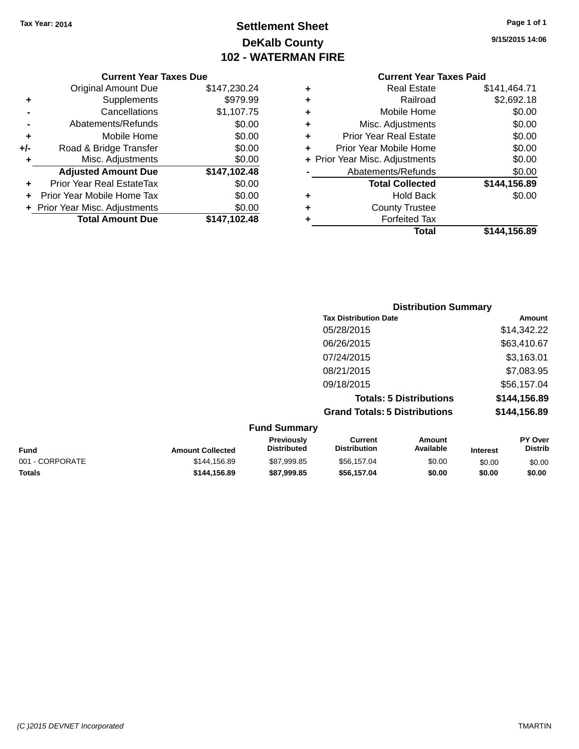Tax Year: 2014

# Settlement Sheet

## DeKalb County

## 102 - WATERMAN FIRE

9/15/2015 14:06

### Current Year Taxes Due

| | | |
|---|---|---|
| | Original Amount Due | $147,230.24 |
| + | Supplements | $979.99 |
| - | Cancellations | $1,107.75 |
| - | Abatements/Refunds | $0.00 |
| + | Mobile Home | $0.00 |
| +/- | Road & Bridge Transfer | $0.00 |
| + | Misc. Adjustments | $0.00 |
| | **Adjusted Amount Due** | **$147,102.48** |
| + | Prior Year Real EstateTax | $0.00 |
| + | Prior Year Mobile Home Tax | $0.00 |
| + | Prior Year Misc. Adjustments | $0.00 |
| | **Total Amount Due** | **$147,102.48** |

### Current Year Taxes Paid

| | | |
|---|---|---|
| + | Real Estate | $141,464.71 |
| + | Railroad | $2,692.18 |
| + | Mobile Home | $0.00 |
| + | Misc. Adjustments | $0.00 |
| + | Prior Year Real Estate | $0.00 |
| + | Prior Year Mobile Home | $0.00 |
| + | Prior Year Misc. Adjustments | $0.00 |
| - | Abatements/Refunds | $0.00 |
| | **Total Collected** | **$144,156.89** |
| + | Hold Back | $0.00 |
| + | County Trustee | |
| + | Forfeited Tax | |
| | **Total** | **$144,156.89** |

### Distribution Summary

| Tax Distribution Date | Amount |
|---|---|
| 05/28/2015 | $14,342.22 |
| 06/26/2015 | $63,410.67 |
| 07/24/2015 | $3,163.01 |
| 08/21/2015 | $7,083.95 |
| 09/18/2015 | $56,157.04 |
| **Totals: 5 Distributions** | **$144,156.89** |
| **Grand Totals: 5 Distributions** | **$144,156.89** |

### Fund Summary

| Fund | Amount Collected | Previously Distributed | Current Distribution | Amount Available | Interest | PY Over Distrib |
|---|---|---|---|---|---|---|
| 001 - CORPORATE | $144,156.89 | $87,999.85 | $56,157.04 | $0.00 | $0.00 | $0.00 |
| **Totals** | **$144,156.89** | **$87,999.85** | **$56,157.04** | **$0.00** | **$0.00** | **$0.00** |

(C )2015 DEVNET Incorporated TMARTIN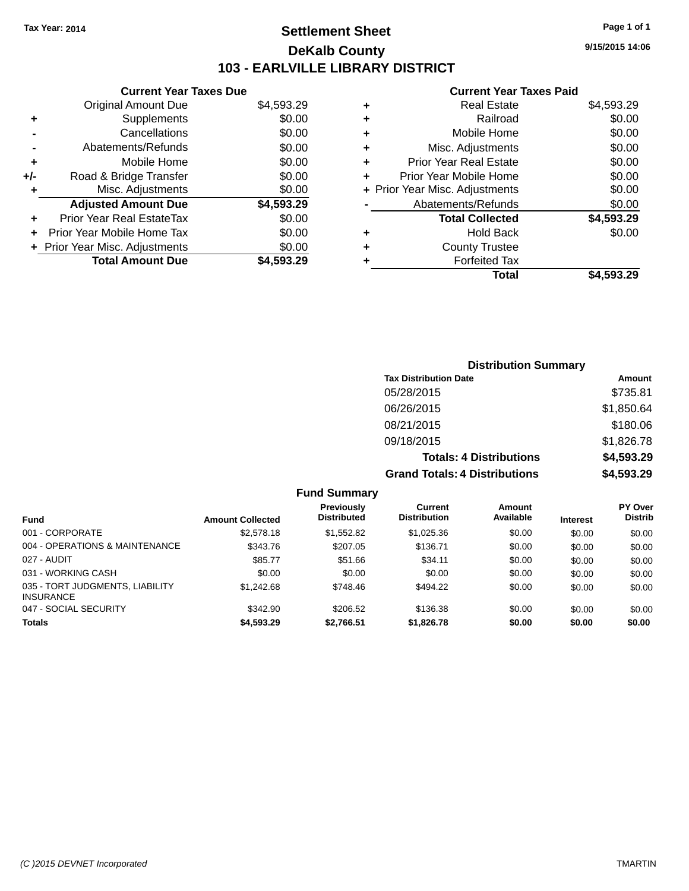Tax Year: 2014

# Settlement Sheet

## DeKalb County

## 103 - EARLVILLE LIBRARY DISTRICT

9/15/2015 14:06

### Current Year Taxes Due

| | | |
|---|---|---|
| | Original Amount Due | $4,593.29 |
| + | Supplements | $0.00 |
| - | Cancellations | $0.00 |
| - | Abatements/Refunds | $0.00 |
| + | Mobile Home | $0.00 |
| +/- | Road & Bridge Transfer | $0.00 |
| + | Misc. Adjustments | $0.00 |
| | **Adjusted Amount Due** | **$4,593.29** |
| + | Prior Year Real EstateTax | $0.00 |
| + | Prior Year Mobile Home Tax | $0.00 |
| + | Prior Year Misc. Adjustments | $0.00 |
| | **Total Amount Due** | **$4,593.29** |

### Current Year Taxes Paid

| | | |
|---|---|---|
| + | Real Estate | $4,593.29 |
| + | Railroad | $0.00 |
| + | Mobile Home | $0.00 |
| + | Misc. Adjustments | $0.00 |
| + | Prior Year Real Estate | $0.00 |
| + | Prior Year Mobile Home | $0.00 |
| + | Prior Year Misc. Adjustments | $0.00 |
| - | Abatements/Refunds | $0.00 |
| | **Total Collected** | **$4,593.29** |
| + | Hold Back | $0.00 |
| + | County Trustee | |
| + | Forfeited Tax | |
| | **Total** | **$4,593.29** |

### Distribution Summary

| Tax Distribution Date | Amount |
|---|---|
| 05/28/2015 | $735.81 |
| 06/26/2015 | $1,850.64 |
| 08/21/2015 | $180.06 |
| 09/18/2015 | $1,826.78 |
| **Totals: 4 Distributions** | **$4,593.29** |
| **Grand Totals: 4 Distributions** | **$4,593.29** |

### Fund Summary

| Fund | Amount Collected | Previously Distributed | Current Distribution | Amount Available | Interest | PY Over Distrib |
|---|---|---|---|---|---|---|
| 001 - CORPORATE | $2,578.18 | $1,552.82 | $1,025.36 | $0.00 | $0.00 | $0.00 |
| 004 - OPERATIONS & MAINTENANCE | $343.76 | $207.05 | $136.71 | $0.00 | $0.00 | $0.00 |
| 027 - AUDIT | $85.77 | $51.66 | $34.11 | $0.00 | $0.00 | $0.00 |
| 031 - WORKING CASH | $0.00 | $0.00 | $0.00 | $0.00 | $0.00 | $0.00 |
| 035 - TORT JUDGMENTS, LIABILITY INSURANCE | $1,242.68 | $748.46 | $494.22 | $0.00 | $0.00 | $0.00 |
| 047 - SOCIAL SECURITY | $342.90 | $206.52 | $136.38 | $0.00 | $0.00 | $0.00 |
| **Totals** | **$4,593.29** | **$2,766.51** | **$1,826.78** | **$0.00** | **$0.00** | **$0.00** |

(C )2015 DEVNET Incorporated — TMARTIN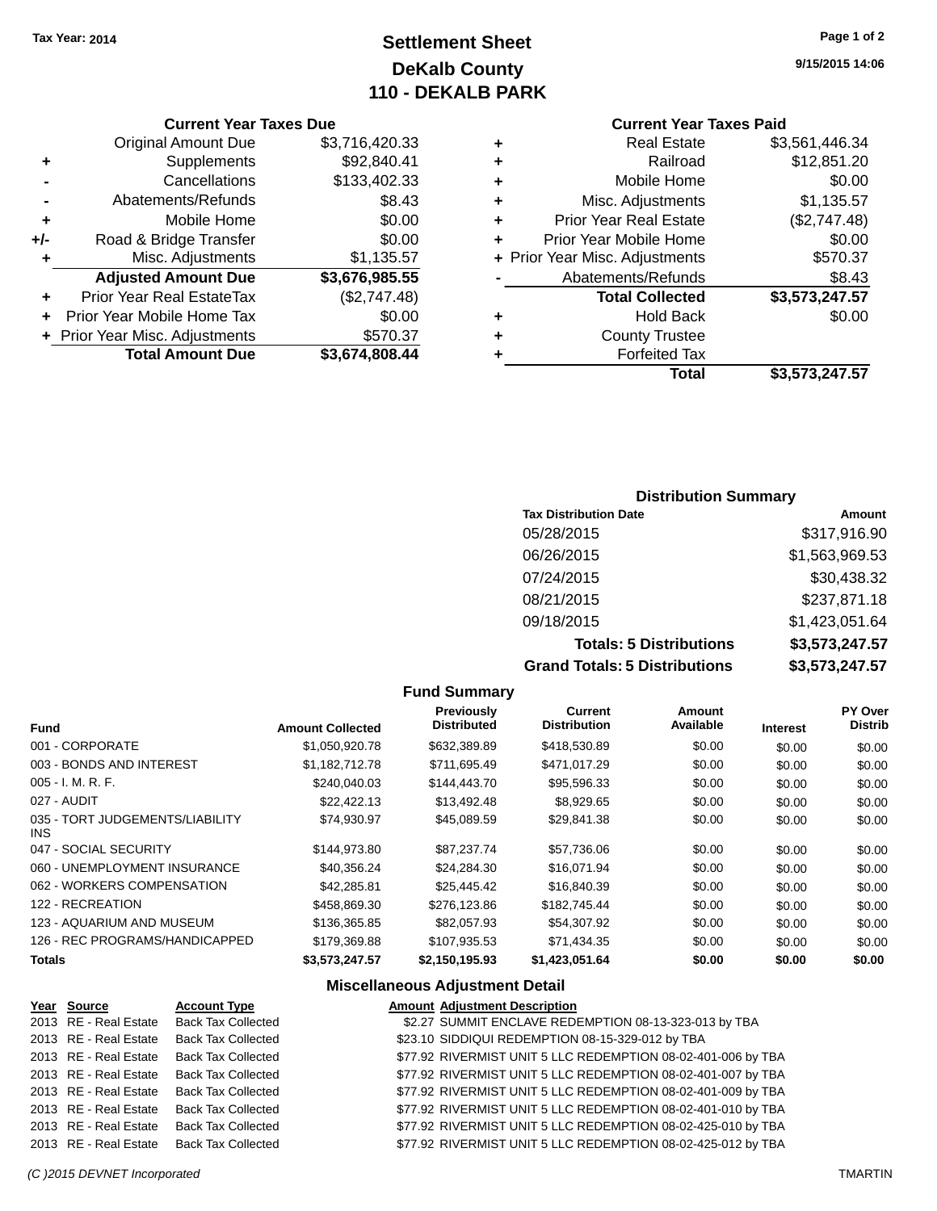Tax Year: 2014

# Settlement Sheet
## DeKalb County
## 110 - DEKALB PARK

9/15/2015 14:06

### Current Year Taxes Due

| | | |
|---|---|---|
| | Original Amount Due | $3,716,420.33 |
| + | Supplements | $92,840.41 |
| - | Cancellations | $133,402.33 |
| - | Abatements/Refunds | $8.43 |
| + | Mobile Home | $0.00 |
| +/- | Road & Bridge Transfer | $0.00 |
| + | Misc. Adjustments | $1,135.57 |
| | **Adjusted Amount Due** | **$3,676,985.55** |
| + | Prior Year Real EstateTax | ($2,747.48) |
| + | Prior Year Mobile Home Tax | $0.00 |
| + | Prior Year Misc. Adjustments | $570.37 |
| | **Total Amount Due** | **$3,674,808.44** |

### Current Year Taxes Paid

| | | |
|---|---|---|
| + | Real Estate | $3,561,446.34 |
| + | Railroad | $12,851.20 |
| + | Mobile Home | $0.00 |
| + | Misc. Adjustments | $1,135.57 |
| + | Prior Year Real Estate | ($2,747.48) |
| + | Prior Year Mobile Home | $0.00 |
| + | Prior Year Misc. Adjustments | $570.37 |
| - | Abatements/Refunds | $8.43 |
| | **Total Collected** | **$3,573,247.57** |
| + | Hold Back | $0.00 |
| + | County Trustee | |
| + | Forfeited Tax | |
| | **Total** | **$3,573,247.57** |

### Distribution Summary

| Tax Distribution Date | Amount |
|---|---|
| 05/28/2015 | $317,916.90 |
| 06/26/2015 | $1,563,969.53 |
| 07/24/2015 | $30,438.32 |
| 08/21/2015 | $237,871.18 |
| 09/18/2015 | $1,423,051.64 |
| **Totals: 5 Distributions** | **$3,573,247.57** |
| **Grand Totals: 5 Distributions** | **$3,573,247.57** |

### Fund Summary

| Fund | Amount Collected | Previously Distributed | Current Distribution | Amount Available | Interest | PY Over Distrib |
|---|---|---|---|---|---|---|
| 001 - CORPORATE | $1,050,920.78 | $632,389.89 | $418,530.89 | $0.00 | $0.00 | $0.00 |
| 003 - BONDS AND INTEREST | $1,182,712.78 | $711,695.49 | $471,017.29 | $0.00 | $0.00 | $0.00 |
| 005 - I. M. R. F. | $240,040.03 | $144,443.70 | $95,596.33 | $0.00 | $0.00 | $0.00 |
| 027 - AUDIT | $22,422.13 | $13,492.48 | $8,929.65 | $0.00 | $0.00 | $0.00 |
| 035 - TORT JUDGEMENTS/LIABILITY INS | $74,930.97 | $45,089.59 | $29,841.38 | $0.00 | $0.00 | $0.00 |
| 047 - SOCIAL SECURITY | $144,973.80 | $87,237.74 | $57,736.06 | $0.00 | $0.00 | $0.00 |
| 060 - UNEMPLOYMENT INSURANCE | $40,356.24 | $24,284.30 | $16,071.94 | $0.00 | $0.00 | $0.00 |
| 062 - WORKERS COMPENSATION | $42,285.81 | $25,445.42 | $16,840.39 | $0.00 | $0.00 | $0.00 |
| 122 - RECREATION | $458,869.30 | $276,123.86 | $182,745.44 | $0.00 | $0.00 | $0.00 |
| 123 - AQUARIUM AND MUSEUM | $136,365.85 | $82,057.93 | $54,307.92 | $0.00 | $0.00 | $0.00 |
| 126 - REC PROGRAMS/HANDICAPPED | $179,369.88 | $107,935.53 | $71,434.35 | $0.00 | $0.00 | $0.00 |
| **Totals** | **$3,573,247.57** | **$2,150,195.93** | **$1,423,051.64** | **$0.00** | **$0.00** | **$0.00** |

### Miscellaneous Adjustment Detail

| Year | Source | Account Type | Amount | Adjustment Description |
|---|---|---|---|---|
| 2013 | RE - Real Estate | Back Tax Collected | $2.27 | SUMMIT ENCLAVE REDEMPTION 08-13-323-013 by TBA |
| 2013 | RE - Real Estate | Back Tax Collected | $23.10 | SIDDIQUI REDEMPTION 08-15-329-012 by TBA |
| 2013 | RE - Real Estate | Back Tax Collected | $77.92 | RIVERMIST UNIT 5 LLC REDEMPTION 08-02-401-006 by TBA |
| 2013 | RE - Real Estate | Back Tax Collected | $77.92 | RIVERMIST UNIT 5 LLC REDEMPTION 08-02-401-007 by TBA |
| 2013 | RE - Real Estate | Back Tax Collected | $77.92 | RIVERMIST UNIT 5 LLC REDEMPTION 08-02-401-009 by TBA |
| 2013 | RE - Real Estate | Back Tax Collected | $77.92 | RIVERMIST UNIT 5 LLC REDEMPTION 08-02-401-010 by TBA |
| 2013 | RE - Real Estate | Back Tax Collected | $77.92 | RIVERMIST UNIT 5 LLC REDEMPTION 08-02-425-010 by TBA |
| 2013 | RE - Real Estate | Back Tax Collected | $77.92 | RIVERMIST UNIT 5 LLC REDEMPTION 08-02-425-012 by TBA |

(C )2015 DEVNET Incorporated TMARTIN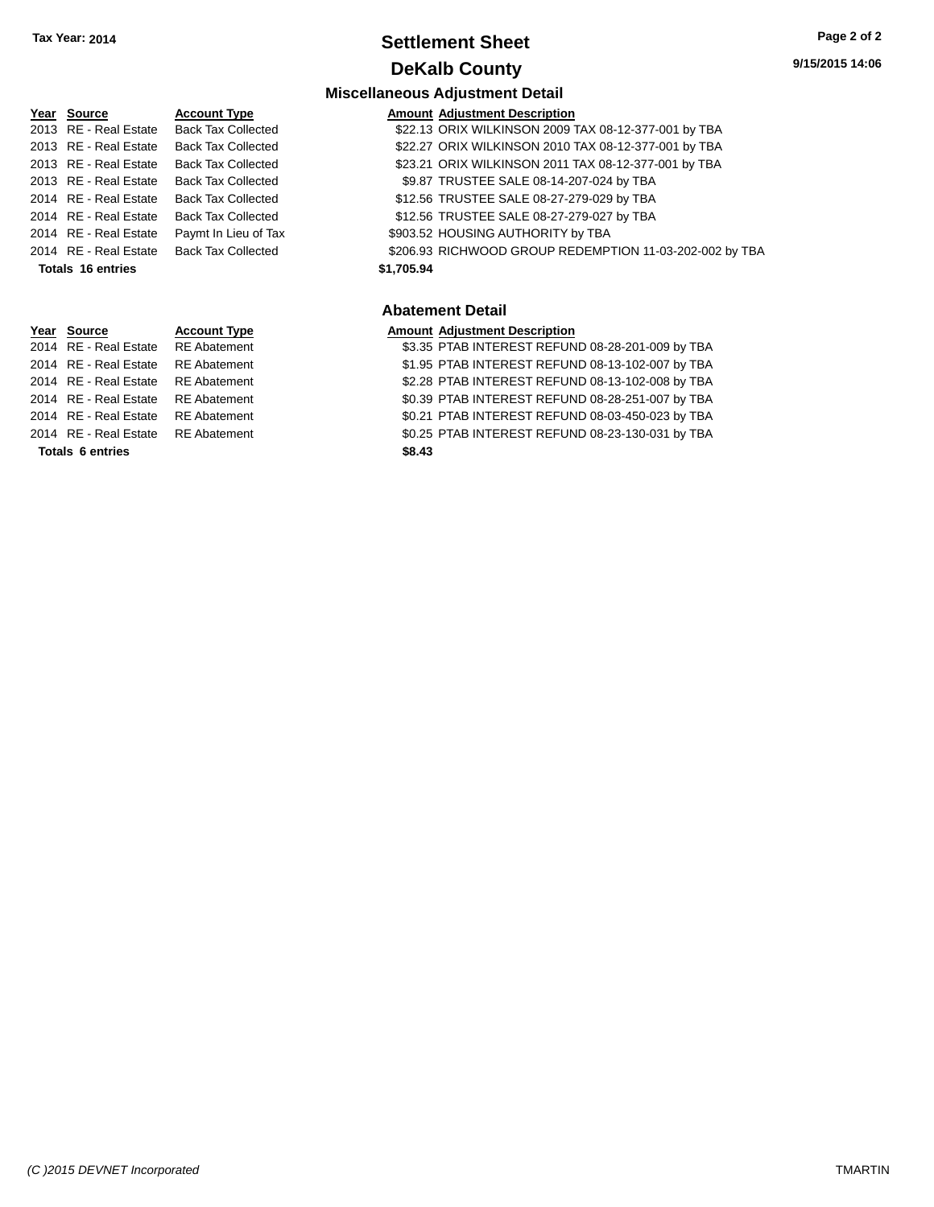# Settlement Sheet

## DeKalb County

Tax Year: 2014

9/15/2015 14:06

### Miscellaneous Adjustment Detail

| Year | Source | Account Type | Amount | Adjustment Description |
|---|---|---|---|---|
| 2013 | RE - Real Estate | Back Tax Collected | $22.13 | ORIX WILKINSON 2009 TAX 08-12-377-001 by TBA |
| 2013 | RE - Real Estate | Back Tax Collected | $22.27 | ORIX WILKINSON 2010 TAX 08-12-377-001 by TBA |
| 2013 | RE - Real Estate | Back Tax Collected | $23.21 | ORIX WILKINSON 2011 TAX 08-12-377-001 by TBA |
| 2013 | RE - Real Estate | Back Tax Collected | $9.87 | TRUSTEE SALE 08-14-207-024 by TBA |
| 2014 | RE - Real Estate | Back Tax Collected | $12.56 | TRUSTEE SALE 08-27-279-029 by TBA |
| 2014 | RE - Real Estate | Back Tax Collected | $12.56 | TRUSTEE SALE 08-27-279-027 by TBA |
| 2014 | RE - Real Estate | Paymt In Lieu of Tax | $903.52 | HOUSING AUTHORITY by TBA |
| 2014 | RE - Real Estate | Back Tax Collected | $206.93 | RICHWOOD GROUP REDEMPTION 11-03-202-002 by TBA |
| **Totals 16 entries** | | | **$1,705.94** | |

### Abatement Detail

| Year | Source | Account Type | Amount | Adjustment Description |
|---|---|---|---|---|
| 2014 | RE - Real Estate | RE Abatement | $3.35 | PTAB INTEREST REFUND 08-28-201-009 by TBA |
| 2014 | RE - Real Estate | RE Abatement | $1.95 | PTAB INTEREST REFUND 08-13-102-007 by TBA |
| 2014 | RE - Real Estate | RE Abatement | $2.28 | PTAB INTEREST REFUND 08-13-102-008 by TBA |
| 2014 | RE - Real Estate | RE Abatement | $0.39 | PTAB INTEREST REFUND 08-28-251-007 by TBA |
| 2014 | RE - Real Estate | RE Abatement | $0.21 | PTAB INTEREST REFUND 08-03-450-023 by TBA |
| 2014 | RE - Real Estate | RE Abatement | $0.25 | PTAB INTEREST REFUND 08-23-130-031 by TBA |
| **Totals 6 entries** | | | **$8.43** | |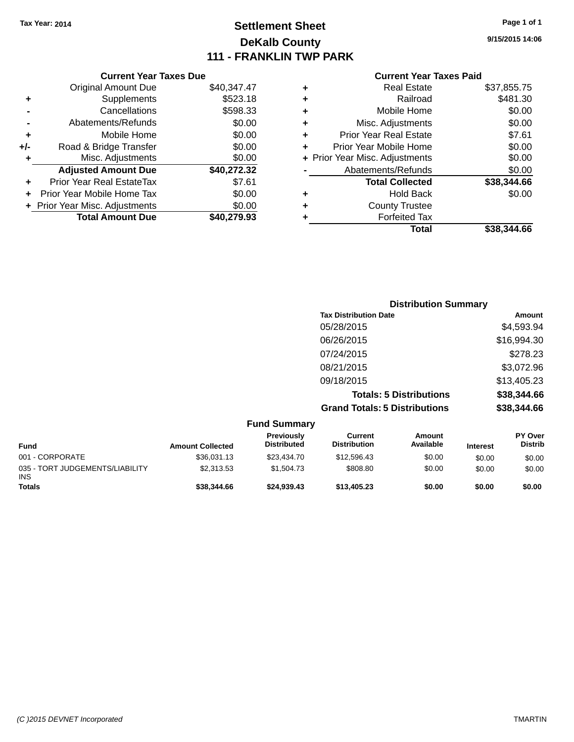Tax Year: 2014

# Settlement Sheet

## DeKalb County

## 111 - FRANKLIN TWP PARK

9/15/2015 14:06

### Current Year Taxes Due

| | | |
|---|---|---|
| | Original Amount Due | $40,347.47 |
| + | Supplements | $523.18 |
| - | Cancellations | $598.33 |
| - | Abatements/Refunds | $0.00 |
| + | Mobile Home | $0.00 |
| +/- | Road & Bridge Transfer | $0.00 |
| + | Misc. Adjustments | $0.00 |
| | **Adjusted Amount Due** | **$40,272.32** |
| + | Prior Year Real EstateTax | $7.61 |
| + | Prior Year Mobile Home Tax | $0.00 |
| + | Prior Year Misc. Adjustments | $0.00 |
| | **Total Amount Due** | **$40,279.93** |

### Current Year Taxes Paid

| | | |
|---|---|---|
| + | Real Estate | $37,855.75 |
| + | Railroad | $481.30 |
| + | Mobile Home | $0.00 |
| + | Misc. Adjustments | $0.00 |
| + | Prior Year Real Estate | $7.61 |
| + | Prior Year Mobile Home | $0.00 |
| + | Prior Year Misc. Adjustments | $0.00 |
| - | Abatements/Refunds | $0.00 |
| | **Total Collected** | **$38,344.66** |
| + | Hold Back | $0.00 |
| + | County Trustee | |
| + | Forfeited Tax | |
| | **Total** | **$38,344.66** |

### Distribution Summary

| Tax Distribution Date | Amount |
|---|---|
| 05/28/2015 | $4,593.94 |
| 06/26/2015 | $16,994.30 |
| 07/24/2015 | $278.23 |
| 08/21/2015 | $3,072.96 |
| 09/18/2015 | $13,405.23 |
| **Totals: 5 Distributions** | **$38,344.66** |
| **Grand Totals: 5 Distributions** | **$38,344.66** |

### Fund Summary

| Fund | Amount Collected | Previously Distributed | Current Distribution | Amount Available | Interest | PY Over Distrib |
|---|---|---|---|---|---|---|
| 001 - CORPORATE | $36,031.13 | $23,434.70 | $12,596.43 | $0.00 | $0.00 | $0.00 |
| 035 - TORT JUDGEMENTS/LIABILITY INS | $2,313.53 | $1,504.73 | $808.80 | $0.00 | $0.00 | $0.00 |
| **Totals** | **$38,344.66** | **$24,939.43** | **$13,405.23** | **$0.00** | **$0.00** | **$0.00** |

(C )2015 DEVNET Incorporated TMARTIN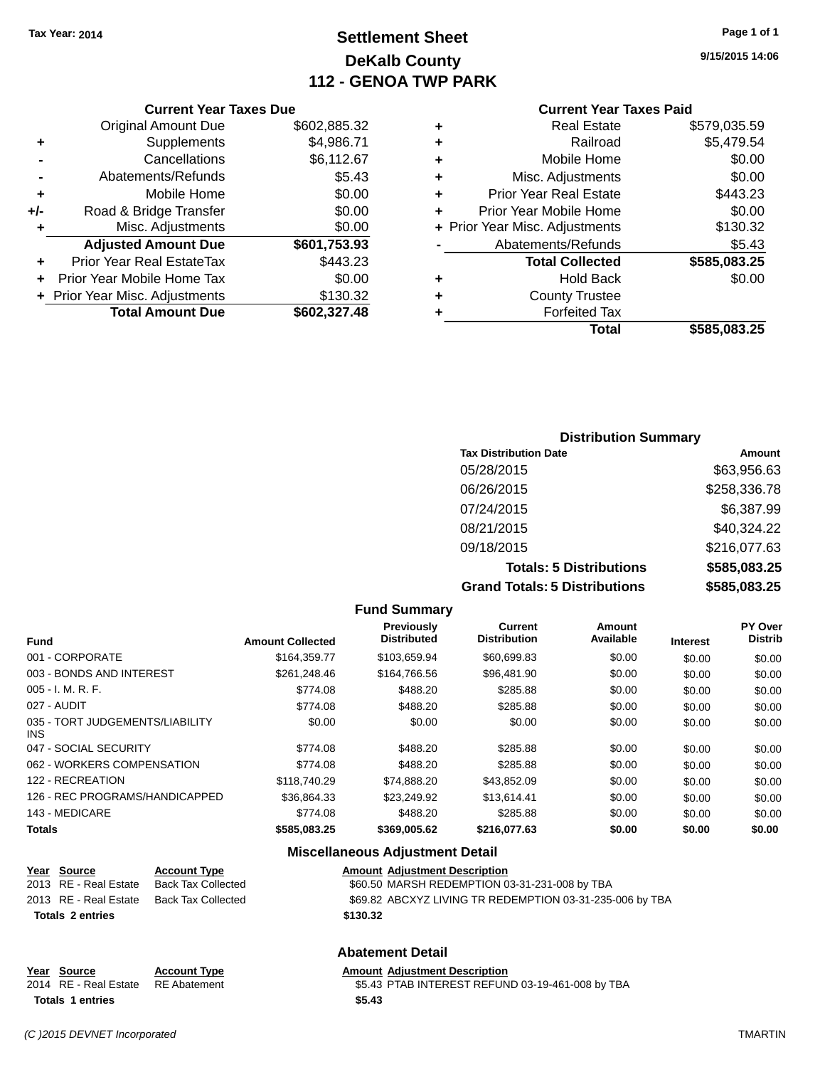Tax Year: 2014

# Settlement Sheet
## DeKalb County
## 112 - GENOA TWP PARK

9/15/2015 14:06

**Current Year Taxes Due**

| | | |
|---|---|---|
| | Original Amount Due | $602,885.32 |
| + | Supplements | $4,986.71 |
| - | Cancellations | $6,112.67 |
| - | Abatements/Refunds | $5.43 |
| + | Mobile Home | $0.00 |
| +/- | Road & Bridge Transfer | $0.00 |
| + | Misc. Adjustments | $0.00 |
| | **Adjusted Amount Due** | **$601,753.93** |
| + | Prior Year Real EstateTax | $443.23 |
| + | Prior Year Mobile Home Tax | $0.00 |
| + | Prior Year Misc. Adjustments | $130.32 |
| | **Total Amount Due** | **$602,327.48** |

**Current Year Taxes Paid**

| | | |
|---|---|---|
| + | Real Estate | $579,035.59 |
| + | Railroad | $5,479.54 |
| + | Mobile Home | $0.00 |
| + | Misc. Adjustments | $0.00 |
| + | Prior Year Real Estate | $443.23 |
| + | Prior Year Mobile Home | $0.00 |
| + | Prior Year Misc. Adjustments | $130.32 |
| - | Abatements/Refunds | $5.43 |
| | **Total Collected** | **$585,083.25** |
| + | Hold Back | $0.00 |
| + | County Trustee | |
| + | Forfeited Tax | |
| | **Total** | **$585,083.25** |

**Distribution Summary**

| Tax Distribution Date | Amount |
|---|---|
| 05/28/2015 | $63,956.63 |
| 06/26/2015 | $258,336.78 |
| 07/24/2015 | $6,387.99 |
| 08/21/2015 | $40,324.22 |
| 09/18/2015 | $216,077.63 |
| **Totals: 5 Distributions** | **$585,083.25** |
| **Grand Totals: 5 Distributions** | **$585,083.25** |

**Fund Summary**

| Fund | Amount Collected | Previously Distributed | Current Distribution | Amount Available | Interest | PY Over Distrib |
|---|---|---|---|---|---|---|
| 001 - CORPORATE | $164,359.77 | $103,659.94 | $60,699.83 | $0.00 | $0.00 | $0.00 |
| 003 - BONDS AND INTEREST | $261,248.46 | $164,766.56 | $96,481.90 | $0.00 | $0.00 | $0.00 |
| 005 - I. M. R. F. | $774.08 | $488.20 | $285.88 | $0.00 | $0.00 | $0.00 |
| 027 - AUDIT | $774.08 | $488.20 | $285.88 | $0.00 | $0.00 | $0.00 |
| 035 - TORT JUDGEMENTS/LIABILITY INS | $0.00 | $0.00 | $0.00 | $0.00 | $0.00 | $0.00 |
| 047 - SOCIAL SECURITY | $774.08 | $488.20 | $285.88 | $0.00 | $0.00 | $0.00 |
| 062 - WORKERS COMPENSATION | $774.08 | $488.20 | $285.88 | $0.00 | $0.00 | $0.00 |
| 122 - RECREATION | $118,740.29 | $74,888.20 | $43,852.09 | $0.00 | $0.00 | $0.00 |
| 126 - REC PROGRAMS/HANDICAPPED | $36,864.33 | $23,249.92 | $13,614.41 | $0.00 | $0.00 | $0.00 |
| 143 - MEDICARE | $774.08 | $488.20 | $285.88 | $0.00 | $0.00 | $0.00 |
| **Totals** | **$585,083.25** | **$369,005.62** | **$216,077.63** | **$0.00** | **$0.00** | **$0.00** |

**Miscellaneous Adjustment Detail**

| Year | Source | Account Type | Amount | Adjustment Description |
|---|---|---|---|---|
| 2013 | RE - Real Estate | Back Tax Collected | $60.50 | MARSH REDEMPTION 03-31-231-008 by TBA |
| 2013 | RE - Real Estate | Back Tax Collected | $69.82 | ABCXYZ LIVING TR REDEMPTION 03-31-235-006 by TBA |
| **Totals 2 entries** | | | **$130.32** | |

**Abatement Detail**

| Year | Source | Account Type | Amount | Adjustment Description |
|---|---|---|---|---|
| 2014 | RE - Real Estate | RE Abatement | $5.43 | PTAB INTEREST REFUND 03-19-461-008 by TBA |
| **Totals 1 entries** | | | **$5.43** | |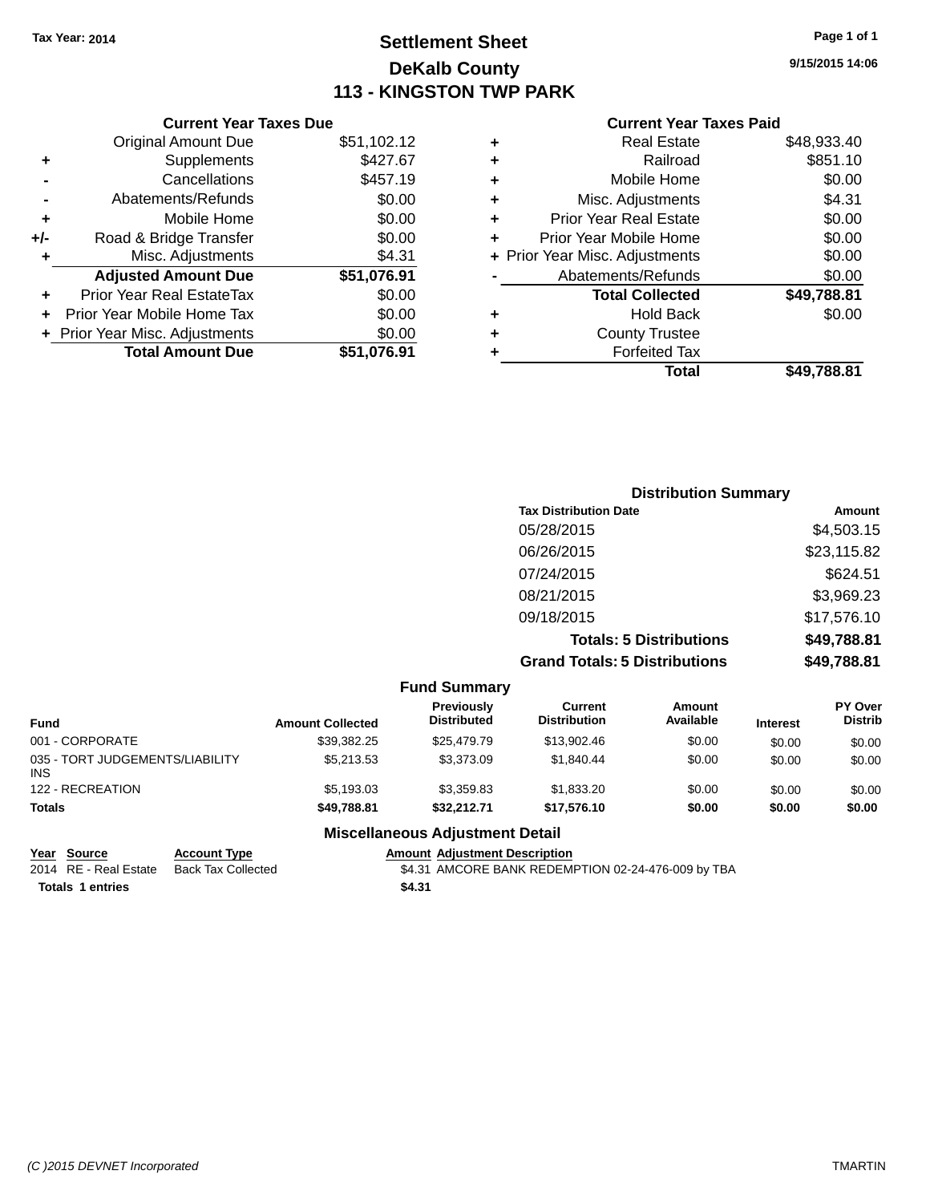Tax Year: 2014

# Settlement Sheet

## DeKalb County

## 113 - KINGSTON TWP PARK

9/15/2015 14:06

### Current Year Taxes Due

| | | |
|---|---|---|
| | Original Amount Due | $51,102.12 |
| + | Supplements | $427.67 |
| - | Cancellations | $457.19 |
| - | Abatements/Refunds | $0.00 |
| + | Mobile Home | $0.00 |
| +/- | Road & Bridge Transfer | $0.00 |
| + | Misc. Adjustments | $4.31 |
| | **Adjusted Amount Due** | **$51,076.91** |
| + | Prior Year Real EstateTax | $0.00 |
| + | Prior Year Mobile Home Tax | $0.00 |
| + | Prior Year Misc. Adjustments | $0.00 |
| | **Total Amount Due** | **$51,076.91** |

### Current Year Taxes Paid

| | | |
|---|---|---|
| + | Real Estate | $48,933.40 |
| + | Railroad | $851.10 |
| + | Mobile Home | $0.00 |
| + | Misc. Adjustments | $4.31 |
| + | Prior Year Real Estate | $0.00 |
| + | Prior Year Mobile Home | $0.00 |
| + | Prior Year Misc. Adjustments | $0.00 |
| - | Abatements/Refunds | $0.00 |
| | **Total Collected** | **$49,788.81** |
| + | Hold Back | $0.00 |
| + | County Trustee | |
| + | Forfeited Tax | |
| | **Total** | **$49,788.81** |

### Distribution Summary

| Tax Distribution Date | Amount |
|---|---|
| 05/28/2015 | $4,503.15 |
| 06/26/2015 | $23,115.82 |
| 07/24/2015 | $624.51 |
| 08/21/2015 | $3,969.23 |
| 09/18/2015 | $17,576.10 |
| **Totals: 5 Distributions** | **$49,788.81** |
| **Grand Totals: 5 Distributions** | **$49,788.81** |

### Fund Summary

| Fund | Amount Collected | Previously Distributed | Current Distribution | Amount Available | Interest | PY Over Distrib |
|---|---|---|---|---|---|---|
| 001 - CORPORATE | $39,382.25 | $25,479.79 | $13,902.46 | $0.00 | $0.00 | $0.00 |
| 035 - TORT JUDGEMENTS/LIABILITY INS | $5,213.53 | $3,373.09 | $1,840.44 | $0.00 | $0.00 | $0.00 |
| 122 - RECREATION | $5,193.03 | $3,359.83 | $1,833.20 | $0.00 | $0.00 | $0.00 |
| **Totals** | **$49,788.81** | **$32,212.71** | **$17,576.10** | **$0.00** | **$0.00** | **$0.00** |

### Miscellaneous Adjustment Detail

| Year | Source | Account Type | Amount | Adjustment Description |
|---|---|---|---|---|
| 2014 | RE - Real Estate | Back Tax Collected | $4.31 | AMCORE BANK REDEMPTION 02-24-476-009 by TBA |
| **Totals** | **1 entries** | | **$4.31** | |

(C )2015 DEVNET Incorporated TMARTIN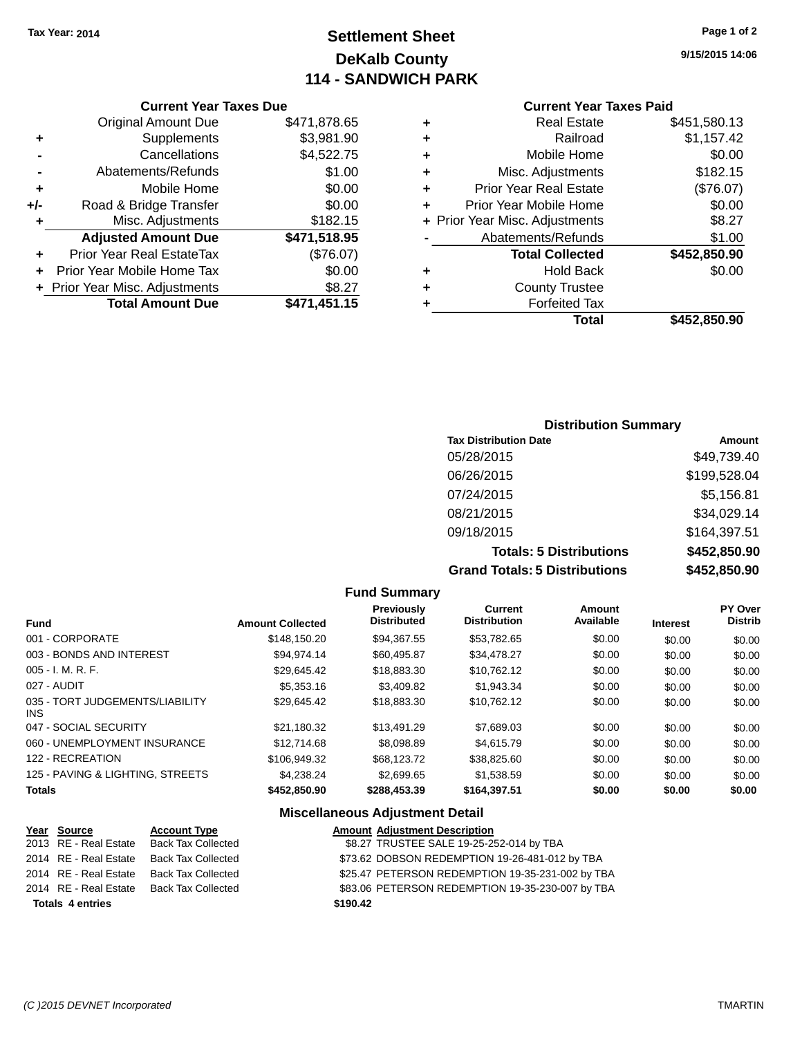**Tax Year: 2014**

# Settlement Sheet
## DeKalb County
## 114 - SANDWICH PARK

9/15/2015 14:06

### Current Year Taxes Due

| | | |
|---|---|---|
| | Original Amount Due | $471,878.65 |
| + | Supplements | $3,981.90 |
| - | Cancellations | $4,522.75 |
| - | Abatements/Refunds | $1.00 |
| + | Mobile Home | $0.00 |
| +/- | Road & Bridge Transfer | $0.00 |
| + | Misc. Adjustments | $182.15 |
| | **Adjusted Amount Due** | **$471,518.95** |
| + | Prior Year Real EstateTax | ($76.07) |
| + | Prior Year Mobile Home Tax | $0.00 |
| + | Prior Year Misc. Adjustments | $8.27 |
| | **Total Amount Due** | **$471,451.15** |

### Current Year Taxes Paid

| | | |
|---|---|---|
| + | Real Estate | $451,580.13 |
| + | Railroad | $1,157.42 |
| + | Mobile Home | $0.00 |
| + | Misc. Adjustments | $182.15 |
| + | Prior Year Real Estate | ($76.07) |
| + | Prior Year Mobile Home | $0.00 |
| + | Prior Year Misc. Adjustments | $8.27 |
| - | Abatements/Refunds | $1.00 |
| | **Total Collected** | **$452,850.90** |
| + | Hold Back | $0.00 |
| + | County Trustee | |
| + | Forfeited Tax | |
| | **Total** | **$452,850.90** |

### Distribution Summary

| Tax Distribution Date | Amount |
|---|---|
| 05/28/2015 | $49,739.40 |
| 06/26/2015 | $199,528.04 |
| 07/24/2015 | $5,156.81 |
| 08/21/2015 | $34,029.14 |
| 09/18/2015 | $164,397.51 |
| **Totals: 5 Distributions** | **$452,850.90** |
| **Grand Totals: 5 Distributions** | **$452,850.90** |

### Fund Summary

| Fund | Amount Collected | Previously Distributed | Current Distribution | Amount Available | Interest | PY Over Distrib |
|---|---|---|---|---|---|---|
| 001 - CORPORATE | $148,150.20 | $94,367.55 | $53,782.65 | $0.00 | $0.00 | $0.00 |
| 003 - BONDS AND INTEREST | $94,974.14 | $60,495.87 | $34,478.27 | $0.00 | $0.00 | $0.00 |
| 005 - I. M. R. F. | $29,645.42 | $18,883.30 | $10,762.12 | $0.00 | $0.00 | $0.00 |
| 027 - AUDIT | $5,353.16 | $3,409.82 | $1,943.34 | $0.00 | $0.00 | $0.00 |
| 035 - TORT JUDGEMENTS/LIABILITY INS | $29,645.42 | $18,883.30 | $10,762.12 | $0.00 | $0.00 | $0.00 |
| 047 - SOCIAL SECURITY | $21,180.32 | $13,491.29 | $7,689.03 | $0.00 | $0.00 | $0.00 |
| 060 - UNEMPLOYMENT INSURANCE | $12,714.68 | $8,098.89 | $4,615.79 | $0.00 | $0.00 | $0.00 |
| 122 - RECREATION | $106,949.32 | $68,123.72 | $38,825.60 | $0.00 | $0.00 | $0.00 |
| 125 - PAVING & LIGHTING, STREETS | $4,238.24 | $2,699.65 | $1,538.59 | $0.00 | $0.00 | $0.00 |
| **Totals** | **$452,850.90** | **$288,453.39** | **$164,397.51** | **$0.00** | **$0.00** | **$0.00** |

### Miscellaneous Adjustment Detail

| Year | Source | Account Type | Amount | Adjustment Description |
|---|---|---|---|---|
| 2013 | RE - Real Estate | Back Tax Collected | $8.27 | TRUSTEE SALE 19-25-252-014 by TBA |
| 2014 | RE - Real Estate | Back Tax Collected | $73.62 | DOBSON REDEMPTION 19-26-481-012 by TBA |
| 2014 | RE - Real Estate | Back Tax Collected | $25.47 | PETERSON REDEMPTION 19-35-231-002 by TBA |
| 2014 | RE - Real Estate | Back Tax Collected | $83.06 | PETERSON REDEMPTION 19-35-230-007 by TBA |
| **Totals 4 entries** | | | **$190.42** | |

(C )2015 DEVNET Incorporated — TMARTIN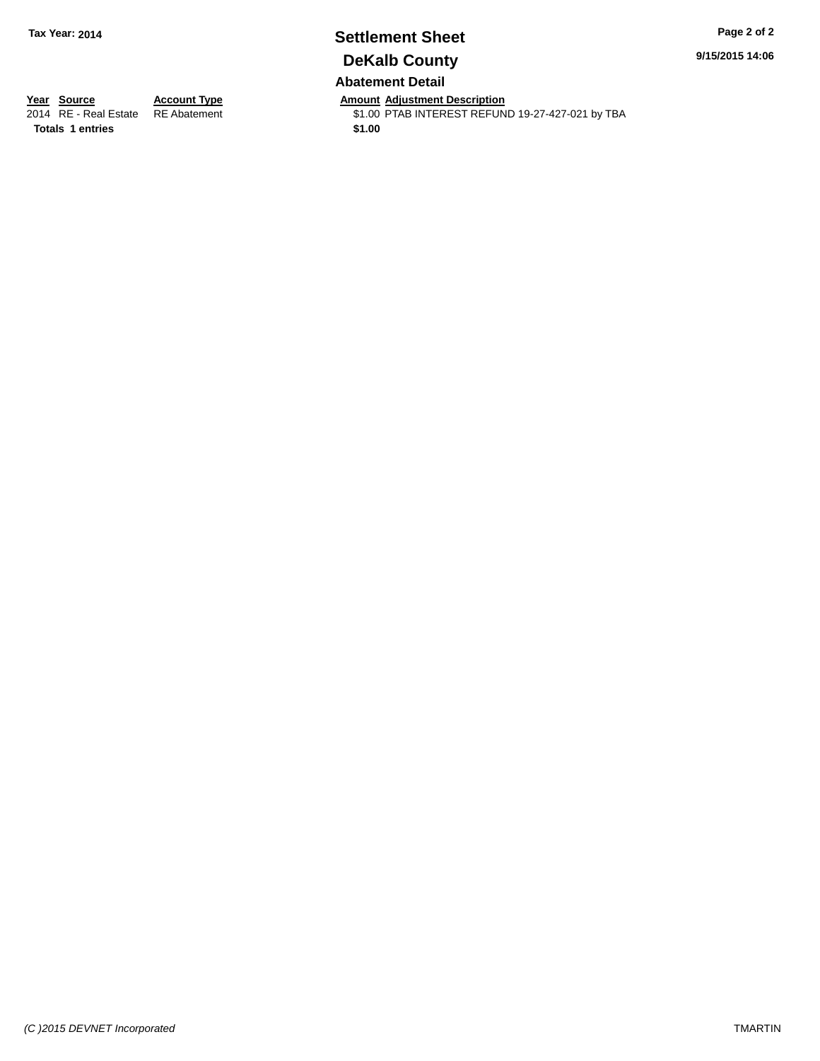Tax Year: 2014

# Settlement Sheet

## DeKalb County

### Abatement Detail

| Year | Source | Account Type | Amount | Adjustment Description |
|---|---|---|---|---|
| 2014 | RE - Real Estate | RE Abatement | $1.00 | PTAB INTEREST REFUND 19-27-427-021 by TBA |
| **Totals** | **1 entries** | | **$1.00** | |

9/15/2015 14:06

*(C )2015 DEVNET Incorporated*

TMARTIN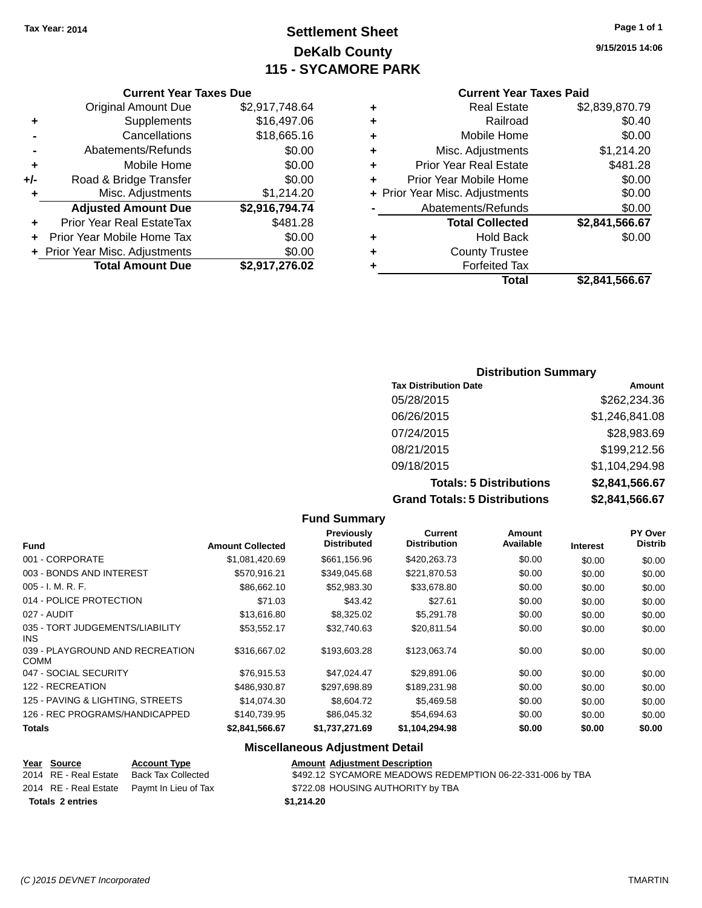Tax Year: 2014

# Settlement Sheet
## DeKalb County
## 115 - SYCAMORE PARK

9/15/2015 14:06

### Current Year Taxes Due

| | | |
|---|---|---|
| | Original Amount Due | $2,917,748.64 |
| + | Supplements | $16,497.06 |
| - | Cancellations | $18,665.16 |
| - | Abatements/Refunds | $0.00 |
| + | Mobile Home | $0.00 |
| +/- | Road & Bridge Transfer | $0.00 |
| + | Misc. Adjustments | $1,214.20 |
| | **Adjusted Amount Due** | **$2,916,794.74** |
| + | Prior Year Real EstateTax | $481.28 |
| + | Prior Year Mobile Home Tax | $0.00 |
| + | Prior Year Misc. Adjustments | $0.00 |
| | **Total Amount Due** | **$2,917,276.02** |

### Current Year Taxes Paid

| | | |
|---|---|---|
| + | Real Estate | $2,839,870.79 |
| + | Railroad | $0.40 |
| + | Mobile Home | $0.00 |
| + | Misc. Adjustments | $1,214.20 |
| + | Prior Year Real Estate | $481.28 |
| + | Prior Year Mobile Home | $0.00 |
| + | Prior Year Misc. Adjustments | $0.00 |
| - | Abatements/Refunds | $0.00 |
| | **Total Collected** | **$2,841,566.67** |
| + | Hold Back | $0.00 |
| + | County Trustee | |
| + | Forfeited Tax | |
| | **Total** | **$2,841,566.67** |

### Distribution Summary

| Tax Distribution Date | Amount |
|---|---|
| 05/28/2015 | $262,234.36 |
| 06/26/2015 | $1,246,841.08 |
| 07/24/2015 | $28,983.69 |
| 08/21/2015 | $199,212.56 |
| 09/18/2015 | $1,104,294.98 |
| **Totals: 5 Distributions** | **$2,841,566.67** |
| **Grand Totals: 5 Distributions** | **$2,841,566.67** |

### Fund Summary

| Fund | Amount Collected | Previously Distributed | Current Distribution | Amount Available | Interest | PY Over Distrib |
|---|---|---|---|---|---|---|
| 001 - CORPORATE | $1,081,420.69 | $661,156.96 | $420,263.73 | $0.00 | $0.00 | $0.00 |
| 003 - BONDS AND INTEREST | $570,916.21 | $349,045.68 | $221,870.53 | $0.00 | $0.00 | $0.00 |
| 005 - I. M. R. F. | $86,662.10 | $52,983.30 | $33,678.80 | $0.00 | $0.00 | $0.00 |
| 014 - POLICE PROTECTION | $71.03 | $43.42 | $27.61 | $0.00 | $0.00 | $0.00 |
| 027 - AUDIT | $13,616.80 | $8,325.02 | $5,291.78 | $0.00 | $0.00 | $0.00 |
| 035 - TORT JUDGEMENTS/LIABILITY INS | $53,552.17 | $32,740.63 | $20,811.54 | $0.00 | $0.00 | $0.00 |
| 039 - PLAYGROUND AND RECREATION COMM | $316,667.02 | $193,603.28 | $123,063.74 | $0.00 | $0.00 | $0.00 |
| 047 - SOCIAL SECURITY | $76,915.53 | $47,024.47 | $29,891.06 | $0.00 | $0.00 | $0.00 |
| 122 - RECREATION | $486,930.87 | $297,698.89 | $189,231.98 | $0.00 | $0.00 | $0.00 |
| 125 - PAVING & LIGHTING, STREETS | $14,074.30 | $8,604.72 | $5,469.58 | $0.00 | $0.00 | $0.00 |
| 126 - REC PROGRAMS/HANDICAPPED | $140,739.95 | $86,045.32 | $54,694.63 | $0.00 | $0.00 | $0.00 |
| **Totals** | **$2,841,566.67** | **$1,737,271.69** | **$1,104,294.98** | **$0.00** | **$0.00** | **$0.00** |

### Miscellaneous Adjustment Detail

| Year | Source | Account Type | Amount | Adjustment Description |
|---|---|---|---|---|
| 2014 | RE - Real Estate | Back Tax Collected | $492.12 | SYCAMORE MEADOWS REDEMPTION 06-22-331-006 by TBA |
| 2014 | RE - Real Estate | Paymt In Lieu of Tax | $722.08 | HOUSING AUTHORITY by TBA |
| **Totals 2 entries** | | | **$1,214.20** | |

(C )2015 DEVNET Incorporated TMARTIN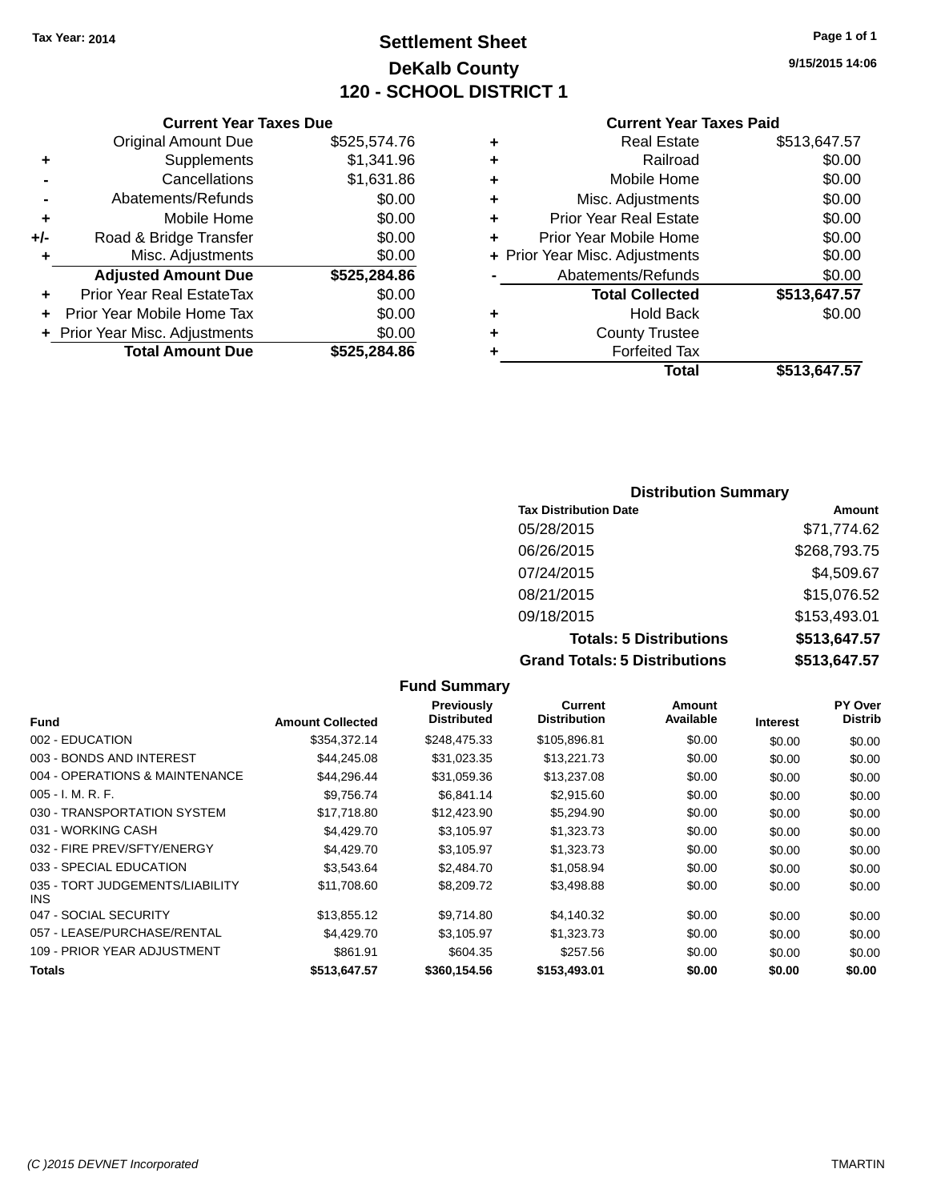Tax Year: 2014

# Settlement Sheet

## DeKalb County

## 120 - SCHOOL DISTRICT 1

9/15/2015 14:06

### Current Year Taxes Due

| | | |
|---|---|---|
| | Original Amount Due | $525,574.76 |
| + | Supplements | $1,341.96 |
| - | Cancellations | $1,631.86 |
| - | Abatements/Refunds | $0.00 |
| + | Mobile Home | $0.00 |
| +/- | Road & Bridge Transfer | $0.00 |
| + | Misc. Adjustments | $0.00 |
| | **Adjusted Amount Due** | **$525,284.86** |
| + | Prior Year Real EstateTax | $0.00 |
| + | Prior Year Mobile Home Tax | $0.00 |
| + | Prior Year Misc. Adjustments | $0.00 |
| | **Total Amount Due** | **$525,284.86** |

### Current Year Taxes Paid

| | | |
|---|---|---|
| + | Real Estate | $513,647.57 |
| + | Railroad | $0.00 |
| + | Mobile Home | $0.00 |
| + | Misc. Adjustments | $0.00 |
| + | Prior Year Real Estate | $0.00 |
| + | Prior Year Mobile Home | $0.00 |
| + | Prior Year Misc. Adjustments | $0.00 |
| - | Abatements/Refunds | $0.00 |
| | **Total Collected** | **$513,647.57** |
| + | Hold Back | $0.00 |
| + | County Trustee | |
| + | Forfeited Tax | |
| | **Total** | **$513,647.57** |

### Distribution Summary

| Tax Distribution Date | Amount |
|---|---|
| 05/28/2015 | $71,774.62 |
| 06/26/2015 | $268,793.75 |
| 07/24/2015 | $4,509.67 |
| 08/21/2015 | $15,076.52 |
| 09/18/2015 | $153,493.01 |
| **Totals: 5 Distributions** | **$513,647.57** |
| **Grand Totals: 5 Distributions** | **$513,647.57** |

### Fund Summary

| Fund | Amount Collected | Previously Distributed | Current Distribution | Amount Available | Interest | PY Over Distrib |
|---|---|---|---|---|---|---|
| 002 - EDUCATION | $354,372.14 | $248,475.33 | $105,896.81 | $0.00 | $0.00 | $0.00 |
| 003 - BONDS AND INTEREST | $44,245.08 | $31,023.35 | $13,221.73 | $0.00 | $0.00 | $0.00 |
| 004 - OPERATIONS & MAINTENANCE | $44,296.44 | $31,059.36 | $13,237.08 | $0.00 | $0.00 | $0.00 |
| 005 - I. M. R. F. | $9,756.74 | $6,841.14 | $2,915.60 | $0.00 | $0.00 | $0.00 |
| 030 - TRANSPORTATION SYSTEM | $17,718.80 | $12,423.90 | $5,294.90 | $0.00 | $0.00 | $0.00 |
| 031 - WORKING CASH | $4,429.70 | $3,105.97 | $1,323.73 | $0.00 | $0.00 | $0.00 |
| 032 - FIRE PREV/SFTY/ENERGY | $4,429.70 | $3,105.97 | $1,323.73 | $0.00 | $0.00 | $0.00 |
| 033 - SPECIAL EDUCATION | $3,543.64 | $2,484.70 | $1,058.94 | $0.00 | $0.00 | $0.00 |
| 035 - TORT JUDGEMENTS/LIABILITY INS | $11,708.60 | $8,209.72 | $3,498.88 | $0.00 | $0.00 | $0.00 |
| 047 - SOCIAL SECURITY | $13,855.12 | $9,714.80 | $4,140.32 | $0.00 | $0.00 | $0.00 |
| 057 - LEASE/PURCHASE/RENTAL | $4,429.70 | $3,105.97 | $1,323.73 | $0.00 | $0.00 | $0.00 |
| 109 - PRIOR YEAR ADJUSTMENT | $861.91 | $604.35 | $257.56 | $0.00 | $0.00 | $0.00 |
| **Totals** | **$513,647.57** | **$360,154.56** | **$153,493.01** | **$0.00** | **$0.00** | **$0.00** |

(C )2015 DEVNET Incorporated — TMARTIN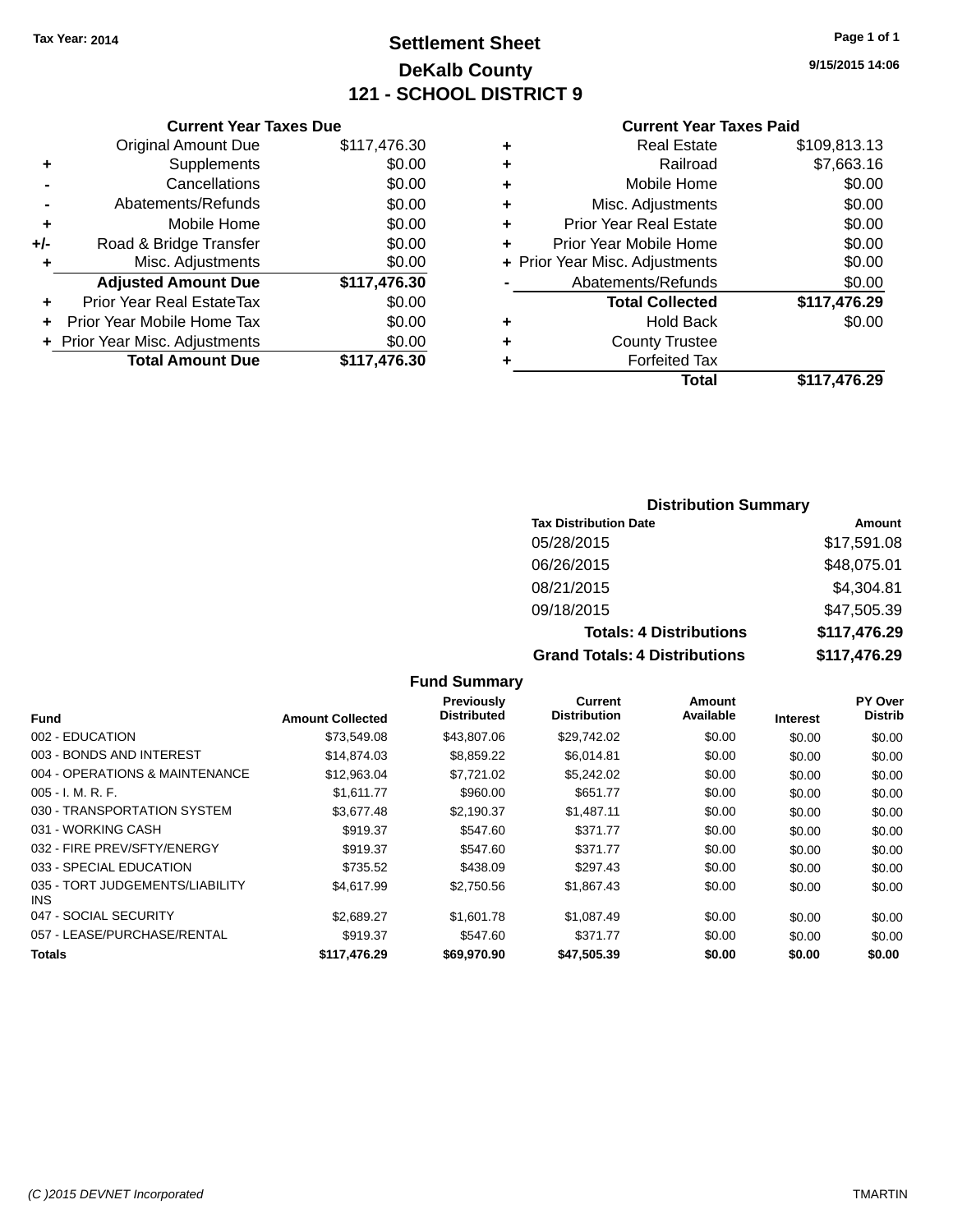Tax Year: 2014

# Settlement Sheet

## DeKalb County

## 121 - SCHOOL DISTRICT 9

9/15/2015 14:06

### Current Year Taxes Due

| | | |
|---|---|---|
| | Original Amount Due | $117,476.30 |
| + | Supplements | $0.00 |
| - | Cancellations | $0.00 |
| - | Abatements/Refunds | $0.00 |
| + | Mobile Home | $0.00 |
| +/- | Road & Bridge Transfer | $0.00 |
| + | Misc. Adjustments | $0.00 |
| | **Adjusted Amount Due** | **$117,476.30** |
| + | Prior Year Real EstateTax | $0.00 |
| + | Prior Year Mobile Home Tax | $0.00 |
| + | Prior Year Misc. Adjustments | $0.00 |
| | **Total Amount Due** | **$117,476.30** |

### Current Year Taxes Paid

| | | |
|---|---|---|
| + | Real Estate | $109,813.13 |
| + | Railroad | $7,663.16 |
| + | Mobile Home | $0.00 |
| + | Misc. Adjustments | $0.00 |
| + | Prior Year Real Estate | $0.00 |
| + | Prior Year Mobile Home | $0.00 |
| + | Prior Year Misc. Adjustments | $0.00 |
| - | Abatements/Refunds | $0.00 |
| | **Total Collected** | **$117,476.29** |
| + | Hold Back | $0.00 |
| + | County Trustee | |
| + | Forfeited Tax | |
| | **Total** | **$117,476.29** |

### Distribution Summary

| Tax Distribution Date | Amount |
|---|---|
| 05/28/2015 | $17,591.08 |
| 06/26/2015 | $48,075.01 |
| 08/21/2015 | $4,304.81 |
| 09/18/2015 | $47,505.39 |
| **Totals: 4 Distributions** | **$117,476.29** |
| **Grand Totals: 4 Distributions** | **$117,476.29** |

### Fund Summary

| Fund | Amount Collected | Previously Distributed | Current Distribution | Amount Available | Interest | PY Over Distrib |
|---|---|---|---|---|---|---|
| 002 - EDUCATION | $73,549.08 | $43,807.06 | $29,742.02 | $0.00 | $0.00 | $0.00 |
| 003 - BONDS AND INTEREST | $14,874.03 | $8,859.22 | $6,014.81 | $0.00 | $0.00 | $0.00 |
| 004 - OPERATIONS & MAINTENANCE | $12,963.04 | $7,721.02 | $5,242.02 | $0.00 | $0.00 | $0.00 |
| 005 - I. M. R. F. | $1,611.77 | $960.00 | $651.77 | $0.00 | $0.00 | $0.00 |
| 030 - TRANSPORTATION SYSTEM | $3,677.48 | $2,190.37 | $1,487.11 | $0.00 | $0.00 | $0.00 |
| 031 - WORKING CASH | $919.37 | $547.60 | $371.77 | $0.00 | $0.00 | $0.00 |
| 032 - FIRE PREV/SFTY/ENERGY | $919.37 | $547.60 | $371.77 | $0.00 | $0.00 | $0.00 |
| 033 - SPECIAL EDUCATION | $735.52 | $438.09 | $297.43 | $0.00 | $0.00 | $0.00 |
| 035 - TORT JUDGEMENTS/LIABILITY INS | $4,617.99 | $2,750.56 | $1,867.43 | $0.00 | $0.00 | $0.00 |
| 047 - SOCIAL SECURITY | $2,689.27 | $1,601.78 | $1,087.49 | $0.00 | $0.00 | $0.00 |
| 057 - LEASE/PURCHASE/RENTAL | $919.37 | $547.60 | $371.77 | $0.00 | $0.00 | $0.00 |
| **Totals** | **$117,476.29** | **$69,970.90** | **$47,505.39** | **$0.00** | **$0.00** | **$0.00** |

(C )2015 DEVNET Incorporated TMARTIN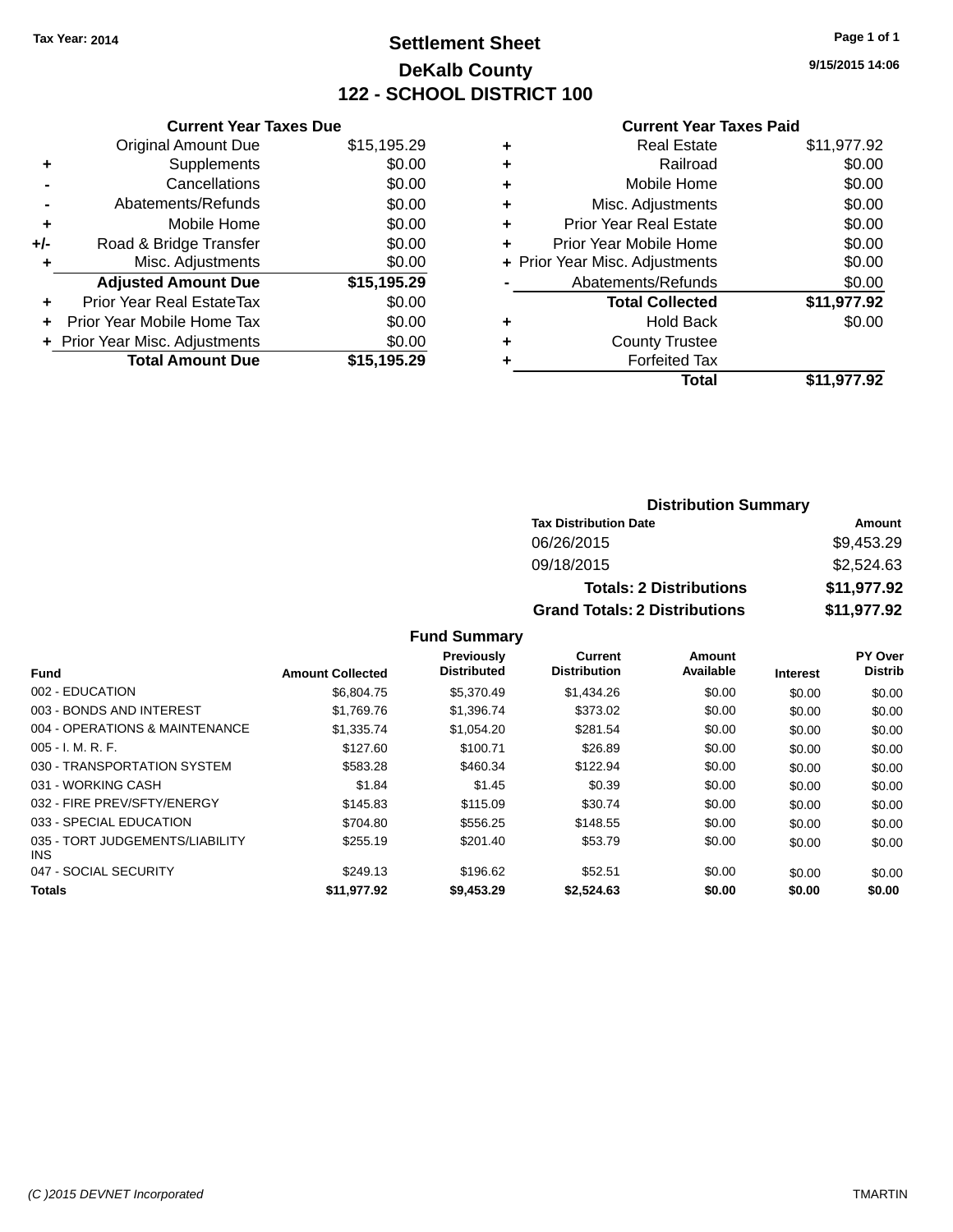Tax Year: 2014

# Settlement Sheet

## DeKalb County

## 122 - SCHOOL DISTRICT 100

9/15/2015 14:06

### Current Year Taxes Due

| | | |
|---|---|---|
| | Original Amount Due | $15,195.29 |
| + | Supplements | $0.00 |
| - | Cancellations | $0.00 |
| - | Abatements/Refunds | $0.00 |
| + | Mobile Home | $0.00 |
| +/- | Road & Bridge Transfer | $0.00 |
| + | Misc. Adjustments | $0.00 |
| | **Adjusted Amount Due** | **$15,195.29** |
| + | Prior Year Real EstateTax | $0.00 |
| + | Prior Year Mobile Home Tax | $0.00 |
| + | Prior Year Misc. Adjustments | $0.00 |
| | **Total Amount Due** | **$15,195.29** |

### Current Year Taxes Paid

| | | |
|---|---|---|
| + | Real Estate | $11,977.92 |
| + | Railroad | $0.00 |
| + | Mobile Home | $0.00 |
| + | Misc. Adjustments | $0.00 |
| + | Prior Year Real Estate | $0.00 |
| + | Prior Year Mobile Home | $0.00 |
| + | Prior Year Misc. Adjustments | $0.00 |
| - | Abatements/Refunds | $0.00 |
| | **Total Collected** | **$11,977.92** |
| + | Hold Back | $0.00 |
| + | County Trustee | |
| + | Forfeited Tax | |
| | **Total** | **$11,977.92** |

### Distribution Summary

| Tax Distribution Date | Amount |
|---|---|
| 06/26/2015 | $9,453.29 |
| 09/18/2015 | $2,524.63 |
| **Totals: 2 Distributions** | **$11,977.92** |
| **Grand Totals: 2 Distributions** | **$11,977.92** |

### Fund Summary

| Fund | Amount Collected | Previously Distributed | Current Distribution | Amount Available | Interest | PY Over Distrib |
|---|---|---|---|---|---|---|
| 002 - EDUCATION | $6,804.75 | $5,370.49 | $1,434.26 | $0.00 | $0.00 | $0.00 |
| 003 - BONDS AND INTEREST | $1,769.76 | $1,396.74 | $373.02 | $0.00 | $0.00 | $0.00 |
| 004 - OPERATIONS & MAINTENANCE | $1,335.74 | $1,054.20 | $281.54 | $0.00 | $0.00 | $0.00 |
| 005 - I. M. R. F. | $127.60 | $100.71 | $26.89 | $0.00 | $0.00 | $0.00 |
| 030 - TRANSPORTATION SYSTEM | $583.28 | $460.34 | $122.94 | $0.00 | $0.00 | $0.00 |
| 031 - WORKING CASH | $1.84 | $1.45 | $0.39 | $0.00 | $0.00 | $0.00 |
| 032 - FIRE PREV/SFTY/ENERGY | $145.83 | $115.09 | $30.74 | $0.00 | $0.00 | $0.00 |
| 033 - SPECIAL EDUCATION | $704.80 | $556.25 | $148.55 | $0.00 | $0.00 | $0.00 |
| 035 - TORT JUDGEMENTS/LIABILITY INS | $255.19 | $201.40 | $53.79 | $0.00 | $0.00 | $0.00 |
| 047 - SOCIAL SECURITY | $249.13 | $196.62 | $52.51 | $0.00 | $0.00 | $0.00 |
| **Totals** | **$11,977.92** | **$9,453.29** | **$2,524.63** | **$0.00** | **$0.00** | **$0.00** |

(C )2015 DEVNET Incorporated TMARTIN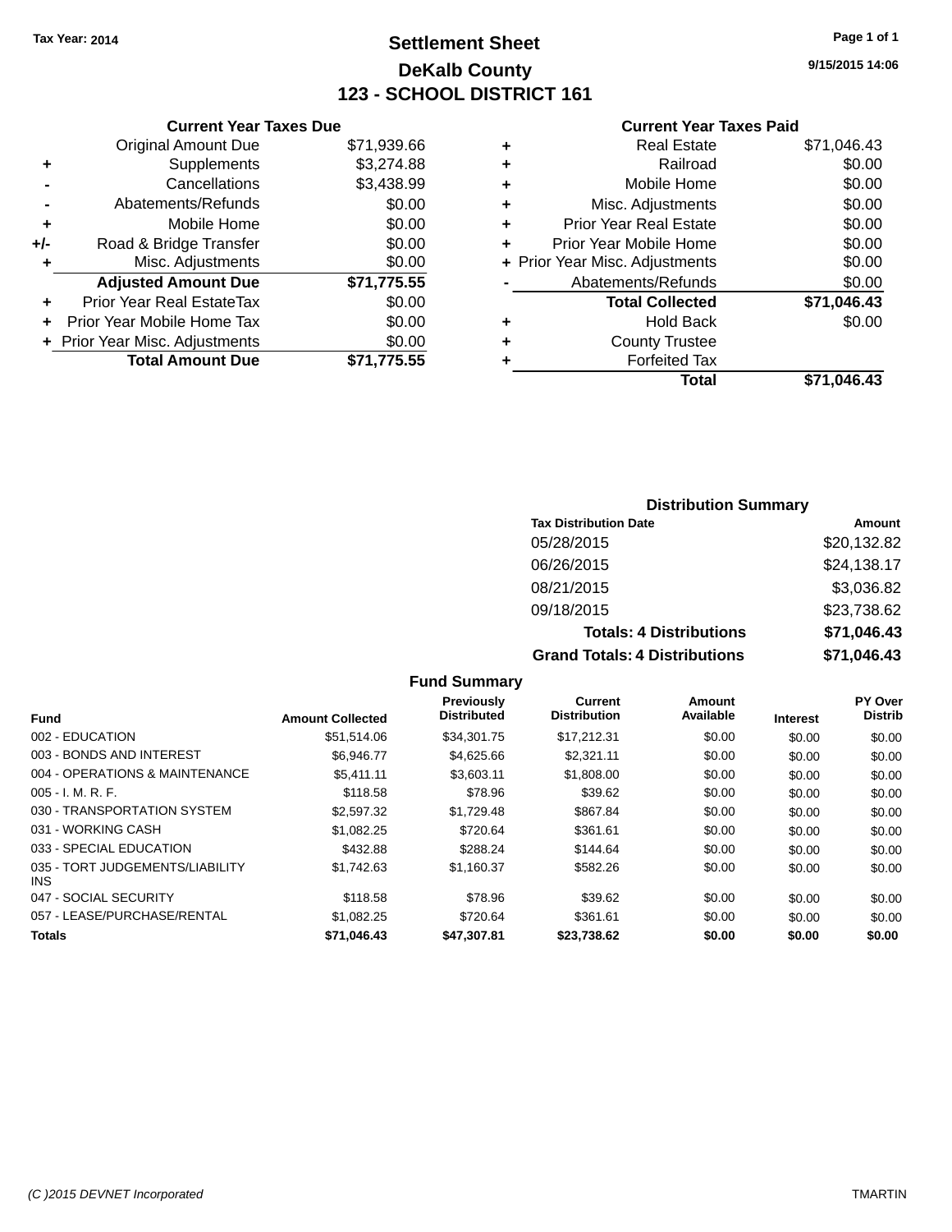Tax Year: 2014

# Settlement Sheet

## DeKalb County

## 123 - SCHOOL DISTRICT 161

9/15/2015 14:06

**Current Year Taxes Due**

| | | |
|---|---|---|
| | Original Amount Due | $71,939.66 |
| + | Supplements | $3,274.88 |
| - | Cancellations | $3,438.99 |
| - | Abatements/Refunds | $0.00 |
| + | Mobile Home | $0.00 |
| +/- | Road & Bridge Transfer | $0.00 |
| + | Misc. Adjustments | $0.00 |
| | **Adjusted Amount Due** | **$71,775.55** |
| + | Prior Year Real EstateTax | $0.00 |
| + | Prior Year Mobile Home Tax | $0.00 |
| + | Prior Year Misc. Adjustments | $0.00 |
| | **Total Amount Due** | **$71,775.55** |

**Current Year Taxes Paid**

| | | |
|---|---|---|
| + | Real Estate | $71,046.43 |
| + | Railroad | $0.00 |
| + | Mobile Home | $0.00 |
| + | Misc. Adjustments | $0.00 |
| + | Prior Year Real Estate | $0.00 |
| + | Prior Year Mobile Home | $0.00 |
| + | Prior Year Misc. Adjustments | $0.00 |
| - | Abatements/Refunds | $0.00 |
| | **Total Collected** | **$71,046.43** |
| + | Hold Back | $0.00 |
| + | County Trustee | |
| + | Forfeited Tax | |
| | **Total** | **$71,046.43** |

**Distribution Summary**

| Tax Distribution Date | Amount |
|---|---|
| 05/28/2015 | $20,132.82 |
| 06/26/2015 | $24,138.17 |
| 08/21/2015 | $3,036.82 |
| 09/18/2015 | $23,738.62 |
| **Totals: 4 Distributions** | **$71,046.43** |
| **Grand Totals: 4 Distributions** | **$71,046.43** |

**Fund Summary**

| Fund | Amount Collected | Previously Distributed | Current Distribution | Amount Available | Interest | PY Over Distrib |
|---|---|---|---|---|---|---|
| 002 - EDUCATION | $51,514.06 | $34,301.75 | $17,212.31 | $0.00 | $0.00 | $0.00 |
| 003 - BONDS AND INTEREST | $6,946.77 | $4,625.66 | $2,321.11 | $0.00 | $0.00 | $0.00 |
| 004 - OPERATIONS & MAINTENANCE | $5,411.11 | $3,603.11 | $1,808.00 | $0.00 | $0.00 | $0.00 |
| 005 - I. M. R. F. | $118.58 | $78.96 | $39.62 | $0.00 | $0.00 | $0.00 |
| 030 - TRANSPORTATION SYSTEM | $2,597.32 | $1,729.48 | $867.84 | $0.00 | $0.00 | $0.00 |
| 031 - WORKING CASH | $1,082.25 | $720.64 | $361.61 | $0.00 | $0.00 | $0.00 |
| 033 - SPECIAL EDUCATION | $432.88 | $288.24 | $144.64 | $0.00 | $0.00 | $0.00 |
| 035 - TORT JUDGEMENTS/LIABILITY INS | $1,742.63 | $1,160.37 | $582.26 | $0.00 | $0.00 | $0.00 |
| 047 - SOCIAL SECURITY | $118.58 | $78.96 | $39.62 | $0.00 | $0.00 | $0.00 |
| 057 - LEASE/PURCHASE/RENTAL | $1,082.25 | $720.64 | $361.61 | $0.00 | $0.00 | $0.00 |
| **Totals** | **$71,046.43** | **$47,307.81** | **$23,738.62** | **$0.00** | **$0.00** | **$0.00** |

(C )2015 DEVNET Incorporated TMARTIN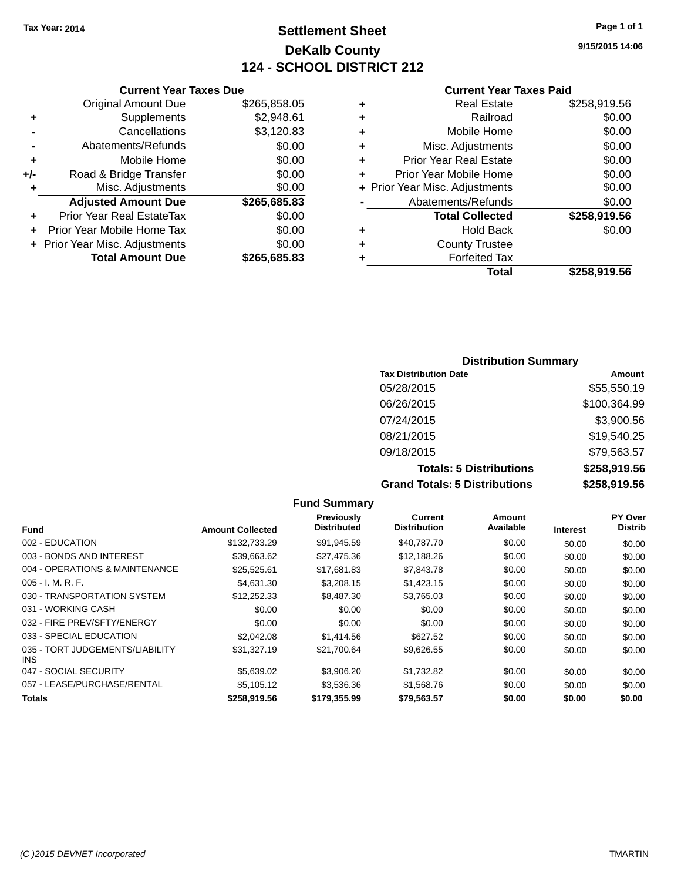Tax Year: 2014

# Settlement Sheet

## DeKalb County

## 124 - SCHOOL DISTRICT 212

9/15/2015 14:06

### Current Year Taxes Due

| | | |
|---|---|---|
| | Original Amount Due | $265,858.05 |
| + | Supplements | $2,948.61 |
| - | Cancellations | $3,120.83 |
| - | Abatements/Refunds | $0.00 |
| + | Mobile Home | $0.00 |
| +/- | Road & Bridge Transfer | $0.00 |
| + | Misc. Adjustments | $0.00 |
| | **Adjusted Amount Due** | **$265,685.83** |
| + | Prior Year Real EstateTax | $0.00 |
| + | Prior Year Mobile Home Tax | $0.00 |
| + | Prior Year Misc. Adjustments | $0.00 |
| | **Total Amount Due** | **$265,685.83** |

### Current Year Taxes Paid

| | | |
|---|---|---|
| + | Real Estate | $258,919.56 |
| + | Railroad | $0.00 |
| + | Mobile Home | $0.00 |
| + | Misc. Adjustments | $0.00 |
| + | Prior Year Real Estate | $0.00 |
| + | Prior Year Mobile Home | $0.00 |
| + | Prior Year Misc. Adjustments | $0.00 |
| - | Abatements/Refunds | $0.00 |
| | **Total Collected** | **$258,919.56** |
| + | Hold Back | $0.00 |
| + | County Trustee | |
| + | Forfeited Tax | |
| | **Total** | **$258,919.56** |

### Distribution Summary

| Tax Distribution Date | Amount |
|---|---|
| 05/28/2015 | $55,550.19 |
| 06/26/2015 | $100,364.99 |
| 07/24/2015 | $3,900.56 |
| 08/21/2015 | $19,540.25 |
| 09/18/2015 | $79,563.57 |
| **Totals: 5 Distributions** | **$258,919.56** |
| **Grand Totals: 5 Distributions** | **$258,919.56** |

### Fund Summary

| Fund | Amount Collected | Previously Distributed | Current Distribution | Amount Available | Interest | PY Over Distrib |
|---|---|---|---|---|---|---|
| 002 - EDUCATION | $132,733.29 | $91,945.59 | $40,787.70 | $0.00 | $0.00 | $0.00 |
| 003 - BONDS AND INTEREST | $39,663.62 | $27,475.36 | $12,188.26 | $0.00 | $0.00 | $0.00 |
| 004 - OPERATIONS & MAINTENANCE | $25,525.61 | $17,681.83 | $7,843.78 | $0.00 | $0.00 | $0.00 |
| 005 - I. M. R. F. | $4,631.30 | $3,208.15 | $1,423.15 | $0.00 | $0.00 | $0.00 |
| 030 - TRANSPORTATION SYSTEM | $12,252.33 | $8,487.30 | $3,765.03 | $0.00 | $0.00 | $0.00 |
| 031 - WORKING CASH | $0.00 | $0.00 | $0.00 | $0.00 | $0.00 | $0.00 |
| 032 - FIRE PREV/SFTY/ENERGY | $0.00 | $0.00 | $0.00 | $0.00 | $0.00 | $0.00 |
| 033 - SPECIAL EDUCATION | $2,042.08 | $1,414.56 | $627.52 | $0.00 | $0.00 | $0.00 |
| 035 - TORT JUDGEMENTS/LIABILITY INS | $31,327.19 | $21,700.64 | $9,626.55 | $0.00 | $0.00 | $0.00 |
| 047 - SOCIAL SECURITY | $5,639.02 | $3,906.20 | $1,732.82 | $0.00 | $0.00 | $0.00 |
| 057 - LEASE/PURCHASE/RENTAL | $5,105.12 | $3,536.36 | $1,568.76 | $0.00 | $0.00 | $0.00 |
| **Totals** | **$258,919.56** | **$179,355.99** | **$79,563.57** | **$0.00** | **$0.00** | **$0.00** |

(C )2015 DEVNET Incorporated TMARTIN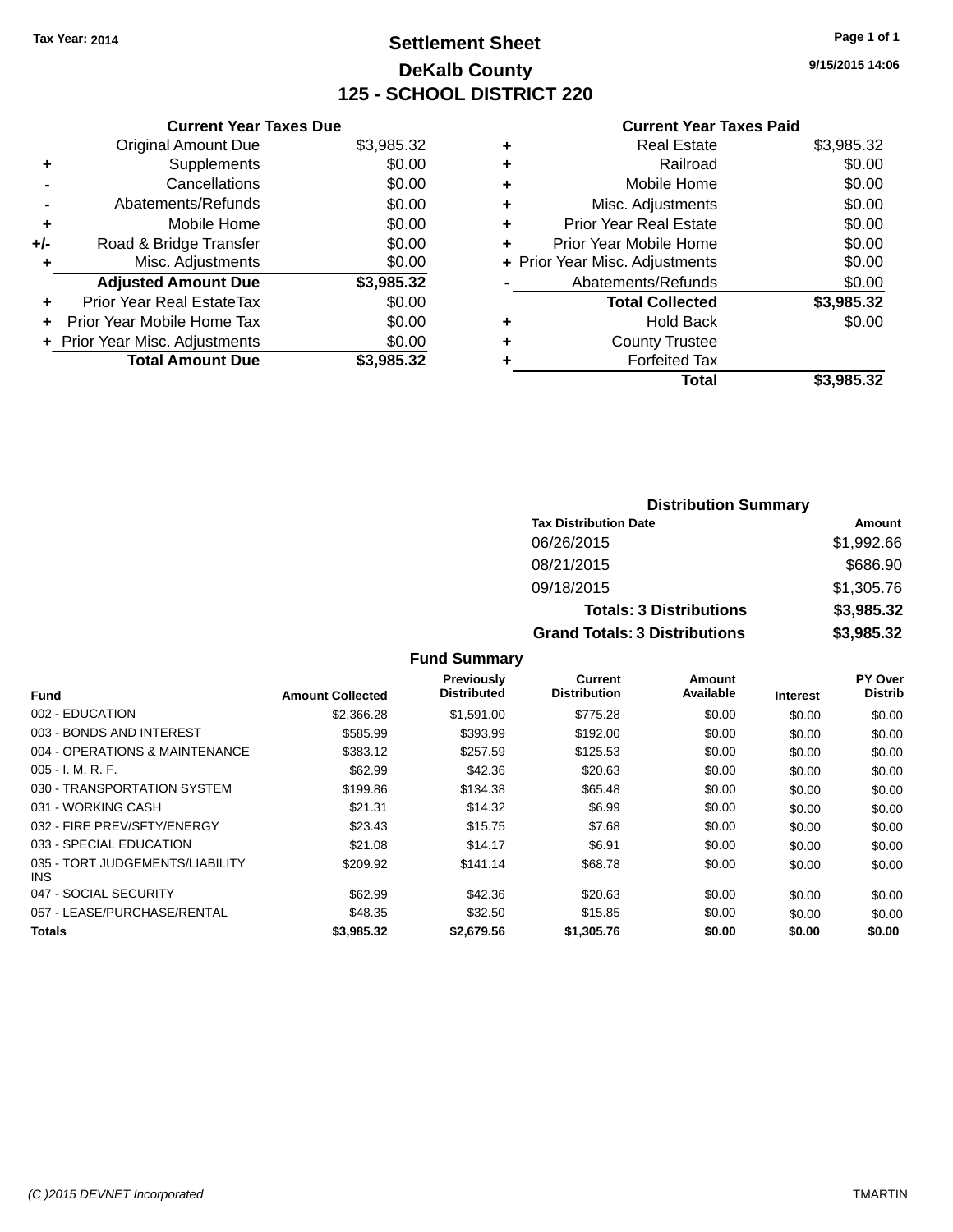Tax Year: 2014

# Settlement Sheet
## DeKalb County
## 125 - SCHOOL DISTRICT 220

9/15/2015 14:06

### Current Year Taxes Due

| | | |
|---|---|---|
| | Original Amount Due | $3,985.32 |
| + | Supplements | $0.00 |
| - | Cancellations | $0.00 |
| - | Abatements/Refunds | $0.00 |
| + | Mobile Home | $0.00 |
| +/- | Road & Bridge Transfer | $0.00 |
| + | Misc. Adjustments | $0.00 |
| | **Adjusted Amount Due** | **$3,985.32** |
| + | Prior Year Real EstateTax | $0.00 |
| + | Prior Year Mobile Home Tax | $0.00 |
| + | Prior Year Misc. Adjustments | $0.00 |
| | **Total Amount Due** | **$3,985.32** |

### Current Year Taxes Paid

| | | |
|---|---|---|
| + | Real Estate | $3,985.32 |
| + | Railroad | $0.00 |
| + | Mobile Home | $0.00 |
| + | Misc. Adjustments | $0.00 |
| + | Prior Year Real Estate | $0.00 |
| + | Prior Year Mobile Home | $0.00 |
| + | Prior Year Misc. Adjustments | $0.00 |
| - | Abatements/Refunds | $0.00 |
| | **Total Collected** | **$3,985.32** |
| + | Hold Back | $0.00 |
| + | County Trustee | |
| + | Forfeited Tax | |
| | **Total** | **$3,985.32** |

### Distribution Summary

| Tax Distribution Date | Amount |
|---|---|
| 06/26/2015 | $1,992.66 |
| 08/21/2015 | $686.90 |
| 09/18/2015 | $1,305.76 |
| **Totals: 3 Distributions** | **$3,985.32** |
| **Grand Totals: 3 Distributions** | **$3,985.32** |

### Fund Summary

| Fund | Amount Collected | Previously Distributed | Current Distribution | Amount Available | Interest | PY Over Distrib |
|---|---|---|---|---|---|---|
| 002 - EDUCATION | $2,366.28 | $1,591.00 | $775.28 | $0.00 | $0.00 | $0.00 |
| 003 - BONDS AND INTEREST | $585.99 | $393.99 | $192.00 | $0.00 | $0.00 | $0.00 |
| 004 - OPERATIONS & MAINTENANCE | $383.12 | $257.59 | $125.53 | $0.00 | $0.00 | $0.00 |
| 005 - I. M. R. F. | $62.99 | $42.36 | $20.63 | $0.00 | $0.00 | $0.00 |
| 030 - TRANSPORTATION SYSTEM | $199.86 | $134.38 | $65.48 | $0.00 | $0.00 | $0.00 |
| 031 - WORKING CASH | $21.31 | $14.32 | $6.99 | $0.00 | $0.00 | $0.00 |
| 032 - FIRE PREV/SFTY/ENERGY | $23.43 | $15.75 | $7.68 | $0.00 | $0.00 | $0.00 |
| 033 - SPECIAL EDUCATION | $21.08 | $14.17 | $6.91 | $0.00 | $0.00 | $0.00 |
| 035 - TORT JUDGEMENTS/LIABILITY INS | $209.92 | $141.14 | $68.78 | $0.00 | $0.00 | $0.00 |
| 047 - SOCIAL SECURITY | $62.99 | $42.36 | $20.63 | $0.00 | $0.00 | $0.00 |
| 057 - LEASE/PURCHASE/RENTAL | $48.35 | $32.50 | $15.85 | $0.00 | $0.00 | $0.00 |
| **Totals** | **$3,985.32** | **$2,679.56** | **$1,305.76** | **$0.00** | **$0.00** | **$0.00** |

(C )2015 DEVNET Incorporated    TMARTIN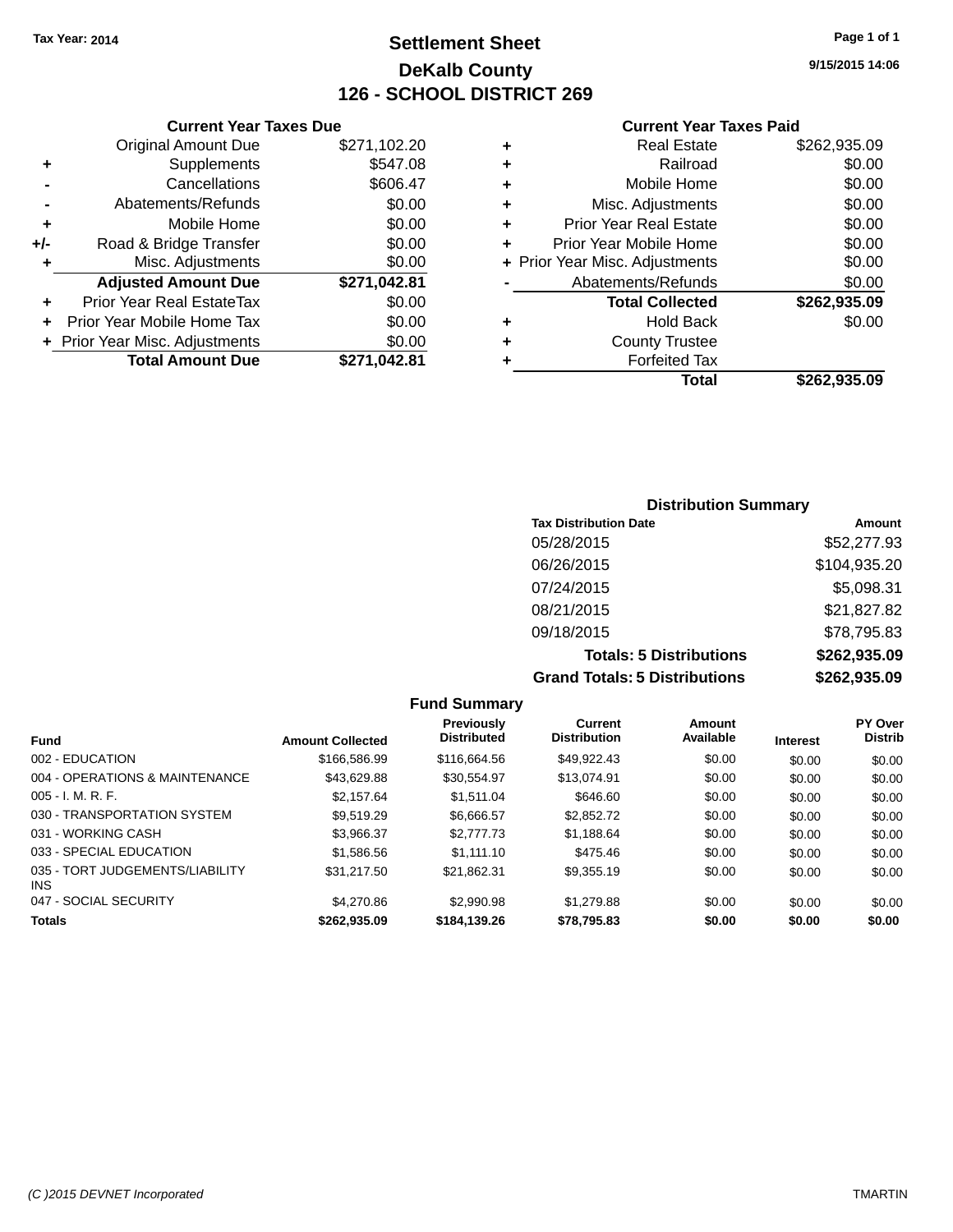Tax Year: 2014

# Settlement Sheet

## DeKalb County

## 126 - SCHOOL DISTRICT 269

9/15/2015 14:06

### Current Year Taxes Due

| | | |
|---|---|---|
| | Original Amount Due | $271,102.20 |
| + | Supplements | $547.08 |
| - | Cancellations | $606.47 |
| - | Abatements/Refunds | $0.00 |
| + | Mobile Home | $0.00 |
| +/- | Road & Bridge Transfer | $0.00 |
| + | Misc. Adjustments | $0.00 |
| | **Adjusted Amount Due** | **$271,042.81** |
| + | Prior Year Real EstateTax | $0.00 |
| + | Prior Year Mobile Home Tax | $0.00 |
| + | Prior Year Misc. Adjustments | $0.00 |
| | **Total Amount Due** | **$271,042.81** |

### Current Year Taxes Paid

| | | |
|---|---|---|
| + | Real Estate | $262,935.09 |
| + | Railroad | $0.00 |
| + | Mobile Home | $0.00 |
| + | Misc. Adjustments | $0.00 |
| + | Prior Year Real Estate | $0.00 |
| + | Prior Year Mobile Home | $0.00 |
| + | Prior Year Misc. Adjustments | $0.00 |
| - | Abatements/Refunds | $0.00 |
| | **Total Collected** | **$262,935.09** |
| + | Hold Back | $0.00 |
| + | County Trustee | |
| + | Forfeited Tax | |
| | **Total** | **$262,935.09** |

### Distribution Summary

| Tax Distribution Date | Amount |
|---|---|
| 05/28/2015 | $52,277.93 |
| 06/26/2015 | $104,935.20 |
| 07/24/2015 | $5,098.31 |
| 08/21/2015 | $21,827.82 |
| 09/18/2015 | $78,795.83 |
| **Totals: 5 Distributions** | **$262,935.09** |
| **Grand Totals: 5 Distributions** | **$262,935.09** |

### Fund Summary

| Fund | Amount Collected | Previously Distributed | Current Distribution | Amount Available | Interest | PY Over Distrib |
|---|---|---|---|---|---|---|
| 002 - EDUCATION | $166,586.99 | $116,664.56 | $49,922.43 | $0.00 | $0.00 | $0.00 |
| 004 - OPERATIONS & MAINTENANCE | $43,629.88 | $30,554.97 | $13,074.91 | $0.00 | $0.00 | $0.00 |
| 005 - I. M. R. F. | $2,157.64 | $1,511.04 | $646.60 | $0.00 | $0.00 | $0.00 |
| 030 - TRANSPORTATION SYSTEM | $9,519.29 | $6,666.57 | $2,852.72 | $0.00 | $0.00 | $0.00 |
| 031 - WORKING CASH | $3,966.37 | $2,777.73 | $1,188.64 | $0.00 | $0.00 | $0.00 |
| 033 - SPECIAL EDUCATION | $1,586.56 | $1,111.10 | $475.46 | $0.00 | $0.00 | $0.00 |
| 035 - TORT JUDGEMENTS/LIABILITY INS | $31,217.50 | $21,862.31 | $9,355.19 | $0.00 | $0.00 | $0.00 |
| 047 - SOCIAL SECURITY | $4,270.86 | $2,990.98 | $1,279.88 | $0.00 | $0.00 | $0.00 |
| **Totals** | **$262,935.09** | **$184,139.26** | **$78,795.83** | **$0.00** | **$0.00** | **$0.00** |

(C )2015 DEVNET Incorporated TMARTIN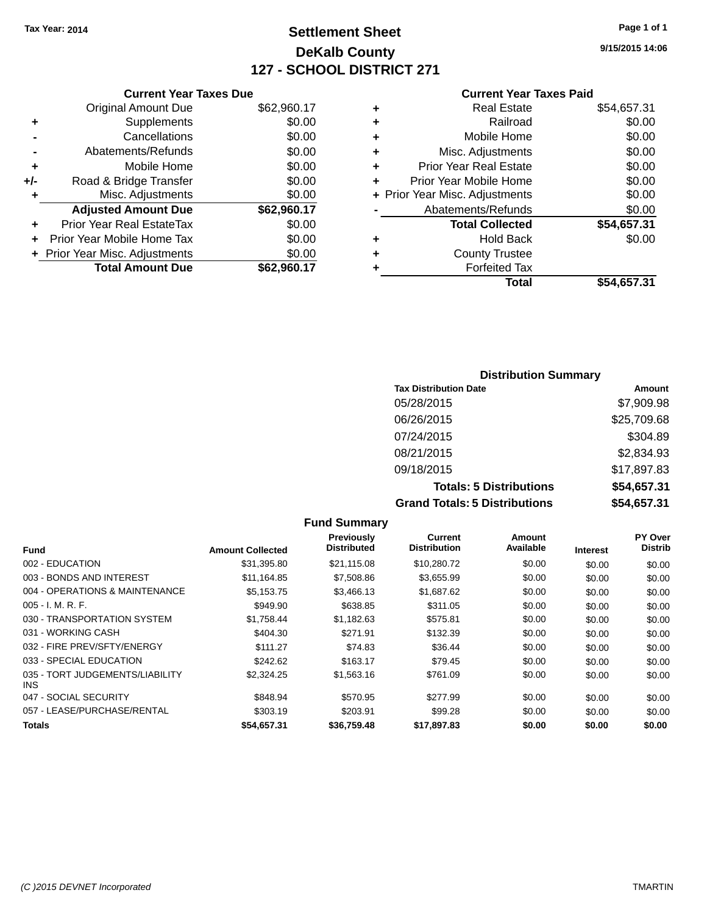Tax Year: 2014

# Settlement Sheet

## DeKalb County

## 127 - SCHOOL DISTRICT 271

9/15/2015 14:06

### Current Year Taxes Due

| | | |
|---|---|---|
| | Original Amount Due | $62,960.17 |
| + | Supplements | $0.00 |
| - | Cancellations | $0.00 |
| - | Abatements/Refunds | $0.00 |
| + | Mobile Home | $0.00 |
| +/- | Road & Bridge Transfer | $0.00 |
| + | Misc. Adjustments | $0.00 |
| | **Adjusted Amount Due** | **$62,960.17** |
| + | Prior Year Real EstateTax | $0.00 |
| + | Prior Year Mobile Home Tax | $0.00 |
| + | Prior Year Misc. Adjustments | $0.00 |
| | **Total Amount Due** | **$62,960.17** |

### Current Year Taxes Paid

| | | |
|---|---|---|
| + | Real Estate | $54,657.31 |
| + | Railroad | $0.00 |
| + | Mobile Home | $0.00 |
| + | Misc. Adjustments | $0.00 |
| + | Prior Year Real Estate | $0.00 |
| + | Prior Year Mobile Home | $0.00 |
| + | Prior Year Misc. Adjustments | $0.00 |
| - | Abatements/Refunds | $0.00 |
| | **Total Collected** | **$54,657.31** |
| + | Hold Back | $0.00 |
| + | County Trustee | |
| + | Forfeited Tax | |
| | **Total** | **$54,657.31** |

### Distribution Summary

| Tax Distribution Date | Amount |
|---|---|
| 05/28/2015 | $7,909.98 |
| 06/26/2015 | $25,709.68 |
| 07/24/2015 | $304.89 |
| 08/21/2015 | $2,834.93 |
| 09/18/2015 | $17,897.83 |
| **Totals: 5 Distributions** | **$54,657.31** |
| **Grand Totals: 5 Distributions** | **$54,657.31** |

### Fund Summary

| Fund | Amount Collected | Previously Distributed | Current Distribution | Amount Available | Interest | PY Over Distrib |
|---|---|---|---|---|---|---|
| 002 - EDUCATION | $31,395.80 | $21,115.08 | $10,280.72 | $0.00 | $0.00 | $0.00 |
| 003 - BONDS AND INTEREST | $11,164.85 | $7,508.86 | $3,655.99 | $0.00 | $0.00 | $0.00 |
| 004 - OPERATIONS & MAINTENANCE | $5,153.75 | $3,466.13 | $1,687.62 | $0.00 | $0.00 | $0.00 |
| 005 - I. M. R. F. | $949.90 | $638.85 | $311.05 | $0.00 | $0.00 | $0.00 |
| 030 - TRANSPORTATION SYSTEM | $1,758.44 | $1,182.63 | $575.81 | $0.00 | $0.00 | $0.00 |
| 031 - WORKING CASH | $404.30 | $271.91 | $132.39 | $0.00 | $0.00 | $0.00 |
| 032 - FIRE PREV/SFTY/ENERGY | $111.27 | $74.83 | $36.44 | $0.00 | $0.00 | $0.00 |
| 033 - SPECIAL EDUCATION | $242.62 | $163.17 | $79.45 | $0.00 | $0.00 | $0.00 |
| 035 - TORT JUDGEMENTS/LIABILITY INS | $2,324.25 | $1,563.16 | $761.09 | $0.00 | $0.00 | $0.00 |
| 047 - SOCIAL SECURITY | $848.94 | $570.95 | $277.99 | $0.00 | $0.00 | $0.00 |
| 057 - LEASE/PURCHASE/RENTAL | $303.19 | $203.91 | $99.28 | $0.00 | $0.00 | $0.00 |
| **Totals** | **$54,657.31** | **$36,759.48** | **$17,897.83** | **$0.00** | **$0.00** | **$0.00** |

(C )2015 DEVNET Incorporated TMARTIN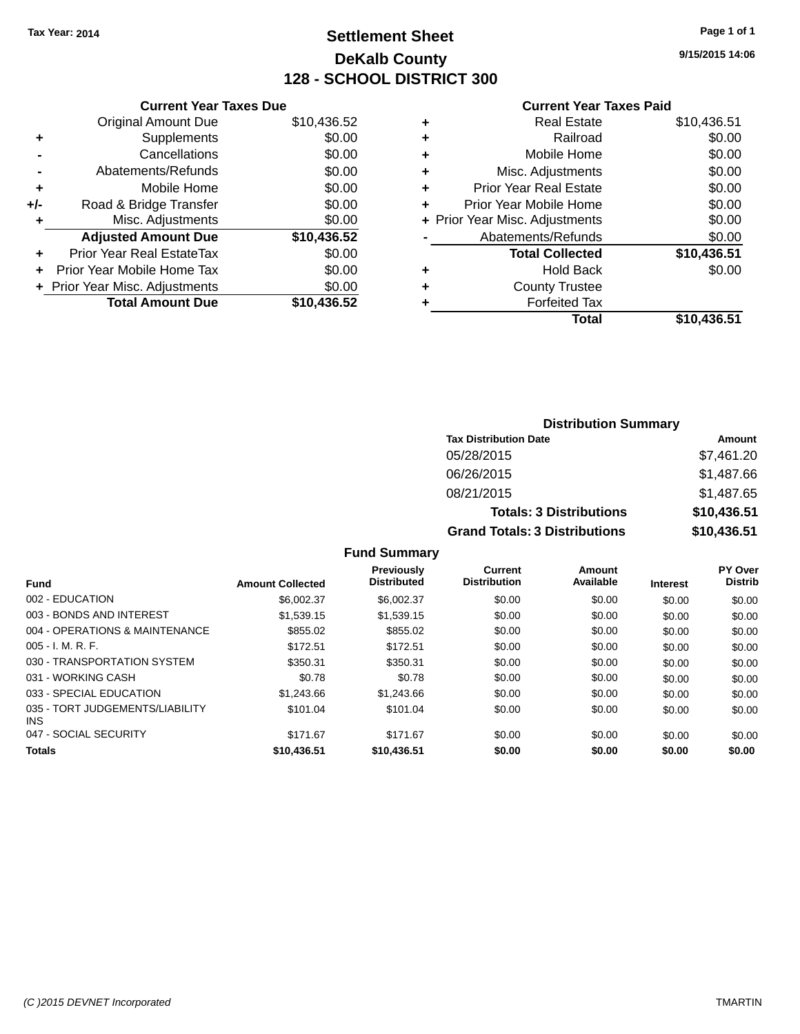Tax Year: 2014

# Settlement Sheet

## DeKalb County

## 128 - SCHOOL DISTRICT 300

9/15/2015 14:06

### Current Year Taxes Due

| | | |
|---|---|---|
| | Original Amount Due | $10,436.52 |
| + | Supplements | $0.00 |
| - | Cancellations | $0.00 |
| - | Abatements/Refunds | $0.00 |
| + | Mobile Home | $0.00 |
| +/- | Road & Bridge Transfer | $0.00 |
| + | Misc. Adjustments | $0.00 |
| | **Adjusted Amount Due** | **$10,436.52** |
| + | Prior Year Real EstateTax | $0.00 |
| + | Prior Year Mobile Home Tax | $0.00 |
| + | Prior Year Misc. Adjustments | $0.00 |
| | **Total Amount Due** | **$10,436.52** |

### Current Year Taxes Paid

| | | |
|---|---|---|
| + | Real Estate | $10,436.51 |
| + | Railroad | $0.00 |
| + | Mobile Home | $0.00 |
| + | Misc. Adjustments | $0.00 |
| + | Prior Year Real Estate | $0.00 |
| + | Prior Year Mobile Home | $0.00 |
| + | Prior Year Misc. Adjustments | $0.00 |
| - | Abatements/Refunds | $0.00 |
| | **Total Collected** | **$10,436.51** |
| + | Hold Back | $0.00 |
| + | County Trustee | |
| + | Forfeited Tax | |
| | **Total** | **$10,436.51** |

### Distribution Summary

| Tax Distribution Date | Amount |
|---|---|
| 05/28/2015 | $7,461.20 |
| 06/26/2015 | $1,487.66 |
| 08/21/2015 | $1,487.65 |
| **Totals: 3 Distributions** | **$10,436.51** |
| **Grand Totals: 3 Distributions** | **$10,436.51** |

### Fund Summary

| Fund | Amount Collected | Previously Distributed | Current Distribution | Amount Available | Interest | PY Over Distrib |
|---|---|---|---|---|---|---|
| 002 - EDUCATION | $6,002.37 | $6,002.37 | $0.00 | $0.00 | $0.00 | $0.00 |
| 003 - BONDS AND INTEREST | $1,539.15 | $1,539.15 | $0.00 | $0.00 | $0.00 | $0.00 |
| 004 - OPERATIONS & MAINTENANCE | $855.02 | $855.02 | $0.00 | $0.00 | $0.00 | $0.00 |
| 005 - I. M. R. F. | $172.51 | $172.51 | $0.00 | $0.00 | $0.00 | $0.00 |
| 030 - TRANSPORTATION SYSTEM | $350.31 | $350.31 | $0.00 | $0.00 | $0.00 | $0.00 |
| 031 - WORKING CASH | $0.78 | $0.78 | $0.00 | $0.00 | $0.00 | $0.00 |
| 033 - SPECIAL EDUCATION | $1,243.66 | $1,243.66 | $0.00 | $0.00 | $0.00 | $0.00 |
| 035 - TORT JUDGEMENTS/LIABILITY INS | $101.04 | $101.04 | $0.00 | $0.00 | $0.00 | $0.00 |
| 047 - SOCIAL SECURITY | $171.67 | $171.67 | $0.00 | $0.00 | $0.00 | $0.00 |
| **Totals** | **$10,436.51** | **$10,436.51** | **$0.00** | **$0.00** | **$0.00** | **$0.00** |

(C )2015 DEVNET Incorporated TMARTIN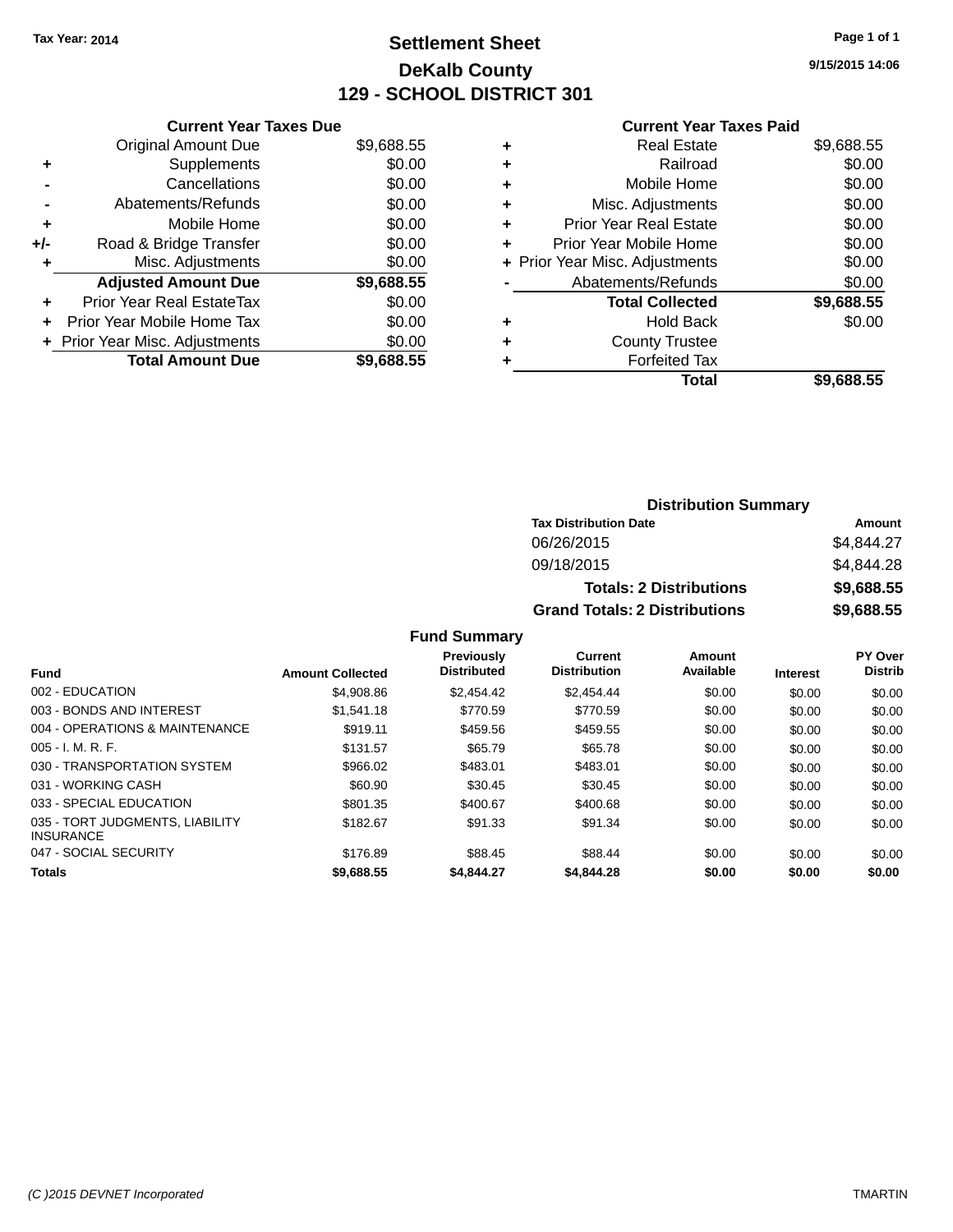Tax Year: 2014

# Settlement Sheet
## DeKalb County
## 129 - SCHOOL DISTRICT 301

9/15/2015 14:06

### Current Year Taxes Due

| | | |
|---|---|---|
| | Original Amount Due | $9,688.55 |
| + | Supplements | $0.00 |
| - | Cancellations | $0.00 |
| - | Abatements/Refunds | $0.00 |
| + | Mobile Home | $0.00 |
| +/- | Road & Bridge Transfer | $0.00 |
| + | Misc. Adjustments | $0.00 |
| | **Adjusted Amount Due** | **$9,688.55** |
| + | Prior Year Real EstateTax | $0.00 |
| + | Prior Year Mobile Home Tax | $0.00 |
| + | Prior Year Misc. Adjustments | $0.00 |
| | **Total Amount Due** | **$9,688.55** |

### Current Year Taxes Paid

| | | |
|---|---|---|
| + | Real Estate | $9,688.55 |
| + | Railroad | $0.00 |
| + | Mobile Home | $0.00 |
| + | Misc. Adjustments | $0.00 |
| + | Prior Year Real Estate | $0.00 |
| + | Prior Year Mobile Home | $0.00 |
| + | Prior Year Misc. Adjustments | $0.00 |
| - | Abatements/Refunds | $0.00 |
| | **Total Collected** | **$9,688.55** |
| + | Hold Back | $0.00 |
| + | County Trustee | |
| + | Forfeited Tax | |
| | **Total** | **$9,688.55** |

### Distribution Summary

| Tax Distribution Date | Amount |
|---|---|
| 06/26/2015 | $4,844.27 |
| 09/18/2015 | $4,844.28 |
| **Totals: 2 Distributions** | **$9,688.55** |
| **Grand Totals: 2 Distributions** | **$9,688.55** |

### Fund Summary

| Fund | Amount Collected | Previously Distributed | Current Distribution | Amount Available | Interest | PY Over Distrib |
|---|---|---|---|---|---|---|
| 002 - EDUCATION | $4,908.86 | $2,454.42 | $2,454.44 | $0.00 | $0.00 | $0.00 |
| 003 - BONDS AND INTEREST | $1,541.18 | $770.59 | $770.59 | $0.00 | $0.00 | $0.00 |
| 004 - OPERATIONS & MAINTENANCE | $919.11 | $459.56 | $459.55 | $0.00 | $0.00 | $0.00 |
| 005 - I. M. R. F. | $131.57 | $65.79 | $65.78 | $0.00 | $0.00 | $0.00 |
| 030 - TRANSPORTATION SYSTEM | $966.02 | $483.01 | $483.01 | $0.00 | $0.00 | $0.00 |
| 031 - WORKING CASH | $60.90 | $30.45 | $30.45 | $0.00 | $0.00 | $0.00 |
| 033 - SPECIAL EDUCATION | $801.35 | $400.67 | $400.68 | $0.00 | $0.00 | $0.00 |
| 035 - TORT JUDGMENTS, LIABILITY INSURANCE | $182.67 | $91.33 | $91.34 | $0.00 | $0.00 | $0.00 |
| 047 - SOCIAL SECURITY | $176.89 | $88.45 | $88.44 | $0.00 | $0.00 | $0.00 |
| **Totals** | **$9,688.55** | **$4,844.27** | **$4,844.28** | **$0.00** | **$0.00** | **$0.00** |

(C )2015 DEVNET Incorporated — TMARTIN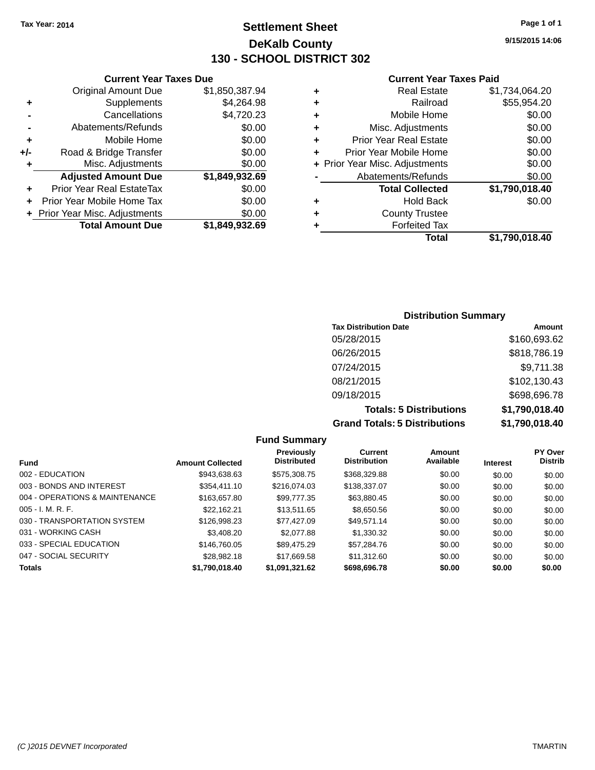Tax Year: 2014

# Settlement Sheet

## DeKalb County

## 130 - SCHOOL DISTRICT 302

9/15/2015 14:06

### Current Year Taxes Due

| | | |
|---|---|---|
| | Original Amount Due | $1,850,387.94 |
| + | Supplements | $4,264.98 |
| - | Cancellations | $4,720.23 |
| - | Abatements/Refunds | $0.00 |
| + | Mobile Home | $0.00 |
| +/- | Road & Bridge Transfer | $0.00 |
| + | Misc. Adjustments | $0.00 |
| | **Adjusted Amount Due** | **$1,849,932.69** |
| + | Prior Year Real EstateTax | $0.00 |
| + | Prior Year Mobile Home Tax | $0.00 |
| + | Prior Year Misc. Adjustments | $0.00 |
| | **Total Amount Due** | **$1,849,932.69** |

### Current Year Taxes Paid

| | | |
|---|---|---|
| + | Real Estate | $1,734,064.20 |
| + | Railroad | $55,954.20 |
| + | Mobile Home | $0.00 |
| + | Misc. Adjustments | $0.00 |
| + | Prior Year Real Estate | $0.00 |
| + | Prior Year Mobile Home | $0.00 |
| + | Prior Year Misc. Adjustments | $0.00 |
| - | Abatements/Refunds | $0.00 |
| | **Total Collected** | **$1,790,018.40** |
| + | Hold Back | $0.00 |
| + | County Trustee | |
| + | Forfeited Tax | |
| | **Total** | **$1,790,018.40** |

### Distribution Summary

| Tax Distribution Date | Amount |
|---|---|
| 05/28/2015 | $160,693.62 |
| 06/26/2015 | $818,786.19 |
| 07/24/2015 | $9,711.38 |
| 08/21/2015 | $102,130.43 |
| 09/18/2015 | $698,696.78 |
| **Totals: 5 Distributions** | **$1,790,018.40** |
| **Grand Totals: 5 Distributions** | **$1,790,018.40** |

### Fund Summary

| Fund | Amount Collected | Previously Distributed | Current Distribution | Amount Available | Interest | PY Over Distrib |
|---|---|---|---|---|---|---|
| 002 - EDUCATION | $943,638.63 | $575,308.75 | $368,329.88 | $0.00 | $0.00 | $0.00 |
| 003 - BONDS AND INTEREST | $354,411.10 | $216,074.03 | $138,337.07 | $0.00 | $0.00 | $0.00 |
| 004 - OPERATIONS & MAINTENANCE | $163,657.80 | $99,777.35 | $63,880.45 | $0.00 | $0.00 | $0.00 |
| 005 - I. M. R. F. | $22,162.21 | $13,511.65 | $8,650.56 | $0.00 | $0.00 | $0.00 |
| 030 - TRANSPORTATION SYSTEM | $126,998.23 | $77,427.09 | $49,571.14 | $0.00 | $0.00 | $0.00 |
| 031 - WORKING CASH | $3,408.20 | $2,077.88 | $1,330.32 | $0.00 | $0.00 | $0.00 |
| 033 - SPECIAL EDUCATION | $146,760.05 | $89,475.29 | $57,284.76 | $0.00 | $0.00 | $0.00 |
| 047 - SOCIAL SECURITY | $28,982.18 | $17,669.58 | $11,312.60 | $0.00 | $0.00 | $0.00 |
| **Totals** | **$1,790,018.40** | **$1,091,321.62** | **$698,696.78** | **$0.00** | **$0.00** | **$0.00** |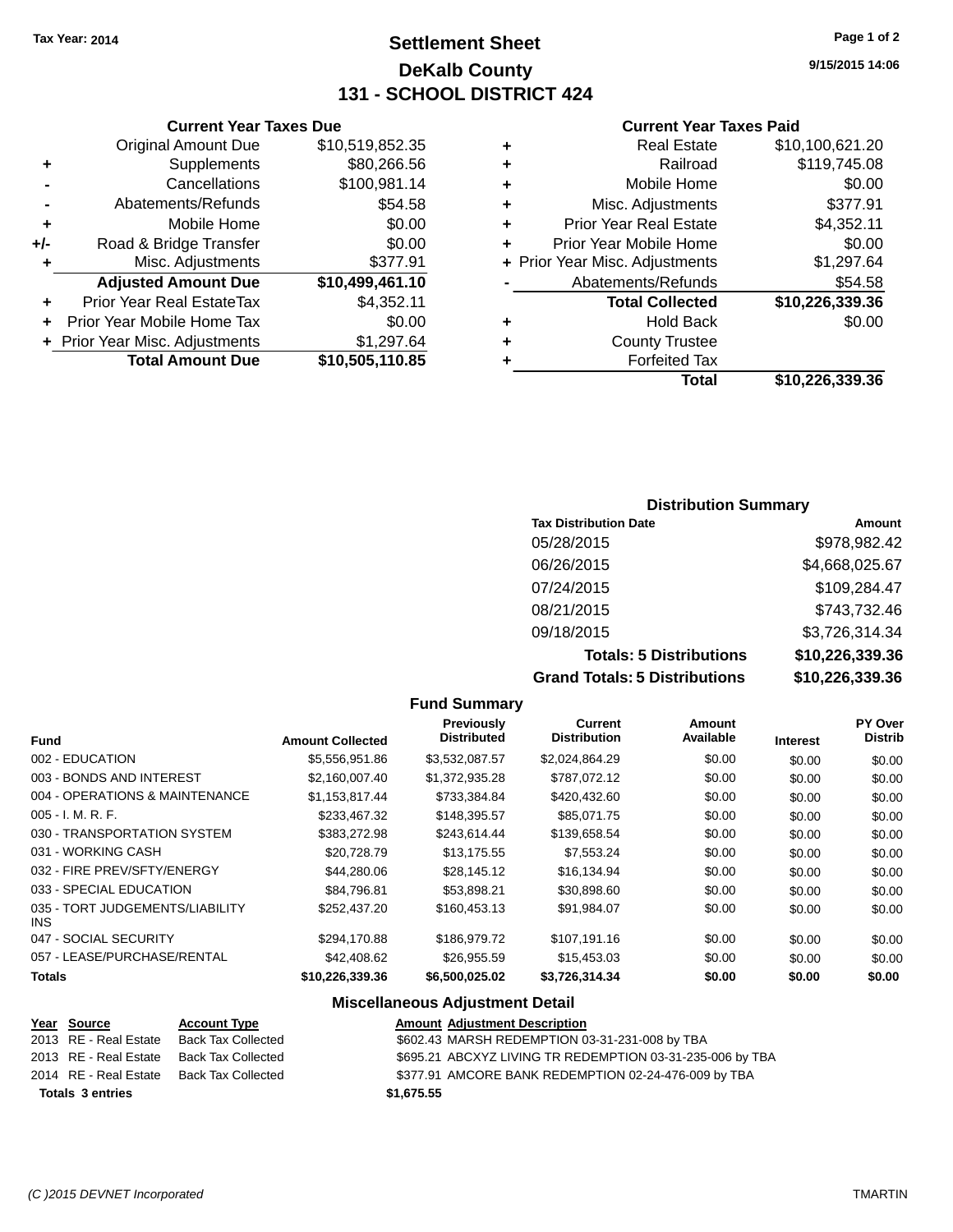Tax Year: 2014

# Settlement Sheet
## DeKalb County
## 131 - SCHOOL DISTRICT 424

9/15/2015 14:06

### Current Year Taxes Due

| | | |
|---|---|---|
| | Original Amount Due | $10,519,852.35 |
| + | Supplements | $80,266.56 |
| - | Cancellations | $100,981.14 |
| - | Abatements/Refunds | $54.58 |
| + | Mobile Home | $0.00 |
| +/- | Road & Bridge Transfer | $0.00 |
| + | Misc. Adjustments | $377.91 |
| | **Adjusted Amount Due** | **$10,499,461.10** |
| + | Prior Year Real EstateTax | $4,352.11 |
| + | Prior Year Mobile Home Tax | $0.00 |
| + | Prior Year Misc. Adjustments | $1,297.64 |
| | **Total Amount Due** | **$10,505,110.85** |

### Current Year Taxes Paid

| | | |
|---|---|---|
| + | Real Estate | $10,100,621.20 |
| + | Railroad | $119,745.08 |
| + | Mobile Home | $0.00 |
| + | Misc. Adjustments | $377.91 |
| + | Prior Year Real Estate | $4,352.11 |
| + | Prior Year Mobile Home | $0.00 |
| + | Prior Year Misc. Adjustments | $1,297.64 |
| - | Abatements/Refunds | $54.58 |
| | **Total Collected** | **$10,226,339.36** |
| + | Hold Back | $0.00 |
| + | County Trustee | |
| + | Forfeited Tax | |
| | **Total** | **$10,226,339.36** |

### Distribution Summary

| Tax Distribution Date | Amount |
|---|---|
| 05/28/2015 | $978,982.42 |
| 06/26/2015 | $4,668,025.67 |
| 07/24/2015 | $109,284.47 |
| 08/21/2015 | $743,732.46 |
| 09/18/2015 | $3,726,314.34 |
| **Totals: 5 Distributions** | **$10,226,339.36** |
| **Grand Totals: 5 Distributions** | **$10,226,339.36** |

### Fund Summary

| Fund | Amount Collected | Previously Distributed | Current Distribution | Amount Available | Interest | PY Over Distrib |
|---|---|---|---|---|---|---|
| 002 - EDUCATION | $5,556,951.86 | $3,532,087.57 | $2,024,864.29 | $0.00 | $0.00 | $0.00 |
| 003 - BONDS AND INTEREST | $2,160,007.40 | $1,372,935.28 | $787,072.12 | $0.00 | $0.00 | $0.00 |
| 004 - OPERATIONS & MAINTENANCE | $1,153,817.44 | $733,384.84 | $420,432.60 | $0.00 | $0.00 | $0.00 |
| 005 - I. M. R. F. | $233,467.32 | $148,395.57 | $85,071.75 | $0.00 | $0.00 | $0.00 |
| 030 - TRANSPORTATION SYSTEM | $383,272.98 | $243,614.44 | $139,658.54 | $0.00 | $0.00 | $0.00 |
| 031 - WORKING CASH | $20,728.79 | $13,175.55 | $7,553.24 | $0.00 | $0.00 | $0.00 |
| 032 - FIRE PREV/SFTY/ENERGY | $44,280.06 | $28,145.12 | $16,134.94 | $0.00 | $0.00 | $0.00 |
| 033 - SPECIAL EDUCATION | $84,796.81 | $53,898.21 | $30,898.60 | $0.00 | $0.00 | $0.00 |
| 035 - TORT JUDGEMENTS/LIABILITY INS | $252,437.20 | $160,453.13 | $91,984.07 | $0.00 | $0.00 | $0.00 |
| 047 - SOCIAL SECURITY | $294,170.88 | $186,979.72 | $107,191.16 | $0.00 | $0.00 | $0.00 |
| 057 - LEASE/PURCHASE/RENTAL | $42,408.62 | $26,955.59 | $15,453.03 | $0.00 | $0.00 | $0.00 |
| **Totals** | **$10,226,339.36** | **$6,500,025.02** | **$3,726,314.34** | **$0.00** | **$0.00** | **$0.00** |

### Miscellaneous Adjustment Detail

| Year | Source | Account Type | Amount | Adjustment Description |
|---|---|---|---|---|
| 2013 | RE - Real Estate | Back Tax Collected | $602.43 | MARSH REDEMPTION 03-31-231-008 by TBA |
| 2013 | RE - Real Estate | Back Tax Collected | $695.21 | ABCXYZ LIVING TR REDEMPTION 03-31-235-006 by TBA |
| 2014 | RE - Real Estate | Back Tax Collected | $377.91 | AMCORE BANK REDEMPTION 02-24-476-009 by TBA |
| **Totals 3 entries** | | | **$1,675.55** | |

(C )2015 DEVNET Incorporated TMARTIN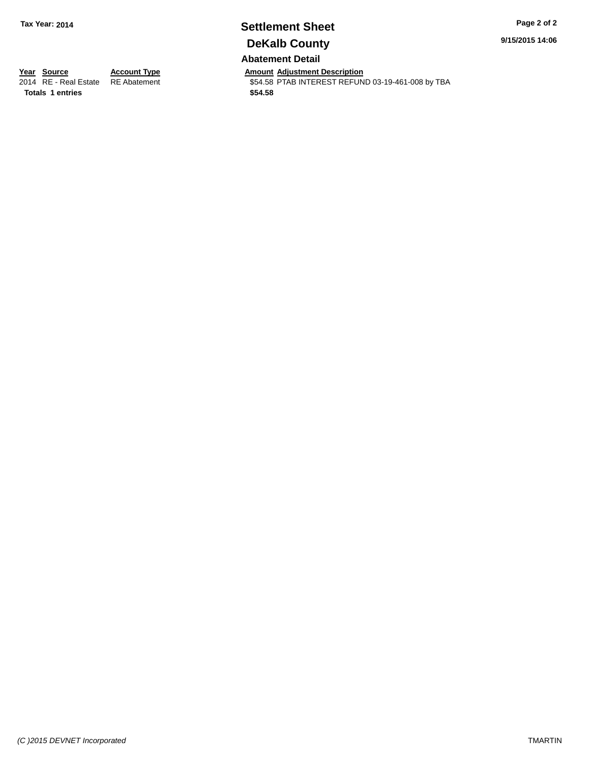Tax Year: 2014

# Settlement Sheet

## DeKalb County

### Abatement Detail

9/15/2015 14:06

| Year | Source | Account Type | Amount | Adjustment Description |
|---|---|---|---|---|
| 2014 | RE - Real Estate | RE Abatement | $54.58 | PTAB INTEREST REFUND 03-19-461-008 by TBA |
| **Totals** | **1 entries** | | **$54.58** | |

*(C )2015 DEVNET Incorporated*

TMARTIN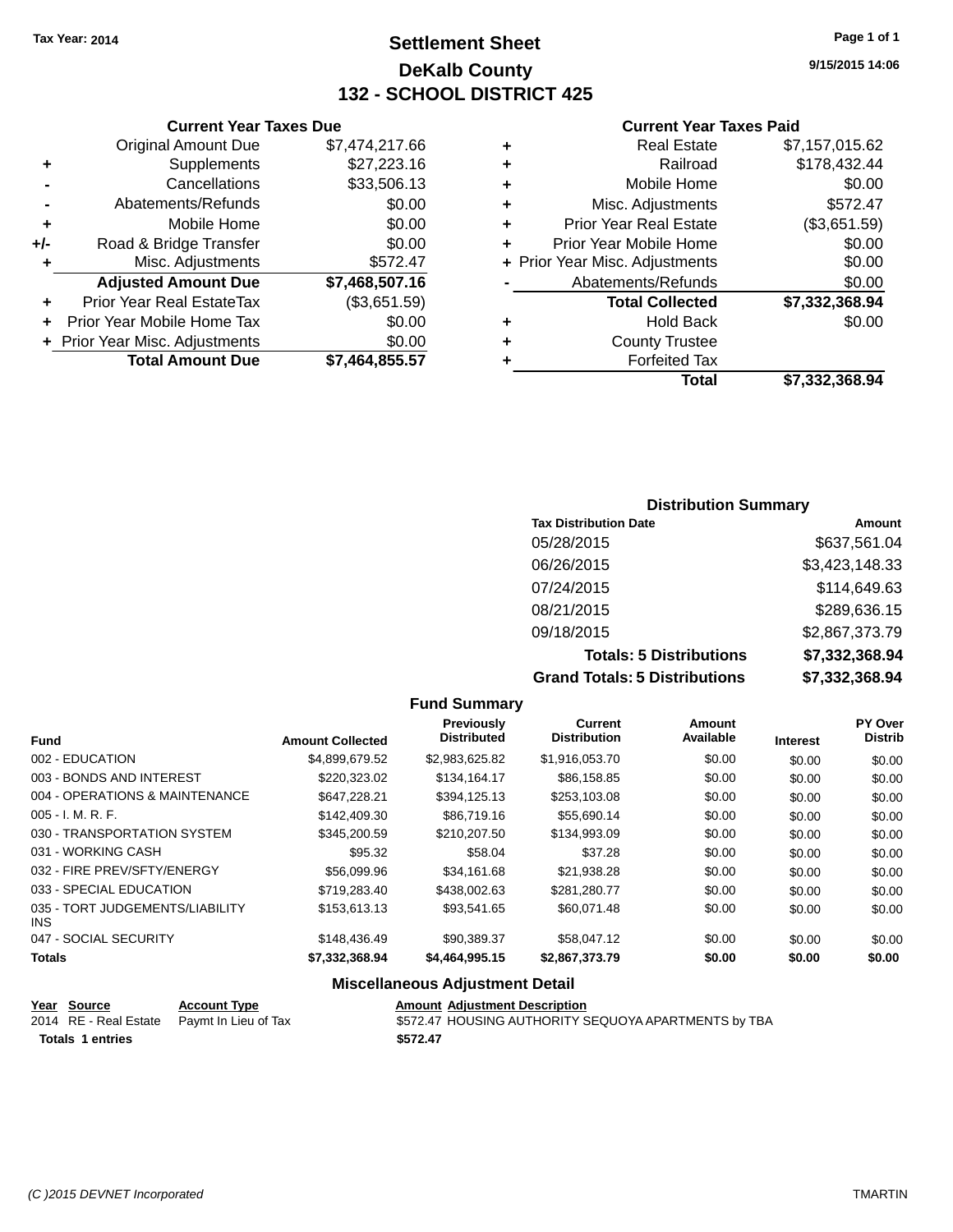Tax Year: 2014

# Settlement Sheet

## DeKalb County

## 132 - SCHOOL DISTRICT 425

9/15/2015 14:06

### Current Year Taxes Due

| | | |
|---|---|---|
| | Original Amount Due | $7,474,217.66 |
| + | Supplements | $27,223.16 |
| - | Cancellations | $33,506.13 |
| - | Abatements/Refunds | $0.00 |
| + | Mobile Home | $0.00 |
| +/- | Road & Bridge Transfer | $0.00 |
| + | Misc. Adjustments | $572.47 |
| | **Adjusted Amount Due** | **$7,468,507.16** |
| + | Prior Year Real EstateTax | ($3,651.59) |
| + | Prior Year Mobile Home Tax | $0.00 |
| + | Prior Year Misc. Adjustments | $0.00 |
| | **Total Amount Due** | **$7,464,855.57** |

### Current Year Taxes Paid

| | | |
|---|---|---|
| + | Real Estate | $7,157,015.62 |
| + | Railroad | $178,432.44 |
| + | Mobile Home | $0.00 |
| + | Misc. Adjustments | $572.47 |
| + | Prior Year Real Estate | ($3,651.59) |
| + | Prior Year Mobile Home | $0.00 |
| + | Prior Year Misc. Adjustments | $0.00 |
| - | Abatements/Refunds | $0.00 |
| | **Total Collected** | **$7,332,368.94** |
| + | Hold Back | $0.00 |
| + | County Trustee | |
| + | Forfeited Tax | |
| | **Total** | **$7,332,368.94** |

### Distribution Summary

| Tax Distribution Date | Amount |
|---|---|
| 05/28/2015 | $637,561.04 |
| 06/26/2015 | $3,423,148.33 |
| 07/24/2015 | $114,649.63 |
| 08/21/2015 | $289,636.15 |
| 09/18/2015 | $2,867,373.79 |
| **Totals: 5 Distributions** | **$7,332,368.94** |
| **Grand Totals: 5 Distributions** | **$7,332,368.94** |

### Fund Summary

| Fund | Amount Collected | Previously Distributed | Current Distribution | Amount Available | Interest | PY Over Distrib |
|---|---|---|---|---|---|---|
| 002 - EDUCATION | $4,899,679.52 | $2,983,625.82 | $1,916,053.70 | $0.00 | $0.00 | $0.00 |
| 003 - BONDS AND INTEREST | $220,323.02 | $134,164.17 | $86,158.85 | $0.00 | $0.00 | $0.00 |
| 004 - OPERATIONS & MAINTENANCE | $647,228.21 | $394,125.13 | $253,103.08 | $0.00 | $0.00 | $0.00 |
| 005 - I. M. R. F. | $142,409.30 | $86,719.16 | $55,690.14 | $0.00 | $0.00 | $0.00 |
| 030 - TRANSPORTATION SYSTEM | $345,200.59 | $210,207.50 | $134,993.09 | $0.00 | $0.00 | $0.00 |
| 031 - WORKING CASH | $95.32 | $58.04 | $37.28 | $0.00 | $0.00 | $0.00 |
| 032 - FIRE PREV/SFTY/ENERGY | $56,099.96 | $34,161.68 | $21,938.28 | $0.00 | $0.00 | $0.00 |
| 033 - SPECIAL EDUCATION | $719,283.40 | $438,002.63 | $281,280.77 | $0.00 | $0.00 | $0.00 |
| 035 - TORT JUDGEMENTS/LIABILITY INS | $153,613.13 | $93,541.65 | $60,071.48 | $0.00 | $0.00 | $0.00 |
| 047 - SOCIAL SECURITY | $148,436.49 | $90,389.37 | $58,047.12 | $0.00 | $0.00 | $0.00 |
| **Totals** | **$7,332,368.94** | **$4,464,995.15** | **$2,867,373.79** | **$0.00** | **$0.00** | **$0.00** |

### Miscellaneous Adjustment Detail

| Year | Source | Account Type | Amount | Adjustment Description |
|---|---|---|---|---|
| 2014 | RE - Real Estate | Paymt In Lieu of Tax | $572.47 | HOUSING AUTHORITY SEQUOYA APARTMENTS by TBA |
| **Totals 1 entries** | | | **$572.47** | |

(C )2015 DEVNET Incorporated TMARTIN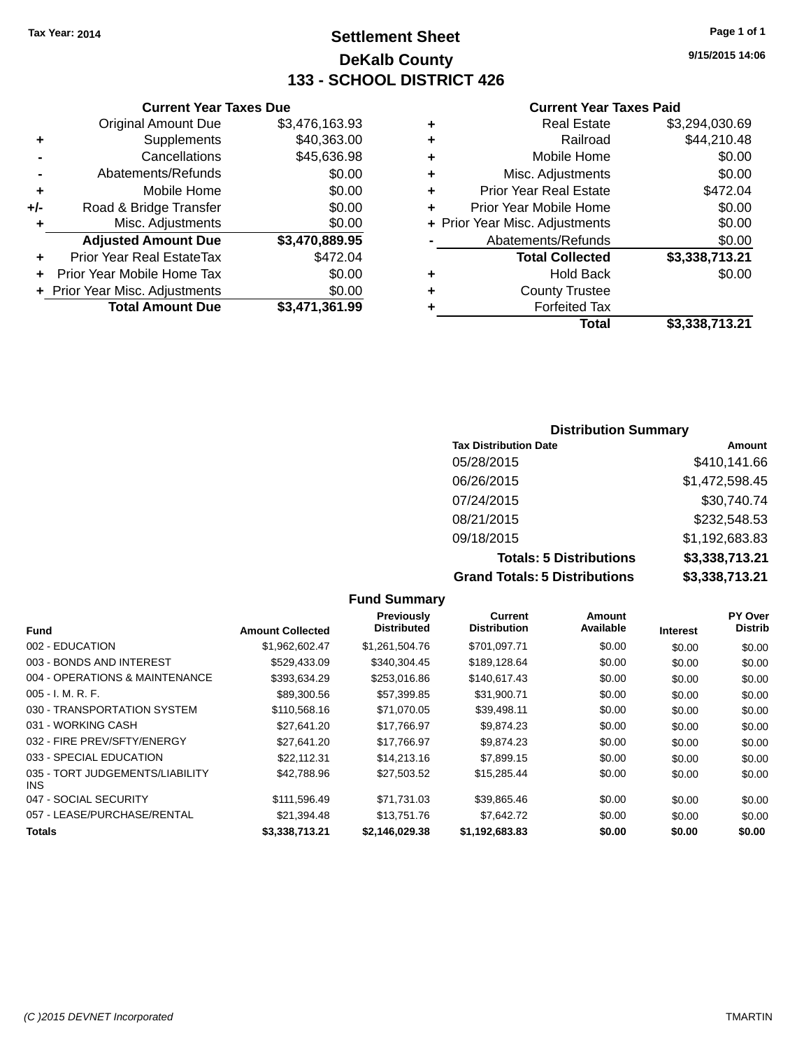Tax Year: 2014

# Settlement Sheet

## DeKalb County

## 133 - SCHOOL DISTRICT 426

9/15/2015 14:06

### Current Year Taxes Due

| | | |
|---|---|---|
| | Original Amount Due | $3,476,163.93 |
| + | Supplements | $40,363.00 |
| - | Cancellations | $45,636.98 |
| - | Abatements/Refunds | $0.00 |
| + | Mobile Home | $0.00 |
| +/- | Road & Bridge Transfer | $0.00 |
| + | Misc. Adjustments | $0.00 |
| | **Adjusted Amount Due** | **$3,470,889.95** |
| + | Prior Year Real EstateTax | $472.04 |
| + | Prior Year Mobile Home Tax | $0.00 |
| + | Prior Year Misc. Adjustments | $0.00 |
| | **Total Amount Due** | **$3,471,361.99** |

### Current Year Taxes Paid

| | | |
|---|---|---|
| + | Real Estate | $3,294,030.69 |
| + | Railroad | $44,210.48 |
| + | Mobile Home | $0.00 |
| + | Misc. Adjustments | $0.00 |
| + | Prior Year Real Estate | $472.04 |
| + | Prior Year Mobile Home | $0.00 |
| + | Prior Year Misc. Adjustments | $0.00 |
| - | Abatements/Refunds | $0.00 |
| | **Total Collected** | **$3,338,713.21** |
| + | Hold Back | $0.00 |
| + | County Trustee | |
| + | Forfeited Tax | |
| | **Total** | **$3,338,713.21** |

### Distribution Summary

| Tax Distribution Date | Amount |
|---|---|
| 05/28/2015 | $410,141.66 |
| 06/26/2015 | $1,472,598.45 |
| 07/24/2015 | $30,740.74 |
| 08/21/2015 | $232,548.53 |
| 09/18/2015 | $1,192,683.83 |
| **Totals: 5 Distributions** | **$3,338,713.21** |
| **Grand Totals: 5 Distributions** | **$3,338,713.21** |

### Fund Summary

| Fund | Amount Collected | Previously Distributed | Current Distribution | Amount Available | Interest | PY Over Distrib |
|---|---|---|---|---|---|---|
| 002 - EDUCATION | $1,962,602.47 | $1,261,504.76 | $701,097.71 | $0.00 | $0.00 | $0.00 |
| 003 - BONDS AND INTEREST | $529,433.09 | $340,304.45 | $189,128.64 | $0.00 | $0.00 | $0.00 |
| 004 - OPERATIONS & MAINTENANCE | $393,634.29 | $253,016.86 | $140,617.43 | $0.00 | $0.00 | $0.00 |
| 005 - I. M. R. F. | $89,300.56 | $57,399.85 | $31,900.71 | $0.00 | $0.00 | $0.00 |
| 030 - TRANSPORTATION SYSTEM | $110,568.16 | $71,070.05 | $39,498.11 | $0.00 | $0.00 | $0.00 |
| 031 - WORKING CASH | $27,641.20 | $17,766.97 | $9,874.23 | $0.00 | $0.00 | $0.00 |
| 032 - FIRE PREV/SFTY/ENERGY | $27,641.20 | $17,766.97 | $9,874.23 | $0.00 | $0.00 | $0.00 |
| 033 - SPECIAL EDUCATION | $22,112.31 | $14,213.16 | $7,899.15 | $0.00 | $0.00 | $0.00 |
| 035 - TORT JUDGEMENTS/LIABILITY INS | $42,788.96 | $27,503.52 | $15,285.44 | $0.00 | $0.00 | $0.00 |
| 047 - SOCIAL SECURITY | $111,596.49 | $71,731.03 | $39,865.46 | $0.00 | $0.00 | $0.00 |
| 057 - LEASE/PURCHASE/RENTAL | $21,394.48 | $13,751.76 | $7,642.72 | $0.00 | $0.00 | $0.00 |
| **Totals** | **$3,338,713.21** | **$2,146,029.38** | **$1,192,683.83** | **$0.00** | **$0.00** | **$0.00** |

(C )2015 DEVNET Incorporated TMARTIN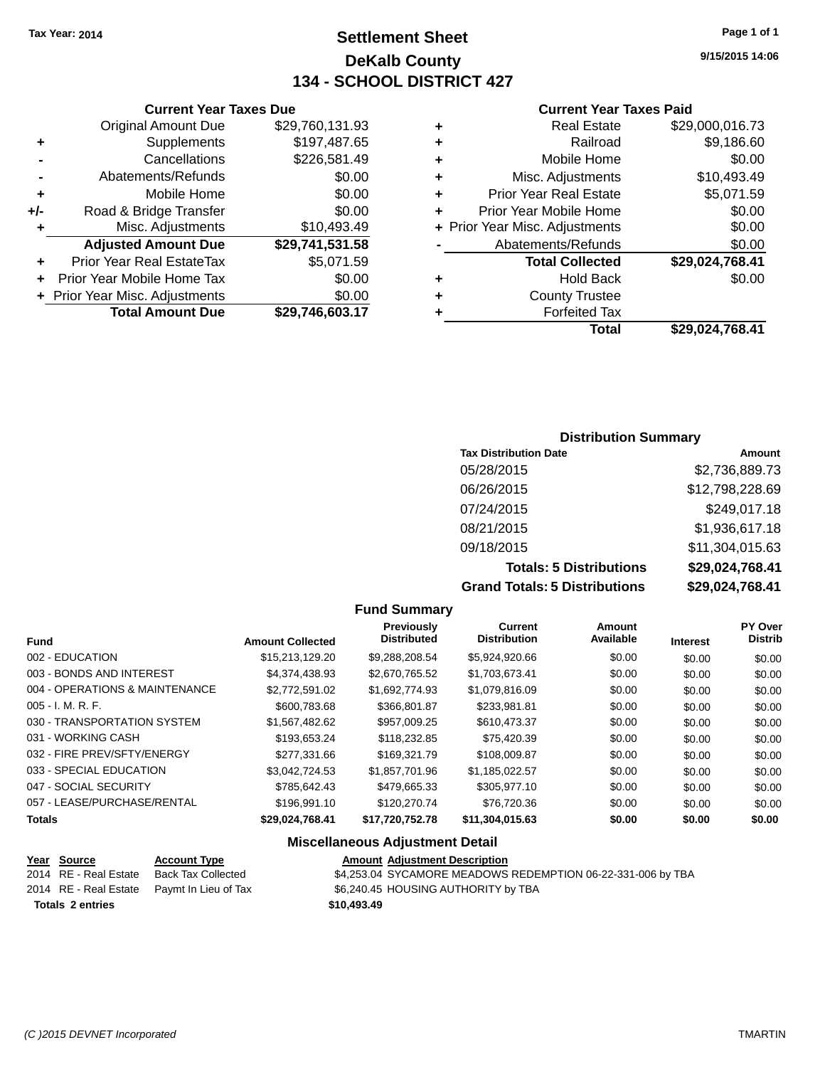Tax Year: 2014

# Settlement Sheet

## DeKalb County

## 134 - SCHOOL DISTRICT 427

9/15/2015 14:06

### Current Year Taxes Due

| | | |
|---|---|---|
| | Original Amount Due | $29,760,131.93 |
| + | Supplements | $197,487.65 |
| - | Cancellations | $226,581.49 |
| - | Abatements/Refunds | $0.00 |
| + | Mobile Home | $0.00 |
| +/- | Road & Bridge Transfer | $0.00 |
| + | Misc. Adjustments | $10,493.49 |
| | **Adjusted Amount Due** | **$29,741,531.58** |
| + | Prior Year Real EstateTax | $5,071.59 |
| + | Prior Year Mobile Home Tax | $0.00 |
| + | Prior Year Misc. Adjustments | $0.00 |
| | **Total Amount Due** | **$29,746,603.17** |

### Current Year Taxes Paid

| | | |
|---|---|---|
| + | Real Estate | $29,000,016.73 |
| + | Railroad | $9,186.60 |
| + | Mobile Home | $0.00 |
| + | Misc. Adjustments | $10,493.49 |
| + | Prior Year Real Estate | $5,071.59 |
| + | Prior Year Mobile Home | $0.00 |
| + | Prior Year Misc. Adjustments | $0.00 |
| - | Abatements/Refunds | $0.00 |
| | **Total Collected** | **$29,024,768.41** |
| + | Hold Back | $0.00 |
| + | County Trustee | |
| + | Forfeited Tax | |
| | **Total** | **$29,024,768.41** |

### Distribution Summary

| Tax Distribution Date | Amount |
|---|---|
| 05/28/2015 | $2,736,889.73 |
| 06/26/2015 | $12,798,228.69 |
| 07/24/2015 | $249,017.18 |
| 08/21/2015 | $1,936,617.18 |
| 09/18/2015 | $11,304,015.63 |
| **Totals: 5 Distributions** | **$29,024,768.41** |
| **Grand Totals: 5 Distributions** | **$29,024,768.41** |

### Fund Summary

| Fund | Amount Collected | Previously Distributed | Current Distribution | Amount Available | Interest | PY Over Distrib |
|---|---|---|---|---|---|---|
| 002 - EDUCATION | $15,213,129.20 | $9,288,208.54 | $5,924,920.66 | $0.00 | $0.00 | $0.00 |
| 003 - BONDS AND INTEREST | $4,374,438.93 | $2,670,765.52 | $1,703,673.41 | $0.00 | $0.00 | $0.00 |
| 004 - OPERATIONS & MAINTENANCE | $2,772,591.02 | $1,692,774.93 | $1,079,816.09 | $0.00 | $0.00 | $0.00 |
| 005 - I. M. R. F. | $600,783.68 | $366,801.87 | $233,981.81 | $0.00 | $0.00 | $0.00 |
| 030 - TRANSPORTATION SYSTEM | $1,567,482.62 | $957,009.25 | $610,473.37 | $0.00 | $0.00 | $0.00 |
| 031 - WORKING CASH | $193,653.24 | $118,232.85 | $75,420.39 | $0.00 | $0.00 | $0.00 |
| 032 - FIRE PREV/SFTY/ENERGY | $277,331.66 | $169,321.79 | $108,009.87 | $0.00 | $0.00 | $0.00 |
| 033 - SPECIAL EDUCATION | $3,042,724.53 | $1,857,701.96 | $1,185,022.57 | $0.00 | $0.00 | $0.00 |
| 047 - SOCIAL SECURITY | $785,642.43 | $479,665.33 | $305,977.10 | $0.00 | $0.00 | $0.00 |
| 057 - LEASE/PURCHASE/RENTAL | $196,991.10 | $120,270.74 | $76,720.36 | $0.00 | $0.00 | $0.00 |
| **Totals** | **$29,024,768.41** | **$17,720,752.78** | **$11,304,015.63** | **$0.00** | **$0.00** | **$0.00** |

### Miscellaneous Adjustment Detail

| Year | Source | Account Type | Amount | Adjustment Description |
|---|---|---|---|---|
| 2014 | RE - Real Estate | Back Tax Collected | $4,253.04 | SYCAMORE MEADOWS REDEMPTION 06-22-331-006 by TBA |
| 2014 | RE - Real Estate | Paymt In Lieu of Tax | $6,240.45 | HOUSING AUTHORITY by TBA |
| **Totals 2 entries** | | | **$10,493.49** | |

(C )2015 DEVNET Incorporated TMARTIN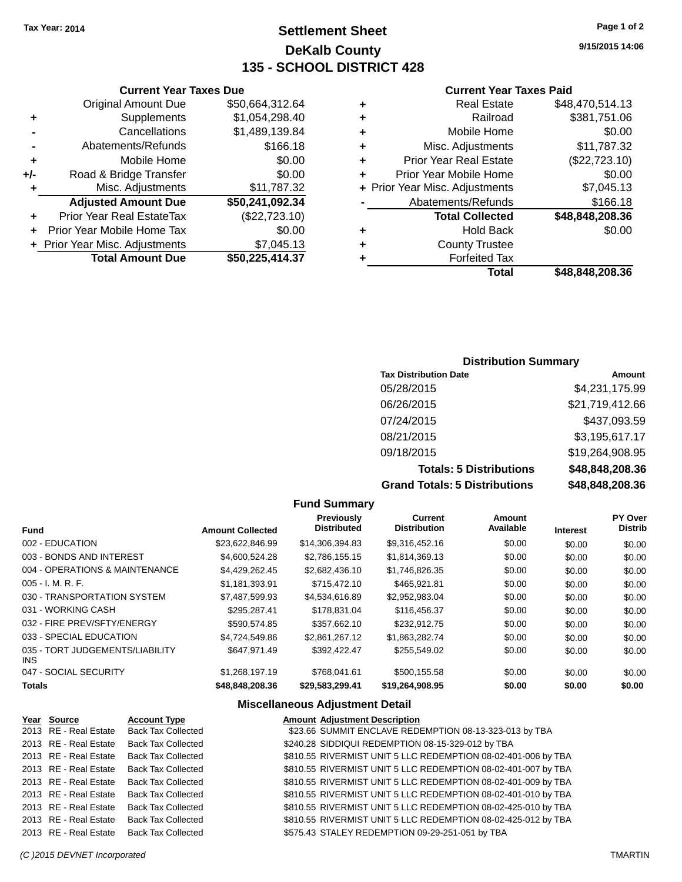Tax Year: 2014

# Settlement Sheet

## DeKalb County

## 135 - SCHOOL DISTRICT 428

9/15/2015 14:06

### Current Year Taxes Due

| | | |
|---|---|---|
| | Original Amount Due | $50,664,312.64 |
| + | Supplements | $1,054,298.40 |
| - | Cancellations | $1,489,139.84 |
| - | Abatements/Refunds | $166.18 |
| + | Mobile Home | $0.00 |
| +/- | Road & Bridge Transfer | $0.00 |
| + | Misc. Adjustments | $11,787.32 |
| | **Adjusted Amount Due** | **$50,241,092.34** |
| + | Prior Year Real EstateTax | ($22,723.10) |
| + | Prior Year Mobile Home Tax | $0.00 |
| + | Prior Year Misc. Adjustments | $7,045.13 |
| | **Total Amount Due** | **$50,225,414.37** |

### Current Year Taxes Paid

| | | |
|---|---|---|
| + | Real Estate | $48,470,514.13 |
| + | Railroad | $381,751.06 |
| + | Mobile Home | $0.00 |
| + | Misc. Adjustments | $11,787.32 |
| + | Prior Year Real Estate | ($22,723.10) |
| + | Prior Year Mobile Home | $0.00 |
| + | Prior Year Misc. Adjustments | $7,045.13 |
| - | Abatements/Refunds | $166.18 |
| | **Total Collected** | **$48,848,208.36** |
| + | Hold Back | $0.00 |
| + | County Trustee | |
| + | Forfeited Tax | |
| | **Total** | **$48,848,208.36** |

### Distribution Summary

| Tax Distribution Date | Amount |
|---|---|
| 05/28/2015 | $4,231,175.99 |
| 06/26/2015 | $21,719,412.66 |
| 07/24/2015 | $437,093.59 |
| 08/21/2015 | $3,195,617.17 |
| 09/18/2015 | $19,264,908.95 |
| **Totals: 5 Distributions** | **$48,848,208.36** |
| **Grand Totals: 5 Distributions** | **$48,848,208.36** |

### Fund Summary

| Fund | Amount Collected | Previously Distributed | Current Distribution | Amount Available | Interest | PY Over Distrib |
|---|---|---|---|---|---|---|
| 002 - EDUCATION | $23,622,846.99 | $14,306,394.83 | $9,316,452.16 | $0.00 | $0.00 | $0.00 |
| 003 - BONDS AND INTEREST | $4,600,524.28 | $2,786,155.15 | $1,814,369.13 | $0.00 | $0.00 | $0.00 |
| 004 - OPERATIONS & MAINTENANCE | $4,429,262.45 | $2,682,436.10 | $1,746,826.35 | $0.00 | $0.00 | $0.00 |
| 005 - I. M. R. F. | $1,181,393.91 | $715,472.10 | $465,921.81 | $0.00 | $0.00 | $0.00 |
| 030 - TRANSPORTATION SYSTEM | $7,487,599.93 | $4,534,616.89 | $2,952,983.04 | $0.00 | $0.00 | $0.00 |
| 031 - WORKING CASH | $295,287.41 | $178,831.04 | $116,456.37 | $0.00 | $0.00 | $0.00 |
| 032 - FIRE PREV/SFTY/ENERGY | $590,574.85 | $357,662.10 | $232,912.75 | $0.00 | $0.00 | $0.00 |
| 033 - SPECIAL EDUCATION | $4,724,549.86 | $2,861,267.12 | $1,863,282.74 | $0.00 | $0.00 | $0.00 |
| 035 - TORT JUDGEMENTS/LIABILITY INS | $647,971.49 | $392,422.47 | $255,549.02 | $0.00 | $0.00 | $0.00 |
| 047 - SOCIAL SECURITY | $1,268,197.19 | $768,041.61 | $500,155.58 | $0.00 | $0.00 | $0.00 |
| **Totals** | **$48,848,208.36** | **$29,583,299.41** | **$19,264,908.95** | **$0.00** | **$0.00** | **$0.00** |

### Miscellaneous Adjustment Detail

| Year | Source | Account Type | Amount | Adjustment Description |
|---|---|---|---|---|
| 2013 | RE - Real Estate | Back Tax Collected | $23.66 | SUMMIT ENCLAVE REDEMPTION 08-13-323-013 by TBA |
| 2013 | RE - Real Estate | Back Tax Collected | $240.28 | SIDDIQUI REDEMPTION 08-15-329-012 by TBA |
| 2013 | RE - Real Estate | Back Tax Collected | $810.55 | RIVERMIST UNIT 5 LLC REDEMPTION 08-02-401-006 by TBA |
| 2013 | RE - Real Estate | Back Tax Collected | $810.55 | RIVERMIST UNIT 5 LLC REDEMPTION 08-02-401-007 by TBA |
| 2013 | RE - Real Estate | Back Tax Collected | $810.55 | RIVERMIST UNIT 5 LLC REDEMPTION 08-02-401-009 by TBA |
| 2013 | RE - Real Estate | Back Tax Collected | $810.55 | RIVERMIST UNIT 5 LLC REDEMPTION 08-02-401-010 by TBA |
| 2013 | RE - Real Estate | Back Tax Collected | $810.55 | RIVERMIST UNIT 5 LLC REDEMPTION 08-02-425-010 by TBA |
| 2013 | RE - Real Estate | Back Tax Collected | $810.55 | RIVERMIST UNIT 5 LLC REDEMPTION 08-02-425-012 by TBA |
| 2013 | RE - Real Estate | Back Tax Collected | $575.43 | STALEY REDEMPTION 09-29-251-051 by TBA |

(C )2015 DEVNET Incorporated TMARTIN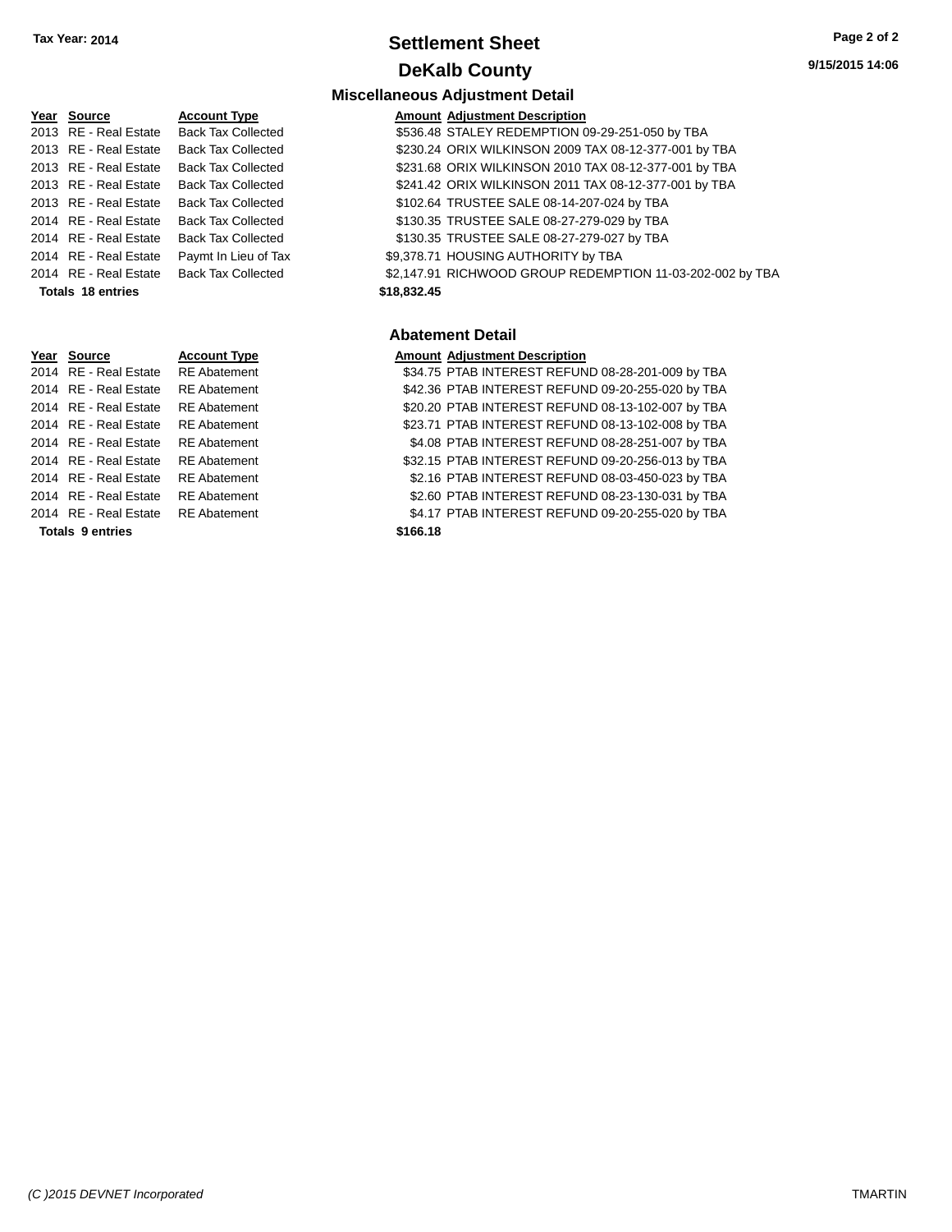**Tax Year: 2014**

# Settlement Sheet

## DeKalb County

9/15/2015 14:06

### Miscellaneous Adjustment Detail

| Year | Source | Account Type | Amount | Adjustment Description |
|---|---|---|---|---|
| 2013 | RE - Real Estate | Back Tax Collected | $536.48 | STALEY REDEMPTION 09-29-251-050 by TBA |
| 2013 | RE - Real Estate | Back Tax Collected | $230.24 | ORIX WILKINSON 2009 TAX 08-12-377-001 by TBA |
| 2013 | RE - Real Estate | Back Tax Collected | $231.68 | ORIX WILKINSON 2010 TAX 08-12-377-001 by TBA |
| 2013 | RE - Real Estate | Back Tax Collected | $241.42 | ORIX WILKINSON 2011 TAX 08-12-377-001 by TBA |
| 2013 | RE - Real Estate | Back Tax Collected | $102.64 | TRUSTEE SALE 08-14-207-024 by TBA |
| 2014 | RE - Real Estate | Back Tax Collected | $130.35 | TRUSTEE SALE 08-27-279-029 by TBA |
| 2014 | RE - Real Estate | Back Tax Collected | $130.35 | TRUSTEE SALE 08-27-279-027 by TBA |
| 2014 | RE - Real Estate | Paymt In Lieu of Tax | $9,378.71 | HOUSING AUTHORITY by TBA |
| 2014 | RE - Real Estate | Back Tax Collected | $2,147.91 | RICHWOOD GROUP REDEMPTION 11-03-202-002 by TBA |
| **Totals 18 entries** | | | **$18,832.45** | |

### Abatement Detail

| Year | Source | Account Type | Amount | Adjustment Description |
|---|---|---|---|---|
| 2014 | RE - Real Estate | RE Abatement | $34.75 | PTAB INTEREST REFUND 08-28-201-009 by TBA |
| 2014 | RE - Real Estate | RE Abatement | $42.36 | PTAB INTEREST REFUND 09-20-255-020 by TBA |
| 2014 | RE - Real Estate | RE Abatement | $20.20 | PTAB INTEREST REFUND 08-13-102-007 by TBA |
| 2014 | RE - Real Estate | RE Abatement | $23.71 | PTAB INTEREST REFUND 08-13-102-008 by TBA |
| 2014 | RE - Real Estate | RE Abatement | $4.08 | PTAB INTEREST REFUND 08-28-251-007 by TBA |
| 2014 | RE - Real Estate | RE Abatement | $32.15 | PTAB INTEREST REFUND 09-20-256-013 by TBA |
| 2014 | RE - Real Estate | RE Abatement | $2.16 | PTAB INTEREST REFUND 08-03-450-023 by TBA |
| 2014 | RE - Real Estate | RE Abatement | $2.60 | PTAB INTEREST REFUND 08-23-130-031 by TBA |
| 2014 | RE - Real Estate | RE Abatement | $4.17 | PTAB INTEREST REFUND 09-20-255-020 by TBA |
| **Totals 9 entries** | | | **$166.18** | |

*(C )2015 DEVNET Incorporated* TMARTIN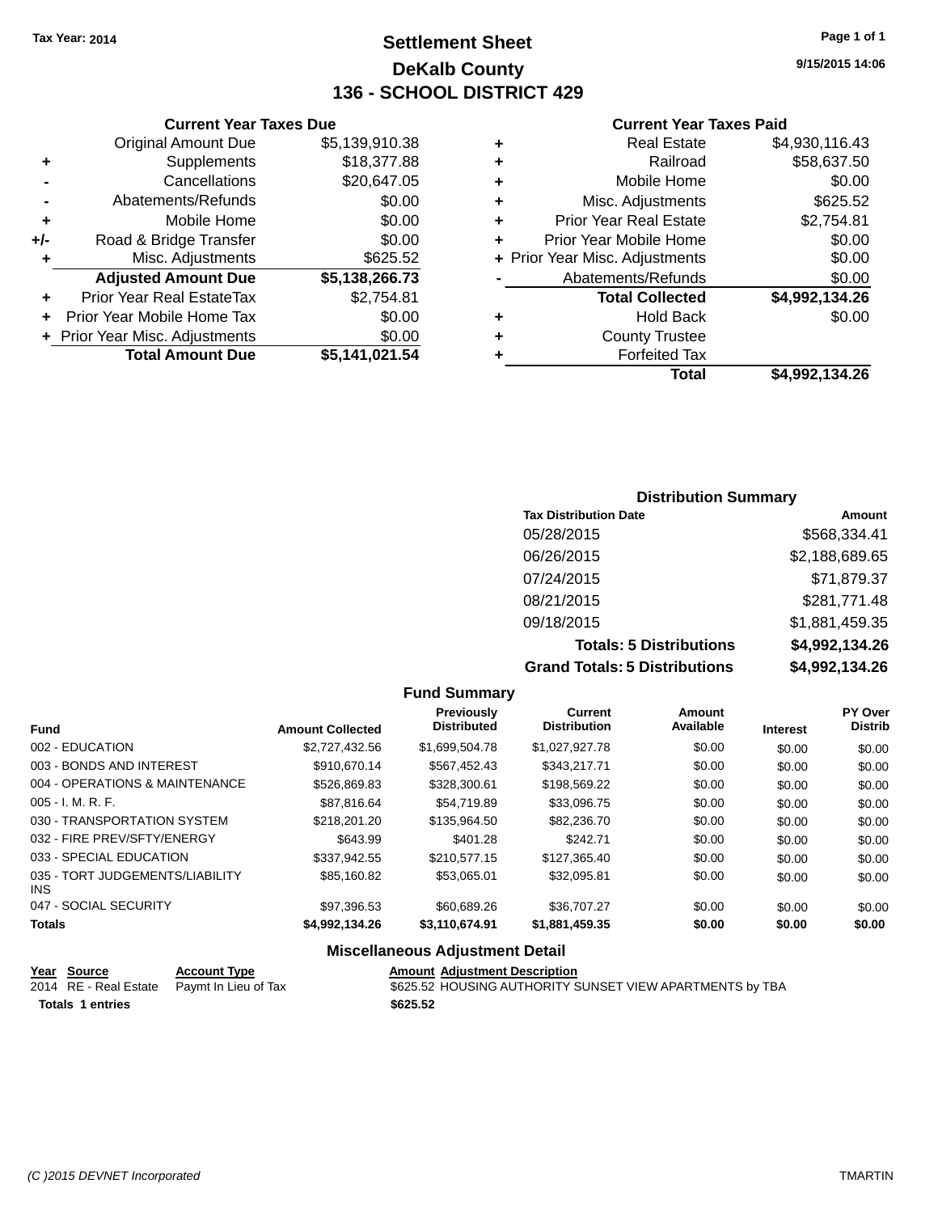Tax Year: 2014

# Settlement Sheet
## DeKalb County
## 136 - SCHOOL DISTRICT 429

9/15/2015 14:06

### Current Year Taxes Due

| | | |
|---|---|---|
| | Original Amount Due | $5,139,910.38 |
| + | Supplements | $18,377.88 |
| - | Cancellations | $20,647.05 |
| - | Abatements/Refunds | $0.00 |
| + | Mobile Home | $0.00 |
| +/- | Road & Bridge Transfer | $0.00 |
| + | Misc. Adjustments | $625.52 |
| | **Adjusted Amount Due** | **$5,138,266.73** |
| + | Prior Year Real EstateTax | $2,754.81 |
| + | Prior Year Mobile Home Tax | $0.00 |
| + | Prior Year Misc. Adjustments | $0.00 |
| | **Total Amount Due** | **$5,141,021.54** |

### Current Year Taxes Paid

| | | |
|---|---|---|
| + | Real Estate | $4,930,116.43 |
| + | Railroad | $58,637.50 |
| + | Mobile Home | $0.00 |
| + | Misc. Adjustments | $625.52 |
| + | Prior Year Real Estate | $2,754.81 |
| + | Prior Year Mobile Home | $0.00 |
| + | Prior Year Misc. Adjustments | $0.00 |
| - | Abatements/Refunds | $0.00 |
| | **Total Collected** | **$4,992,134.26** |
| + | Hold Back | $0.00 |
| + | County Trustee | |
| + | Forfeited Tax | |
| | **Total** | **$4,992,134.26** |

### Distribution Summary

| Tax Distribution Date | Amount |
|---|---|
| 05/28/2015 | $568,334.41 |
| 06/26/2015 | $2,188,689.65 |
| 07/24/2015 | $71,879.37 |
| 08/21/2015 | $281,771.48 |
| 09/18/2015 | $1,881,459.35 |
| **Totals: 5 Distributions** | **$4,992,134.26** |
| **Grand Totals: 5 Distributions** | **$4,992,134.26** |

### Fund Summary

| Fund | Amount Collected | Previously Distributed | Current Distribution | Amount Available | Interest | PY Over Distrib |
|---|---|---|---|---|---|---|
| 002 - EDUCATION | $2,727,432.56 | $1,699,504.78 | $1,027,927.78 | $0.00 | $0.00 | $0.00 |
| 003 - BONDS AND INTEREST | $910,670.14 | $567,452.43 | $343,217.71 | $0.00 | $0.00 | $0.00 |
| 004 - OPERATIONS & MAINTENANCE | $526,869.83 | $328,300.61 | $198,569.22 | $0.00 | $0.00 | $0.00 |
| 005 - I. M. R. F. | $87,816.64 | $54,719.89 | $33,096.75 | $0.00 | $0.00 | $0.00 |
| 030 - TRANSPORTATION SYSTEM | $218,201.20 | $135,964.50 | $82,236.70 | $0.00 | $0.00 | $0.00 |
| 032 - FIRE PREV/SFTY/ENERGY | $643.99 | $401.28 | $242.71 | $0.00 | $0.00 | $0.00 |
| 033 - SPECIAL EDUCATION | $337,942.55 | $210,577.15 | $127,365.40 | $0.00 | $0.00 | $0.00 |
| 035 - TORT JUDGEMENTS/LIABILITY INS | $85,160.82 | $53,065.01 | $32,095.81 | $0.00 | $0.00 | $0.00 |
| 047 - SOCIAL SECURITY | $97,396.53 | $60,689.26 | $36,707.27 | $0.00 | $0.00 | $0.00 |
| **Totals** | **$4,992,134.26** | **$3,110,674.91** | **$1,881,459.35** | **$0.00** | **$0.00** | **$0.00** |

### Miscellaneous Adjustment Detail

| Year | Source | Account Type | Amount | Adjustment Description |
|---|---|---|---|---|
| 2014 | RE - Real Estate | Paymt In Lieu of Tax | $625.52 | HOUSING AUTHORITY SUNSET VIEW APARTMENTS by TBA |
| **Totals 1 entries** | | | **$625.52** | |

(C )2015 DEVNET Incorporated — TMARTIN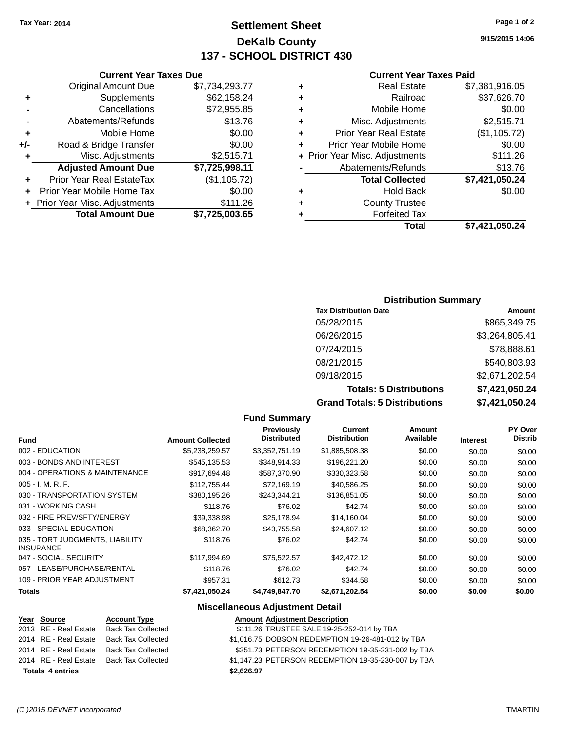Tax Year: 2014

# Settlement Sheet

## DeKalb County

## 137 - SCHOOL DISTRICT 430

9/15/2015 14:06

### Current Year Taxes Due

| | | |
|---|---|---|
| | Original Amount Due | $7,734,293.77 |
| + | Supplements | $62,158.24 |
| - | Cancellations | $72,955.85 |
| - | Abatements/Refunds | $13.76 |
| + | Mobile Home | $0.00 |
| +/- | Road & Bridge Transfer | $0.00 |
| + | Misc. Adjustments | $2,515.71 |
| | **Adjusted Amount Due** | **$7,725,998.11** |
| + | Prior Year Real EstateTax | ($1,105.72) |
| + | Prior Year Mobile Home Tax | $0.00 |
| + | Prior Year Misc. Adjustments | $111.26 |
| | **Total Amount Due** | **$7,725,003.65** |

### Current Year Taxes Paid

| | | |
|---|---|---|
| + | Real Estate | $7,381,916.05 |
| + | Railroad | $37,626.70 |
| + | Mobile Home | $0.00 |
| + | Misc. Adjustments | $2,515.71 |
| + | Prior Year Real Estate | ($1,105.72) |
| + | Prior Year Mobile Home | $0.00 |
| + | Prior Year Misc. Adjustments | $111.26 |
| - | Abatements/Refunds | $13.76 |
| | **Total Collected** | **$7,421,050.24** |
| + | Hold Back | $0.00 |
| + | County Trustee | |
| + | Forfeited Tax | |
| | **Total** | **$7,421,050.24** |

### Distribution Summary

| Tax Distribution Date | Amount |
|---|---|
| 05/28/2015 | $865,349.75 |
| 06/26/2015 | $3,264,805.41 |
| 07/24/2015 | $78,888.61 |
| 08/21/2015 | $540,803.93 |
| 09/18/2015 | $2,671,202.54 |
| **Totals: 5 Distributions** | **$7,421,050.24** |
| **Grand Totals: 5 Distributions** | **$7,421,050.24** |

### Fund Summary

| Fund | Amount Collected | Previously Distributed | Current Distribution | Amount Available | Interest | PY Over Distrib |
|---|---|---|---|---|---|---|
| 002 - EDUCATION | $5,238,259.57 | $3,352,751.19 | $1,885,508.38 | $0.00 | $0.00 | $0.00 |
| 003 - BONDS AND INTEREST | $545,135.53 | $348,914.33 | $196,221.20 | $0.00 | $0.00 | $0.00 |
| 004 - OPERATIONS & MAINTENANCE | $917,694.48 | $587,370.90 | $330,323.58 | $0.00 | $0.00 | $0.00 |
| 005 - I. M. R. F. | $112,755.44 | $72,169.19 | $40,586.25 | $0.00 | $0.00 | $0.00 |
| 030 - TRANSPORTATION SYSTEM | $380,195.26 | $243,344.21 | $136,851.05 | $0.00 | $0.00 | $0.00 |
| 031 - WORKING CASH | $118.76 | $76.02 | $42.74 | $0.00 | $0.00 | $0.00 |
| 032 - FIRE PREV/SFTY/ENERGY | $39,338.98 | $25,178.94 | $14,160.04 | $0.00 | $0.00 | $0.00 |
| 033 - SPECIAL EDUCATION | $68,362.70 | $43,755.58 | $24,607.12 | $0.00 | $0.00 | $0.00 |
| 035 - TORT JUDGMENTS, LIABILITY INSURANCE | $118.76 | $76.02 | $42.74 | $0.00 | $0.00 | $0.00 |
| 047 - SOCIAL SECURITY | $117,994.69 | $75,522.57 | $42,472.12 | $0.00 | $0.00 | $0.00 |
| 057 - LEASE/PURCHASE/RENTAL | $118.76 | $76.02 | $42.74 | $0.00 | $0.00 | $0.00 |
| 109 - PRIOR YEAR ADJUSTMENT | $957.31 | $612.73 | $344.58 | $0.00 | $0.00 | $0.00 |
| **Totals** | **$7,421,050.24** | **$4,749,847.70** | **$2,671,202.54** | **$0.00** | **$0.00** | **$0.00** |

### Miscellaneous Adjustment Detail

| Year | Source | Account Type | Amount | Adjustment Description |
|---|---|---|---|---|
| 2013 | RE - Real Estate | Back Tax Collected | $111.26 | TRUSTEE SALE 19-25-252-014 by TBA |
| 2014 | RE - Real Estate | Back Tax Collected | $1,016.75 | DOBSON REDEMPTION 19-26-481-012 by TBA |
| 2014 | RE - Real Estate | Back Tax Collected | $351.73 | PETERSON REDEMPTION 19-35-231-002 by TBA |
| 2014 | RE - Real Estate | Back Tax Collected | $1,147.23 | PETERSON REDEMPTION 19-35-230-007 by TBA |
| **Totals 4 entries** | | | **$2,626.97** | |

(C )2015 DEVNET Incorporated TMARTIN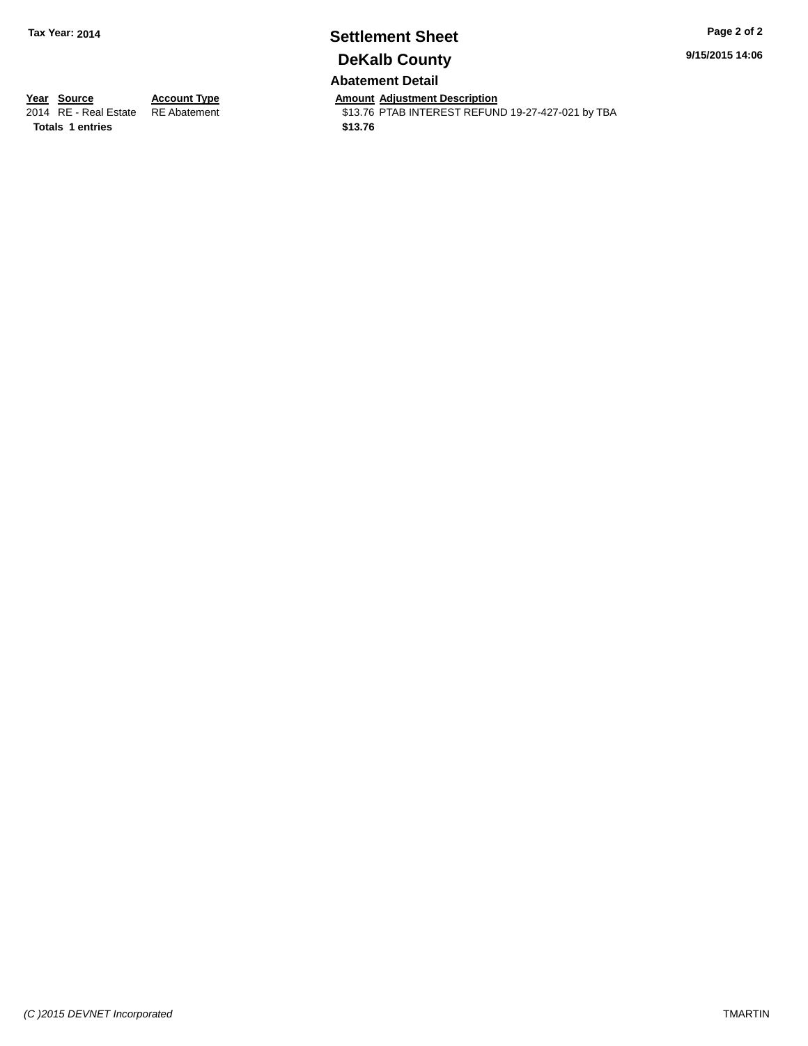**Tax Year: 2014**

# Settlement Sheet

## DeKalb County

9/15/2015 14:06

### Abatement Detail

| Year | Source | Account Type | Amount | Adjustment Description |
| --- | --- | --- | --- | --- |
| 2014 | RE - Real Estate | RE Abatement | $13.76 | PTAB INTEREST REFUND 19-27-427-021 by TBA |
| **Totals** | **1 entries** | | **$13.76** | |

*(C )2015 DEVNET Incorporated*

TMARTIN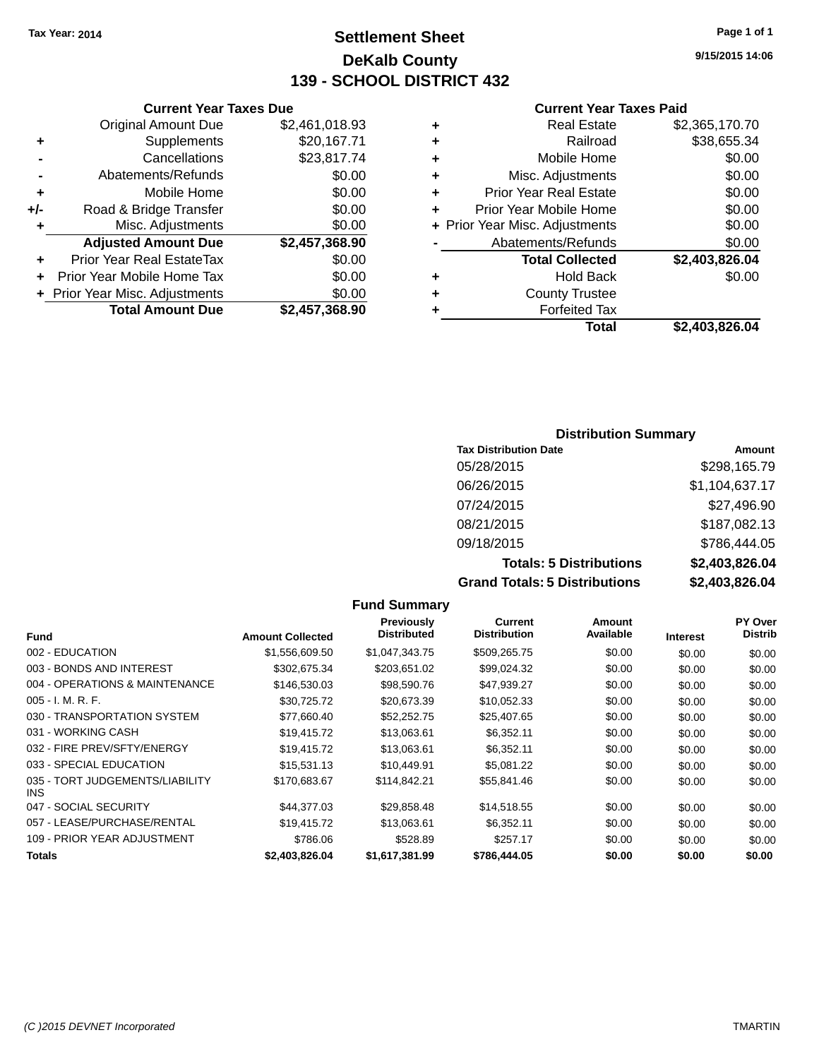Tax Year: 2014

# Settlement Sheet

## DeKalb County

## 139 - SCHOOL DISTRICT 432

9/15/2015 14:06

### Current Year Taxes Due

| | | |
|---|---|---|
| | Original Amount Due | $2,461,018.93 |
| + | Supplements | $20,167.71 |
| - | Cancellations | $23,817.74 |
| - | Abatements/Refunds | $0.00 |
| + | Mobile Home | $0.00 |
| +/- | Road & Bridge Transfer | $0.00 |
| + | Misc. Adjustments | $0.00 |
| | **Adjusted Amount Due** | **$2,457,368.90** |
| + | Prior Year Real EstateTax | $0.00 |
| + | Prior Year Mobile Home Tax | $0.00 |
| + | Prior Year Misc. Adjustments | $0.00 |
| | **Total Amount Due** | **$2,457,368.90** |

### Current Year Taxes Paid

| | | |
|---|---|---|
| + | Real Estate | $2,365,170.70 |
| + | Railroad | $38,655.34 |
| + | Mobile Home | $0.00 |
| + | Misc. Adjustments | $0.00 |
| + | Prior Year Real Estate | $0.00 |
| + | Prior Year Mobile Home | $0.00 |
| + | Prior Year Misc. Adjustments | $0.00 |
| - | Abatements/Refunds | $0.00 |
| | **Total Collected** | **$2,403,826.04** |
| + | Hold Back | $0.00 |
| + | County Trustee | |
| + | Forfeited Tax | |
| | **Total** | **$2,403,826.04** |

### Distribution Summary

| Tax Distribution Date | Amount |
|---|---|
| 05/28/2015 | $298,165.79 |
| 06/26/2015 | $1,104,637.17 |
| 07/24/2015 | $27,496.90 |
| 08/21/2015 | $187,082.13 |
| 09/18/2015 | $786,444.05 |
| **Totals: 5 Distributions** | **$2,403,826.04** |
| **Grand Totals: 5 Distributions** | **$2,403,826.04** |

### Fund Summary

| Fund | Amount Collected | Previously Distributed | Current Distribution | Amount Available | Interest | PY Over Distrib |
|---|---|---|---|---|---|---|
| 002 - EDUCATION | $1,556,609.50 | $1,047,343.75 | $509,265.75 | $0.00 | $0.00 | $0.00 |
| 003 - BONDS AND INTEREST | $302,675.34 | $203,651.02 | $99,024.32 | $0.00 | $0.00 | $0.00 |
| 004 - OPERATIONS & MAINTENANCE | $146,530.03 | $98,590.76 | $47,939.27 | $0.00 | $0.00 | $0.00 |
| 005 - I. M. R. F. | $30,725.72 | $20,673.39 | $10,052.33 | $0.00 | $0.00 | $0.00 |
| 030 - TRANSPORTATION SYSTEM | $77,660.40 | $52,252.75 | $25,407.65 | $0.00 | $0.00 | $0.00 |
| 031 - WORKING CASH | $19,415.72 | $13,063.61 | $6,352.11 | $0.00 | $0.00 | $0.00 |
| 032 - FIRE PREV/SFTY/ENERGY | $19,415.72 | $13,063.61 | $6,352.11 | $0.00 | $0.00 | $0.00 |
| 033 - SPECIAL EDUCATION | $15,531.13 | $10,449.91 | $5,081.22 | $0.00 | $0.00 | $0.00 |
| 035 - TORT JUDGEMENTS/LIABILITY INS | $170,683.67 | $114,842.21 | $55,841.46 | $0.00 | $0.00 | $0.00 |
| 047 - SOCIAL SECURITY | $44,377.03 | $29,858.48 | $14,518.55 | $0.00 | $0.00 | $0.00 |
| 057 - LEASE/PURCHASE/RENTAL | $19,415.72 | $13,063.61 | $6,352.11 | $0.00 | $0.00 | $0.00 |
| 109 - PRIOR YEAR ADJUSTMENT | $786.06 | $528.89 | $257.17 | $0.00 | $0.00 | $0.00 |
| **Totals** | **$2,403,826.04** | **$1,617,381.99** | **$786,444.05** | **$0.00** | **$0.00** | **$0.00** |

(C )2015 DEVNET Incorporated TMARTIN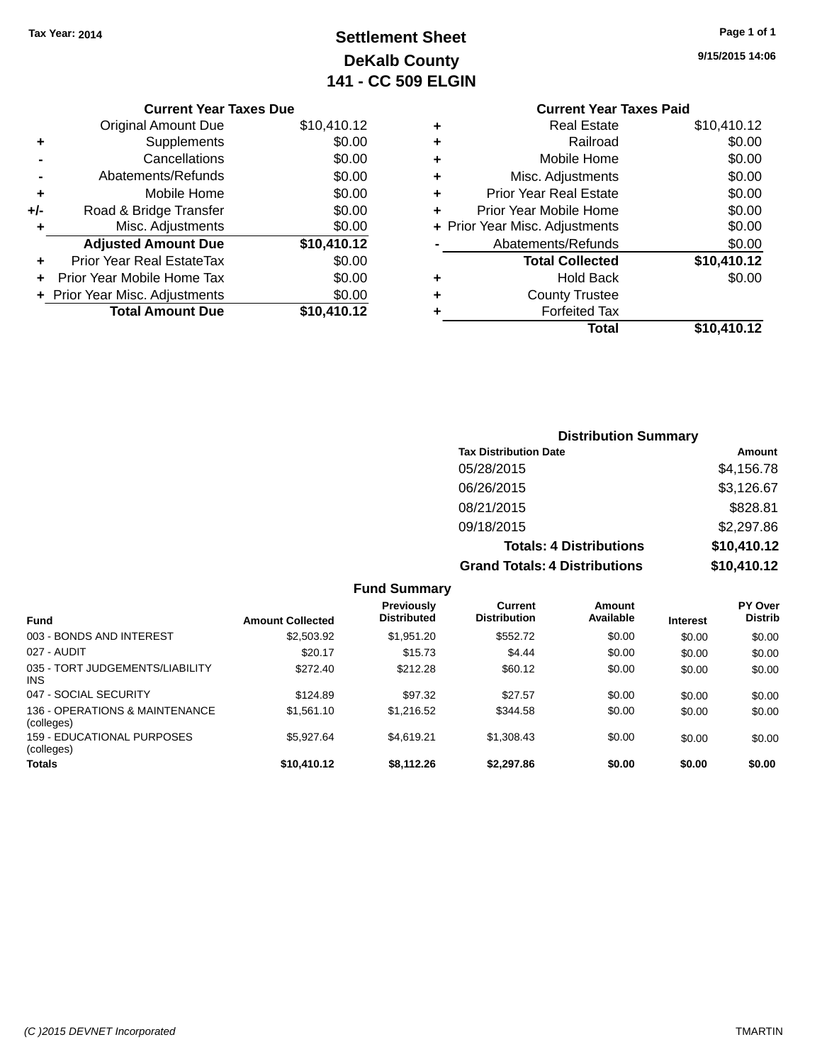Tax Year: 2014

# Settlement Sheet

## DeKalb County

## 141 - CC 509 ELGIN

9/15/2015 14:06

### Current Year Taxes Due

| | | |
|---|---|---|
| | Original Amount Due | $10,410.12 |
| + | Supplements | $0.00 |
| - | Cancellations | $0.00 |
| - | Abatements/Refunds | $0.00 |
| + | Mobile Home | $0.00 |
| +/- | Road & Bridge Transfer | $0.00 |
| + | Misc. Adjustments | $0.00 |
| | **Adjusted Amount Due** | **$10,410.12** |
| + | Prior Year Real EstateTax | $0.00 |
| + | Prior Year Mobile Home Tax | $0.00 |
| + | Prior Year Misc. Adjustments | $0.00 |
| | **Total Amount Due** | **$10,410.12** |

### Current Year Taxes Paid

| | | |
|---|---|---|
| + | Real Estate | $10,410.12 |
| + | Railroad | $0.00 |
| + | Mobile Home | $0.00 |
| + | Misc. Adjustments | $0.00 |
| + | Prior Year Real Estate | $0.00 |
| + | Prior Year Mobile Home | $0.00 |
| + | Prior Year Misc. Adjustments | $0.00 |
| - | Abatements/Refunds | $0.00 |
| | **Total Collected** | **$10,410.12** |
| + | Hold Back | $0.00 |
| + | County Trustee | |
| + | Forfeited Tax | |
| | **Total** | **$10,410.12** |

### Distribution Summary

| Tax Distribution Date | Amount |
|---|---|
| 05/28/2015 | $4,156.78 |
| 06/26/2015 | $3,126.67 |
| 08/21/2015 | $828.81 |
| 09/18/2015 | $2,297.86 |
| **Totals: 4 Distributions** | **$10,410.12** |
| **Grand Totals: 4 Distributions** | **$10,410.12** |

### Fund Summary

| Fund | Amount Collected | Previously Distributed | Current Distribution | Amount Available | Interest | PY Over Distrib |
|---|---|---|---|---|---|---|
| 003 - BONDS AND INTEREST | $2,503.92 | $1,951.20 | $552.72 | $0.00 | $0.00 | $0.00 |
| 027 - AUDIT | $20.17 | $15.73 | $4.44 | $0.00 | $0.00 | $0.00 |
| 035 - TORT JUDGEMENTS/LIABILITY INS | $272.40 | $212.28 | $60.12 | $0.00 | $0.00 | $0.00 |
| 047 - SOCIAL SECURITY | $124.89 | $97.32 | $27.57 | $0.00 | $0.00 | $0.00 |
| 136 - OPERATIONS & MAINTENANCE (colleges) | $1,561.10 | $1,216.52 | $344.58 | $0.00 | $0.00 | $0.00 |
| 159 - EDUCATIONAL PURPOSES (colleges) | $5,927.64 | $4,619.21 | $1,308.43 | $0.00 | $0.00 | $0.00 |
| **Totals** | **$10,410.12** | **$8,112.26** | **$2,297.86** | **$0.00** | **$0.00** | **$0.00** |

(C )2015 DEVNET Incorporated TMARTIN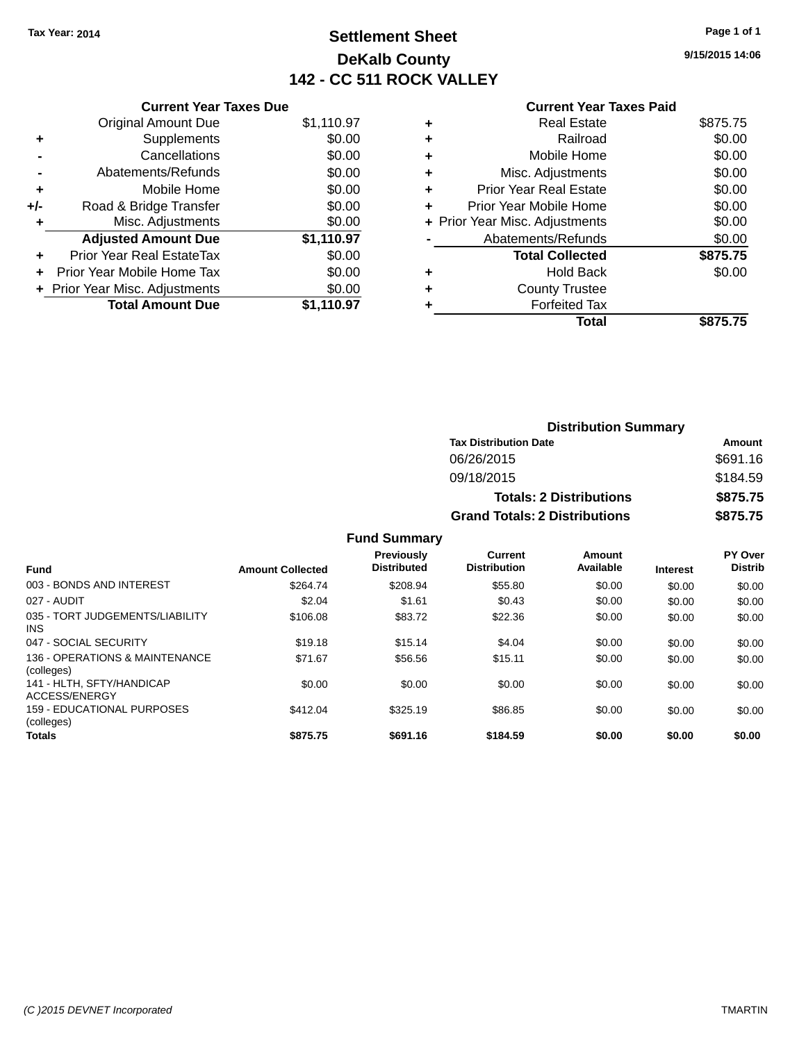Tax Year: 2014

# Settlement Sheet

## DeKalb County

## 142 - CC 511 ROCK VALLEY

9/15/2015 14:06

### Current Year Taxes Due

| | | |
|---|---|---|
| | Original Amount Due | $1,110.97 |
| + | Supplements | $0.00 |
| - | Cancellations | $0.00 |
| - | Abatements/Refunds | $0.00 |
| + | Mobile Home | $0.00 |
| +/- | Road & Bridge Transfer | $0.00 |
| + | Misc. Adjustments | $0.00 |
| | **Adjusted Amount Due** | **$1,110.97** |
| + | Prior Year Real EstateTax | $0.00 |
| + | Prior Year Mobile Home Tax | $0.00 |
| + | Prior Year Misc. Adjustments | $0.00 |
| | **Total Amount Due** | **$1,110.97** |

### Current Year Taxes Paid

| | | |
|---|---|---|
| + | Real Estate | $875.75 |
| + | Railroad | $0.00 |
| + | Mobile Home | $0.00 |
| + | Misc. Adjustments | $0.00 |
| + | Prior Year Real Estate | $0.00 |
| + | Prior Year Mobile Home | $0.00 |
| + | Prior Year Misc. Adjustments | $0.00 |
| - | Abatements/Refunds | $0.00 |
| | **Total Collected** | **$875.75** |
| + | Hold Back | $0.00 |
| + | County Trustee | |
| + | Forfeited Tax | |
| | **Total** | **$875.75** |

### Distribution Summary

| Tax Distribution Date | Amount |
|---|---|
| 06/26/2015 | $691.16 |
| 09/18/2015 | $184.59 |
| **Totals: 2 Distributions** | **$875.75** |
| **Grand Totals: 2 Distributions** | **$875.75** |

### Fund Summary

| Fund | Amount Collected | Previously Distributed | Current Distribution | Amount Available | Interest | PY Over Distrib |
|---|---|---|---|---|---|---|
| 003 - BONDS AND INTEREST | $264.74 | $208.94 | $55.80 | $0.00 | $0.00 | $0.00 |
| 027 - AUDIT | $2.04 | $1.61 | $0.43 | $0.00 | $0.00 | $0.00 |
| 035 - TORT JUDGEMENTS/LIABILITY INS | $106.08 | $83.72 | $22.36 | $0.00 | $0.00 | $0.00 |
| 047 - SOCIAL SECURITY | $19.18 | $15.14 | $4.04 | $0.00 | $0.00 | $0.00 |
| 136 - OPERATIONS & MAINTENANCE (colleges) | $71.67 | $56.56 | $15.11 | $0.00 | $0.00 | $0.00 |
| 141 - HLTH, SFTY/HANDICAP ACCESS/ENERGY | $0.00 | $0.00 | $0.00 | $0.00 | $0.00 | $0.00 |
| 159 - EDUCATIONAL PURPOSES (colleges) | $412.04 | $325.19 | $86.85 | $0.00 | $0.00 | $0.00 |
| **Totals** | **$875.75** | **$691.16** | **$184.59** | **$0.00** | **$0.00** | **$0.00** |

(C )2015 DEVNET Incorporated — TMARTIN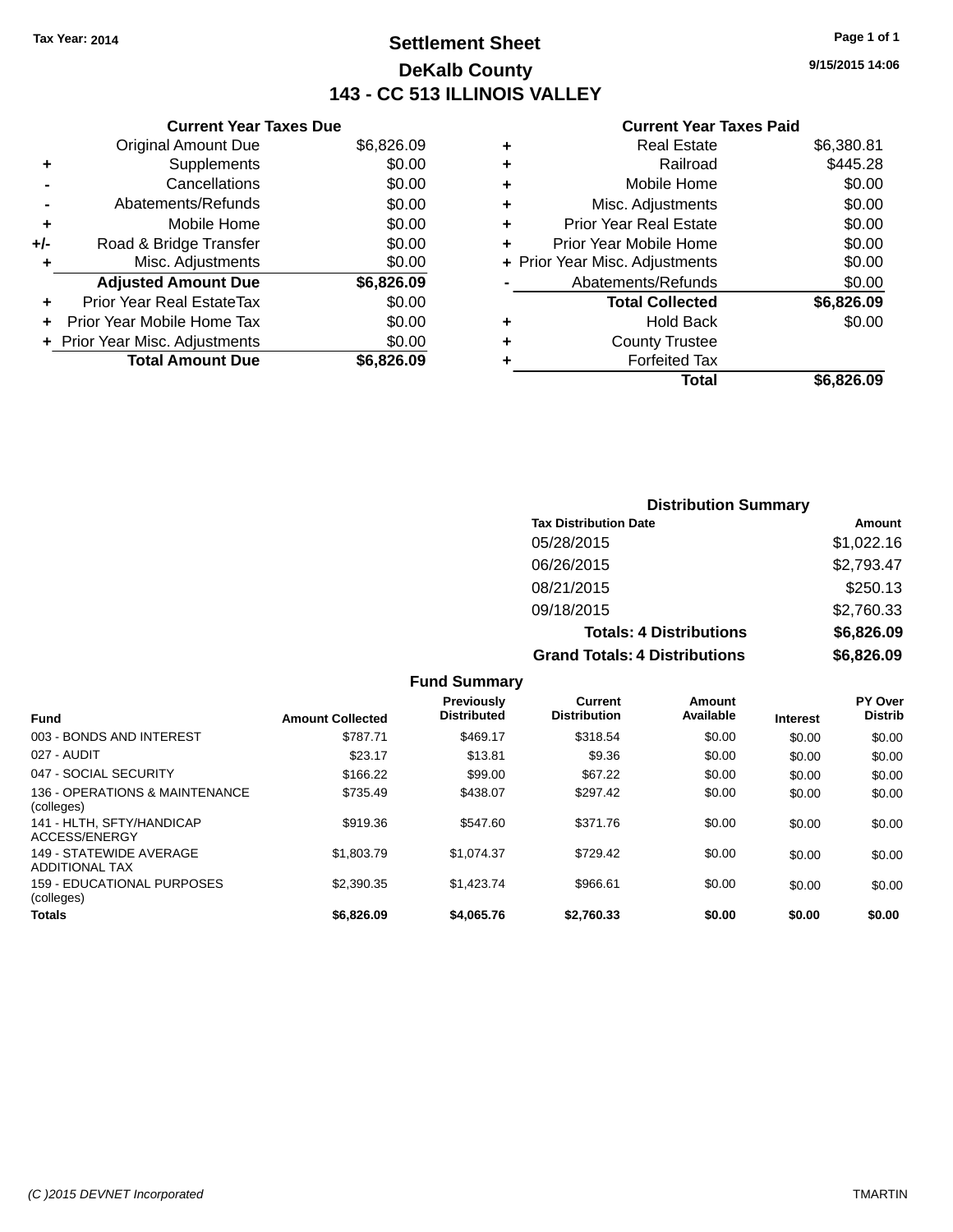Tax Year: 2014

# Settlement Sheet

## DeKalb County

## 143 - CC 513 ILLINOIS VALLEY

9/15/2015 14:06

| | Current Year Taxes Due | |
|---|---|---|
| | Original Amount Due | $6,826.09 |
| + | Supplements | $0.00 |
| - | Cancellations | $0.00 |
| - | Abatements/Refunds | $0.00 |
| + | Mobile Home | $0.00 |
| +/- | Road & Bridge Transfer | $0.00 |
| + | Misc. Adjustments | $0.00 |
| | **Adjusted Amount Due** | **$6,826.09** |
| + | Prior Year Real EstateTax | $0.00 |
| + | Prior Year Mobile Home Tax | $0.00 |
| + | Prior Year Misc. Adjustments | $0.00 |
| | **Total Amount Due** | **$6,826.09** |

| | Current Year Taxes Paid | |
|---|---|---|
| + | Real Estate | $6,380.81 |
| + | Railroad | $445.28 |
| + | Mobile Home | $0.00 |
| + | Misc. Adjustments | $0.00 |
| + | Prior Year Real Estate | $0.00 |
| + | Prior Year Mobile Home | $0.00 |
| + | Prior Year Misc. Adjustments | $0.00 |
| - | Abatements/Refunds | $0.00 |
| | **Total Collected** | **$6,826.09** |
| + | Hold Back | $0.00 |
| + | County Trustee | |
| + | Forfeited Tax | |
| | **Total** | **$6,826.09** |

### Distribution Summary

| Tax Distribution Date | Amount |
|---|---|
| 05/28/2015 | $1,022.16 |
| 06/26/2015 | $2,793.47 |
| 08/21/2015 | $250.13 |
| 09/18/2015 | $2,760.33 |
| **Totals: 4 Distributions** | **$6,826.09** |
| **Grand Totals: 4 Distributions** | **$6,826.09** |

### Fund Summary

| Fund | Amount Collected | Previously Distributed | Current Distribution | Amount Available | Interest | PY Over Distrib |
|---|---|---|---|---|---|---|
| 003 - BONDS AND INTEREST | $787.71 | $469.17 | $318.54 | $0.00 | $0.00 | $0.00 |
| 027 - AUDIT | $23.17 | $13.81 | $9.36 | $0.00 | $0.00 | $0.00 |
| 047 - SOCIAL SECURITY | $166.22 | $99.00 | $67.22 | $0.00 | $0.00 | $0.00 |
| 136 - OPERATIONS & MAINTENANCE (colleges) | $735.49 | $438.07 | $297.42 | $0.00 | $0.00 | $0.00 |
| 141 - HLTH, SFTY/HANDICAP ACCESS/ENERGY | $919.36 | $547.60 | $371.76 | $0.00 | $0.00 | $0.00 |
| 149 - STATEWIDE AVERAGE ADDITIONAL TAX | $1,803.79 | $1,074.37 | $729.42 | $0.00 | $0.00 | $0.00 |
| 159 - EDUCATIONAL PURPOSES (colleges) | $2,390.35 | $1,423.74 | $966.61 | $0.00 | $0.00 | $0.00 |
| **Totals** | **$6,826.09** | **$4,065.76** | **$2,760.33** | **$0.00** | **$0.00** | **$0.00** |

(C )2015 DEVNET Incorporated TMARTIN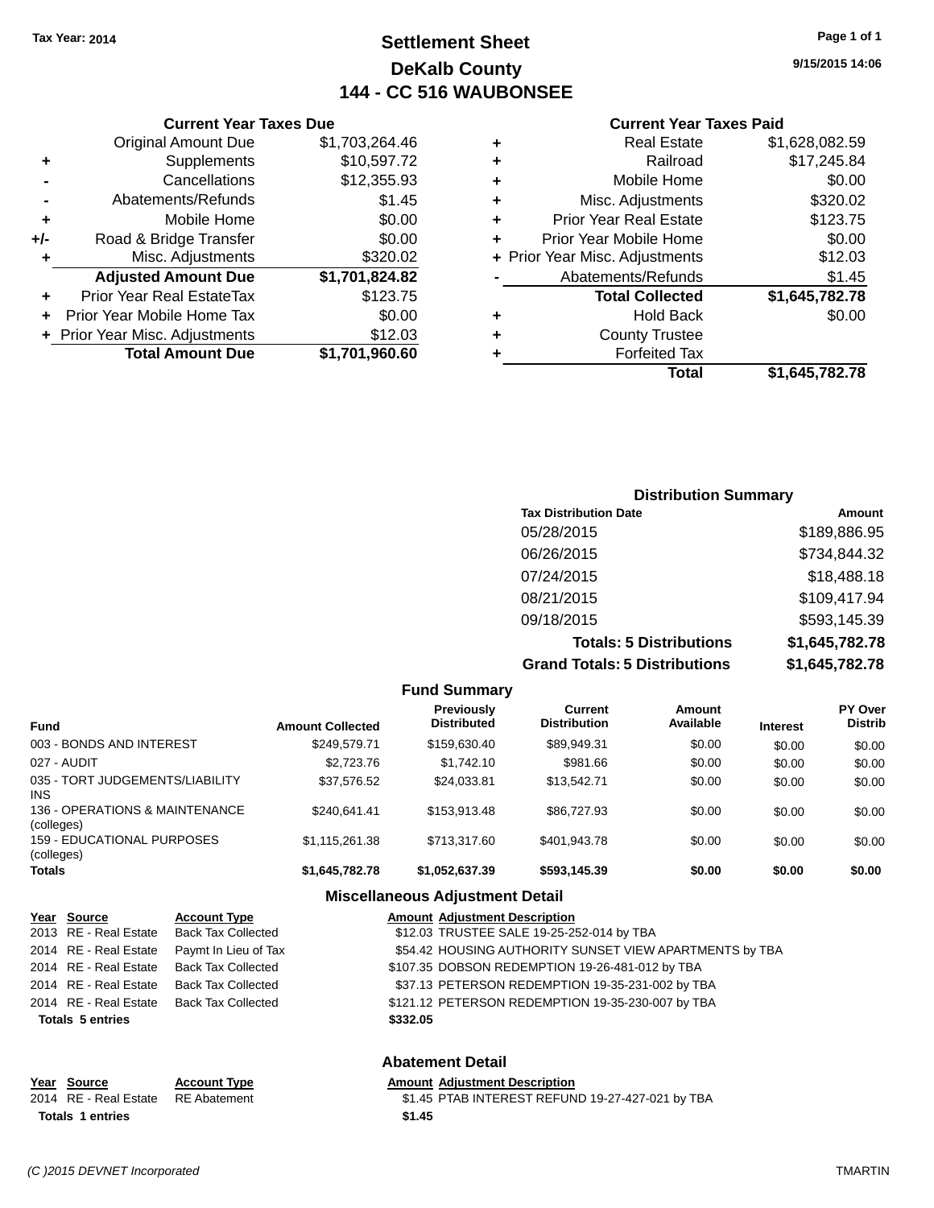Tax Year: 2014

# Settlement Sheet
## DeKalb County
## 144 - CC 516 WAUBONSEE

9/15/2015 14:06

### Current Year Taxes Due

| | | |
|---|---|---|
| | Original Amount Due | $1,703,264.46 |
| + | Supplements | $10,597.72 |
| - | Cancellations | $12,355.93 |
| - | Abatements/Refunds | $1.45 |
| + | Mobile Home | $0.00 |
| +/- | Road & Bridge Transfer | $0.00 |
| + | Misc. Adjustments | $320.02 |
| | **Adjusted Amount Due** | **$1,701,824.82** |
| + | Prior Year Real EstateTax | $123.75 |
| + | Prior Year Mobile Home Tax | $0.00 |
| + | Prior Year Misc. Adjustments | $12.03 |
| | **Total Amount Due** | **$1,701,960.60** |

### Current Year Taxes Paid

| | | |
|---|---|---|
| + | Real Estate | $1,628,082.59 |
| + | Railroad | $17,245.84 |
| + | Mobile Home | $0.00 |
| + | Misc. Adjustments | $320.02 |
| + | Prior Year Real Estate | $123.75 |
| + | Prior Year Mobile Home | $0.00 |
| + | Prior Year Misc. Adjustments | $12.03 |
| - | Abatements/Refunds | $1.45 |
| | **Total Collected** | **$1,645,782.78** |
| + | Hold Back | $0.00 |
| + | County Trustee | |
| + | Forfeited Tax | |
| | **Total** | **$1,645,782.78** |

### Distribution Summary

| Tax Distribution Date | Amount |
|---|---|
| 05/28/2015 | $189,886.95 |
| 06/26/2015 | $734,844.32 |
| 07/24/2015 | $18,488.18 |
| 08/21/2015 | $109,417.94 |
| 09/18/2015 | $593,145.39 |
| **Totals: 5 Distributions** | **$1,645,782.78** |
| **Grand Totals: 5 Distributions** | **$1,645,782.78** |

### Fund Summary

| Fund | Amount Collected | Previously Distributed | Current Distribution | Amount Available | Interest | PY Over Distrib |
|---|---|---|---|---|---|---|
| 003 - BONDS AND INTEREST | $249,579.71 | $159,630.40 | $89,949.31 | $0.00 | $0.00 | $0.00 |
| 027 - AUDIT | $2,723.76 | $1,742.10 | $981.66 | $0.00 | $0.00 | $0.00 |
| 035 - TORT JUDGEMENTS/LIABILITY INS | $37,576.52 | $24,033.81 | $13,542.71 | $0.00 | $0.00 | $0.00 |
| 136 - OPERATIONS & MAINTENANCE (colleges) | $240,641.41 | $153,913.48 | $86,727.93 | $0.00 | $0.00 | $0.00 |
| 159 - EDUCATIONAL PURPOSES (colleges) | $1,115,261.38 | $713,317.60 | $401,943.78 | $0.00 | $0.00 | $0.00 |
| **Totals** | **$1,645,782.78** | **$1,052,637.39** | **$593,145.39** | **$0.00** | **$0.00** | **$0.00** |

### Miscellaneous Adjustment Detail

| Year | Source | Account Type | Amount | Adjustment Description |
|---|---|---|---|---|
| 2013 | RE - Real Estate | Back Tax Collected | $12.03 | TRUSTEE SALE 19-25-252-014 by TBA |
| 2014 | RE - Real Estate | Paymt In Lieu of Tax | $54.42 | HOUSING AUTHORITY SUNSET VIEW APARTMENTS by TBA |
| 2014 | RE - Real Estate | Back Tax Collected | $107.35 | DOBSON REDEMPTION 19-26-481-012 by TBA |
| 2014 | RE - Real Estate | Back Tax Collected | $37.13 | PETERSON REDEMPTION 19-35-231-002 by TBA |
| 2014 | RE - Real Estate | Back Tax Collected | $121.12 | PETERSON REDEMPTION 19-35-230-007 by TBA |
| **Totals 5 entries** | | | **$332.05** | |

### Abatement Detail

| Year | Source | Account Type | Amount | Adjustment Description |
|---|---|---|---|---|
| 2014 | RE - Real Estate | RE Abatement | $1.45 | PTAB INTEREST REFUND 19-27-427-021 by TBA |
| **Totals 1 entries** | | | **$1.45** | |

(C )2015 DEVNET Incorporated — TMARTIN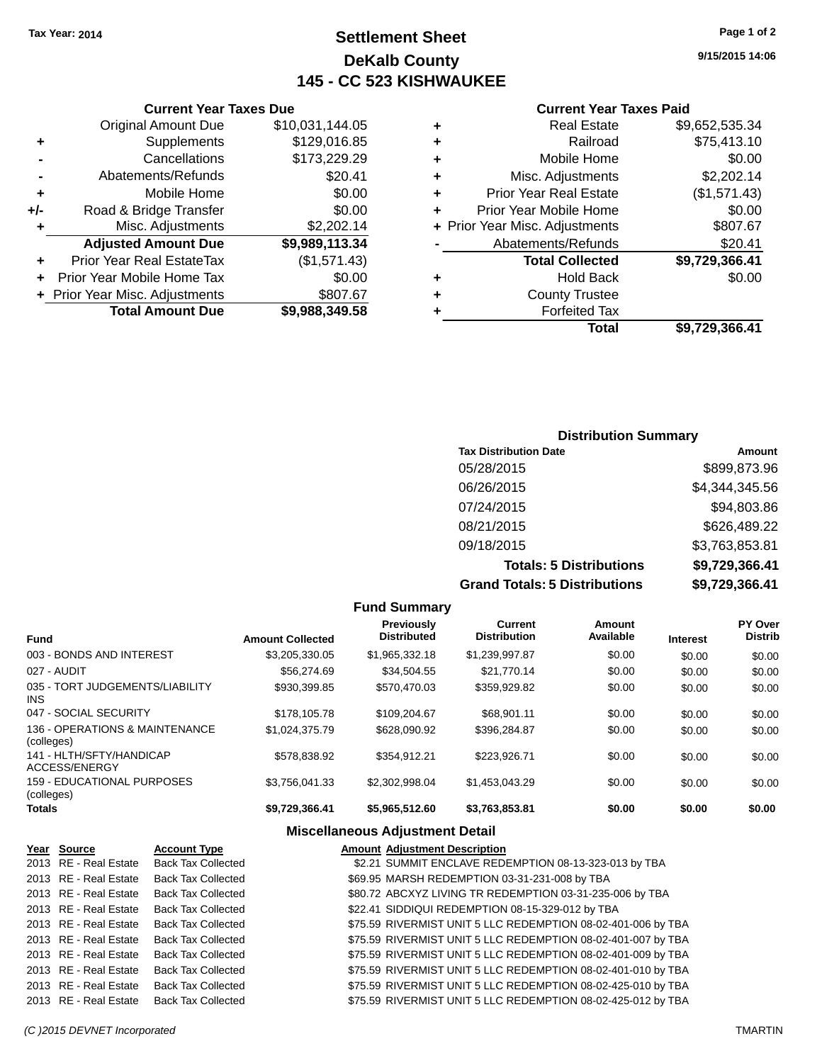Tax Year: 2014

# Settlement Sheet

## DeKalb County

## 145 - CC 523 KISHWAUKEE

9/15/2015 14:06

### Current Year Taxes Due

| | | |
|---|---|---|
| | Original Amount Due | $10,031,144.05 |
| + | Supplements | $129,016.85 |
| - | Cancellations | $173,229.29 |
| - | Abatements/Refunds | $20.41 |
| + | Mobile Home | $0.00 |
| +/- | Road & Bridge Transfer | $0.00 |
| + | Misc. Adjustments | $2,202.14 |
| | **Adjusted Amount Due** | **$9,989,113.34** |
| + | Prior Year Real EstateTax | ($1,571.43) |
| + | Prior Year Mobile Home Tax | $0.00 |
| + | Prior Year Misc. Adjustments | $807.67 |
| | **Total Amount Due** | **$9,988,349.58** |

### Current Year Taxes Paid

| | | |
|---|---|---|
| + | Real Estate | $9,652,535.34 |
| + | Railroad | $75,413.10 |
| + | Mobile Home | $0.00 |
| + | Misc. Adjustments | $2,202.14 |
| + | Prior Year Real Estate | ($1,571.43) |
| + | Prior Year Mobile Home | $0.00 |
| + | Prior Year Misc. Adjustments | $807.67 |
| - | Abatements/Refunds | $20.41 |
| | **Total Collected** | **$9,729,366.41** |
| + | Hold Back | $0.00 |
| + | County Trustee | |
| + | Forfeited Tax | |
| | **Total** | **$9,729,366.41** |

### Distribution Summary

| Tax Distribution Date | Amount |
|---|---|
| 05/28/2015 | $899,873.96 |
| 06/26/2015 | $4,344,345.56 |
| 07/24/2015 | $94,803.86 |
| 08/21/2015 | $626,489.22 |
| 09/18/2015 | $3,763,853.81 |
| **Totals: 5 Distributions** | **$9,729,366.41** |
| **Grand Totals: 5 Distributions** | **$9,729,366.41** |

### Fund Summary

| Fund | Amount Collected | Previously Distributed | Current Distribution | Amount Available | Interest | PY Over Distrib |
|---|---|---|---|---|---|---|
| 003 - BONDS AND INTEREST | $3,205,330.05 | $1,965,332.18 | $1,239,997.87 | $0.00 | $0.00 | $0.00 |
| 027 - AUDIT | $56,274.69 | $34,504.55 | $21,770.14 | $0.00 | $0.00 | $0.00 |
| 035 - TORT JUDGEMENTS/LIABILITY INS | $930,399.85 | $570,470.03 | $359,929.82 | $0.00 | $0.00 | $0.00 |
| 047 - SOCIAL SECURITY | $178,105.78 | $109,204.67 | $68,901.11 | $0.00 | $0.00 | $0.00 |
| 136 - OPERATIONS & MAINTENANCE (colleges) | $1,024,375.79 | $628,090.92 | $396,284.87 | $0.00 | $0.00 | $0.00 |
| 141 - HLTH/SFTY/HANDICAP ACCESS/ENERGY | $578,838.92 | $354,912.21 | $223,926.71 | $0.00 | $0.00 | $0.00 |
| 159 - EDUCATIONAL PURPOSES (colleges) | $3,756,041.33 | $2,302,998.04 | $1,453,043.29 | $0.00 | $0.00 | $0.00 |
| **Totals** | **$9,729,366.41** | **$5,965,512.60** | **$3,763,853.81** | **$0.00** | **$0.00** | **$0.00** |

### Miscellaneous Adjustment Detail

| Year | Source | Account Type | Amount | Adjustment Description |
|---|---|---|---|---|
| 2013 | RE - Real Estate | Back Tax Collected | $2.21 | SUMMIT ENCLAVE REDEMPTION 08-13-323-013 by TBA |
| 2013 | RE - Real Estate | Back Tax Collected | $69.95 | MARSH REDEMPTION 03-31-231-008 by TBA |
| 2013 | RE - Real Estate | Back Tax Collected | $80.72 | ABCXYZ LIVING TR REDEMPTION 03-31-235-006 by TBA |
| 2013 | RE - Real Estate | Back Tax Collected | $22.41 | SIDDIQUI REDEMPTION 08-15-329-012 by TBA |
| 2013 | RE - Real Estate | Back Tax Collected | $75.59 | RIVERMIST UNIT 5 LLC REDEMPTION 08-02-401-006 by TBA |
| 2013 | RE - Real Estate | Back Tax Collected | $75.59 | RIVERMIST UNIT 5 LLC REDEMPTION 08-02-401-007 by TBA |
| 2013 | RE - Real Estate | Back Tax Collected | $75.59 | RIVERMIST UNIT 5 LLC REDEMPTION 08-02-401-009 by TBA |
| 2013 | RE - Real Estate | Back Tax Collected | $75.59 | RIVERMIST UNIT 5 LLC REDEMPTION 08-02-401-010 by TBA |
| 2013 | RE - Real Estate | Back Tax Collected | $75.59 | RIVERMIST UNIT 5 LLC REDEMPTION 08-02-425-010 by TBA |
| 2013 | RE - Real Estate | Back Tax Collected | $75.59 | RIVERMIST UNIT 5 LLC REDEMPTION 08-02-425-012 by TBA |

(C )2015 DEVNET Incorporated TMARTIN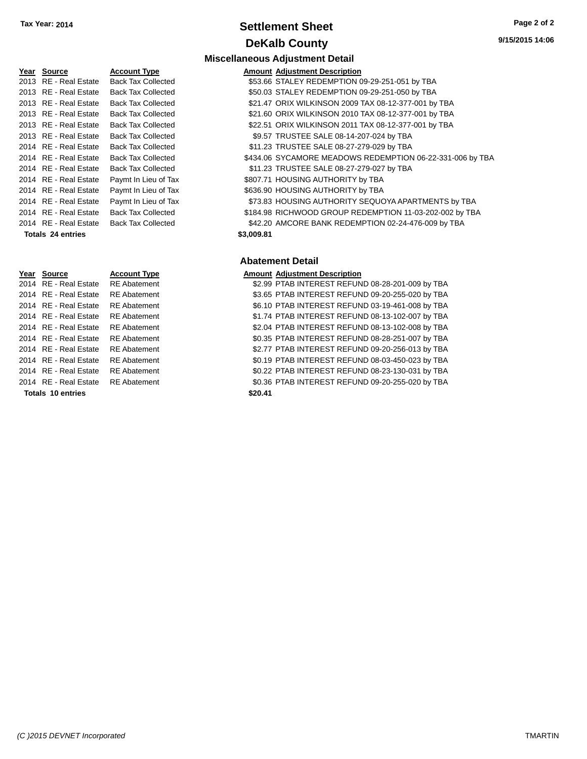# Settlement Sheet

## DeKalb County

Tax Year: 2014

9/15/2015 14:06

### Miscellaneous Adjustment Detail

| Year | Source | Account Type | Amount | Adjustment Description |
|---|---|---|---|---|
| 2013 | RE - Real Estate | Back Tax Collected | $53.66 | STALEY REDEMPTION 09-29-251-051 by TBA |
| 2013 | RE - Real Estate | Back Tax Collected | $50.03 | STALEY REDEMPTION 09-29-251-050 by TBA |
| 2013 | RE - Real Estate | Back Tax Collected | $21.47 | ORIX WILKINSON 2009 TAX 08-12-377-001 by TBA |
| 2013 | RE - Real Estate | Back Tax Collected | $21.60 | ORIX WILKINSON 2010 TAX 08-12-377-001 by TBA |
| 2013 | RE - Real Estate | Back Tax Collected | $22.51 | ORIX WILKINSON 2011 TAX 08-12-377-001 by TBA |
| 2013 | RE - Real Estate | Back Tax Collected | $9.57 | TRUSTEE SALE 08-14-207-024 by TBA |
| 2014 | RE - Real Estate | Back Tax Collected | $11.23 | TRUSTEE SALE 08-27-279-029 by TBA |
| 2014 | RE - Real Estate | Back Tax Collected | $434.06 | SYCAMORE MEADOWS REDEMPTION 06-22-331-006 by TBA |
| 2014 | RE - Real Estate | Back Tax Collected | $11.23 | TRUSTEE SALE 08-27-279-027 by TBA |
| 2014 | RE - Real Estate | Paymt In Lieu of Tax | $807.71 | HOUSING AUTHORITY by TBA |
| 2014 | RE - Real Estate | Paymt In Lieu of Tax | $636.90 | HOUSING AUTHORITY by TBA |
| 2014 | RE - Real Estate | Paymt In Lieu of Tax | $73.83 | HOUSING AUTHORITY SEQUOYA APARTMENTS by TBA |
| 2014 | RE - Real Estate | Back Tax Collected | $184.98 | RICHWOOD GROUP REDEMPTION 11-03-202-002 by TBA |
| 2014 | RE - Real Estate | Back Tax Collected | $42.20 | AMCORE BANK REDEMPTION 02-24-476-009 by TBA |
| **Totals 24 entries** | | | **$3,009.81** | |

### Abatement Detail

| Year | Source | Account Type | Amount | Adjustment Description |
|---|---|---|---|---|
| 2014 | RE - Real Estate | RE Abatement | $2.99 | PTAB INTEREST REFUND 08-28-201-009 by TBA |
| 2014 | RE - Real Estate | RE Abatement | $3.65 | PTAB INTEREST REFUND 09-20-255-020 by TBA |
| 2014 | RE - Real Estate | RE Abatement | $6.10 | PTAB INTEREST REFUND 03-19-461-008 by TBA |
| 2014 | RE - Real Estate | RE Abatement | $1.74 | PTAB INTEREST REFUND 08-13-102-007 by TBA |
| 2014 | RE - Real Estate | RE Abatement | $2.04 | PTAB INTEREST REFUND 08-13-102-008 by TBA |
| 2014 | RE - Real Estate | RE Abatement | $0.35 | PTAB INTEREST REFUND 08-28-251-007 by TBA |
| 2014 | RE - Real Estate | RE Abatement | $2.77 | PTAB INTEREST REFUND 09-20-256-013 by TBA |
| 2014 | RE - Real Estate | RE Abatement | $0.19 | PTAB INTEREST REFUND 08-03-450-023 by TBA |
| 2014 | RE - Real Estate | RE Abatement | $0.22 | PTAB INTEREST REFUND 08-23-130-031 by TBA |
| 2014 | RE - Real Estate | RE Abatement | $0.36 | PTAB INTEREST REFUND 09-20-255-020 by TBA |
| **Totals 10 entries** | | | **$20.41** | |

*(C )2015 DEVNET Incorporated* TMARTIN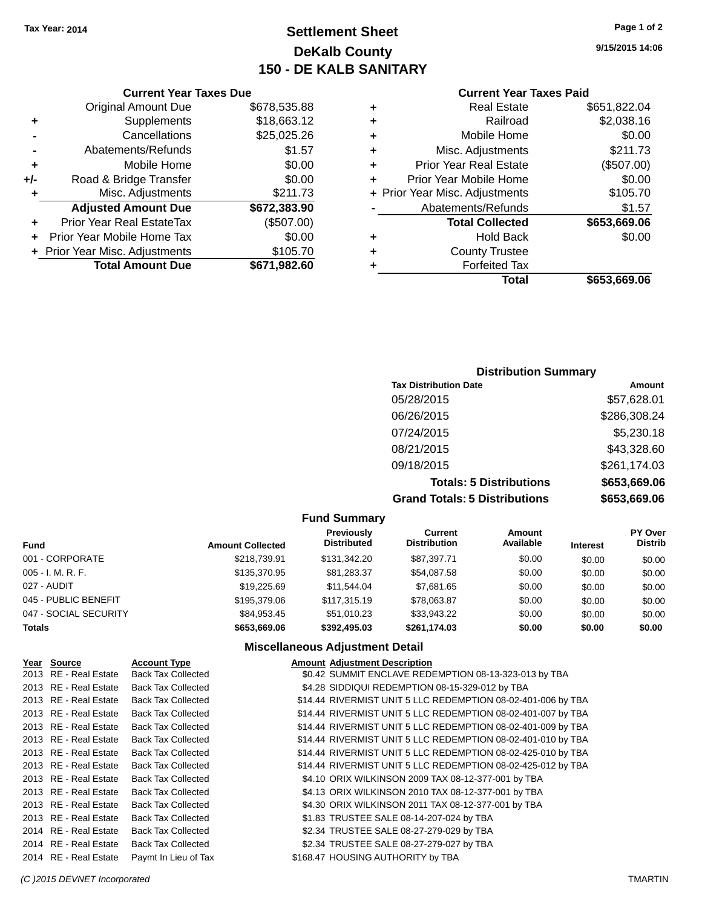Tax Year: 2014

# Settlement Sheet

## DeKalb County

## 150 - DE KALB SANITARY

9/15/2015 14:06

### Current Year Taxes Due

| | | |
|---|---|---|
| | Original Amount Due | $678,535.88 |
| + | Supplements | $18,663.12 |
| - | Cancellations | $25,025.26 |
| - | Abatements/Refunds | $1.57 |
| + | Mobile Home | $0.00 |
| +/- | Road & Bridge Transfer | $0.00 |
| + | Misc. Adjustments | $211.73 |
| | **Adjusted Amount Due** | **$672,383.90** |
| + | Prior Year Real EstateTax | ($507.00) |
| + | Prior Year Mobile Home Tax | $0.00 |
| + | Prior Year Misc. Adjustments | $105.70 |
| | **Total Amount Due** | **$671,982.60** |

### Current Year Taxes Paid

| | | |
|---|---|---|
| + | Real Estate | $651,822.04 |
| + | Railroad | $2,038.16 |
| + | Mobile Home | $0.00 |
| + | Misc. Adjustments | $211.73 |
| + | Prior Year Real Estate | ($507.00) |
| + | Prior Year Mobile Home | $0.00 |
| + | Prior Year Misc. Adjustments | $105.70 |
| - | Abatements/Refunds | $1.57 |
| | **Total Collected** | **$653,669.06** |
| + | Hold Back | $0.00 |
| + | County Trustee | |
| + | Forfeited Tax | |
| | **Total** | **$653,669.06** |

### Distribution Summary

| Tax Distribution Date | Amount |
|---|---|
| 05/28/2015 | $57,628.01 |
| 06/26/2015 | $286,308.24 |
| 07/24/2015 | $5,230.18 |
| 08/21/2015 | $43,328.60 |
| 09/18/2015 | $261,174.03 |
| **Totals: 5 Distributions** | **$653,669.06** |
| **Grand Totals: 5 Distributions** | **$653,669.06** |

### Fund Summary

| Fund | Amount Collected | Previously Distributed | Current Distribution | Amount Available | Interest | PY Over Distrib |
|---|---|---|---|---|---|---|
| 001 - CORPORATE | $218,739.91 | $131,342.20 | $87,397.71 | $0.00 | $0.00 | $0.00 |
| 005 - I. M. R. F. | $135,370.95 | $81,283.37 | $54,087.58 | $0.00 | $0.00 | $0.00 |
| 027 - AUDIT | $19,225.69 | $11,544.04 | $7,681.65 | $0.00 | $0.00 | $0.00 |
| 045 - PUBLIC BENEFIT | $195,379.06 | $117,315.19 | $78,063.87 | $0.00 | $0.00 | $0.00 |
| 047 - SOCIAL SECURITY | $84,953.45 | $51,010.23 | $33,943.22 | $0.00 | $0.00 | $0.00 |
| **Totals** | **$653,669.06** | **$392,495.03** | **$261,174.03** | **$0.00** | **$0.00** | **$0.00** |

### Miscellaneous Adjustment Detail

| Year | Source | Account Type | Amount | Adjustment Description |
|---|---|---|---|---|
| 2013 | RE - Real Estate | Back Tax Collected | $0.42 | SUMMIT ENCLAVE REDEMPTION 08-13-323-013 by TBA |
| 2013 | RE - Real Estate | Back Tax Collected | $4.28 | SIDDIQUI REDEMPTION 08-15-329-012 by TBA |
| 2013 | RE - Real Estate | Back Tax Collected | $14.44 | RIVERMIST UNIT 5 LLC REDEMPTION 08-02-401-006 by TBA |
| 2013 | RE - Real Estate | Back Tax Collected | $14.44 | RIVERMIST UNIT 5 LLC REDEMPTION 08-02-401-007 by TBA |
| 2013 | RE - Real Estate | Back Tax Collected | $14.44 | RIVERMIST UNIT 5 LLC REDEMPTION 08-02-401-009 by TBA |
| 2013 | RE - Real Estate | Back Tax Collected | $14.44 | RIVERMIST UNIT 5 LLC REDEMPTION 08-02-401-010 by TBA |
| 2013 | RE - Real Estate | Back Tax Collected | $14.44 | RIVERMIST UNIT 5 LLC REDEMPTION 08-02-425-010 by TBA |
| 2013 | RE - Real Estate | Back Tax Collected | $14.44 | RIVERMIST UNIT 5 LLC REDEMPTION 08-02-425-012 by TBA |
| 2013 | RE - Real Estate | Back Tax Collected | $4.10 | ORIX WILKINSON 2009 TAX 08-12-377-001 by TBA |
| 2013 | RE - Real Estate | Back Tax Collected | $4.13 | ORIX WILKINSON 2010 TAX 08-12-377-001 by TBA |
| 2013 | RE - Real Estate | Back Tax Collected | $4.30 | ORIX WILKINSON 2011 TAX 08-12-377-001 by TBA |
| 2013 | RE - Real Estate | Back Tax Collected | $1.83 | TRUSTEE SALE 08-14-207-024 by TBA |
| 2014 | RE - Real Estate | Back Tax Collected | $2.34 | TRUSTEE SALE 08-27-279-029 by TBA |
| 2014 | RE - Real Estate | Back Tax Collected | $2.34 | TRUSTEE SALE 08-27-279-027 by TBA |
| 2014 | RE - Real Estate | Paymt In Lieu of Tax | $168.47 | HOUSING AUTHORITY by TBA |

(C )2015 DEVNET Incorporated TMARTIN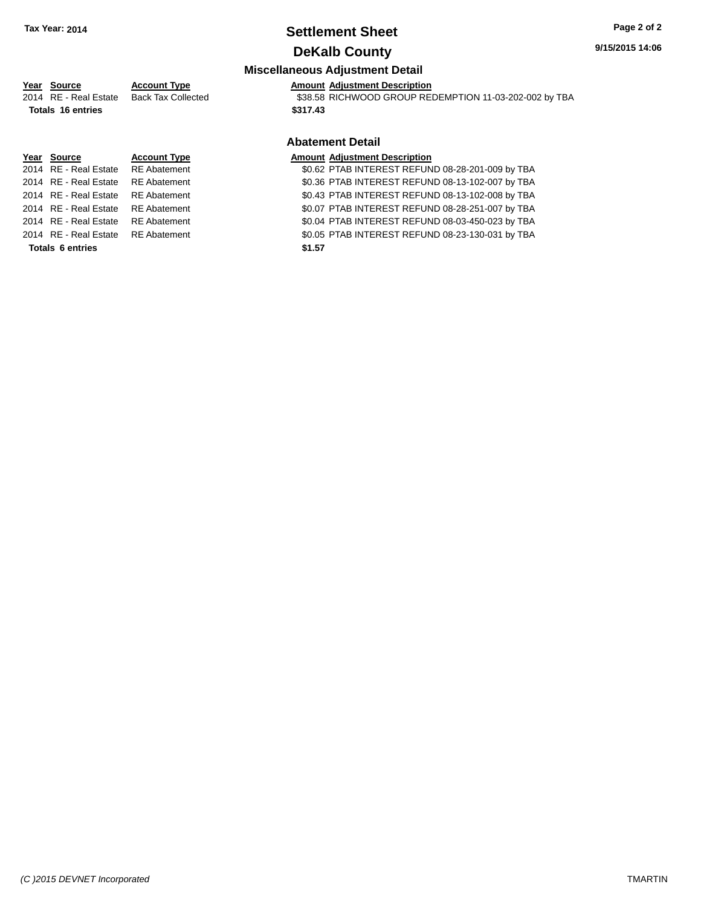# Settlement Sheet

## DeKalb County

Tax Year: 2014

### Miscellaneous Adjustment Detail

| Year | Source | Account Type | Amount | Adjustment Description |
|---|---|---|---|---|
| 2014 | RE - Real Estate | Back Tax Collected | $38.58 | RICHWOOD GROUP REDEMPTION 11-03-202-002 by TBA |
| **Totals 16 entries** | | | **$317.43** | |

### Abatement Detail

| Year | Source | Account Type | Amount | Adjustment Description |
|---|---|---|---|---|
| 2014 | RE - Real Estate | RE Abatement | $0.62 | PTAB INTEREST REFUND 08-28-201-009 by TBA |
| 2014 | RE - Real Estate | RE Abatement | $0.36 | PTAB INTEREST REFUND 08-13-102-007 by TBA |
| 2014 | RE - Real Estate | RE Abatement | $0.43 | PTAB INTEREST REFUND 08-13-102-008 by TBA |
| 2014 | RE - Real Estate | RE Abatement | $0.07 | PTAB INTEREST REFUND 08-28-251-007 by TBA |
| 2014 | RE - Real Estate | RE Abatement | $0.04 | PTAB INTEREST REFUND 08-03-450-023 by TBA |
| 2014 | RE - Real Estate | RE Abatement | $0.05 | PTAB INTEREST REFUND 08-23-130-031 by TBA |
| **Totals 6 entries** | | | **$1.57** | |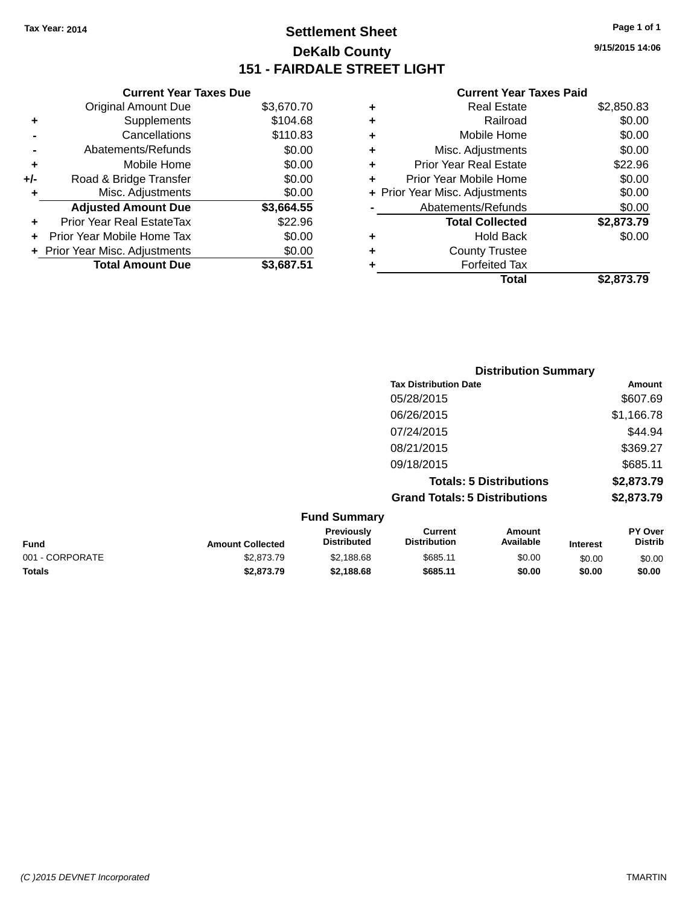Tax Year: 2014

# Settlement Sheet

## DeKalb County

## 151 - FAIRDALE STREET LIGHT

9/15/2015 14:06

### Current Year Taxes Due

| | | |
|---|---|---|
| | Original Amount Due | $3,670.70 |
| + | Supplements | $104.68 |
| - | Cancellations | $110.83 |
| - | Abatements/Refunds | $0.00 |
| + | Mobile Home | $0.00 |
| +/- | Road & Bridge Transfer | $0.00 |
| + | Misc. Adjustments | $0.00 |
| | **Adjusted Amount Due** | **$3,664.55** |
| + | Prior Year Real EstateTax | $22.96 |
| + | Prior Year Mobile Home Tax | $0.00 |
| + | Prior Year Misc. Adjustments | $0.00 |
| | **Total Amount Due** | **$3,687.51** |

### Current Year Taxes Paid

| | | |
|---|---|---|
| + | Real Estate | $2,850.83 |
| + | Railroad | $0.00 |
| + | Mobile Home | $0.00 |
| + | Misc. Adjustments | $0.00 |
| + | Prior Year Real Estate | $22.96 |
| + | Prior Year Mobile Home | $0.00 |
| + | Prior Year Misc. Adjustments | $0.00 |
| - | Abatements/Refunds | $0.00 |
| | **Total Collected** | **$2,873.79** |
| + | Hold Back | $0.00 |
| + | County Trustee | |
| + | Forfeited Tax | |
| | **Total** | **$2,873.79** |

### Distribution Summary

| Tax Distribution Date | Amount |
|---|---|
| 05/28/2015 | $607.69 |
| 06/26/2015 | $1,166.78 |
| 07/24/2015 | $44.94 |
| 08/21/2015 | $369.27 |
| 09/18/2015 | $685.11 |
| **Totals: 5 Distributions** | **$2,873.79** |
| **Grand Totals: 5 Distributions** | **$2,873.79** |

### Fund Summary

| Fund | Amount Collected | Previously Distributed | Current Distribution | Amount Available | Interest | PY Over Distrib |
|---|---|---|---|---|---|---|
| 001 - CORPORATE | $2,873.79 | $2,188.68 | $685.11 | $0.00 | $0.00 | $0.00 |
| **Totals** | **$2,873.79** | **$2,188.68** | **$685.11** | **$0.00** | **$0.00** | **$0.00** |

(C )2015 DEVNET Incorporated TMARTIN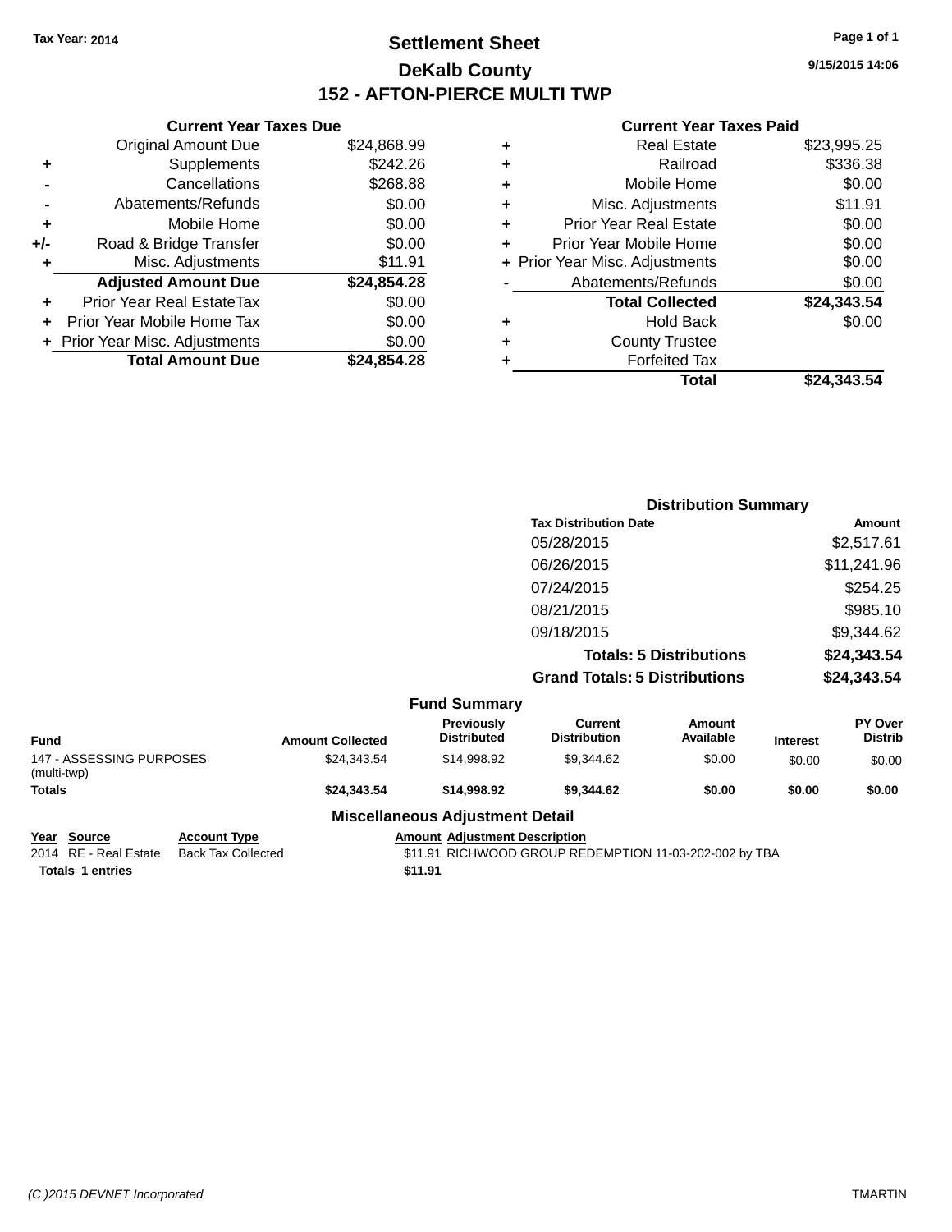Tax Year: 2014

# Settlement Sheet

## DeKalb County

## 152 - AFTON-PIERCE MULTI TWP

9/15/2015 14:06

### Current Year Taxes Due

| | | |
|---|---|---|
| | Original Amount Due | $24,868.99 |
| + | Supplements | $242.26 |
| - | Cancellations | $268.88 |
| - | Abatements/Refunds | $0.00 |
| + | Mobile Home | $0.00 |
| +/- | Road & Bridge Transfer | $0.00 |
| + | Misc. Adjustments | $11.91 |
| | **Adjusted Amount Due** | **$24,854.28** |
| + | Prior Year Real EstateTax | $0.00 |
| + | Prior Year Mobile Home Tax | $0.00 |
| + | Prior Year Misc. Adjustments | $0.00 |
| | **Total Amount Due** | **$24,854.28** |

### Current Year Taxes Paid

| | | |
|---|---|---|
| + | Real Estate | $23,995.25 |
| + | Railroad | $336.38 |
| + | Mobile Home | $0.00 |
| + | Misc. Adjustments | $11.91 |
| + | Prior Year Real Estate | $0.00 |
| + | Prior Year Mobile Home | $0.00 |
| + | Prior Year Misc. Adjustments | $0.00 |
| - | Abatements/Refunds | $0.00 |
| | **Total Collected** | **$24,343.54** |
| + | Hold Back | $0.00 |
| + | County Trustee | |
| + | Forfeited Tax | |
| | **Total** | **$24,343.54** |

### Distribution Summary

| Tax Distribution Date | Amount |
|---|---|
| 05/28/2015 | $2,517.61 |
| 06/26/2015 | $11,241.96 |
| 07/24/2015 | $254.25 |
| 08/21/2015 | $985.10 |
| 09/18/2015 | $9,344.62 |
| **Totals: 5 Distributions** | **$24,343.54** |
| **Grand Totals: 5 Distributions** | **$24,343.54** |

### Fund Summary

| Fund | Amount Collected | Previously Distributed | Current Distribution | Amount Available | Interest | PY Over Distrib |
|---|---|---|---|---|---|---|
| 147 - ASSESSING PURPOSES (multi-twp) | $24,343.54 | $14,998.92 | $9,344.62 | $0.00 | $0.00 | $0.00 |
| **Totals** | **$24,343.54** | **$14,998.92** | **$9,344.62** | **$0.00** | **$0.00** | **$0.00** |

### Miscellaneous Adjustment Detail

| Year | Source | Account Type | Amount | Adjustment Description |
|---|---|---|---|---|
| 2014 | RE - Real Estate | Back Tax Collected | $11.91 | RICHWOOD GROUP REDEMPTION 11-03-202-002 by TBA |
| **Totals** | **1 entries** | | **$11.91** | |

(C )2015 DEVNET Incorporated TMARTIN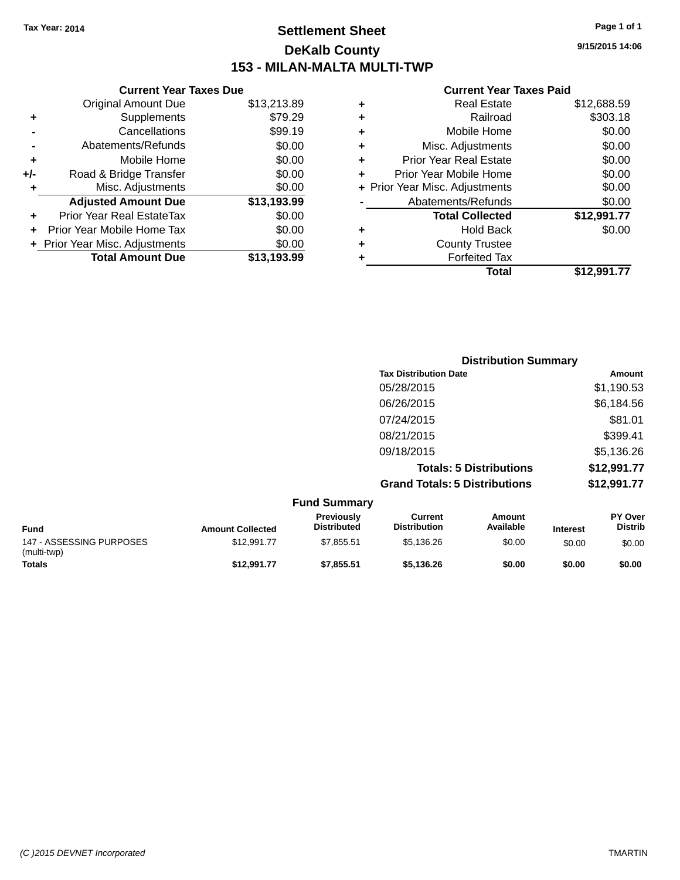Tax Year: 2014

# Settlement Sheet

## DeKalb County

## 153 - MILAN-MALTA MULTI-TWP

9/15/2015 14:06

### Current Year Taxes Due

| | | |
|---|---|---|
| | Original Amount Due | $13,213.89 |
| + | Supplements | $79.29 |
| - | Cancellations | $99.19 |
| - | Abatements/Refunds | $0.00 |
| + | Mobile Home | $0.00 |
| +/- | Road & Bridge Transfer | $0.00 |
| + | Misc. Adjustments | $0.00 |
| | **Adjusted Amount Due** | **$13,193.99** |
| + | Prior Year Real EstateTax | $0.00 |
| + | Prior Year Mobile Home Tax | $0.00 |
| + | Prior Year Misc. Adjustments | $0.00 |
| | **Total Amount Due** | **$13,193.99** |

### Current Year Taxes Paid

| | | |
|---|---|---|
| + | Real Estate | $12,688.59 |
| + | Railroad | $303.18 |
| + | Mobile Home | $0.00 |
| + | Misc. Adjustments | $0.00 |
| + | Prior Year Real Estate | $0.00 |
| + | Prior Year Mobile Home | $0.00 |
| + | Prior Year Misc. Adjustments | $0.00 |
| - | Abatements/Refunds | $0.00 |
| | **Total Collected** | **$12,991.77** |
| + | Hold Back | $0.00 |
| + | County Trustee | |
| + | Forfeited Tax | |
| | **Total** | **$12,991.77** |

### Distribution Summary

| Tax Distribution Date | Amount |
|---|---|
| 05/28/2015 | $1,190.53 |
| 06/26/2015 | $6,184.56 |
| 07/24/2015 | $81.01 |
| 08/21/2015 | $399.41 |
| 09/18/2015 | $5,136.26 |
| **Totals: 5 Distributions** | **$12,991.77** |
| **Grand Totals: 5 Distributions** | **$12,991.77** |

### Fund Summary

| Fund | Amount Collected | Previously Distributed | Current Distribution | Amount Available | Interest | PY Over Distrib |
|---|---|---|---|---|---|---|
| 147 - ASSESSING PURPOSES (multi-twp) | $12,991.77 | $7,855.51 | $5,136.26 | $0.00 | $0.00 | $0.00 |
| **Totals** | **$12,991.77** | **$7,855.51** | **$5,136.26** | **$0.00** | **$0.00** | **$0.00** |

(C )2015 DEVNET Incorporated TMARTIN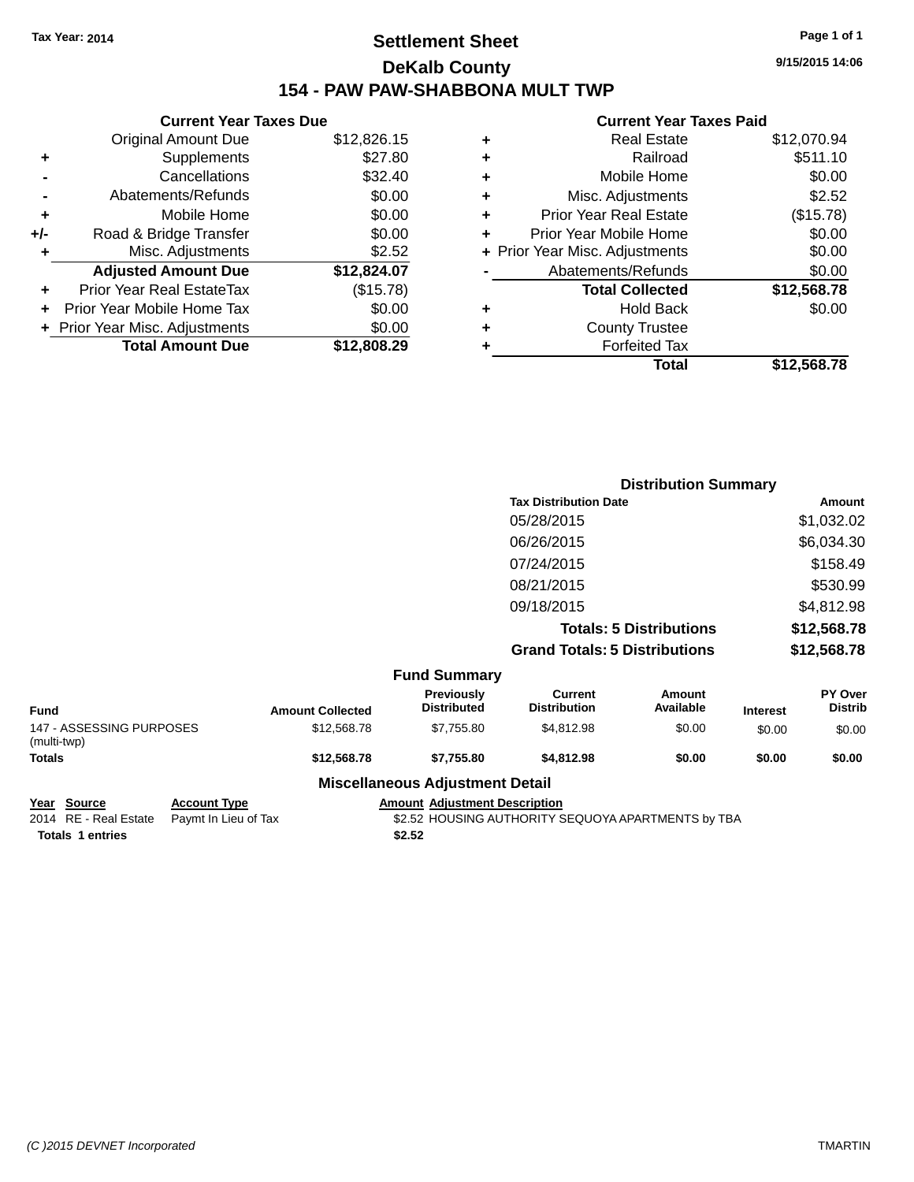Tax Year: 2014

# Settlement Sheet

## DeKalb County

## 154 - PAW PAW-SHABBONA MULT TWP

9/15/2015 14:06

### Current Year Taxes Due

| | | |
|---|---|---|
| | Original Amount Due | $12,826.15 |
| + | Supplements | $27.80 |
| - | Cancellations | $32.40 |
| - | Abatements/Refunds | $0.00 |
| + | Mobile Home | $0.00 |
| +/- | Road & Bridge Transfer | $0.00 |
| + | Misc. Adjustments | $2.52 |
| | **Adjusted Amount Due** | **$12,824.07** |
| + | Prior Year Real EstateTax | ($15.78) |
| + | Prior Year Mobile Home Tax | $0.00 |
| + | Prior Year Misc. Adjustments | $0.00 |
| | **Total Amount Due** | **$12,808.29** |

### Current Year Taxes Paid

| | | |
|---|---|---|
| + | Real Estate | $12,070.94 |
| + | Railroad | $511.10 |
| + | Mobile Home | $0.00 |
| + | Misc. Adjustments | $2.52 |
| + | Prior Year Real Estate | ($15.78) |
| + | Prior Year Mobile Home | $0.00 |
| + | Prior Year Misc. Adjustments | $0.00 |
| - | Abatements/Refunds | $0.00 |
| | **Total Collected** | **$12,568.78** |
| + | Hold Back | $0.00 |
| + | County Trustee | |
| + | Forfeited Tax | |
| | **Total** | **$12,568.78** |

### Distribution Summary

| Tax Distribution Date | Amount |
|---|---|
| 05/28/2015 | $1,032.02 |
| 06/26/2015 | $6,034.30 |
| 07/24/2015 | $158.49 |
| 08/21/2015 | $530.99 |
| 09/18/2015 | $4,812.98 |
| **Totals: 5 Distributions** | **$12,568.78** |
| **Grand Totals: 5 Distributions** | **$12,568.78** |

### Fund Summary

| Fund | Amount Collected | Previously Distributed | Current Distribution | Amount Available | Interest | PY Over Distrib |
|---|---|---|---|---|---|---|
| 147 - ASSESSING PURPOSES (multi-twp) | $12,568.78 | $7,755.80 | $4,812.98 | $0.00 | $0.00 | $0.00 |
| **Totals** | **$12,568.78** | **$7,755.80** | **$4,812.98** | **$0.00** | **$0.00** | **$0.00** |

### Miscellaneous Adjustment Detail

| Year | Source | Account Type | Amount | Adjustment Description |
|---|---|---|---|---|
| 2014 | RE - Real Estate | Paymt In Lieu of Tax | $2.52 | HOUSING AUTHORITY SEQUOYA APARTMENTS by TBA |
| **Totals 1 entries** | | | **$2.52** | |

(C )2015 DEVNET Incorporated TMARTIN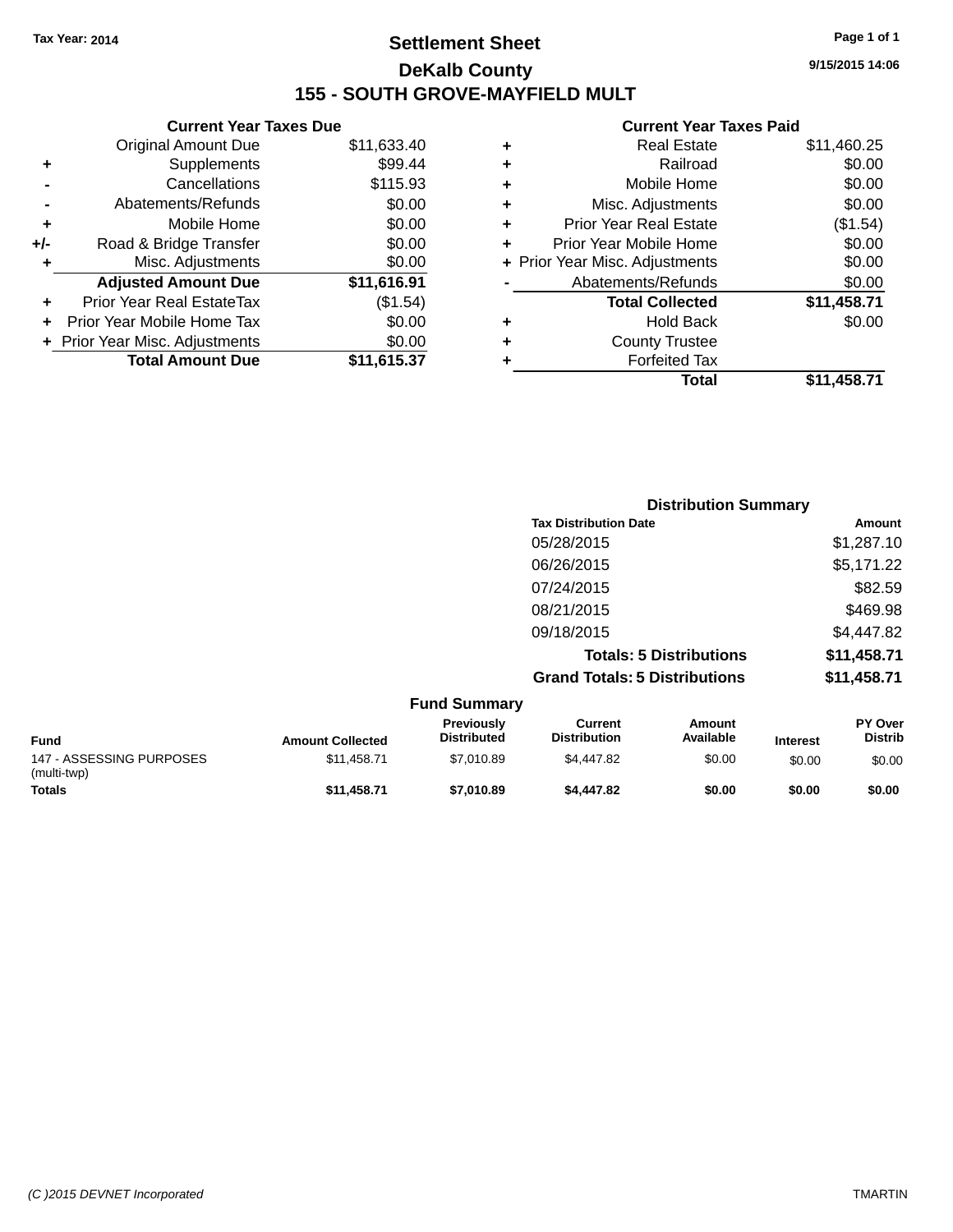Tax Year: 2014

# Settlement Sheet

## DeKalb County

## 155 - SOUTH GROVE-MAYFIELD MULT

9/15/2015 14:06

### Current Year Taxes Due

| | | |
|---|---|---|
| | Original Amount Due | $11,633.40 |
| + | Supplements | $99.44 |
| - | Cancellations | $115.93 |
| - | Abatements/Refunds | $0.00 |
| + | Mobile Home | $0.00 |
| +/- | Road & Bridge Transfer | $0.00 |
| + | Misc. Adjustments | $0.00 |
| | **Adjusted Amount Due** | **$11,616.91** |
| + | Prior Year Real EstateTax | ($1.54) |
| + | Prior Year Mobile Home Tax | $0.00 |
| + | Prior Year Misc. Adjustments | $0.00 |
| | **Total Amount Due** | **$11,615.37** |

### Current Year Taxes Paid

| | | |
|---|---|---|
| + | Real Estate | $11,460.25 |
| + | Railroad | $0.00 |
| + | Mobile Home | $0.00 |
| + | Misc. Adjustments | $0.00 |
| + | Prior Year Real Estate | ($1.54) |
| + | Prior Year Mobile Home | $0.00 |
| + | Prior Year Misc. Adjustments | $0.00 |
| - | Abatements/Refunds | $0.00 |
| | **Total Collected** | **$11,458.71** |
| + | Hold Back | $0.00 |
| + | County Trustee | |
| + | Forfeited Tax | |
| | **Total** | **$11,458.71** |

### Distribution Summary

| Tax Distribution Date | Amount |
|---|---|
| 05/28/2015 | $1,287.10 |
| 06/26/2015 | $5,171.22 |
| 07/24/2015 | $82.59 |
| 08/21/2015 | $469.98 |
| 09/18/2015 | $4,447.82 |
| **Totals: 5 Distributions** | **$11,458.71** |
| **Grand Totals: 5 Distributions** | **$11,458.71** |

### Fund Summary

| Fund | Amount Collected | Previously Distributed | Current Distribution | Amount Available | Interest | PY Over Distrib |
|---|---|---|---|---|---|---|
| 147 - ASSESSING PURPOSES (multi-twp) | $11,458.71 | $7,010.89 | $4,447.82 | $0.00 | $0.00 | $0.00 |
| **Totals** | **$11,458.71** | **$7,010.89** | **$4,447.82** | **$0.00** | **$0.00** | **$0.00** |

(C )2015 DEVNET Incorporated TMARTIN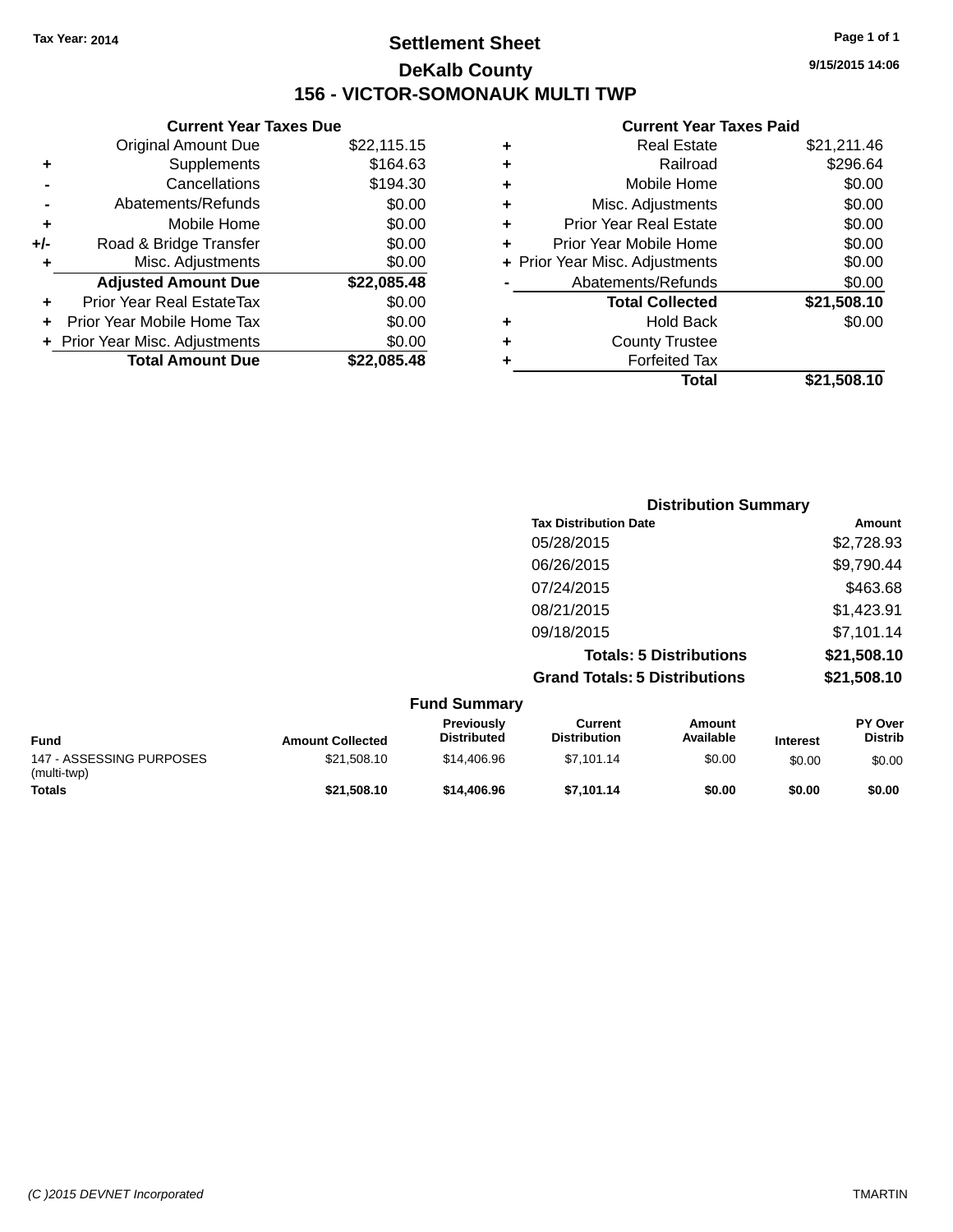Tax Year: 2014

# Settlement Sheet

## DeKalb County

## 156 - VICTOR-SOMONAUK MULTI TWP

9/15/2015 14:06

### Current Year Taxes Due

| | | |
|---|---|---|
| | Original Amount Due | $22,115.15 |
| + | Supplements | $164.63 |
| - | Cancellations | $194.30 |
| - | Abatements/Refunds | $0.00 |
| + | Mobile Home | $0.00 |
| +/- | Road & Bridge Transfer | $0.00 |
| + | Misc. Adjustments | $0.00 |
| | **Adjusted Amount Due** | **$22,085.48** |
| + | Prior Year Real EstateTax | $0.00 |
| + | Prior Year Mobile Home Tax | $0.00 |
| + | Prior Year Misc. Adjustments | $0.00 |
| | **Total Amount Due** | **$22,085.48** |

### Current Year Taxes Paid

| | | |
|---|---|---|
| + | Real Estate | $21,211.46 |
| + | Railroad | $296.64 |
| + | Mobile Home | $0.00 |
| + | Misc. Adjustments | $0.00 |
| + | Prior Year Real Estate | $0.00 |
| + | Prior Year Mobile Home | $0.00 |
| + | Prior Year Misc. Adjustments | $0.00 |
| - | Abatements/Refunds | $0.00 |
| | **Total Collected** | **$21,508.10** |
| + | Hold Back | $0.00 |
| + | County Trustee | |
| + | Forfeited Tax | |
| | **Total** | **$21,508.10** |

### Distribution Summary

| Tax Distribution Date | Amount |
|---|---|
| 05/28/2015 | $2,728.93 |
| 06/26/2015 | $9,790.44 |
| 07/24/2015 | $463.68 |
| 08/21/2015 | $1,423.91 |
| 09/18/2015 | $7,101.14 |
| **Totals: 5 Distributions** | **$21,508.10** |
| **Grand Totals: 5 Distributions** | **$21,508.10** |

### Fund Summary

| Fund | Amount Collected | Previously Distributed | Current Distribution | Amount Available | Interest | PY Over Distrib |
|---|---|---|---|---|---|---|
| 147 - ASSESSING PURPOSES (multi-twp) | $21,508.10 | $14,406.96 | $7,101.14 | $0.00 | $0.00 | $0.00 |
| **Totals** | **$21,508.10** | **$14,406.96** | **$7,101.14** | **$0.00** | **$0.00** | **$0.00** |

(C )2015 DEVNET Incorporated TMARTIN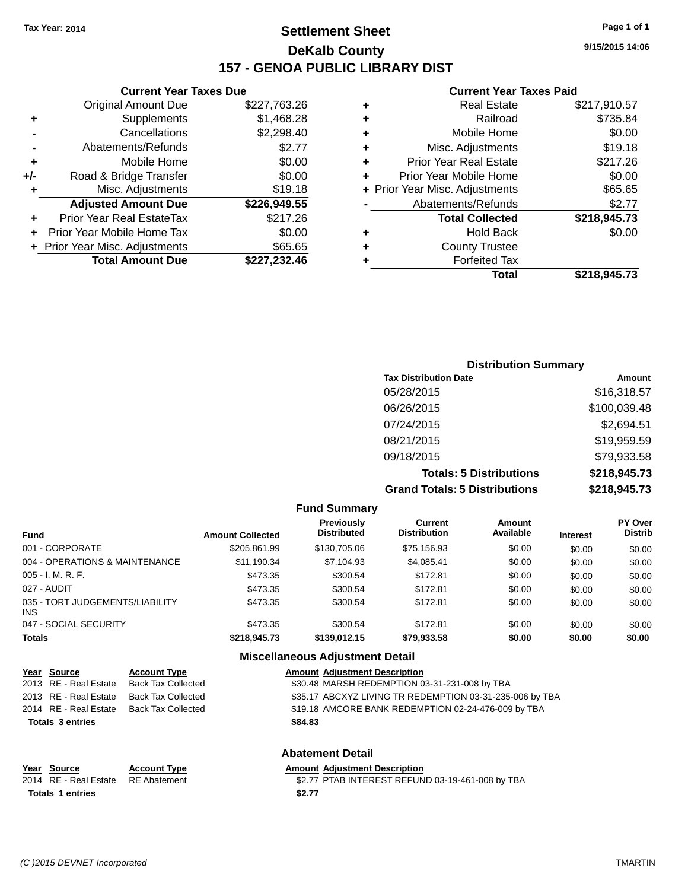Tax Year: 2014

# Settlement Sheet

## DeKalb County

## 157 - GENOA PUBLIC LIBRARY DIST

9/15/2015 14:06

### Current Year Taxes Due

| | | |
|---|---|---|
| | Original Amount Due | $227,763.26 |
| + | Supplements | $1,468.28 |
| - | Cancellations | $2,298.40 |
| - | Abatements/Refunds | $2.77 |
| + | Mobile Home | $0.00 |
| +/- | Road & Bridge Transfer | $0.00 |
| + | Misc. Adjustments | $19.18 |
| | **Adjusted Amount Due** | **$226,949.55** |
| + | Prior Year Real EstateTax | $217.26 |
| + | Prior Year Mobile Home Tax | $0.00 |
| + | Prior Year Misc. Adjustments | $65.65 |
| | **Total Amount Due** | **$227,232.46** |

### Current Year Taxes Paid

| | | |
|---|---|---|
| + | Real Estate | $217,910.57 |
| + | Railroad | $735.84 |
| + | Mobile Home | $0.00 |
| + | Misc. Adjustments | $19.18 |
| + | Prior Year Real Estate | $217.26 |
| + | Prior Year Mobile Home | $0.00 |
| + | Prior Year Misc. Adjustments | $65.65 |
| - | Abatements/Refunds | $2.77 |
| | **Total Collected** | **$218,945.73** |
| + | Hold Back | $0.00 |
| + | County Trustee | |
| + | Forfeited Tax | |
| | **Total** | **$218,945.73** |

### Distribution Summary

| Tax Distribution Date | Amount |
|---|---|
| 05/28/2015 | $16,318.57 |
| 06/26/2015 | $100,039.48 |
| 07/24/2015 | $2,694.51 |
| 08/21/2015 | $19,959.59 |
| 09/18/2015 | $79,933.58 |
| **Totals: 5 Distributions** | **$218,945.73** |
| **Grand Totals: 5 Distributions** | **$218,945.73** |

### Fund Summary

| Fund | Amount Collected | Previously Distributed | Current Distribution | Amount Available | Interest | PY Over Distrib |
|---|---|---|---|---|---|---|
| 001 - CORPORATE | $205,861.99 | $130,705.06 | $75,156.93 | $0.00 | $0.00 | $0.00 |
| 004 - OPERATIONS & MAINTENANCE | $11,190.34 | $7,104.93 | $4,085.41 | $0.00 | $0.00 | $0.00 |
| 005 - I. M. R. F. | $473.35 | $300.54 | $172.81 | $0.00 | $0.00 | $0.00 |
| 027 - AUDIT | $473.35 | $300.54 | $172.81 | $0.00 | $0.00 | $0.00 |
| 035 - TORT JUDGEMENTS/LIABILITY INS | $473.35 | $300.54 | $172.81 | $0.00 | $0.00 | $0.00 |
| 047 - SOCIAL SECURITY | $473.35 | $300.54 | $172.81 | $0.00 | $0.00 | $0.00 |
| **Totals** | **$218,945.73** | **$139,012.15** | **$79,933.58** | **$0.00** | **$0.00** | **$0.00** |

### Miscellaneous Adjustment Detail

| Year | Source | Account Type | Amount | Adjustment Description |
|---|---|---|---|---|
| 2013 | RE - Real Estate | Back Tax Collected | $30.48 | MARSH REDEMPTION 03-31-231-008 by TBA |
| 2013 | RE - Real Estate | Back Tax Collected | $35.17 | ABCXYZ LIVING TR REDEMPTION 03-31-235-006 by TBA |
| 2014 | RE - Real Estate | Back Tax Collected | $19.18 | AMCORE BANK REDEMPTION 02-24-476-009 by TBA |
| **Totals** | **3 entries** | | **$84.83** | |

### Abatement Detail

| Year | Source | Account Type | Amount | Adjustment Description |
|---|---|---|---|---|
| 2014 | RE - Real Estate | RE Abatement | $2.77 | PTAB INTEREST REFUND 03-19-461-008 by TBA |
| **Totals** | **1 entries** | | **$2.77** | |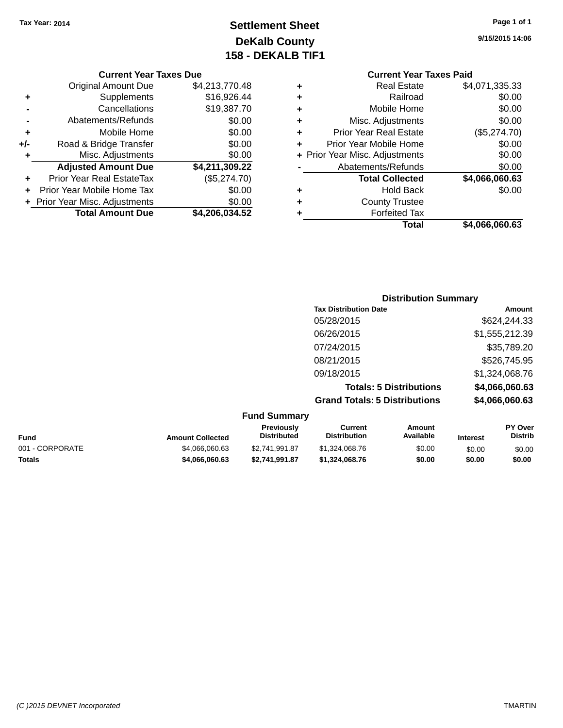Tax Year: 2014

# Settlement Sheet

## DeKalb County

## 158 - DEKALB TIF1

9/15/2015 14:06

### Current Year Taxes Due

| | | |
|---|---|---|
| | Original Amount Due | $4,213,770.48 |
| + | Supplements | $16,926.44 |
| - | Cancellations | $19,387.70 |
| - | Abatements/Refunds | $0.00 |
| + | Mobile Home | $0.00 |
| +/- | Road & Bridge Transfer | $0.00 |
| + | Misc. Adjustments | $0.00 |
| | **Adjusted Amount Due** | **$4,211,309.22** |
| + | Prior Year Real EstateTax | ($5,274.70) |
| + | Prior Year Mobile Home Tax | $0.00 |
| + | Prior Year Misc. Adjustments | $0.00 |
| | **Total Amount Due** | **$4,206,034.52** |

### Current Year Taxes Paid

| | | |
|---|---|---|
| + | Real Estate | $4,071,335.33 |
| + | Railroad | $0.00 |
| + | Mobile Home | $0.00 |
| + | Misc. Adjustments | $0.00 |
| + | Prior Year Real Estate | ($5,274.70) |
| + | Prior Year Mobile Home | $0.00 |
| + | Prior Year Misc. Adjustments | $0.00 |
| - | Abatements/Refunds | $0.00 |
| | **Total Collected** | **$4,066,060.63** |
| + | Hold Back | $0.00 |
| + | County Trustee | |
| + | Forfeited Tax | |
| | **Total** | **$4,066,060.63** |

### Distribution Summary

| Tax Distribution Date | Amount |
|---|---|
| 05/28/2015 | $624,244.33 |
| 06/26/2015 | $1,555,212.39 |
| 07/24/2015 | $35,789.20 |
| 08/21/2015 | $526,745.95 |
| 09/18/2015 | $1,324,068.76 |
| **Totals: 5 Distributions** | **$4,066,060.63** |
| **Grand Totals: 5 Distributions** | **$4,066,060.63** |

### Fund Summary

| Fund | Amount Collected | Previously Distributed | Current Distribution | Amount Available | Interest | PY Over Distrib |
|---|---|---|---|---|---|---|
| 001 - CORPORATE | $4,066,060.63 | $2,741,991.87 | $1,324,068.76 | $0.00 | $0.00 | $0.00 |
| **Totals** | **$4,066,060.63** | **$2,741,991.87** | **$1,324,068.76** | **$0.00** | **$0.00** | **$0.00** |

(C )2015 DEVNET Incorporated TMARTIN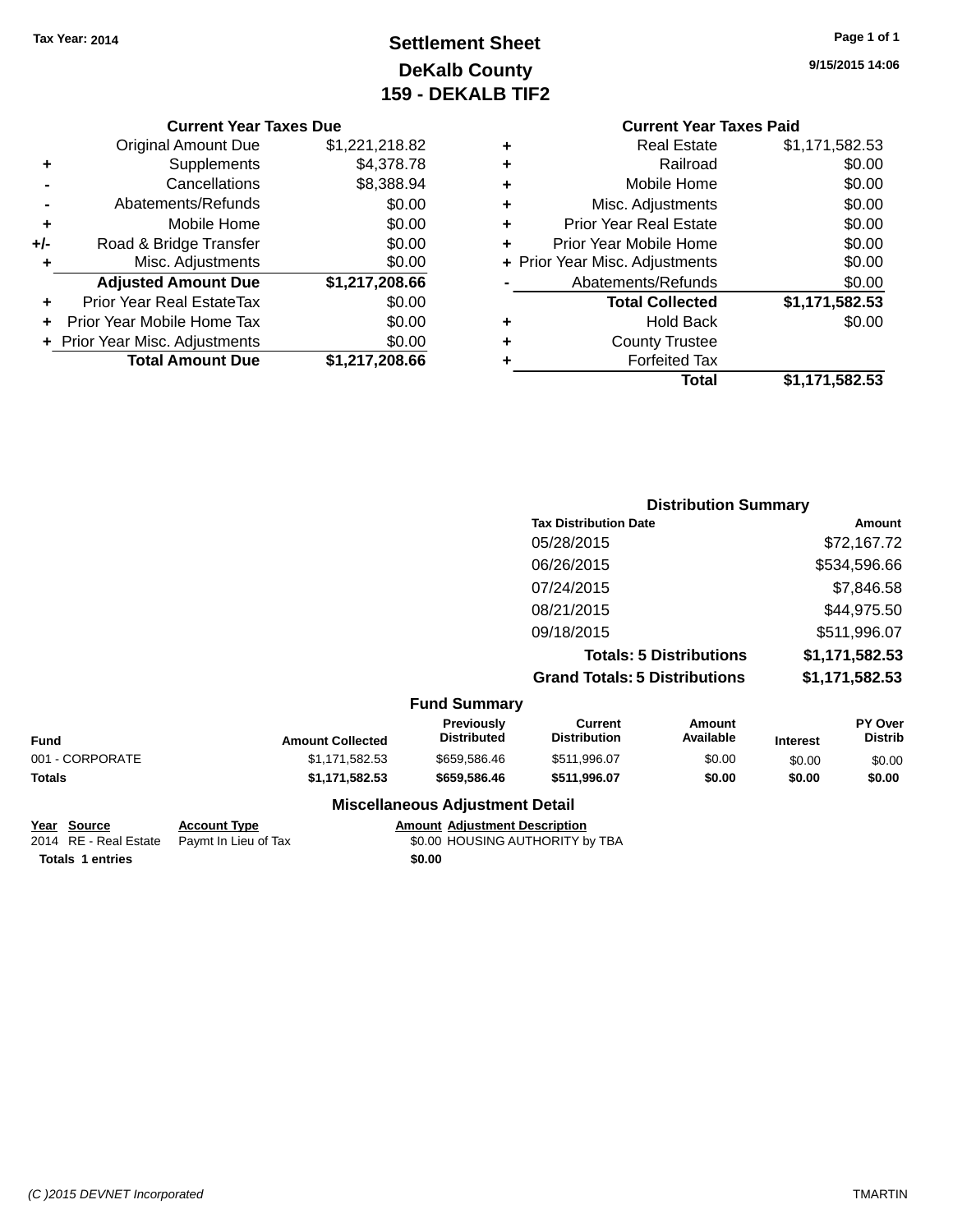Tax Year: 2014

# Settlement Sheet
## DeKalb County
## 159 - DEKALB TIF2

9/15/2015 14:06

### Current Year Taxes Due

| | | |
|---|---|---|
| | Original Amount Due | $1,221,218.82 |
| + | Supplements | $4,378.78 |
| - | Cancellations | $8,388.94 |
| - | Abatements/Refunds | $0.00 |
| + | Mobile Home | $0.00 |
| +/- | Road & Bridge Transfer | $0.00 |
| + | Misc. Adjustments | $0.00 |
| | **Adjusted Amount Due** | **$1,217,208.66** |
| + | Prior Year Real EstateTax | $0.00 |
| + | Prior Year Mobile Home Tax | $0.00 |
| + | Prior Year Misc. Adjustments | $0.00 |
| | **Total Amount Due** | **$1,217,208.66** |

### Current Year Taxes Paid

| | | |
|---|---|---|
| + | Real Estate | $1,171,582.53 |
| + | Railroad | $0.00 |
| + | Mobile Home | $0.00 |
| + | Misc. Adjustments | $0.00 |
| + | Prior Year Real Estate | $0.00 |
| + | Prior Year Mobile Home | $0.00 |
| + | Prior Year Misc. Adjustments | $0.00 |
| - | Abatements/Refunds | $0.00 |
| | **Total Collected** | **$1,171,582.53** |
| + | Hold Back | $0.00 |
| + | County Trustee | |
| + | Forfeited Tax | |
| | **Total** | **$1,171,582.53** |

### Distribution Summary

| Tax Distribution Date | Amount |
|---|---|
| 05/28/2015 | $72,167.72 |
| 06/26/2015 | $534,596.66 |
| 07/24/2015 | $7,846.58 |
| 08/21/2015 | $44,975.50 |
| 09/18/2015 | $511,996.07 |
| **Totals: 5 Distributions** | **$1,171,582.53** |
| **Grand Totals: 5 Distributions** | **$1,171,582.53** |

### Fund Summary

| Fund | Amount Collected | Previously Distributed | Current Distribution | Amount Available | Interest | PY Over Distrib |
|---|---|---|---|---|---|---|
| 001 - CORPORATE | $1,171,582.53 | $659,586.46 | $511,996.07 | $0.00 | $0.00 | $0.00 |
| **Totals** | **$1,171,582.53** | **$659,586.46** | **$511,996.07** | **$0.00** | **$0.00** | **$0.00** |

### Miscellaneous Adjustment Detail

| Year | Source | Account Type | Amount | Adjustment Description |
|---|---|---|---|---|
| 2014 | RE - Real Estate | Paymt In Lieu of Tax | $0.00 | HOUSING AUTHORITY by TBA |
| **Totals 1 entries** | | | **$0.00** | |

(C )2015 DEVNET Incorporated TMARTIN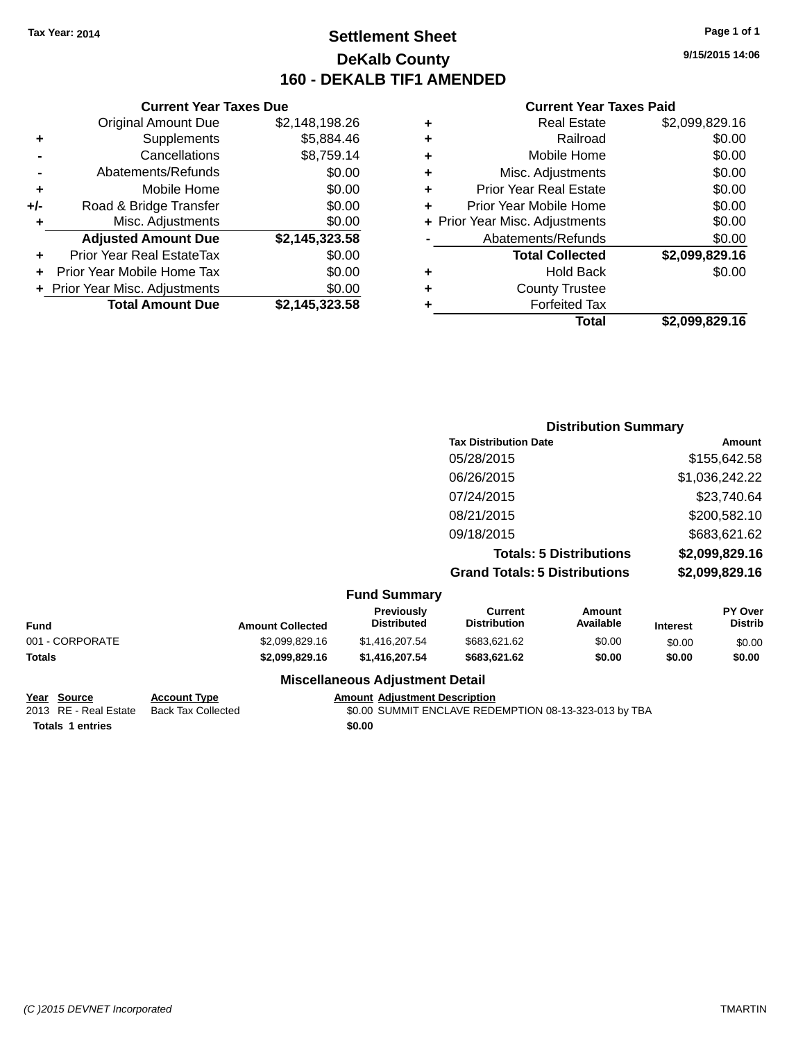Tax Year: 2014

# Settlement Sheet

## DeKalb County

## 160 - DEKALB TIF1 AMENDED

9/15/2015 14:06

### Current Year Taxes Due

| | | |
|---|---|---|
| | Original Amount Due | $2,148,198.26 |
| + | Supplements | $5,884.46 |
| - | Cancellations | $8,759.14 |
| - | Abatements/Refunds | $0.00 |
| + | Mobile Home | $0.00 |
| +/- | Road & Bridge Transfer | $0.00 |
| + | Misc. Adjustments | $0.00 |
| | **Adjusted Amount Due** | **$2,145,323.58** |
| + | Prior Year Real EstateTax | $0.00 |
| + | Prior Year Mobile Home Tax | $0.00 |
| + | Prior Year Misc. Adjustments | $0.00 |
| | **Total Amount Due** | **$2,145,323.58** |

### Current Year Taxes Paid

| | | |
|---|---|---|
| + | Real Estate | $2,099,829.16 |
| + | Railroad | $0.00 |
| + | Mobile Home | $0.00 |
| + | Misc. Adjustments | $0.00 |
| + | Prior Year Real Estate | $0.00 |
| + | Prior Year Mobile Home | $0.00 |
| + | Prior Year Misc. Adjustments | $0.00 |
| - | Abatements/Refunds | $0.00 |
| | **Total Collected** | **$2,099,829.16** |
| + | Hold Back | $0.00 |
| + | County Trustee | |
| + | Forfeited Tax | |
| | **Total** | **$2,099,829.16** |

### Distribution Summary

| Tax Distribution Date | Amount |
|---|---|
| 05/28/2015 | $155,642.58 |
| 06/26/2015 | $1,036,242.22 |
| 07/24/2015 | $23,740.64 |
| 08/21/2015 | $200,582.10 |
| 09/18/2015 | $683,621.62 |
| **Totals: 5 Distributions** | **$2,099,829.16** |
| **Grand Totals: 5 Distributions** | **$2,099,829.16** |

### Fund Summary

| Fund | Amount Collected | Previously Distributed | Current Distribution | Amount Available | Interest | PY Over Distrib |
|---|---|---|---|---|---|---|
| 001 - CORPORATE | $2,099,829.16 | $1,416,207.54 | $683,621.62 | $0.00 | $0.00 | $0.00 |
| **Totals** | **$2,099,829.16** | **$1,416,207.54** | **$683,621.62** | **$0.00** | **$0.00** | **$0.00** |

### Miscellaneous Adjustment Detail

| Year | Source | Account Type | Amount | Adjustment Description |
|---|---|---|---|---|
| 2013 | RE - Real Estate | Back Tax Collected | $0.00 | SUMMIT ENCLAVE REDEMPTION 08-13-323-013 by TBA |
| **Totals 1 entries** | | | **$0.00** | |

(C )2015 DEVNET Incorporated TMARTIN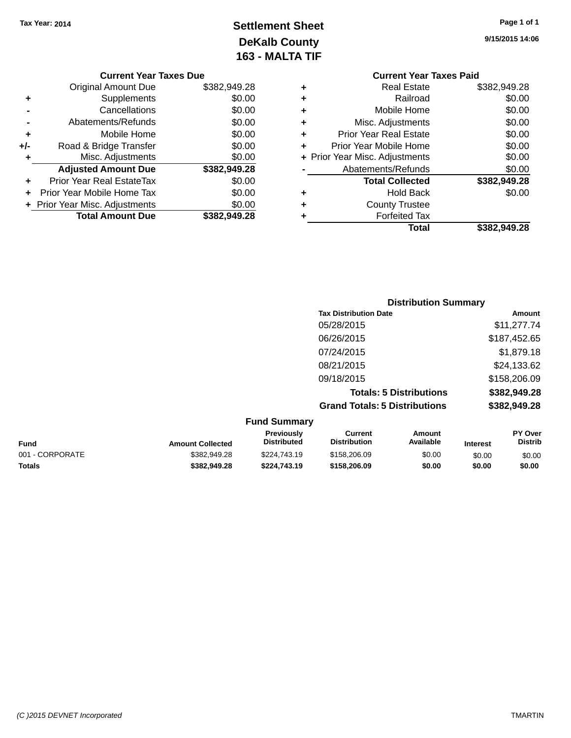Tax Year: 2014

# Settlement Sheet
## DeKalb County
## 163 - MALTA TIF

9/15/2015 14:06

### Current Year Taxes Due

| | | |
|---|---|---|
| | Original Amount Due | $382,949.28 |
| + | Supplements | $0.00 |
| - | Cancellations | $0.00 |
| - | Abatements/Refunds | $0.00 |
| + | Mobile Home | $0.00 |
| +/- | Road & Bridge Transfer | $0.00 |
| + | Misc. Adjustments | $0.00 |
| | **Adjusted Amount Due** | **$382,949.28** |
| + | Prior Year Real EstateTax | $0.00 |
| + | Prior Year Mobile Home Tax | $0.00 |
| + | Prior Year Misc. Adjustments | $0.00 |
| | **Total Amount Due** | **$382,949.28** |

### Current Year Taxes Paid

| | | |
|---|---|---|
| + | Real Estate | $382,949.28 |
| + | Railroad | $0.00 |
| + | Mobile Home | $0.00 |
| + | Misc. Adjustments | $0.00 |
| + | Prior Year Real Estate | $0.00 |
| + | Prior Year Mobile Home | $0.00 |
| + | Prior Year Misc. Adjustments | $0.00 |
| - | Abatements/Refunds | $0.00 |
| | **Total Collected** | **$382,949.28** |
| + | Hold Back | $0.00 |
| + | County Trustee | |
| + | Forfeited Tax | |
| | **Total** | **$382,949.28** |

### Distribution Summary

| Tax Distribution Date | Amount |
|---|---|
| 05/28/2015 | $11,277.74 |
| 06/26/2015 | $187,452.65 |
| 07/24/2015 | $1,879.18 |
| 08/21/2015 | $24,133.62 |
| 09/18/2015 | $158,206.09 |
| **Totals: 5 Distributions** | **$382,949.28** |
| **Grand Totals: 5 Distributions** | **$382,949.28** |

### Fund Summary

| Fund | Amount Collected | Previously Distributed | Current Distribution | Amount Available | Interest | PY Over Distrib |
|---|---|---|---|---|---|---|
| 001 - CORPORATE | $382,949.28 | $224,743.19 | $158,206.09 | $0.00 | $0.00 | $0.00 |
| **Totals** | **$382,949.28** | **$224,743.19** | **$158,206.09** | **$0.00** | **$0.00** | **$0.00** |

(C )2015 DEVNET Incorporated — TMARTIN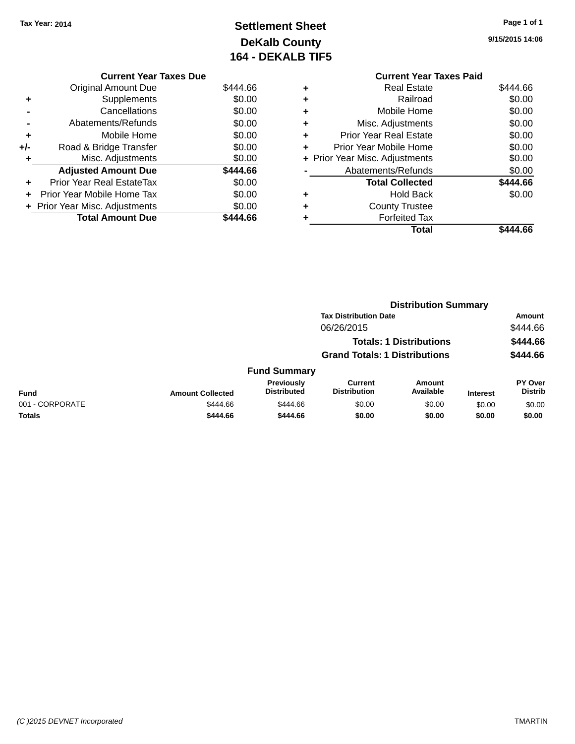Tax Year: 2014

# Settlement Sheet
## DeKalb County
## 164 - DEKALB TIF5

9/15/2015 14:06

| | Current Year Taxes Due | |
|---|---|---|
| | Original Amount Due | $444.66 |
| + | Supplements | $0.00 |
| - | Cancellations | $0.00 |
| - | Abatements/Refunds | $0.00 |
| + | Mobile Home | $0.00 |
| +/- | Road & Bridge Transfer | $0.00 |
| + | Misc. Adjustments | $0.00 |
| | **Adjusted Amount Due** | **$444.66** |
| + | Prior Year Real EstateTax | $0.00 |
| + | Prior Year Mobile Home Tax | $0.00 |
| + | Prior Year Misc. Adjustments | $0.00 |
| | **Total Amount Due** | **$444.66** |

| | Current Year Taxes Paid | |
|---|---|---|
| + | Real Estate | $444.66 |
| + | Railroad | $0.00 |
| + | Mobile Home | $0.00 |
| + | Misc. Adjustments | $0.00 |
| + | Prior Year Real Estate | $0.00 |
| + | Prior Year Mobile Home | $0.00 |
| + | Prior Year Misc. Adjustments | $0.00 |
| - | Abatements/Refunds | $0.00 |
| | **Total Collected** | **$444.66** |
| + | Hold Back | $0.00 |
| + | County Trustee | |
| + | Forfeited Tax | |
| | **Total** | **$444.66** |

### Distribution Summary

| Tax Distribution Date | Amount |
|---|---|
| 06/26/2015 | $444.66 |
| **Totals: 1 Distributions** | **$444.66** |
| **Grand Totals: 1 Distributions** | **$444.66** |

### Fund Summary

| Fund | Amount Collected | Previously Distributed | Current Distribution | Amount Available | Interest | PY Over Distrib |
|---|---|---|---|---|---|---|
| 001 - CORPORATE | $444.66 | $444.66 | $0.00 | $0.00 | $0.00 | $0.00 |
| **Totals** | **$444.66** | **$444.66** | **$0.00** | **$0.00** | **$0.00** | **$0.00** |

(C )2015 DEVNET Incorporated TMARTIN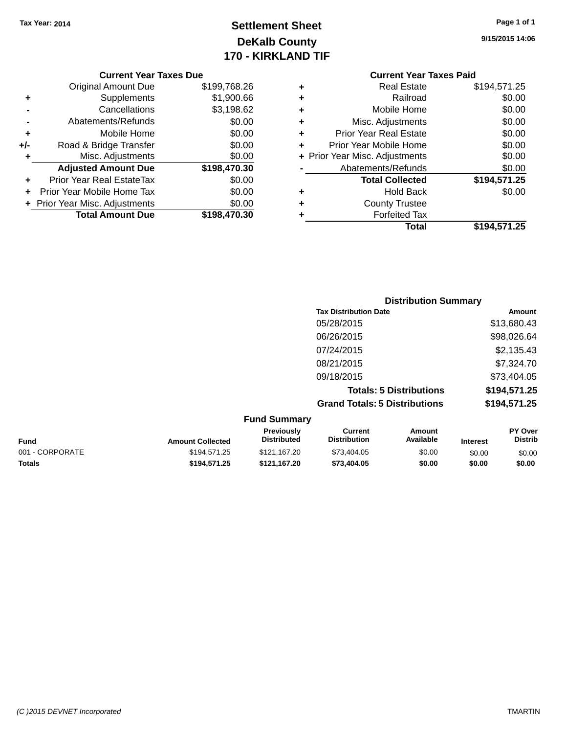Tax Year: 2014

# Settlement Sheet
## DeKalb County
## 170 - KIRKLAND TIF

9/15/2015 14:06

### Current Year Taxes Due

| | | |
|---|---|---|
| | Original Amount Due | $199,768.26 |
| + | Supplements | $1,900.66 |
| - | Cancellations | $3,198.62 |
| - | Abatements/Refunds | $0.00 |
| + | Mobile Home | $0.00 |
| +/- | Road & Bridge Transfer | $0.00 |
| + | Misc. Adjustments | $0.00 |
| | **Adjusted Amount Due** | **$198,470.30** |
| + | Prior Year Real EstateTax | $0.00 |
| + | Prior Year Mobile Home Tax | $0.00 |
| + | Prior Year Misc. Adjustments | $0.00 |
| | **Total Amount Due** | **$198,470.30** |

### Current Year Taxes Paid

| | | |
|---|---|---|
| + | Real Estate | $194,571.25 |
| + | Railroad | $0.00 |
| + | Mobile Home | $0.00 |
| + | Misc. Adjustments | $0.00 |
| + | Prior Year Real Estate | $0.00 |
| + | Prior Year Mobile Home | $0.00 |
| + | Prior Year Misc. Adjustments | $0.00 |
| - | Abatements/Refunds | $0.00 |
| | **Total Collected** | **$194,571.25** |
| + | Hold Back | $0.00 |
| + | County Trustee | |
| + | Forfeited Tax | |
| | **Total** | **$194,571.25** |

### Distribution Summary

| Tax Distribution Date | Amount |
|---|---|
| 05/28/2015 | $13,680.43 |
| 06/26/2015 | $98,026.64 |
| 07/24/2015 | $2,135.43 |
| 08/21/2015 | $7,324.70 |
| 09/18/2015 | $73,404.05 |
| **Totals: 5 Distributions** | **$194,571.25** |
| **Grand Totals: 5 Distributions** | **$194,571.25** |

### Fund Summary

| Fund | Amount Collected | Previously Distributed | Current Distribution | Amount Available | Interest | PY Over Distrib |
|---|---|---|---|---|---|---|
| 001 - CORPORATE | $194,571.25 | $121,167.20 | $73,404.05 | $0.00 | $0.00 | $0.00 |
| **Totals** | **$194,571.25** | **$121,167.20** | **$73,404.05** | **$0.00** | **$0.00** | **$0.00** |

(C )2015 DEVNET Incorporated

TMARTIN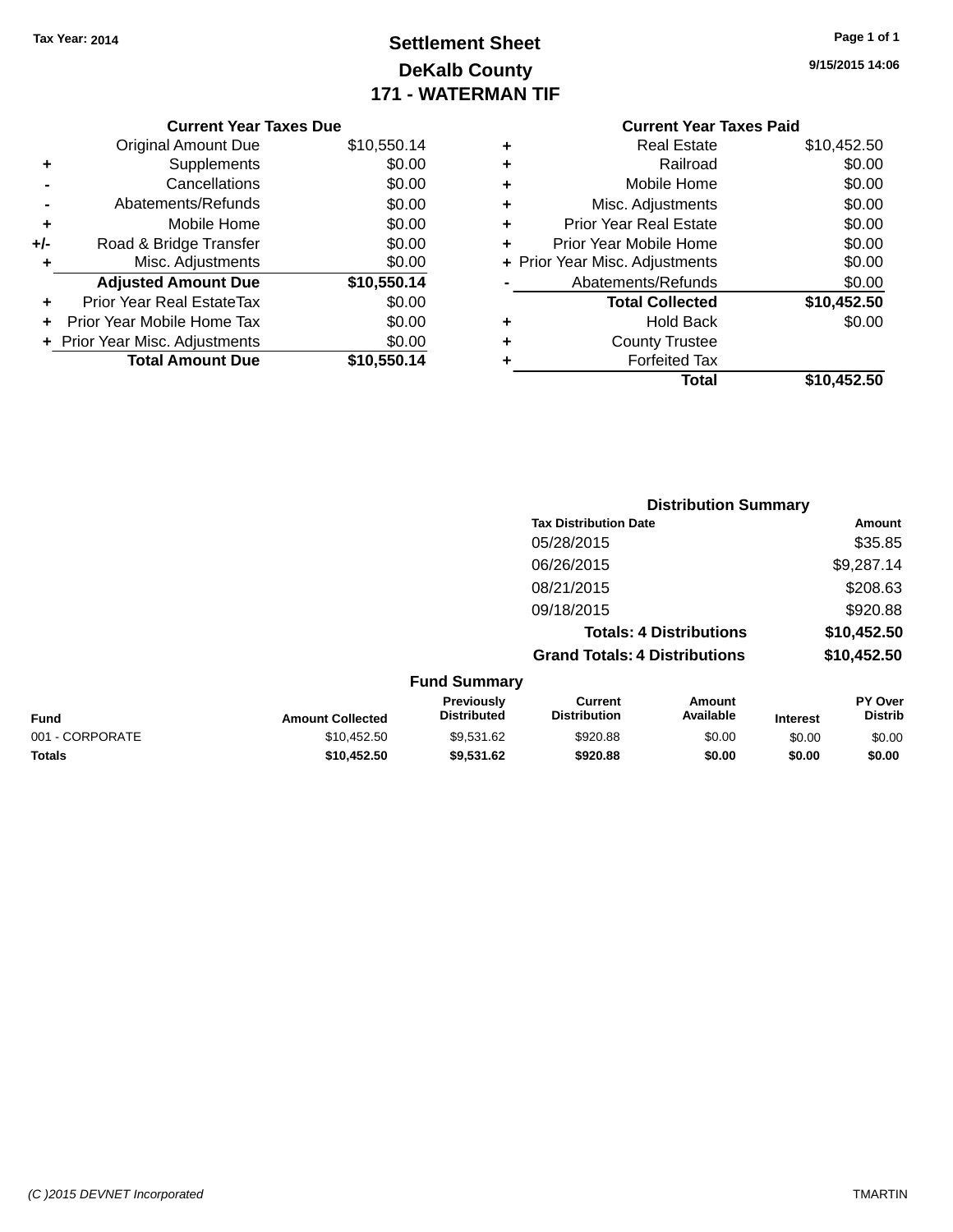Tax Year: 2014

# Settlement Sheet

## DeKalb County

## 171 - WATERMAN TIF

9/15/2015 14:06

### Current Year Taxes Due

| | | |
|---|---|---|
| | Original Amount Due | $10,550.14 |
| + | Supplements | $0.00 |
| - | Cancellations | $0.00 |
| - | Abatements/Refunds | $0.00 |
| + | Mobile Home | $0.00 |
| +/- | Road & Bridge Transfer | $0.00 |
| + | Misc. Adjustments | $0.00 |
| | **Adjusted Amount Due** | **$10,550.14** |
| + | Prior Year Real EstateTax | $0.00 |
| + | Prior Year Mobile Home Tax | $0.00 |
| + | Prior Year Misc. Adjustments | $0.00 |
| | **Total Amount Due** | **$10,550.14** |

### Current Year Taxes Paid

| | | |
|---|---|---|
| + | Real Estate | $10,452.50 |
| + | Railroad | $0.00 |
| + | Mobile Home | $0.00 |
| + | Misc. Adjustments | $0.00 |
| + | Prior Year Real Estate | $0.00 |
| + | Prior Year Mobile Home | $0.00 |
| + | Prior Year Misc. Adjustments | $0.00 |
| - | Abatements/Refunds | $0.00 |
| | **Total Collected** | **$10,452.50** |
| + | Hold Back | $0.00 |
| + | County Trustee | |
| + | Forfeited Tax | |
| | **Total** | **$10,452.50** |

### Distribution Summary

| Tax Distribution Date | Amount |
|---|---|
| 05/28/2015 | $35.85 |
| 06/26/2015 | $9,287.14 |
| 08/21/2015 | $208.63 |
| 09/18/2015 | $920.88 |
| **Totals: 4 Distributions** | **$10,452.50** |
| **Grand Totals: 4 Distributions** | **$10,452.50** |

### Fund Summary

| Fund | Amount Collected | Previously Distributed | Current Distribution | Amount Available | Interest | PY Over Distrib |
|---|---|---|---|---|---|---|
| 001 - CORPORATE | $10,452.50 | $9,531.62 | $920.88 | $0.00 | $0.00 | $0.00 |
| **Totals** | **$10,452.50** | **$9,531.62** | **$920.88** | **$0.00** | **$0.00** | **$0.00** |

(C )2015 DEVNET Incorporated TMARTIN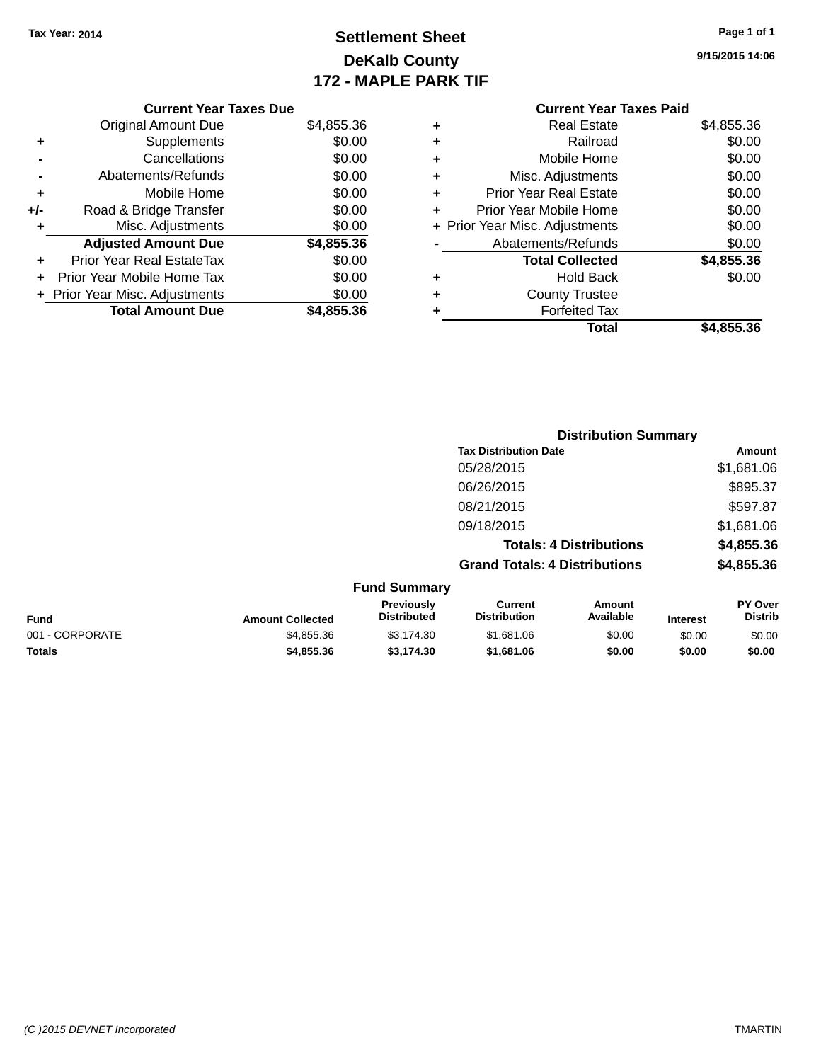Tax Year: 2014

# Settlement Sheet

## DeKalb County

## 172 - MAPLE PARK TIF

9/15/2015 14:06

### Current Year Taxes Due

| | | |
|---|---|---|
| | Original Amount Due | $4,855.36 |
| + | Supplements | $0.00 |
| - | Cancellations | $0.00 |
| - | Abatements/Refunds | $0.00 |
| + | Mobile Home | $0.00 |
| +/- | Road & Bridge Transfer | $0.00 |
| + | Misc. Adjustments | $0.00 |
| | **Adjusted Amount Due** | **$4,855.36** |
| + | Prior Year Real EstateTax | $0.00 |
| + | Prior Year Mobile Home Tax | $0.00 |
| + | Prior Year Misc. Adjustments | $0.00 |
| | **Total Amount Due** | **$4,855.36** |

### Current Year Taxes Paid

| | | |
|---|---|---|
| + | Real Estate | $4,855.36 |
| + | Railroad | $0.00 |
| + | Mobile Home | $0.00 |
| + | Misc. Adjustments | $0.00 |
| + | Prior Year Real Estate | $0.00 |
| + | Prior Year Mobile Home | $0.00 |
| + | Prior Year Misc. Adjustments | $0.00 |
| - | Abatements/Refunds | $0.00 |
| | **Total Collected** | **$4,855.36** |
| + | Hold Back | $0.00 |
| + | County Trustee | |
| + | Forfeited Tax | |
| | **Total** | **$4,855.36** |

### Distribution Summary

| Tax Distribution Date | Amount |
|---|---|
| 05/28/2015 | $1,681.06 |
| 06/26/2015 | $895.37 |
| 08/21/2015 | $597.87 |
| 09/18/2015 | $1,681.06 |
| **Totals: 4 Distributions** | **$4,855.36** |
| **Grand Totals: 4 Distributions** | **$4,855.36** |

### Fund Summary

| Fund | Amount Collected | Previously Distributed | Current Distribution | Amount Available | Interest | PY Over Distrib |
|---|---|---|---|---|---|---|
| 001 - CORPORATE | $4,855.36 | $3,174.30 | $1,681.06 | $0.00 | $0.00 | $0.00 |
| **Totals** | **$4,855.36** | **$3,174.30** | **$1,681.06** | **$0.00** | **$0.00** | **$0.00** |

(C )2015 DEVNET Incorporated TMARTIN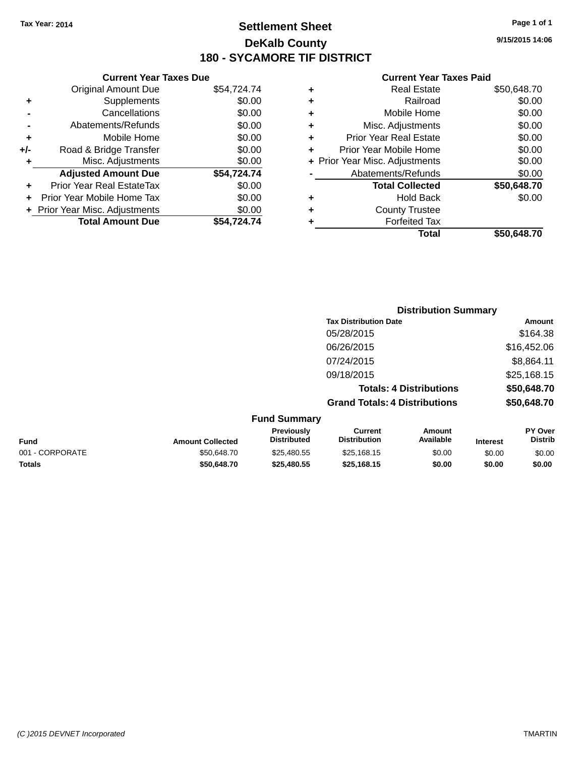Tax Year: 2014

# Settlement Sheet

## DeKalb County

## 180 - SYCAMORE TIF DISTRICT

9/15/2015 14:06

### Current Year Taxes Due

| | | |
|---|---|---|
| | Original Amount Due | $54,724.74 |
| + | Supplements | $0.00 |
| - | Cancellations | $0.00 |
| - | Abatements/Refunds | $0.00 |
| + | Mobile Home | $0.00 |
| +/- | Road & Bridge Transfer | $0.00 |
| + | Misc. Adjustments | $0.00 |
| | **Adjusted Amount Due** | **$54,724.74** |
| + | Prior Year Real EstateTax | $0.00 |
| + | Prior Year Mobile Home Tax | $0.00 |
| + | Prior Year Misc. Adjustments | $0.00 |
| | **Total Amount Due** | **$54,724.74** |

### Current Year Taxes Paid

| | | |
|---|---|---|
| + | Real Estate | $50,648.70 |
| + | Railroad | $0.00 |
| + | Mobile Home | $0.00 |
| + | Misc. Adjustments | $0.00 |
| + | Prior Year Real Estate | $0.00 |
| + | Prior Year Mobile Home | $0.00 |
| + | Prior Year Misc. Adjustments | $0.00 |
| - | Abatements/Refunds | $0.00 |
| | **Total Collected** | **$50,648.70** |
| + | Hold Back | $0.00 |
| + | County Trustee | |
| + | Forfeited Tax | |
| | **Total** | **$50,648.70** |

### Distribution Summary

| Tax Distribution Date | Amount |
|---|---|
| 05/28/2015 | $164.38 |
| 06/26/2015 | $16,452.06 |
| 07/24/2015 | $8,864.11 |
| 09/18/2015 | $25,168.15 |
| **Totals: 4 Distributions** | **$50,648.70** |
| **Grand Totals: 4 Distributions** | **$50,648.70** |

### Fund Summary

| Fund | Amount Collected | Previously Distributed | Current Distribution | Amount Available | Interest | PY Over Distrib |
|---|---|---|---|---|---|---|
| 001 - CORPORATE | $50,648.70 | $25,480.55 | $25,168.15 | $0.00 | $0.00 | $0.00 |
| **Totals** | **$50,648.70** | **$25,480.55** | **$25,168.15** | **$0.00** | **$0.00** | **$0.00** |

(C )2015 DEVNET Incorporated TMARTIN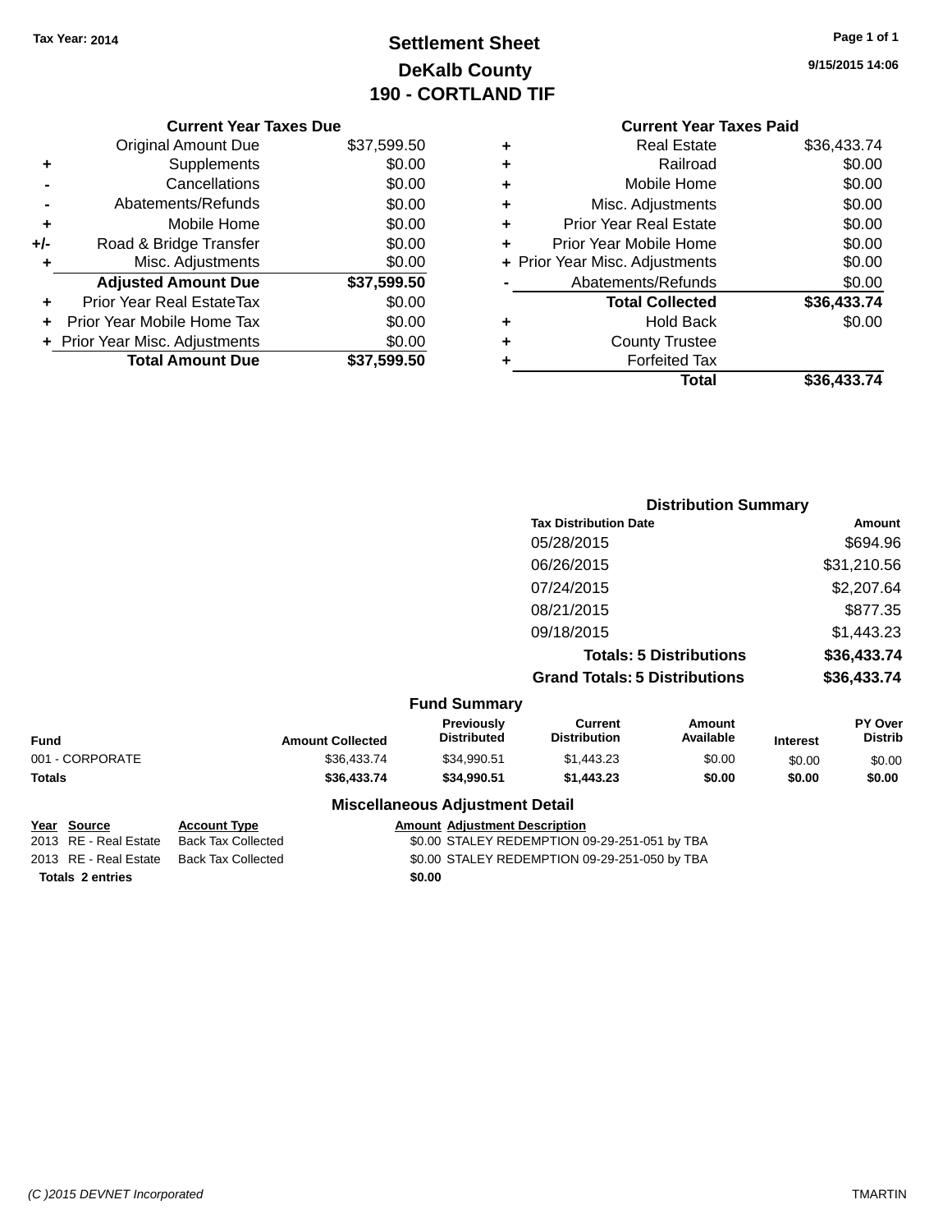Tax Year: 2014

# Settlement Sheet
## DeKalb County
## 190 - CORTLAND TIF

9/15/2015 14:06

### Current Year Taxes Due

| | | |
|---|---|---|
| | Original Amount Due | $37,599.50 |
| + | Supplements | $0.00 |
| - | Cancellations | $0.00 |
| - | Abatements/Refunds | $0.00 |
| + | Mobile Home | $0.00 |
| +/- | Road & Bridge Transfer | $0.00 |
| + | Misc. Adjustments | $0.00 |
| | **Adjusted Amount Due** | **$37,599.50** |
| + | Prior Year Real EstateTax | $0.00 |
| + | Prior Year Mobile Home Tax | $0.00 |
| + | Prior Year Misc. Adjustments | $0.00 |
| | **Total Amount Due** | **$37,599.50** |

### Current Year Taxes Paid

| | | |
|---|---|---|
| + | Real Estate | $36,433.74 |
| + | Railroad | $0.00 |
| + | Mobile Home | $0.00 |
| + | Misc. Adjustments | $0.00 |
| + | Prior Year Real Estate | $0.00 |
| + | Prior Year Mobile Home | $0.00 |
| + | Prior Year Misc. Adjustments | $0.00 |
| - | Abatements/Refunds | $0.00 |
| | **Total Collected** | **$36,433.74** |
| + | Hold Back | $0.00 |
| + | County Trustee | |
| + | Forfeited Tax | |
| | **Total** | **$36,433.74** |

### Distribution Summary

| Tax Distribution Date | Amount |
|---|---|
| 05/28/2015 | $694.96 |
| 06/26/2015 | $31,210.56 |
| 07/24/2015 | $2,207.64 |
| 08/21/2015 | $877.35 |
| 09/18/2015 | $1,443.23 |
| **Totals: 5 Distributions** | **$36,433.74** |
| **Grand Totals: 5 Distributions** | **$36,433.74** |

### Fund Summary

| Fund | Amount Collected | Previously Distributed | Current Distribution | Amount Available | Interest | PY Over Distrib |
|---|---|---|---|---|---|---|
| 001 - CORPORATE | $36,433.74 | $34,990.51 | $1,443.23 | $0.00 | $0.00 | $0.00 |
| **Totals** | **$36,433.74** | **$34,990.51** | **$1,443.23** | **$0.00** | **$0.00** | **$0.00** |

### Miscellaneous Adjustment Detail

| Year | Source | Account Type | Amount | Adjustment Description |
|---|---|---|---|---|
| 2013 | RE - Real Estate | Back Tax Collected | $0.00 | STALEY REDEMPTION 09-29-251-051 by TBA |
| 2013 | RE - Real Estate | Back Tax Collected | $0.00 | STALEY REDEMPTION 09-29-251-050 by TBA |
| **Totals** | **2 entries** | | **$0.00** | |

(C )2015 DEVNET Incorporated TMARTIN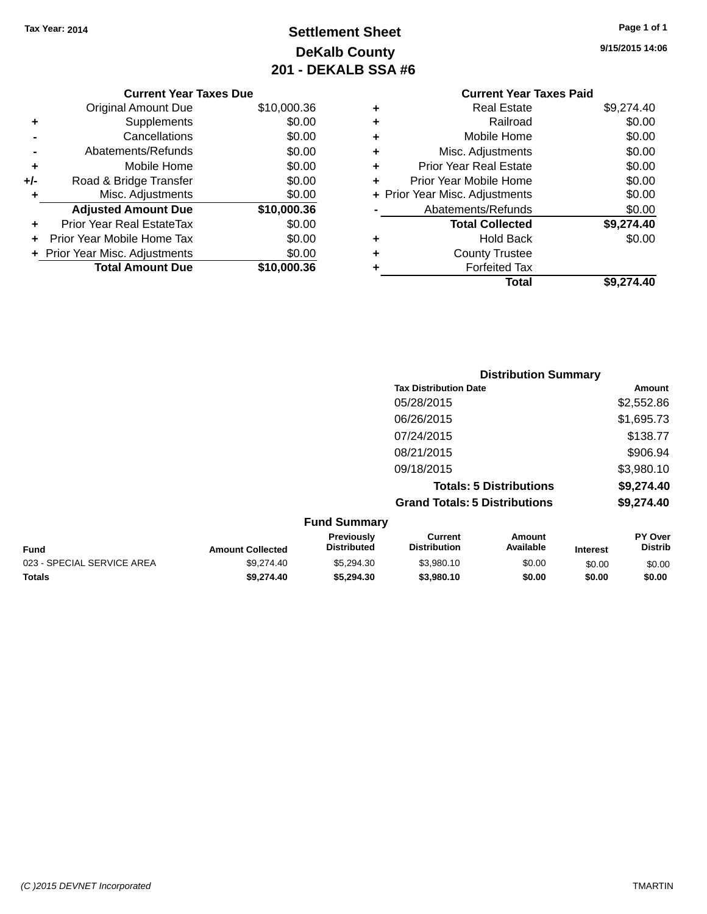Tax Year: 2014

# Settlement Sheet
## DeKalb County
## 201 - DEKALB SSA #6

9/15/2015 14:06

**Current Year Taxes Due**

| | | |
|---|---|---|
| | Original Amount Due | $10,000.36 |
| + | Supplements | $0.00 |
| - | Cancellations | $0.00 |
| - | Abatements/Refunds | $0.00 |
| + | Mobile Home | $0.00 |
| +/- | Road & Bridge Transfer | $0.00 |
| + | Misc. Adjustments | $0.00 |
| | **Adjusted Amount Due** | **$10,000.36** |
| + | Prior Year Real EstateTax | $0.00 |
| + | Prior Year Mobile Home Tax | $0.00 |
| + | Prior Year Misc. Adjustments | $0.00 |
| | **Total Amount Due** | **$10,000.36** |

**Current Year Taxes Paid**

| | | |
|---|---|---|
| + | Real Estate | $9,274.40 |
| + | Railroad | $0.00 |
| + | Mobile Home | $0.00 |
| + | Misc. Adjustments | $0.00 |
| + | Prior Year Real Estate | $0.00 |
| + | Prior Year Mobile Home | $0.00 |
| + | Prior Year Misc. Adjustments | $0.00 |
| - | Abatements/Refunds | $0.00 |
| | **Total Collected** | **$9,274.40** |
| + | Hold Back | $0.00 |
| + | County Trustee | |
| + | Forfeited Tax | |
| | **Total** | **$9,274.40** |

**Distribution Summary**

| Tax Distribution Date | Amount |
|---|---|
| 05/28/2015 | $2,552.86 |
| 06/26/2015 | $1,695.73 |
| 07/24/2015 | $138.77 |
| 08/21/2015 | $906.94 |
| 09/18/2015 | $3,980.10 |
| **Totals: 5 Distributions** | **$9,274.40** |
| **Grand Totals: 5 Distributions** | **$9,274.40** |

**Fund Summary**

| Fund | Amount Collected | Previously Distributed | Current Distribution | Amount Available | Interest | PY Over Distrib |
|---|---|---|---|---|---|---|
| 023 - SPECIAL SERVICE AREA | $9,274.40 | $5,294.30 | $3,980.10 | $0.00 | $0.00 | $0.00 |
| **Totals** | **$9,274.40** | **$5,294.30** | **$3,980.10** | **$0.00** | **$0.00** | **$0.00** |

(C )2015 DEVNET Incorporated TMARTIN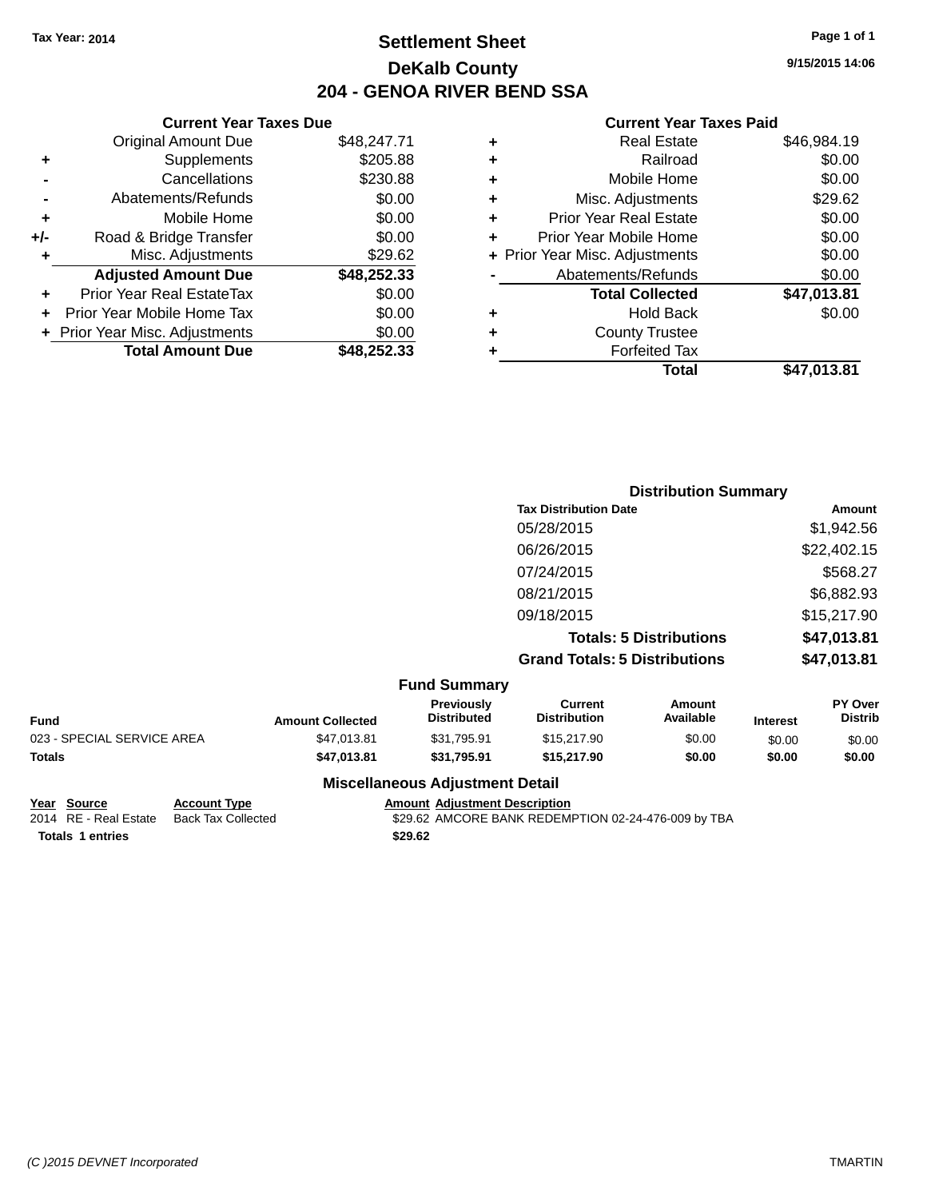Tax Year: 2014

# Settlement Sheet

## DeKalb County

## 204 - GENOA RIVER BEND SSA

9/15/2015 14:06

### Current Year Taxes Due

| | | |
|---|---|---|
| | Original Amount Due | $48,247.71 |
| + | Supplements | $205.88 |
| - | Cancellations | $230.88 |
| - | Abatements/Refunds | $0.00 |
| + | Mobile Home | $0.00 |
| +/- | Road & Bridge Transfer | $0.00 |
| + | Misc. Adjustments | $29.62 |
| | **Adjusted Amount Due** | **$48,252.33** |
| + | Prior Year Real EstateTax | $0.00 |
| + | Prior Year Mobile Home Tax | $0.00 |
| + | Prior Year Misc. Adjustments | $0.00 |
| | **Total Amount Due** | **$48,252.33** |

### Current Year Taxes Paid

| | | |
|---|---|---|
| + | Real Estate | $46,984.19 |
| + | Railroad | $0.00 |
| + | Mobile Home | $0.00 |
| + | Misc. Adjustments | $29.62 |
| + | Prior Year Real Estate | $0.00 |
| + | Prior Year Mobile Home | $0.00 |
| + | Prior Year Misc. Adjustments | $0.00 |
| - | Abatements/Refunds | $0.00 |
| | **Total Collected** | **$47,013.81** |
| + | Hold Back | $0.00 |
| + | County Trustee | |
| + | Forfeited Tax | |
| | **Total** | **$47,013.81** |

### Distribution Summary

| Tax Distribution Date | Amount |
|---|---|
| 05/28/2015 | $1,942.56 |
| 06/26/2015 | $22,402.15 |
| 07/24/2015 | $568.27 |
| 08/21/2015 | $6,882.93 |
| 09/18/2015 | $15,217.90 |
| **Totals: 5 Distributions** | **$47,013.81** |
| **Grand Totals: 5 Distributions** | **$47,013.81** |

### Fund Summary

| Fund | Amount Collected | Previously Distributed | Current Distribution | Amount Available | Interest | PY Over Distrib |
|---|---|---|---|---|---|---|
| 023 - SPECIAL SERVICE AREA | $47,013.81 | $31,795.91 | $15,217.90 | $0.00 | $0.00 | $0.00 |
| **Totals** | **$47,013.81** | **$31,795.91** | **$15,217.90** | **$0.00** | **$0.00** | **$0.00** |

### Miscellaneous Adjustment Detail

| Year | Source | Account Type | Amount | Adjustment Description |
|---|---|---|---|---|
| 2014 | RE - Real Estate | Back Tax Collected | $29.62 | AMCORE BANK REDEMPTION 02-24-476-009 by TBA |
| **Totals 1 entries** | | | **$29.62** | |

(C )2015 DEVNET Incorporated TMARTIN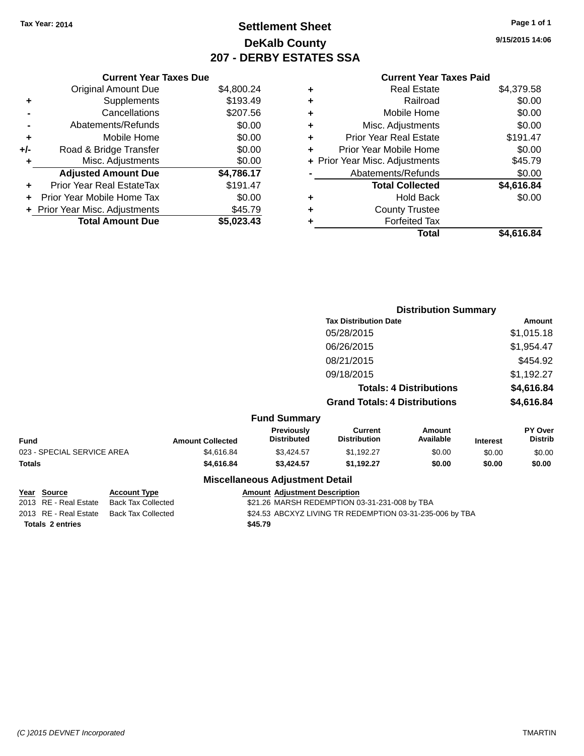Tax Year: 2014

# Settlement Sheet

## DeKalb County

## 207 - DERBY ESTATES SSA

9/15/2015 14:06

### Current Year Taxes Due

| | | |
|---|---|---|
| | Original Amount Due | $4,800.24 |
| + | Supplements | $193.49 |
| - | Cancellations | $207.56 |
| - | Abatements/Refunds | $0.00 |
| + | Mobile Home | $0.00 |
| +/- | Road & Bridge Transfer | $0.00 |
| + | Misc. Adjustments | $0.00 |
| | **Adjusted Amount Due** | **$4,786.17** |
| + | Prior Year Real EstateTax | $191.47 |
| + | Prior Year Mobile Home Tax | $0.00 |
| + | Prior Year Misc. Adjustments | $45.79 |
| | **Total Amount Due** | **$5,023.43** |

### Current Year Taxes Paid

| | | |
|---|---|---|
| + | Real Estate | $4,379.58 |
| + | Railroad | $0.00 |
| + | Mobile Home | $0.00 |
| + | Misc. Adjustments | $0.00 |
| + | Prior Year Real Estate | $191.47 |
| + | Prior Year Mobile Home | $0.00 |
| + | Prior Year Misc. Adjustments | $45.79 |
| - | Abatements/Refunds | $0.00 |
| | **Total Collected** | **$4,616.84** |
| + | Hold Back | $0.00 |
| + | County Trustee | |
| + | Forfeited Tax | |
| | **Total** | **$4,616.84** |

### Distribution Summary

| Tax Distribution Date | Amount |
|---|---|
| 05/28/2015 | $1,015.18 |
| 06/26/2015 | $1,954.47 |
| 08/21/2015 | $454.92 |
| 09/18/2015 | $1,192.27 |
| **Totals: 4 Distributions** | **$4,616.84** |
| **Grand Totals: 4 Distributions** | **$4,616.84** |

### Fund Summary

| Fund | Amount Collected | Previously Distributed | Current Distribution | Amount Available | Interest | PY Over Distrib |
|---|---|---|---|---|---|---|
| 023 - SPECIAL SERVICE AREA | $4,616.84 | $3,424.57 | $1,192.27 | $0.00 | $0.00 | $0.00 |
| **Totals** | **$4,616.84** | **$3,424.57** | **$1,192.27** | **$0.00** | **$0.00** | **$0.00** |

### Miscellaneous Adjustment Detail

| Year | Source | Account Type | Amount | Adjustment Description |
|---|---|---|---|---|
| 2013 | RE - Real Estate | Back Tax Collected | $21.26 | MARSH REDEMPTION 03-31-231-008 by TBA |
| 2013 | RE - Real Estate | Back Tax Collected | $24.53 | ABCXYZ LIVING TR REDEMPTION 03-31-235-006 by TBA |
| **Totals 2 entries** | | | **$45.79** | |

(C )2015 DEVNET Incorporated

TMARTIN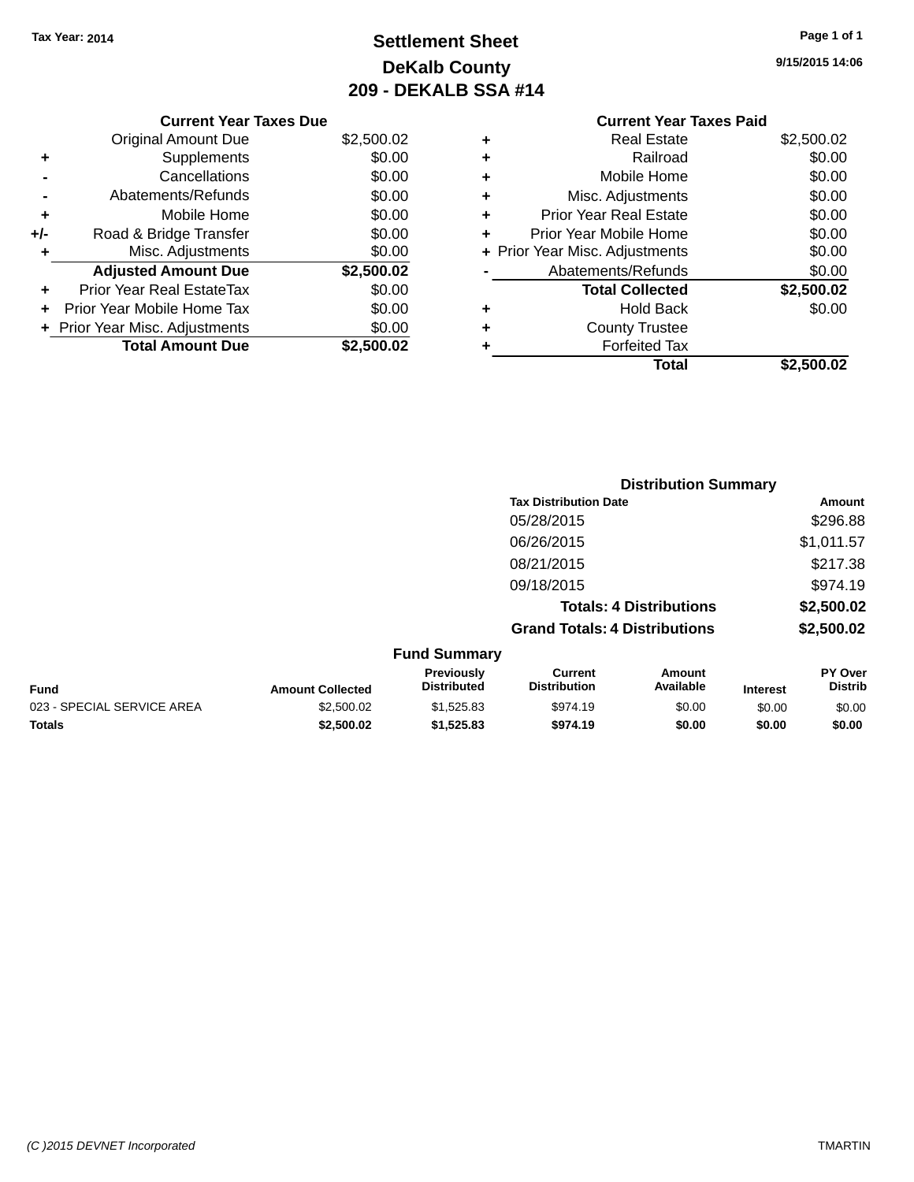Tax Year: 2014

# Settlement Sheet

## DeKalb County

## 209 - DEKALB SSA #14

9/15/2015 14:06

### Current Year Taxes Due

| | | |
|---|---|---|
| | Original Amount Due | $2,500.02 |
| + | Supplements | $0.00 |
| - | Cancellations | $0.00 |
| - | Abatements/Refunds | $0.00 |
| + | Mobile Home | $0.00 |
| +/- | Road & Bridge Transfer | $0.00 |
| + | Misc. Adjustments | $0.00 |
| | **Adjusted Amount Due** | **$2,500.02** |
| + | Prior Year Real EstateTax | $0.00 |
| + | Prior Year Mobile Home Tax | $0.00 |
| + | Prior Year Misc. Adjustments | $0.00 |
| | **Total Amount Due** | **$2,500.02** |

### Current Year Taxes Paid

| | | |
|---|---|---|
| + | Real Estate | $2,500.02 |
| + | Railroad | $0.00 |
| + | Mobile Home | $0.00 |
| + | Misc. Adjustments | $0.00 |
| + | Prior Year Real Estate | $0.00 |
| + | Prior Year Mobile Home | $0.00 |
| + | Prior Year Misc. Adjustments | $0.00 |
| - | Abatements/Refunds | $0.00 |
| | **Total Collected** | **$2,500.02** |
| + | Hold Back | $0.00 |
| + | County Trustee | |
| + | Forfeited Tax | |
| | **Total** | **$2,500.02** |

### Distribution Summary

| Tax Distribution Date | Amount |
|---|---|
| 05/28/2015 | $296.88 |
| 06/26/2015 | $1,011.57 |
| 08/21/2015 | $217.38 |
| 09/18/2015 | $974.19 |
| **Totals: 4 Distributions** | **$2,500.02** |
| **Grand Totals: 4 Distributions** | **$2,500.02** |

### Fund Summary

| Fund | Amount Collected | Previously Distributed | Current Distribution | Amount Available | Interest | PY Over Distrib |
|---|---|---|---|---|---|---|
| 023 - SPECIAL SERVICE AREA | $2,500.02 | $1,525.83 | $974.19 | $0.00 | $0.00 | $0.00 |
| **Totals** | **$2,500.02** | **$1,525.83** | **$974.19** | **$0.00** | **$0.00** | **$0.00** |

(C )2015 DEVNET Incorporated TMARTIN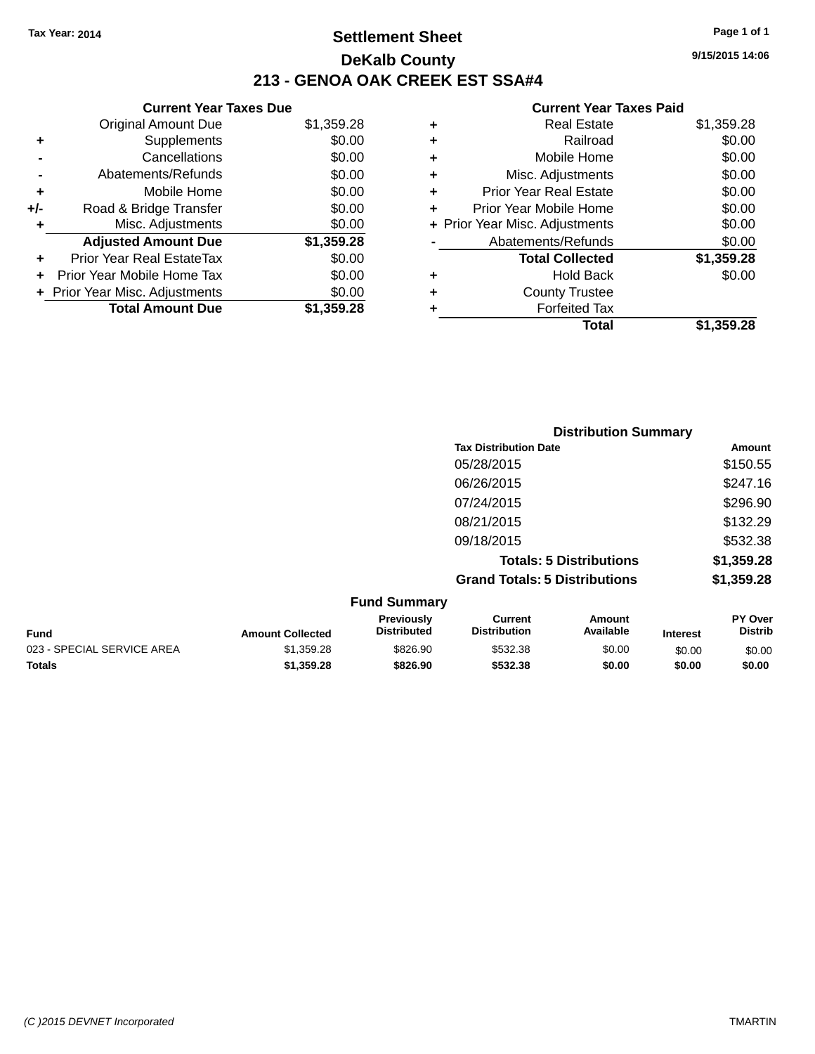Tax Year: 2014

# Settlement Sheet

## DeKalb County

## 213 - GENOA OAK CREEK EST SSA#4

9/15/2015 14:06

### Current Year Taxes Due

| | | |
|---|---|---|
| | Original Amount Due | $1,359.28 |
| + | Supplements | $0.00 |
| - | Cancellations | $0.00 |
| - | Abatements/Refunds | $0.00 |
| + | Mobile Home | $0.00 |
| +/- | Road & Bridge Transfer | $0.00 |
| + | Misc. Adjustments | $0.00 |
| | **Adjusted Amount Due** | **$1,359.28** |
| + | Prior Year Real EstateTax | $0.00 |
| + | Prior Year Mobile Home Tax | $0.00 |
| + | Prior Year Misc. Adjustments | $0.00 |
| | **Total Amount Due** | **$1,359.28** |

### Current Year Taxes Paid

| | | |
|---|---|---|
| + | Real Estate | $1,359.28 |
| + | Railroad | $0.00 |
| + | Mobile Home | $0.00 |
| + | Misc. Adjustments | $0.00 |
| + | Prior Year Real Estate | $0.00 |
| + | Prior Year Mobile Home | $0.00 |
| + | Prior Year Misc. Adjustments | $0.00 |
| - | Abatements/Refunds | $0.00 |
| | **Total Collected** | **$1,359.28** |
| + | Hold Back | $0.00 |
| + | County Trustee | |
| + | Forfeited Tax | |
| | **Total** | **$1,359.28** |

### Distribution Summary

| Tax Distribution Date | Amount |
|---|---|
| 05/28/2015 | $150.55 |
| 06/26/2015 | $247.16 |
| 07/24/2015 | $296.90 |
| 08/21/2015 | $132.29 |
| 09/18/2015 | $532.38 |
| **Totals: 5 Distributions** | **$1,359.28** |
| **Grand Totals: 5 Distributions** | **$1,359.28** |

### Fund Summary

| Fund | Amount Collected | Previously Distributed | Current Distribution | Amount Available | Interest | PY Over Distrib |
|---|---|---|---|---|---|---|
| 023 - SPECIAL SERVICE AREA | $1,359.28 | $826.90 | $532.38 | $0.00 | $0.00 | $0.00 |
| **Totals** | **$1,359.28** | **$826.90** | **$532.38** | **$0.00** | **$0.00** | **$0.00** |

(C )2015 DEVNET Incorporated

TMARTIN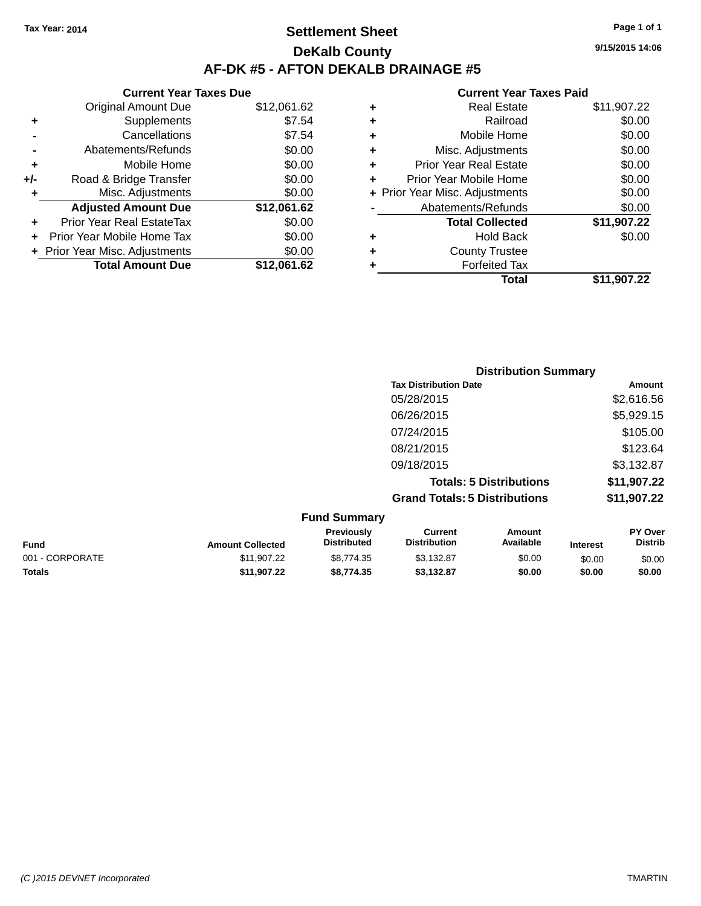Tax Year: 2014

# Settlement Sheet

## DeKalb County

## AF-DK #5 - AFTON DEKALB DRAINAGE #5

9/15/2015 14:06

### Current Year Taxes Due

| | | |
|---|---|---|
| | Original Amount Due | $12,061.62 |
| + | Supplements | $7.54 |
| - | Cancellations | $7.54 |
| - | Abatements/Refunds | $0.00 |
| + | Mobile Home | $0.00 |
| +/- | Road & Bridge Transfer | $0.00 |
| + | Misc. Adjustments | $0.00 |
| | **Adjusted Amount Due** | **$12,061.62** |
| + | Prior Year Real EstateTax | $0.00 |
| + | Prior Year Mobile Home Tax | $0.00 |
| + | Prior Year Misc. Adjustments | $0.00 |
| | **Total Amount Due** | **$12,061.62** |

### Current Year Taxes Paid

| | | |
|---|---|---|
| + | Real Estate | $11,907.22 |
| + | Railroad | $0.00 |
| + | Mobile Home | $0.00 |
| + | Misc. Adjustments | $0.00 |
| + | Prior Year Real Estate | $0.00 |
| + | Prior Year Mobile Home | $0.00 |
| + | Prior Year Misc. Adjustments | $0.00 |
| - | Abatements/Refunds | $0.00 |
| | **Total Collected** | **$11,907.22** |
| + | Hold Back | $0.00 |
| + | County Trustee | |
| + | Forfeited Tax | |
| | **Total** | **$11,907.22** |

### Distribution Summary

| Tax Distribution Date | Amount |
|---|---|
| 05/28/2015 | $2,616.56 |
| 06/26/2015 | $5,929.15 |
| 07/24/2015 | $105.00 |
| 08/21/2015 | $123.64 |
| 09/18/2015 | $3,132.87 |
| **Totals: 5 Distributions** | **$11,907.22** |
| **Grand Totals: 5 Distributions** | **$11,907.22** |

### Fund Summary

| Fund | Amount Collected | Previously Distributed | Current Distribution | Amount Available | Interest | PY Over Distrib |
|---|---|---|---|---|---|---|
| 001 - CORPORATE | $11,907.22 | $8,774.35 | $3,132.87 | $0.00 | $0.00 | $0.00 |
| **Totals** | **$11,907.22** | **$8,774.35** | **$3,132.87** | **$0.00** | **$0.00** | **$0.00** |

(C )2015 DEVNET Incorporated TMARTIN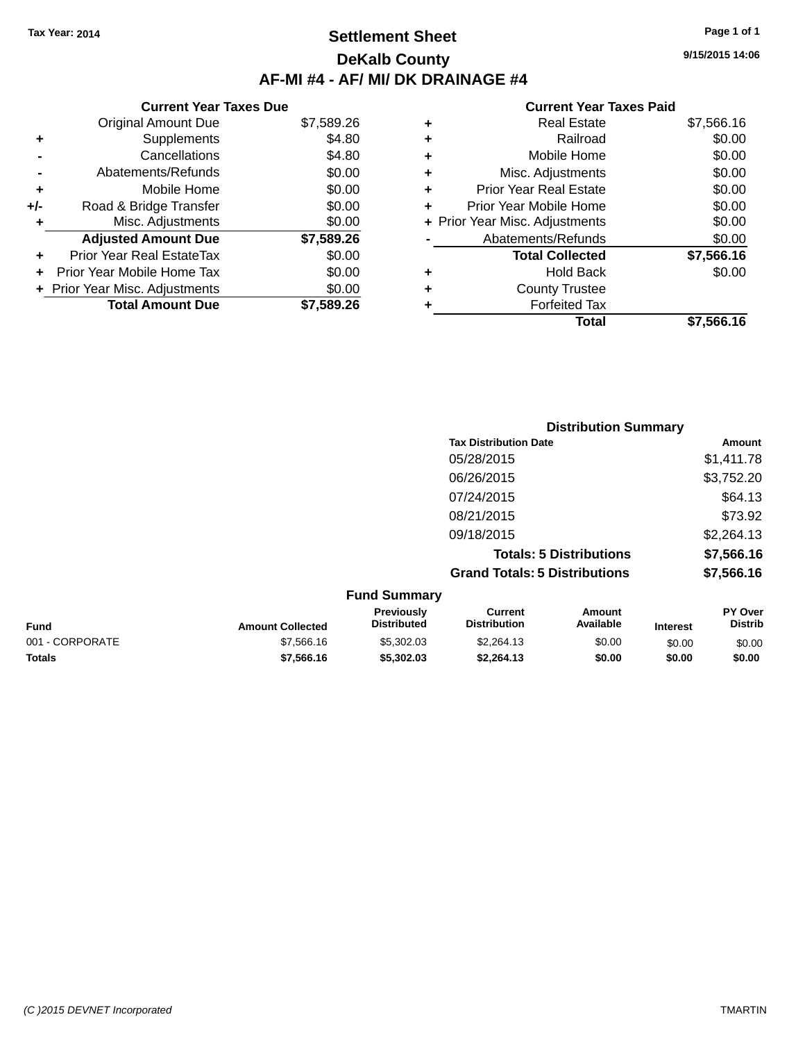Tax Year: 2014

# Settlement Sheet

## DeKalb County

## AF-MI #4 - AF/ MI/ DK DRAINAGE #4

9/15/2015 14:06

### Current Year Taxes Due

| | | |
|---|---|---|
| | Original Amount Due | $7,589.26 |
| + | Supplements | $4.80 |
| - | Cancellations | $4.80 |
| - | Abatements/Refunds | $0.00 |
| + | Mobile Home | $0.00 |
| +/- | Road & Bridge Transfer | $0.00 |
| + | Misc. Adjustments | $0.00 |
| | **Adjusted Amount Due** | **$7,589.26** |
| + | Prior Year Real EstateTax | $0.00 |
| + | Prior Year Mobile Home Tax | $0.00 |
| + | Prior Year Misc. Adjustments | $0.00 |
| | **Total Amount Due** | **$7,589.26** |

### Current Year Taxes Paid

| | | |
|---|---|---|
| + | Real Estate | $7,566.16 |
| + | Railroad | $0.00 |
| + | Mobile Home | $0.00 |
| + | Misc. Adjustments | $0.00 |
| + | Prior Year Real Estate | $0.00 |
| + | Prior Year Mobile Home | $0.00 |
| + | Prior Year Misc. Adjustments | $0.00 |
| - | Abatements/Refunds | $0.00 |
| | **Total Collected** | **$7,566.16** |
| + | Hold Back | $0.00 |
| + | County Trustee | |
| + | Forfeited Tax | |
| | **Total** | **$7,566.16** |

### Distribution Summary

| Tax Distribution Date | Amount |
|---|---|
| 05/28/2015 | $1,411.78 |
| 06/26/2015 | $3,752.20 |
| 07/24/2015 | $64.13 |
| 08/21/2015 | $73.92 |
| 09/18/2015 | $2,264.13 |
| **Totals: 5 Distributions** | **$7,566.16** |
| **Grand Totals: 5 Distributions** | **$7,566.16** |

### Fund Summary

| Fund | Amount Collected | Previously Distributed | Current Distribution | Amount Available | Interest | PY Over Distrib |
|---|---|---|---|---|---|---|
| 001 - CORPORATE | $7,566.16 | $5,302.03 | $2,264.13 | $0.00 | $0.00 | $0.00 |
| **Totals** | **$7,566.16** | **$5,302.03** | **$2,264.13** | **$0.00** | **$0.00** | **$0.00** |

(C )2015 DEVNET Incorporated TMARTIN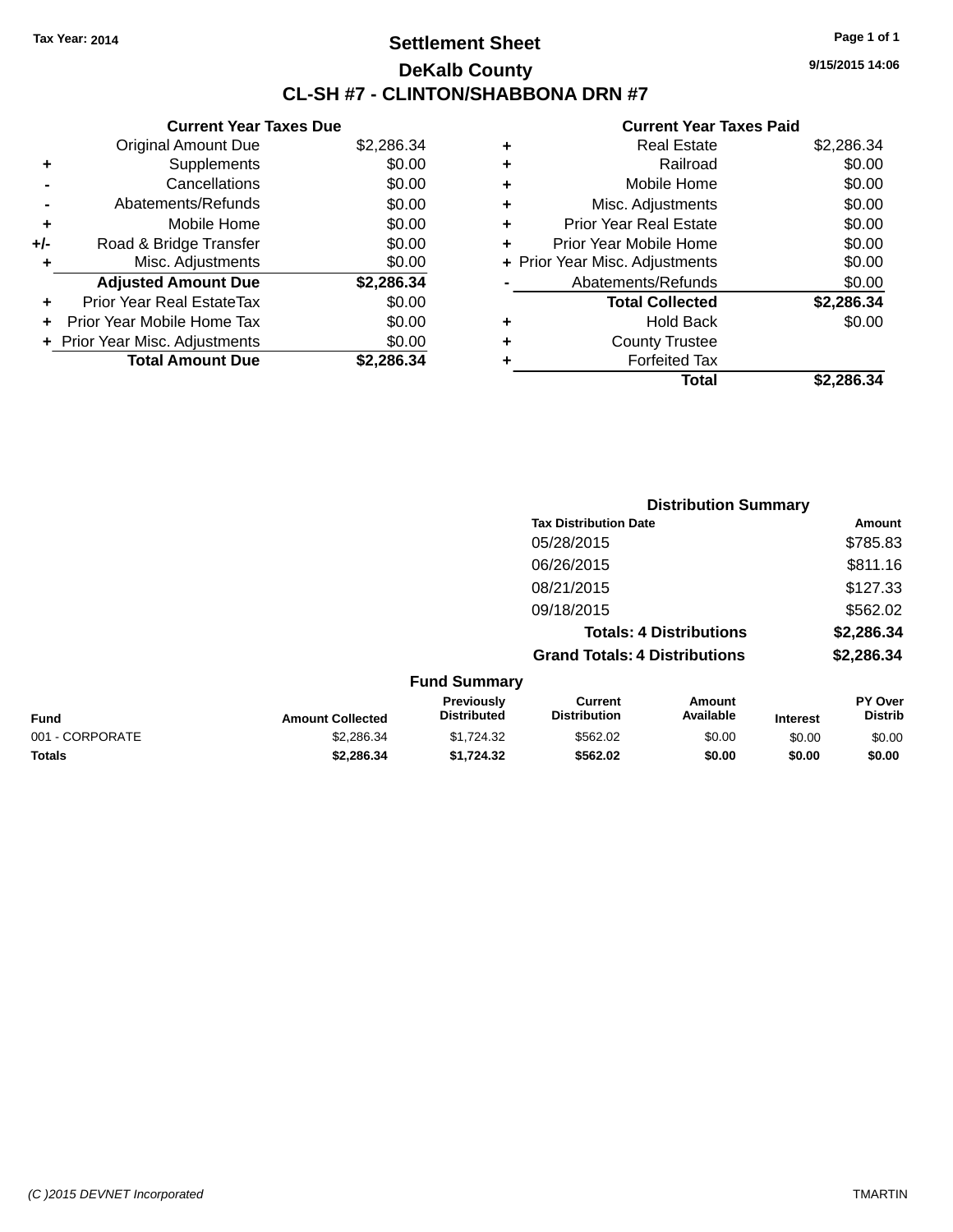Tax Year: 2014

# Settlement Sheet

## DeKalb County

## CL-SH #7 - CLINTON/SHABBONA DRN #7

9/15/2015 14:06

**Current Year Taxes Due**

| | | |
|---|---|---|
| | Original Amount Due | $2,286.34 |
| + | Supplements | $0.00 |
| - | Cancellations | $0.00 |
| - | Abatements/Refunds | $0.00 |
| + | Mobile Home | $0.00 |
| +/- | Road & Bridge Transfer | $0.00 |
| + | Misc. Adjustments | $0.00 |
| | **Adjusted Amount Due** | **$2,286.34** |
| + | Prior Year Real EstateTax | $0.00 |
| + | Prior Year Mobile Home Tax | $0.00 |
| + | Prior Year Misc. Adjustments | $0.00 |
| | **Total Amount Due** | **$2,286.34** |

**Current Year Taxes Paid**

| | | |
|---|---|---|
| + | Real Estate | $2,286.34 |
| + | Railroad | $0.00 |
| + | Mobile Home | $0.00 |
| + | Misc. Adjustments | $0.00 |
| + | Prior Year Real Estate | $0.00 |
| + | Prior Year Mobile Home | $0.00 |
| + | Prior Year Misc. Adjustments | $0.00 |
| - | Abatements/Refunds | $0.00 |
| | **Total Collected** | **$2,286.34** |
| + | Hold Back | $0.00 |
| + | County Trustee | |
| + | Forfeited Tax | |
| | **Total** | **$2,286.34** |

**Distribution Summary**

| Tax Distribution Date | Amount |
|---|---|
| 05/28/2015 | $785.83 |
| 06/26/2015 | $811.16 |
| 08/21/2015 | $127.33 |
| 09/18/2015 | $562.02 |
| **Totals: 4 Distributions** | **$2,286.34** |
| **Grand Totals: 4 Distributions** | **$2,286.34** |

**Fund Summary**

| Fund | Amount Collected | Previously Distributed | Current Distribution | Amount Available | Interest | PY Over Distrib |
|---|---|---|---|---|---|---|
| 001 - CORPORATE | $2,286.34 | $1,724.32 | $562.02 | $0.00 | $0.00 | $0.00 |
| **Totals** | **$2,286.34** | **$1,724.32** | **$562.02** | **$0.00** | **$0.00** | **$0.00** |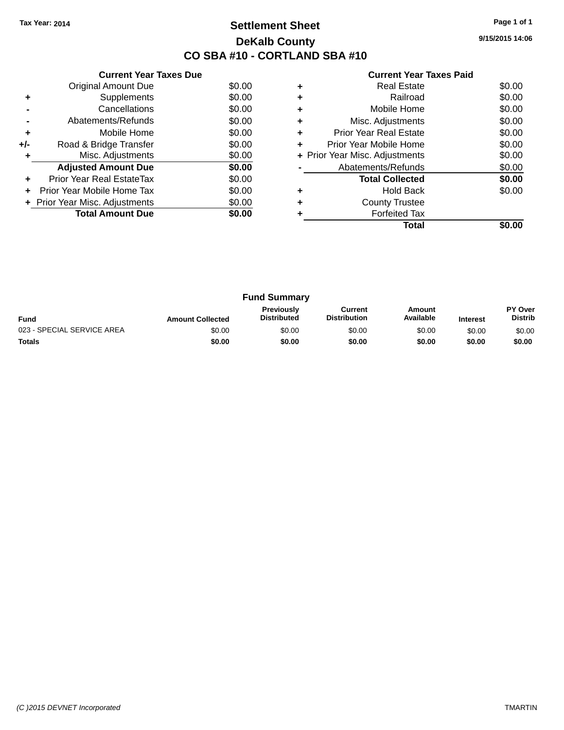Tax Year: 2014

# Settlement Sheet

## DeKalb County

## CO SBA #10 - CORTLAND SBA #10

9/15/2015 14:06

### Current Year Taxes Due

| | | |
|---|---|---|
| | Original Amount Due | $0.00 |
| + | Supplements | $0.00 |
| - | Cancellations | $0.00 |
| - | Abatements/Refunds | $0.00 |
| + | Mobile Home | $0.00 |
| +/- | Road & Bridge Transfer | $0.00 |
| + | Misc. Adjustments | $0.00 |
| | **Adjusted Amount Due** | **$0.00** |
| + | Prior Year Real EstateTax | $0.00 |
| + | Prior Year Mobile Home Tax | $0.00 |
| + | Prior Year Misc. Adjustments | $0.00 |
| | **Total Amount Due** | **$0.00** |

### Current Year Taxes Paid

| | | |
|---|---|---|
| + | Real Estate | $0.00 |
| + | Railroad | $0.00 |
| + | Mobile Home | $0.00 |
| + | Misc. Adjustments | $0.00 |
| + | Prior Year Real Estate | $0.00 |
| + | Prior Year Mobile Home | $0.00 |
| + | Prior Year Misc. Adjustments | $0.00 |
| - | Abatements/Refunds | $0.00 |
| | **Total Collected** | **$0.00** |
| + | Hold Back | $0.00 |
| + | County Trustee | |
| + | Forfeited Tax | |
| | **Total** | **$0.00** |

### Fund Summary

| Fund | Amount Collected | Previously Distributed | Current Distribution | Amount Available | Interest | PY Over Distrib |
|---|---|---|---|---|---|---|
| 023 - SPECIAL SERVICE AREA | $0.00 | $0.00 | $0.00 | $0.00 | $0.00 | $0.00 |
| **Totals** | **$0.00** | **$0.00** | **$0.00** | **$0.00** | **$0.00** | **$0.00** |

(C )2015 DEVNET Incorporated TMARTIN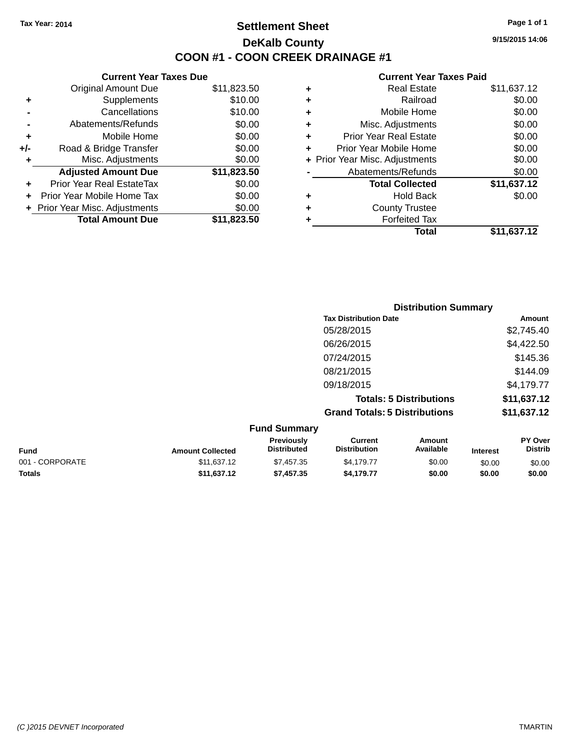Tax Year: 2014

# Settlement Sheet

## DeKalb County

## COON #1 - COON CREEK DRAINAGE #1

9/15/2015 14:06

### Current Year Taxes Due

| | | |
|---|---|---|
| | Original Amount Due | $11,823.50 |
| + | Supplements | $10.00 |
| - | Cancellations | $10.00 |
| - | Abatements/Refunds | $0.00 |
| + | Mobile Home | $0.00 |
| +/- | Road & Bridge Transfer | $0.00 |
| + | Misc. Adjustments | $0.00 |
| | **Adjusted Amount Due** | **$11,823.50** |
| + | Prior Year Real EstateTax | $0.00 |
| + | Prior Year Mobile Home Tax | $0.00 |
| + | Prior Year Misc. Adjustments | $0.00 |
| | **Total Amount Due** | **$11,823.50** |

### Current Year Taxes Paid

| | | |
|---|---|---|
| + | Real Estate | $11,637.12 |
| + | Railroad | $0.00 |
| + | Mobile Home | $0.00 |
| + | Misc. Adjustments | $0.00 |
| + | Prior Year Real Estate | $0.00 |
| + | Prior Year Mobile Home | $0.00 |
| + | Prior Year Misc. Adjustments | $0.00 |
| - | Abatements/Refunds | $0.00 |
| | **Total Collected** | **$11,637.12** |
| + | Hold Back | $0.00 |
| + | County Trustee | |
| + | Forfeited Tax | |
| | **Total** | **$11,637.12** |

### Distribution Summary

| Tax Distribution Date | Amount |
|---|---|
| 05/28/2015 | $2,745.40 |
| 06/26/2015 | $4,422.50 |
| 07/24/2015 | $145.36 |
| 08/21/2015 | $144.09 |
| 09/18/2015 | $4,179.77 |
| **Totals: 5 Distributions** | **$11,637.12** |
| **Grand Totals: 5 Distributions** | **$11,637.12** |

### Fund Summary

| Fund | Amount Collected | Previously Distributed | Current Distribution | Amount Available | Interest | PY Over Distrib |
|---|---|---|---|---|---|---|
| 001 - CORPORATE | $11,637.12 | $7,457.35 | $4,179.77 | $0.00 | $0.00 | $0.00 |
| **Totals** | **$11,637.12** | **$7,457.35** | **$4,179.77** | **$0.00** | **$0.00** | **$0.00** |

(C )2015 DEVNET Incorporated TMARTIN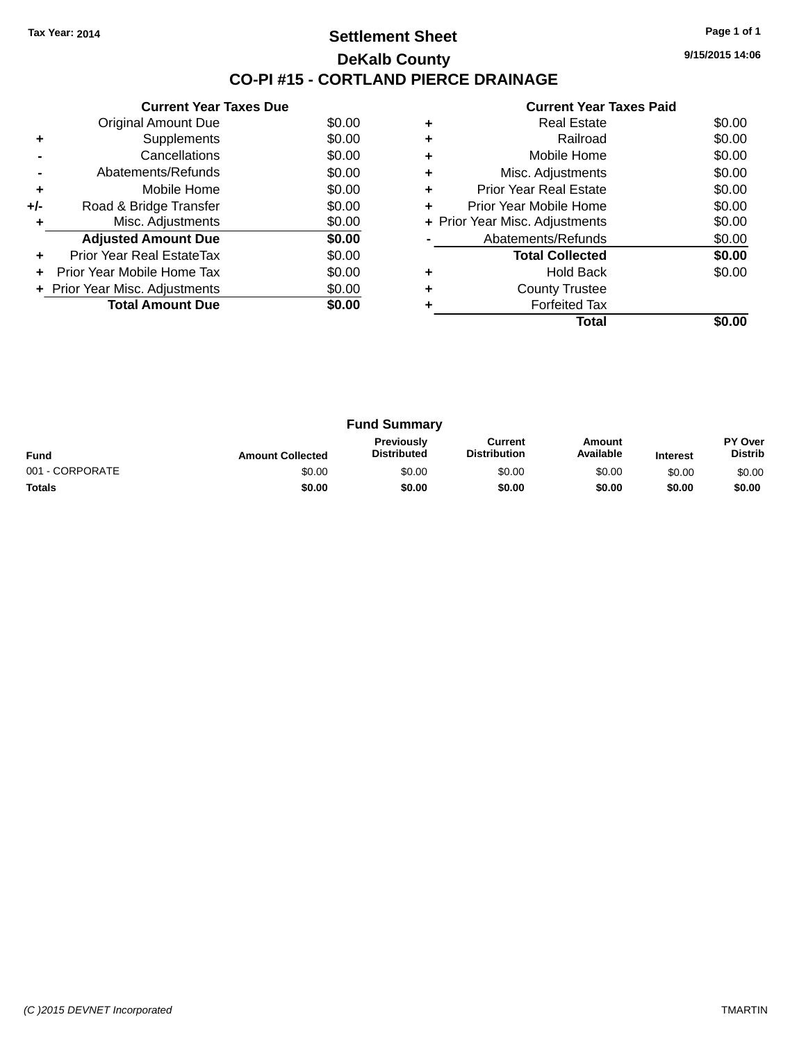Tax Year: 2014

# Settlement Sheet

## DeKalb County

## CO-PI #15 - CORTLAND PIERCE DRAINAGE

9/15/2015 14:06

### Current Year Taxes Due

| | | |
|---|---|---|
| | Original Amount Due | $0.00 |
| + | Supplements | $0.00 |
| - | Cancellations | $0.00 |
| - | Abatements/Refunds | $0.00 |
| + | Mobile Home | $0.00 |
| +/- | Road & Bridge Transfer | $0.00 |
| + | Misc. Adjustments | $0.00 |
| | **Adjusted Amount Due** | **$0.00** |
| + | Prior Year Real EstateTax | $0.00 |
| + | Prior Year Mobile Home Tax | $0.00 |
| + | Prior Year Misc. Adjustments | $0.00 |
| | **Total Amount Due** | **$0.00** |

### Current Year Taxes Paid

| | | |
|---|---|---|
| + | Real Estate | $0.00 |
| + | Railroad | $0.00 |
| + | Mobile Home | $0.00 |
| + | Misc. Adjustments | $0.00 |
| + | Prior Year Real Estate | $0.00 |
| + | Prior Year Mobile Home | $0.00 |
| + | Prior Year Misc. Adjustments | $0.00 |
| - | Abatements/Refunds | $0.00 |
| | **Total Collected** | **$0.00** |
| + | Hold Back | $0.00 |
| + | County Trustee | |
| + | Forfeited Tax | |
| | **Total** | **$0.00** |

### Fund Summary

| Fund | Amount Collected | Previously Distributed | Current Distribution | Amount Available | Interest | PY Over Distrib |
|---|---|---|---|---|---|---|
| 001 - CORPORATE | $0.00 | $0.00 | $0.00 | $0.00 | $0.00 | $0.00 |
| **Totals** | **$0.00** | **$0.00** | **$0.00** | **$0.00** | **$0.00** | **$0.00** |

*(C )2015 DEVNET Incorporated* TMARTIN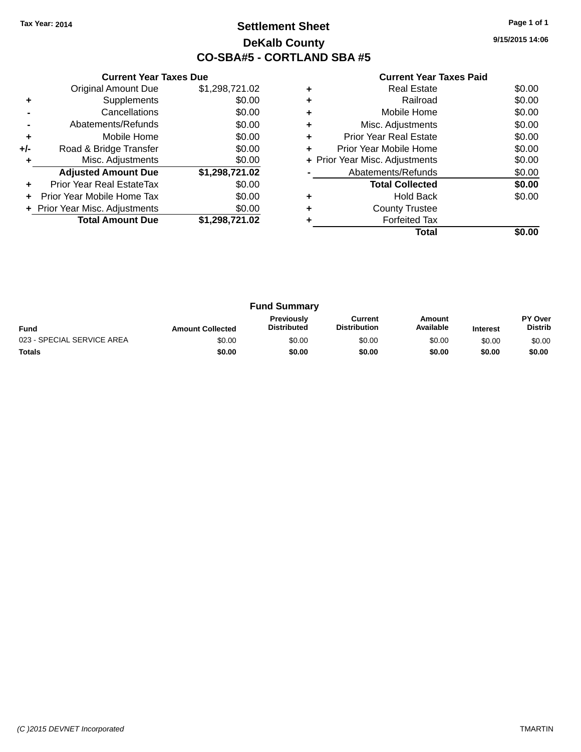Tax Year: 2014

# Settlement Sheet

## DeKalb County

## CO-SBA#5 - CORTLAND SBA #5

9/15/2015 14:06

### Current Year Taxes Due

| | | |
|---|---|---|
| | Original Amount Due | $1,298,721.02 |
| + | Supplements | $0.00 |
| - | Cancellations | $0.00 |
| - | Abatements/Refunds | $0.00 |
| + | Mobile Home | $0.00 |
| +/- | Road & Bridge Transfer | $0.00 |
| + | Misc. Adjustments | $0.00 |
| | **Adjusted Amount Due** | **$1,298,721.02** |
| + | Prior Year Real EstateTax | $0.00 |
| + | Prior Year Mobile Home Tax | $0.00 |
| + | Prior Year Misc. Adjustments | $0.00 |
| | **Total Amount Due** | **$1,298,721.02** |

### Current Year Taxes Paid

| | | |
|---|---|---|
| + | Real Estate | $0.00 |
| + | Railroad | $0.00 |
| + | Mobile Home | $0.00 |
| + | Misc. Adjustments | $0.00 |
| + | Prior Year Real Estate | $0.00 |
| + | Prior Year Mobile Home | $0.00 |
| + | Prior Year Misc. Adjustments | $0.00 |
| - | Abatements/Refunds | $0.00 |
| | **Total Collected** | **$0.00** |
| + | Hold Back | $0.00 |
| + | County Trustee | |
| + | Forfeited Tax | |
| | **Total** | **$0.00** |

### Fund Summary

| Fund | Amount Collected | Previously Distributed | Current Distribution | Amount Available | Interest | PY Over Distrib |
|---|---|---|---|---|---|---|
| 023 - SPECIAL SERVICE AREA | $0.00 | $0.00 | $0.00 | $0.00 | $0.00 | $0.00 |
| **Totals** | **$0.00** | **$0.00** | **$0.00** | **$0.00** | **$0.00** | **$0.00** |

(C )2015 DEVNET Incorporated TMARTIN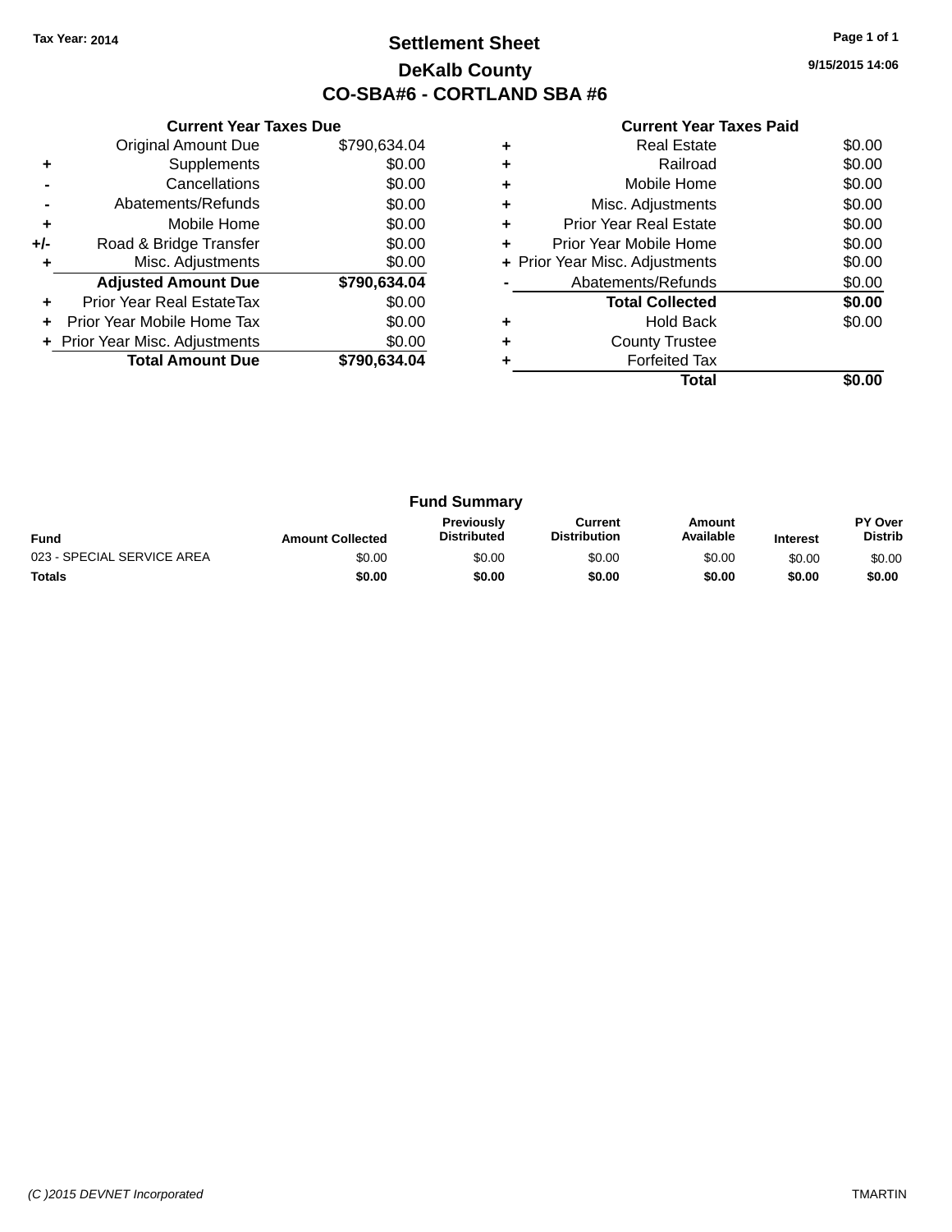Tax Year: 2014

# Settlement Sheet

## DeKalb County

## CO-SBA#6 - CORTLAND SBA #6

9/15/2015 14:06

### Current Year Taxes Due

| | | |
|---|---|---|
| | Original Amount Due | $790,634.04 |
| + | Supplements | $0.00 |
| - | Cancellations | $0.00 |
| - | Abatements/Refunds | $0.00 |
| + | Mobile Home | $0.00 |
| +/- | Road & Bridge Transfer | $0.00 |
| + | Misc. Adjustments | $0.00 |
| | **Adjusted Amount Due** | **$790,634.04** |
| + | Prior Year Real EstateTax | $0.00 |
| + | Prior Year Mobile Home Tax | $0.00 |
| + | Prior Year Misc. Adjustments | $0.00 |
| | **Total Amount Due** | **$790,634.04** |

### Current Year Taxes Paid

| | | |
|---|---|---|
| + | Real Estate | $0.00 |
| + | Railroad | $0.00 |
| + | Mobile Home | $0.00 |
| + | Misc. Adjustments | $0.00 |
| + | Prior Year Real Estate | $0.00 |
| + | Prior Year Mobile Home | $0.00 |
| + | Prior Year Misc. Adjustments | $0.00 |
| - | Abatements/Refunds | $0.00 |
| | **Total Collected** | **$0.00** |
| + | Hold Back | $0.00 |
| + | County Trustee | |
| + | Forfeited Tax | |
| | **Total** | **$0.00** |

### Fund Summary

| Fund | Amount Collected | Previously Distributed | Current Distribution | Amount Available | Interest | PY Over Distrib |
|---|---|---|---|---|---|---|
| 023 - SPECIAL SERVICE AREA | $0.00 | $0.00 | $0.00 | $0.00 | $0.00 | $0.00 |
| **Totals** | **$0.00** | **$0.00** | **$0.00** | **$0.00** | **$0.00** | **$0.00** |

(C )2015 DEVNET Incorporated TMARTIN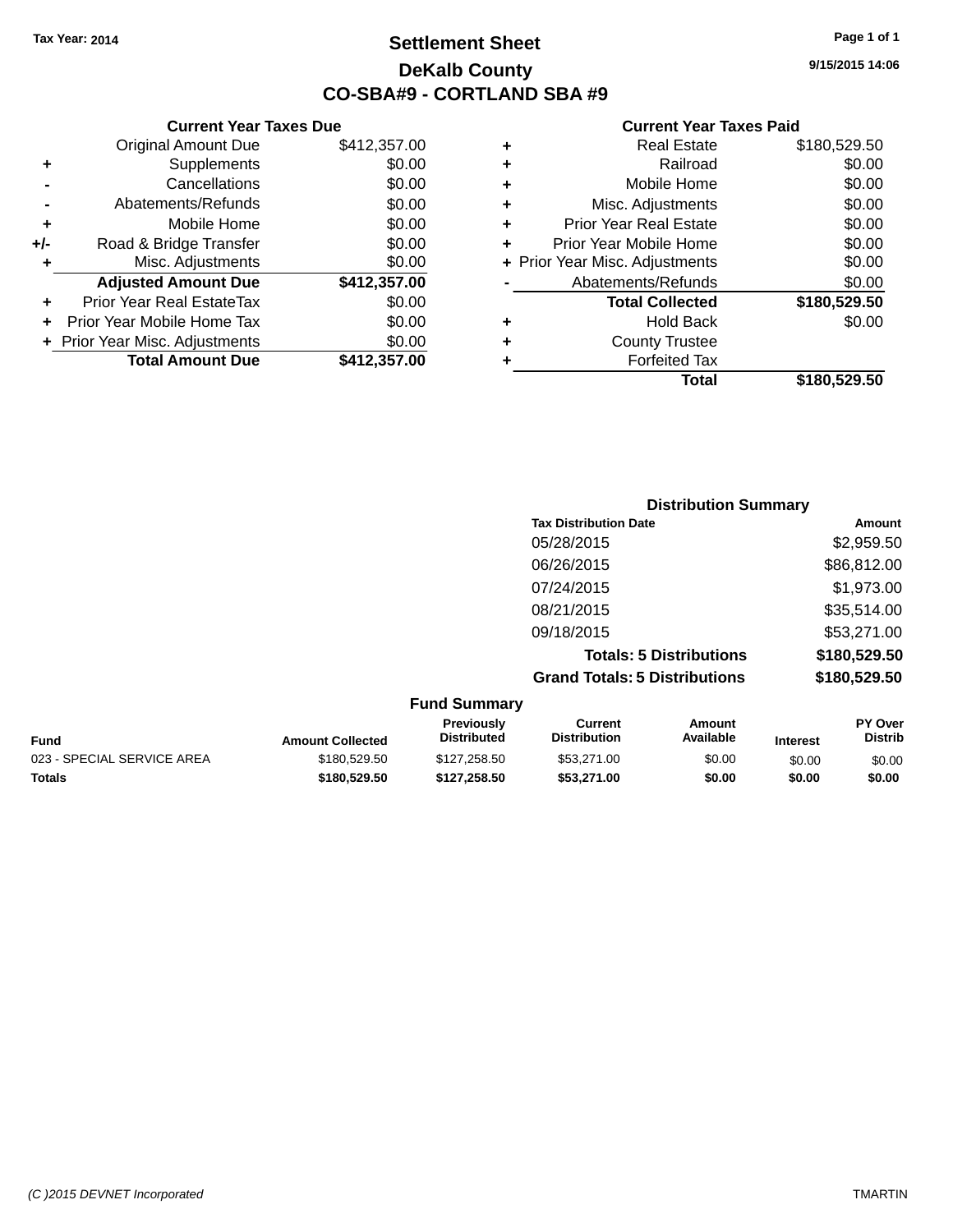Tax Year: 2014

# Settlement Sheet

## DeKalb County

## CO-SBA#9 - CORTLAND SBA #9

9/15/2015 14:06

### Current Year Taxes Due

| | | |
|---|---|---|
| | Original Amount Due | $412,357.00 |
| + | Supplements | $0.00 |
| - | Cancellations | $0.00 |
| - | Abatements/Refunds | $0.00 |
| + | Mobile Home | $0.00 |
| +/- | Road & Bridge Transfer | $0.00 |
| + | Misc. Adjustments | $0.00 |
| | **Adjusted Amount Due** | **$412,357.00** |
| + | Prior Year Real EstateTax | $0.00 |
| + | Prior Year Mobile Home Tax | $0.00 |
| + | Prior Year Misc. Adjustments | $0.00 |
| | **Total Amount Due** | **$412,357.00** |

### Current Year Taxes Paid

| | | |
|---|---|---|
| + | Real Estate | $180,529.50 |
| + | Railroad | $0.00 |
| + | Mobile Home | $0.00 |
| + | Misc. Adjustments | $0.00 |
| + | Prior Year Real Estate | $0.00 |
| + | Prior Year Mobile Home | $0.00 |
| + | Prior Year Misc. Adjustments | $0.00 |
| - | Abatements/Refunds | $0.00 |
| | **Total Collected** | **$180,529.50** |
| + | Hold Back | $0.00 |
| + | County Trustee | |
| + | Forfeited Tax | |
| | **Total** | **$180,529.50** |

### Distribution Summary

| Tax Distribution Date | Amount |
|---|---|
| 05/28/2015 | $2,959.50 |
| 06/26/2015 | $86,812.00 |
| 07/24/2015 | $1,973.00 |
| 08/21/2015 | $35,514.00 |
| 09/18/2015 | $53,271.00 |
| **Totals: 5 Distributions** | **$180,529.50** |
| **Grand Totals: 5 Distributions** | **$180,529.50** |

### Fund Summary

| Fund | Amount Collected | Previously Distributed | Current Distribution | Amount Available | Interest | PY Over Distrib |
|---|---|---|---|---|---|---|
| 023 - SPECIAL SERVICE AREA | $180,529.50 | $127,258.50 | $53,271.00 | $0.00 | $0.00 | $0.00 |
| **Totals** | **$180,529.50** | **$127,258.50** | **$53,271.00** | **$0.00** | **$0.00** | **$0.00** |

(C )2015 DEVNET Incorporated TMARTIN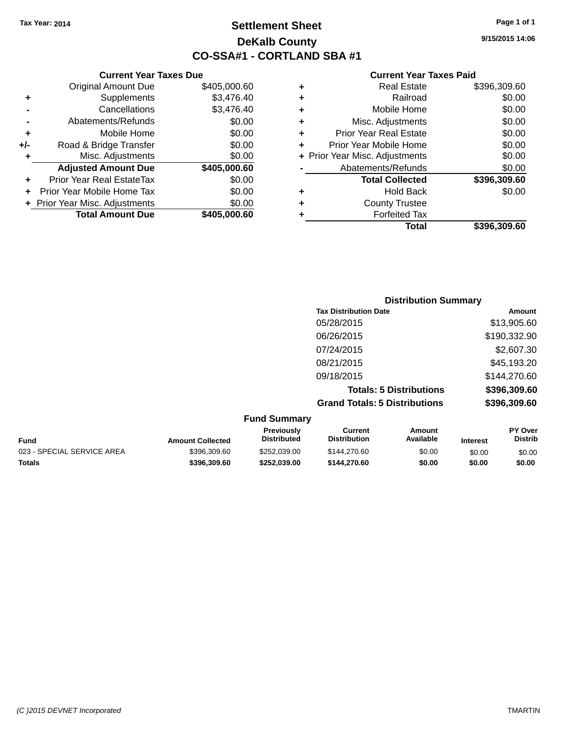Tax Year: 2014

# Settlement Sheet

## DeKalb County

## CO-SSA#1 - CORTLAND SBA #1

9/15/2015 14:06

### Current Year Taxes Due

| | | |
|---|---|---|
| | Original Amount Due | $405,000.60 |
| + | Supplements | $3,476.40 |
| - | Cancellations | $3,476.40 |
| - | Abatements/Refunds | $0.00 |
| + | Mobile Home | $0.00 |
| +/- | Road & Bridge Transfer | $0.00 |
| + | Misc. Adjustments | $0.00 |
| | **Adjusted Amount Due** | **$405,000.60** |
| + | Prior Year Real EstateTax | $0.00 |
| + | Prior Year Mobile Home Tax | $0.00 |
| + | Prior Year Misc. Adjustments | $0.00 |
| | **Total Amount Due** | **$405,000.60** |

### Current Year Taxes Paid

| | | |
|---|---|---|
| + | Real Estate | $396,309.60 |
| + | Railroad | $0.00 |
| + | Mobile Home | $0.00 |
| + | Misc. Adjustments | $0.00 |
| + | Prior Year Real Estate | $0.00 |
| + | Prior Year Mobile Home | $0.00 |
| + | Prior Year Misc. Adjustments | $0.00 |
| - | Abatements/Refunds | $0.00 |
| | **Total Collected** | **$396,309.60** |
| + | Hold Back | $0.00 |
| + | County Trustee | |
| + | Forfeited Tax | |
| | **Total** | **$396,309.60** |

### Distribution Summary

| Tax Distribution Date | Amount |
|---|---|
| 05/28/2015 | $13,905.60 |
| 06/26/2015 | $190,332.90 |
| 07/24/2015 | $2,607.30 |
| 08/21/2015 | $45,193.20 |
| 09/18/2015 | $144,270.60 |
| **Totals: 5 Distributions** | **$396,309.60** |
| **Grand Totals: 5 Distributions** | **$396,309.60** |

### Fund Summary

| Fund | Amount Collected | Previously Distributed | Current Distribution | Amount Available | Interest | PY Over Distrib |
|---|---|---|---|---|---|---|
| 023 - SPECIAL SERVICE AREA | $396,309.60 | $252,039.00 | $144,270.60 | $0.00 | $0.00 | $0.00 |
| **Totals** | **$396,309.60** | **$252,039.00** | **$144,270.60** | **$0.00** | **$0.00** | **$0.00** |

(C )2015 DEVNET Incorporated TMARTIN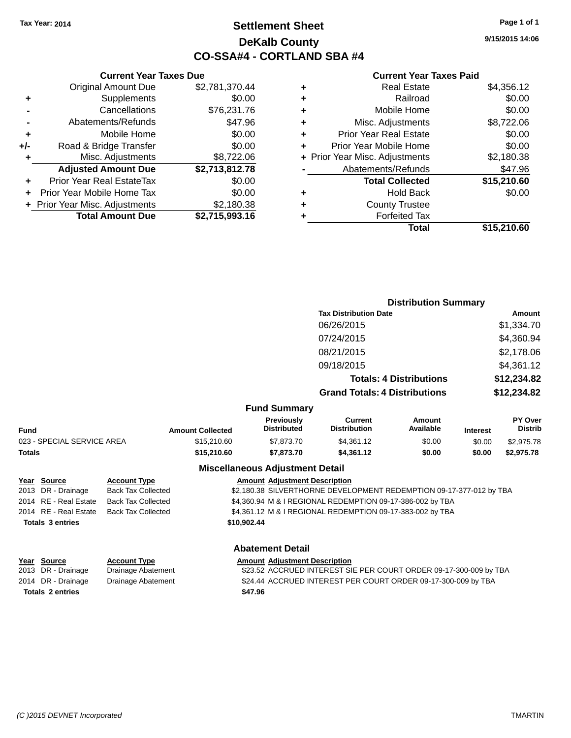Tax Year: 2014

# Settlement Sheet

## DeKalb County

## CO-SSA#4 - CORTLAND SBA #4

9/15/2015 14:06

### Current Year Taxes Due

| | | |
|---|---|---|
| | Original Amount Due | $2,781,370.44 |
| + | Supplements | $0.00 |
| - | Cancellations | $76,231.76 |
| - | Abatements/Refunds | $47.96 |
| + | Mobile Home | $0.00 |
| +/- | Road & Bridge Transfer | $0.00 |
| + | Misc. Adjustments | $8,722.06 |
| | **Adjusted Amount Due** | **$2,713,812.78** |
| + | Prior Year Real EstateTax | $0.00 |
| + | Prior Year Mobile Home Tax | $0.00 |
| + | Prior Year Misc. Adjustments | $2,180.38 |
| | **Total Amount Due** | **$2,715,993.16** |

### Current Year Taxes Paid

| | | |
|---|---|---|
| + | Real Estate | $4,356.12 |
| + | Railroad | $0.00 |
| + | Mobile Home | $0.00 |
| + | Misc. Adjustments | $8,722.06 |
| + | Prior Year Real Estate | $0.00 |
| + | Prior Year Mobile Home | $0.00 |
| + | Prior Year Misc. Adjustments | $2,180.38 |
| - | Abatements/Refunds | $47.96 |
| | **Total Collected** | **$15,210.60** |
| + | Hold Back | $0.00 |
| + | County Trustee | |
| + | Forfeited Tax | |
| | **Total** | **$15,210.60** |

### Distribution Summary

| Tax Distribution Date | Amount |
|---|---|
| 06/26/2015 | $1,334.70 |
| 07/24/2015 | $4,360.94 |
| 08/21/2015 | $2,178.06 |
| 09/18/2015 | $4,361.12 |
| **Totals: 4 Distributions** | **$12,234.82** |
| **Grand Totals: 4 Distributions** | **$12,234.82** |

### Fund Summary

| Fund | Amount Collected | Previously Distributed | Current Distribution | Amount Available | Interest | PY Over Distrib |
|---|---|---|---|---|---|---|
| 023 - SPECIAL SERVICE AREA | $15,210.60 | $7,873.70 | $4,361.12 | $0.00 | $0.00 | $2,975.78 |
| **Totals** | **$15,210.60** | **$7,873.70** | **$4,361.12** | **$0.00** | **$0.00** | **$2,975.78** |

### Miscellaneous Adjustment Detail

| Year | Source | Account Type | Amount | Adjustment Description |
|---|---|---|---|---|
| 2013 | DR - Drainage | Back Tax Collected | $2,180.38 | SILVERTHORNE DEVELOPMENT REDEMPTION 09-17-377-012 by TBA |
| 2014 | RE - Real Estate | Back Tax Collected | $4,360.94 | M & I REGIONAL REDEMPTION 09-17-386-002 by TBA |
| 2014 | RE - Real Estate | Back Tax Collected | $4,361.12 | M & I REGIONAL REDEMPTION 09-17-383-002 by TBA |
| **Totals 3 entries** | | | **$10,902.44** | |

### Abatement Detail

| Year | Source | Account Type | Amount | Adjustment Description |
|---|---|---|---|---|
| 2013 | DR - Drainage | Drainage Abatement | $23.52 | ACCRUED INTEREST SIE PER COURT ORDER 09-17-300-009 by TBA |
| 2014 | DR - Drainage | Drainage Abatement | $24.44 | ACCRUED INTEREST PER COURT ORDER 09-17-300-009 by TBA |
| **Totals 2 entries** | | | **$47.96** | |

(C )2015 DEVNET Incorporated TMARTIN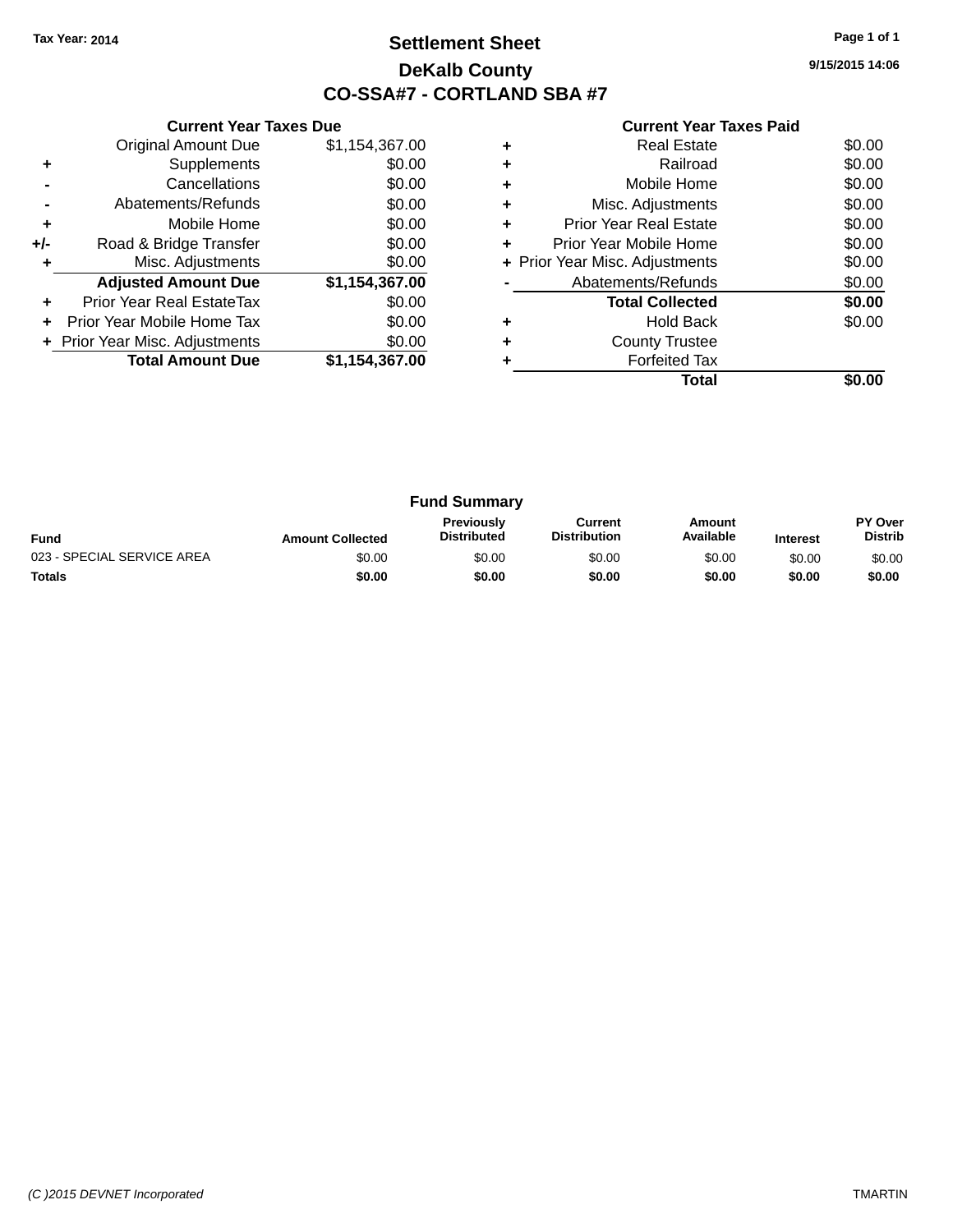Tax Year: 2014

# Settlement Sheet

## DeKalb County

## CO-SSA#7 - CORTLAND SBA #7

9/15/2015 14:06

| | Current Year Taxes Due | |
|---|---|---|
| | Original Amount Due | $1,154,367.00 |
| + | Supplements | $0.00 |
| - | Cancellations | $0.00 |
| - | Abatements/Refunds | $0.00 |
| + | Mobile Home | $0.00 |
| +/- | Road & Bridge Transfer | $0.00 |
| + | Misc. Adjustments | $0.00 |
| | **Adjusted Amount Due** | **$1,154,367.00** |
| + | Prior Year Real EstateTax | $0.00 |
| + | Prior Year Mobile Home Tax | $0.00 |
| + | Prior Year Misc. Adjustments | $0.00 |
| | **Total Amount Due** | **$1,154,367.00** |

| | Current Year Taxes Paid | |
|---|---|---|
| + | Real Estate | $0.00 |
| + | Railroad | $0.00 |
| + | Mobile Home | $0.00 |
| + | Misc. Adjustments | $0.00 |
| + | Prior Year Real Estate | $0.00 |
| + | Prior Year Mobile Home | $0.00 |
| + | Prior Year Misc. Adjustments | $0.00 |
| - | Abatements/Refunds | $0.00 |
| | **Total Collected** | **$0.00** |
| + | Hold Back | $0.00 |
| + | County Trustee | |
| + | Forfeited Tax | |
| | **Total** | **$0.00** |

### Fund Summary

| Fund | Amount Collected | Previously Distributed | Current Distribution | Amount Available | Interest | PY Over Distrib |
|---|---|---|---|---|---|---|
| 023 - SPECIAL SERVICE AREA | $0.00 | $0.00 | $0.00 | $0.00 | $0.00 | $0.00 |
| **Totals** | **$0.00** | **$0.00** | **$0.00** | **$0.00** | **$0.00** | **$0.00** |

(C )2015 DEVNET Incorporated

TMARTIN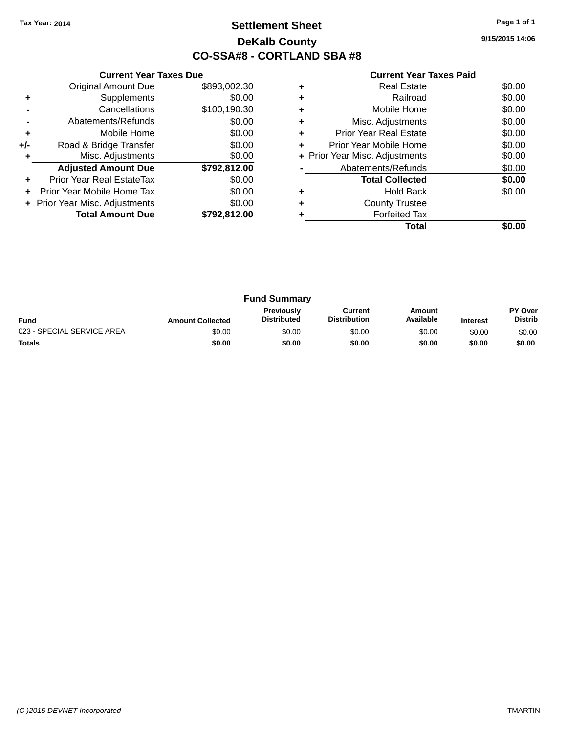Tax Year: 2014

# Settlement Sheet

## DeKalb County

## CO-SSA#8 - CORTLAND SBA #8

9/15/2015 14:06

### Current Year Taxes Due

| | | |
|---|---|---|
| | Original Amount Due | $893,002.30 |
| + | Supplements | $0.00 |
| - | Cancellations | $100,190.30 |
| - | Abatements/Refunds | $0.00 |
| + | Mobile Home | $0.00 |
| +/- | Road & Bridge Transfer | $0.00 |
| + | Misc. Adjustments | $0.00 |
| | **Adjusted Amount Due** | **$792,812.00** |
| + | Prior Year Real EstateTax | $0.00 |
| + | Prior Year Mobile Home Tax | $0.00 |
| + | Prior Year Misc. Adjustments | $0.00 |
| | **Total Amount Due** | **$792,812.00** |

### Current Year Taxes Paid

| | | |
|---|---|---|
| + | Real Estate | $0.00 |
| + | Railroad | $0.00 |
| + | Mobile Home | $0.00 |
| + | Misc. Adjustments | $0.00 |
| + | Prior Year Real Estate | $0.00 |
| + | Prior Year Mobile Home | $0.00 |
| + | Prior Year Misc. Adjustments | $0.00 |
| - | Abatements/Refunds | $0.00 |
| | **Total Collected** | **$0.00** |
| + | Hold Back | $0.00 |
| + | County Trustee | |
| + | Forfeited Tax | |
| | **Total** | **$0.00** |

### Fund Summary

| Fund | Amount Collected | Previously Distributed | Current Distribution | Amount Available | Interest | PY Over Distrib |
|---|---|---|---|---|---|---|
| 023 - SPECIAL SERVICE AREA | $0.00 | $0.00 | $0.00 | $0.00 | $0.00 | $0.00 |
| **Totals** | **$0.00** | **$0.00** | **$0.00** | **$0.00** | **$0.00** | **$0.00** |

(C )2015 DEVNET Incorporated

TMARTIN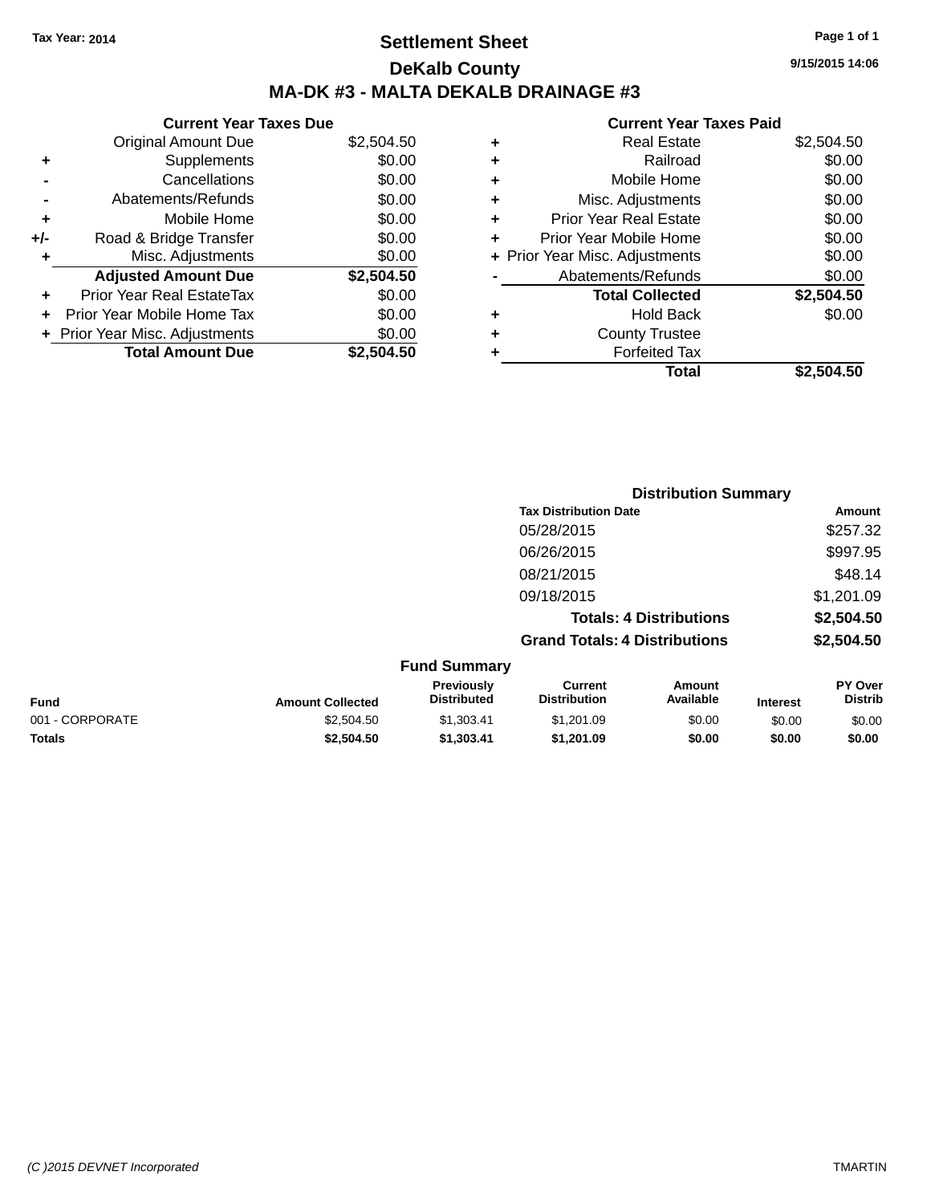Tax Year: 2014

# Settlement Sheet

## DeKalb County

## MA-DK #3 - MALTA DEKALB DRAINAGE #3

9/15/2015 14:06

### Current Year Taxes Due

| | | |
|---|---|---|
| | Original Amount Due | $2,504.50 |
| + | Supplements | $0.00 |
| - | Cancellations | $0.00 |
| - | Abatements/Refunds | $0.00 |
| + | Mobile Home | $0.00 |
| +/- | Road & Bridge Transfer | $0.00 |
| + | Misc. Adjustments | $0.00 |
| | **Adjusted Amount Due** | **$2,504.50** |
| + | Prior Year Real EstateTax | $0.00 |
| + | Prior Year Mobile Home Tax | $0.00 |
| + | Prior Year Misc. Adjustments | $0.00 |
| | **Total Amount Due** | **$2,504.50** |

### Current Year Taxes Paid

| | | |
|---|---|---|
| + | Real Estate | $2,504.50 |
| + | Railroad | $0.00 |
| + | Mobile Home | $0.00 |
| + | Misc. Adjustments | $0.00 |
| + | Prior Year Real Estate | $0.00 |
| + | Prior Year Mobile Home | $0.00 |
| + | Prior Year Misc. Adjustments | $0.00 |
| - | Abatements/Refunds | $0.00 |
| | **Total Collected** | **$2,504.50** |
| + | Hold Back | $0.00 |
| + | County Trustee | |
| + | Forfeited Tax | |
| | **Total** | **$2,504.50** |

### Distribution Summary

| Tax Distribution Date | Amount |
|---|---|
| 05/28/2015 | $257.32 |
| 06/26/2015 | $997.95 |
| 08/21/2015 | $48.14 |
| 09/18/2015 | $1,201.09 |
| **Totals: 4 Distributions** | **$2,504.50** |
| **Grand Totals: 4 Distributions** | **$2,504.50** |

### Fund Summary

| Fund | Amount Collected | Previously Distributed | Current Distribution | Amount Available | Interest | PY Over Distrib |
|---|---|---|---|---|---|---|
| 001 - CORPORATE | $2,504.50 | $1,303.41 | $1,201.09 | $0.00 | $0.00 | $0.00 |
| **Totals** | **$2,504.50** | **$1,303.41** | **$1,201.09** | **$0.00** | **$0.00** | **$0.00** |

(C )2015 DEVNET Incorporated TMARTIN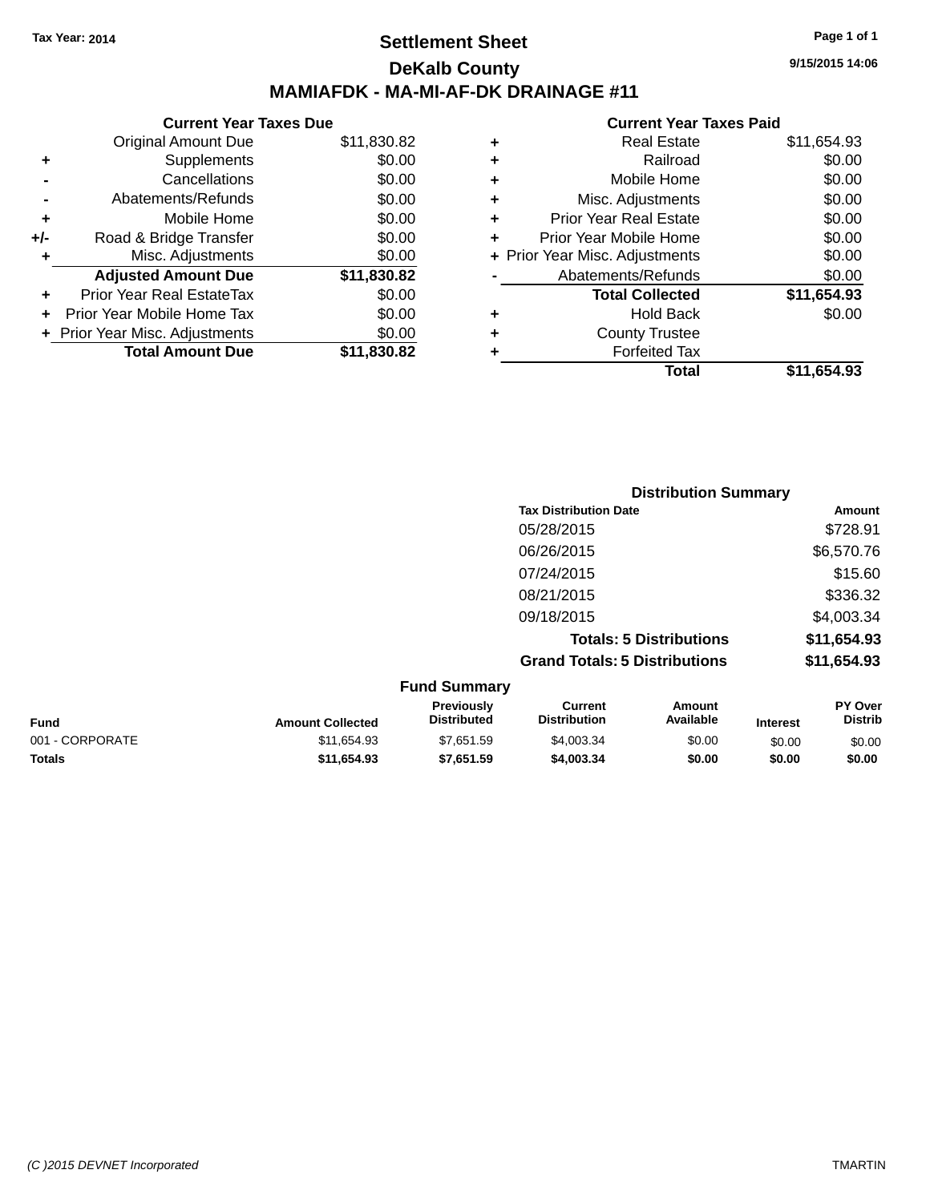Tax Year: 2014

# Settlement Sheet

## DeKalb County

## MAMIAFDK - MA-MI-AF-DK DRAINAGE #11

9/15/2015 14:06

### Current Year Taxes Due

| | | |
|---|---|---|
| | Original Amount Due | $11,830.82 |
| + | Supplements | $0.00 |
| - | Cancellations | $0.00 |
| - | Abatements/Refunds | $0.00 |
| + | Mobile Home | $0.00 |
| +/- | Road & Bridge Transfer | $0.00 |
| + | Misc. Adjustments | $0.00 |
| | **Adjusted Amount Due** | **$11,830.82** |
| + | Prior Year Real EstateTax | $0.00 |
| + | Prior Year Mobile Home Tax | $0.00 |
| + | Prior Year Misc. Adjustments | $0.00 |
| | **Total Amount Due** | **$11,830.82** |

### Current Year Taxes Paid

| | | |
|---|---|---|
| + | Real Estate | $11,654.93 |
| + | Railroad | $0.00 |
| + | Mobile Home | $0.00 |
| + | Misc. Adjustments | $0.00 |
| + | Prior Year Real Estate | $0.00 |
| + | Prior Year Mobile Home | $0.00 |
| + | Prior Year Misc. Adjustments | $0.00 |
| - | Abatements/Refunds | $0.00 |
| | **Total Collected** | **$11,654.93** |
| + | Hold Back | $0.00 |
| + | County Trustee | |
| + | Forfeited Tax | |
| | **Total** | **$11,654.93** |

### Distribution Summary

| Tax Distribution Date | Amount |
|---|---|
| 05/28/2015 | $728.91 |
| 06/26/2015 | $6,570.76 |
| 07/24/2015 | $15.60 |
| 08/21/2015 | $336.32 |
| 09/18/2015 | $4,003.34 |
| **Totals: 5 Distributions** | **$11,654.93** |
| **Grand Totals: 5 Distributions** | **$11,654.93** |

### Fund Summary

| Fund | Amount Collected | Previously Distributed | Current Distribution | Amount Available | Interest | PY Over Distrib |
|---|---|---|---|---|---|---|
| 001 - CORPORATE | $11,654.93 | $7,651.59 | $4,003.34 | $0.00 | $0.00 | $0.00 |
| **Totals** | **$11,654.93** | **$7,651.59** | **$4,003.34** | **$0.00** | **$0.00** | **$0.00** |

(C )2015 DEVNET Incorporated TMARTIN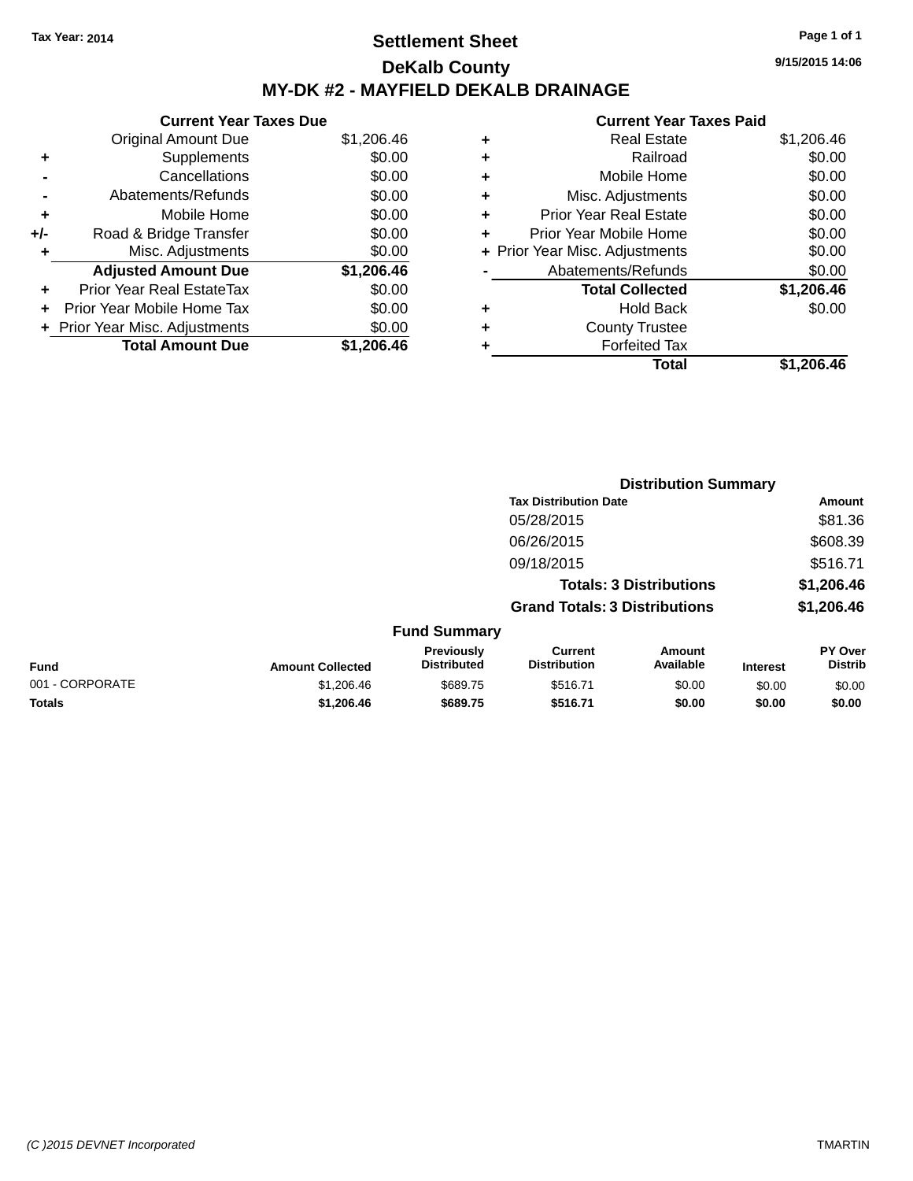Tax Year: 2014

# Settlement Sheet

## DeKalb County

## MY-DK #2 - MAYFIELD DEKALB DRAINAGE

9/15/2015 14:06

| | Current Year Taxes Due | |
|---|---|---|
| | Original Amount Due | $1,206.46 |
| + | Supplements | $0.00 |
| - | Cancellations | $0.00 |
| - | Abatements/Refunds | $0.00 |
| + | Mobile Home | $0.00 |
| +/- | Road & Bridge Transfer | $0.00 |
| + | Misc. Adjustments | $0.00 |
| | **Adjusted Amount Due** | **$1,206.46** |
| + | Prior Year Real EstateTax | $0.00 |
| + | Prior Year Mobile Home Tax | $0.00 |
| + | Prior Year Misc. Adjustments | $0.00 |
| | **Total Amount Due** | **$1,206.46** |

| | Current Year Taxes Paid | |
|---|---|---|
| + | Real Estate | $1,206.46 |
| + | Railroad | $0.00 |
| + | Mobile Home | $0.00 |
| + | Misc. Adjustments | $0.00 |
| + | Prior Year Real Estate | $0.00 |
| + | Prior Year Mobile Home | $0.00 |
| + | Prior Year Misc. Adjustments | $0.00 |
| - | Abatements/Refunds | $0.00 |
| | **Total Collected** | **$1,206.46** |
| + | Hold Back | $0.00 |
| + | County Trustee | |
| + | Forfeited Tax | |
| | **Total** | **$1,206.46** |

### Distribution Summary

| Tax Distribution Date | Amount |
|---|---|
| 05/28/2015 | $81.36 |
| 06/26/2015 | $608.39 |
| 09/18/2015 | $516.71 |
| **Totals: 3 Distributions** | **$1,206.46** |
| **Grand Totals: 3 Distributions** | **$1,206.46** |

### Fund Summary

| Fund | Amount Collected | Previously Distributed | Current Distribution | Amount Available | Interest | PY Over Distrib |
|---|---|---|---|---|---|---|
| 001 - CORPORATE | $1,206.46 | $689.75 | $516.71 | $0.00 | $0.00 | $0.00 |
| **Totals** | **$1,206.46** | **$689.75** | **$516.71** | **$0.00** | **$0.00** | **$0.00** |

(C )2015 DEVNET Incorporated TMARTIN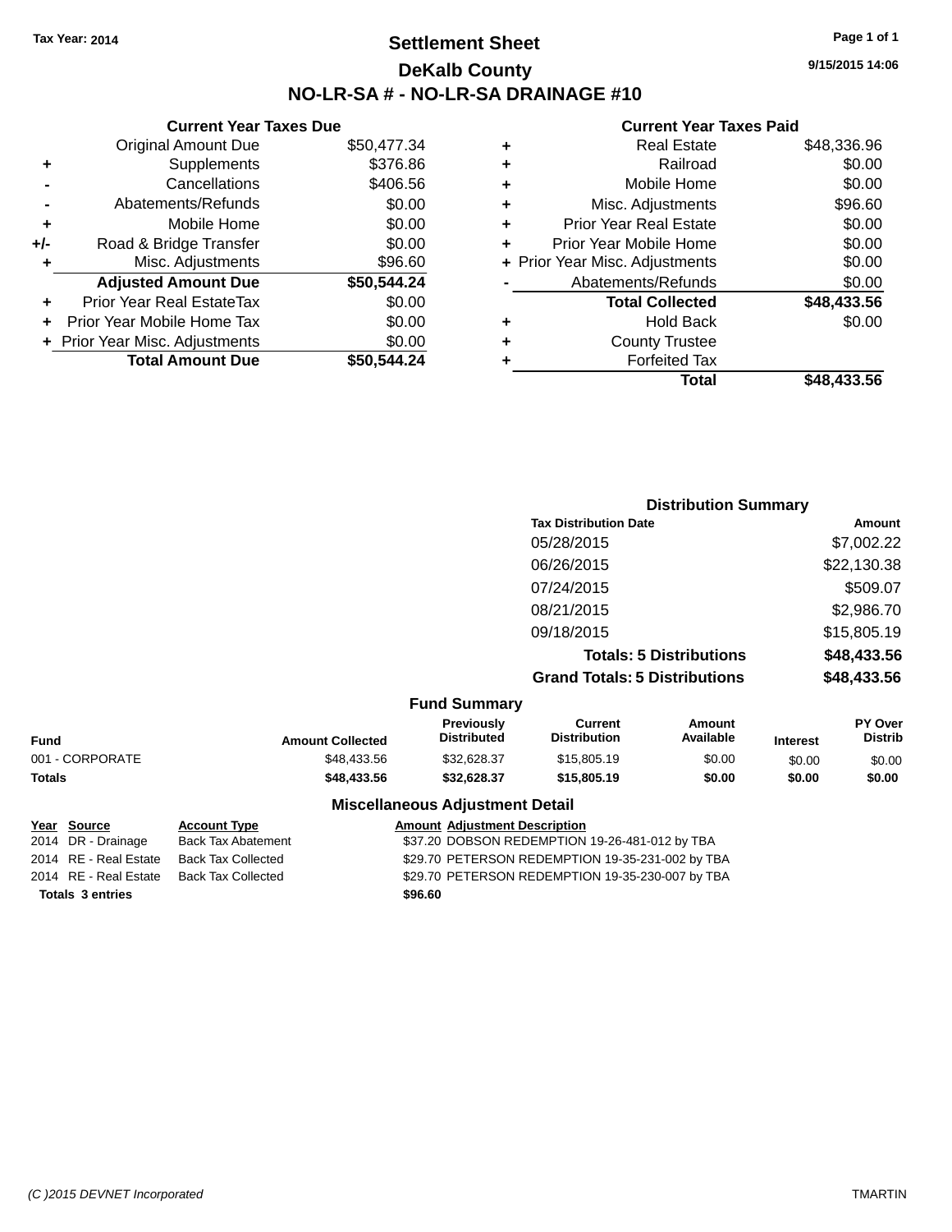Tax Year: 2014

# Settlement Sheet

## DeKalb County

## NO-LR-SA # - NO-LR-SA DRAINAGE #10

9/15/2015 14:06

### Current Year Taxes Due

| | | |
|---|---|---|
| | Original Amount Due | $50,477.34 |
| + | Supplements | $376.86 |
| - | Cancellations | $406.56 |
| - | Abatements/Refunds | $0.00 |
| + | Mobile Home | $0.00 |
| +/- | Road & Bridge Transfer | $0.00 |
| + | Misc. Adjustments | $96.60 |
| | **Adjusted Amount Due** | **$50,544.24** |
| + | Prior Year Real EstateTax | $0.00 |
| + | Prior Year Mobile Home Tax | $0.00 |
| + | Prior Year Misc. Adjustments | $0.00 |
| | **Total Amount Due** | **$50,544.24** |

### Current Year Taxes Paid

| | | |
|---|---|---|
| + | Real Estate | $48,336.96 |
| + | Railroad | $0.00 |
| + | Mobile Home | $0.00 |
| + | Misc. Adjustments | $96.60 |
| + | Prior Year Real Estate | $0.00 |
| + | Prior Year Mobile Home | $0.00 |
| + | Prior Year Misc. Adjustments | $0.00 |
| - | Abatements/Refunds | $0.00 |
| | **Total Collected** | **$48,433.56** |
| + | Hold Back | $0.00 |
| + | County Trustee | |
| + | Forfeited Tax | |
| | **Total** | **$48,433.56** |

### Distribution Summary

| Tax Distribution Date | Amount |
|---|---|
| 05/28/2015 | $7,002.22 |
| 06/26/2015 | $22,130.38 |
| 07/24/2015 | $509.07 |
| 08/21/2015 | $2,986.70 |
| 09/18/2015 | $15,805.19 |
| **Totals: 5 Distributions** | **$48,433.56** |
| **Grand Totals: 5 Distributions** | **$48,433.56** |

### Fund Summary

| Fund | Amount Collected | Previously Distributed | Current Distribution | Amount Available | Interest | PY Over Distrib |
|---|---|---|---|---|---|---|
| 001 - CORPORATE | $48,433.56 | $32,628.37 | $15,805.19 | $0.00 | $0.00 | $0.00 |
| **Totals** | **$48,433.56** | **$32,628.37** | **$15,805.19** | **$0.00** | **$0.00** | **$0.00** |

### Miscellaneous Adjustment Detail

| Year | Source | Account Type | Amount | Adjustment Description |
|---|---|---|---|---|
| 2014 | DR - Drainage | Back Tax Abatement | $37.20 | DOBSON REDEMPTION 19-26-481-012 by TBA |
| 2014 | RE - Real Estate | Back Tax Collected | $29.70 | PETERSON REDEMPTION 19-35-231-002 by TBA |
| 2014 | RE - Real Estate | Back Tax Collected | $29.70 | PETERSON REDEMPTION 19-35-230-007 by TBA |
| **Totals 3 entries** | | | **$96.60** | |

(C )2015 DEVNET Incorporated TMARTIN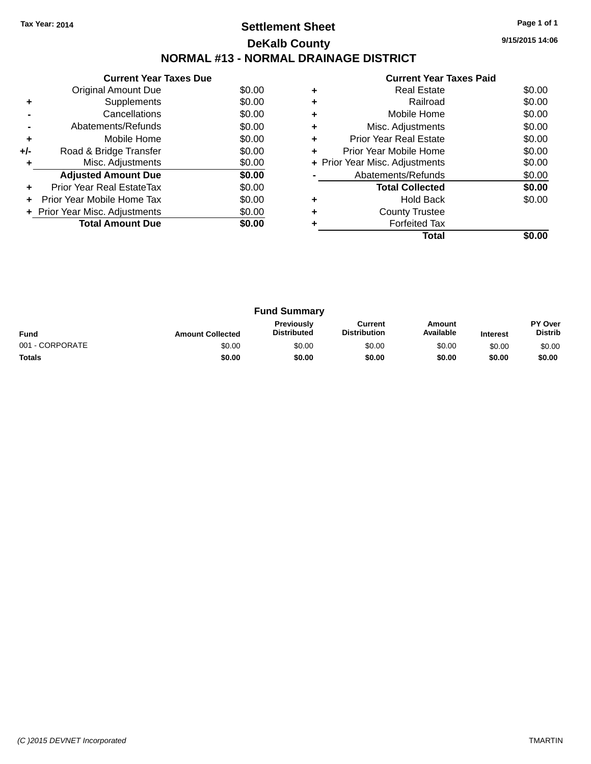Tax Year: 2014

# Settlement Sheet

## DeKalb County

## NORMAL #13 - NORMAL DRAINAGE DISTRICT

9/15/2015 14:06

### Current Year Taxes Due

| | | |
|---|---|---|
| | Original Amount Due | $0.00 |
| + | Supplements | $0.00 |
| - | Cancellations | $0.00 |
| - | Abatements/Refunds | $0.00 |
| + | Mobile Home | $0.00 |
| +/- | Road & Bridge Transfer | $0.00 |
| + | Misc. Adjustments | $0.00 |
| | **Adjusted Amount Due** | **$0.00** |
| + | Prior Year Real EstateTax | $0.00 |
| + | Prior Year Mobile Home Tax | $0.00 |
| + | Prior Year Misc. Adjustments | $0.00 |
| | **Total Amount Due** | **$0.00** |

### Current Year Taxes Paid

| | | |
|---|---|---|
| + | Real Estate | $0.00 |
| + | Railroad | $0.00 |
| + | Mobile Home | $0.00 |
| + | Misc. Adjustments | $0.00 |
| + | Prior Year Real Estate | $0.00 |
| + | Prior Year Mobile Home | $0.00 |
| + | Prior Year Misc. Adjustments | $0.00 |
| - | Abatements/Refunds | $0.00 |
| | **Total Collected** | **$0.00** |
| + | Hold Back | $0.00 |
| + | County Trustee | |
| + | Forfeited Tax | |
| | **Total** | **$0.00** |

### Fund Summary

| Fund | Amount Collected | Previously Distributed | Current Distribution | Amount Available | Interest | PY Over Distrib |
|---|---|---|---|---|---|---|
| 001 - CORPORATE | $0.00 | $0.00 | $0.00 | $0.00 | $0.00 | $0.00 |
| **Totals** | **$0.00** | **$0.00** | **$0.00** | **$0.00** | **$0.00** | **$0.00** |

(C )2015 DEVNET Incorporated

TMARTIN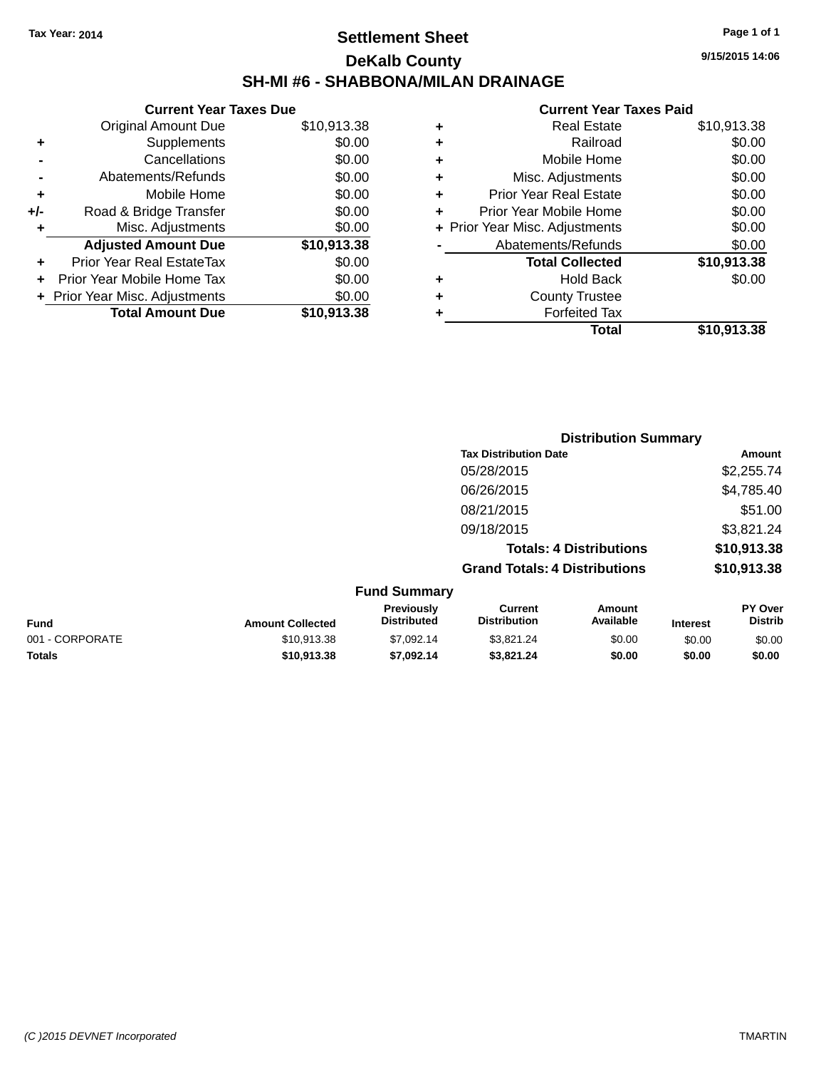Tax Year: 2014

# Settlement Sheet

## DeKalb County

## SH-MI #6 - SHABBONA/MILAN DRAINAGE

9/15/2015 14:06

### Current Year Taxes Due

| | | |
|---|---|---|
| | Original Amount Due | $10,913.38 |
| + | Supplements | $0.00 |
| - | Cancellations | $0.00 |
| - | Abatements/Refunds | $0.00 |
| + | Mobile Home | $0.00 |
| +/- | Road & Bridge Transfer | $0.00 |
| + | Misc. Adjustments | $0.00 |
| | **Adjusted Amount Due** | **$10,913.38** |
| + | Prior Year Real EstateTax | $0.00 |
| + | Prior Year Mobile Home Tax | $0.00 |
| + | Prior Year Misc. Adjustments | $0.00 |
| | **Total Amount Due** | **$10,913.38** |

### Current Year Taxes Paid

| | | |
|---|---|---|
| + | Real Estate | $10,913.38 |
| + | Railroad | $0.00 |
| + | Mobile Home | $0.00 |
| + | Misc. Adjustments | $0.00 |
| + | Prior Year Real Estate | $0.00 |
| + | Prior Year Mobile Home | $0.00 |
| + | Prior Year Misc. Adjustments | $0.00 |
| - | Abatements/Refunds | $0.00 |
| | **Total Collected** | **$10,913.38** |
| + | Hold Back | $0.00 |
| + | County Trustee | |
| + | Forfeited Tax | |
| | **Total** | **$10,913.38** |

### Distribution Summary

| Tax Distribution Date | Amount |
|---|---|
| 05/28/2015 | $2,255.74 |
| 06/26/2015 | $4,785.40 |
| 08/21/2015 | $51.00 |
| 09/18/2015 | $3,821.24 |
| **Totals: 4 Distributions** | **$10,913.38** |
| **Grand Totals: 4 Distributions** | **$10,913.38** |

### Fund Summary

| Fund | Amount Collected | Previously Distributed | Current Distribution | Amount Available | Interest | PY Over Distrib |
|---|---|---|---|---|---|---|
| 001 - CORPORATE | $10,913.38 | $7,092.14 | $3,821.24 | $0.00 | $0.00 | $0.00 |
| **Totals** | **$10,913.38** | **$7,092.14** | **$3,821.24** | **$0.00** | **$0.00** | **$0.00** |

(C )2015 DEVNET Incorporated TMARTIN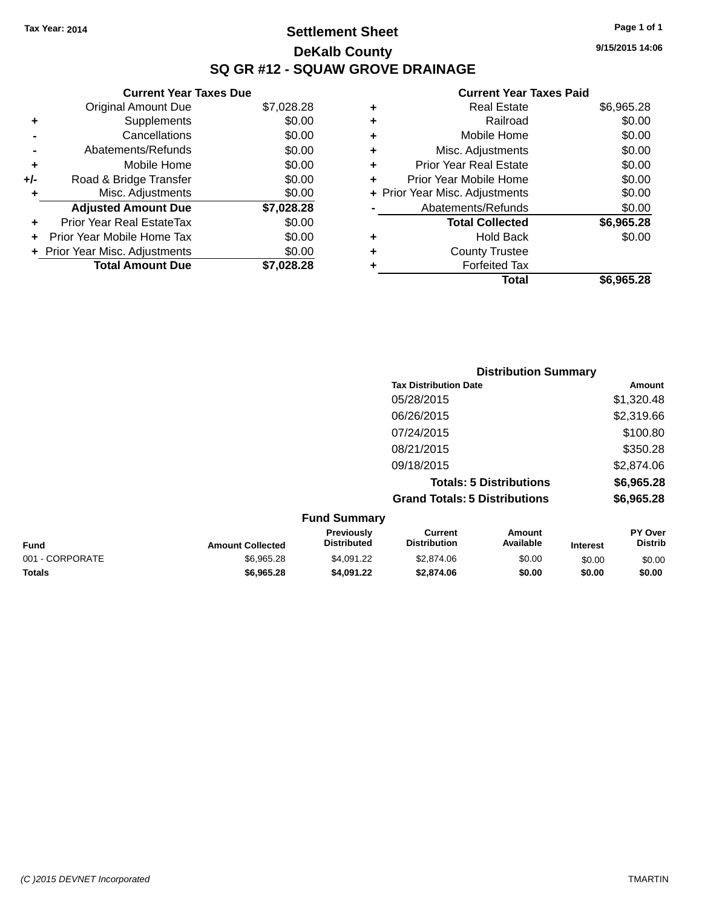Tax Year: 2014

# Settlement Sheet

## DeKalb County

## SQ GR #12 - SQUAW GROVE DRAINAGE

9/15/2015 14:06

### Current Year Taxes Due

| | | |
|---|---|---|
| | Original Amount Due | $7,028.28 |
| + | Supplements | $0.00 |
| - | Cancellations | $0.00 |
| - | Abatements/Refunds | $0.00 |
| + | Mobile Home | $0.00 |
| +/- | Road & Bridge Transfer | $0.00 |
| + | Misc. Adjustments | $0.00 |
| | **Adjusted Amount Due** | **$7,028.28** |
| + | Prior Year Real EstateTax | $0.00 |
| + | Prior Year Mobile Home Tax | $0.00 |
| + | Prior Year Misc. Adjustments | $0.00 |
| | **Total Amount Due** | **$7,028.28** |

### Current Year Taxes Paid

| | | |
|---|---|---|
| + | Real Estate | $6,965.28 |
| + | Railroad | $0.00 |
| + | Mobile Home | $0.00 |
| + | Misc. Adjustments | $0.00 |
| + | Prior Year Real Estate | $0.00 |
| + | Prior Year Mobile Home | $0.00 |
| + | Prior Year Misc. Adjustments | $0.00 |
| - | Abatements/Refunds | $0.00 |
| | **Total Collected** | **$6,965.28** |
| + | Hold Back | $0.00 |
| + | County Trustee | |
| + | Forfeited Tax | |
| | **Total** | **$6,965.28** |

### Distribution Summary

| Tax Distribution Date | Amount |
|---|---|
| 05/28/2015 | $1,320.48 |
| 06/26/2015 | $2,319.66 |
| 07/24/2015 | $100.80 |
| 08/21/2015 | $350.28 |
| 09/18/2015 | $2,874.06 |
| **Totals: 5 Distributions** | **$6,965.28** |
| **Grand Totals: 5 Distributions** | **$6,965.28** |

### Fund Summary

| Fund | Amount Collected | Previously Distributed | Current Distribution | Amount Available | Interest | PY Over Distrib |
|---|---|---|---|---|---|---|
| 001 - CORPORATE | $6,965.28 | $4,091.22 | $2,874.06 | $0.00 | $0.00 | $0.00 |
| **Totals** | **$6,965.28** | **$4,091.22** | **$2,874.06** | **$0.00** | **$0.00** | **$0.00** |

(C )2015 DEVNET Incorporated TMARTIN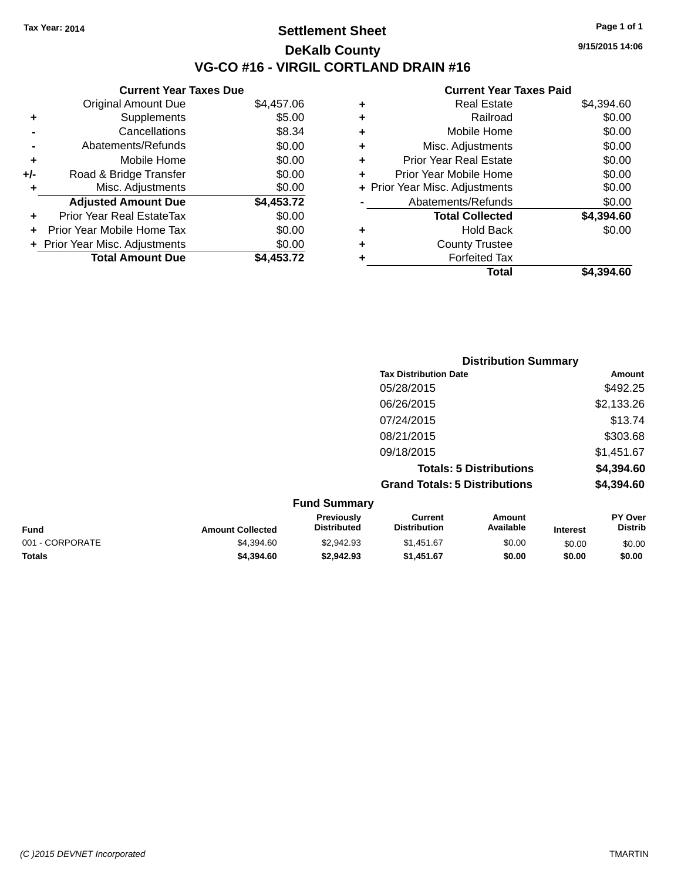Tax Year: 2014

# Settlement Sheet

## DeKalb County

## VG-CO #16 - VIRGIL CORTLAND DRAIN #16

9/15/2015 14:06

### Current Year Taxes Due

| | | |
|---|---|---|
| | Original Amount Due | $4,457.06 |
| + | Supplements | $5.00 |
| - | Cancellations | $8.34 |
| - | Abatements/Refunds | $0.00 |
| + | Mobile Home | $0.00 |
| +/- | Road & Bridge Transfer | $0.00 |
| + | Misc. Adjustments | $0.00 |
| | **Adjusted Amount Due** | **$4,453.72** |
| + | Prior Year Real EstateTax | $0.00 |
| + | Prior Year Mobile Home Tax | $0.00 |
| + | Prior Year Misc. Adjustments | $0.00 |
| | **Total Amount Due** | **$4,453.72** |

### Current Year Taxes Paid

| | | |
|---|---|---|
| + | Real Estate | $4,394.60 |
| + | Railroad | $0.00 |
| + | Mobile Home | $0.00 |
| + | Misc. Adjustments | $0.00 |
| + | Prior Year Real Estate | $0.00 |
| + | Prior Year Mobile Home | $0.00 |
| + | Prior Year Misc. Adjustments | $0.00 |
| - | Abatements/Refunds | $0.00 |
| | **Total Collected** | **$4,394.60** |
| + | Hold Back | $0.00 |
| + | County Trustee | |
| + | Forfeited Tax | |
| | **Total** | **$4,394.60** |

### Distribution Summary

| Tax Distribution Date | Amount |
|---|---|
| 05/28/2015 | $492.25 |
| 06/26/2015 | $2,133.26 |
| 07/24/2015 | $13.74 |
| 08/21/2015 | $303.68 |
| 09/18/2015 | $1,451.67 |
| **Totals: 5 Distributions** | **$4,394.60** |
| **Grand Totals: 5 Distributions** | **$4,394.60** |

### Fund Summary

| Fund | Amount Collected | Previously Distributed | Current Distribution | Amount Available | Interest | PY Over Distrib |
|---|---|---|---|---|---|---|
| 001 - CORPORATE | $4,394.60 | $2,942.93 | $1,451.67 | $0.00 | $0.00 | $0.00 |
| **Totals** | **$4,394.60** | **$2,942.93** | **$1,451.67** | **$0.00** | **$0.00** | **$0.00** |

(C )2015 DEVNET Incorporated TMARTIN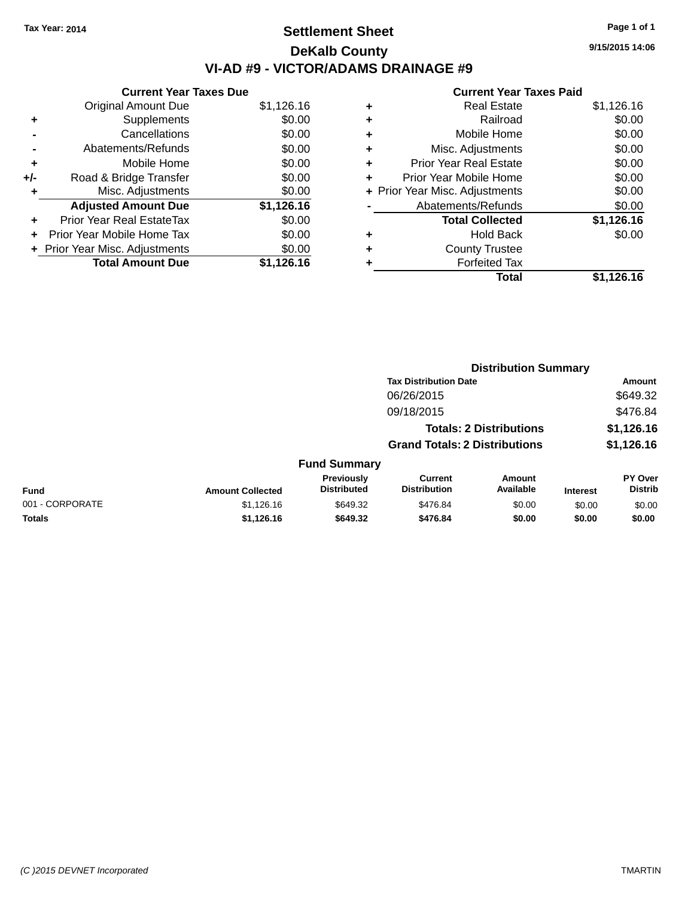Tax Year: 2014

# Settlement Sheet

## DeKalb County

## VI-AD #9 - VICTOR/ADAMS DRAINAGE #9

9/15/2015 14:06

### Current Year Taxes Due

| | | |
|---|---|---|
| | Original Amount Due | $1,126.16 |
| + | Supplements | $0.00 |
| - | Cancellations | $0.00 |
| - | Abatements/Refunds | $0.00 |
| + | Mobile Home | $0.00 |
| +/- | Road & Bridge Transfer | $0.00 |
| + | Misc. Adjustments | $0.00 |
| | **Adjusted Amount Due** | **$1,126.16** |
| + | Prior Year Real EstateTax | $0.00 |
| + | Prior Year Mobile Home Tax | $0.00 |
| + | Prior Year Misc. Adjustments | $0.00 |
| | **Total Amount Due** | **$1,126.16** |

### Current Year Taxes Paid

| | | |
|---|---|---|
| + | Real Estate | $1,126.16 |
| + | Railroad | $0.00 |
| + | Mobile Home | $0.00 |
| + | Misc. Adjustments | $0.00 |
| + | Prior Year Real Estate | $0.00 |
| + | Prior Year Mobile Home | $0.00 |
| + | Prior Year Misc. Adjustments | $0.00 |
| - | Abatements/Refunds | $0.00 |
| | **Total Collected** | **$1,126.16** |
| + | Hold Back | $0.00 |
| + | County Trustee | |
| + | Forfeited Tax | |
| | **Total** | **$1,126.16** |

### Distribution Summary

| Tax Distribution Date | Amount |
|---|---|
| 06/26/2015 | $649.32 |
| 09/18/2015 | $476.84 |
| **Totals: 2 Distributions** | **$1,126.16** |
| **Grand Totals: 2 Distributions** | **$1,126.16** |

### Fund Summary

| Fund | Amount Collected | Previously Distributed | Current Distribution | Amount Available | Interest | PY Over Distrib |
|---|---|---|---|---|---|---|
| 001 - CORPORATE | $1,126.16 | $649.32 | $476.84 | $0.00 | $0.00 | $0.00 |
| **Totals** | **$1,126.16** | **$649.32** | **$476.84** | **$0.00** | **$0.00** | **$0.00** |

(C )2015 DEVNET Incorporated TMARTIN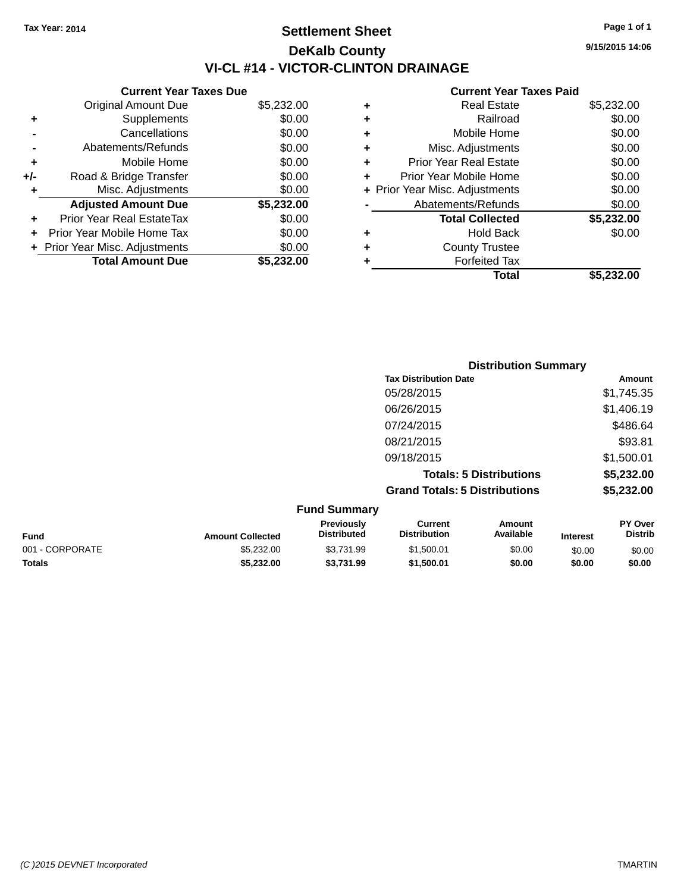Tax Year: 2014

# Settlement Sheet

## DeKalb County

## VI-CL #14 - VICTOR-CLINTON DRAINAGE

9/15/2015 14:06

| | Current Year Taxes Due | |
|---|---|---|
| | Original Amount Due | $5,232.00 |
| + | Supplements | $0.00 |
| - | Cancellations | $0.00 |
| - | Abatements/Refunds | $0.00 |
| + | Mobile Home | $0.00 |
| +/- | Road & Bridge Transfer | $0.00 |
| + | Misc. Adjustments | $0.00 |
| | **Adjusted Amount Due** | **$5,232.00** |
| + | Prior Year Real EstateTax | $0.00 |
| + | Prior Year Mobile Home Tax | $0.00 |
| + | Prior Year Misc. Adjustments | $0.00 |
| | **Total Amount Due** | **$5,232.00** |

| | Current Year Taxes Paid | |
|---|---|---|
| + | Real Estate | $5,232.00 |
| + | Railroad | $0.00 |
| + | Mobile Home | $0.00 |
| + | Misc. Adjustments | $0.00 |
| + | Prior Year Real Estate | $0.00 |
| + | Prior Year Mobile Home | $0.00 |
| + | Prior Year Misc. Adjustments | $0.00 |
| - | Abatements/Refunds | $0.00 |
| | **Total Collected** | **$5,232.00** |
| + | Hold Back | $0.00 |
| + | County Trustee | |
| + | Forfeited Tax | |
| | **Total** | **$5,232.00** |

### Distribution Summary

| Tax Distribution Date | Amount |
|---|---|
| 05/28/2015 | $1,745.35 |
| 06/26/2015 | $1,406.19 |
| 07/24/2015 | $486.64 |
| 08/21/2015 | $93.81 |
| 09/18/2015 | $1,500.01 |
| **Totals: 5 Distributions** | **$5,232.00** |
| **Grand Totals: 5 Distributions** | **$5,232.00** |

### Fund Summary

| Fund | Amount Collected | Previously Distributed | Current Distribution | Amount Available | Interest | PY Over Distrib |
|---|---|---|---|---|---|---|
| 001 - CORPORATE | $5,232.00 | $3,731.99 | $1,500.01 | $0.00 | $0.00 | $0.00 |
| **Totals** | **$5,232.00** | **$3,731.99** | **$1,500.01** | **$0.00** | **$0.00** | **$0.00** |

(C )2015 DEVNET Incorporated TMARTIN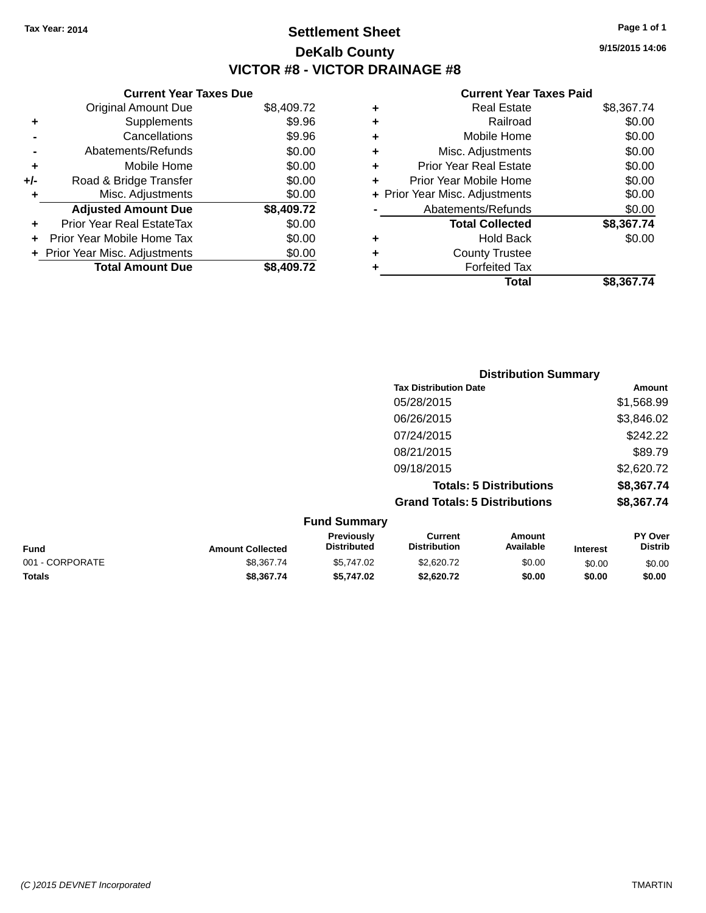Tax Year: 2014

# Settlement Sheet

## DeKalb County

## VICTOR #8 - VICTOR DRAINAGE #8

9/15/2015 14:06

| | Current Year Taxes Due | |
|---|---|---|
| | Original Amount Due | $8,409.72 |
| + | Supplements | $9.96 |
| - | Cancellations | $9.96 |
| - | Abatements/Refunds | $0.00 |
| + | Mobile Home | $0.00 |
| +/- | Road & Bridge Transfer | $0.00 |
| + | Misc. Adjustments | $0.00 |
| | **Adjusted Amount Due** | **$8,409.72** |
| + | Prior Year Real EstateTax | $0.00 |
| + | Prior Year Mobile Home Tax | $0.00 |
| + | Prior Year Misc. Adjustments | $0.00 |
| | **Total Amount Due** | **$8,409.72** |

| | Current Year Taxes Paid | |
|---|---|---|
| + | Real Estate | $8,367.74 |
| + | Railroad | $0.00 |
| + | Mobile Home | $0.00 |
| + | Misc. Adjustments | $0.00 |
| + | Prior Year Real Estate | $0.00 |
| + | Prior Year Mobile Home | $0.00 |
| + | Prior Year Misc. Adjustments | $0.00 |
| - | Abatements/Refunds | $0.00 |
| | **Total Collected** | **$8,367.74** |
| + | Hold Back | $0.00 |
| + | County Trustee | |
| + | Forfeited Tax | |
| | **Total** | **$8,367.74** |

### Distribution Summary

| Tax Distribution Date | Amount |
|---|---|
| 05/28/2015 | $1,568.99 |
| 06/26/2015 | $3,846.02 |
| 07/24/2015 | $242.22 |
| 08/21/2015 | $89.79 |
| 09/18/2015 | $2,620.72 |
| **Totals: 5 Distributions** | **$8,367.74** |
| **Grand Totals: 5 Distributions** | **$8,367.74** |

### Fund Summary

| Fund | Amount Collected | Previously Distributed | Current Distribution | Amount Available | Interest | PY Over Distrib |
|---|---|---|---|---|---|---|
| 001 - CORPORATE | $8,367.74 | $5,747.02 | $2,620.72 | $0.00 | $0.00 | $0.00 |
| **Totals** | **$8,367.74** | **$5,747.02** | **$2,620.72** | **$0.00** | **$0.00** | **$0.00** |

(C )2015 DEVNET Incorporated TMARTIN